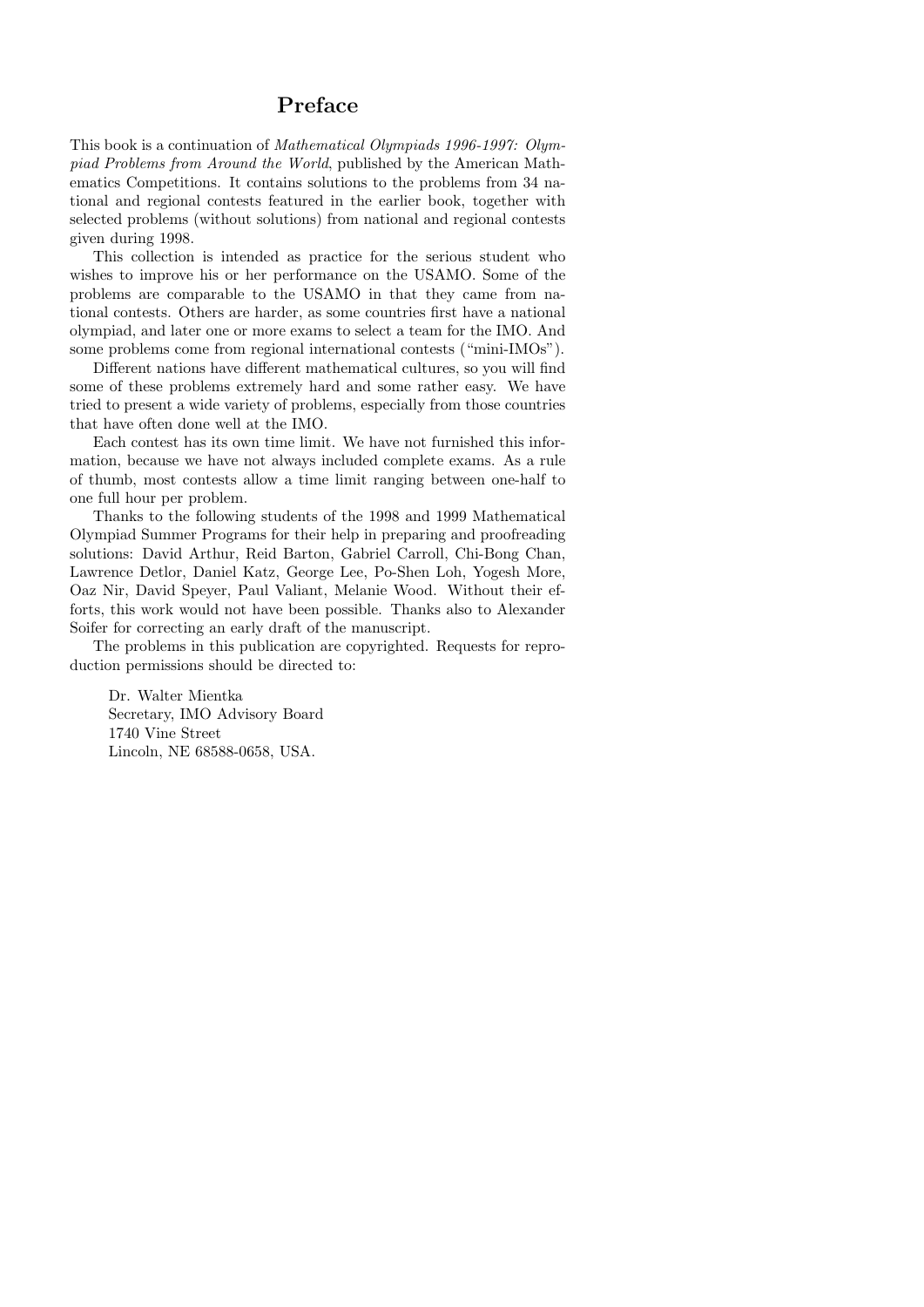# Preface

This book is a continuation of *Mathematical Olympiads 1996-1997: Olympiad Problems from Around the World*, published by the American Mathematics Competitions. It contains solutions to the problems from 34 national and regional contests featured in the earlier book, together with selected problems (without solutions) from national and regional contests given during 1998.

This collection is intended as practice for the serious student who wishes to improve his or her performance on the USAMO. Some of the problems are comparable to the USAMO in that they came from national contests. Others are harder, as some countries first have a national olympiad, and later one or more exams to select a team for the IMO. And some problems come from regional international contests ("mini-IMOs").

Different nations have different mathematical cultures, so you will find some of these problems extremely hard and some rather easy. We have tried to present a wide variety of problems, especially from those countries that have often done well at the IMO.

Each contest has its own time limit. We have not furnished this information, because we have not always included complete exams. As a rule of thumb, most contests allow a time limit ranging between one-half to one full hour per problem.

Thanks to the following students of the 1998 and 1999 Mathematical Olympiad Summer Programs for their help in preparing and proofreading solutions: David Arthur, Reid Barton, Gabriel Carroll, Chi-Bong Chan, Lawrence Detlor, Daniel Katz, George Lee, Po-Shen Loh, Yogesh More, Oaz Nir, David Speyer, Paul Valiant, Melanie Wood. Without their efforts, this work would not have been possible. Thanks also to Alexander Soifer for correcting an early draft of the manuscript.

The problems in this publication are copyrighted. Requests for reproduction permissions should be directed to:

Dr. Walter Mientka
Secretary, IMO Advisory Board
1740 Vine Street
Lincoln, NE 68588-0658, USA.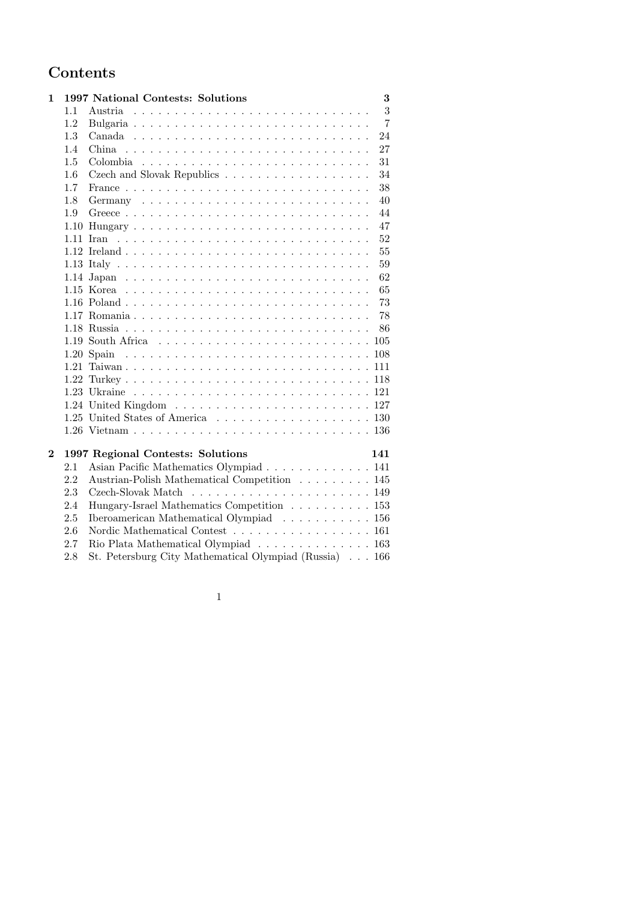# Contents

**1 1997 National Contests: Solutions** **3**

- 1.1 Austria . . . 3
- 1.2 Bulgaria . . . 7
- 1.3 Canada . . . 24
- 1.4 China . . . 27
- 1.5 Colombia . . . 31
- 1.6 Czech and Slovak Republics . . . 34
- 1.7 France . . . 38
- 1.8 Germany . . . 40
- 1.9 Greece . . . 44
- 1.10 Hungary . . . 47
- 1.11 Iran . . . 52
- 1.12 Ireland . . . 55
- 1.13 Italy . . . 59
- 1.14 Japan . . . 62
- 1.15 Korea . . . 65
- 1.16 Poland . . . 73
- 1.17 Romania . . . 78
- 1.18 Russia . . . 86
- 1.19 South Africa . . . 105
- 1.20 Spain . . . 108
- 1.21 Taiwan . . . 111
- 1.22 Turkey . . . 118
- 1.23 Ukraine . . . 121
- 1.24 United Kingdom . . . 127
- 1.25 United States of America . . . 130
- 1.26 Vietnam . . . 136

**2 1997 Regional Contests: Solutions** **141**

- 2.1 Asian Pacific Mathematics Olympiad . . . 141
- 2.2 Austrian-Polish Mathematical Competition . . . 145
- 2.3 Czech-Slovak Match . . . 149
- 2.4 Hungary-Israel Mathematics Competition . . . 153
- 2.5 Iberoamerican Mathematical Olympiad . . . 156
- 2.6 Nordic Mathematical Contest . . . 161
- 2.7 Rio Plata Mathematical Olympiad . . . 163
- 2.8 St. Petersburg City Mathematical Olympiad (Russia) . . . 166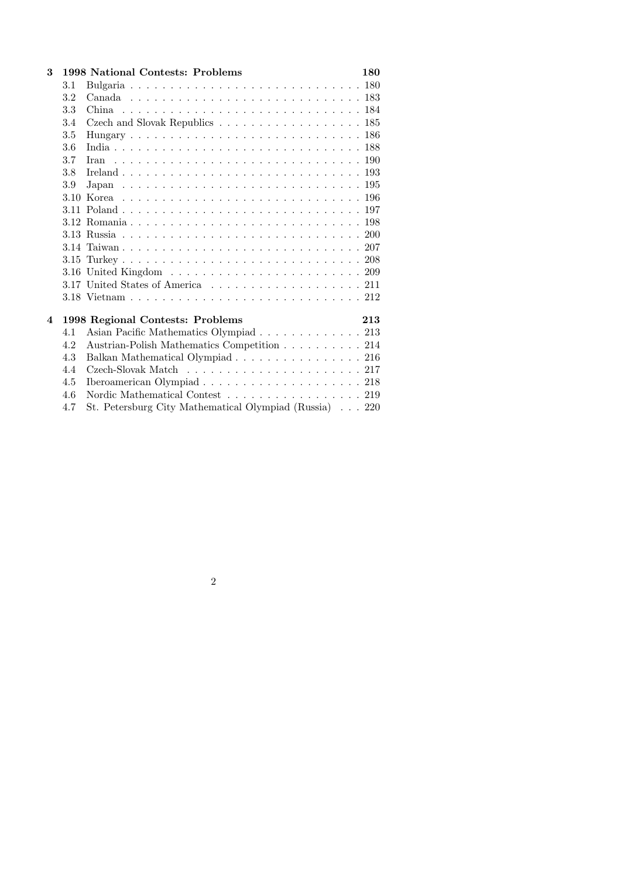**3 1998 National Contests: Problems 180**

- 3.1 Bulgaria . . . . . . . . . . . . . . . . . . . . . . . . . . . . . 180
- 3.2 Canada . . . . . . . . . . . . . . . . . . . . . . . . . . . . . 183
- 3.3 China . . . . . . . . . . . . . . . . . . . . . . . . . . . . . 184
- 3.4 Czech and Slovak Republics . . . . . . . . . . . . . . . . . . 185
- 3.5 Hungary . . . . . . . . . . . . . . . . . . . . . . . . . . . . . 186
- 3.6 India . . . . . . . . . . . . . . . . . . . . . . . . . . . . . 188
- 3.7 Iran . . . . . . . . . . . . . . . . . . . . . . . . . . . . . 190
- 3.8 Ireland . . . . . . . . . . . . . . . . . . . . . . . . . . . . . 193
- 3.9 Japan . . . . . . . . . . . . . . . . . . . . . . . . . . . . . 195
- 3.10 Korea . . . . . . . . . . . . . . . . . . . . . . . . . . . . . 196
- 3.11 Poland . . . . . . . . . . . . . . . . . . . . . . . . . . . . . 197
- 3.12 Romania . . . . . . . . . . . . . . . . . . . . . . . . . . . . 198
- 3.13 Russia . . . . . . . . . . . . . . . . . . . . . . . . . . . . . 200
- 3.14 Taiwan . . . . . . . . . . . . . . . . . . . . . . . . . . . . . 207
- 3.15 Turkey . . . . . . . . . . . . . . . . . . . . . . . . . . . . . 208
- 3.16 United Kingdom . . . . . . . . . . . . . . . . . . . . . . . . 209
- 3.17 United States of America . . . . . . . . . . . . . . . . . . . 211
- 3.18 Vietnam . . . . . . . . . . . . . . . . . . . . . . . . . . . . 212

**4 1998 Regional Contests: Problems 213**

- 4.1 Asian Pacific Mathematics Olympiad . . . . . . . . . . . . . 213
- 4.2 Austrian-Polish Mathematics Competition . . . . . . . . . . 214
- 4.3 Balkan Mathematical Olympiad . . . . . . . . . . . . . . . . 216
- 4.4 Czech-Slovak Match . . . . . . . . . . . . . . . . . . . . . . 217
- 4.5 Iberoamerican Olympiad . . . . . . . . . . . . . . . . . . . . 218
- 4.6 Nordic Mathematical Contest . . . . . . . . . . . . . . . . . 219
- 4.7 St. Petersburg City Mathematical Olympiad (Russia) . . . 220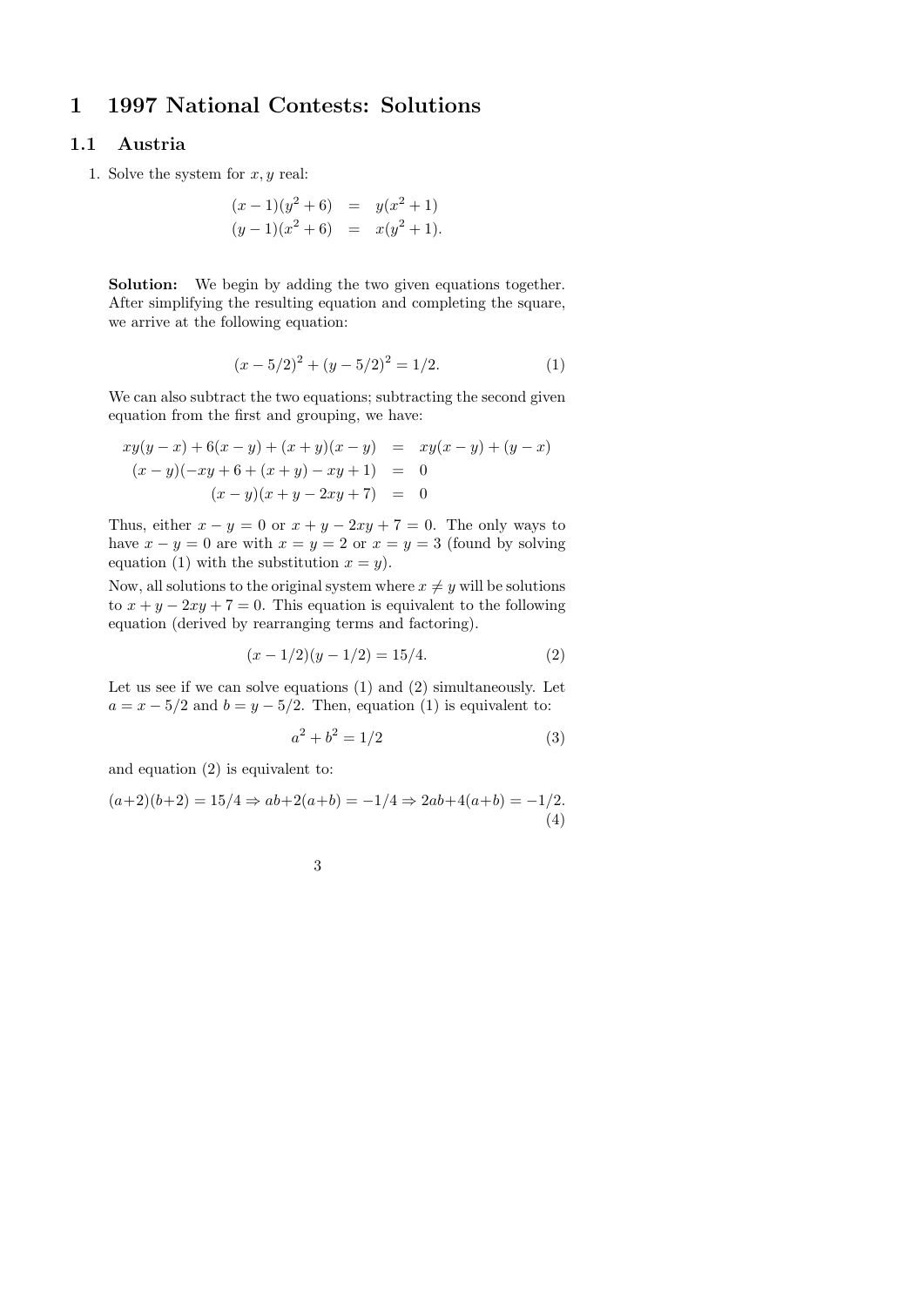# 1 1997 National Contests: Solutions

## 1.1 Austria

1. Solve the system for $x, y$ real:

$$
\begin{aligned}
(x-1)(y^2+6) &= y(x^2+1) \\
(y-1)(x^2+6) &= x(y^2+1).
\end{aligned}
$$

**Solution:** We begin by adding the two given equations together. After simplifying the resulting equation and completing the square, we arrive at the following equation:

$$
(x - 5/2)^2 + (y - 5/2)^2 = 1/2. \tag{1}
$$

We can also subtract the two equations; subtracting the second given equation from the first and grouping, we have:

$$
\begin{aligned}
xy(y-x) + 6(x-y) + (x+y)(x-y) &= xy(x-y) + (y-x) \\
(x-y)(-xy + 6 + (x+y) - xy + 1) &= 0 \\
(x-y)(x+y-2xy+7) &= 0
\end{aligned}
$$

Thus, either $x - y = 0$ or $x + y - 2xy + 7 = 0$. The only ways to have $x - y = 0$ are with $x = y = 2$ or $x = y = 3$ (found by solving equation (1) with the substitution $x = y$).

Now, all solutions to the original system where $x \neq y$ will be solutions to $x + y - 2xy + 7 = 0$. This equation is equivalent to the following equation (derived by rearranging terms and factoring).

$$
(x - 1/2)(y - 1/2) = 15/4. \tag{2}
$$

Let us see if we can solve equations (1) and (2) simultaneously. Let $a = x - 5/2$ and $b = y - 5/2$. Then, equation (1) is equivalent to:

$$
a^2 + b^2 = 1/2 \tag{3}
$$

and equation (2) is equivalent to:

$$
(a+2)(b+2) = 15/4 \Rightarrow ab + 2(a+b) = -1/4 \Rightarrow 2ab + 4(a+b) = -1/2. \tag{4}
$$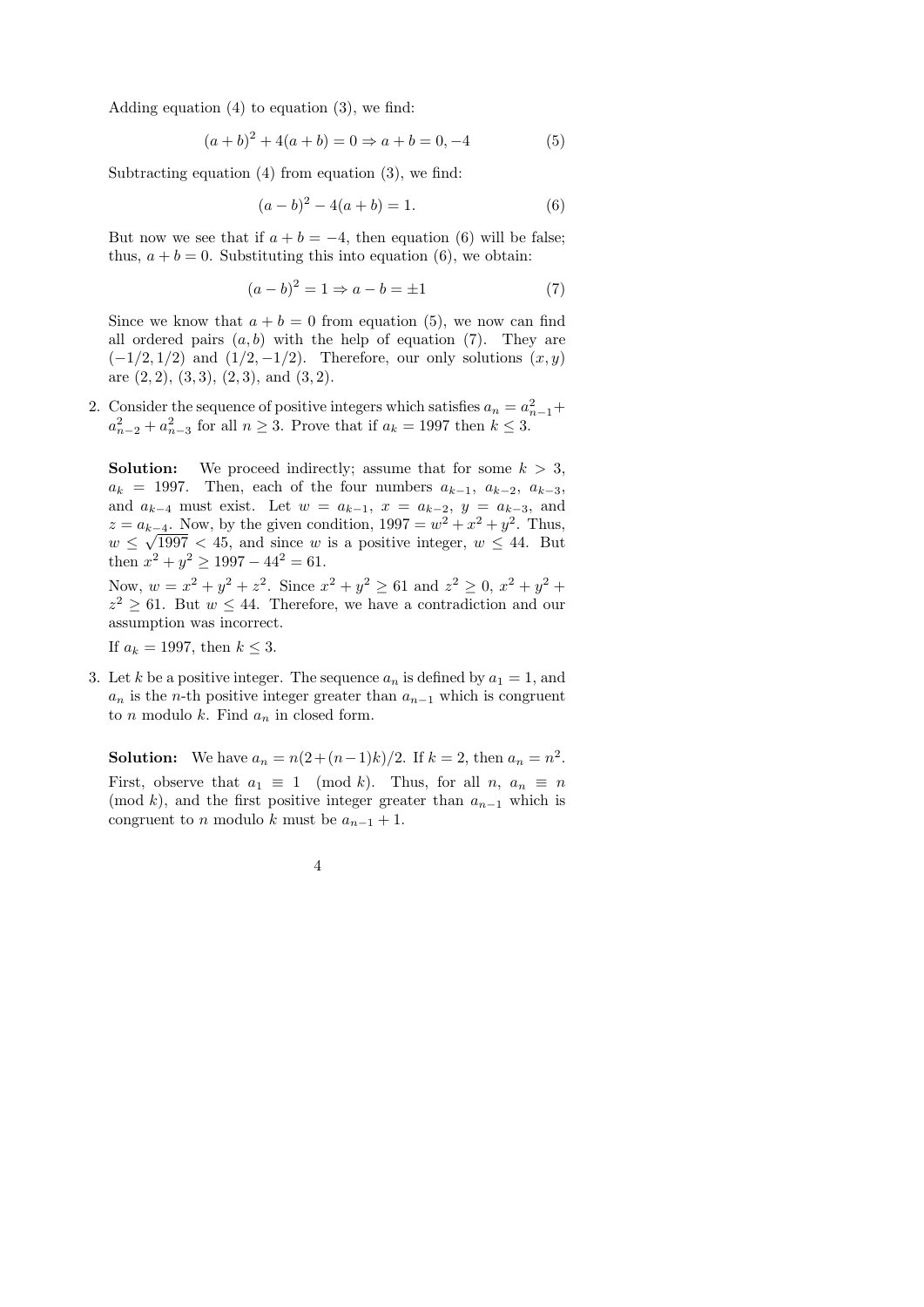Adding equation (4) to equation (3), we find:

$$(a+b)^2 + 4(a+b) = 0 \Rightarrow a+b = 0, -4 \tag{5}$$

Subtracting equation (4) from equation (3), we find:

$$(a-b)^2 - 4(a+b) = 1. \tag{6}$$

But now we see that if $a+b=-4$, then equation (6) will be false; thus, $a+b=0$. Substituting this into equation (6), we obtain:

$$(a-b)^2 = 1 \Rightarrow a-b = \pm 1 \tag{7}$$

Since we know that $a+b=0$ from equation (5), we now can find all ordered pairs $(a,b)$ with the help of equation (7). They are $(-1/2, 1/2)$ and $(1/2, -1/2)$. Therefore, our only solutions $(x,y)$ are $(2,2)$, $(3,3)$, $(2,3)$, and $(3,2)$.

2. Consider the sequence of positive integers which satisfies $a_n = a_{n-1}^2 + a_{n-2}^2 + a_{n-3}^2$ for all $n \geq 3$. Prove that if $a_k = 1997$ then $k \leq 3$.

   **Solution:** We proceed indirectly; assume that for some $k > 3$, $a_k = 1997$. Then, each of the four numbers $a_{k-1}$, $a_{k-2}$, $a_{k-3}$, and $a_{k-4}$ must exist. Let $w = a_{k-1}$, $x = a_{k-2}$, $y = a_{k-3}$, and $z = a_{k-4}$. Now, by the given condition, $1997 = w^2 + x^2 + y^2$. Thus, $w \leq \sqrt{1997} < 45$, and since $w$ is a positive integer, $w \leq 44$. But then $x^2 + y^2 \geq 1997 - 44^2 = 61$.

   Now, $w = x^2 + y^2 + z^2$. Since $x^2 + y^2 \geq 61$ and $z^2 \geq 0$, $x^2 + y^2 + z^2 \geq 61$. But $w \leq 44$. Therefore, we have a contradiction and our assumption was incorrect.

   If $a_k = 1997$, then $k \leq 3$.

3. Let $k$ be a positive integer. The sequence $a_n$ is defined by $a_1 = 1$, and $a_n$ is the $n$-th positive integer greater than $a_{n-1}$ which is congruent to $n$ modulo $k$. Find $a_n$ in closed form.

   **Solution:** We have $a_n = n(2+(n-1)k)/2$. If $k = 2$, then $a_n = n^2$. First, observe that $a_1 \equiv 1 \pmod{k}$. Thus, for all $n$, $a_n \equiv n \pmod{k}$, and the first positive integer greater than $a_{n-1}$ which is congruent to $n$ modulo $k$ must be $a_{n-1} + 1$.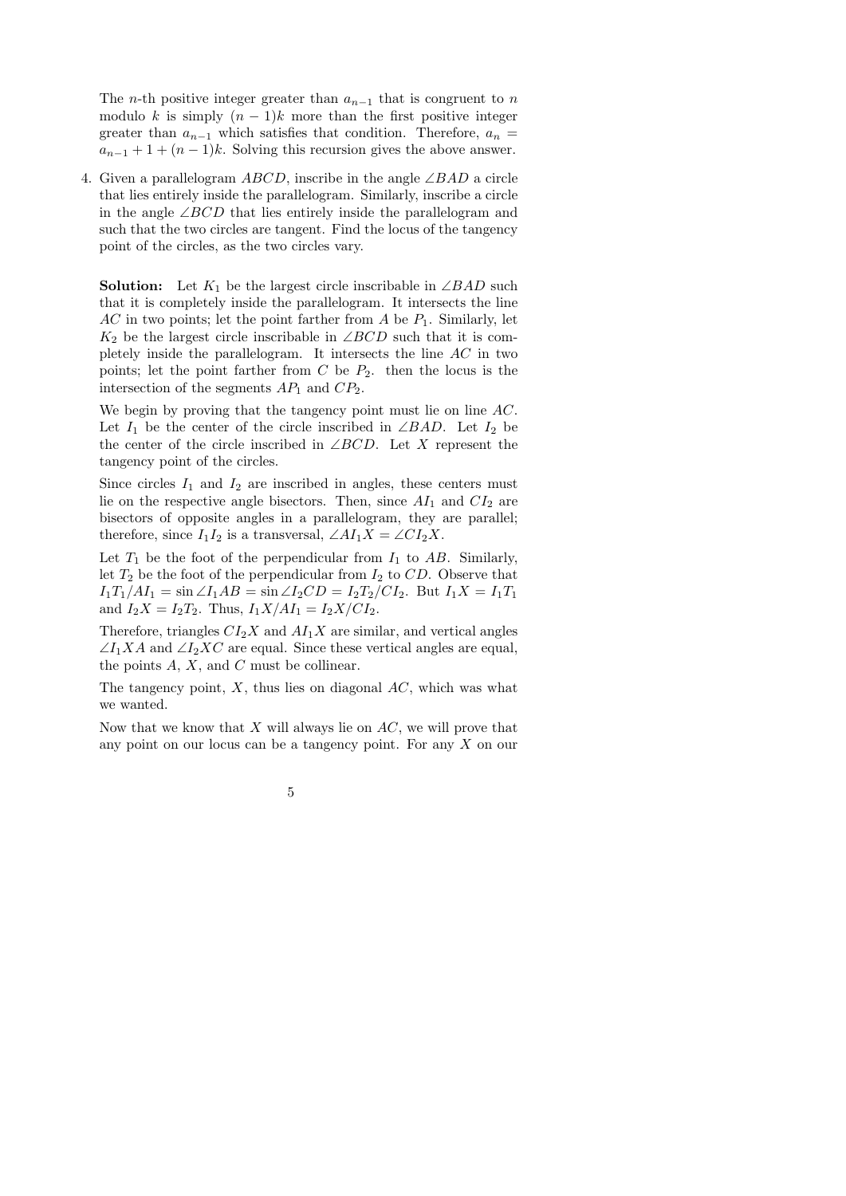The $n$-th positive integer greater than $a_{n-1}$ that is congruent to $n$ modulo $k$ is simply $(n-1)k$ more than the first positive integer greater than $a_{n-1}$ which satisfies that condition. Therefore, $a_n = a_{n-1} + 1 + (n-1)k$. Solving this recursion gives the above answer.

4. Given a parallelogram $ABCD$, inscribe in the angle $\angle BAD$ a circle that lies entirely inside the parallelogram. Similarly, inscribe a circle in the angle $\angle BCD$ that lies entirely inside the parallelogram and such that the two circles are tangent. Find the locus of the tangency point of the circles, as the two circles vary.

   **Solution:** Let $K_1$ be the largest circle inscribable in $\angle BAD$ such that it is completely inside the parallelogram. It intersects the line $AC$ in two points; let the point farther from $A$ be $P_1$. Similarly, let $K_2$ be the largest circle inscribable in $\angle BCD$ such that it is completely inside the parallelogram. It intersects the line $AC$ in two points; let the point farther from $C$ be $P_2$. then the locus is the intersection of the segments $AP_1$ and $CP_2$.

   We begin by proving that the tangency point must lie on line $AC$. Let $I_1$ be the center of the circle inscribed in $\angle BAD$. Let $I_2$ be the center of the circle inscribed in $\angle BCD$. Let $X$ represent the tangency point of the circles.

   Since circles $I_1$ and $I_2$ are inscribed in angles, these centers must lie on the respective angle bisectors. Then, since $AI_1$ and $CI_2$ are bisectors of opposite angles in a parallelogram, they are parallel; therefore, since $I_1I_2$ is a transversal, $\angle AI_1X = \angle CI_2X$.

   Let $T_1$ be the foot of the perpendicular from $I_1$ to $AB$. Similarly, let $T_2$ be the foot of the perpendicular from $I_2$ to $CD$. Observe that $I_1T_1/AI_1 = \sin\angle I_1AB = \sin\angle I_2CD = I_2T_2/CI_2$. But $I_1X = I_1T_1$ and $I_2X = I_2T_2$. Thus, $I_1X/AI_1 = I_2X/CI_2$.

   Therefore, triangles $CI_2X$ and $AI_1X$ are similar, and vertical angles $\angle I_1XA$ and $\angle I_2XC$ are equal. Since these vertical angles are equal, the points $A$, $X$, and $C$ must be collinear.

   The tangency point, $X$, thus lies on diagonal $AC$, which was what we wanted.

   Now that we know that $X$ will always lie on $AC$, we will prove that any point on our locus can be a tangency point. For any $X$ on our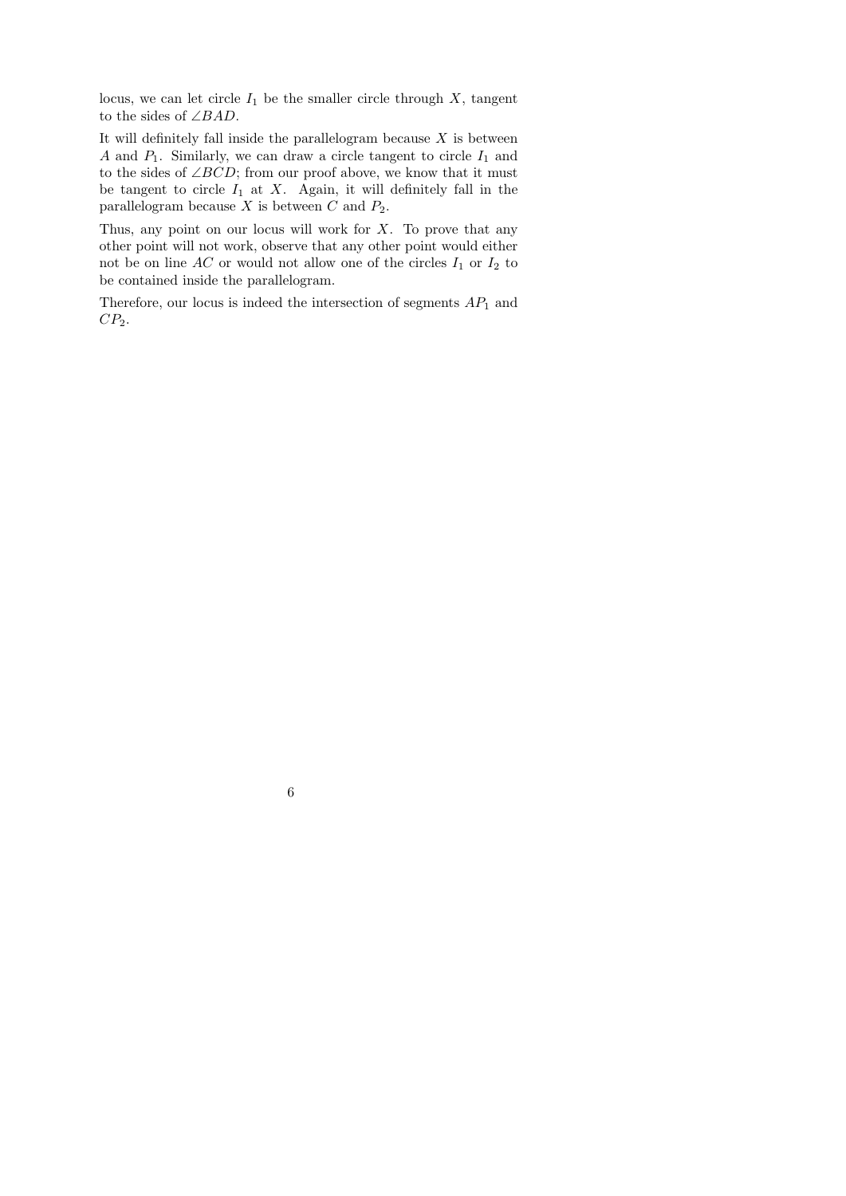locus, we can let circle $I_1$ be the smaller circle through $X$, tangent to the sides of $\angle BAD$.

It will definitely fall inside the parallelogram because $X$ is between $A$ and $P_1$. Similarly, we can draw a circle tangent to circle $I_1$ and to the sides of $\angle BCD$; from our proof above, we know that it must be tangent to circle $I_1$ at $X$. Again, it will definitely fall in the parallelogram because $X$ is between $C$ and $P_2$.

Thus, any point on our locus will work for $X$. To prove that any other point will not work, observe that any other point would either not be on line $AC$ or would not allow one of the circles $I_1$ or $I_2$ to be contained inside the parallelogram.

Therefore, our locus is indeed the intersection of segments $AP_1$ and $CP_2$.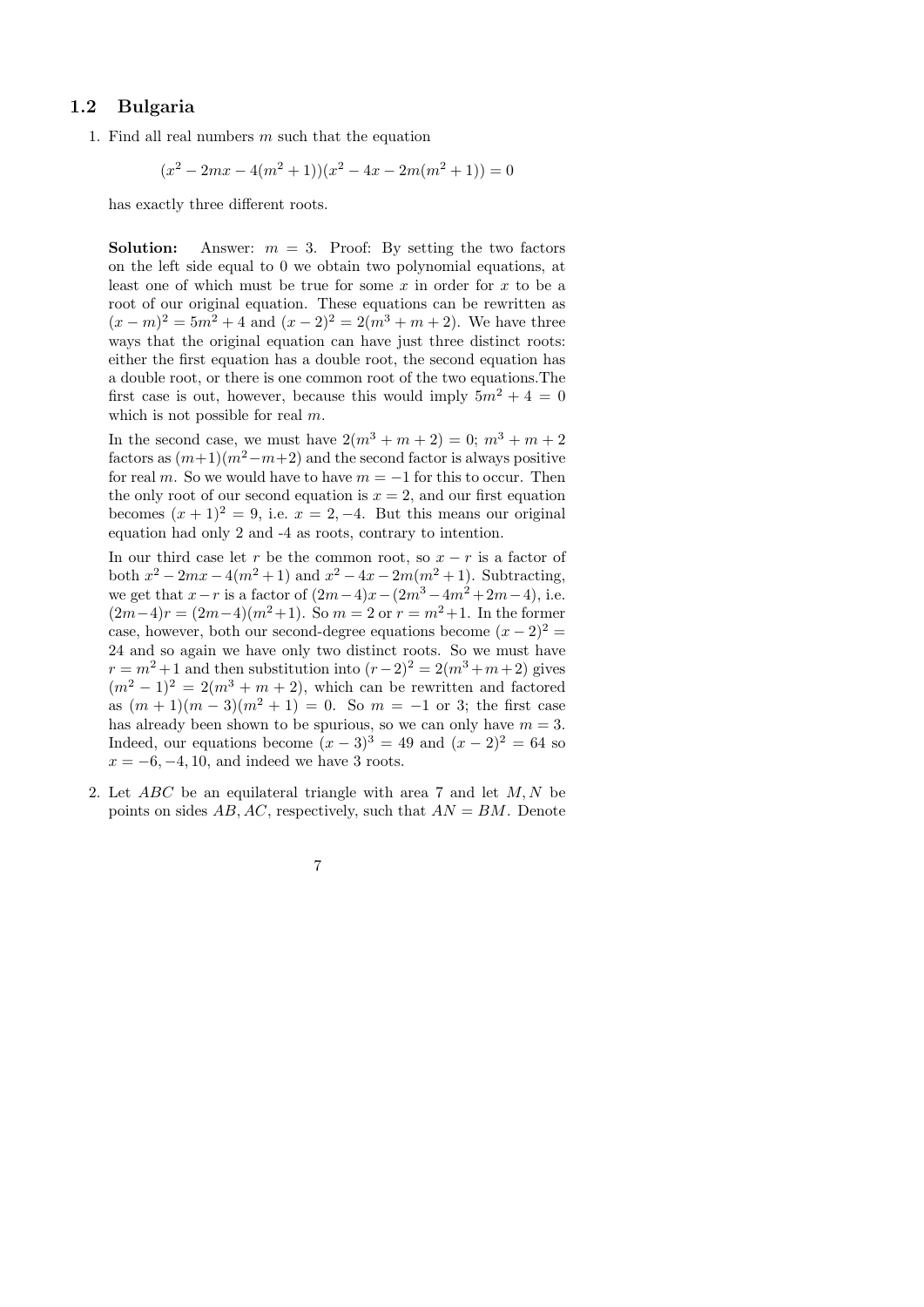## 1.2 Bulgaria

1. Find all real numbers $m$ such that the equation

$$(x^2 - 2mx - 4(m^2+1))(x^2 - 4x - 2m(m^2+1)) = 0$$

has exactly three different roots.

**Solution:** Answer: $m = 3$. Proof: By setting the two factors on the left side equal to 0 we obtain two polynomial equations, at least one of which must be true for some $x$ in order for $x$ to be a root of our original equation. These equations can be rewritten as $(x-m)^2 = 5m^2 + 4$ and $(x-2)^2 = 2(m^3 + m + 2)$. We have three ways that the original equation can have just three distinct roots: either the first equation has a double root, the second equation has a double root, or there is one common root of the two equations.The first case is out, however, because this would imply $5m^2 + 4 = 0$ which is not possible for real $m$.

In the second case, we must have $2(m^3 + m + 2) = 0$; $m^3 + m + 2$ factors as $(m+1)(m^2 - m + 2)$ and the second factor is always positive for real $m$. So we would have to have $m = -1$ for this to occur. Then the only root of our second equation is $x = 2$, and our first equation becomes $(x+1)^2 = 9$, i.e. $x = 2, -4$. But this means our original equation had only 2 and -4 as roots, contrary to intention.

In our third case let $r$ be the common root, so $x - r$ is a factor of both $x^2 - 2mx - 4(m^2+1)$ and $x^2 - 4x - 2m(m^2+1)$. Subtracting, we get that $x - r$ is a factor of $(2m-4)x - (2m^3 - 4m^2 + 2m - 4)$, i.e. $(2m-4)r = (2m-4)(m^2+1)$. So $m = 2$ or $r = m^2 + 1$. In the former case, however, both our second-degree equations become $(x-2)^2 = 24$ and so again we have only two distinct roots. So we must have $r = m^2 + 1$ and then substitution into $(r-2)^2 = 2(m^3 + m + 2)$ gives $(m^2 - 1)^2 = 2(m^3 + m + 2)$, which can be rewritten and factored as $(m+1)(m-3)(m^2+1) = 0$. So $m = -1$ or 3; the first case has already been shown to be spurious, so we can only have $m = 3$. Indeed, our equations become $(x-3)^3 = 49$ and $(x-2)^2 = 64$ so $x = -6, -4, 10$, and indeed we have 3 roots.

2. Let $ABC$ be an equilateral triangle with area 7 and let $M, N$ be points on sides $AB, AC$, respectively, such that $AN = BM$. Denote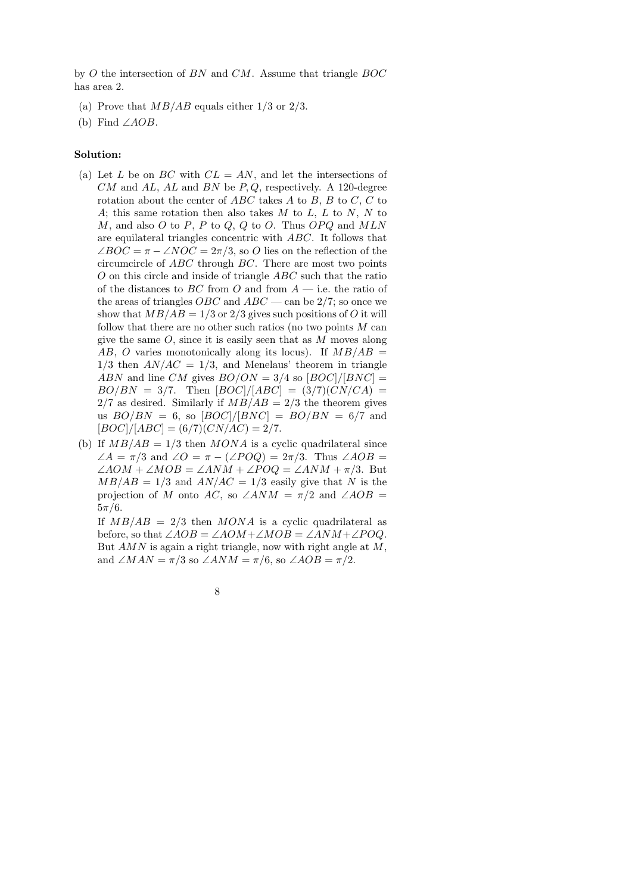by $O$ the intersection of $BN$ and $CM$. Assume that triangle $BOC$ has area 2.

(a) Prove that $MB/AB$ equals either $1/3$ or $2/3$.

(b) Find $\angle AOB$.

**Solution:**

(a) Let $L$ be on $BC$ with $CL = AN$, and let the intersections of $CM$ and $AL$, $AL$ and $BN$ be $P, Q$, respectively. A 120-degree rotation about the center of $ABC$ takes $A$ to $B$, $B$ to $C$, $C$ to $A$; this same rotation then also takes $M$ to $L$, $L$ to $N$, $N$ to $M$, and also $O$ to $P$, $P$ to $Q$, $Q$ to $O$. Thus $OPQ$ and $MLN$ are equilateral triangles concentric with $ABC$. It follows that $\angle BOC = \pi - \angle NOC = 2\pi/3$, so $O$ lies on the reflection of the circumcircle of $ABC$ through $BC$. There are most two points $O$ on this circle and inside of triangle $ABC$ such that the ratio of the distances to $BC$ from $O$ and from $A$ — i.e. the ratio of the areas of triangles $OBC$ and $ABC$ — can be $2/7$; so once we show that $MB/AB = 1/3$ or $2/3$ gives such positions of $O$ it will follow that there are no other such ratios (no two points $M$ can give the same $O$, since it is easily seen that as $M$ moves along $AB$, $O$ varies monotonically along its locus). If $MB/AB = 1/3$ then $AN/AC = 1/3$, and Menelaus' theorem in triangle $ABN$ and line $CM$ gives $BO/ON = 3/4$ so $[BOC]/[BNC] = BO/BN = 3/7$. Then $[BOC]/[ABC] = (3/7)(CN/CA) = 2/7$ as desired. Similarly if $MB/AB = 2/3$ the theorem gives us $BO/BN = 6$, so $[BOC]/[BNC] = BO/BN = 6/7$ and $[BOC]/[ABC] = (6/7)(CN/AC) = 2/7$.

(b) If $MB/AB = 1/3$ then $MONA$ is a cyclic quadrilateral since $\angle A = \pi/3$ and $\angle O = \pi - (\angle POQ) = 2\pi/3$. Thus $\angle AOB = \angle AOM + \angle MOB = \angle ANM + \angle POQ = \angle ANM + \pi/3$. But $MB/AB = 1/3$ and $AN/AC = 1/3$ easily give that $N$ is the projection of $M$ onto $AC$, so $\angle ANM = \pi/2$ and $\angle AOB = 5\pi/6$.

If $MB/AB = 2/3$ then $MONA$ is a cyclic quadrilateral as before, so that $\angle AOB = \angle AOM + \angle MOB = \angle ANM + \angle POQ$. But $AMN$ is again a right triangle, now with right angle at $M$, and $\angle MAN = \pi/3$ so $\angle ANM = \pi/6$, so $\angle AOB = \pi/2$.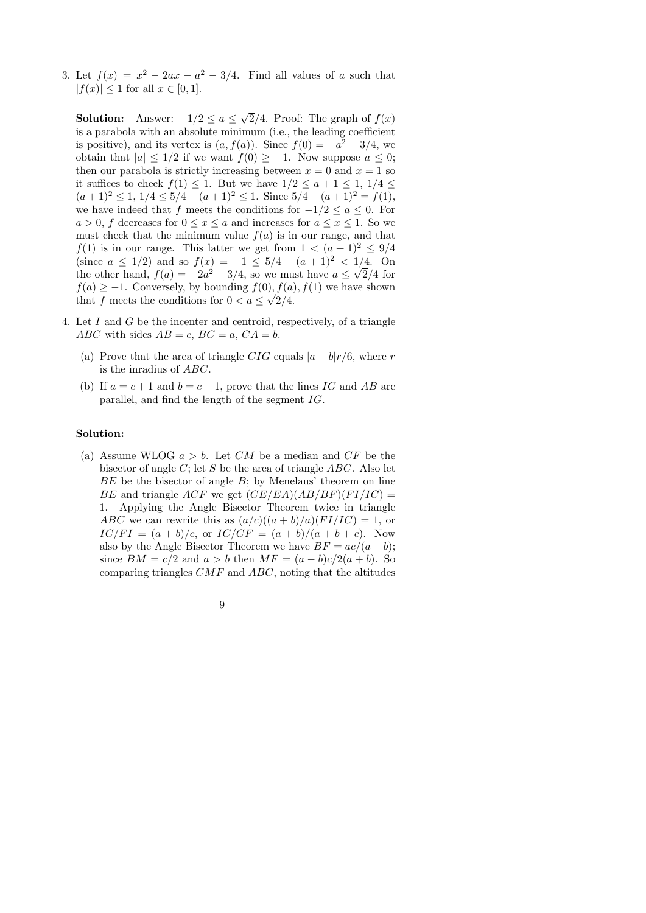3. Let $f(x) = x^2 - 2ax - a^2 - 3/4$. Find all values of $a$ such that $|f(x)| \le 1$ for all $x \in [0, 1]$.

**Solution:** Answer: $-1/2 \le a \le \sqrt{2}/4$. Proof: The graph of $f(x)$ is a parabola with an absolute minimum (i.e., the leading coefficient is positive), and its vertex is $(a, f(a))$. Since $f(0) = -a^2 - 3/4$, we obtain that $|a| \le 1/2$ if we want $f(0) \ge -1$. Now suppose $a \le 0$; then our parabola is strictly increasing between $x = 0$ and $x = 1$ so it suffices to check $f(1) \le 1$. But we have $1/2 \le a + 1 \le 1$, $1/4 \le (a+1)^2 \le 1$, $1/4 \le 5/4 - (a+1)^2 \le 1$. Since $5/4 - (a+1)^2 = f(1)$, we have indeed that $f$ meets the conditions for $-1/2 \le a \le 0$. For $a > 0$, $f$ decreases for $0 \le x \le a$ and increases for $a \le x \le 1$. So we must check that the minimum value $f(a)$ is in our range, and that $f(1)$ is in our range. This latter we get from $1 < (a+1)^2 \le 9/4$ (since $a \le 1/2$) and so $f(x) = -1 \le 5/4 - (a+1)^2 < 1/4$. On the other hand, $f(a) = -2a^2 - 3/4$, so we must have $a \le \sqrt{2}/4$ for $f(a) \ge -1$. Conversely, by bounding $f(0), f(a), f(1)$ we have shown that $f$ meets the conditions for $0 < a \le \sqrt{2}/4$.

4. Let $I$ and $G$ be the incenter and centroid, respectively, of a triangle $ABC$ with sides $AB = c$, $BC = a$, $CA = b$.

   (a) Prove that the area of triangle $CIG$ equals $|a - b|r/6$, where $r$ is the inradius of $ABC$.

   (b) If $a = c + 1$ and $b = c - 1$, prove that the lines $IG$ and $AB$ are parallel, and find the length of the segment $IG$.

**Solution:**

(a) Assume WLOG $a > b$. Let $CM$ be a median and $CF$ be the bisector of angle $C$; let $S$ be the area of triangle $ABC$. Also let $BE$ be the bisector of angle $B$; by Menelaus' theorem on line $BE$ and triangle $ACF$ we get $(CE/EA)(AB/BF)(FI/IC) = 1$. Applying the Angle Bisector Theorem twice in triangle $ABC$ we can rewrite this as $(a/c)((a+b)/a)(FI/IC) = 1$, or $IC/FI = (a+b)/c$, or $IC/CF = (a+b)/(a+b+c)$. Now also by the Angle Bisector Theorem we have $BF = ac/(a+b)$; since $BM = c/2$ and $a > b$ then $MF = (a-b)c/2(a+b)$. So comparing triangles $CMF$ and $ABC$, noting that the altitudes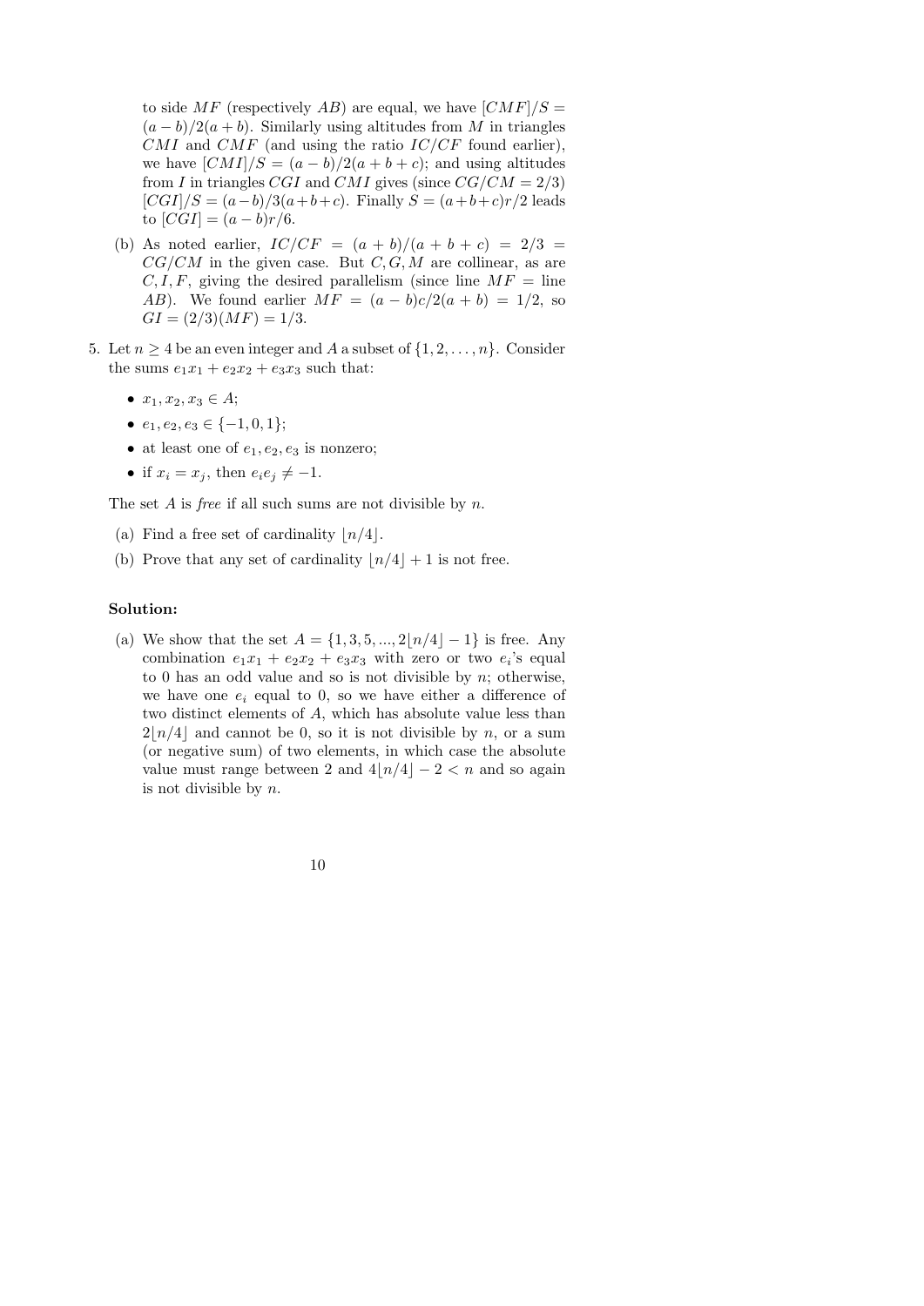to side $MF$ (respectively $AB$) are equal, we have $[CMF]/S = (a-b)/2(a+b)$. Similarly using altitudes from $M$ in triangles $CMI$ and $CMF$ (and using the ratio $IC/CF$ found earlier), we have $[CMI]/S = (a-b)/2(a+b+c)$; and using altitudes from $I$ in triangles $CGI$ and $CMI$ gives (since $CG/CM = 2/3$) $[CGI]/S = (a-b)/3(a+b+c)$. Finally $S = (a+b+c)r/2$ leads to $[CGI] = (a-b)r/6$.

(b) As noted earlier, $IC/CF = (a+b)/(a+b+c) = 2/3 = CG/CM$ in the given case. But $C, G, M$ are collinear, as are $C, I, F$, giving the desired parallelism (since line $MF$ = line $AB$). We found earlier $MF = (a-b)c/2(a+b) = 1/2$, so $GI = (2/3)(MF) = 1/3$.

5. Let $n \geq 4$ be an even integer and $A$ a subset of $\{1, 2, \ldots, n\}$. Consider the sums $e_1x_1 + e_2x_2 + e_3x_3$ such that:

   - $x_1, x_2, x_3 \in A$;
   - $e_1, e_2, e_3 \in \{-1, 0, 1\}$;
   - at least one of $e_1, e_2, e_3$ is nonzero;
   - if $x_i = x_j$, then $e_ie_j \neq -1$.

   The set $A$ is *free* if all such sums are not divisible by $n$.

   (a) Find a free set of cardinality $\lfloor n/4 \rfloor$.

   (b) Prove that any set of cardinality $\lfloor n/4 \rfloor + 1$ is not free.

**Solution:**

(a) We show that the set $A = \{1, 3, 5, ..., 2\lfloor n/4 \rfloor - 1\}$ is free. Any combination $e_1x_1 + e_2x_2 + e_3x_3$ with zero or two $e_i$'s equal to 0 has an odd value and so is not divisible by $n$; otherwise, we have one $e_i$ equal to 0, so we have either a difference of two distinct elements of $A$, which has absolute value less than $2\lfloor n/4 \rfloor$ and cannot be 0, so it is not divisible by $n$, or a sum (or negative sum) of two elements, in which case the absolute value must range between 2 and $4\lfloor n/4 \rfloor - 2 < n$ and so again is not divisible by $n$.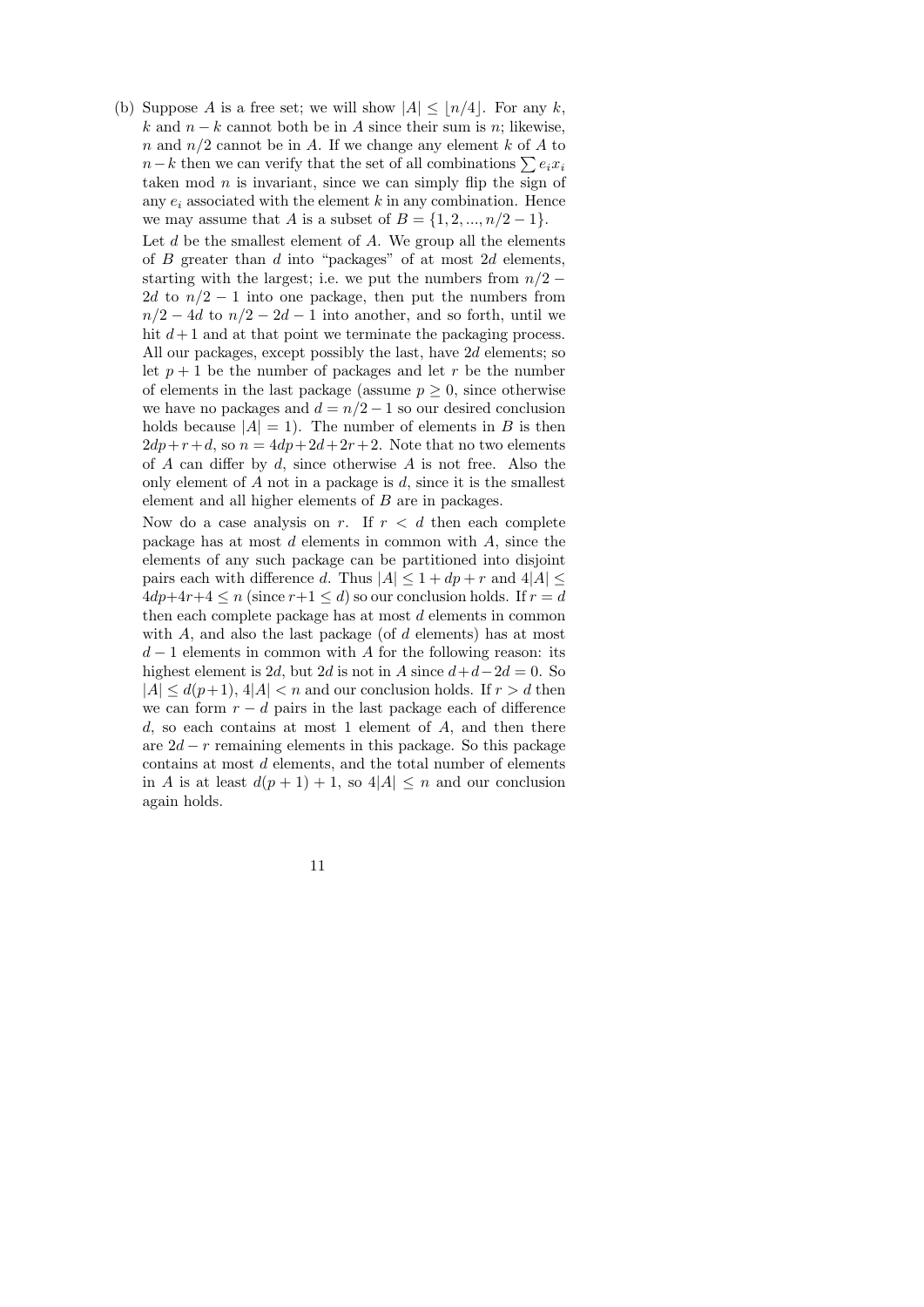(b) Suppose $A$ is a free set; we will show $|A| \leq \lfloor n/4 \rfloor$. For any $k$, $k$ and $n-k$ cannot both be in $A$ since their sum is $n$; likewise, $n$ and $n/2$ cannot be in $A$. If we change any element $k$ of $A$ to $n-k$ then we can verify that the set of all combinations $\sum e_i x_i$ taken mod $n$ is invariant, since we can simply flip the sign of any $e_i$ associated with the element $k$ in any combination. Hence we may assume that $A$ is a subset of $B = \{1, 2, ..., n/2 - 1\}$.

Let $d$ be the smallest element of $A$. We group all the elements of $B$ greater than $d$ into "packages" of at most $2d$ elements, starting with the largest; i.e. we put the numbers from $n/2 - 2d$ to $n/2 - 1$ into one package, then put the numbers from $n/2 - 4d$ to $n/2 - 2d - 1$ into another, and so forth, until we hit $d+1$ and at that point we terminate the packaging process. All our packages, except possibly the last, have $2d$ elements; so let $p+1$ be the number of packages and let $r$ be the number of elements in the last package (assume $p \geq 0$, since otherwise we have no packages and $d = n/2 - 1$ so our desired conclusion holds because $|A| = 1$). The number of elements in $B$ is then $2dp + r + d$, so $n = 4dp + 2d + 2r + 2$. Note that no two elements of $A$ can differ by $d$, since otherwise $A$ is not free. Also the only element of $A$ not in a package is $d$, since it is the smallest element and all higher elements of $B$ are in packages.

Now do a case analysis on $r$. If $r < d$ then each complete package has at most $d$ elements in common with $A$, since the elements of any such package can be partitioned into disjoint pairs each with difference $d$. Thus $|A| \leq 1 + dp + r$ and $4|A| \leq 4dp + 4r + 4 \leq n$ (since $r + 1 \leq d$) so our conclusion holds. If $r = d$ then each complete package has at most $d$ elements in common with $A$, and also the last package (of $d$ elements) has at most $d - 1$ elements in common with $A$ for the following reason: its highest element is $2d$, but $2d$ is not in $A$ since $d + d - 2d = 0$. So $|A| \leq d(p+1)$, $4|A| < n$ and our conclusion holds. If $r > d$ then we can form $r - d$ pairs in the last package each of difference $d$, so each contains at most 1 element of $A$, and then there are $2d - r$ remaining elements in this package. So this package contains at most $d$ elements, and the total number of elements in $A$ is at least $d(p+1) + 1$, so $4|A| \leq n$ and our conclusion again holds.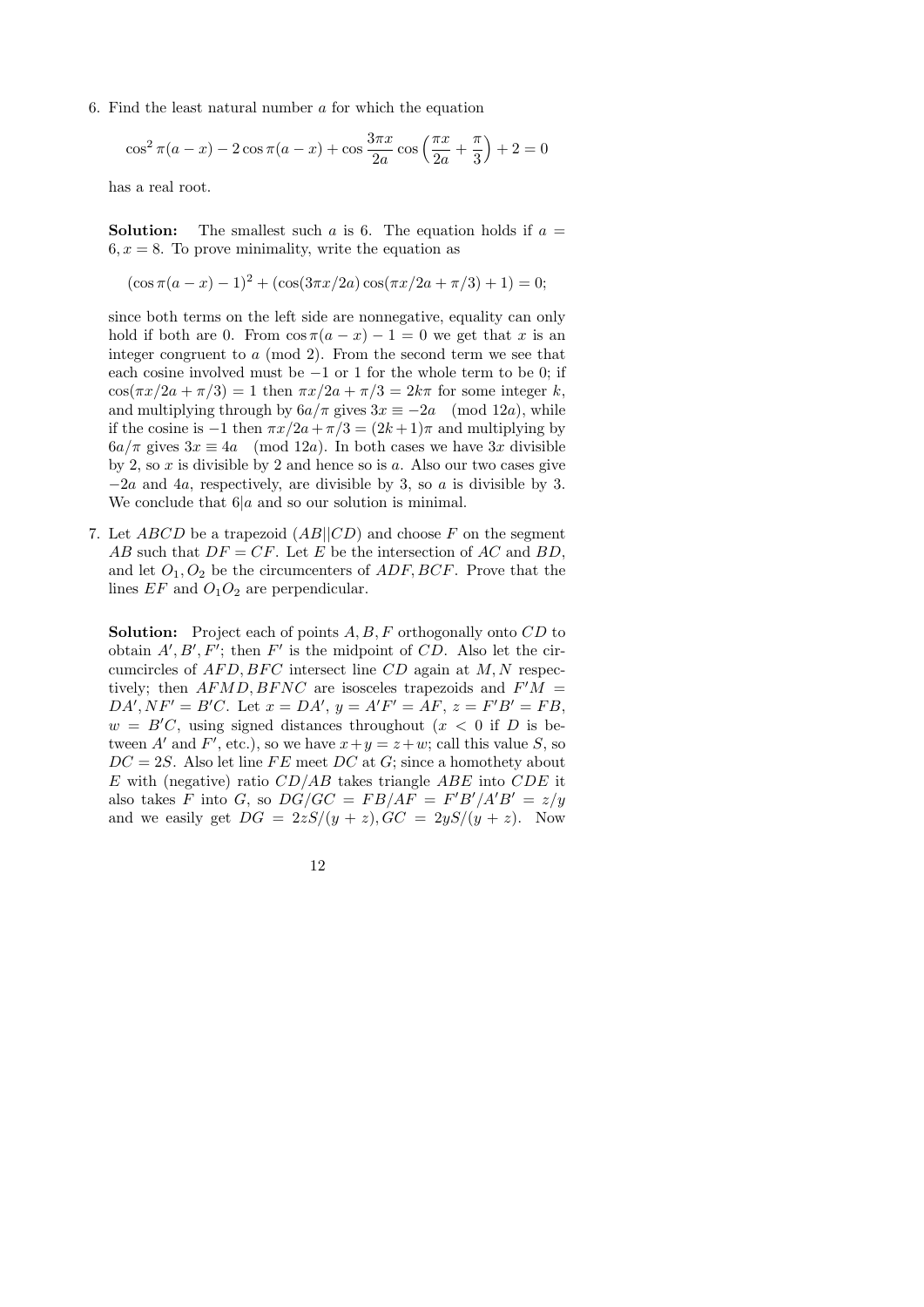6. Find the least natural number $a$ for which the equation

$$\cos^2 \pi(a-x) - 2\cos \pi(a-x) + \cos \frac{3\pi x}{2a} \cos\left(\frac{\pi x}{2a} + \frac{\pi}{3}\right) + 2 = 0$$

has a real root.

**Solution:** The smallest such $a$ is 6. The equation holds if $a = 6, x = 8$. To prove minimality, write the equation as

$$(\cos \pi(a-x) - 1)^2 + (\cos(3\pi x/2a)\cos(\pi x/2a + \pi/3) + 1) = 0;$$

since both terms on the left side are nonnegative, equality can only hold if both are 0. From $\cos \pi(a-x) - 1 = 0$ we get that $x$ is an integer congruent to $a \pmod 2$. From the second term we see that each cosine involved must be $-1$ or 1 for the whole term to be 0; if $\cos(\pi x/2a + \pi/3) = 1$ then $\pi x/2a + \pi/3 = 2k\pi$ for some integer $k$, and multiplying through by $6a/\pi$ gives $3x \equiv -2a \pmod{12a}$, while if the cosine is $-1$ then $\pi x/2a + \pi/3 = (2k+1)\pi$ and multiplying by $6a/\pi$ gives $3x \equiv 4a \pmod{12a}$. In both cases we have $3x$ divisible by 2, so $x$ is divisible by 2 and hence so is $a$. Also our two cases give $-2a$ and $4a$, respectively, are divisible by 3, so $a$ is divisible by 3. We conclude that $6|a$ and so our solution is minimal.

7. Let $ABCD$ be a trapezoid ($AB||CD$) and choose $F$ on the segment $AB$ such that $DF = CF$. Let $E$ be the intersection of $AC$ and $BD$, and let $O_1, O_2$ be the circumcenters of $ADF, BCF$. Prove that the lines $EF$ and $O_1O_2$ are perpendicular.

**Solution:** Project each of points $A, B, F$ orthogonally onto $CD$ to obtain $A', B', F'$; then $F'$ is the midpoint of $CD$. Also let the circumcircles of $AFD, BFC$ intersect line $CD$ again at $M, N$ respectively; then $AFMD, BFNC$ are isosceles trapezoids and $F'M = DA', NF' = B'C$. Let $x = DA'$, $y = A'F' = AF$, $z = F'B' = FB$, $w = B'C$, using signed distances throughout ($x < 0$ if $D$ is between $A'$ and $F'$, etc.), so we have $x + y = z + w$; call this value $S$, so $DC = 2S$. Also let line $FE$ meet $DC$ at $G$; since a homothety about $E$ with (negative) ratio $CD/AB$ takes triangle $ABE$ into $CDE$ it also takes $F$ into $G$, so $DG/GC = FB/AF = F'B'/A'B' = z/y$ and we easily get $DG = 2zS/(y+z), GC = 2yS/(y+z)$. Now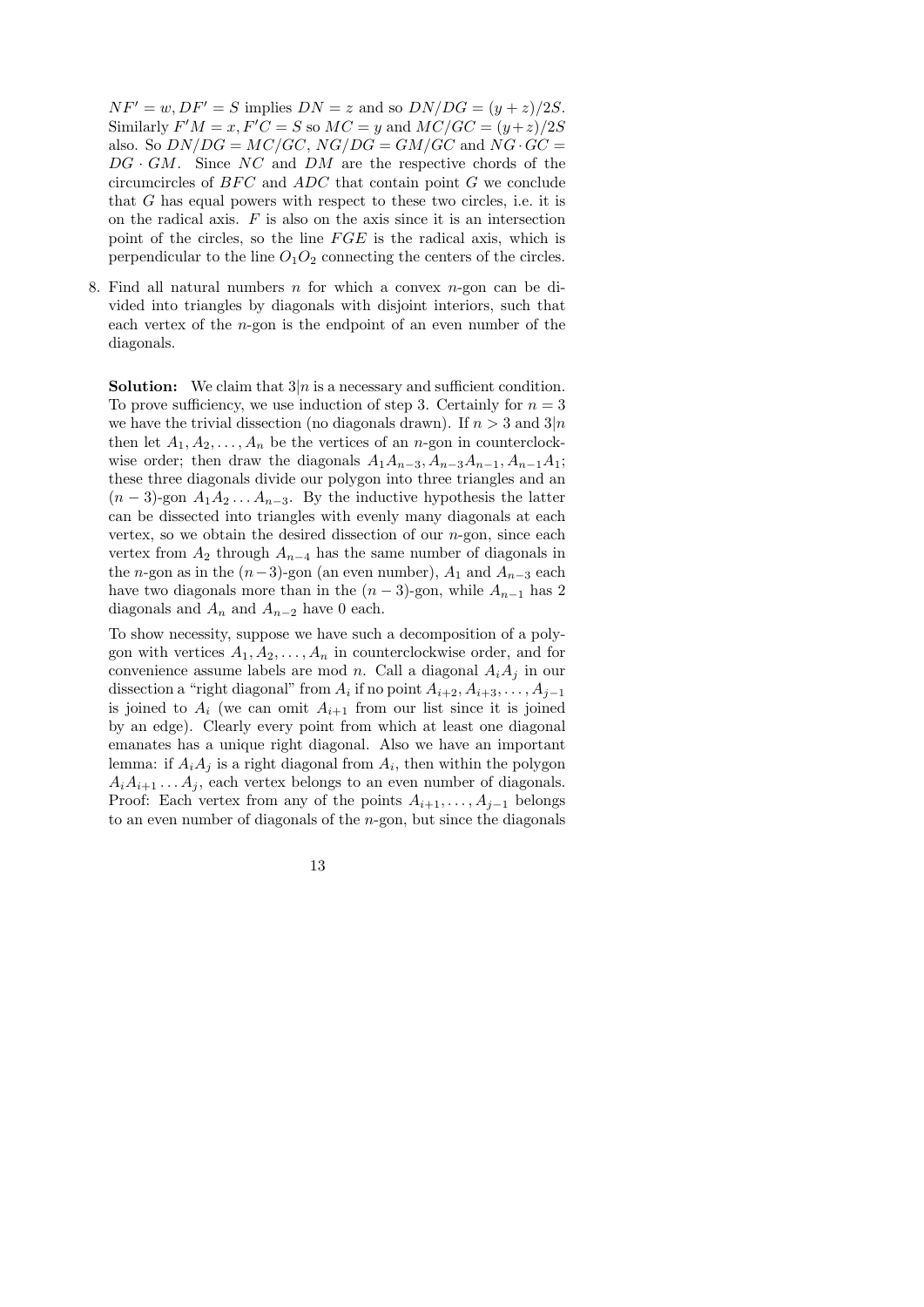$NF' = w, DF' = S$ implies $DN = z$ and so $DN/DG = (y+z)/2S$. Similarly $F'M = x, F'C = S$ so $MC = y$ and $MC/GC = (y+z)/2S$ also. So $DN/DG = MC/GC$, $NG/DG = GM/GC$ and $NG \cdot GC = DG \cdot GM$. Since $NC$ and $DM$ are the respective chords of the circumcircles of $BFC$ and $ADC$ that contain point $G$ we conclude that $G$ has equal powers with respect to these two circles, i.e. it is on the radical axis. $F$ is also on the axis since it is an intersection point of the circles, so the line $FGE$ is the radical axis, which is perpendicular to the line $O_1O_2$ connecting the centers of the circles.

8. Find all natural numbers $n$ for which a convex $n$-gon can be divided into triangles by diagonals with disjoint interiors, such that each vertex of the $n$-gon is the endpoint of an even number of the diagonals.

   **Solution:** We claim that $3|n$ is a necessary and sufficient condition. To prove sufficiency, we use induction of step 3. Certainly for $n = 3$ we have the trivial dissection (no diagonals drawn). If $n > 3$ and $3|n$ then let $A_1, A_2, \ldots, A_n$ be the vertices of an $n$-gon in counterclockwise order; then draw the diagonals $A_1A_{n-3}, A_{n-3}A_{n-1}, A_{n-1}A_1$; these three diagonals divide our polygon into three triangles and an $(n-3)$-gon $A_1A_2\ldots A_{n-3}$. By the inductive hypothesis the latter can be dissected into triangles with evenly many diagonals at each vertex, so we obtain the desired dissection of our $n$-gon, since each vertex from $A_2$ through $A_{n-4}$ has the same number of diagonals in the $n$-gon as in the $(n-3)$-gon (an even number), $A_1$ and $A_{n-3}$ each have two diagonals more than in the $(n-3)$-gon, while $A_{n-1}$ has 2 diagonals and $A_n$ and $A_{n-2}$ have 0 each.

   To show necessity, suppose we have such a decomposition of a polygon with vertices $A_1, A_2, \ldots, A_n$ in counterclockwise order, and for convenience assume labels are mod $n$. Call a diagonal $A_iA_j$ in our dissection a "right diagonal" from $A_i$ if no point $A_{i+2}, A_{i+3}, \ldots, A_{j-1}$ is joined to $A_i$ (we can omit $A_{i+1}$ from our list since it is joined by an edge). Clearly every point from which at least one diagonal emanates has a unique right diagonal. Also we have an important lemma: if $A_iA_j$ is a right diagonal from $A_i$, then within the polygon $A_iA_{i+1}\ldots A_j$, each vertex belongs to an even number of diagonals. Proof: Each vertex from any of the points $A_{i+1}, \ldots, A_{j-1}$ belongs to an even number of diagonals of the $n$-gon, but since the diagonals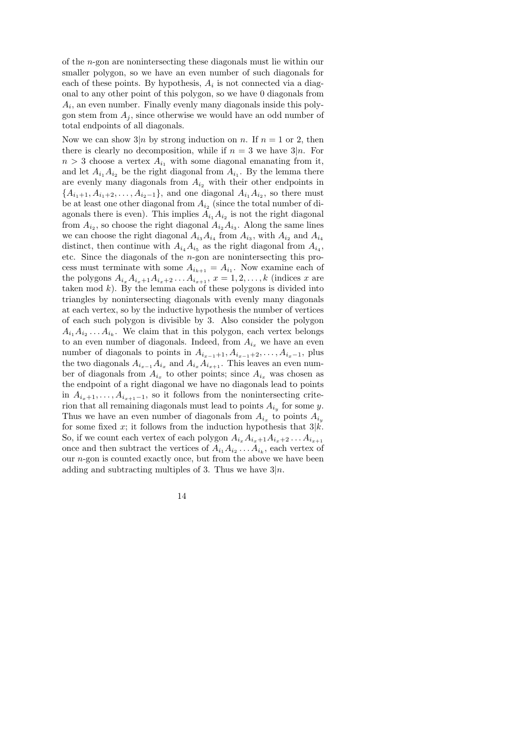of the $n$-gon are nonintersecting these diagonals must lie within our smaller polygon, so we have an even number of such diagonals for each of these points. By hypothesis, $A_i$ is not connected via a diagonal to any other point of this polygon, so we have 0 diagonals from $A_i$, an even number. Finally evenly many diagonals inside this polygon stem from $A_j$, since otherwise we would have an odd number of total endpoints of all diagonals.

Now we can show $3|n$ by strong induction on $n$. If $n = 1$ or 2, then there is clearly no decomposition, while if $n = 3$ we have $3|n$. For $n > 3$ choose a vertex $A_{i_1}$ with some diagonal emanating from it, and let $A_{i_1}A_{i_2}$ be the right diagonal from $A_{i_1}$. By the lemma there are evenly many diagonals from $A_{i_2}$ with their other endpoints in $\{A_{i_1+1}, A_{i_1+2}, \ldots, A_{i_2-1}\}$, and one diagonal $A_{i_1}A_{i_2}$, so there must be at least one other diagonal from $A_{i_2}$ (since the total number of diagonals there is even). This implies $A_{i_1}A_{i_2}$ is not the right diagonal from $A_{i_2}$, so choose the right diagonal $A_{i_2}A_{i_3}$. Along the same lines we can choose the right diagonal $A_{i_3}A_{i_4}$ from $A_{i_3}$, with $A_{i_2}$ and $A_{i_4}$ distinct, then continue with $A_{i_4}A_{i_5}$ as the right diagonal from $A_{i_4}$, etc. Since the diagonals of the $n$-gon are nonintersecting this process must terminate with some $A_{i_{k+1}} = A_{i_1}$. Now examine each of the polygons $A_{i_x}A_{i_x+1}A_{i_x+2}\ldots A_{i_{x+1}}$, $x = 1, 2, \ldots, k$ (indices $x$ are taken mod $k$). By the lemma each of these polygons is divided into triangles by nonintersecting diagonals with evenly many diagonals at each vertex, so by the inductive hypothesis the number of vertices of each such polygon is divisible by 3. Also consider the polygon $A_{i_1}A_{i_2}\ldots A_{i_k}$. We claim that in this polygon, each vertex belongs to an even number of diagonals. Indeed, from $A_{i_x}$ we have an even number of diagonals to points in $A_{i_{x-1}+1}, A_{i_{x-1}+2}, \ldots, A_{i_x-1}$, plus the two diagonals $A_{i_{x-1}}A_{i_x}$ and $A_{i_x}A_{i_{x+1}}$. This leaves an even number of diagonals from $A_{i_x}$ to other points; since $A_{i_x}$ was chosen as the endpoint of a right diagonal we have no diagonals lead to points in $A_{i_x+1}, \ldots, A_{i_{x+1}-1}$, so it follows from the nonintersecting criterion that all remaining diagonals must lead to points $A_{i_y}$ for some $y$. Thus we have an even number of diagonals from $A_{i_x}$ to points $A_{i_y}$ for some fixed $x$; it follows from the induction hypothesis that $3|k$. So, if we count each vertex of each polygon $A_{i_x}A_{i_x+1}A_{i_x+2}\ldots A_{i_{x+1}}$ once and then subtract the vertices of $A_{i_1}A_{i_2}\ldots A_{i_k}$, each vertex of our $n$-gon is counted exactly once, but from the above we have been adding and subtracting multiples of 3. Thus we have $3|n$.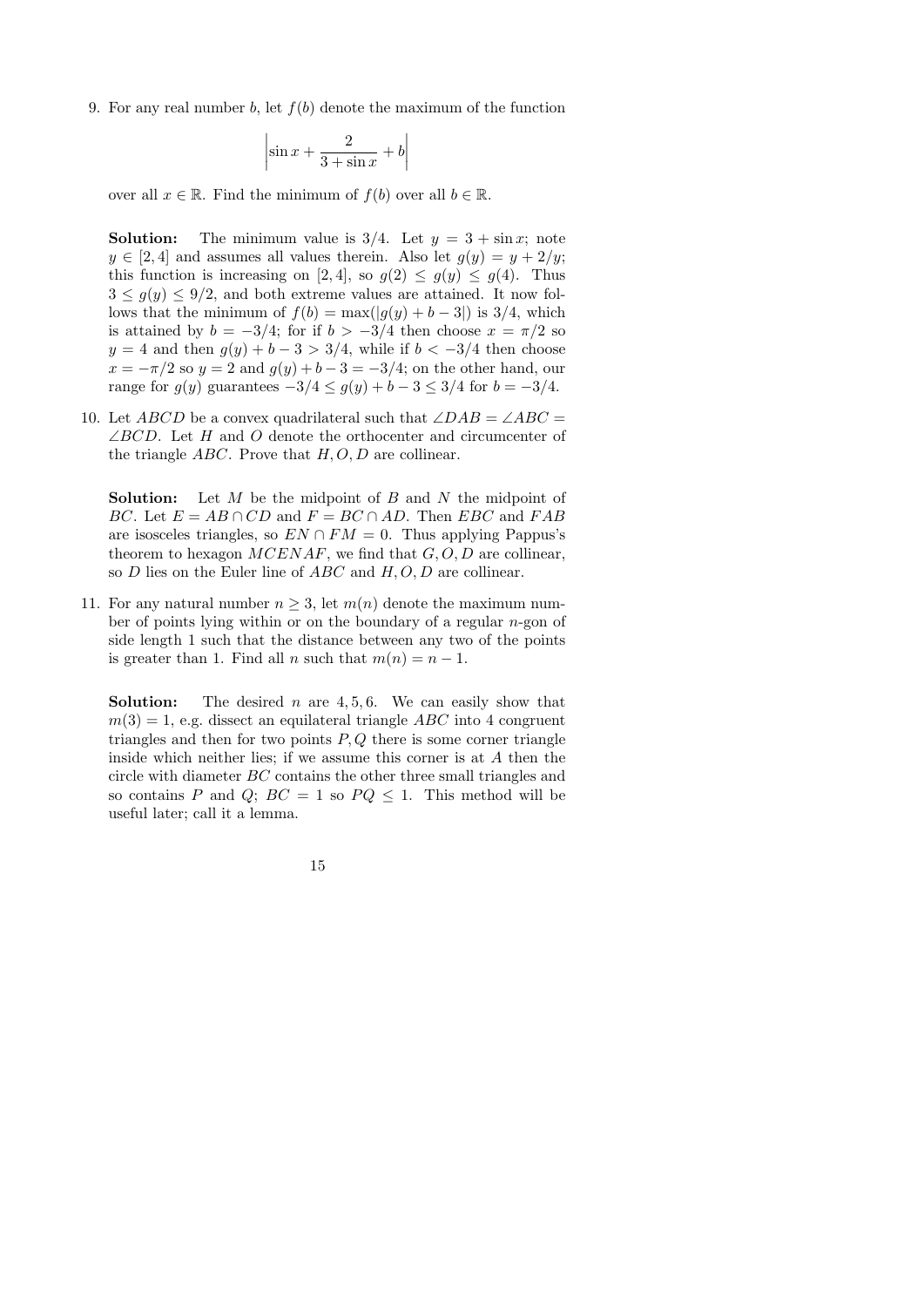9. For any real number $b$, let $f(b)$ denote the maximum of the function

$$\left|\sin x + \frac{2}{3+\sin x} + b\right|$$

over all $x \in \mathbb{R}$. Find the minimum of $f(b)$ over all $b \in \mathbb{R}$.

**Solution:** The minimum value is $3/4$. Let $y = 3 + \sin x$; note $y \in [2, 4]$ and assumes all values therein. Also let $g(y) = y + 2/y$; this function is increasing on $[2, 4]$, so $g(2) \leq g(y) \leq g(4)$. Thus $3 \leq g(y) \leq 9/2$, and both extreme values are attained. It now follows that the minimum of $f(b) = \max(|g(y) + b - 3|)$ is $3/4$, which is attained by $b = -3/4$; for if $b > -3/4$ then choose $x = \pi/2$ so $y = 4$ and then $g(y) + b - 3 > 3/4$, while if $b < -3/4$ then choose $x = -\pi/2$ so $y = 2$ and $g(y) + b - 3 = -3/4$; on the other hand, our range for $g(y)$ guarantees $-3/4 \leq g(y) + b - 3 \leq 3/4$ for $b = -3/4$.

10. Let $ABCD$ be a convex quadrilateral such that $\angle DAB = \angle ABC = \angle BCD$. Let $H$ and $O$ denote the orthocenter and circumcenter of the triangle $ABC$. Prove that $H, O, D$ are collinear.

**Solution:** Let $M$ be the midpoint of $B$ and $N$ the midpoint of $BC$. Let $E = AB \cap CD$ and $F = BC \cap AD$. Then $EBC$ and $FAB$ are isosceles triangles, so $EN \cap FM = 0$. Thus applying Pappus's theorem to hexagon $MCENAF$, we find that $G, O, D$ are collinear, so $D$ lies on the Euler line of $ABC$ and $H, O, D$ are collinear.

11. For any natural number $n \geq 3$, let $m(n)$ denote the maximum number of points lying within or on the boundary of a regular $n$-gon of side length 1 such that the distance between any two of the points is greater than 1. Find all $n$ such that $m(n) = n - 1$.

**Solution:** The desired $n$ are $4, 5, 6$. We can easily show that $m(3) = 1$, e.g. dissect an equilateral triangle $ABC$ into 4 congruent triangles and then for two points $P, Q$ there is some corner triangle inside which neither lies; if we assume this corner is at $A$ then the circle with diameter $BC$ contains the other three small triangles and so contains $P$ and $Q$; $BC = 1$ so $PQ \leq 1$. This method will be useful later; call it a lemma.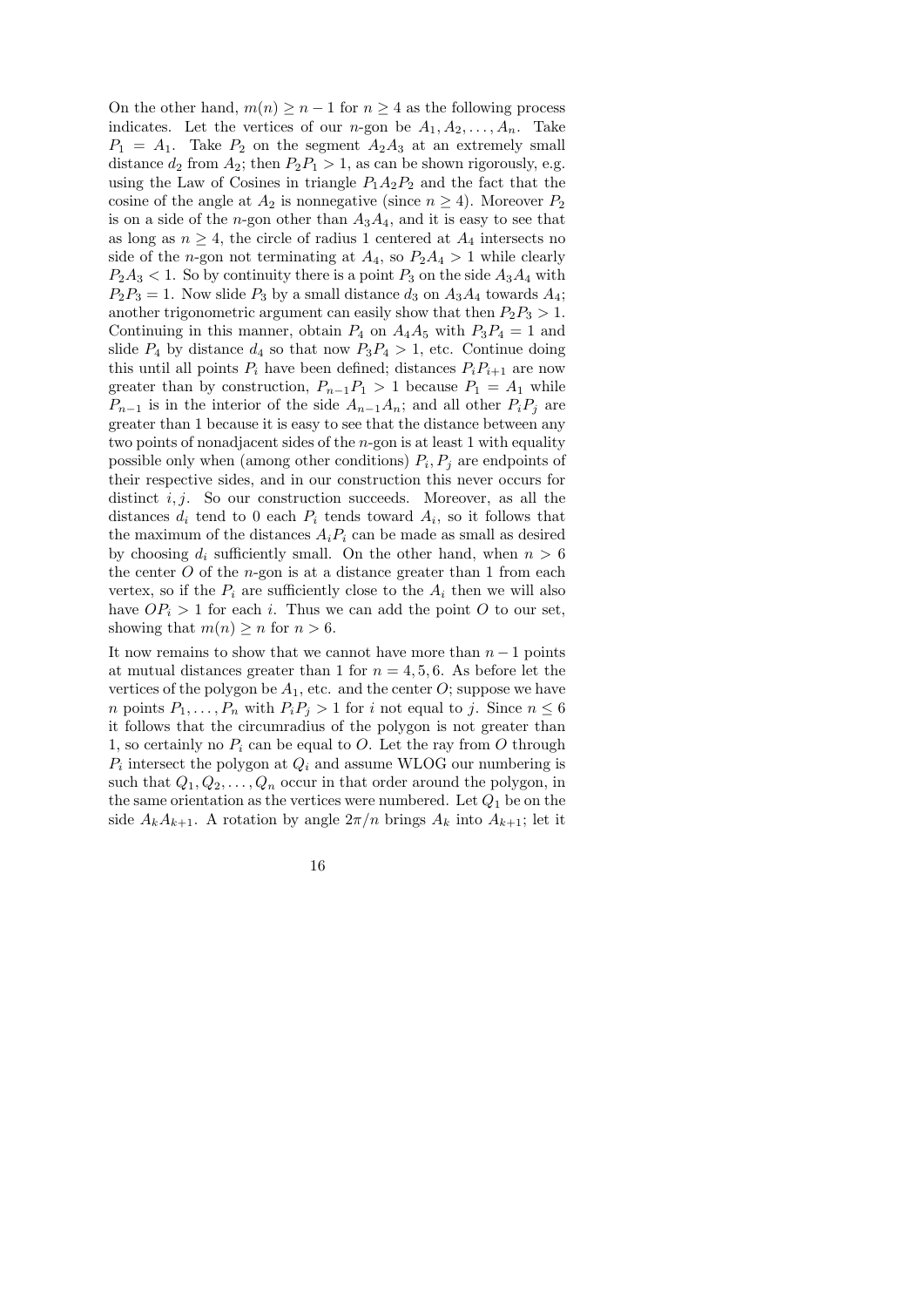On the other hand, $m(n) \geq n-1$ for $n \geq 4$ as the following process indicates. Let the vertices of our $n$-gon be $A_1, A_2, \ldots, A_n$. Take $P_1 = A_1$. Take $P_2$ on the segment $A_2A_3$ at an extremely small distance $d_2$ from $A_2$; then $P_2P_1 > 1$, as can be shown rigorously, e.g. using the Law of Cosines in triangle $P_1A_2P_2$ and the fact that the cosine of the angle at $A_2$ is nonnegative (since $n \geq 4$). Moreover $P_2$ is on a side of the $n$-gon other than $A_3A_4$, and it is easy to see that as long as $n \geq 4$, the circle of radius 1 centered at $A_4$ intersects no side of the $n$-gon not terminating at $A_4$, so $P_2A_4 > 1$ while clearly $P_2A_3 < 1$. So by continuity there is a point $P_3$ on the side $A_3A_4$ with $P_2P_3 = 1$. Now slide $P_3$ by a small distance $d_3$ on $A_3A_4$ towards $A_4$; another trigonometric argument can easily show that then $P_2P_3 > 1$. Continuing in this manner, obtain $P_4$ on $A_4A_5$ with $P_3P_4 = 1$ and slide $P_4$ by distance $d_4$ so that now $P_3P_4 > 1$, etc. Continue doing this until all points $P_i$ have been defined; distances $P_iP_{i+1}$ are now greater than by construction, $P_{n-1}P_1 > 1$ because $P_1 = A_1$ while $P_{n-1}$ is in the interior of the side $A_{n-1}A_n$; and all other $P_iP_j$ are greater than 1 because it is easy to see that the distance between any two points of nonadjacent sides of the $n$-gon is at least 1 with equality possible only when (among other conditions) $P_i, P_j$ are endpoints of their respective sides, and in our construction this never occurs for distinct $i, j$. So our construction succeeds. Moreover, as all the distances $d_i$ tend to 0 each $P_i$ tends toward $A_i$, so it follows that the maximum of the distances $A_iP_i$ can be made as small as desired by choosing $d_i$ sufficiently small. On the other hand, when $n > 6$ the center $O$ of the $n$-gon is at a distance greater than 1 from each vertex, so if the $P_i$ are sufficiently close to the $A_i$ then we will also have $OP_i > 1$ for each $i$. Thus we can add the point $O$ to our set, showing that $m(n) \geq n$ for $n > 6$.

It now remains to show that we cannot have more than $n-1$ points at mutual distances greater than 1 for $n = 4, 5, 6$. As before let the vertices of the polygon be $A_1$, etc. and the center $O$; suppose we have $n$ points $P_1, \ldots, P_n$ with $P_iP_j > 1$ for $i$ not equal to $j$. Since $n \leq 6$ it follows that the circumradius of the polygon is not greater than 1, so certainly no $P_i$ can be equal to $O$. Let the ray from $O$ through $P_i$ intersect the polygon at $Q_i$ and assume WLOG our numbering is such that $Q_1, Q_2, \ldots, Q_n$ occur in that order around the polygon, in the same orientation as the vertices were numbered. Let $Q_1$ be on the side $A_kA_{k+1}$. A rotation by angle $2\pi/n$ brings $A_k$ into $A_{k+1}$; let it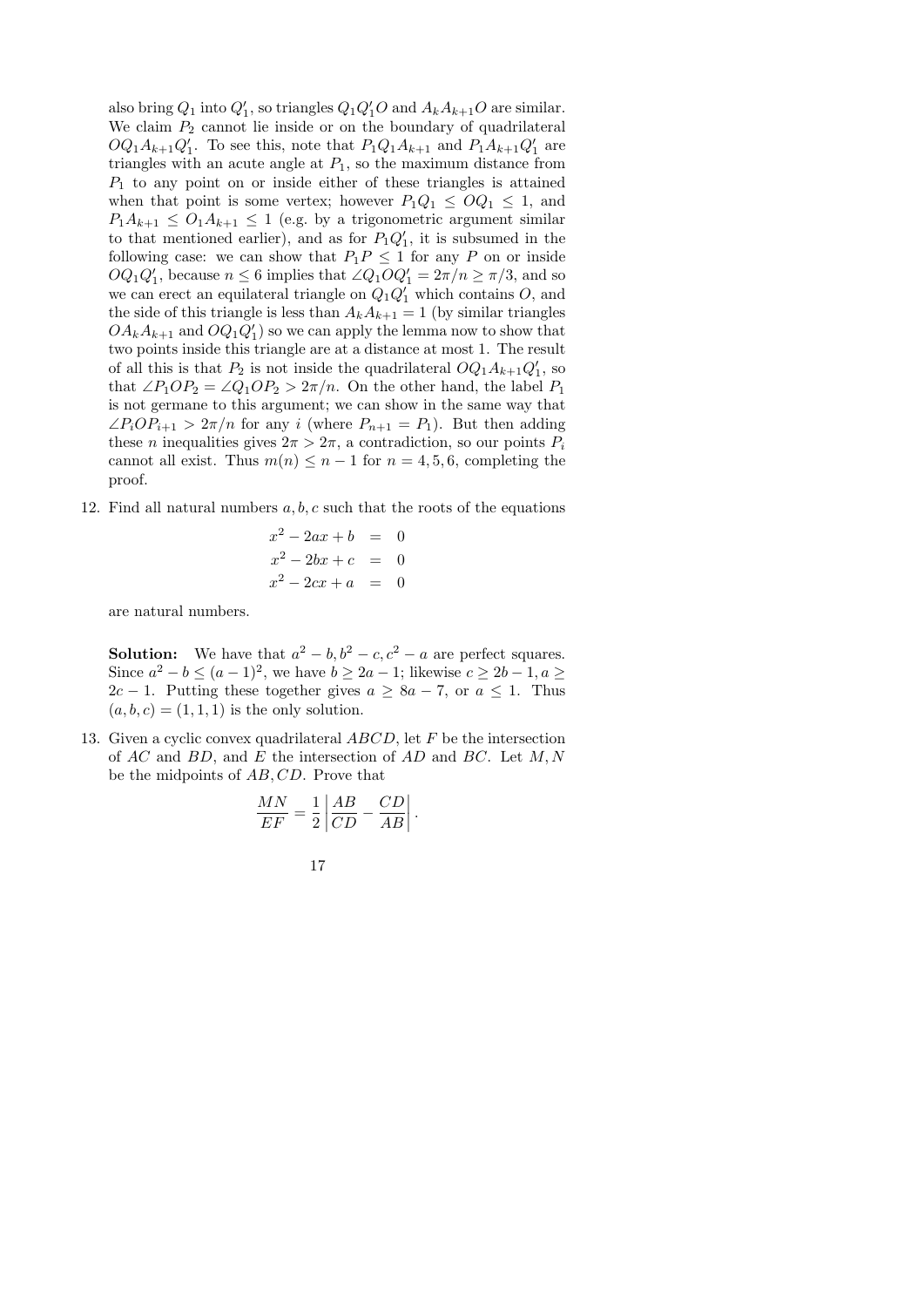also bring $Q_1$ into $Q_1'$, so triangles $Q_1Q_1'O$ and $A_kA_{k+1}O$ are similar. We claim $P_2$ cannot lie inside or on the boundary of quadrilateral $OQ_1A_{k+1}Q_1'$. To see this, note that $P_1Q_1A_{k+1}$ and $P_1A_{k+1}Q_1'$ are triangles with an acute angle at $P_1$, so the maximum distance from $P_1$ to any point on or inside either of these triangles is attained when that point is some vertex; however $P_1Q_1 \leq OQ_1 \leq 1$, and $P_1A_{k+1} \leq O_1A_{k+1} \leq 1$ (e.g. by a trigonometric argument similar to that mentioned earlier), and as for $P_1Q_1'$, it is subsumed in the following case: we can show that $P_1P \leq 1$ for any $P$ on or inside $OQ_1Q_1'$, because $n \leq 6$ implies that $\angle Q_1OQ_1' = 2\pi/n \geq \pi/3$, and so we can erect an equilateral triangle on $Q_1Q_1'$ which contains $O$, and the side of this triangle is less than $A_kA_{k+1} = 1$ (by similar triangles $OA_kA_{k+1}$ and $OQ_1Q_1'$) so we can apply the lemma now to show that two points inside this triangle are at a distance at most 1. The result of all this is that $P_2$ is not inside the quadrilateral $OQ_1A_{k+1}Q_1'$, so that $\angle P_1OP_2 = \angle Q_1OP_2 > 2\pi/n$. On the other hand, the label $P_1$ is not germane to this argument; we can show in the same way that $\angle P_iOP_{i+1} > 2\pi/n$ for any $i$ (where $P_{n+1} = P_1$). But then adding these $n$ inequalities gives $2\pi > 2\pi$, a contradiction, so our points $P_i$ cannot all exist. Thus $m(n) \leq n-1$ for $n = 4, 5, 6$, completing the proof.

12. Find all natural numbers $a, b, c$ such that the roots of the equations

$$
\begin{aligned}
x^2 - 2ax + b &= 0 \\
x^2 - 2bx + c &= 0 \\
x^2 - 2cx + a &= 0
\end{aligned}
$$

are natural numbers.

**Solution:** We have that $a^2 - b, b^2 - c, c^2 - a$ are perfect squares. Since $a^2 - b \leq (a-1)^2$, we have $b \geq 2a - 1$; likewise $c \geq 2b - 1, a \geq 2c - 1$. Putting these together gives $a \geq 8a - 7$, or $a \leq 1$. Thus $(a, b, c) = (1, 1, 1)$ is the only solution.

13. Given a cyclic convex quadrilateral $ABCD$, let $F$ be the intersection of $AC$ and $BD$, and $E$ the intersection of $AD$ and $BC$. Let $M, N$ be the midpoints of $AB, CD$. Prove that

$$
\frac{MN}{EF} = \frac{1}{2}\left|\frac{AB}{CD} - \frac{CD}{AB}\right|.
$$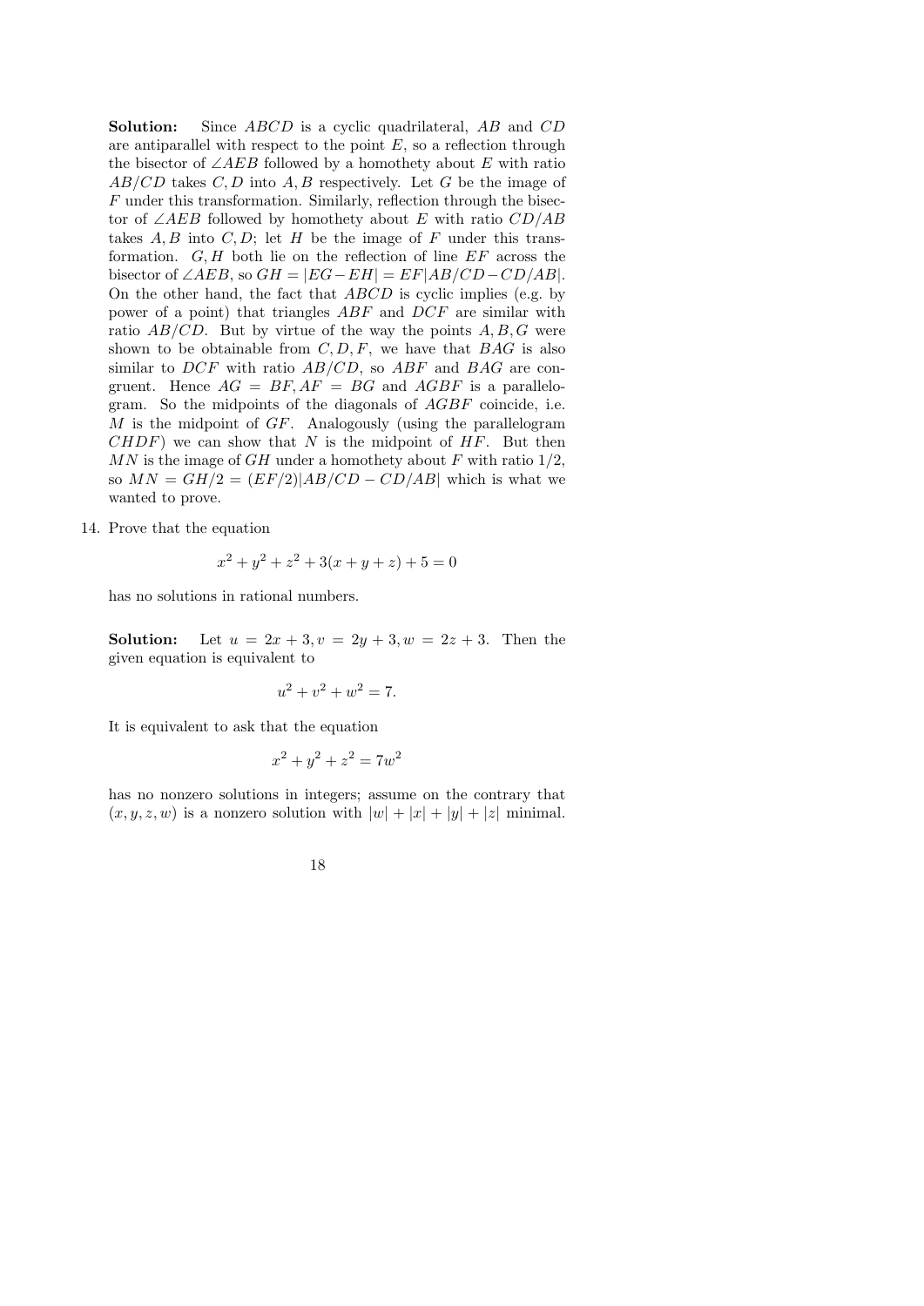**Solution:** Since $ABCD$ is a cyclic quadrilateral, $AB$ and $CD$ are antiparallel with respect to the point $E$, so a reflection through the bisector of $\angle AEB$ followed by a homothety about $E$ with ratio $AB/CD$ takes $C, D$ into $A, B$ respectively. Let $G$ be the image of $F$ under this transformation. Similarly, reflection through the bisector of $\angle AEB$ followed by homothety about $E$ with ratio $CD/AB$ takes $A, B$ into $C, D$; let $H$ be the image of $F$ under this transformation. $G, H$ both lie on the reflection of line $EF$ across the bisector of $\angle AEB$, so $GH = |EG - EH| = EF|AB/CD - CD/AB|$. On the other hand, the fact that $ABCD$ is cyclic implies (e.g. by power of a point) that triangles $ABF$ and $DCF$ are similar with ratio $AB/CD$. But by virtue of the way the points $A, B, G$ were shown to be obtainable from $C, D, F$, we have that $BAG$ is also similar to $DCF$ with ratio $AB/CD$, so $ABF$ and $BAG$ are congruent. Hence $AG = BF, AF = BG$ and $AGBF$ is a parallelogram. So the midpoints of the diagonals of $AGBF$ coincide, i.e. $M$ is the midpoint of $GF$. Analogously (using the parallelogram $CHDF$) we can show that $N$ is the midpoint of $HF$. But then $MN$ is the image of $GH$ under a homothety about $F$ with ratio $1/2$, so $MN = GH/2 = (EF/2)|AB/CD - CD/AB|$ which is what we wanted to prove.

14. Prove that the equation

$$x^2 + y^2 + z^2 + 3(x + y + z) + 5 = 0$$

has no solutions in rational numbers.

**Solution:** Let $u = 2x + 3, v = 2y + 3, w = 2z + 3$. Then the given equation is equivalent to

$$u^2 + v^2 + w^2 = 7.$$

It is equivalent to ask that the equation

$$x^2 + y^2 + z^2 = 7w^2$$

has no nonzero solutions in integers; assume on the contrary that $(x, y, z, w)$ is a nonzero solution with $|w| + |x| + |y| + |z|$ minimal.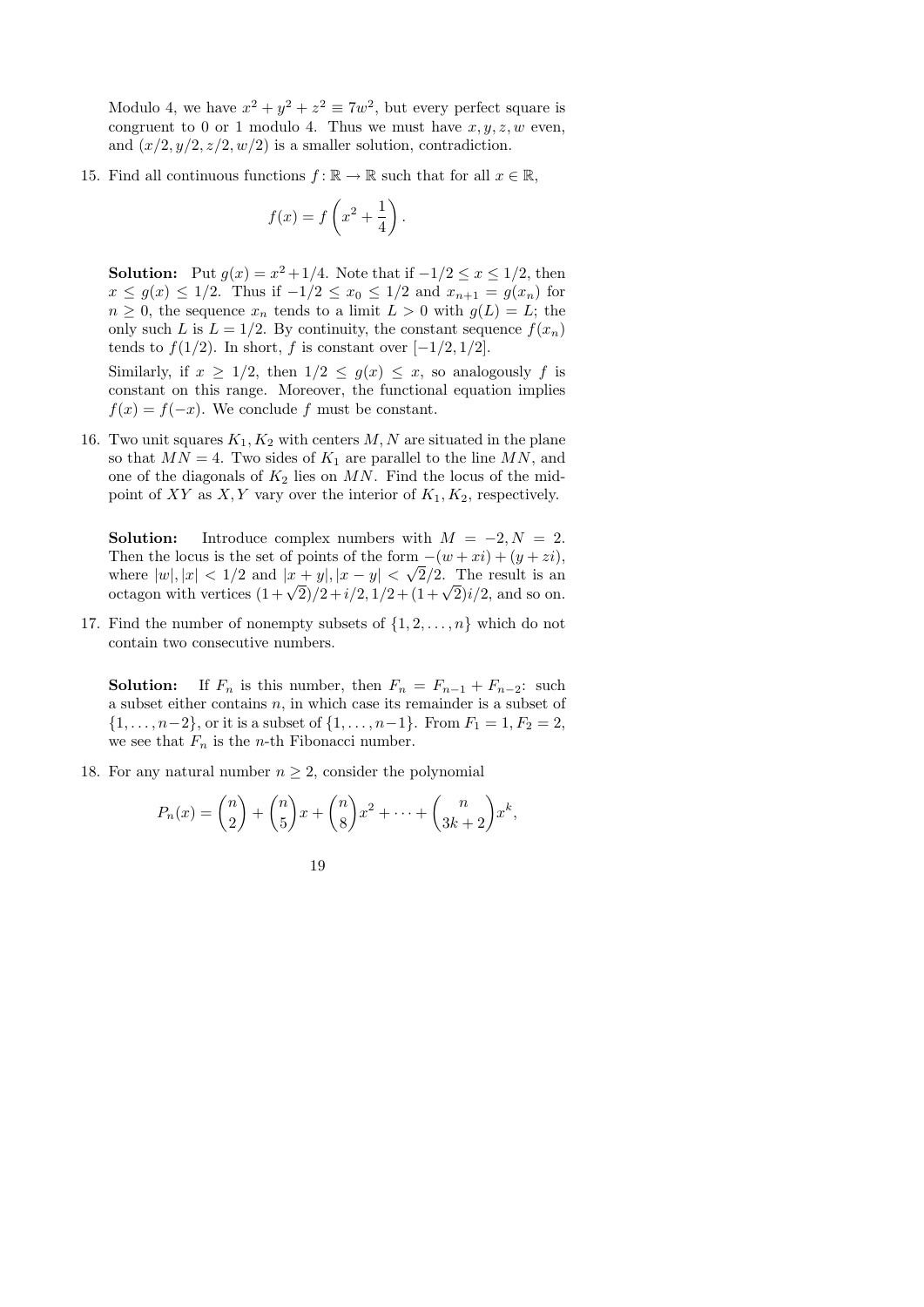Modulo 4, we have $x^2 + y^2 + z^2 \equiv 7w^2$, but every perfect square is congruent to 0 or 1 modulo 4. Thus we must have $x, y, z, w$ even, and $(x/2, y/2, z/2, w/2)$ is a smaller solution, contradiction.

15. Find all continuous functions $f : \mathbb{R} \to \mathbb{R}$ such that for all $x \in \mathbb{R}$,

$$f(x) = f\left(x^2 + \frac{1}{4}\right).$$

**Solution:** Put $g(x) = x^2 + 1/4$. Note that if $-1/2 \le x \le 1/2$, then $x \le g(x) \le 1/2$. Thus if $-1/2 \le x_0 \le 1/2$ and $x_{n+1} = g(x_n)$ for $n \ge 0$, the sequence $x_n$ tends to a limit $L > 0$ with $g(L) = L$; the only such $L$ is $L = 1/2$. By continuity, the constant sequence $f(x_n)$ tends to $f(1/2)$. In short, $f$ is constant over $[-1/2, 1/2]$.

Similarly, if $x \ge 1/2$, then $1/2 \le g(x) \le x$, so analogously $f$ is constant on this range. Moreover, the functional equation implies $f(x) = f(-x)$. We conclude $f$ must be constant.

16. Two unit squares $K_1, K_2$ with centers $M, N$ are situated in the plane so that $MN = 4$. Two sides of $K_1$ are parallel to the line $MN$, and one of the diagonals of $K_2$ lies on $MN$. Find the locus of the midpoint of $XY$ as $X, Y$ vary over the interior of $K_1, K_2$, respectively.

**Solution:** Introduce complex numbers with $M = -2, N = 2$. Then the locus is the set of points of the form $-(w + xi) + (y + zi)$, where $|w|, |x| < 1/2$ and $|x + y|, |x - y| < \sqrt{2}/2$. The result is an octagon with vertices $(1 + \sqrt{2})/2 + i/2, 1/2 + (1 + \sqrt{2})i/2$, and so on.

17. Find the number of nonempty subsets of $\{1, 2, \ldots, n\}$ which do not contain two consecutive numbers.

**Solution:** If $F_n$ is this number, then $F_n = F_{n-1} + F_{n-2}$: such a subset either contains $n$, in which case its remainder is a subset of $\{1, \ldots, n-2\}$, or it is a subset of $\{1, \ldots, n-1\}$. From $F_1 = 1, F_2 = 2$, we see that $F_n$ is the $n$-th Fibonacci number.

18. For any natural number $n \ge 2$, consider the polynomial

$$P_n(x) = \binom{n}{2} + \binom{n}{5}x + \binom{n}{8}x^2 + \cdots + \binom{n}{3k+2}x^k,$$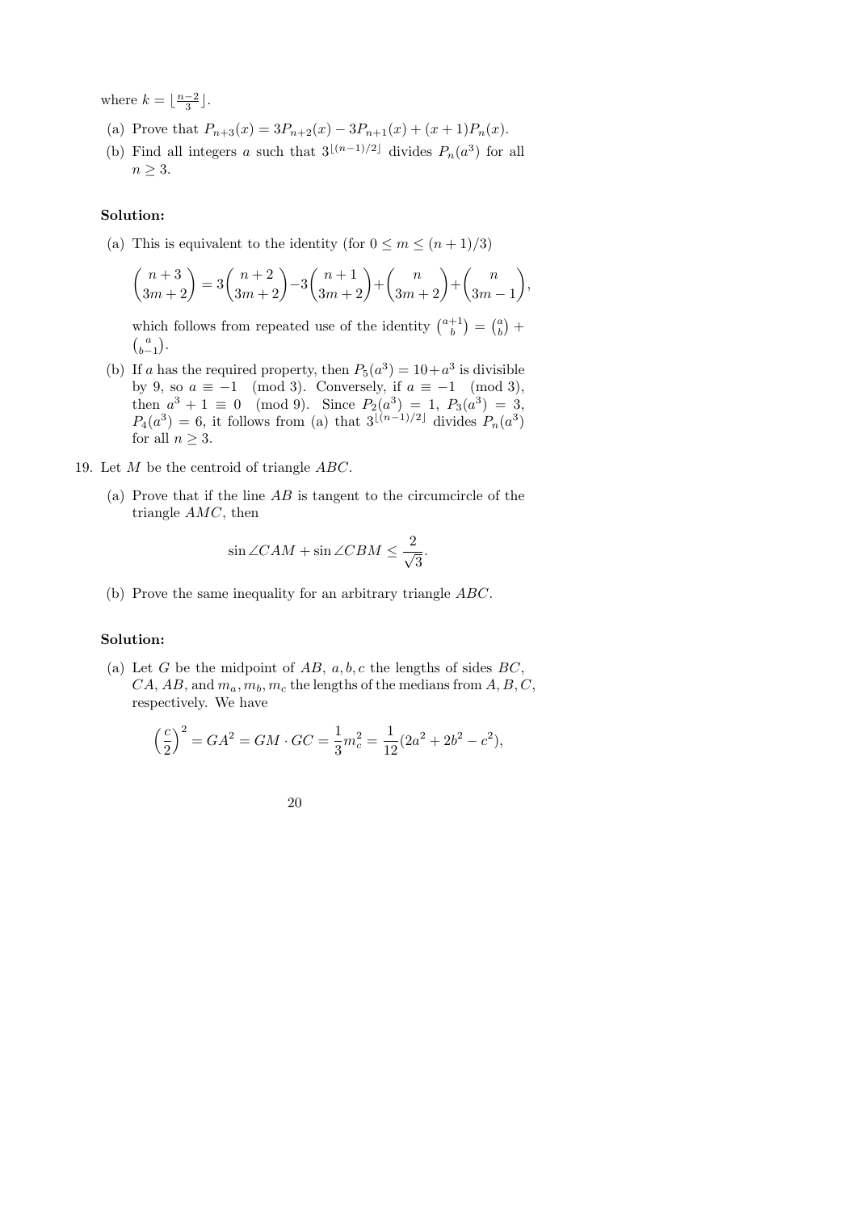where $k = \lfloor \frac{n-2}{3} \rfloor$.

(a) Prove that $P_{n+3}(x) = 3P_{n+2}(x) - 3P_{n+1}(x) + (x+1)P_n(x)$.

(b) Find all integers $a$ such that $3^{\lfloor (n-1)/2 \rfloor}$ divides $P_n(a^3)$ for all $n \geq 3$.

**Solution:**

(a) This is equivalent to the identity (for $0 \leq m \leq (n+1)/3$)

$$\binom{n+3}{3m+2} = 3\binom{n+2}{3m+2} - 3\binom{n+1}{3m+2} + \binom{n}{3m+2} + \binom{n}{3m-1},$$

which follows from repeated use of the identity $\binom{a+1}{b} = \binom{a}{b} + \binom{a}{b-1}$.

(b) If $a$ has the required property, then $P_5(a^3) = 10 + a^3$ is divisible by 9, so $a \equiv -1 \pmod 3$. Conversely, if $a \equiv -1 \pmod 3$, then $a^3 + 1 \equiv 0 \pmod 9$. Since $P_2(a^3) = 1$, $P_3(a^3) = 3$, $P_4(a^3) = 6$, it follows from (a) that $3^{\lfloor (n-1)/2 \rfloor}$ divides $P_n(a^3)$ for all $n \geq 3$.

19. Let $M$ be the centroid of triangle $ABC$.

(a) Prove that if the line $AB$ is tangent to the circumcircle of the triangle $AMC$, then

$$\sin \angle CAM + \sin \angle CBM \leq \frac{2}{\sqrt{3}}.$$

(b) Prove the same inequality for an arbitrary triangle $ABC$.

**Solution:**

(a) Let $G$ be the midpoint of $AB$, $a, b, c$ the lengths of sides $BC$, $CA$, $AB$, and $m_a, m_b, m_c$ the lengths of the medians from $A, B, C$, respectively. We have

$$\left(\frac{c}{2}\right)^2 = GA^2 = GM \cdot GC = \frac{1}{3}m_c^2 = \frac{1}{12}(2a^2 + 2b^2 - c^2),$$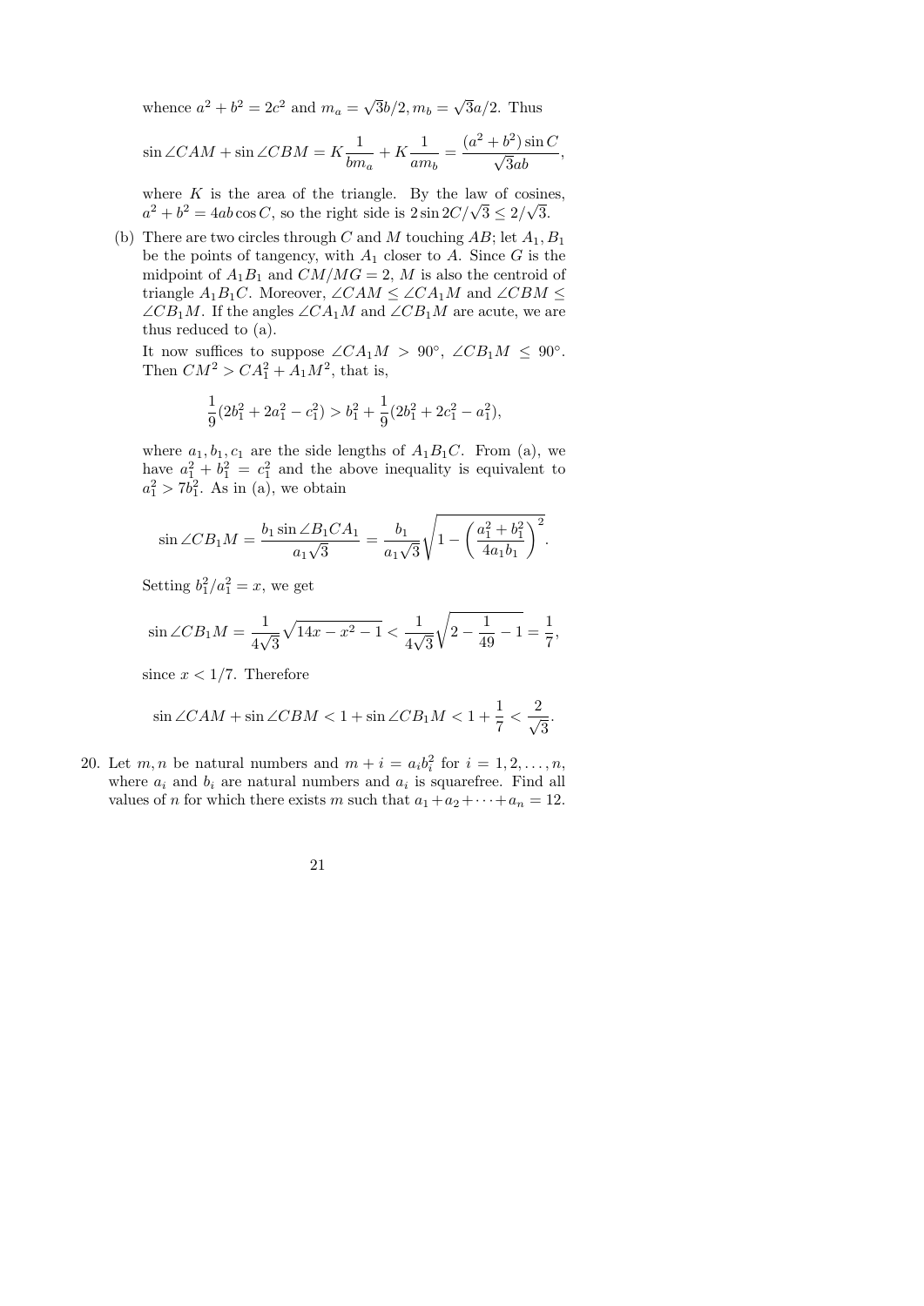whence $a^2 + b^2 = 2c^2$ and $m_a = \sqrt{3}b/2, m_b = \sqrt{3}a/2$. Thus

$$\sin \angle CAM + \sin \angle CBM = K\frac{1}{bm_a} + K\frac{1}{am_b} = \frac{(a^2+b^2)\sin C}{\sqrt{3}ab},$$

where $K$ is the area of the triangle. By the law of cosines, $a^2 + b^2 = 4ab\cos C$, so the right side is $2\sin 2C/\sqrt{3} \le 2/\sqrt{3}$.

(b) There are two circles through $C$ and $M$ touching $AB$; let $A_1, B_1$ be the points of tangency, with $A_1$ closer to $A$. Since $G$ is the midpoint of $A_1B_1$ and $CM/MG = 2$, $M$ is also the centroid of triangle $A_1B_1C$. Moreover, $\angle CAM \le \angle CA_1M$ and $\angle CBM \le \angle CB_1M$. If the angles $\angle CA_1M$ and $\angle CB_1M$ are acute, we are thus reduced to (a).

It now suffices to suppose $\angle CA_1M > 90^\circ$, $\angle CB_1M \le 90^\circ$. Then $CM^2 > CA_1^2 + A_1M^2$, that is,

$$\frac{1}{9}(2b_1^2 + 2a_1^2 - c_1^2) > b_1^2 + \frac{1}{9}(2b_1^2 + 2c_1^2 - a_1^2),$$

where $a_1, b_1, c_1$ are the side lengths of $A_1B_1C$. From (a), we have $a_1^2 + b_1^2 = c_1^2$ and the above inequality is equivalent to $a_1^2 > 7b_1^2$. As in (a), we obtain

$$\sin \angle CB_1M = \frac{b_1 \sin \angle B_1CA_1}{a_1\sqrt{3}} = \frac{b_1}{a_1\sqrt{3}}\sqrt{1 - \left(\frac{a_1^2+b_1^2}{4a_1b_1}\right)^2}.$$

Setting $b_1^2/a_1^2 = x$, we get

$$\sin \angle CB_1M = \frac{1}{4\sqrt{3}}\sqrt{14x - x^2 - 1} < \frac{1}{4\sqrt{3}}\sqrt{2 - \frac{1}{49} - 1} = \frac{1}{7},$$

since $x < 1/7$. Therefore

$$\sin \angle CAM + \sin \angle CBM < 1 + \sin \angle CB_1M < 1 + \frac{1}{7} < \frac{2}{\sqrt{3}}.$$

20. Let $m, n$ be natural numbers and $m + i = a_ib_i^2$ for $i = 1, 2, \ldots, n$, where $a_i$ and $b_i$ are natural numbers and $a_i$ is squarefree. Find all values of $n$ for which there exists $m$ such that $a_1 + a_2 + \cdots + a_n = 12$.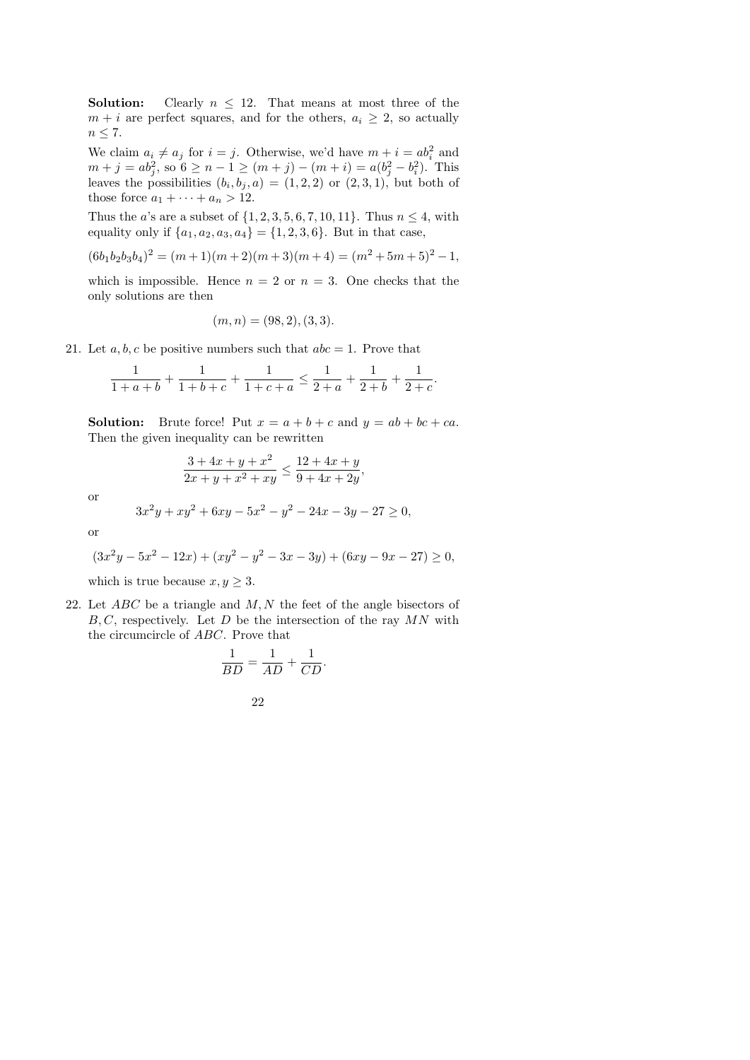**Solution:** Clearly $n \le 12$. That means at most three of the $m + i$ are perfect squares, and for the others, $a_i \ge 2$, so actually $n \le 7$.

We claim $a_i \ne a_j$ for $i = j$. Otherwise, we'd have $m + i = ab_i^2$ and $m + j = ab_j^2$, so $6 \ge n - 1 \ge (m + j) - (m + i) = a(b_j^2 - b_i^2)$. This leaves the possibilities $(b_i, b_j, a) = (1, 2, 2)$ or $(2, 3, 1)$, but both of those force $a_1 + \cdots + a_n > 12$.

Thus the $a$'s are a subset of $\{1, 2, 3, 5, 6, 7, 10, 11\}$. Thus $n \le 4$, with equality only if $\{a_1, a_2, a_3, a_4\} = \{1, 2, 3, 6\}$. But in that case,

$$(6b_1b_2b_3b_4)^2 = (m+1)(m+2)(m+3)(m+4) = (m^2 + 5m + 5)^2 - 1,$$

which is impossible. Hence $n = 2$ or $n = 3$. One checks that the only solutions are then

$$(m, n) = (98, 2), (3, 3).$$

21. Let $a, b, c$ be positive numbers such that $abc = 1$. Prove that

$$\frac{1}{1+a+b} + \frac{1}{1+b+c} + \frac{1}{1+c+a} \le \frac{1}{2+a} + \frac{1}{2+b} + \frac{1}{2+c}.$$

**Solution:** Brute force! Put $x = a + b + c$ and $y = ab + bc + ca$. Then the given inequality can be rewritten

$$\frac{3 + 4x + y + x^2}{2x + y + x^2 + xy} \le \frac{12 + 4x + y}{9 + 4x + 2y},$$

or

$$3x^2y + xy^2 + 6xy - 5x^2 - y^2 - 24x - 3y - 27 \ge 0,$$

or

$$(3x^2y - 5x^2 - 12x) + (xy^2 - y^2 - 3x - 3y) + (6xy - 9x - 27) \ge 0,$$

which is true because $x, y \ge 3$.

22. Let $ABC$ be a triangle and $M, N$ the feet of the angle bisectors of $B, C$, respectively. Let $D$ be the intersection of the ray $MN$ with the circumcircle of $ABC$. Prove that

$$\frac{1}{BD} = \frac{1}{AD} + \frac{1}{CD}.$$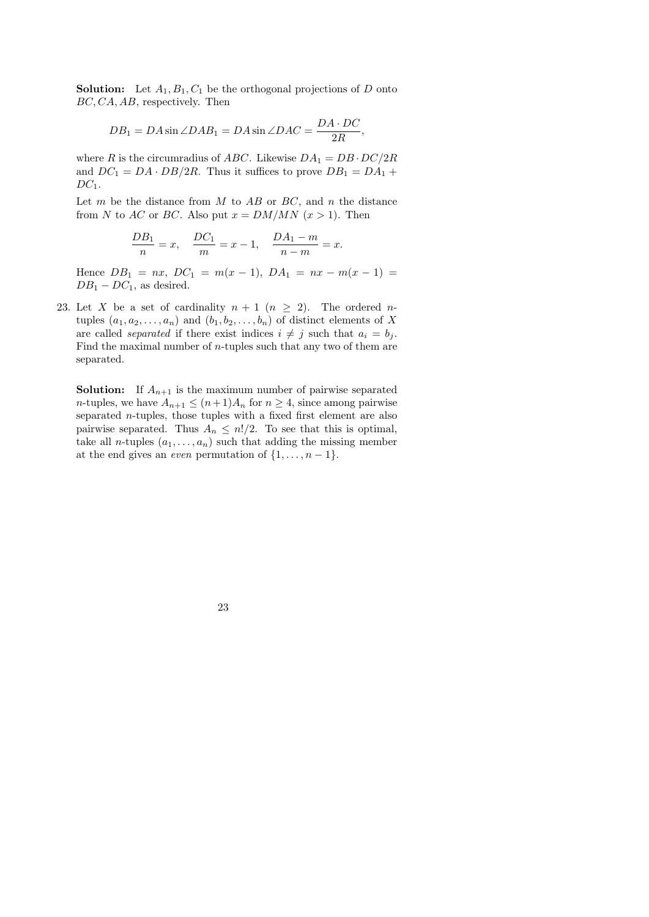**Solution:** Let $A_1, B_1, C_1$ be the orthogonal projections of $D$ onto $BC, CA, AB$, respectively. Then

$$DB_1 = DA \sin \angle DAB_1 = DA \sin \angle DAC = \frac{DA \cdot DC}{2R},$$

where $R$ is the circumradius of $ABC$. Likewise $DA_1 = DB \cdot DC/2R$ and $DC_1 = DA \cdot DB/2R$. Thus it suffices to prove $DB_1 = DA_1 + DC_1$.

Let $m$ be the distance from $M$ to $AB$ or $BC$, and $n$ the distance from $N$ to $AC$ or $BC$. Also put $x = DM/MN$ ($x > 1$). Then

$$\frac{DB_1}{n} = x, \quad \frac{DC_1}{m} = x - 1, \quad \frac{DA_1 - m}{n - m} = x.$$

Hence $DB_1 = nx$, $DC_1 = m(x-1)$, $DA_1 = nx - m(x-1) = DB_1 - DC_1$, as desired.

23. Let $X$ be a set of cardinality $n+1$ ($n \geq 2$). The ordered $n$-tuples $(a_1, a_2, \ldots, a_n)$ and $(b_1, b_2, \ldots, b_n)$ of distinct elements of $X$ are called *separated* if there exist indices $i \neq j$ such that $a_i = b_j$. Find the maximal number of $n$-tuples such that any two of them are separated.

**Solution:** If $A_{n+1}$ is the maximum number of pairwise separated $n$-tuples, we have $A_{n+1} \leq (n+1)A_n$ for $n \geq 4$, since among pairwise separated $n$-tuples, those tuples with a fixed first element are also pairwise separated. Thus $A_n \leq n!/2$. To see that this is optimal, take all $n$-tuples $(a_1, \ldots, a_n)$ such that adding the missing member at the end gives an *even* permutation of $\{1, \ldots, n-1\}$.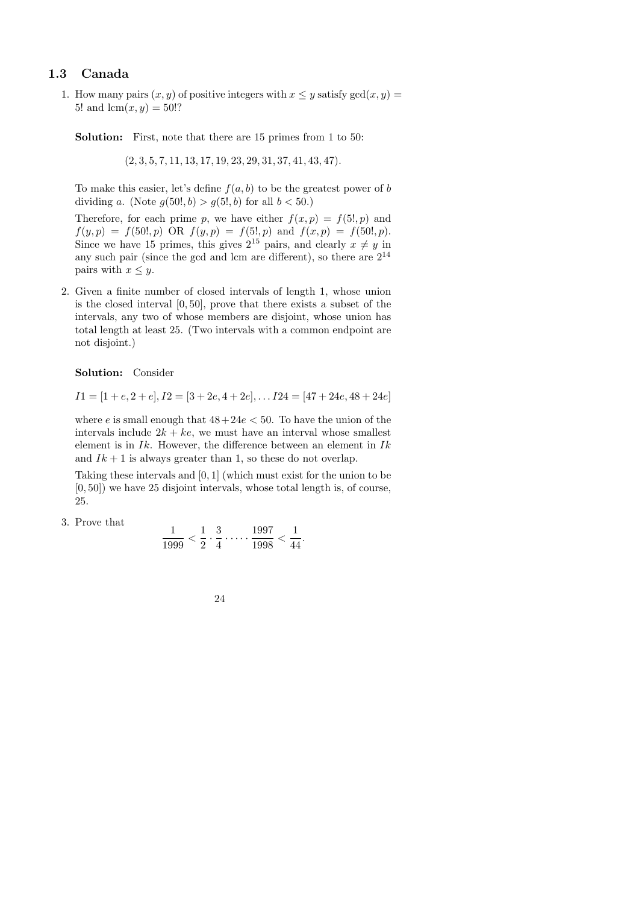## 1.3 Canada

1. How many pairs $(x, y)$ of positive integers with $x \leq y$ satisfy $\gcd(x, y) = 5!$ and $\text{lcm}(x, y) = 50!$?

   **Solution:** First, note that there are 15 primes from 1 to 50:

   $$(2, 3, 5, 7, 11, 13, 17, 19, 23, 29, 31, 37, 41, 43, 47).$$

   To make this easier, let's define $f(a, b)$ to be the greatest power of $b$ dividing $a$. (Note $g(50!, b) > g(5!, b)$ for all $b < 50$.)

   Therefore, for each prime $p$, we have either $f(x, p) = f(5!, p)$ and $f(y, p) = f(50!, p)$ OR $f(y, p) = f(5!, p)$ and $f(x, p) = f(50!, p)$. Since we have 15 primes, this gives $2^{15}$ pairs, and clearly $x \neq y$ in any such pair (since the gcd and lcm are different), so there are $2^{14}$ pairs with $x \leq y$.

2. Given a finite number of closed intervals of length 1, whose union is the closed interval $[0, 50]$, prove that there exists a subset of the intervals, any two of whose members are disjoint, whose union has total length at least 25. (Two intervals with a common endpoint are not disjoint.)

   **Solution:** Consider

   $$I1 = [1 + e, 2 + e], I2 = [3 + 2e, 4 + 2e], \ldots I24 = [47 + 24e, 48 + 24e]$$

   where $e$ is small enough that $48 + 24e < 50$. To have the union of the intervals include $2k + ke$, we must have an interval whose smallest element is in $Ik$. However, the difference between an element in $Ik$ and $Ik + 1$ is always greater than 1, so these do not overlap.

   Taking these intervals and $[0, 1]$ (which must exist for the union to be $[0, 50]$) we have 25 disjoint intervals, whose total length is, of course, 25.

3. Prove that

   $$\frac{1}{1999} < \frac{1}{2} \cdot \frac{3}{4} \cdot \cdots \cdot \frac{1997}{1998} < \frac{1}{44}.$$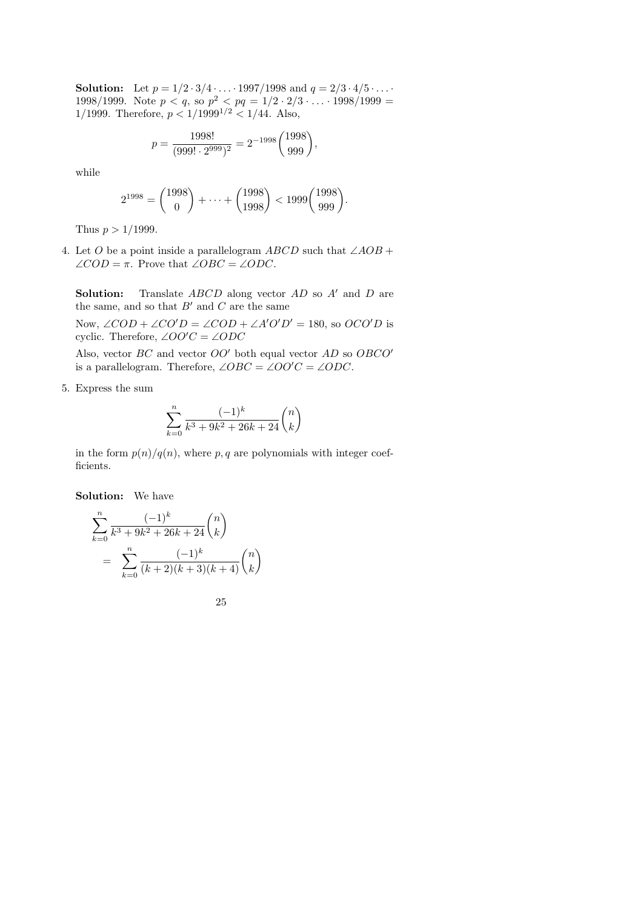**Solution:** Let $p = 1/2 \cdot 3/4 \cdot \ldots \cdot 1997/1998$ and $q = 2/3 \cdot 4/5 \cdot \ldots \cdot 1998/1999$. Note $p < q$, so $p^2 < pq = 1/2 \cdot 2/3 \cdot \ldots \cdot 1998/1999 = 1/1999$. Therefore, $p < 1/1999^{1/2} < 1/44$. Also,

$$p = \frac{1998!}{(999! \cdot 2^{999})^2} = 2^{-1998}\binom{1998}{999},$$

while

$$2^{1998} = \binom{1998}{0} + \cdots + \binom{1998}{1998} < 1999\binom{1998}{999}.$$

Thus $p > 1/1999$.

4. Let $O$ be a point inside a parallelogram $ABCD$ such that $\angle AOB + \angle COD = \pi$. Prove that $\angle OBC = \angle ODC$.

**Solution:** Translate $ABCD$ along vector $AD$ so $A'$ and $D$ are the same, and so that $B'$ and $C$ are the same

Now, $\angle COD + \angle CO'D = \angle COD + \angle A'O'D' = 180$, so $OCO'D$ is cyclic. Therefore, $\angle OO'C = \angle ODC$

Also, vector $BC$ and vector $OO'$ both equal vector $AD$ so $OBCO'$ is a parallelogram. Therefore, $\angle OBC = \angle OO'C = \angle ODC$.

5. Express the sum

$$\sum_{k=0}^{n} \frac{(-1)^k}{k^3 + 9k^2 + 26k + 24}\binom{n}{k}$$

in the form $p(n)/q(n)$, where $p, q$ are polynomials with integer coefficients.

**Solution:** We have

$$\sum_{k=0}^{n} \frac{(-1)^k}{k^3 + 9k^2 + 26k + 24}\binom{n}{k}$$
$$= \sum_{k=0}^{n} \frac{(-1)^k}{(k+2)(k+3)(k+4)}\binom{n}{k}$$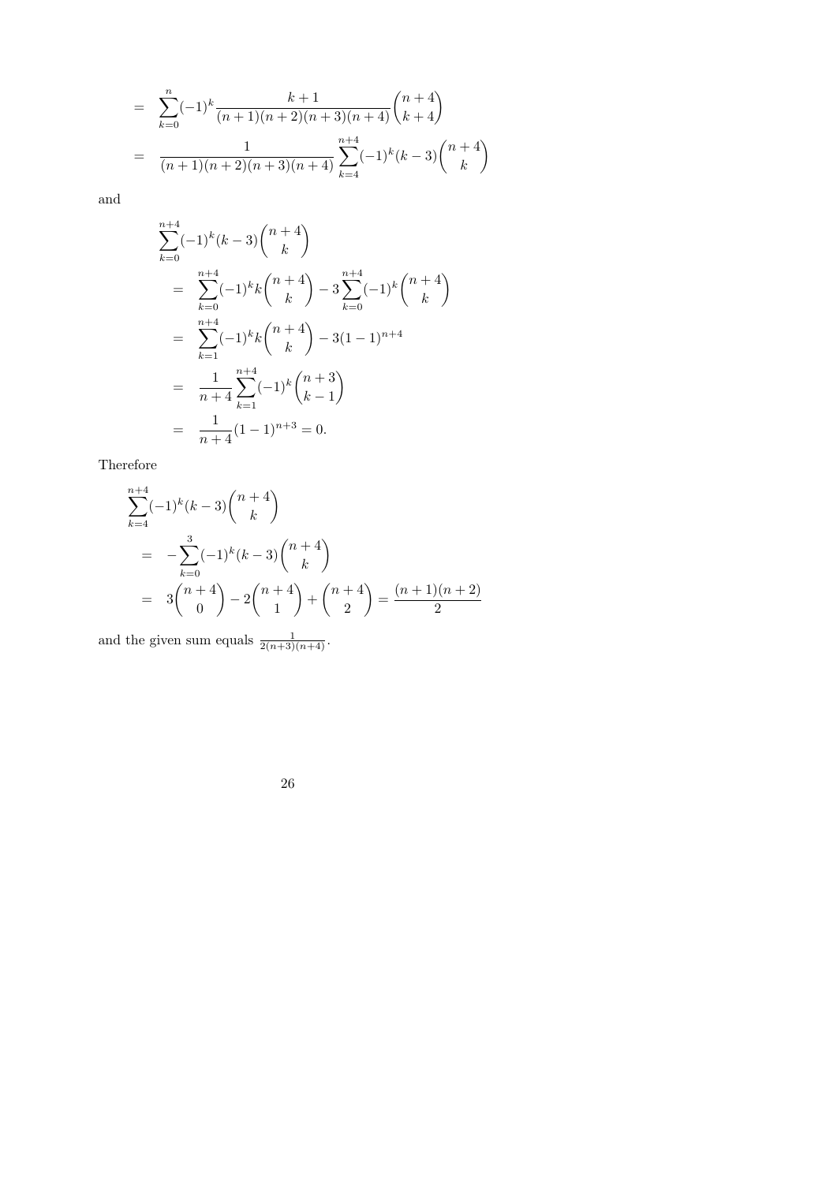$$
\begin{aligned}
&= \sum_{k=0}^{n}(-1)^k \frac{k+1}{(n+1)(n+2)(n+3)(n+4)}\binom{n+4}{k+4} \\
&= \frac{1}{(n+1)(n+2)(n+3)(n+4)}\sum_{k=4}^{n+4}(-1)^k (k-3)\binom{n+4}{k}
\end{aligned}
$$

and

$$
\begin{aligned}
&\sum_{k=0}^{n+4}(-1)^k (k-3)\binom{n+4}{k} \\
&\quad = \sum_{k=0}^{n+4}(-1)^k k\binom{n+4}{k} - 3\sum_{k=0}^{n+4}(-1)^k\binom{n+4}{k} \\
&\quad = \sum_{k=1}^{n+4}(-1)^k k\binom{n+4}{k} - 3(1-1)^{n+4} \\
&\quad = \frac{1}{n+4}\sum_{k=1}^{n+4}(-1)^k\binom{n+3}{k-1} \\
&\quad = \frac{1}{n+4}(1-1)^{n+3} = 0.
\end{aligned}
$$

Therefore

$$
\begin{aligned}
&\sum_{k=4}^{n+4}(-1)^k (k-3)\binom{n+4}{k} \\
&\quad = -\sum_{k=0}^{3}(-1)^k (k-3)\binom{n+4}{k} \\
&\quad = 3\binom{n+4}{0} - 2\binom{n+4}{1} + \binom{n+4}{2} = \frac{(n+1)(n+2)}{2}
\end{aligned}
$$

and the given sum equals $\frac{1}{2(n+3)(n+4)}$.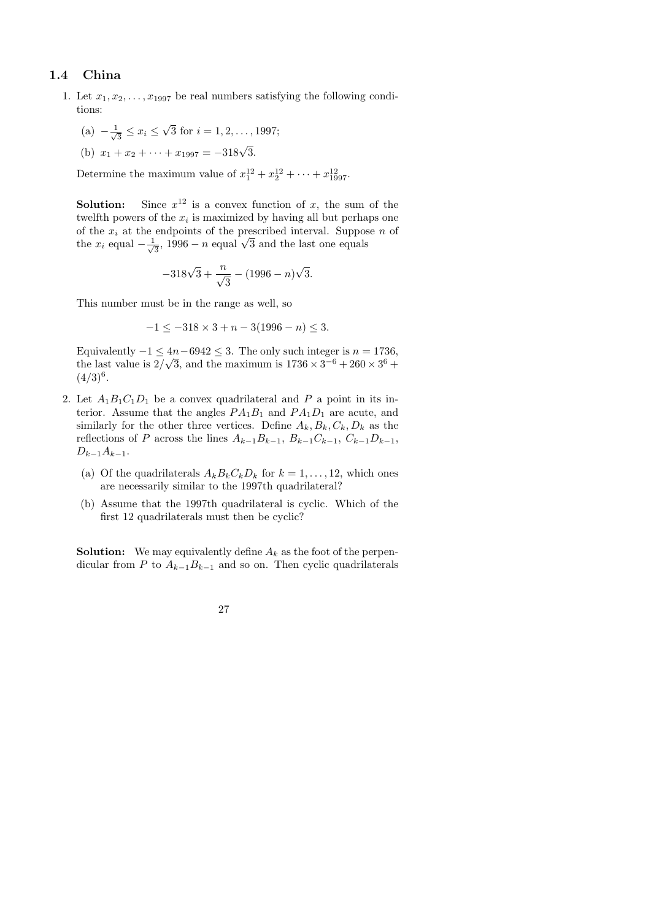## 1.4 China

1. Let $x_1, x_2, \ldots, x_{1997}$ be real numbers satisfying the following conditions:

   (a) $-\frac{1}{\sqrt{3}} \leq x_i \leq \sqrt{3}$ for $i = 1, 2, \ldots, 1997$;

   (b) $x_1 + x_2 + \cdots + x_{1997} = -318\sqrt{3}$.

   Determine the maximum value of $x_1^{12} + x_2^{12} + \cdots + x_{1997}^{12}$.

   **Solution:** Since $x^{12}$ is a convex function of $x$, the sum of the twelfth powers of the $x_i$ is maximized by having all but perhaps one of the $x_i$ at the endpoints of the prescribed interval. Suppose $n$ of the $x_i$ equal $-\frac{1}{\sqrt{3}}$, $1996 - n$ equal $\sqrt{3}$ and the last one equals

   $$-318\sqrt{3} + \frac{n}{\sqrt{3}} - (1996 - n)\sqrt{3}.$$

   This number must be in the range as well, so

   $$-1 \leq -318 \times 3 + n - 3(1996 - n) \leq 3.$$

   Equivalently $-1 \leq 4n - 6942 \leq 3$. The only such integer is $n = 1736$, the last value is $2/\sqrt{3}$, and the maximum is $1736 \times 3^{-6} + 260 \times 3^6 + (4/3)^6$.

2. Let $A_1B_1C_1D_1$ be a convex quadrilateral and $P$ a point in its interior. Assume that the angles $PA_1B_1$ and $PA_1D_1$ are acute, and similarly for the other three vertices. Define $A_k, B_k, C_k, D_k$ as the reflections of $P$ across the lines $A_{k-1}B_{k-1}$, $B_{k-1}C_{k-1}$, $C_{k-1}D_{k-1}$, $D_{k-1}A_{k-1}$.

   (a) Of the quadrilaterals $A_kB_kC_kD_k$ for $k = 1, \ldots, 12$, which ones are necessarily similar to the 1997th quadrilateral?

   (b) Assume that the 1997th quadrilateral is cyclic. Which of the first 12 quadrilaterals must then be cyclic?

   **Solution:** We may equivalently define $A_k$ as the foot of the perpendicular from $P$ to $A_{k-1}B_{k-1}$ and so on. Then cyclic quadrilaterals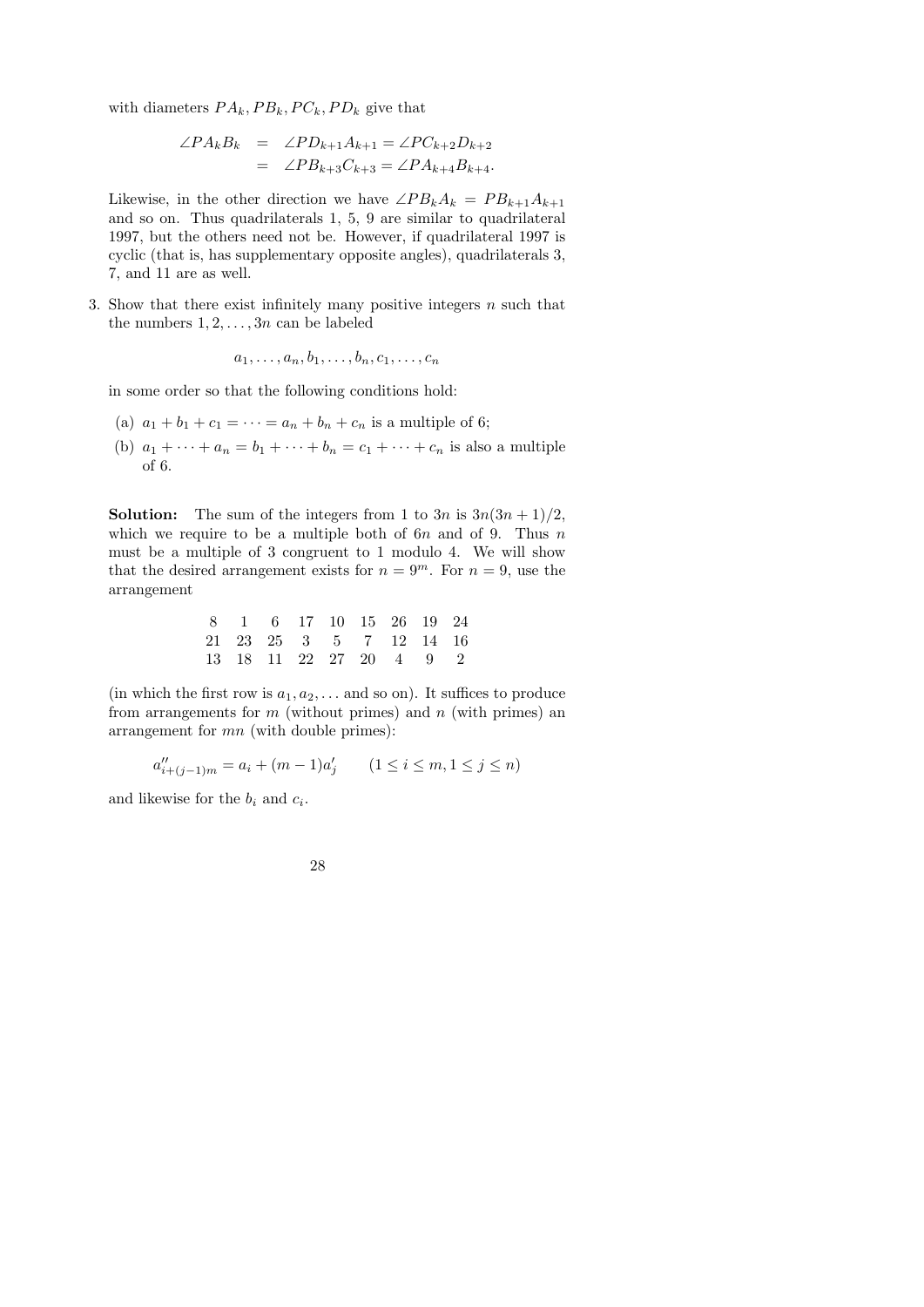with diameters $PA_k, PB_k, PC_k, PD_k$ give that

$$\begin{aligned} \angle PA_kB_k &= \angle PD_{k+1}A_{k+1} = \angle PC_{k+2}D_{k+2} \\ &= \angle PB_{k+3}C_{k+3} = \angle PA_{k+4}B_{k+4}. \end{aligned}$$

Likewise, in the other direction we have $\angle PB_kA_k = PB_{k+1}A_{k+1}$ and so on. Thus quadrilaterals 1, 5, 9 are similar to quadrilateral 1997, but the others need not be. However, if quadrilateral 1997 is cyclic (that is, has supplementary opposite angles), quadrilaterals 3, 7, and 11 are as well.

3. Show that there exist infinitely many positive integers $n$ such that the numbers $1, 2, \ldots, 3n$ can be labeled

$$a_1, \ldots, a_n, b_1, \ldots, b_n, c_1, \ldots, c_n$$

in some order so that the following conditions hold:

(a) $a_1 + b_1 + c_1 = \cdots = a_n + b_n + c_n$ is a multiple of 6;

(b) $a_1 + \cdots + a_n = b_1 + \cdots + b_n = c_1 + \cdots + c_n$ is also a multiple of 6.

**Solution:** The sum of the integers from 1 to $3n$ is $3n(3n+1)/2$, which we require to be a multiple both of $6n$ and of 9. Thus $n$ must be a multiple of 3 congruent to 1 modulo 4. We will show that the desired arrangement exists for $n = 9^m$. For $n = 9$, use the arrangement

| | | | | | | | | |
|---|---|---|---|---|---|---|---|---|
| 8 | 1 | 6 | 17 | 10 | 15 | 26 | 19 | 24 |
| 21 | 23 | 25 | 3 | 5 | 7 | 12 | 14 | 16 |
| 13 | 18 | 11 | 22 | 27 | 20 | 4 | 9 | 2 |

(in which the first row is $a_1, a_2, \ldots$ and so on). It suffices to produce from arrangements for $m$ (without primes) and $n$ (with primes) an arrangement for $mn$ (with double primes):

$$a''_{i+(j-1)m} = a_i + (m-1)a'_j \qquad (1 \le i \le m, 1 \le j \le n)$$

and likewise for the $b_i$ and $c_i$.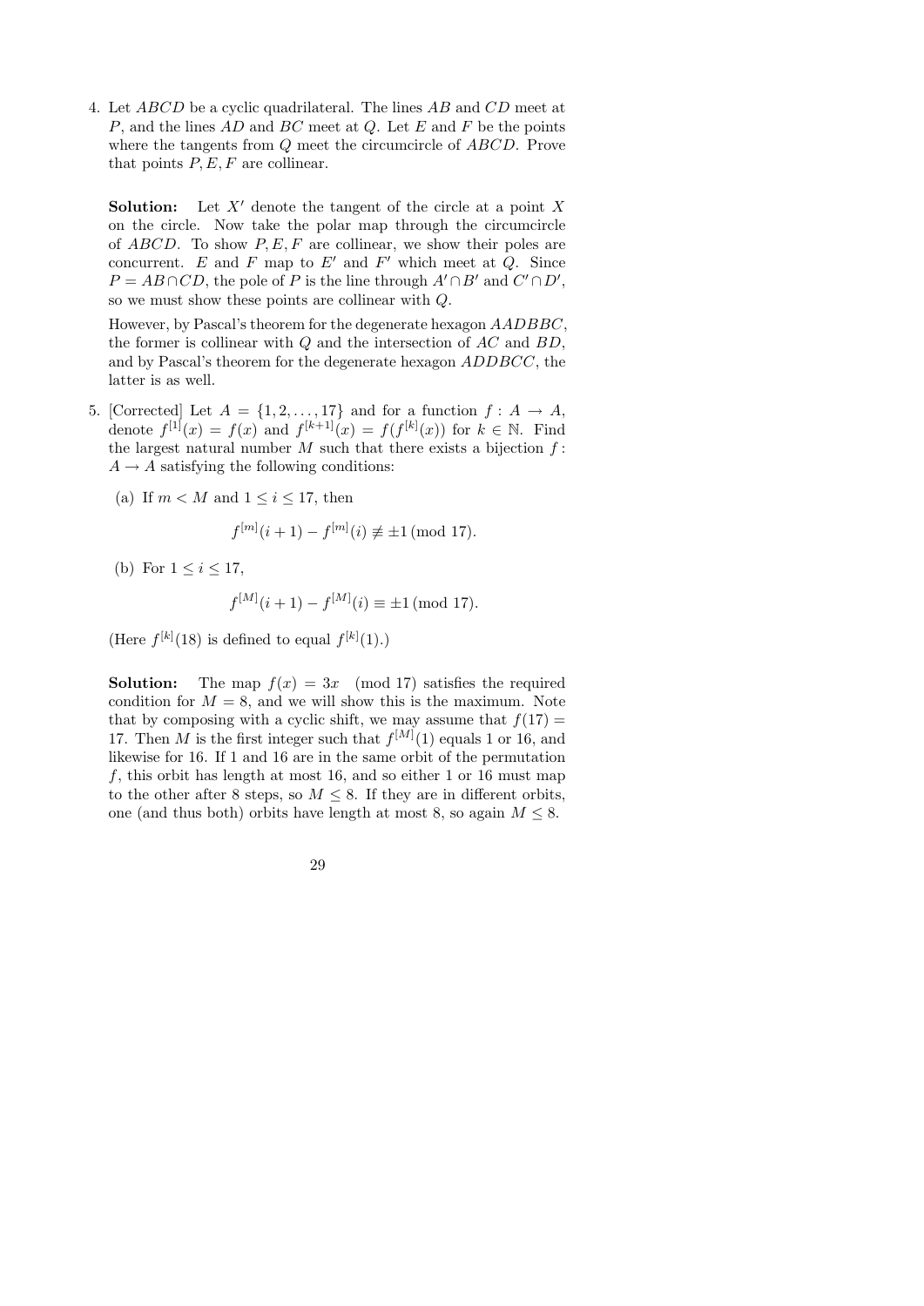4. Let $ABCD$ be a cyclic quadrilateral. The lines $AB$ and $CD$ meet at $P$, and the lines $AD$ and $BC$ meet at $Q$. Let $E$ and $F$ be the points where the tangents from $Q$ meet the circumcircle of $ABCD$. Prove that points $P, E, F$ are collinear.

   **Solution:** Let $X'$ denote the tangent of the circle at a point $X$ on the circle. Now take the polar map through the circumcircle of $ABCD$. To show $P, E, F$ are collinear, we show their poles are concurrent. $E$ and $F$ map to $E'$ and $F'$ which meet at $Q$. Since $P = AB \cap CD$, the pole of $P$ is the line through $A' \cap B'$ and $C' \cap D'$, so we must show these points are collinear with $Q$.

   However, by Pascal's theorem for the degenerate hexagon $AADBBC$, the former is collinear with $Q$ and the intersection of $AC$ and $BD$, and by Pascal's theorem for the degenerate hexagon $ADDBCC$, the latter is as well.

5. [Corrected] Let $A = \{1, 2, \ldots, 17\}$ and for a function $f : A \to A$, denote $f^{[1]}(x) = f(x)$ and $f^{[k+1]}(x) = f(f^{[k]}(x))$ for $k \in \mathbb{N}$. Find the largest natural number $M$ such that there exists a bijection $f : A \to A$ satisfying the following conditions:

   (a) If $m < M$ and $1 \le i \le 17$, then

   $$f^{[m]}(i+1) - f^{[m]}(i) \not\equiv \pm 1 \pmod{17}.$$

   (b) For $1 \le i \le 17$,

   $$f^{[M]}(i+1) - f^{[M]}(i) \equiv \pm 1 \pmod{17}.$$

   (Here $f^{[k]}(18)$ is defined to equal $f^{[k]}(1)$.)

   **Solution:** The map $f(x) = 3x \pmod{17}$ satisfies the required condition for $M = 8$, and we will show this is the maximum. Note that by composing with a cyclic shift, we may assume that $f(17) = 17$. Then $M$ is the first integer such that $f^{[M]}(1)$ equals 1 or 16, and likewise for 16. If 1 and 16 are in the same orbit of the permutation $f$, this orbit has length at most 16, and so either 1 or 16 must map to the other after 8 steps, so $M \le 8$. If they are in different orbits, one (and thus both) orbits have length at most 8, so again $M \le 8$.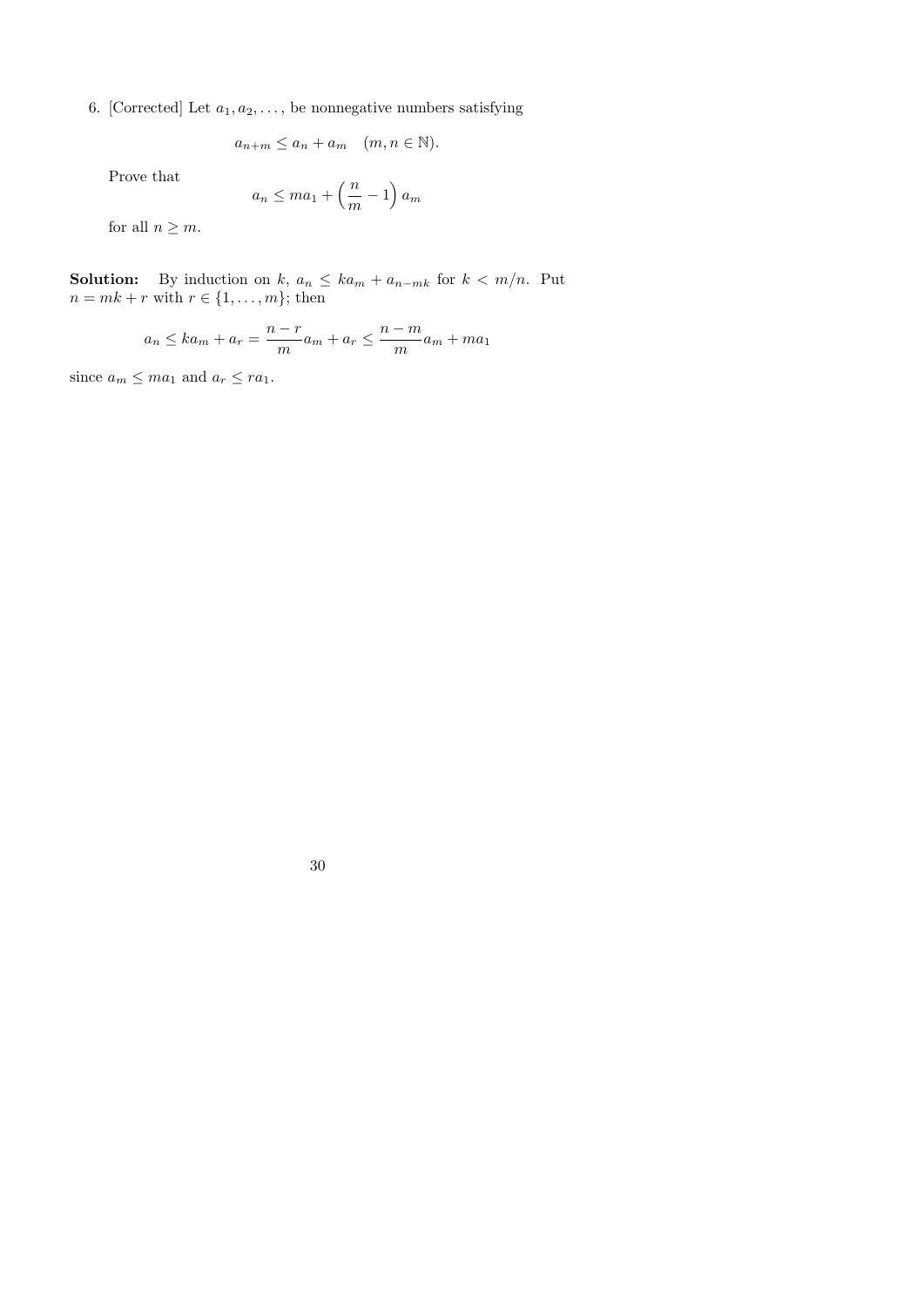6. [Corrected] Let $a_1, a_2, \ldots,$ be nonnegative numbers satisfying

$$a_{n+m} \leq a_n + a_m \quad (m, n \in \mathbb{N}).$$

Prove that

$$a_n \leq m a_1 + \left(\frac{n}{m} - 1\right) a_m$$

for all $n \geq m$.

**Solution:** By induction on $k$, $a_n \leq k a_m + a_{n-mk}$ for $k < m/n$. Put $n = mk + r$ with $r \in \{1, \ldots, m\}$; then

$$a_n \leq k a_m + a_r = \frac{n-r}{m} a_m + a_r \leq \frac{n-m}{m} a_m + m a_1$$

since $a_m \leq m a_1$ and $a_r \leq r a_1$.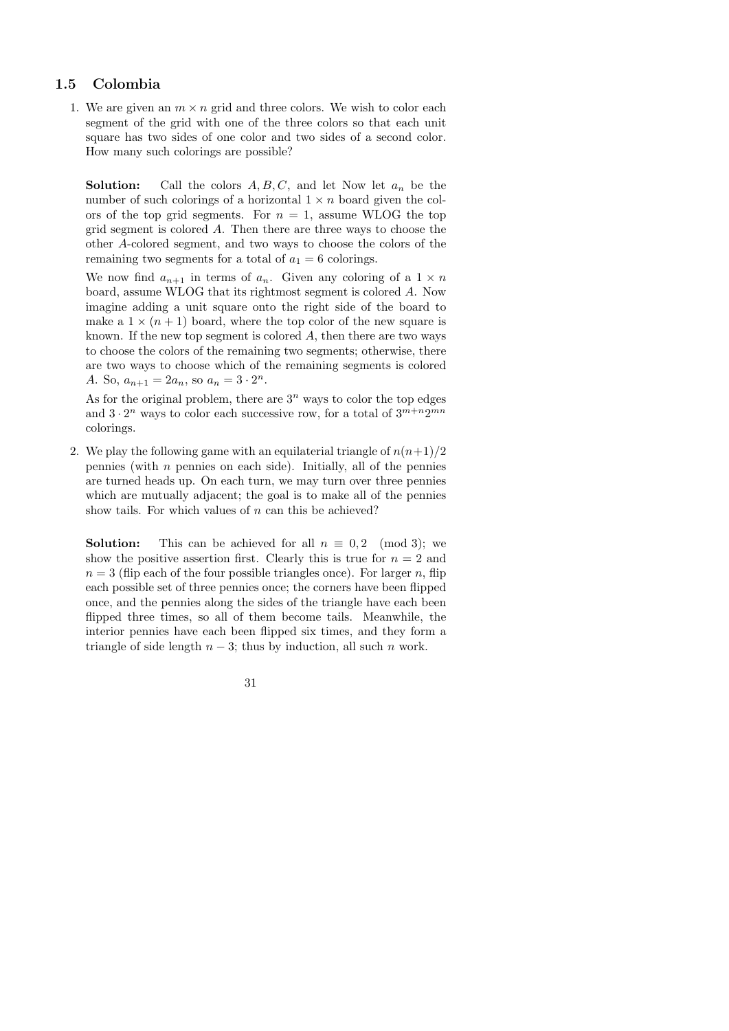## 1.5 Colombia

1. We are given an $m \times n$ grid and three colors. We wish to color each segment of the grid with one of the three colors so that each unit square has two sides of one color and two sides of a second color. How many such colorings are possible?

   **Solution:** Call the colors $A, B, C$, and let Now let $a_n$ be the number of such colorings of a horizontal $1 \times n$ board given the colors of the top grid segments. For $n = 1$, assume WLOG the top grid segment is colored $A$. Then there are three ways to choose the other $A$-colored segment, and two ways to choose the colors of the remaining two segments for a total of $a_1 = 6$ colorings.

   We now find $a_{n+1}$ in terms of $a_n$. Given any coloring of a $1 \times n$ board, assume WLOG that its rightmost segment is colored $A$. Now imagine adding a unit square onto the right side of the board to make a $1 \times (n+1)$ board, where the top color of the new square is known. If the new top segment is colored $A$, then there are two ways to choose the colors of the remaining two segments; otherwise, there are two ways to choose which of the remaining segments is colored $A$. So, $a_{n+1} = 2a_n$, so $a_n = 3 \cdot 2^n$.

   As for the original problem, there are $3^n$ ways to color the top edges and $3 \cdot 2^n$ ways to color each successive row, for a total of $3^{m+n}2^{mn}$ colorings.

2. We play the following game with an equilaterial triangle of $n(n+1)/2$ pennies (with $n$ pennies on each side). Initially, all of the pennies are turned heads up. On each turn, we may turn over three pennies which are mutually adjacent; the goal is to make all of the pennies show tails. For which values of $n$ can this be achieved?

   **Solution:** This can be achieved for all $n \equiv 0, 2 \pmod 3$; we show the positive assertion first. Clearly this is true for $n = 2$ and $n = 3$ (flip each of the four possible triangles once). For larger $n$, flip each possible set of three pennies once; the corners have been flipped once, and the pennies along the sides of the triangle have each been flipped three times, so all of them become tails. Meanwhile, the interior pennies have each been flipped six times, and they form a triangle of side length $n - 3$; thus by induction, all such $n$ work.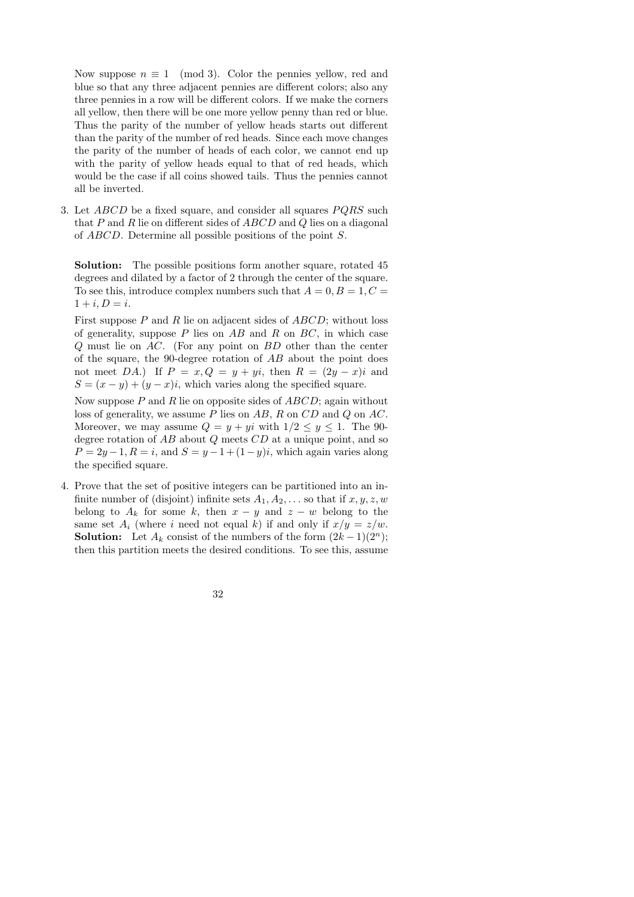Now suppose $n \equiv 1 \pmod 3$. Color the pennies yellow, red and blue so that any three adjacent pennies are different colors; also any three pennies in a row will be different colors. If we make the corners all yellow, then there will be one more yellow penny than red or blue. Thus the parity of the number of yellow heads starts out different than the parity of the number of red heads. Since each move changes the parity of the number of heads of each color, we cannot end up with the parity of yellow heads equal to that of red heads, which would be the case if all coins showed tails. Thus the pennies cannot all be inverted.

3. Let $ABCD$ be a fixed square, and consider all squares $PQRS$ such that $P$ and $R$ lie on different sides of $ABCD$ and $Q$ lies on a diagonal of $ABCD$. Determine all possible positions of the point $S$.

   **Solution:** The possible positions form another square, rotated 45 degrees and dilated by a factor of 2 through the center of the square. To see this, introduce complex numbers such that $A = 0, B = 1, C = 1 + i, D = i$.

   First suppose $P$ and $R$ lie on adjacent sides of $ABCD$; without loss of generality, suppose $P$ lies on $AB$ and $R$ on $BC$, in which case $Q$ must lie on $AC$. (For any point on $BD$ other than the center of the square, the 90-degree rotation of $AB$ about the point does not meet $DA$.) If $P = x, Q = y + yi$, then $R = (2y - x)i$ and $S = (x - y) + (y - x)i$, which varies along the specified square.

   Now suppose $P$ and $R$ lie on opposite sides of $ABCD$; again without loss of generality, we assume $P$ lies on $AB$, $R$ on $CD$ and $Q$ on $AC$. Moreover, we may assume $Q = y + yi$ with $1/2 \leq y \leq 1$. The 90-degree rotation of $AB$ about $Q$ meets $CD$ at a unique point, and so $P = 2y - 1, R = i$, and $S = y - 1 + (1 - y)i$, which again varies along the specified square.

4. Prove that the set of positive integers can be partitioned into an infinite number of (disjoint) infinite sets $A_1, A_2, \ldots$ so that if $x, y, z, w$ belong to $A_k$ for some $k$, then $x - y$ and $z - w$ belong to the same set $A_i$ (where $i$ need not equal $k$) if and only if $x/y = z/w$.

   **Solution:** Let $A_k$ consist of the numbers of the form $(2k - 1)(2^n)$; then this partition meets the desired conditions. To see this, assume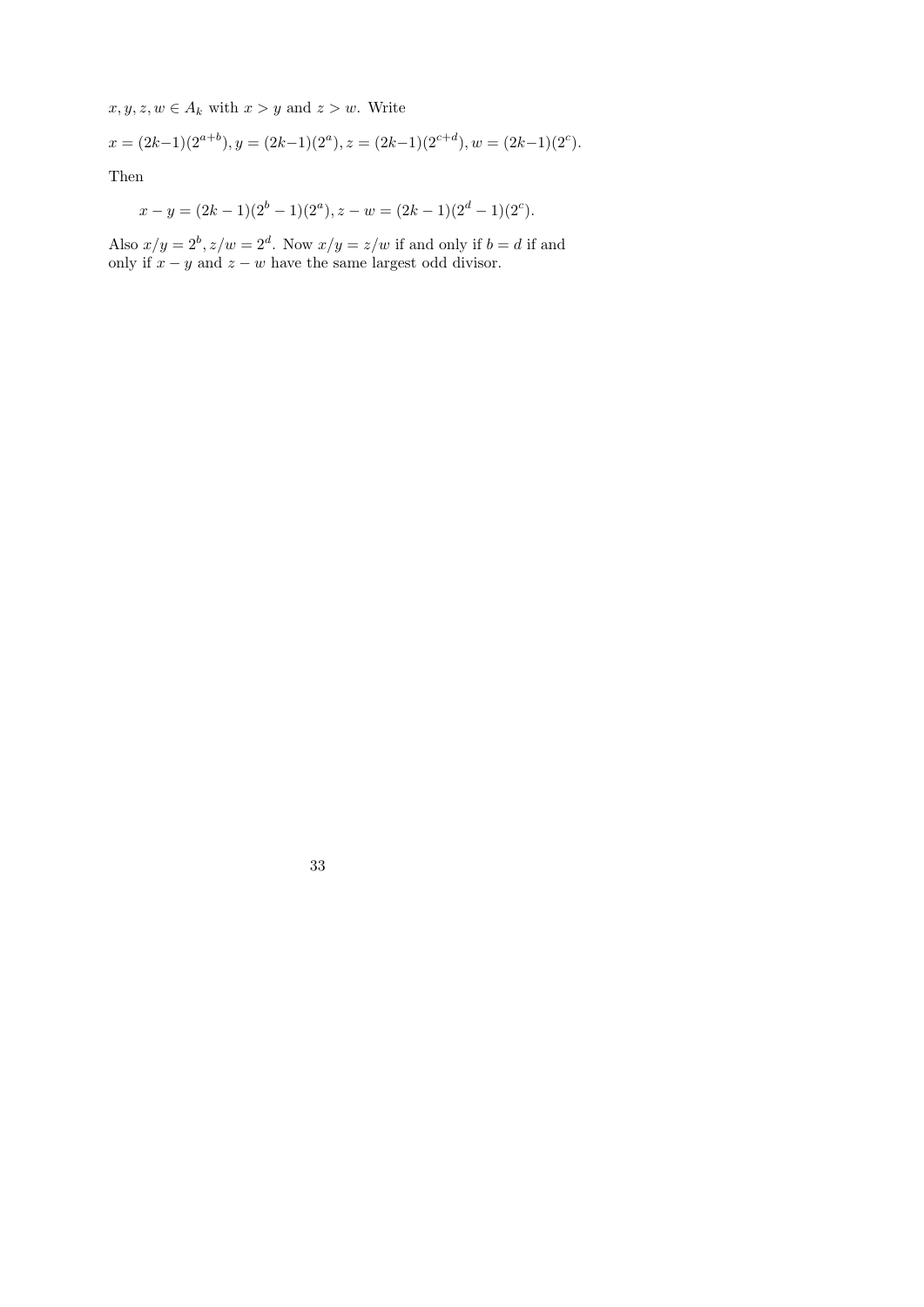$x, y, z, w \in A_k$ with $x > y$ and $z > w$. Write

$$x = (2k-1)(2^{a+b}), y = (2k-1)(2^a), z = (2k-1)(2^{c+d}), w = (2k-1)(2^c).$$

Then

$$x - y = (2k-1)(2^b - 1)(2^a), z - w = (2k-1)(2^d - 1)(2^c).$$

Also $x/y = 2^b, z/w = 2^d$. Now $x/y = z/w$ if and only if $b = d$ if and only if $x - y$ and $z - w$ have the same largest odd divisor.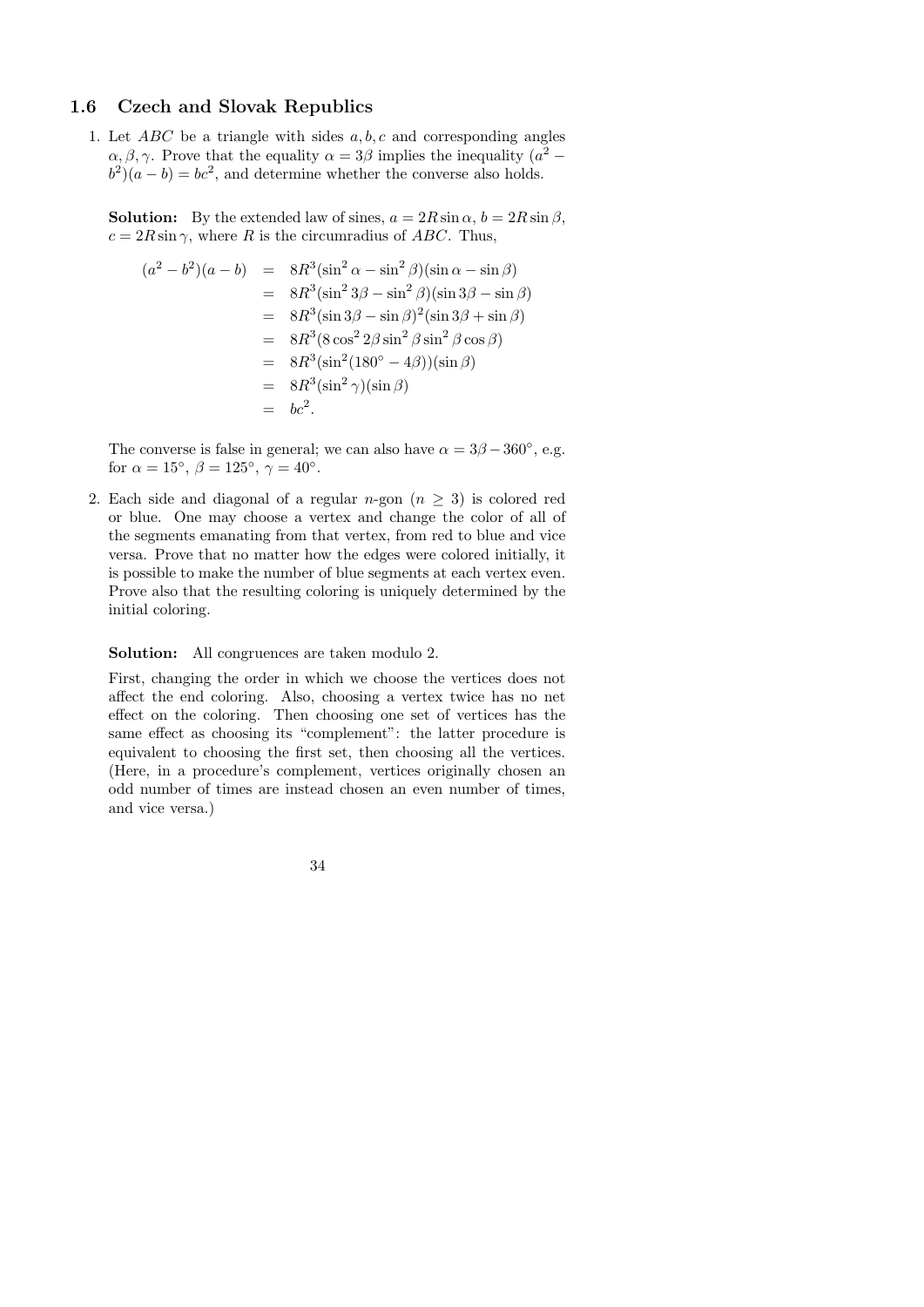## 1.6 Czech and Slovak Republics

1. Let $ABC$ be a triangle with sides $a, b, c$ and corresponding angles $\alpha, \beta, \gamma$. Prove that the equality $\alpha = 3\beta$ implies the inequality $(a^2 - b^2)(a - b) = bc^2$, and determine whether the converse also holds.

   **Solution:** By the extended law of sines, $a = 2R\sin\alpha$, $b = 2R\sin\beta$, $c = 2R\sin\gamma$, where $R$ is the circumradius of $ABC$. Thus,

$$
\begin{aligned}
(a^2 - b^2)(a - b) &= 8R^3(\sin^2\alpha - \sin^2\beta)(\sin\alpha - \sin\beta) \\
&= 8R^3(\sin^2 3\beta - \sin^2\beta)(\sin 3\beta - \sin\beta) \\
&= 8R^3(\sin 3\beta - \sin\beta)^2(\sin 3\beta + \sin\beta) \\
&= 8R^3(8\cos^2 2\beta \sin^2\beta \sin^2\beta \cos\beta) \\
&= 8R^3(\sin^2(180^\circ - 4\beta))(\sin\beta) \\
&= 8R^3(\sin^2\gamma)(\sin\beta) \\
&= bc^2.
\end{aligned}
$$

   The converse is false in general; we can also have $\alpha = 3\beta - 360^\circ$, e.g. for $\alpha = 15^\circ$, $\beta = 125^\circ$, $\gamma = 40^\circ$.

2. Each side and diagonal of a regular $n$-gon ($n \geq 3$) is colored red or blue. One may choose a vertex and change the color of all of the segments emanating from that vertex, from red to blue and vice versa. Prove that no matter how the edges were colored initially, it is possible to make the number of blue segments at each vertex even. Prove also that the resulting coloring is uniquely determined by the initial coloring.

   **Solution:** All congruences are taken modulo 2.

   First, changing the order in which we choose the vertices does not affect the end coloring. Also, choosing a vertex twice has no net effect on the coloring. Then choosing one set of vertices has the same effect as choosing its "complement": the latter procedure is equivalent to choosing the first set, then choosing all the vertices. (Here, in a procedure's complement, vertices originally chosen an odd number of times are instead chosen an even number of times, and vice versa.)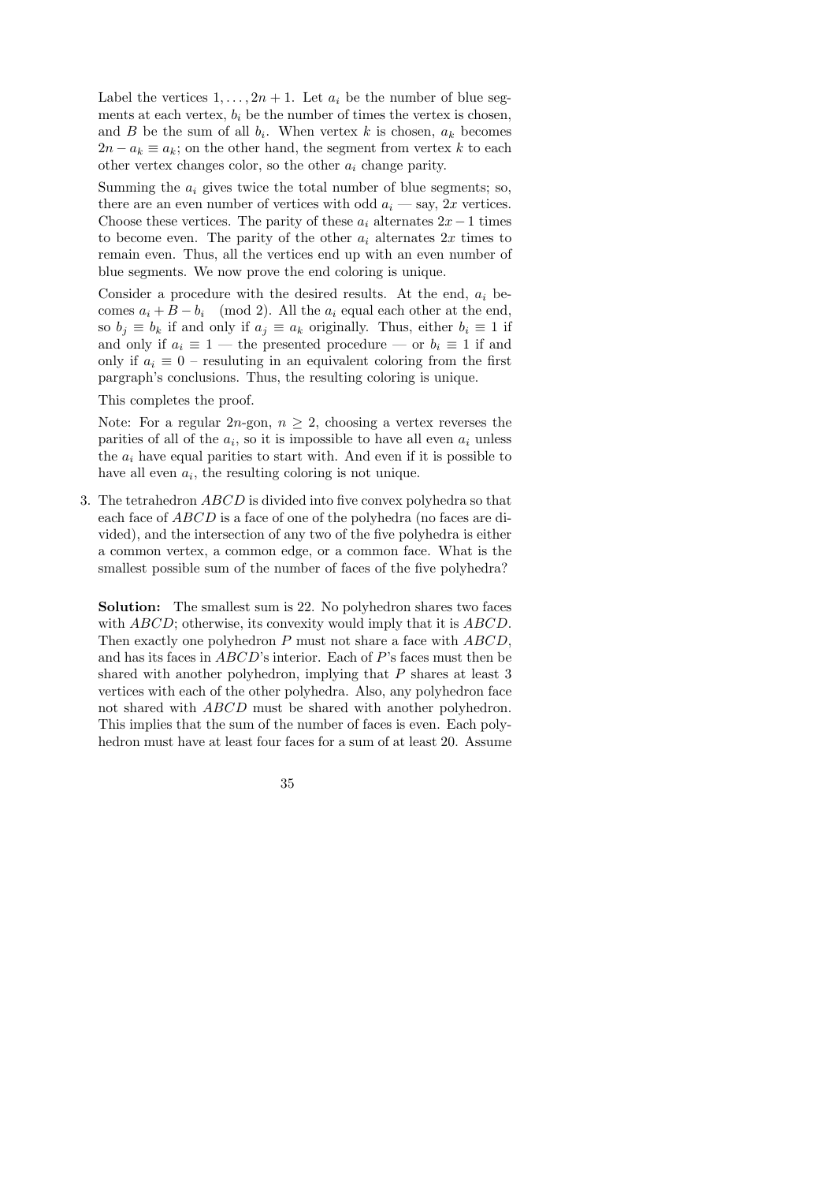Label the vertices $1, \ldots, 2n+1$. Let $a_i$ be the number of blue segments at each vertex, $b_i$ be the number of times the vertex is chosen, and $B$ be the sum of all $b_i$. When vertex $k$ is chosen, $a_k$ becomes $2n - a_k \equiv a_k$; on the other hand, the segment from vertex $k$ to each other vertex changes color, so the other $a_i$ change parity.

Summing the $a_i$ gives twice the total number of blue segments; so, there are an even number of vertices with odd $a_i$ — say, $2x$ vertices. Choose these vertices. The parity of these $a_i$ alternates $2x - 1$ times to become even. The parity of the other $a_i$ alternates $2x$ times to remain even. Thus, all the vertices end up with an even number of blue segments. We now prove the end coloring is unique.

Consider a procedure with the desired results. At the end, $a_i$ becomes $a_i + B - b_i \pmod 2$. All the $a_i$ equal each other at the end, so $b_j \equiv b_k$ if and only if $a_j \equiv a_k$ originally. Thus, either $b_i \equiv 1$ if and only if $a_i \equiv 1$ — the presented procedure — or $b_i \equiv 1$ if and only if $a_i \equiv 0$ – resuluting in an equivalent coloring from the first pargraph's conclusions. Thus, the resulting coloring is unique.

This completes the proof.

Note: For a regular $2n$-gon, $n \geq 2$, choosing a vertex reverses the parities of all of the $a_i$, so it is impossible to have all even $a_i$ unless the $a_i$ have equal parities to start with. And even if it is possible to have all even $a_i$, the resulting coloring is not unique.

3. The tetrahedron $ABCD$ is divided into five convex polyhedra so that each face of $ABCD$ is a face of one of the polyhedra (no faces are divided), and the intersection of any two of the five polyhedra is either a common vertex, a common edge, or a common face. What is the smallest possible sum of the number of faces of the five polyhedra?

   **Solution:** The smallest sum is 22. No polyhedron shares two faces with $ABCD$; otherwise, its convexity would imply that it is $ABCD$. Then exactly one polyhedron $P$ must not share a face with $ABCD$, and has its faces in $ABCD$'s interior. Each of $P$'s faces must then be shared with another polyhedron, implying that $P$ shares at least 3 vertices with each of the other polyhedra. Also, any polyhedron face not shared with $ABCD$ must be shared with another polyhedron. This implies that the sum of the number of faces is even. Each polyhedron must have at least four faces for a sum of at least 20. Assume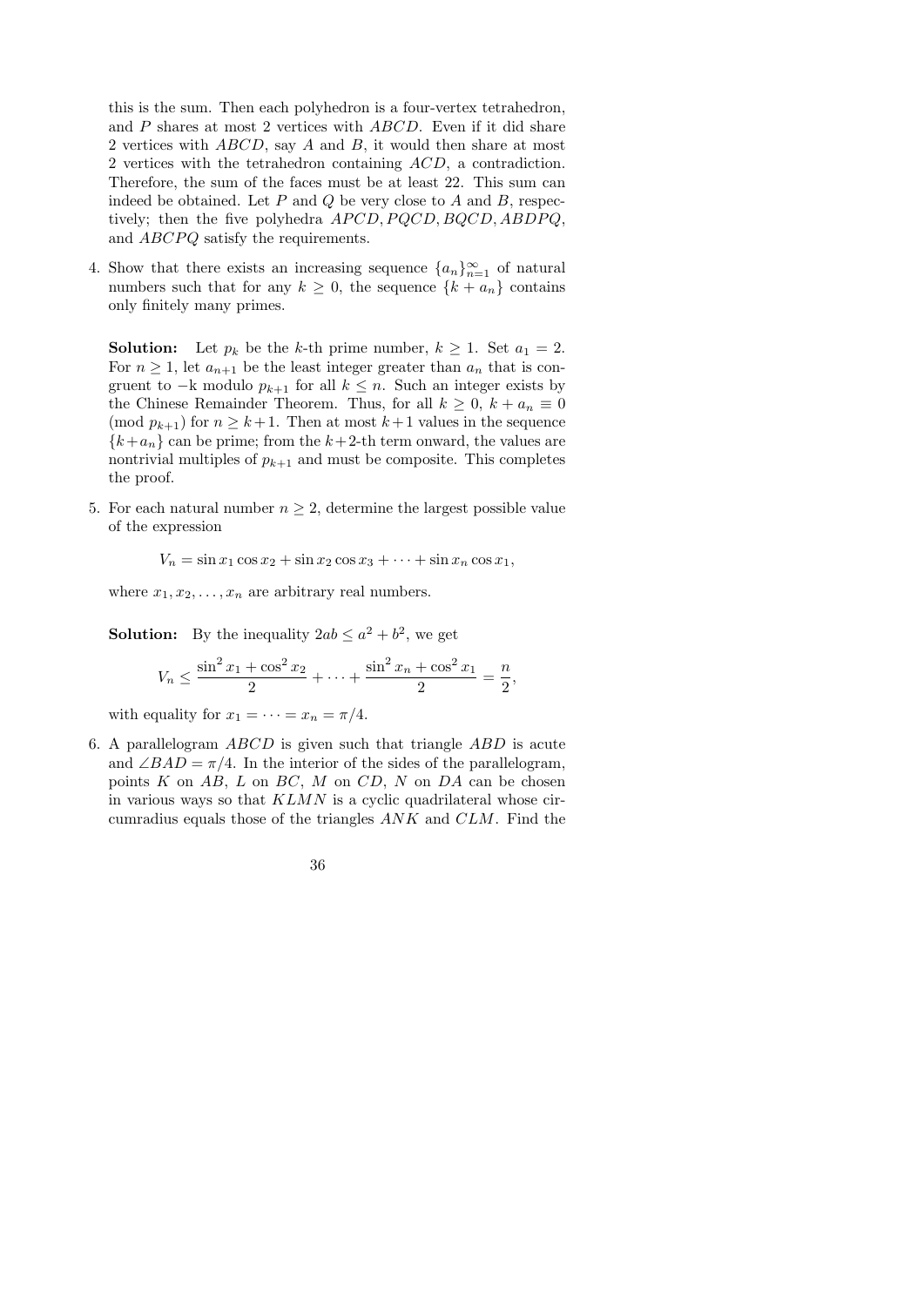this is the sum. Then each polyhedron is a four-vertex tetrahedron, and $P$ shares at most 2 vertices with $ABCD$. Even if it did share 2 vertices with $ABCD$, say $A$ and $B$, it would then share at most 2 vertices with the tetrahedron containing $ACD$, a contradiction. Therefore, the sum of the faces must be at least 22. This sum can indeed be obtained. Let $P$ and $Q$ be very close to $A$ and $B$, respectively; then the five polyhedra $APCD, PQCD, BQCD, ABDPQ$, and $ABCPQ$ satisfy the requirements.

4. Show that there exists an increasing sequence $\{a_n\}_{n=1}^{\infty}$ of natural numbers such that for any $k \geq 0$, the sequence $\{k + a_n\}$ contains only finitely many primes.

   **Solution:** Let $p_k$ be the $k$-th prime number, $k \geq 1$. Set $a_1 = 2$. For $n \geq 1$, let $a_{n+1}$ be the least integer greater than $a_n$ that is congruent to $-$k modulo $p_{k+1}$ for all $k \leq n$. Such an integer exists by the Chinese Remainder Theorem. Thus, for all $k \geq 0$, $k + a_n \equiv 0 \pmod{p_{k+1}}$ for $n \geq k+1$. Then at most $k+1$ values in the sequence $\{k+a_n\}$ can be prime; from the $k+2$-th term onward, the values are nontrivial multiples of $p_{k+1}$ and must be composite. This completes the proof.

5. For each natural number $n \geq 2$, determine the largest possible value of the expression

   $$V_n = \sin x_1 \cos x_2 + \sin x_2 \cos x_3 + \cdots + \sin x_n \cos x_1,$$

   where $x_1, x_2, \ldots, x_n$ are arbitrary real numbers.

   **Solution:** By the inequality $2ab \leq a^2 + b^2$, we get

   $$V_n \leq \frac{\sin^2 x_1 + \cos^2 x_2}{2} + \cdots + \frac{\sin^2 x_n + \cos^2 x_1}{2} = \frac{n}{2},$$

   with equality for $x_1 = \cdots = x_n = \pi/4$.

6. A parallelogram $ABCD$ is given such that triangle $ABD$ is acute and $\angle BAD = \pi/4$. In the interior of the sides of the parallelogram, points $K$ on $AB$, $L$ on $BC$, $M$ on $CD$, $N$ on $DA$ can be chosen in various ways so that $KLMN$ is a cyclic quadrilateral whose circumradius equals those of the triangles $ANK$ and $CLM$. Find the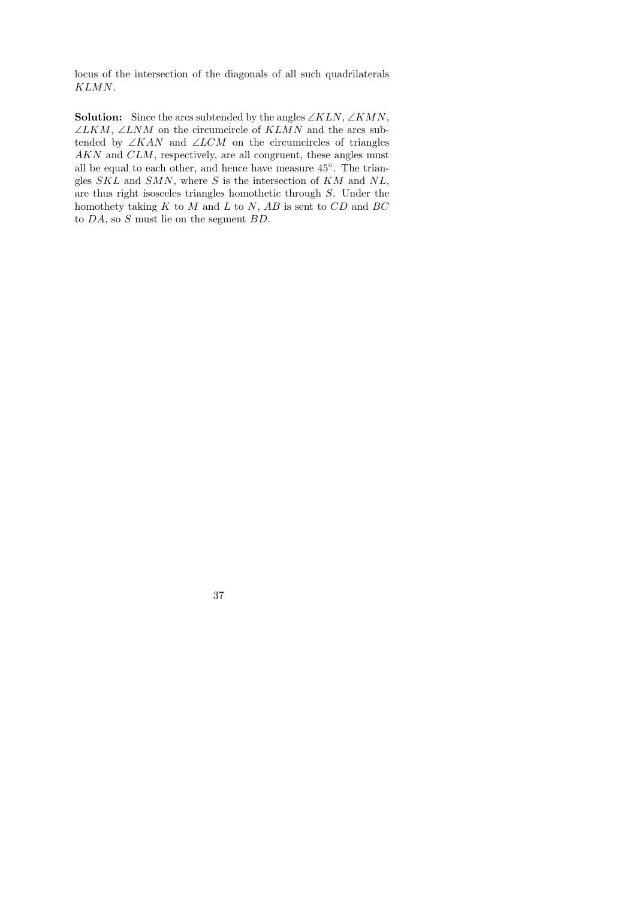locus of the intersection of the diagonals of all such quadrilaterals $KLMN$.

**Solution:** Since the arcs subtended by the angles $\angle KLN$, $\angle KMN$, $\angle LKM$, $\angle LNM$ on the circumcircle of $KLMN$ and the arcs subtended by $\angle KAN$ and $\angle LCM$ on the circumcircles of triangles $AKN$ and $CLM$, respectively, are all congruent, these angles must all be equal to each other, and hence have measure $45^\circ$. The triangles $SKL$ and $SMN$, where $S$ is the intersection of $KM$ and $NL$, are thus right isosceles triangles homothetic through $S$. Under the homothety taking $K$ to $M$ and $L$ to $N$, $AB$ is sent to $CD$ and $BC$ to $DA$, so $S$ must lie on the segment $BD$.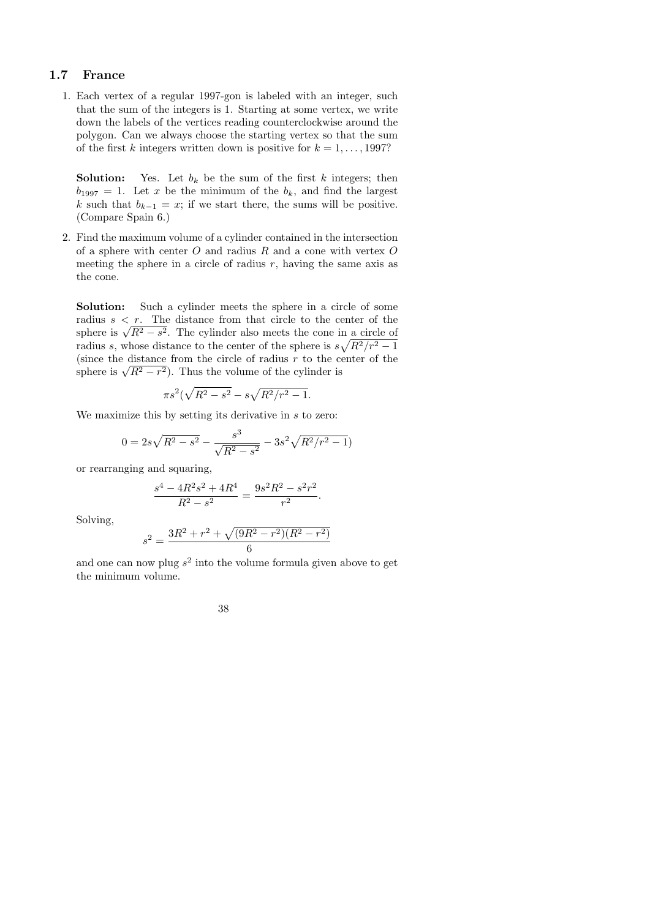## 1.7 France

1. Each vertex of a regular 1997-gon is labeled with an integer, such that the sum of the integers is 1. Starting at some vertex, we write down the labels of the vertices reading counterclockwise around the polygon. Can we always choose the starting vertex so that the sum of the first $k$ integers written down is positive for $k = 1, \ldots, 1997$?

   **Solution:** Yes. Let $b_k$ be the sum of the first $k$ integers; then $b_{1997} = 1$. Let $x$ be the minimum of the $b_k$, and find the largest $k$ such that $b_{k-1} = x$; if we start there, the sums will be positive. (Compare Spain 6.)

2. Find the maximum volume of a cylinder contained in the intersection of a sphere with center $O$ and radius $R$ and a cone with vertex $O$ meeting the sphere in a circle of radius $r$, having the same axis as the cone.

   **Solution:** Such a cylinder meets the sphere in a circle of some radius $s < r$. The distance from that circle to the center of the sphere is $\sqrt{R^2 - s^2}$. The cylinder also meets the cone in a circle of radius $s$, whose distance to the center of the sphere is $s\sqrt{R^2/r^2 - 1}$ (since the distance from the circle of radius $r$ to the center of the sphere is $\sqrt{R^2 - r^2}$). Thus the volume of the cylinder is

   $$\pi s^2(\sqrt{R^2 - s^2} - s\sqrt{R^2/r^2 - 1}.$$

   We maximize this by setting its derivative in $s$ to zero:

   $$0 = 2s\sqrt{R^2 - s^2} - \frac{s^3}{\sqrt{R^2 - s^2}} - 3s^2\sqrt{R^2/r^2 - 1})$$

   or rearranging and squaring,

   $$\frac{s^4 - 4R^2s^2 + 4R^4}{R^2 - s^2} = \frac{9s^2R^2 - s^2r^2}{r^2}.$$

   Solving,

   $$s^2 = \frac{3R^2 + r^2 + \sqrt{(9R^2 - r^2)(R^2 - r^2)}}{6}$$

   and one can now plug $s^2$ into the volume formula given above to get the minimum volume.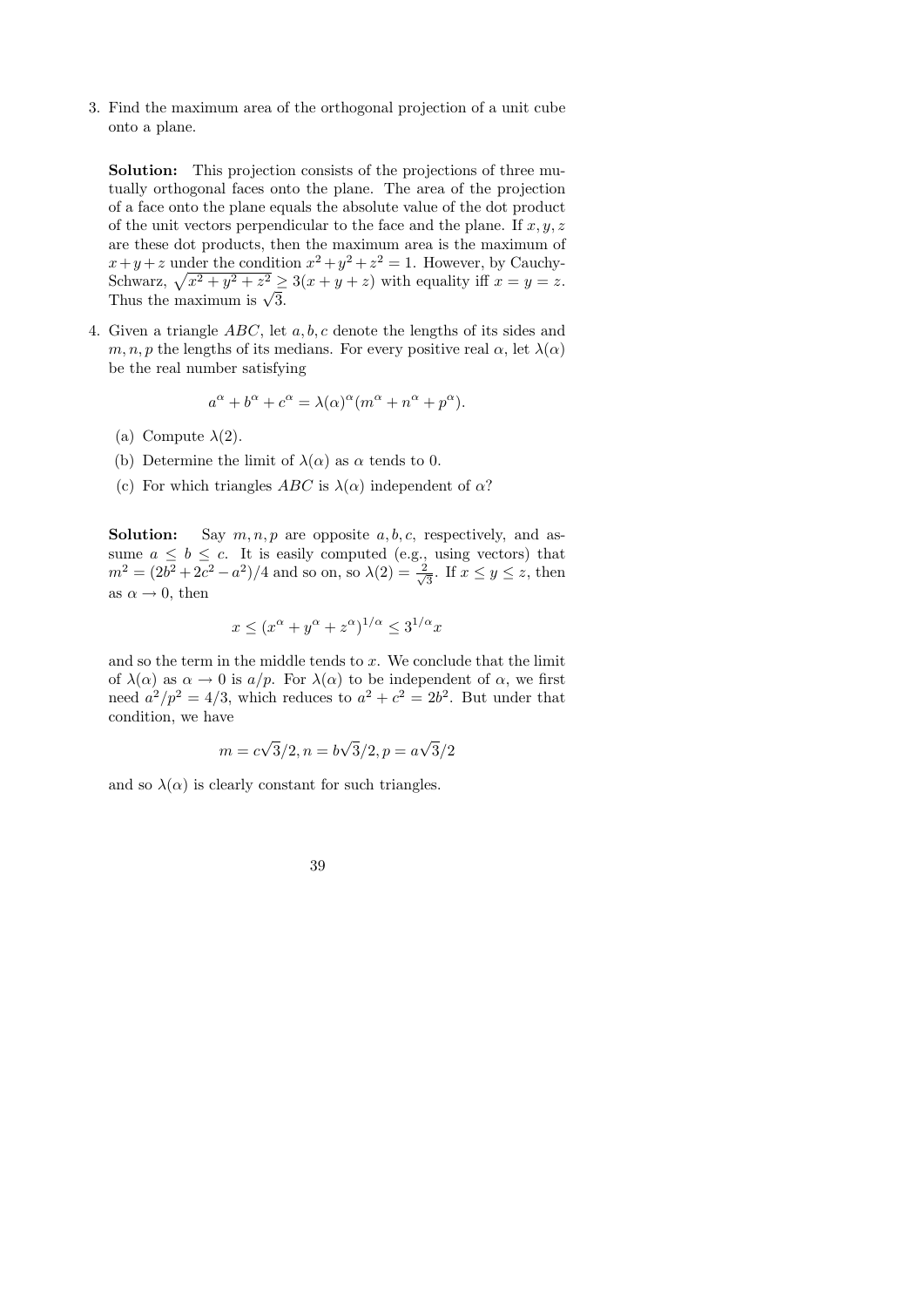3. Find the maximum area of the orthogonal projection of a unit cube onto a plane.

   **Solution:** This projection consists of the projections of three mutually orthogonal faces onto the plane. The area of the projection of a face onto the plane equals the absolute value of the dot product of the unit vectors perpendicular to the face and the plane. If $x, y, z$ are these dot products, then the maximum area is the maximum of $x+y+z$ under the condition $x^2+y^2+z^2 = 1$. However, by Cauchy-Schwarz, $\sqrt{x^2+y^2+z^2} \geq 3(x+y+z)$ with equality iff $x = y = z$. Thus the maximum is $\sqrt{3}$.

4. Given a triangle $ABC$, let $a, b, c$ denote the lengths of its sides and $m, n, p$ the lengths of its medians. For every positive real $\alpha$, let $\lambda(\alpha)$ be the real number satisfying

   $$a^\alpha + b^\alpha + c^\alpha = \lambda(\alpha)^\alpha (m^\alpha + n^\alpha + p^\alpha).$$

   (a) Compute $\lambda(2)$.

   (b) Determine the limit of $\lambda(\alpha)$ as $\alpha$ tends to 0.

   (c) For which triangles $ABC$ is $\lambda(\alpha)$ independent of $\alpha$?

   **Solution:** Say $m, n, p$ are opposite $a, b, c$, respectively, and assume $a \leq b \leq c$. It is easily computed (e.g., using vectors) that $m^2 = (2b^2+2c^2-a^2)/4$ and so on, so $\lambda(2) = \frac{2}{\sqrt{3}}$. If $x \leq y \leq z$, then as $\alpha \to 0$, then

   $$x \leq (x^\alpha + y^\alpha + z^\alpha)^{1/\alpha} \leq 3^{1/\alpha} x$$

   and so the term in the middle tends to $x$. We conclude that the limit of $\lambda(\alpha)$ as $\alpha \to 0$ is $a/p$. For $\lambda(\alpha)$ to be independent of $\alpha$, we first need $a^2/p^2 = 4/3$, which reduces to $a^2+c^2 = 2b^2$. But under that condition, we have

   $$m = c\sqrt{3}/2, n = b\sqrt{3}/2, p = a\sqrt{3}/2$$

   and so $\lambda(\alpha)$ is clearly constant for such triangles.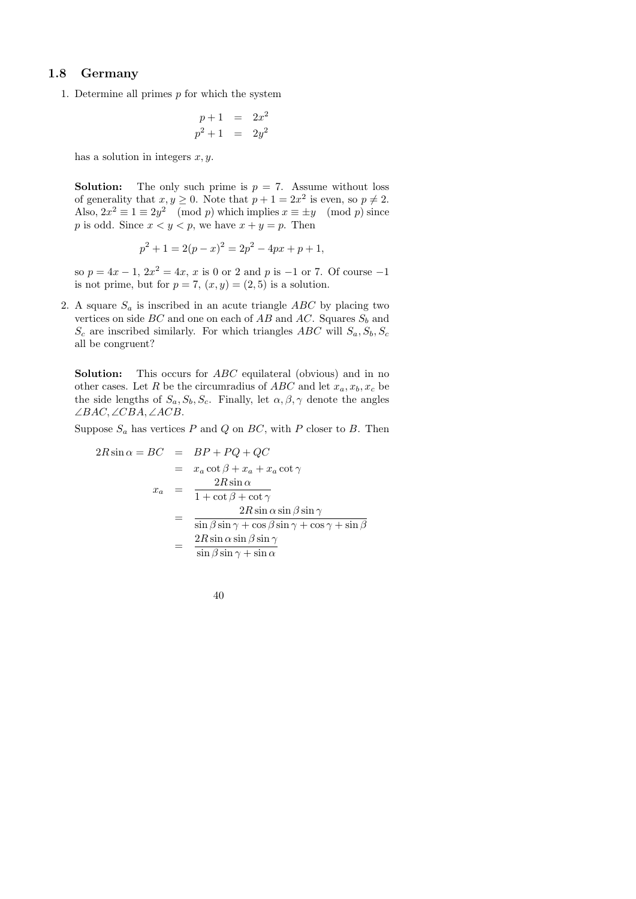## 1.8 Germany

1. Determine all primes $p$ for which the system

$$
\begin{aligned}
p+1 &= 2x^2 \\
p^2+1 &= 2y^2
\end{aligned}
$$

has a solution in integers $x, y$.

**Solution:** The only such prime is $p = 7$. Assume without loss of generality that $x, y \geq 0$. Note that $p+1 = 2x^2$ is even, so $p \neq 2$. Also, $2x^2 \equiv 1 \equiv 2y^2 \pmod{p}$ which implies $x \equiv \pm y \pmod{p}$ since $p$ is odd. Since $x < y < p$, we have $x + y = p$. Then

$$p^2 + 1 = 2(p-x)^2 = 2p^2 - 4px + p + 1,$$

so $p = 4x - 1$, $2x^2 = 4x$, $x$ is 0 or 2 and $p$ is $-1$ or 7. Of course $-1$ is not prime, but for $p = 7$, $(x, y) = (2, 5)$ is a solution.

2. A square $S_a$ is inscribed in an acute triangle $ABC$ by placing two vertices on side $BC$ and one on each of $AB$ and $AC$. Squares $S_b$ and $S_c$ are inscribed similarly. For which triangles $ABC$ will $S_a, S_b, S_c$ all be congruent?

**Solution:** This occurs for $ABC$ equilateral (obvious) and in no other cases. Let $R$ be the circumradius of $ABC$ and let $x_a, x_b, x_c$ be the side lengths of $S_a, S_b, S_c$. Finally, let $\alpha, \beta, \gamma$ denote the angles $\angle BAC, \angle CBA, \angle ACB$.

Suppose $S_a$ has vertices $P$ and $Q$ on $BC$, with $P$ closer to $B$. Then

$$
\begin{aligned}
2R\sin\alpha = BC &= BP + PQ + QC \\
&= x_a \cot\beta + x_a + x_a \cot\gamma \\
x_a &= \frac{2R\sin\alpha}{1 + \cot\beta + \cot\gamma} \\
&= \frac{2R\sin\alpha\sin\beta\sin\gamma}{\sin\beta\sin\gamma + \cos\beta\sin\gamma + \cos\gamma + \sin\beta} \\
&= \frac{2R\sin\alpha\sin\beta\sin\gamma}{\sin\beta\sin\gamma + \sin\alpha}
\end{aligned}
$$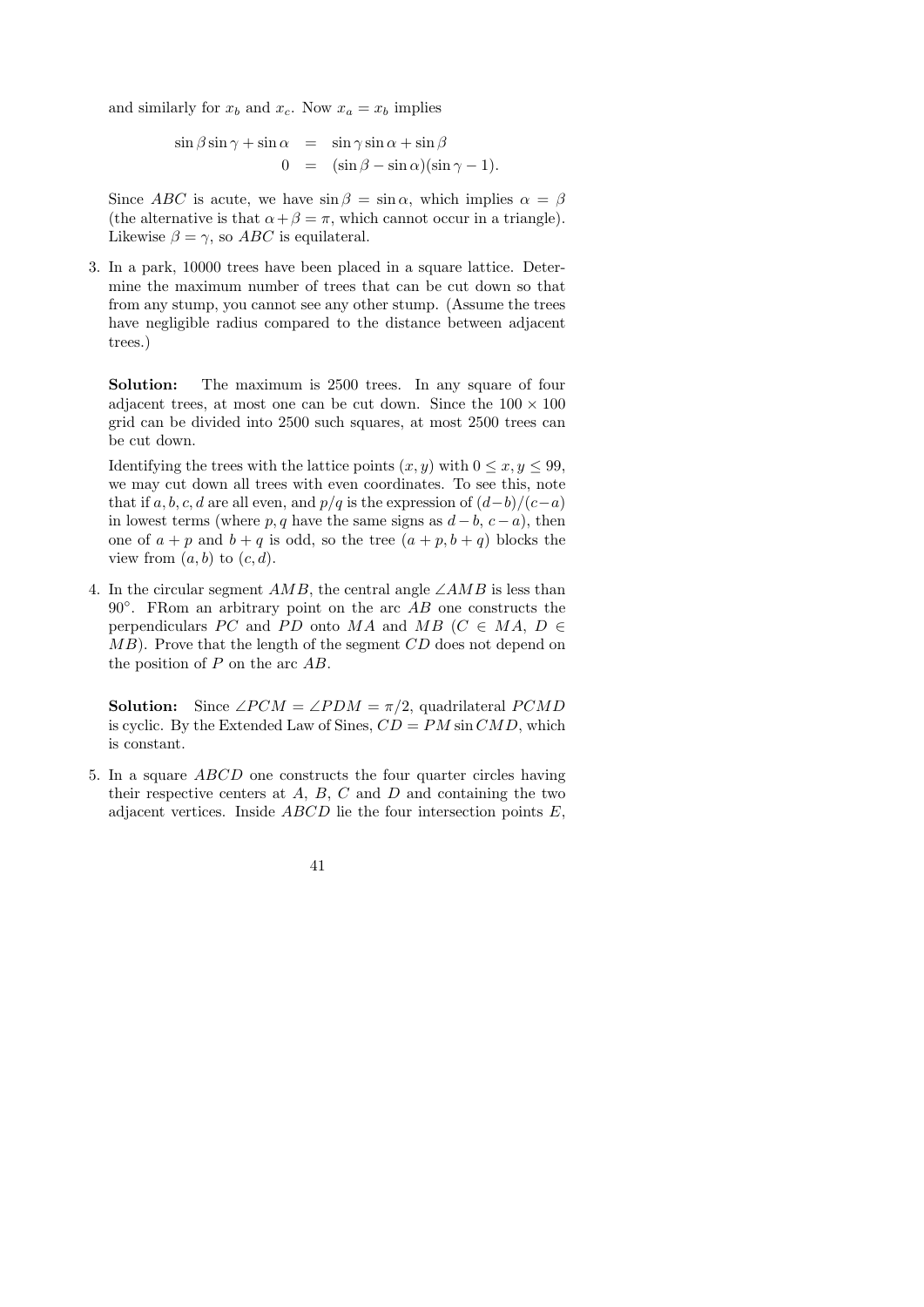and similarly for $x_b$ and $x_c$. Now $x_a = x_b$ implies

$$\begin{aligned} \sin\beta\sin\gamma + \sin\alpha &= \sin\gamma\sin\alpha + \sin\beta \\ 0 &= (\sin\beta - \sin\alpha)(\sin\gamma - 1). \end{aligned}$$

Since $ABC$ is acute, we have $\sin\beta = \sin\alpha$, which implies $\alpha = \beta$ (the alternative is that $\alpha + \beta = \pi$, which cannot occur in a triangle). Likewise $\beta = \gamma$, so $ABC$ is equilateral.

3. In a park, 10000 trees have been placed in a square lattice. Determine the maximum number of trees that can be cut down so that from any stump, you cannot see any other stump. (Assume the trees have negligible radius compared to the distance between adjacent trees.)

   **Solution:** The maximum is 2500 trees. In any square of four adjacent trees, at most one can be cut down. Since the $100 \times 100$ grid can be divided into 2500 such squares, at most 2500 trees can be cut down.

   Identifying the trees with the lattice points $(x, y)$ with $0 \leq x, y \leq 99$, we may cut down all trees with even coordinates. To see this, note that if $a, b, c, d$ are all even, and $p/q$ is the expression of $(d-b)/(c-a)$ in lowest terms (where $p, q$ have the same signs as $d - b$, $c - a$), then one of $a + p$ and $b + q$ is odd, so the tree $(a + p, b + q)$ blocks the view from $(a, b)$ to $(c, d)$.

4. In the circular segment $AMB$, the central angle $\angle AMB$ is less than $90^\circ$. FRom an arbitrary point on the arc $AB$ one constructs the perpendiculars $PC$ and $PD$ onto $MA$ and $MB$ ($C \in MA$, $D \in MB$). Prove that the length of the segment $CD$ does not depend on the position of $P$ on the arc $AB$.

   **Solution:** Since $\angle PCM = \angle PDM = \pi/2$, quadrilateral $PCMD$ is cyclic. By the Extended Law of Sines, $CD = PM \sin CMD$, which is constant.

5. In a square $ABCD$ one constructs the four quarter circles having their respective centers at $A$, $B$, $C$ and $D$ and containing the two adjacent vertices. Inside $ABCD$ lie the four intersection points $E$,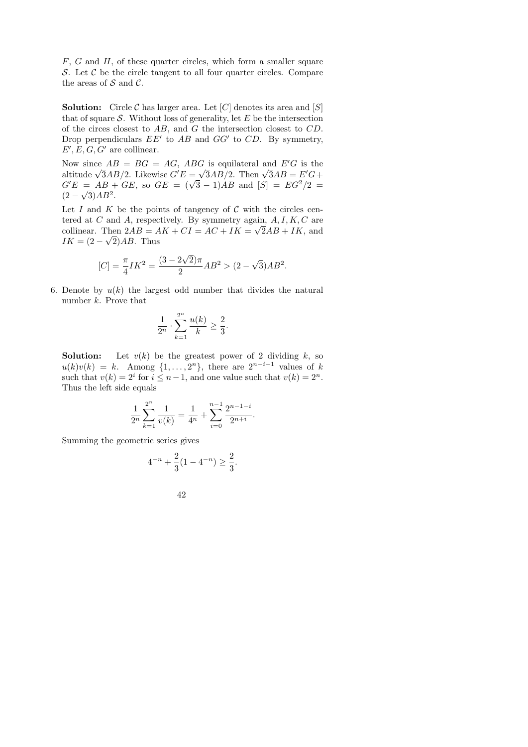$F$, $G$ and $H$, of these quarter circles, which form a smaller square $\mathcal{S}$. Let $\mathcal{C}$ be the circle tangent to all four quarter circles. Compare the areas of $\mathcal{S}$ and $\mathcal{C}$.

**Solution:** Circle $\mathcal{C}$ has larger area. Let $[C]$ denotes its area and $[S]$ that of square $\mathcal{S}$. Without loss of generality, let $E$ be the intersection of the circes closest to $AB$, and $G$ the intersection closest to $CD$. Drop perpendiculars $EE'$ to $AB$ and $GG'$ to $CD$. By symmetry, $E', E, G, G'$ are collinear.

Now since $AB = BG = AG$, $ABG$ is equilateral and $E'G$ is the altitude $\sqrt{3}AB/2$. Likewise $G'E = \sqrt{3}AB/2$. Then $\sqrt{3}AB = E'G + G'E = AB + GE$, so $GE = (\sqrt{3}-1)AB$ and $[S] = EG^2/2 = (2-\sqrt{3})AB^2$.

Let $I$ and $K$ be the points of tangency of $\mathcal{C}$ with the circles centered at $C$ and $A$, respectively. By symmetry again, $A, I, K, C$ are collinear. Then $2AB = AK + CI = AC + IK = \sqrt{2}AB + IK$, and $IK = (2-\sqrt{2})AB$. Thus

$$[C] = \frac{\pi}{4}IK^2 = \frac{(3-2\sqrt{2})\pi}{2}AB^2 > (2-\sqrt{3})AB^2.$$

6. Denote by $u(k)$ the largest odd number that divides the natural number $k$. Prove that

$$\frac{1}{2^n} \cdot \sum_{k=1}^{2^n} \frac{u(k)}{k} \geq \frac{2}{3}.$$

**Solution:** Let $v(k)$ be the greatest power of 2 dividing $k$, so $u(k)v(k) = k$. Among $\{1, \ldots, 2^n\}$, there are $2^{n-i-1}$ values of $k$ such that $v(k) = 2^i$ for $i \leq n-1$, and one value such that $v(k) = 2^n$. Thus the left side equals

$$\frac{1}{2^n}\sum_{k=1}^{2^n} \frac{1}{v(k)} = \frac{1}{4^n} + \sum_{i=0}^{n-1} \frac{2^{n-1-i}}{2^{n+i}}.$$

Summing the geometric series gives

$$4^{-n} + \frac{2}{3}(1 - 4^{-n}) \geq \frac{2}{3}.$$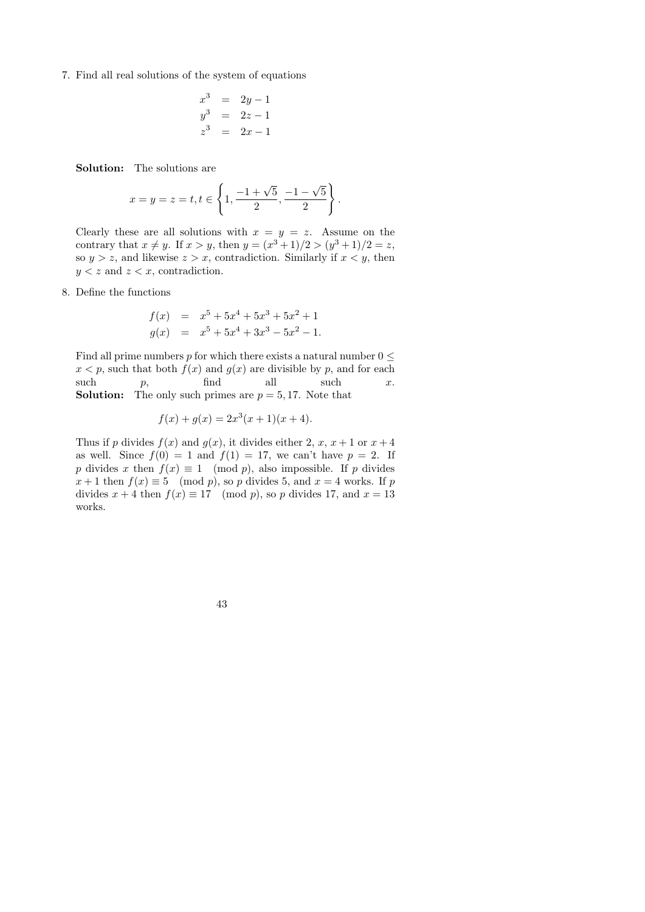7. Find all real solutions of the system of equations

$$\begin{aligned} x^3 &= 2y - 1 \\ y^3 &= 2z - 1 \\ z^3 &= 2x - 1 \end{aligned}$$

**Solution:** The solutions are

$$x = y = z = t, t \in \left\{1, \frac{-1+\sqrt{5}}{2}, \frac{-1-\sqrt{5}}{2}\right\}.$$

Clearly these are all solutions with $x = y = z$. Assume on the contrary that $x \neq y$. If $x > y$, then $y = (x^3+1)/2 > (y^3+1)/2 = z$, so $y > z$, and likewise $z > x$, contradiction. Similarly if $x < y$, then $y < z$ and $z < x$, contradiction.

8. Define the functions

$$\begin{aligned} f(x) &= x^5 + 5x^4 + 5x^3 + 5x^2 + 1 \\ g(x) &= x^5 + 5x^4 + 3x^3 - 5x^2 - 1. \end{aligned}$$

Find all prime numbers $p$ for which there exists a natural number $0 \leq x < p$, such that both $f(x)$ and $g(x)$ are divisible by $p$, and for each such $p$, find all such $x$.

**Solution:** The only such primes are $p = 5, 17$. Note that

$$f(x) + g(x) = 2x^3(x+1)(x+4).$$

Thus if $p$ divides $f(x)$ and $g(x)$, it divides either 2, $x$, $x+1$ or $x+4$ as well. Since $f(0) = 1$ and $f(1) = 17$, we can't have $p = 2$. If $p$ divides $x$ then $f(x) \equiv 1 \pmod{p}$, also impossible. If $p$ divides $x+1$ then $f(x) \equiv 5 \pmod{p}$, so $p$ divides 5, and $x = 4$ works. If $p$ divides $x+4$ then $f(x) \equiv 17 \pmod{p}$, so $p$ divides 17, and $x = 13$ works.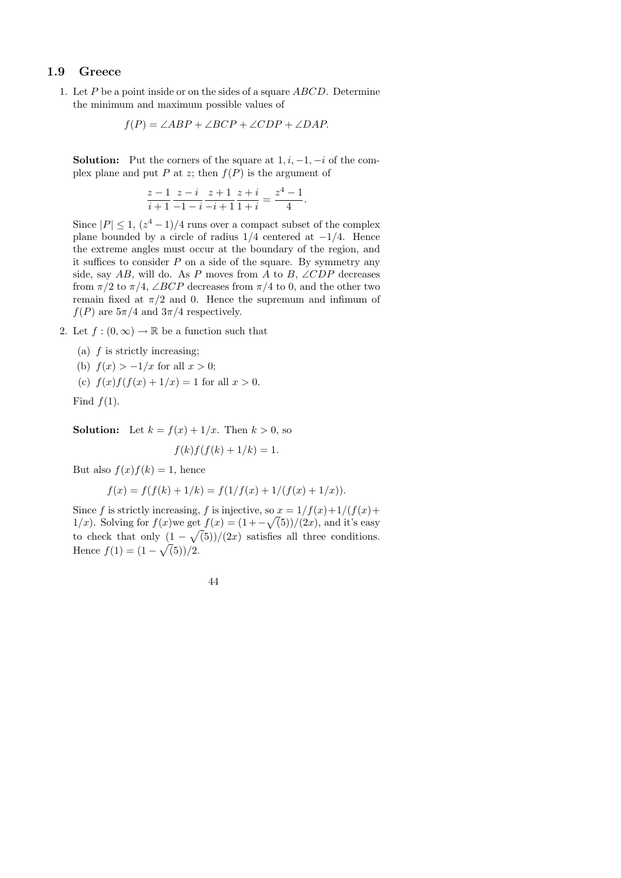## 1.9 Greece

1. Let $P$ be a point inside or on the sides of a square $ABCD$. Determine the minimum and maximum possible values of

$$f(P) = \angle ABP + \angle BCP + \angle CDP + \angle DAP.$$

**Solution:** Put the corners of the square at $1, i, -1, -i$ of the complex plane and put $P$ at $z$; then $f(P)$ is the argument of

$$\frac{z-1}{i+1}\frac{z-i}{-1-i}\frac{z+1}{-i+1}\frac{z+i}{1+i} = \frac{z^4-1}{4}.$$

Since $|P| \leq 1$, $(z^4-1)/4$ runs over a compact subset of the complex plane bounded by a circle of radius $1/4$ centered at $-1/4$. Hence the extreme angles must occur at the boundary of the region, and it suffices to consider $P$ on a side of the square. By symmetry any side, say $AB$, will do. As $P$ moves from $A$ to $B$, $\angle CDP$ decreases from $\pi/2$ to $\pi/4$, $\angle BCP$ decreases from $\pi/4$ to 0, and the other two remain fixed at $\pi/2$ and 0. Hence the supremum and infimum of $f(P)$ are $5\pi/4$ and $3\pi/4$ respectively.

2. Let $f : (0, \infty) \to \mathbb{R}$ be a function such that

   (a) $f$ is strictly increasing;

   (b) $f(x) > -1/x$ for all $x > 0$;

   (c) $f(x)f(f(x) + 1/x) = 1$ for all $x > 0$.

   Find $f(1)$.

**Solution:** Let $k = f(x) + 1/x$. Then $k > 0$, so

$$f(k)f(f(k) + 1/k) = 1.$$

But also $f(x)f(k) = 1$, hence

$$f(x) = f(f(k) + 1/k) = f(1/f(x) + 1/(f(x) + 1/x)).$$

Since $f$ is strictly increasing, $f$ is injective, so $x = 1/f(x)+1/(f(x)+1/x)$. Solving for $f(x)$we get $f(x) = (1+-\sqrt(5))/(2x)$, and it's easy to check that only $(1-\sqrt(5))/(2x)$ satisfies all three conditions. Hence $f(1) = (1-\sqrt(5))/2$.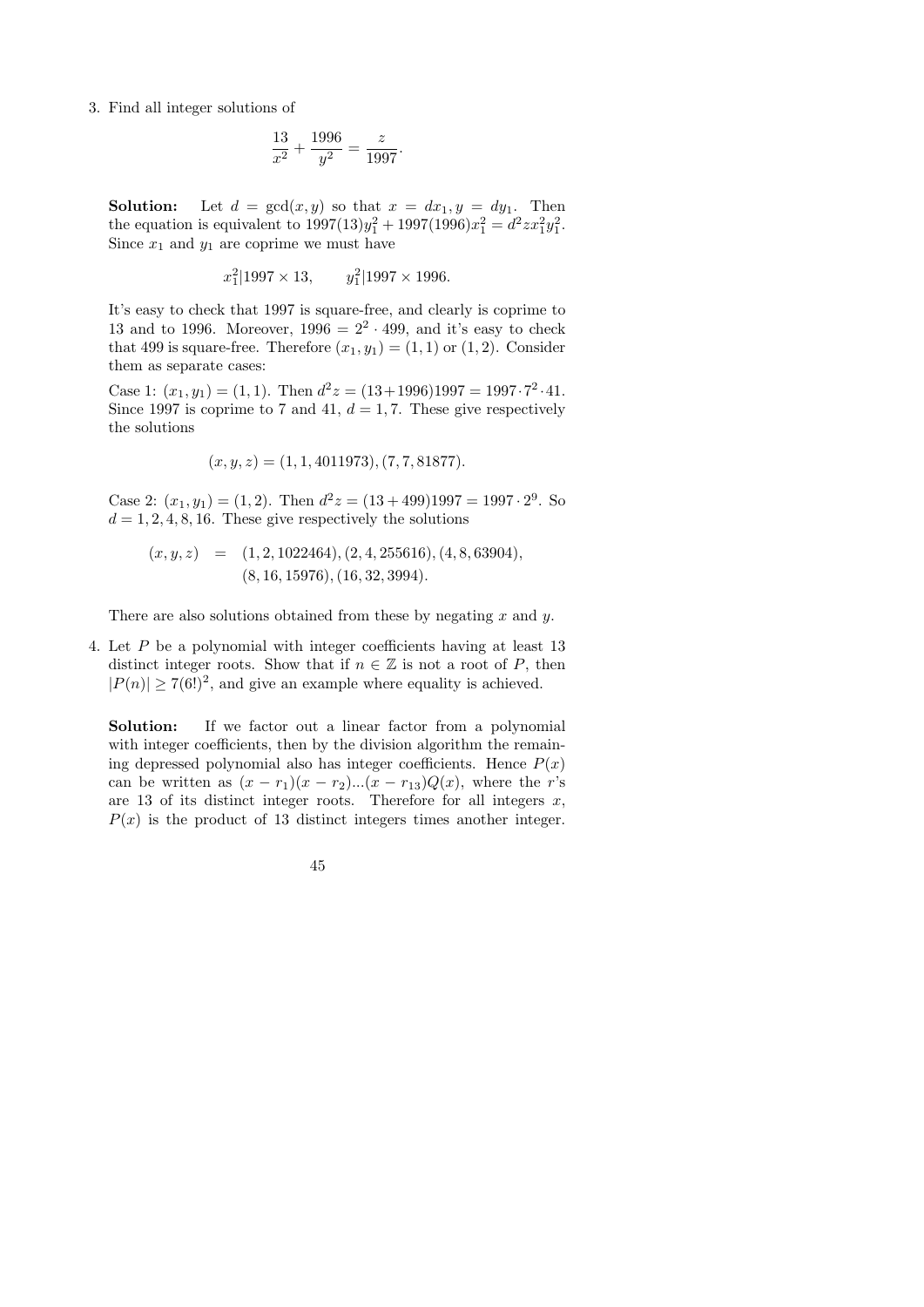3. Find all integer solutions of

$$\frac{13}{x^2} + \frac{1996}{y^2} = \frac{z}{1997}.$$

**Solution:** Let $d = \gcd(x, y)$ so that $x = dx_1, y = dy_1$. Then the equation is equivalent to $1997(13)y_1^2 + 1997(1996)x_1^2 = d^2 z x_1^2 y_1^2$. Since $x_1$ and $y_1$ are coprime we must have

$$x_1^2 | 1997 \times 13, \qquad y_1^2 | 1997 \times 1996.$$

It's easy to check that 1997 is square-free, and clearly is coprime to 13 and to 1996. Moreover, $1996 = 2^2 \cdot 499$, and it's easy to check that 499 is square-free. Therefore $(x_1, y_1) = (1, 1)$ or $(1, 2)$. Consider them as separate cases:

Case 1: $(x_1, y_1) = (1, 1)$. Then $d^2 z = (13 + 1996)1997 = 1997 \cdot 7^2 \cdot 41$. Since 1997 is coprime to 7 and 41, $d = 1, 7$. These give respectively the solutions

$$(x, y, z) = (1, 1, 4011973), (7, 7, 81877).$$

Case 2: $(x_1, y_1) = (1, 2)$. Then $d^2 z = (13 + 499)1997 = 1997 \cdot 2^9$. So $d = 1, 2, 4, 8, 16$. These give respectively the solutions

$$\begin{aligned}(x, y, z) &= (1, 2, 1022464), (2, 4, 255616), (4, 8, 63904), \\ &\quad (8, 16, 15976), (16, 32, 3994).\end{aligned}$$

There are also solutions obtained from these by negating $x$ and $y$.

4. Let $P$ be a polynomial with integer coefficients having at least 13 distinct integer roots. Show that if $n \in \mathbb{Z}$ is not a root of $P$, then $|P(n)| \geq 7(6!)^2$, and give an example where equality is achieved.

**Solution:** If we factor out a linear factor from a polynomial with integer coefficients, then by the division algorithm the remaining depressed polynomial also has integer coefficients. Hence $P(x)$ can be written as $(x - r_1)(x - r_2)...(x - r_{13})Q(x)$, where the $r$'s are 13 of its distinct integer roots. Therefore for all integers $x$, $P(x)$ is the product of 13 distinct integers times another integer.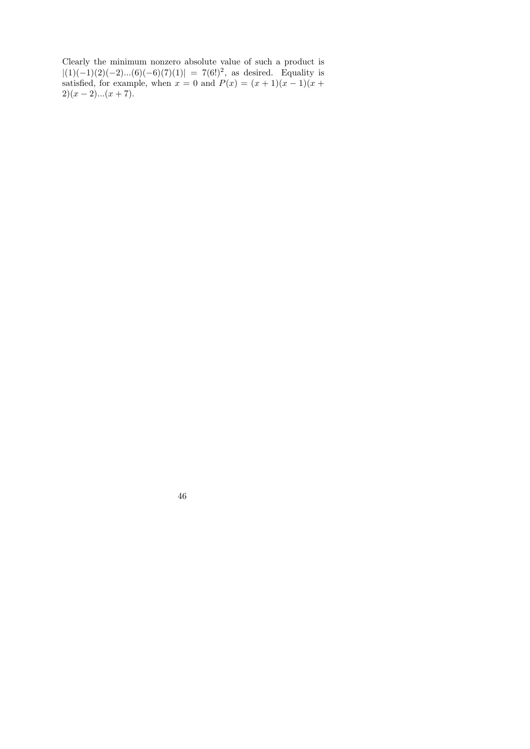Clearly the minimum nonzero absolute value of such a product is $|(1)(-1)(2)(-2)...(6)(-6)(7)(1)| = 7(6!)^2$, as desired. Equality is satisfied, for example, when $x = 0$ and $P(x) = (x+1)(x-1)(x+2)(x-2)...(x+7)$.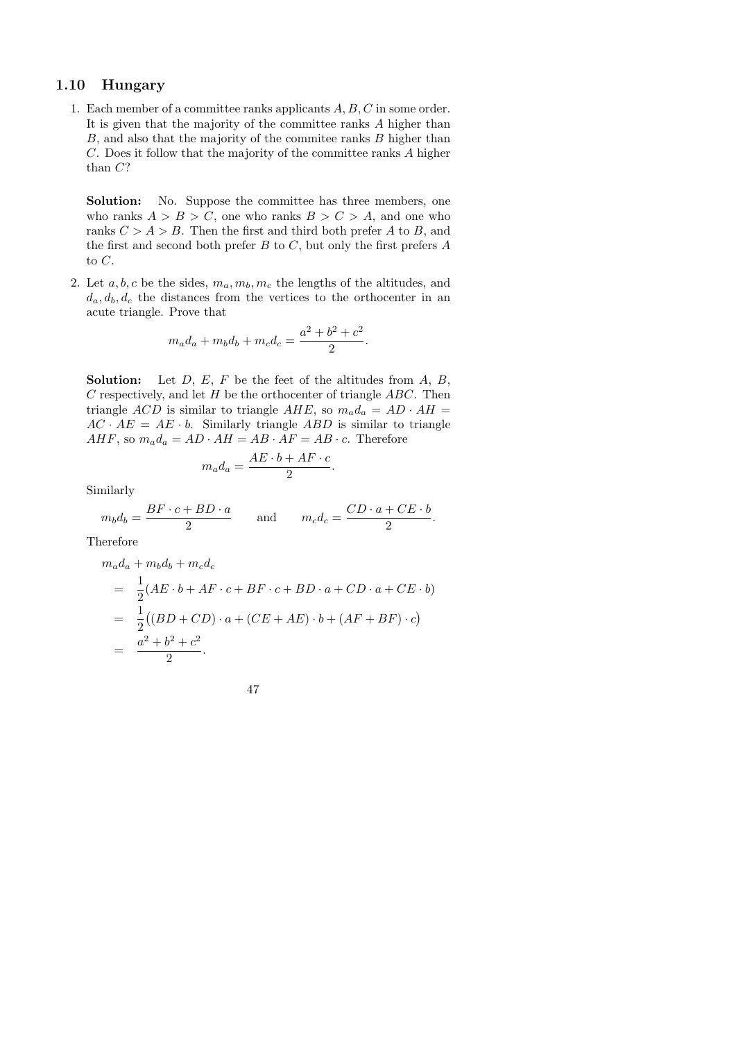## 1.10 Hungary

1. Each member of a committee ranks applicants $A, B, C$ in some order. It is given that the majority of the committee ranks $A$ higher than $B$, and also that the majority of the commitee ranks $B$ higher than $C$. Does it follow that the majority of the committee ranks $A$ higher than $C$?

   **Solution:** No. Suppose the committee has three members, one who ranks $A > B > C$, one who ranks $B > C > A$, and one who ranks $C > A > B$. Then the first and third both prefer $A$ to $B$, and the first and second both prefer $B$ to $C$, but only the first prefers $A$ to $C$.

2. Let $a, b, c$ be the sides, $m_a, m_b, m_c$ the lengths of the altitudes, and $d_a, d_b, d_c$ the distances from the vertices to the orthocenter in an acute triangle. Prove that

   $$m_a d_a + m_b d_b + m_c d_c = \frac{a^2 + b^2 + c^2}{2}.$$

   **Solution:** Let $D$, $E$, $F$ be the feet of the altitudes from $A$, $B$, $C$ respectively, and let $H$ be the orthocenter of triangle $ABC$. Then triangle $ACD$ is similar to triangle $AHE$, so $m_a d_a = AD \cdot AH = AC \cdot AE = AE \cdot b$. Similarly triangle $ABD$ is similar to triangle $AHF$, so $m_a d_a = AD \cdot AH = AB \cdot AF = AB \cdot c$. Therefore

   $$m_a d_a = \frac{AE \cdot b + AF \cdot c}{2}.$$

   Similarly

   $$m_b d_b = \frac{BF \cdot c + BD \cdot a}{2} \qquad \text{and} \qquad m_c d_c = \frac{CD \cdot a + CE \cdot b}{2}.$$

   Therefore

   $$\begin{aligned}
   & m_a d_a + m_b d_b + m_c d_c \\
   &= \frac{1}{2}(AE \cdot b + AF \cdot c + BF \cdot c + BD \cdot a + CD \cdot a + CE \cdot b) \\
   &= \frac{1}{2}\big((BD + CD) \cdot a + (CE + AE) \cdot b + (AF + BF) \cdot c\big) \\
   &= \frac{a^2 + b^2 + c^2}{2}.
   \end{aligned}$$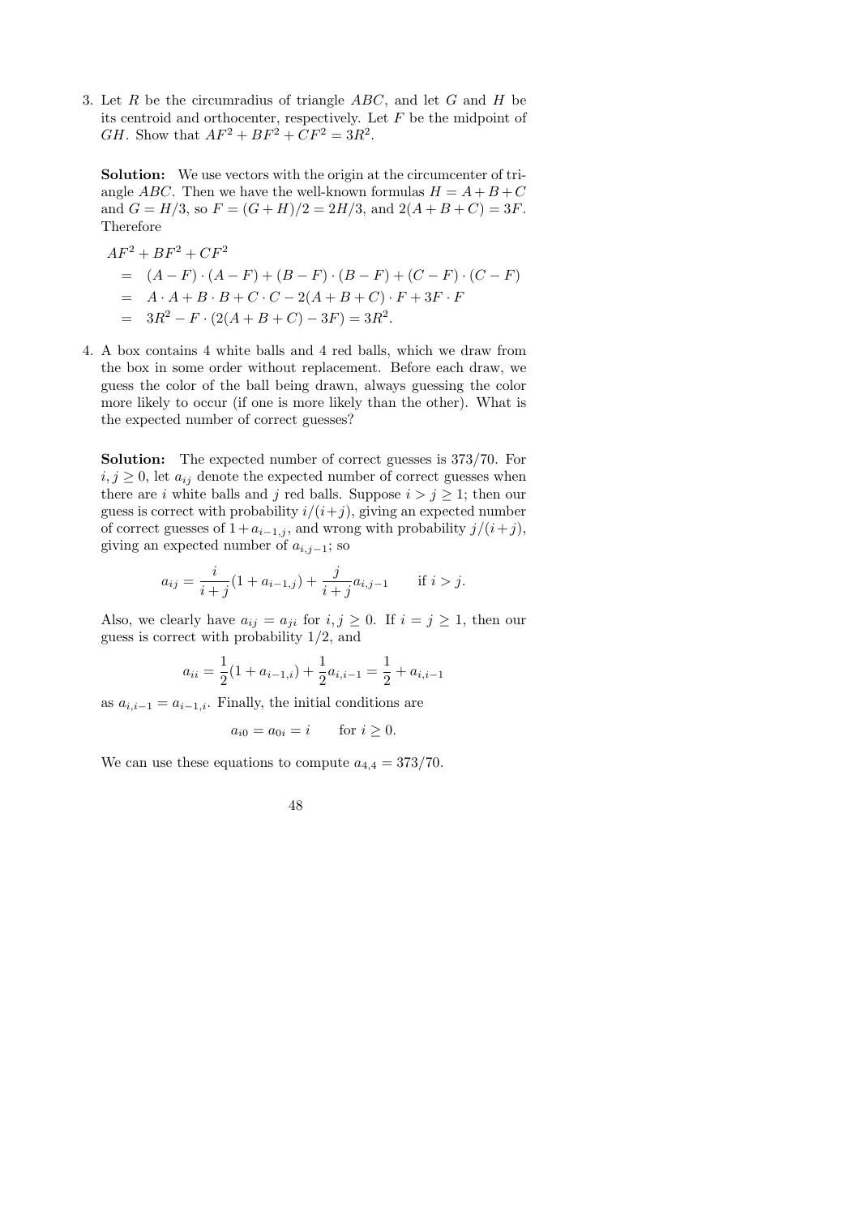3. Let $R$ be the circumradius of triangle $ABC$, and let $G$ and $H$ be its centroid and orthocenter, respectively. Let $F$ be the midpoint of $GH$. Show that $AF^2 + BF^2 + CF^2 = 3R^2$.

**Solution:** We use vectors with the origin at the circumcenter of triangle $ABC$. Then we have the well-known formulas $H = A + B + C$ and $G = H/3$, so $F = (G + H)/2 = 2H/3$, and $2(A + B + C) = 3F$. Therefore

$$
\begin{aligned}
&AF^2 + BF^2 + CF^2 \\
&= (A - F) \cdot (A - F) + (B - F) \cdot (B - F) + (C - F) \cdot (C - F) \\
&= A \cdot A + B \cdot B + C \cdot C - 2(A + B + C) \cdot F + 3F \cdot F \\
&= 3R^2 - F \cdot (2(A + B + C) - 3F) = 3R^2.
\end{aligned}
$$

4. A box contains 4 white balls and 4 red balls, which we draw from the box in some order without replacement. Before each draw, we guess the color of the ball being drawn, always guessing the color more likely to occur (if one is more likely than the other). What is the expected number of correct guesses?

**Solution:** The expected number of correct guesses is $373/70$. For $i, j \geq 0$, let $a_{ij}$ denote the expected number of correct guesses when there are $i$ white balls and $j$ red balls. Suppose $i > j \geq 1$; then our guess is correct with probability $i/(i+j)$, giving an expected number of correct guesses of $1 + a_{i-1,j}$, and wrong with probability $j/(i+j)$, giving an expected number of $a_{i,j-1}$; so

$$a_{ij} = \frac{i}{i+j}(1 + a_{i-1,j}) + \frac{j}{i+j}a_{i,j-1} \qquad \text{if } i > j.$$

Also, we clearly have $a_{ij} = a_{ji}$ for $i, j \geq 0$. If $i = j \geq 1$, then our guess is correct with probability $1/2$, and

$$a_{ii} = \frac{1}{2}(1 + a_{i-1,i}) + \frac{1}{2}a_{i,i-1} = \frac{1}{2} + a_{i,i-1}$$

as $a_{i,i-1} = a_{i-1,i}$. Finally, the initial conditions are

$$a_{i0} = a_{0i} = i \qquad \text{for } i \geq 0.$$

We can use these equations to compute $a_{4,4} = 373/70$.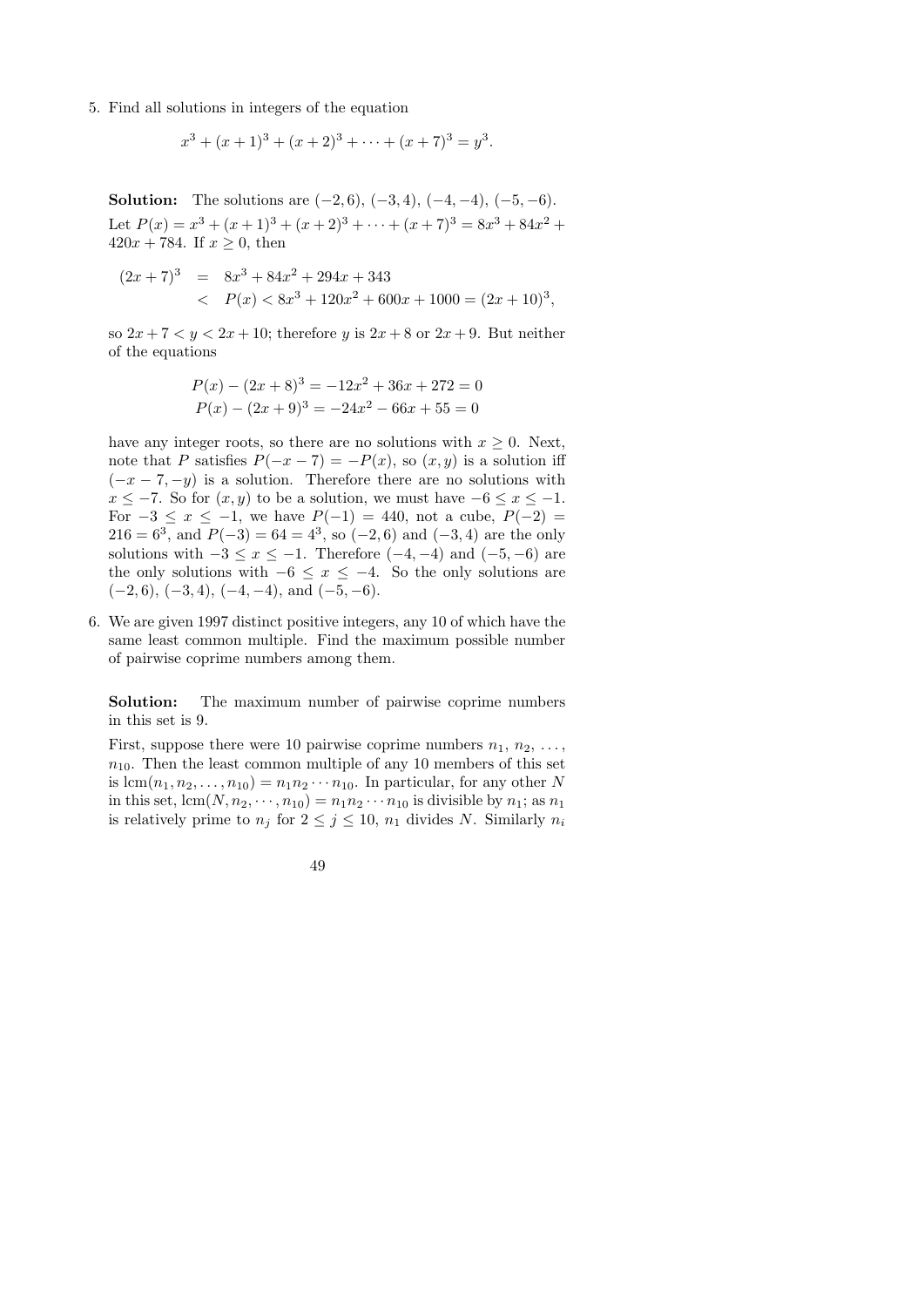5. Find all solutions in integers of the equation

$$x^3 + (x+1)^3 + (x+2)^3 + \cdots + (x+7)^3 = y^3.$$

**Solution:** The solutions are $(-2, 6)$, $(-3, 4)$, $(-4, -4)$, $(-5, -6)$.

Let $P(x) = x^3 + (x+1)^3 + (x+2)^3 + \cdots + (x+7)^3 = 8x^3 + 84x^2 + 420x + 784$. If $x \geq 0$, then

$$\begin{aligned}(2x+7)^3 &= 8x^3 + 84x^2 + 294x + 343 \\ &< P(x) < 8x^3 + 120x^2 + 600x + 1000 = (2x+10)^3,\end{aligned}$$

so $2x + 7 < y < 2x + 10$; therefore $y$ is $2x + 8$ or $2x + 9$. But neither of the equations

$$\begin{aligned}P(x) - (2x+8)^3 &= -12x^2 + 36x + 272 = 0 \\ P(x) - (2x+9)^3 &= -24x^2 - 66x + 55 = 0\end{aligned}$$

have any integer roots, so there are no solutions with $x \geq 0$. Next, note that $P$ satisfies $P(-x-7) = -P(x)$, so $(x, y)$ is a solution iff $(-x-7, -y)$ is a solution. Therefore there are no solutions with $x \leq -7$. So for $(x, y)$ to be a solution, we must have $-6 \leq x \leq -1$. For $-3 \leq x \leq -1$, we have $P(-1) = 440$, not a cube, $P(-2) = 216 = 6^3$, and $P(-3) = 64 = 4^3$, so $(-2, 6)$ and $(-3, 4)$ are the only solutions with $-3 \leq x \leq -1$. Therefore $(-4, -4)$ and $(-5, -6)$ are the only solutions with $-6 \leq x \leq -4$. So the only solutions are $(-2, 6)$, $(-3, 4)$, $(-4, -4)$, and $(-5, -6)$.

6. We are given 1997 distinct positive integers, any 10 of which have the same least common multiple. Find the maximum possible number of pairwise coprime numbers among them.

**Solution:** The maximum number of pairwise coprime numbers in this set is 9.

First, suppose there were 10 pairwise coprime numbers $n_1, n_2, \ldots, n_{10}$. Then the least common multiple of any 10 members of this set is $\text{lcm}(n_1, n_2, \ldots, n_{10}) = n_1 n_2 \cdots n_{10}$. In particular, for any other $N$ in this set, $\text{lcm}(N, n_2, \cdots, n_{10}) = n_1 n_2 \cdots n_{10}$ is divisible by $n_1$; as $n_1$ is relatively prime to $n_j$ for $2 \leq j \leq 10$, $n_1$ divides $N$. Similarly $n_i$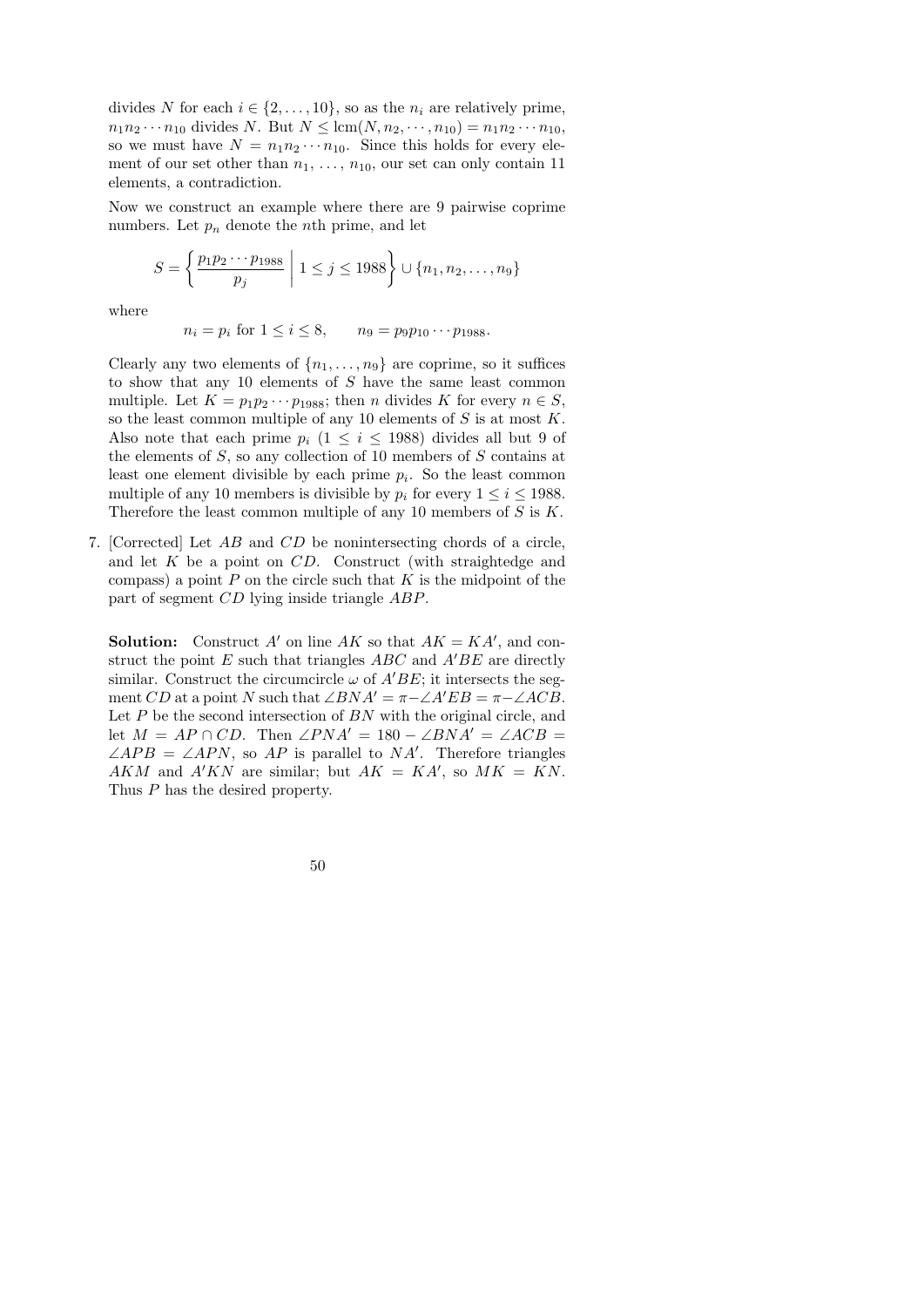divides $N$ for each $i \in \{2, \ldots, 10\}$, so as the $n_i$ are relatively prime, $n_1 n_2 \cdots n_{10}$ divides $N$. But $N \leq \text{lcm}(N, n_2, \cdots, n_{10}) = n_1 n_2 \cdots n_{10}$, so we must have $N = n_1 n_2 \cdots n_{10}$. Since this holds for every element of our set other than $n_1, \ldots, n_{10}$, our set can only contain 11 elements, a contradiction.

Now we construct an example where there are 9 pairwise coprime numbers. Let $p_n$ denote the $n$th prime, and let

$$S = \left\{ \frac{p_1 p_2 \cdots p_{1988}}{p_j} \;\middle|\; 1 \leq j \leq 1988 \right\} \cup \{n_1, n_2, \ldots, n_9\}$$

where

$$n_i = p_i \text{ for } 1 \leq i \leq 8, \qquad n_9 = p_9 p_{10} \cdots p_{1988}.$$

Clearly any two elements of $\{n_1, \ldots, n_9\}$ are coprime, so it suffices to show that any 10 elements of $S$ have the same least common multiple. Let $K = p_1 p_2 \cdots p_{1988}$; then $n$ divides $K$ for every $n \in S$, so the least common multiple of any 10 elements of $S$ is at most $K$. Also note that each prime $p_i$ ($1 \leq i \leq 1988$) divides all but 9 of the elements of $S$, so any collection of 10 members of $S$ contains at least one element divisible by each prime $p_i$. So the least common multiple of any 10 members is divisible by $p_i$ for every $1 \leq i \leq 1988$. Therefore the least common multiple of any 10 members of $S$ is $K$.

7. [Corrected] Let $AB$ and $CD$ be nonintersecting chords of a circle, and let $K$ be a point on $CD$. Construct (with straightedge and compass) a point $P$ on the circle such that $K$ is the midpoint of the part of segment $CD$ lying inside triangle $ABP$.

**Solution:** Construct $A'$ on line $AK$ so that $AK = KA'$, and construct the point $E$ such that triangles $ABC$ and $A'BE$ are directly similar. Construct the circumcircle $\omega$ of $A'BE$; it intersects the segment $CD$ at a point $N$ such that $\angle BNA' = \pi - \angle A'EB = \pi - \angle ACB$. Let $P$ be the second intersection of $BN$ with the original circle, and let $M = AP \cap CD$. Then $\angle PNA' = 180 - \angle BNA' = \angle ACB = \angle APB = \angle APN$, so $AP$ is parallel to $NA'$. Therefore triangles $AKM$ and $A'KN$ are similar; but $AK = KA'$, so $MK = KN$. Thus $P$ has the desired property.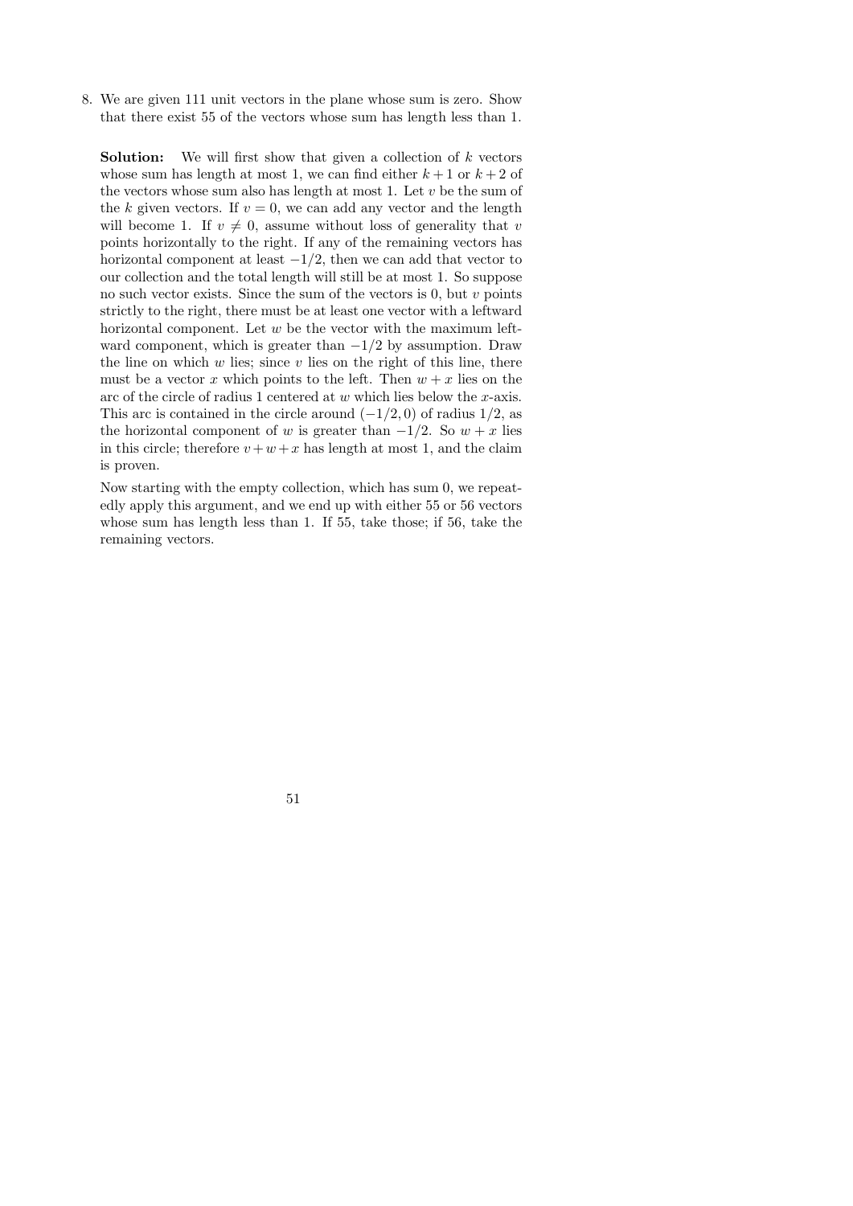8. We are given 111 unit vectors in the plane whose sum is zero. Show that there exist 55 of the vectors whose sum has length less than 1.

   **Solution:** We will first show that given a collection of $k$ vectors whose sum has length at most 1, we can find either $k+1$ or $k+2$ of the vectors whose sum also has length at most 1. Let $v$ be the sum of the $k$ given vectors. If $v = 0$, we can add any vector and the length will become 1. If $v \neq 0$, assume without loss of generality that $v$ points horizontally to the right. If any of the remaining vectors has horizontal component at least $-1/2$, then we can add that vector to our collection and the total length will still be at most 1. So suppose no such vector exists. Since the sum of the vectors is 0, but $v$ points strictly to the right, there must be at least one vector with a leftward horizontal component. Let $w$ be the vector with the maximum leftward component, which is greater than $-1/2$ by assumption. Draw the line on which $w$ lies; since $v$ lies on the right of this line, there must be a vector $x$ which points to the left. Then $w + x$ lies on the arc of the circle of radius 1 centered at $w$ which lies below the $x$-axis. This arc is contained in the circle around $(-1/2, 0)$ of radius $1/2$, as the horizontal component of $w$ is greater than $-1/2$. So $w + x$ lies in this circle; therefore $v + w + x$ has length at most 1, and the claim is proven.

   Now starting with the empty collection, which has sum 0, we repeatedly apply this argument, and we end up with either 55 or 56 vectors whose sum has length less than 1. If 55, take those; if 56, take the remaining vectors.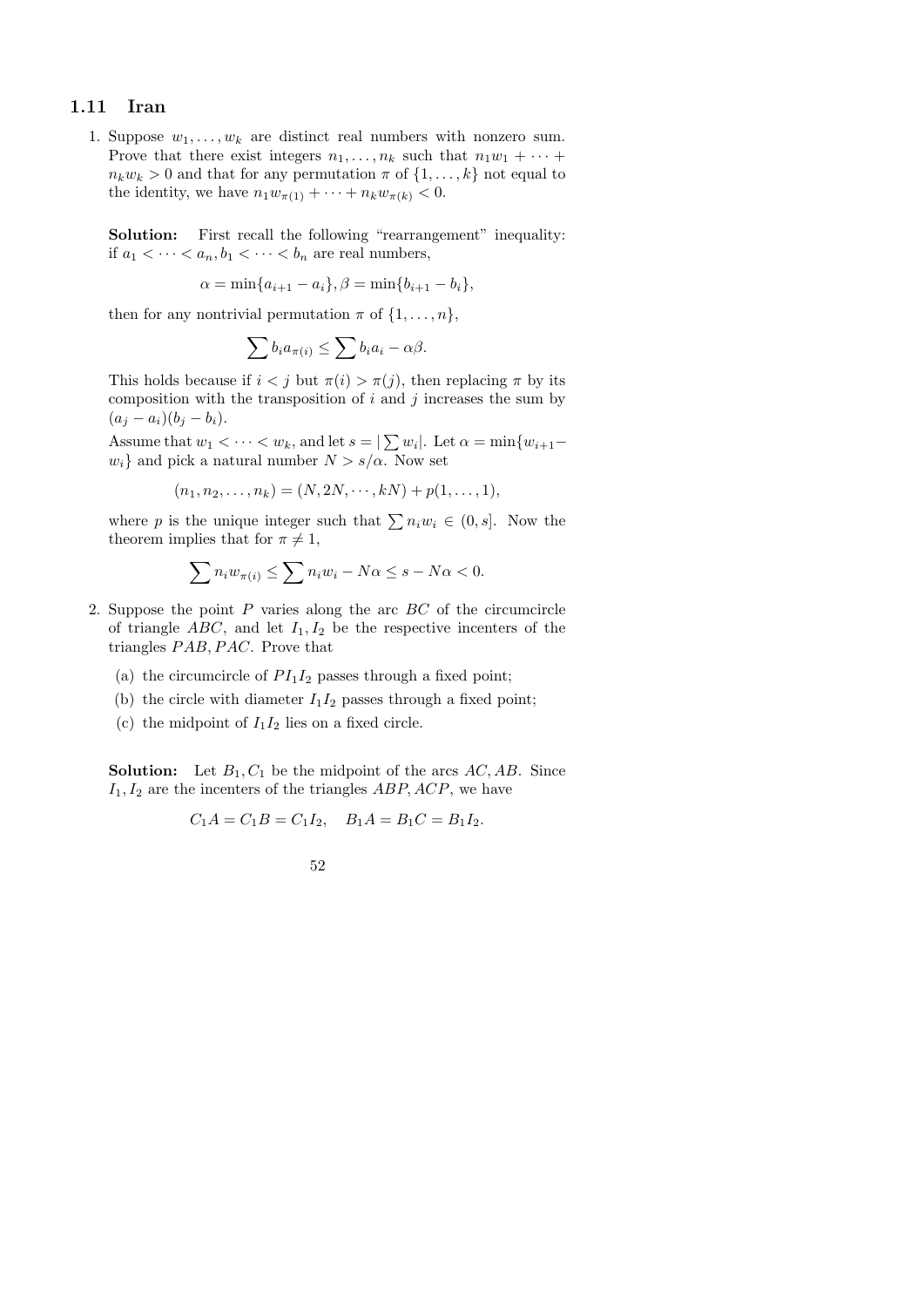## 1.11 Iran

1. Suppose $w_1, \ldots, w_k$ are distinct real numbers with nonzero sum. Prove that there exist integers $n_1, \ldots, n_k$ such that $n_1 w_1 + \cdots + n_k w_k > 0$ and that for any permutation $\pi$ of $\{1, \ldots, k\}$ not equal to the identity, we have $n_1 w_{\pi(1)} + \cdots + n_k w_{\pi(k)} < 0$.

   **Solution:** First recall the following "rearrangement" inequality: if $a_1 < \cdots < a_n, b_1 < \cdots < b_n$ are real numbers,

   $$\alpha = \min\{a_{i+1} - a_i\}, \beta = \min\{b_{i+1} - b_i\},$$

   then for any nontrivial permutation $\pi$ of $\{1, \ldots, n\}$,

   $$\sum b_i a_{\pi(i)} \leq \sum b_i a_i - \alpha\beta.$$

   This holds because if $i < j$ but $\pi(i) > \pi(j)$, then replacing $\pi$ by its composition with the transposition of $i$ and $j$ increases the sum by $(a_j - a_i)(b_j - b_i)$.

   Assume that $w_1 < \cdots < w_k$, and let $s = |\sum w_i|$. Let $\alpha = \min\{w_{i+1} - w_i\}$ and pick a natural number $N > s/\alpha$. Now set

   $$(n_1, n_2, \ldots, n_k) = (N, 2N, \cdots, kN) + p(1, \ldots, 1),$$

   where $p$ is the unique integer such that $\sum n_i w_i \in (0, s]$. Now the theorem implies that for $\pi \neq 1$,

   $$\sum n_i w_{\pi(i)} \leq \sum n_i w_i - N\alpha \leq s - N\alpha < 0.$$

2. Suppose the point $P$ varies along the arc $BC$ of the circumcircle of triangle $ABC$, and let $I_1, I_2$ be the respective incenters of the triangles $PAB, PAC$. Prove that

   (a) the circumcircle of $PI_1I_2$ passes through a fixed point;

   (b) the circle with diameter $I_1I_2$ passes through a fixed point;

   (c) the midpoint of $I_1I_2$ lies on a fixed circle.

   **Solution:** Let $B_1, C_1$ be the midpoint of the arcs $AC, AB$. Since $I_1, I_2$ are the incenters of the triangles $ABP, ACP$, we have

   $$C_1A = C_1B = C_1I_2, \quad B_1A = B_1C = B_1I_2.$$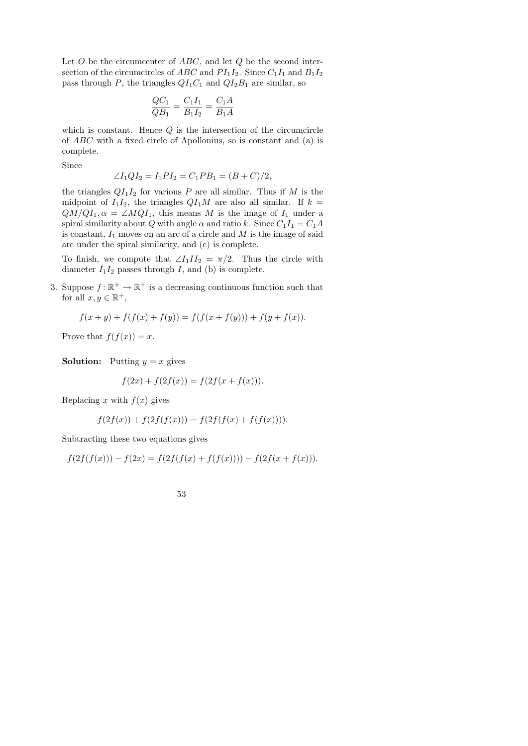Let $O$ be the circumcenter of $ABC$, and let $Q$ be the second intersection of the circumcircles of $ABC$ and $PI_1I_2$. Since $C_1I_1$ and $B_1I_2$ pass through $P$, the triangles $QI_1C_1$ and $QI_2B_1$ are similar, so

$$\frac{QC_1}{QB_1} = \frac{C_1I_1}{B_1I_2} = \frac{C_1A}{B_1A}$$

which is constant. Hence $Q$ is the intersection of the circumcircle of $ABC$ with a fixed circle of Apollonius, so is constant and (a) is complete.

Since

$$\angle I_1QI_2 = I_1PI_2 = C_1PB_1 = (B+C)/2,$$

the triangles $QI_1I_2$ for various $P$ are all similar. Thus if $M$ is the midpoint of $I_1I_2$, the triangles $QI_1M$ are also all similar. If $k = QM/QI_1, \alpha = \angle MQI_1$, this means $M$ is the image of $I_1$ under a spiral similarity about $Q$ with angle $\alpha$ and ratio $k$. Since $C_1I_1 = C_1A$ is constant, $I_1$ moves on an arc of a circle and $M$ is the image of said arc under the spiral similarity, and (c) is complete.

To finish, we compute that $\angle I_1II_2 = \pi/2$. Thus the circle with diameter $I_1I_2$ passes through $I$, and (b) is complete.

3. Suppose $f\colon \mathbb{R}^+ \to \mathbb{R}^+$ is a decreasing continuous function such that for all $x, y \in \mathbb{R}^+$,

$$f(x+y) + f(f(x) + f(y)) = f(f(x + f(y))) + f(y + f(x)).$$

Prove that $f(f(x)) = x$.

**Solution:** Putting $y = x$ gives

$$f(2x) + f(2f(x)) = f(2f(x + f(x))).$$

Replacing $x$ with $f(x)$ gives

$$f(2f(x)) + f(2f(f(x))) = f(2f(f(x) + f(f(x)))).$$

Subtracting these two equations gives

$$f(2f(f(x))) - f(2x) = f(2f(f(x) + f(f(x)))) - f(2f(x + f(x))).$$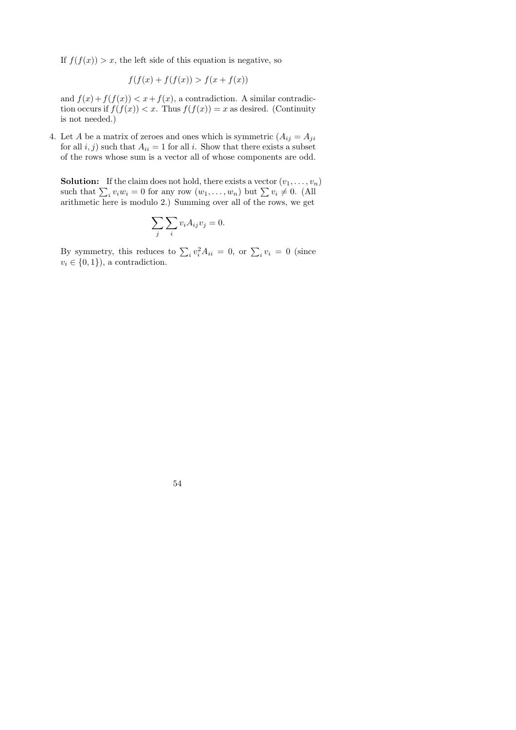If $f(f(x)) > x$, the left side of this equation is negative, so

$$f(f(x) + f(f(x)) > f(x + f(x))$$

and $f(x)+f(f(x)) < x+f(x)$, a contradiction. A similar contradiction occurs if $f(f(x)) < x$. Thus $f(f(x)) = x$ as desired. (Continuity is not needed.)

4. Let $A$ be a matrix of zeroes and ones which is symmetric ($A_{ij} = A_{ji}$ for all $i, j$) such that $A_{ii} = 1$ for all $i$. Show that there exists a subset of the rows whose sum is a vector all of whose components are odd.

   **Solution:** If the claim does not hold, there exists a vector $(v_1, \dots, v_n)$ such that $\sum_i v_i w_i = 0$ for any row $(w_1, \dots, w_n)$ but $\sum v_i \neq 0$. (All arithmetic here is modulo 2.) Summing over all of the rows, we get

   $$\sum_j \sum_i v_i A_{ij} v_j = 0.$$

   By symmetry, this reduces to $\sum_i v_i^2 A_{ii} = 0$, or $\sum_i v_i = 0$ (since $v_i \in \{0, 1\}$), a contradiction.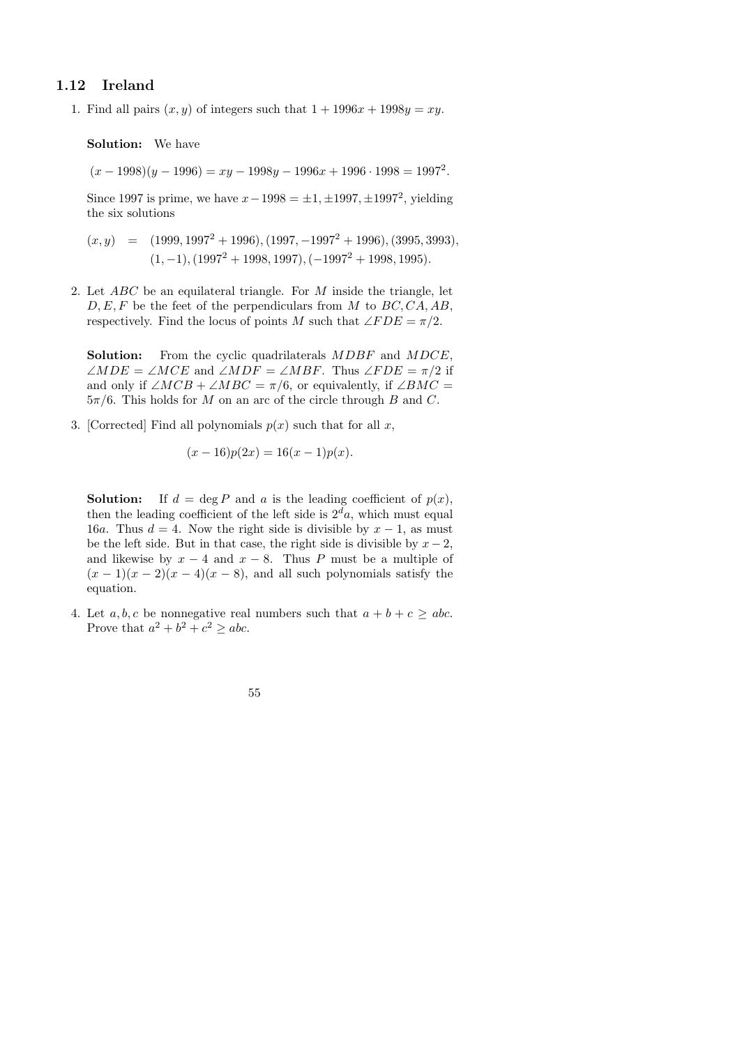## 1.12 Ireland

1. Find all pairs $(x, y)$ of integers such that $1 + 1996x + 1998y = xy$.

   **Solution:** We have

   $(x - 1998)(y - 1996) = xy - 1998y - 1996x + 1996 \cdot 1998 = 1997^2.$

   Since 1997 is prime, we have $x - 1998 = \pm 1, \pm 1997, \pm 1997^2$, yielding the six solutions

   $$\begin{aligned}(x, y) \;\; = \;\; & (1999, 1997^2 + 1996), (1997, -1997^2 + 1996), (3995, 3993), \\ & (1, -1), (1997^2 + 1998, 1997), (-1997^2 + 1998, 1995).\end{aligned}$$

2. Let $ABC$ be an equilateral triangle. For $M$ inside the triangle, let $D, E, F$ be the feet of the perpendiculars from $M$ to $BC, CA, AB$, respectively. Find the locus of points $M$ such that $\angle FDE = \pi/2$.

   **Solution:** From the cyclic quadrilaterals $MDBF$ and $MDCE$, $\angle MDE = \angle MCE$ and $\angle MDF = \angle MBF$. Thus $\angle FDE = \pi/2$ if and only if $\angle MCB + \angle MBC = \pi/6$, or equivalently, if $\angle BMC = 5\pi/6$. This holds for $M$ on an arc of the circle through $B$ and $C$.

3. [Corrected] Find all polynomials $p(x)$ such that for all $x$,

   $$(x - 16)p(2x) = 16(x - 1)p(x).$$

   **Solution:** If $d = \deg P$ and $a$ is the leading coefficient of $p(x)$, then the leading coefficient of the left side is $2^d a$, which must equal $16a$. Thus $d = 4$. Now the right side is divisible by $x - 1$, as must be the left side. But in that case, the right side is divisible by $x - 2$, and likewise by $x - 4$ and $x - 8$. Thus $P$ must be a multiple of $(x - 1)(x - 2)(x - 4)(x - 8)$, and all such polynomials satisfy the equation.

4. Let $a, b, c$ be nonnegative real numbers such that $a + b + c \geq abc$. Prove that $a^2 + b^2 + c^2 \geq abc$.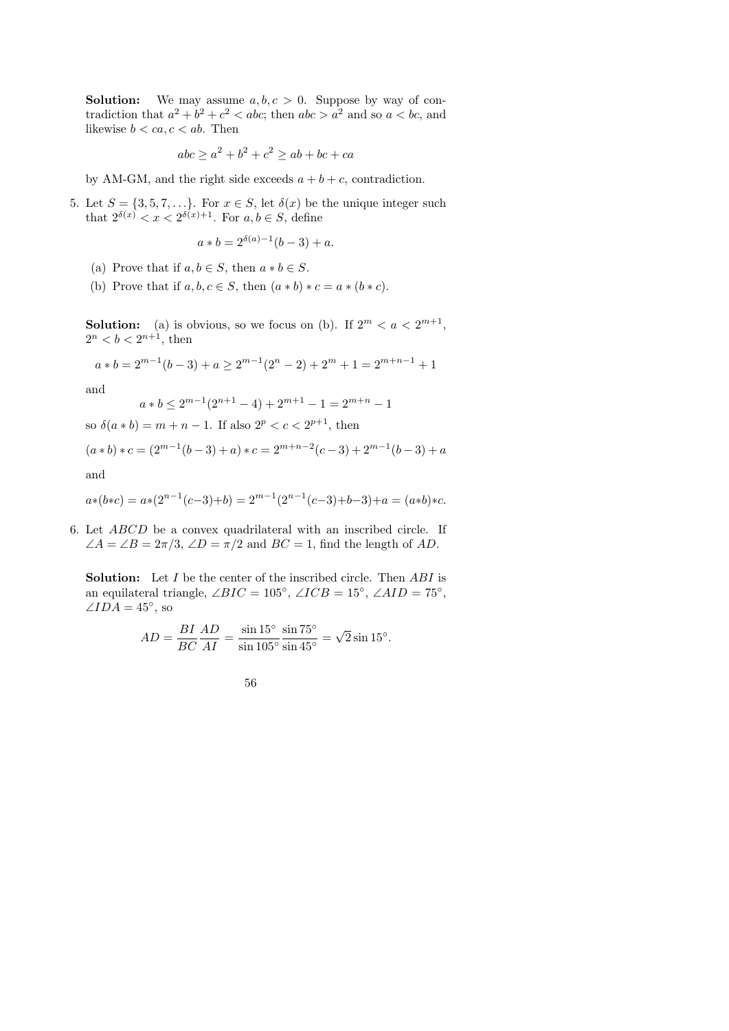**Solution:** We may assume $a, b, c > 0$. Suppose by way of contradiction that $a^2 + b^2 + c^2 < abc$; then $abc > a^2$ and so $a < bc$, and likewise $b < ca, c < ab$. Then

$$abc \geq a^2 + b^2 + c^2 \geq ab + bc + ca$$

by AM-GM, and the right side exceeds $a + b + c$, contradiction.

5. Let $S = \{3, 5, 7, \ldots\}$. For $x \in S$, let $\delta(x)$ be the unique integer such that $2^{\delta(x)} < x < 2^{\delta(x)+1}$. For $a, b \in S$, define

$$a * b = 2^{\delta(a)-1}(b - 3) + a.$$

(a) Prove that if $a, b \in S$, then $a * b \in S$.

(b) Prove that if $a, b, c \in S$, then $(a * b) * c = a * (b * c)$.

**Solution:** (a) is obvious, so we focus on (b). If $2^m < a < 2^{m+1}$, $2^n < b < 2^{n+1}$, then

$$a * b = 2^{m-1}(b - 3) + a \geq 2^{m-1}(2^n - 2) + 2^m + 1 = 2^{m+n-1} + 1$$

and

$$a * b \leq 2^{m-1}(2^{n+1} - 4) + 2^{m+1} - 1 = 2^{m+n} - 1$$

so $\delta(a * b) = m + n - 1$. If also $2^p < c < 2^{p+1}$, then

$$(a * b) * c = (2^{m-1}(b - 3) + a) * c = 2^{m+n-2}(c - 3) + 2^{m-1}(b - 3) + a$$

and

$$a*(b*c) = a*(2^{n-1}(c-3)+b) = 2^{m-1}(2^{n-1}(c-3)+b-3)+a = (a*b)*c.$$

6. Let $ABCD$ be a convex quadrilateral with an inscribed circle. If $\angle A = \angle B = 2\pi/3$, $\angle D = \pi/2$ and $BC = 1$, find the length of $AD$.

**Solution:** Let $I$ be the center of the inscribed circle. Then $ABI$ is an equilateral triangle, $\angle BIC = 105^\circ$, $\angle ICB = 15^\circ$, $\angle AID = 75^\circ$, $\angle IDA = 45^\circ$, so

$$AD = \frac{BI}{BC}\frac{AD}{AI} = \frac{\sin 15^\circ}{\sin 105^\circ}\frac{\sin 75^\circ}{\sin 45^\circ} = \sqrt{2}\sin 15^\circ.$$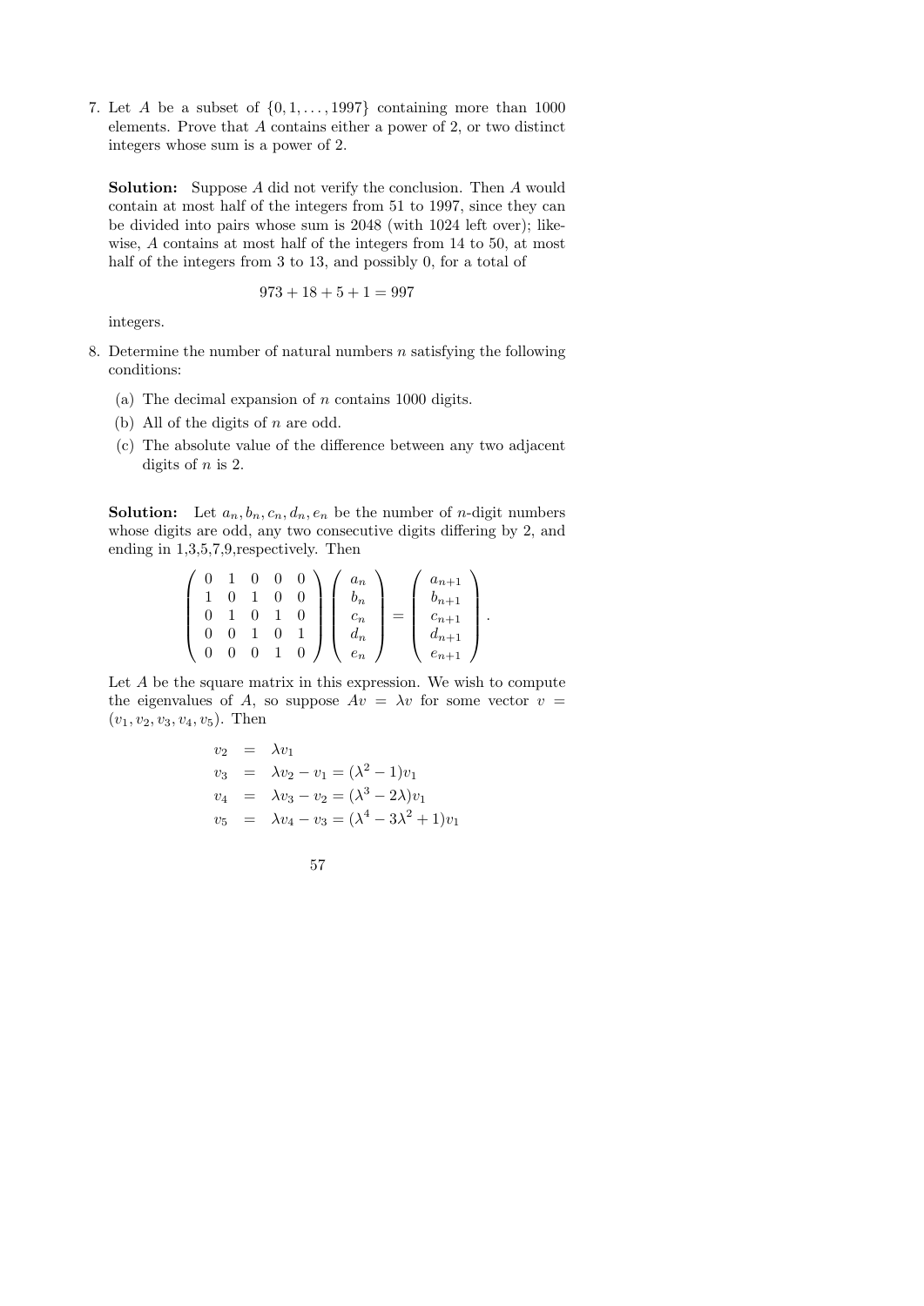7. Let $A$ be a subset of $\{0, 1, \ldots, 1997\}$ containing more than 1000 elements. Prove that $A$ contains either a power of 2, or two distinct integers whose sum is a power of 2.

**Solution:** Suppose $A$ did not verify the conclusion. Then $A$ would contain at most half of the integers from 51 to 1997, since they can be divided into pairs whose sum is 2048 (with 1024 left over); likewise, $A$ contains at most half of the integers from 14 to 50, at most half of the integers from 3 to 13, and possibly 0, for a total of

$$973 + 18 + 5 + 1 = 997$$

integers.

8. Determine the number of natural numbers $n$ satisfying the following conditions:

   (a) The decimal expansion of $n$ contains 1000 digits.

   (b) All of the digits of $n$ are odd.

   (c) The absolute value of the difference between any two adjacent digits of $n$ is 2.

**Solution:** Let $a_n, b_n, c_n, d_n, e_n$ be the number of $n$-digit numbers whose digits are odd, any two consecutive digits differing by 2, and ending in 1,3,5,7,9,respectively. Then

$$\begin{pmatrix} 0 & 1 & 0 & 0 & 0 \\ 1 & 0 & 1 & 0 & 0 \\ 0 & 1 & 0 & 1 & 0 \\ 0 & 0 & 1 & 0 & 1 \\ 0 & 0 & 0 & 1 & 0 \end{pmatrix} \begin{pmatrix} a_n \\ b_n \\ c_n \\ d_n \\ e_n \end{pmatrix} = \begin{pmatrix} a_{n+1} \\ b_{n+1} \\ c_{n+1} \\ d_{n+1} \\ e_{n+1} \end{pmatrix}.$$

Let $A$ be the square matrix in this expression. We wish to compute the eigenvalues of $A$, so suppose $Av = \lambda v$ for some vector $v = (v_1, v_2, v_3, v_4, v_5)$. Then

$$\begin{aligned} v_2 &= \lambda v_1 \\ v_3 &= \lambda v_2 - v_1 = (\lambda^2 - 1)v_1 \\ v_4 &= \lambda v_3 - v_2 = (\lambda^3 - 2\lambda)v_1 \\ v_5 &= \lambda v_4 - v_3 = (\lambda^4 - 3\lambda^2 + 1)v_1 \end{aligned}$$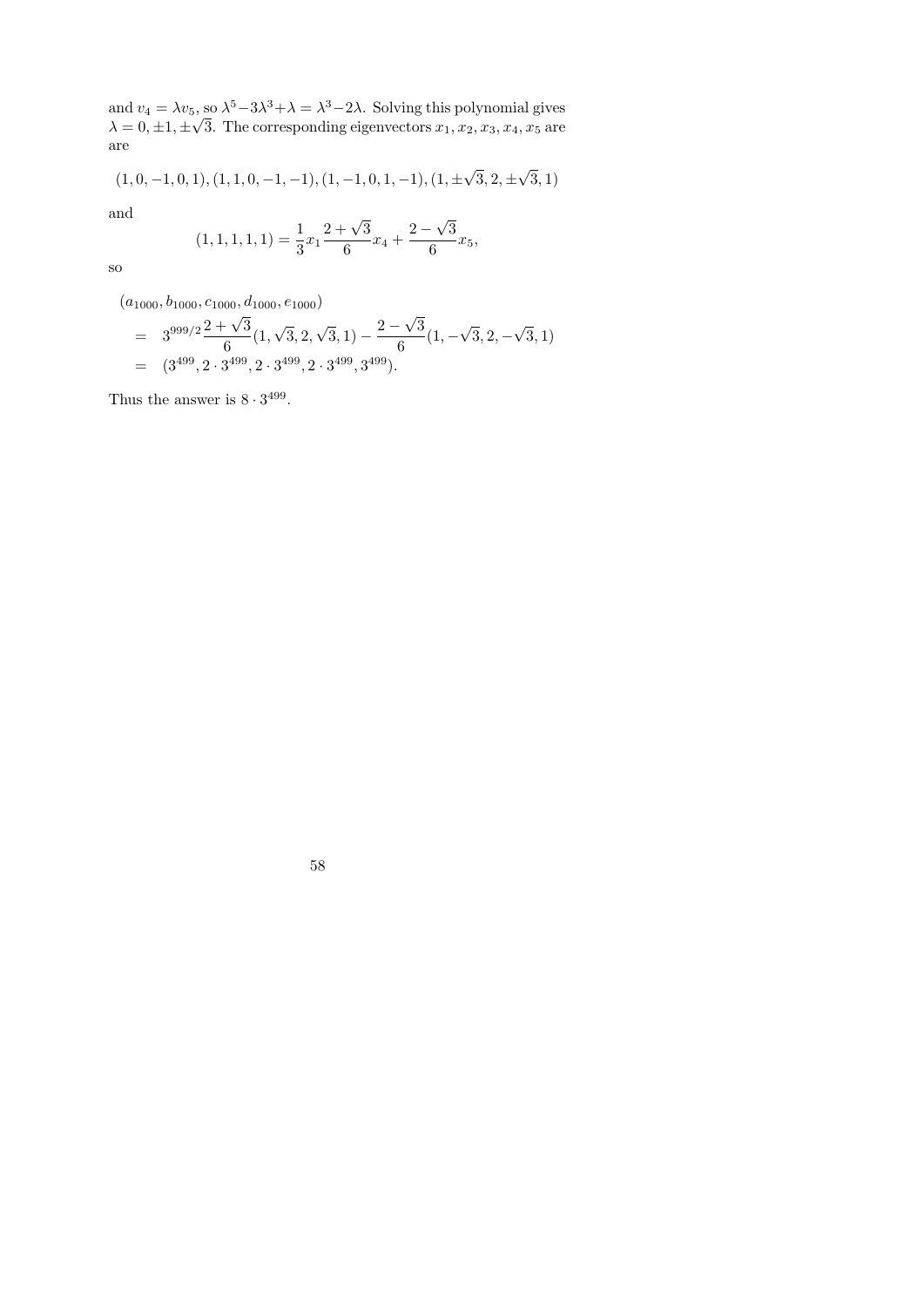and $v_4 = \lambda v_5$, so $\lambda^5 - 3\lambda^3 + \lambda = \lambda^3 - 2\lambda$. Solving this polynomial gives $\lambda = 0, \pm 1, \pm\sqrt{3}$. The corresponding eigenvectors $x_1, x_2, x_3, x_4, x_5$ are are

$$(1, 0, -1, 0, 1), (1, 1, 0, -1, -1), (1, -1, 0, 1, -1), (1, \pm\sqrt{3}, 2, \pm\sqrt{3}, 1)$$

and

$$(1, 1, 1, 1, 1) = \frac{1}{3}x_1 \frac{2+\sqrt{3}}{6}x_4 + \frac{2-\sqrt{3}}{6}x_5,$$

so

$$\begin{aligned}
&(a_{1000}, b_{1000}, c_{1000}, d_{1000}, e_{1000}) \\
&= \quad 3^{999/2}\frac{2+\sqrt{3}}{6}(1, \sqrt{3}, 2, \sqrt{3}, 1) - \frac{2-\sqrt{3}}{6}(1, -\sqrt{3}, 2, -\sqrt{3}, 1) \\
&= \quad (3^{499}, 2 \cdot 3^{499}, 2 \cdot 3^{499}, 2 \cdot 3^{499}, 3^{499}).
\end{aligned}$$

Thus the answer is $8 \cdot 3^{499}$.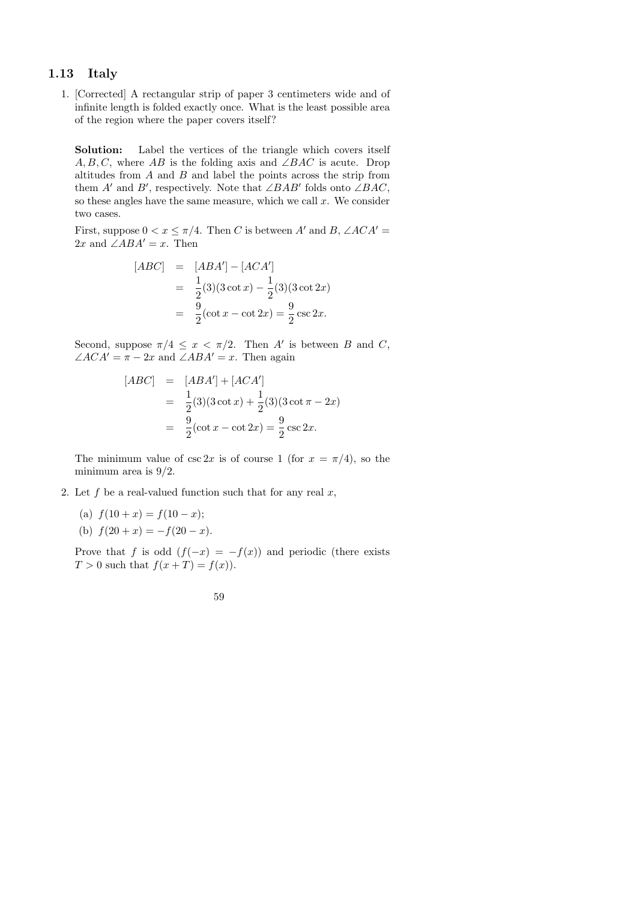## 1.13 Italy

1. [Corrected] A rectangular strip of paper 3 centimeters wide and of infinite length is folded exactly once. What is the least possible area of the region where the paper covers itself?

**Solution:** Label the vertices of the triangle which covers itself $A, B, C$, where $AB$ is the folding axis and $\angle BAC$ is acute. Drop altitudes from $A$ and $B$ and label the points across the strip from them $A'$ and $B'$, respectively. Note that $\angle BAB'$ folds onto $\angle BAC$, so these angles have the same measure, which we call $x$. We consider two cases.

First, suppose $0 < x \leq \pi/4$. Then $C$ is between $A'$ and $B$, $\angle ACA' = 2x$ and $\angle ABA' = x$. Then

$$\begin{aligned}
[ABC] &= [ABA'] - [ACA'] \\
&= \frac{1}{2}(3)(3\cot x) - \frac{1}{2}(3)(3\cot 2x) \\
&= \frac{9}{2}(\cot x - \cot 2x) = \frac{9}{2}\csc 2x.
\end{aligned}$$

Second, suppose $\pi/4 \leq x < \pi/2$. Then $A'$ is between $B$ and $C$, $\angle ACA' = \pi - 2x$ and $\angle ABA' = x$. Then again

$$\begin{aligned}
[ABC] &= [ABA'] + [ACA'] \\
&= \frac{1}{2}(3)(3\cot x) + \frac{1}{2}(3)(3\cot \pi - 2x) \\
&= \frac{9}{2}(\cot x - \cot 2x) = \frac{9}{2}\csc 2x.
\end{aligned}$$

The minimum value of $\csc 2x$ is of course 1 (for $x = \pi/4$), so the minimum area is $9/2$.

2. Let $f$ be a real-valued function such that for any real $x$,

   (a) $f(10 + x) = f(10 - x)$;

   (b) $f(20 + x) = -f(20 - x)$.

   Prove that $f$ is odd ($f(-x) = -f(x)$) and periodic (there exists $T > 0$ such that $f(x + T) = f(x)$).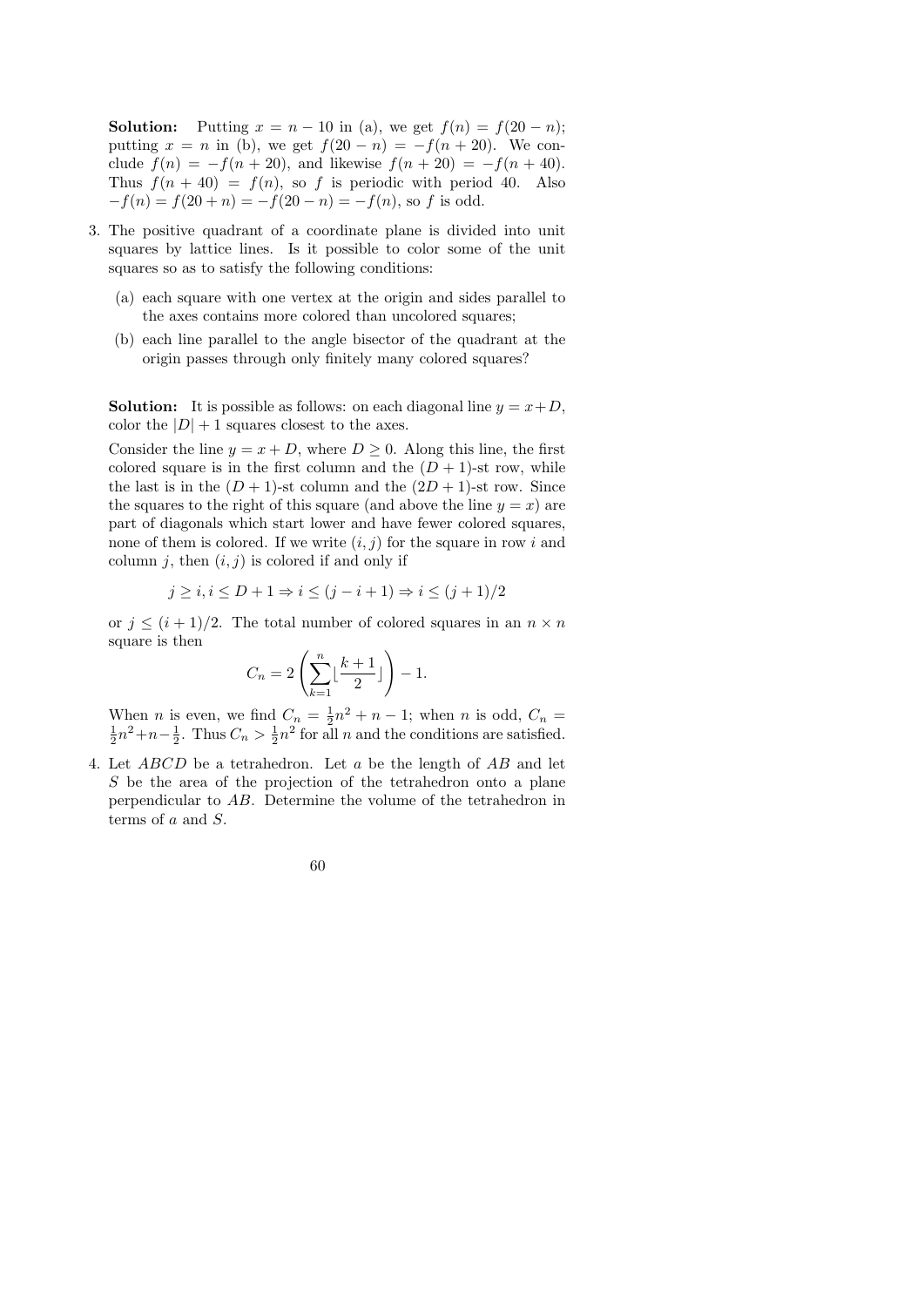**Solution:** Putting $x = n - 10$ in (a), we get $f(n) = f(20 - n)$; putting $x = n$ in (b), we get $f(20 - n) = -f(n + 20)$. We conclude $f(n) = -f(n + 20)$, and likewise $f(n + 20) = -f(n + 40)$. Thus $f(n + 40) = f(n)$, so $f$ is periodic with period 40. Also $-f(n) = f(20 + n) = -f(20 - n) = -f(n)$, so $f$ is odd.

3. The positive quadrant of a coordinate plane is divided into unit squares by lattice lines. Is it possible to color some of the unit squares so as to satisfy the following conditions:

   (a) each square with one vertex at the origin and sides parallel to the axes contains more colored than uncolored squares;

   (b) each line parallel to the angle bisector of the quadrant at the origin passes through only finitely many colored squares?

**Solution:** It is possible as follows: on each diagonal line $y = x + D$, color the $|D| + 1$ squares closest to the axes.

Consider the line $y = x + D$, where $D \geq 0$. Along this line, the first colored square is in the first column and the $(D + 1)$-st row, while the last is in the $(D + 1)$-st column and the $(2D + 1)$-st row. Since the squares to the right of this square (and above the line $y = x$) are part of diagonals which start lower and have fewer colored squares, none of them is colored. If we write $(i, j)$ for the square in row $i$ and column $j$, then $(i, j)$ is colored if and only if

$$j \geq i, i \leq D + 1 \Rightarrow i \leq (j - i + 1) \Rightarrow i \leq (j + 1)/2$$

or $j \leq (i + 1)/2$. The total number of colored squares in an $n \times n$ square is then

$$C_n = 2\left(\sum_{k=1}^{n} \lfloor \frac{k+1}{2} \rfloor\right) - 1.$$

When $n$ is even, we find $C_n = \frac{1}{2}n^2 + n - 1$; when $n$ is odd, $C_n = \frac{1}{2}n^2 + n - \frac{1}{2}$. Thus $C_n > \frac{1}{2}n^2$ for all $n$ and the conditions are satisfied.

4. Let $ABCD$ be a tetrahedron. Let $a$ be the length of $AB$ and let $S$ be the area of the projection of the tetrahedron onto a plane perpendicular to $AB$. Determine the volume of the tetrahedron in terms of $a$ and $S$.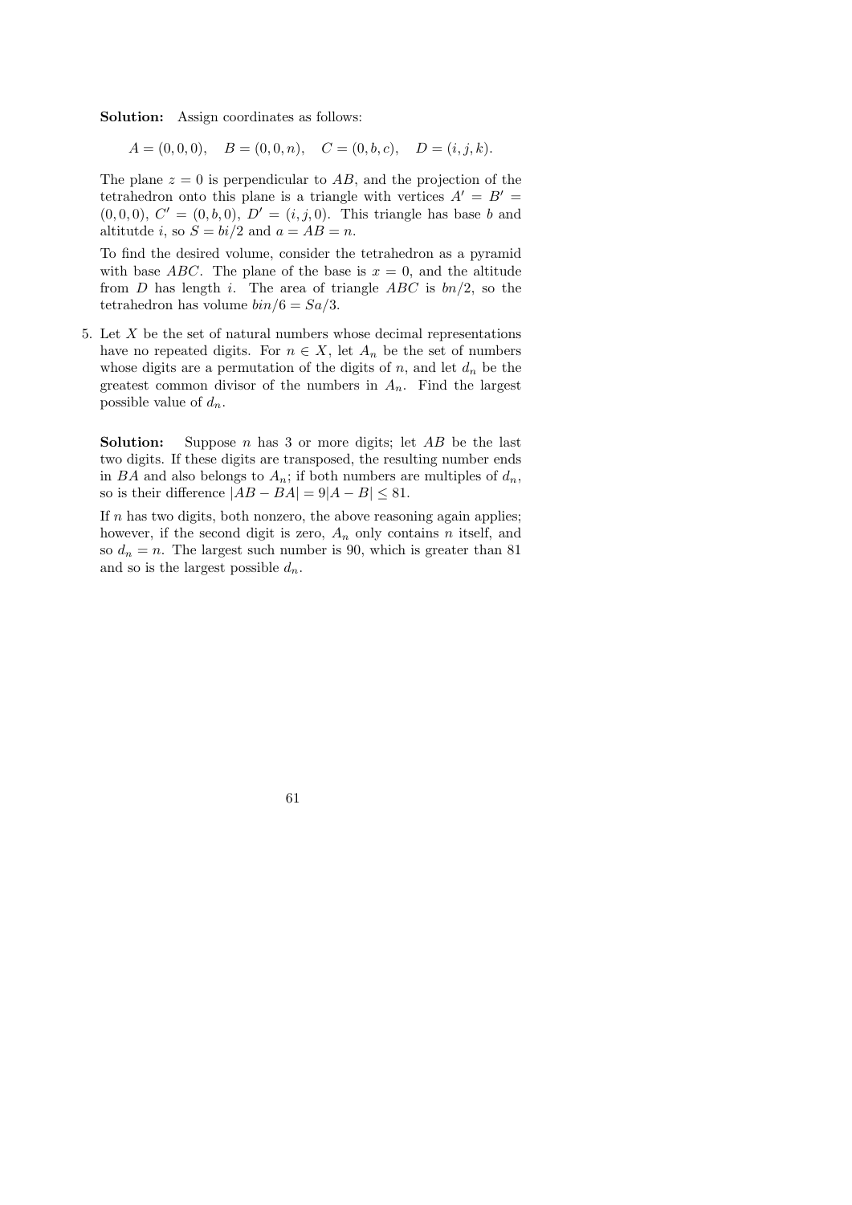**Solution:** Assign coordinates as follows:

$$A = (0,0,0), \quad B = (0,0,n), \quad C = (0,b,c), \quad D = (i,j,k).$$

The plane $z = 0$ is perpendicular to $AB$, and the projection of the tetrahedron onto this plane is a triangle with vertices $A' = B' = (0,0,0)$, $C' = (0,b,0)$, $D' = (i,j,0)$. This triangle has base $b$ and altitutde $i$, so $S = bi/2$ and $a = AB = n$.

To find the desired volume, consider the tetrahedron as a pyramid with base $ABC$. The plane of the base is $x = 0$, and the altitude from $D$ has length $i$. The area of triangle $ABC$ is $bn/2$, so the tetrahedron has volume $bin/6 = Sa/3$.

5. Let $X$ be the set of natural numbers whose decimal representations have no repeated digits. For $n \in X$, let $A_n$ be the set of numbers whose digits are a permutation of the digits of $n$, and let $d_n$ be the greatest common divisor of the numbers in $A_n$. Find the largest possible value of $d_n$.

**Solution:** Suppose $n$ has 3 or more digits; let $AB$ be the last two digits. If these digits are transposed, the resulting number ends in $BA$ and also belongs to $A_n$; if both numbers are multiples of $d_n$, so is their difference $|AB - BA| = 9|A - B| \leq 81$.

If $n$ has two digits, both nonzero, the above reasoning again applies; however, if the second digit is zero, $A_n$ only contains $n$ itself, and so $d_n = n$. The largest such number is 90, which is greater than 81 and so is the largest possible $d_n$.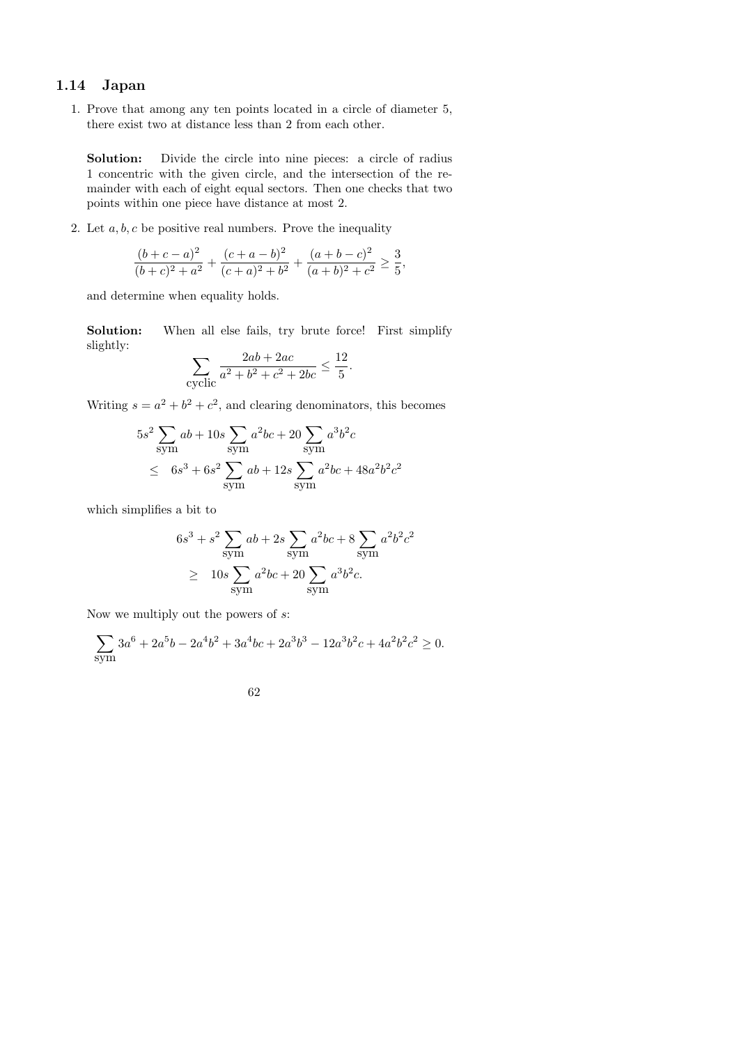## 1.14 Japan

1. Prove that among any ten points located in a circle of diameter 5, there exist two at distance less than 2 from each other.

   **Solution:** Divide the circle into nine pieces: a circle of radius 1 concentric with the given circle, and the intersection of the remainder with each of eight equal sectors. Then one checks that two points within one piece have distance at most 2.

2. Let $a, b, c$ be positive real numbers. Prove the inequality

$$\frac{(b+c-a)^2}{(b+c)^2+a^2} + \frac{(c+a-b)^2}{(c+a)^2+b^2} + \frac{(a+b-c)^2}{(a+b)^2+c^2} \geq \frac{3}{5},$$

   and determine when equality holds.

   **Solution:** When all else fails, try brute force! First simplify slightly:

$$\sum_{\text{cyclic}} \frac{2ab+2ac}{a^2+b^2+c^2+2bc} \leq \frac{12}{5}.$$

   Writing $s = a^2 + b^2 + c^2$, and clearing denominators, this becomes

$$\begin{aligned} & 5s^2 \sum_{\text{sym}} ab + 10s \sum_{\text{sym}} a^2bc + 20 \sum_{\text{sym}} a^3b^2c \\ \leq \quad & 6s^3 + 6s^2 \sum_{\text{sym}} ab + 12s \sum_{\text{sym}} a^2bc + 48a^2b^2c^2 \end{aligned}$$

   which simplifies a bit to

$$\begin{aligned} & 6s^3 + s^2 \sum_{\text{sym}} ab + 2s \sum_{\text{sym}} a^2bc + 8 \sum_{\text{sym}} a^2b^2c^2 \\ \geq \quad & 10s \sum_{\text{sym}} a^2bc + 20 \sum_{\text{sym}} a^3b^2c. \end{aligned}$$

   Now we multiply out the powers of $s$:

$$\sum_{\text{sym}} 3a^6 + 2a^5b - 2a^4b^2 + 3a^4bc + 2a^3b^3 - 12a^3b^2c + 4a^2b^2c^2 \geq 0.$$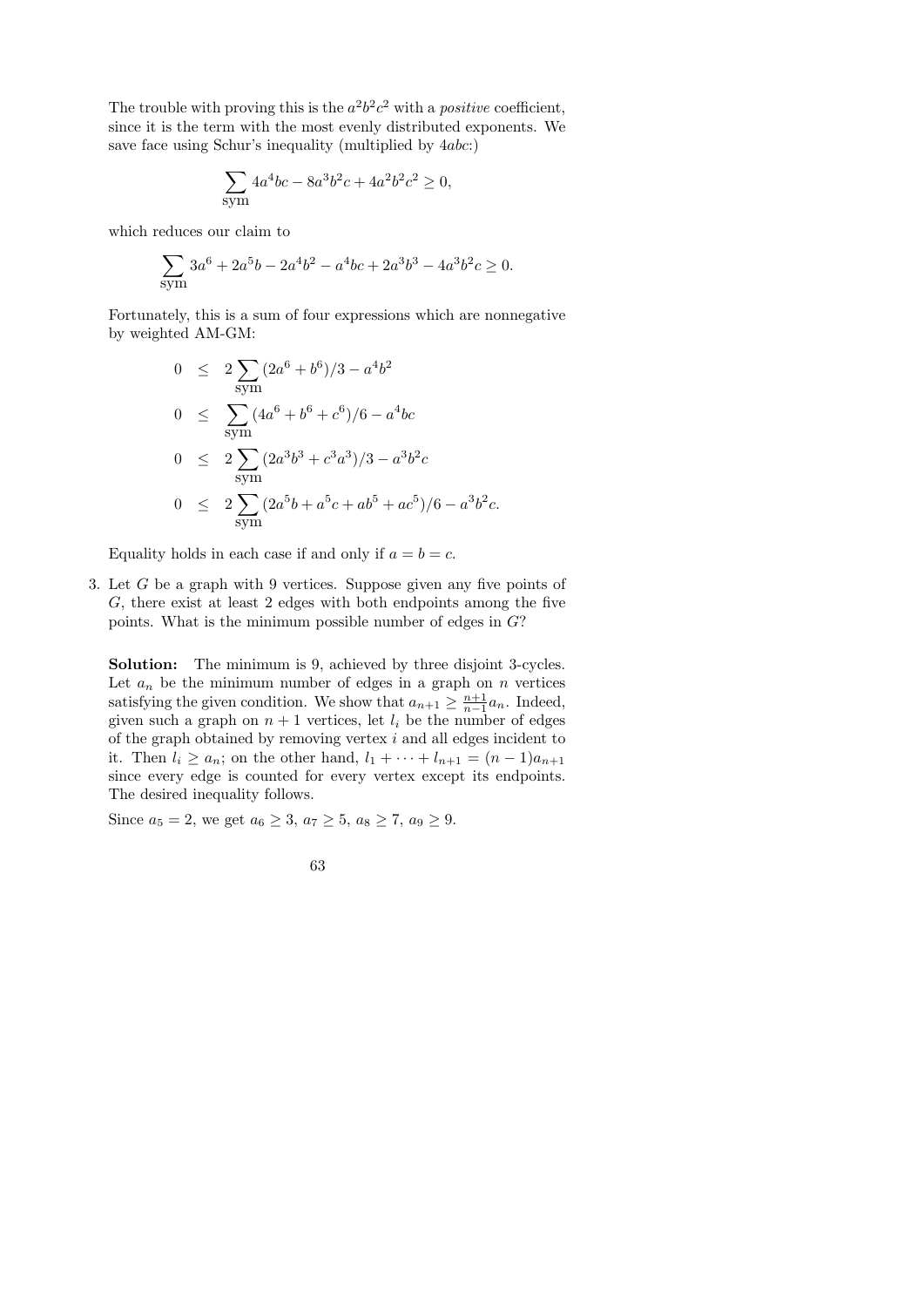The trouble with proving this is the $a^2b^2c^2$ with a *positive* coefficient, since it is the term with the most evenly distributed exponents. We save face using Schur's inequality (multiplied by $4abc$:)

$$\sum_{\text{sym}} 4a^4bc - 8a^3b^2c + 4a^2b^2c^2 \geq 0,$$

which reduces our claim to

$$\sum_{\text{sym}} 3a^6 + 2a^5b - 2a^4b^2 - a^4bc + 2a^3b^3 - 4a^3b^2c \geq 0.$$

Fortunately, this is a sum of four expressions which are nonnegative by weighted AM-GM:

$$\begin{aligned}
0 &\leq 2\sum_{\text{sym}} (2a^6 + b^6)/3 - a^4b^2 \\
0 &\leq \sum_{\text{sym}} (4a^6 + b^6 + c^6)/6 - a^4bc \\
0 &\leq 2\sum_{\text{sym}} (2a^3b^3 + c^3a^3)/3 - a^3b^2c \\
0 &\leq 2\sum_{\text{sym}} (2a^5b + a^5c + ab^5 + ac^5)/6 - a^3b^2c.
\end{aligned}$$

Equality holds in each case if and only if $a = b = c$.

3. Let $G$ be a graph with 9 vertices. Suppose given any five points of $G$, there exist at least 2 edges with both endpoints among the five points. What is the minimum possible number of edges in $G$?

**Solution:** The minimum is 9, achieved by three disjoint 3-cycles. Let $a_n$ be the minimum number of edges in a graph on $n$ vertices satisfying the given condition. We show that $a_{n+1} \geq \frac{n+1}{n-1}a_n$. Indeed, given such a graph on $n+1$ vertices, let $l_i$ be the number of edges of the graph obtained by removing vertex $i$ and all edges incident to it. Then $l_i \geq a_n$; on the other hand, $l_1 + \cdots + l_{n+1} = (n-1)a_{n+1}$ since every edge is counted for every vertex except its endpoints. The desired inequality follows.

Since $a_5 = 2$, we get $a_6 \geq 3$, $a_7 \geq 5$, $a_8 \geq 7$, $a_9 \geq 9$.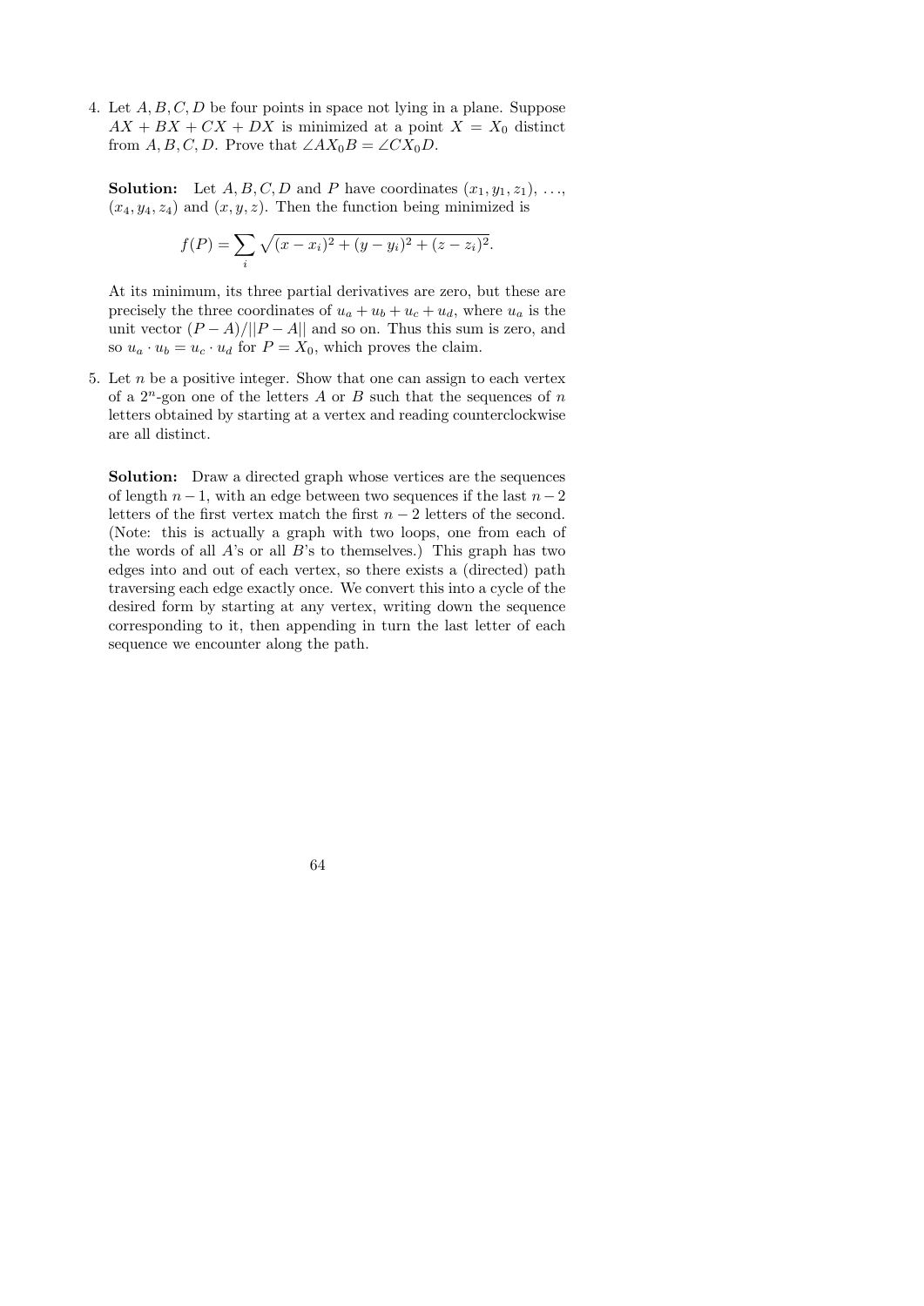4. Let $A, B, C, D$ be four points in space not lying in a plane. Suppose $AX + BX + CX + DX$ is minimized at a point $X = X_0$ distinct from $A, B, C, D$. Prove that $\angle AX_0B = \angle CX_0D$.

   **Solution:** Let $A, B, C, D$ and $P$ have coordinates $(x_1, y_1, z_1)$, $\ldots$, $(x_4, y_4, z_4)$ and $(x, y, z)$. Then the function being minimized is

   $$f(P) = \sum_i \sqrt{(x - x_i)^2 + (y - y_i)^2 + (z - z_i)^2}.$$

   At its minimum, its three partial derivatives are zero, but these are precisely the three coordinates of $u_a + u_b + u_c + u_d$, where $u_a$ is the unit vector $(P - A)/||P - A||$ and so on. Thus this sum is zero, and so $u_a \cdot u_b = u_c \cdot u_d$ for $P = X_0$, which proves the claim.

5. Let $n$ be a positive integer. Show that one can assign to each vertex of a $2^n$-gon one of the letters $A$ or $B$ such that the sequences of $n$ letters obtained by starting at a vertex and reading counterclockwise are all distinct.

   **Solution:** Draw a directed graph whose vertices are the sequences of length $n-1$, with an edge between two sequences if the last $n-2$ letters of the first vertex match the first $n-2$ letters of the second. (Note: this is actually a graph with two loops, one from each of the words of all $A$'s or all $B$'s to themselves.) This graph has two edges into and out of each vertex, so there exists a (directed) path traversing each edge exactly once. We convert this into a cycle of the desired form by starting at any vertex, writing down the sequence corresponding to it, then appending in turn the last letter of each sequence we encounter along the path.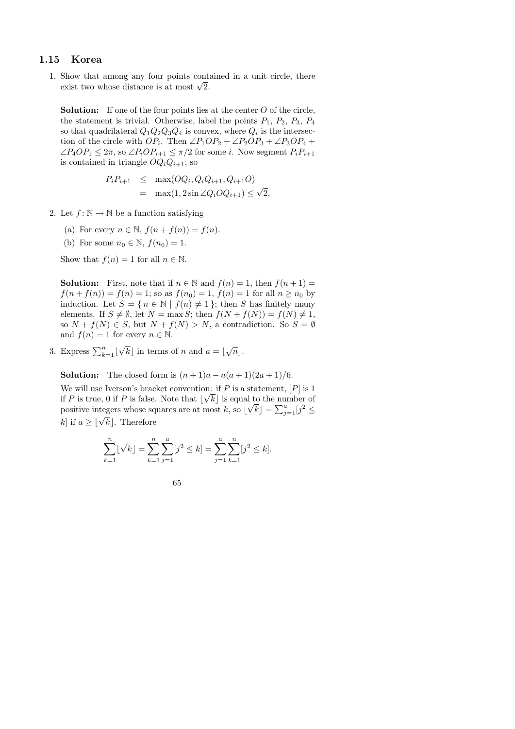## 1.15 Korea

1. Show that among any four points contained in a unit circle, there exist two whose distance is at most $\sqrt{2}$.

**Solution:** If one of the four points lies at the center $O$ of the circle, the statement is trivial. Otherwise, label the points $P_1$, $P_2$, $P_3$, $P_4$ so that quadrilateral $Q_1Q_2Q_3Q_4$ is convex, where $Q_i$ is the intersection of the circle with $OP_i$. Then $\angle P_1OP_2 + \angle P_2OP_3 + \angle P_3OP_4 + \angle P_4OP_1 \leq 2\pi$, so $\angle P_iOP_{i+1} \leq \pi/2$ for some $i$. Now segment $P_iP_{i+1}$ is contained in triangle $OQ_iQ_{i+1}$, so

$$\begin{aligned} P_iP_{i+1} &\leq \max(OQ_i, Q_iQ_{i+1}, Q_{i+1}O) \\ &= \max(1, 2\sin\angle Q_iOQ_{i+1}) \leq \sqrt{2}. \end{aligned}$$

2. Let $f\colon \mathbb{N} \to \mathbb{N}$ be a function satisfying

   (a) For every $n \in \mathbb{N}$, $f(n + f(n)) = f(n)$.

   (b) For some $n_0 \in \mathbb{N}$, $f(n_0) = 1$.

   Show that $f(n) = 1$ for all $n \in \mathbb{N}$.

**Solution:** First, note that if $n \in \mathbb{N}$ and $f(n) = 1$, then $f(n+1) = f(n + f(n)) = f(n) = 1$; so as $f(n_0) = 1$, $f(n) = 1$ for all $n \geq n_0$ by induction. Let $S = \{\, n \in \mathbb{N} \mid f(n) \neq 1 \,\}$; then $S$ has finitely many elements. If $S \neq \emptyset$, let $N = \max S$; then $f(N + f(N)) = f(N) \neq 1$, so $N + f(N) \in S$, but $N + f(N) > N$, a contradiction. So $S = \emptyset$ and $f(n) = 1$ for every $n \in \mathbb{N}$.

3. Express $\sum_{k=1}^{n} \lfloor \sqrt{k} \rfloor$ in terms of $n$ and $a = \lfloor \sqrt{n} \rfloor$.

**Solution:** The closed form is $(n+1)a - a(a+1)(2a+1)/6$.

We will use Iverson's bracket convention: if $P$ is a statement, $[P]$ is 1 if $P$ is true, 0 if $P$ is false. Note that $\lfloor \sqrt{k} \rfloor$ is equal to the number of positive integers whose squares are at most $k$, so $\lfloor \sqrt{k} \rfloor = \sum_{j=1}^{a} [j^2 \leq k]$ if $a \geq \lfloor \sqrt{k} \rfloor$. Therefore

$$\sum_{k=1}^{n} \lfloor \sqrt{k} \rfloor = \sum_{k=1}^{n} \sum_{j=1}^{a} [j^2 \leq k] = \sum_{j=1}^{a} \sum_{k=1}^{n} [j^2 \leq k].$$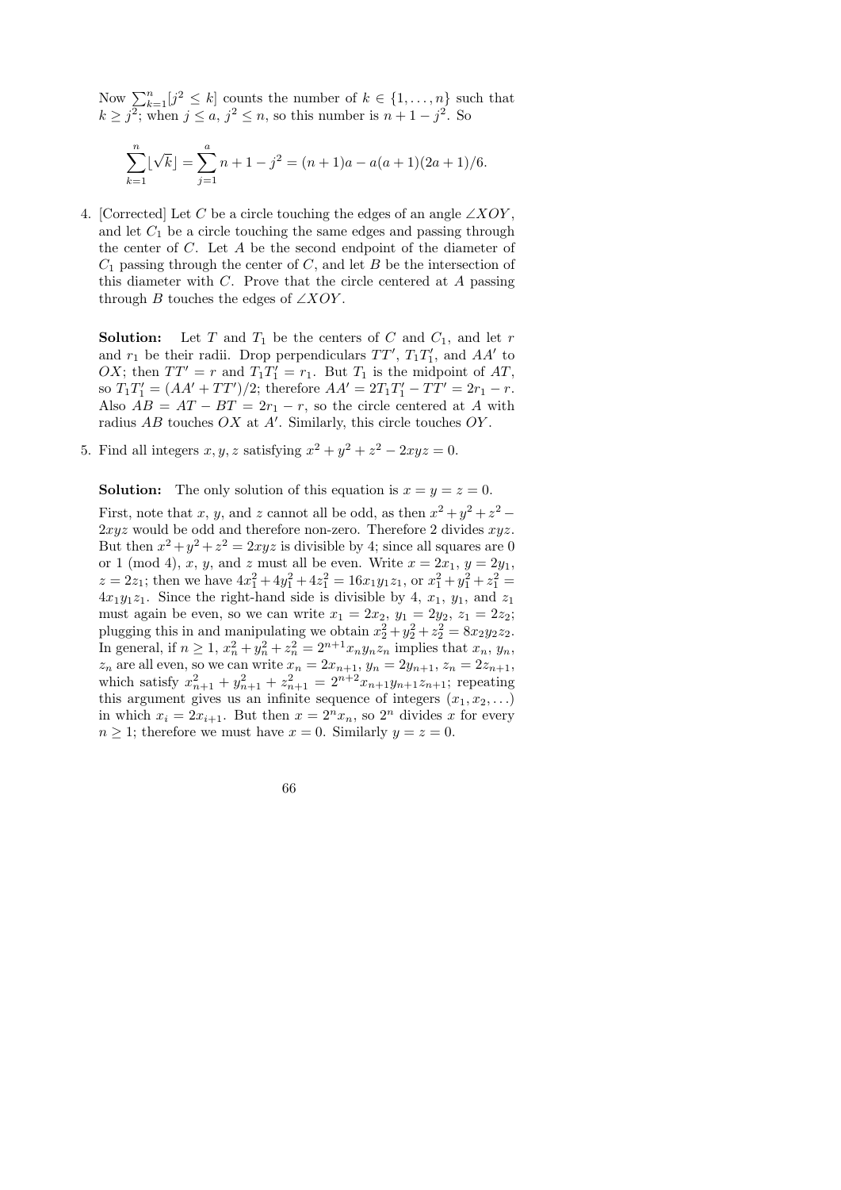Now $\sum_{k=1}^{n}[j^2 \le k]$ counts the number of $k \in \{1, \ldots, n\}$ such that $k \ge j^2$; when $j \le a$, $j^2 \le n$, so this number is $n + 1 - j^2$. So

$$\sum_{k=1}^{n} \lfloor \sqrt{k} \rfloor = \sum_{j=1}^{a} n + 1 - j^2 = (n+1)a - a(a+1)(2a+1)/6.$$

4. [Corrected] Let $C$ be a circle touching the edges of an angle $\angle XOY$, and let $C_1$ be a circle touching the same edges and passing through the center of $C$. Let $A$ be the second endpoint of the diameter of $C_1$ passing through the center of $C$, and let $B$ be the intersection of this diameter with $C$. Prove that the circle centered at $A$ passing through $B$ touches the edges of $\angle XOY$.

   **Solution:** Let $T$ and $T_1$ be the centers of $C$ and $C_1$, and let $r$ and $r_1$ be their radii. Drop perpendiculars $TT'$, $T_1T_1'$, and $AA'$ to $OX$; then $TT' = r$ and $T_1T_1' = r_1$. But $T_1$ is the midpoint of $AT$, so $T_1T_1' = (AA' + TT')/2$; therefore $AA' = 2T_1T_1' - TT' = 2r_1 - r$. Also $AB = AT - BT = 2r_1 - r$, so the circle centered at $A$ with radius $AB$ touches $OX$ at $A'$. Similarly, this circle touches $OY$.

5. Find all integers $x, y, z$ satisfying $x^2 + y^2 + z^2 - 2xyz = 0$.

   **Solution:** The only solution of this equation is $x = y = z = 0$.

   First, note that $x$, $y$, and $z$ cannot all be odd, as then $x^2 + y^2 + z^2 - 2xyz$ would be odd and therefore non-zero. Therefore 2 divides $xyz$. But then $x^2 + y^2 + z^2 = 2xyz$ is divisible by 4; since all squares are 0 or 1 (mod 4), $x$, $y$, and $z$ must all be even. Write $x = 2x_1$, $y = 2y_1$, $z = 2z_1$; then we have $4x_1^2 + 4y_1^2 + 4z_1^2 = 16x_1y_1z_1$, or $x_1^2 + y_1^2 + z_1^2 = 4x_1y_1z_1$. Since the right-hand side is divisible by 4, $x_1$, $y_1$, and $z_1$ must again be even, so we can write $x_1 = 2x_2$, $y_1 = 2y_2$, $z_1 = 2z_2$; plugging this in and manipulating we obtain $x_2^2 + y_2^2 + z_2^2 = 8x_2y_2z_2$. In general, if $n \ge 1$, $x_n^2 + y_n^2 + z_n^2 = 2^{n+1}x_ny_nz_n$ implies that $x_n$, $y_n$, $z_n$ are all even, so we can write $x_n = 2x_{n+1}$, $y_n = 2y_{n+1}$, $z_n = 2z_{n+1}$, which satisfy $x_{n+1}^2 + y_{n+1}^2 + z_{n+1}^2 = 2^{n+2}x_{n+1}y_{n+1}z_{n+1}$; repeating this argument gives us an infinite sequence of integers $(x_1, x_2, \ldots)$ in which $x_i = 2x_{i+1}$. But then $x = 2^n x_n$, so $2^n$ divides $x$ for every $n \ge 1$; therefore we must have $x = 0$. Similarly $y = z = 0$.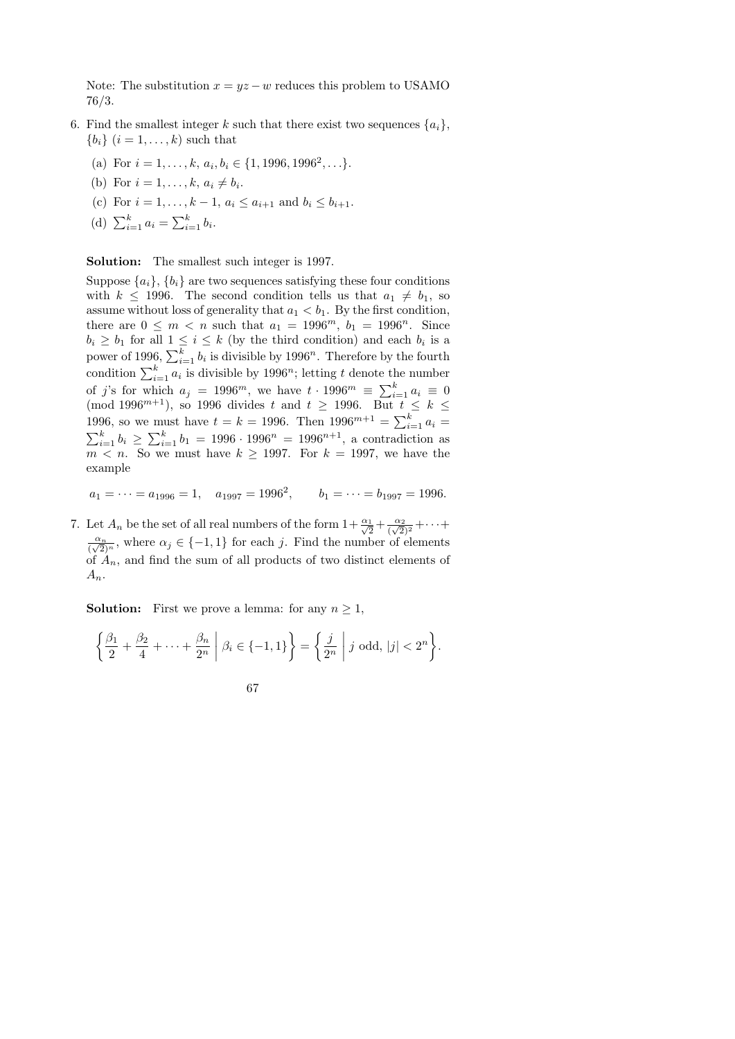Note: The substitution $x = yz - w$ reduces this problem to USAMO 76/3.

6. Find the smallest integer $k$ such that there exist two sequences $\{a_i\}$, $\{b_i\}$ $(i = 1, \ldots, k)$ such that

   (a) For $i = 1, \ldots, k$, $a_i, b_i \in \{1, 1996, 1996^2, \ldots\}$.

   (b) For $i = 1, \ldots, k$, $a_i \neq b_i$.

   (c) For $i = 1, \ldots, k-1$, $a_i \leq a_{i+1}$ and $b_i \leq b_{i+1}$.

   (d) $\sum_{i=1}^{k} a_i = \sum_{i=1}^{k} b_i$.

   **Solution:** The smallest such integer is 1997.

   Suppose $\{a_i\}$, $\{b_i\}$ are two sequences satisfying these four conditions with $k \leq 1996$. The second condition tells us that $a_1 \neq b_1$, so assume without loss of generality that $a_1 < b_1$. By the first condition, there are $0 \leq m < n$ such that $a_1 = 1996^m$, $b_1 = 1996^n$. Since $b_i \geq b_1$ for all $1 \leq i \leq k$ (by the third condition) and each $b_i$ is a power of 1996, $\sum_{i=1}^{k} b_i$ is divisible by $1996^n$. Therefore by the fourth condition $\sum_{i=1}^{k} a_i$ is divisible by $1996^n$; letting $t$ denote the number of $j$'s for which $a_j = 1996^m$, we have $t \cdot 1996^m \equiv \sum_{i=1}^{k} a_i \equiv 0 \pmod{1996^{m+1}}$, so 1996 divides $t$ and $t \geq 1996$. But $t \leq k \leq 1996$, so we must have $t = k = 1996$. Then $1996^{m+1} = \sum_{i=1}^{k} a_i = \sum_{i=1}^{k} b_i \geq \sum_{i=1}^{k} b_1 = 1996 \cdot 1996^n = 1996^{n+1}$, a contradiction as $m < n$. So we must have $k \geq 1997$. For $k = 1997$, we have the example

   $$a_1 = \cdots = a_{1996} = 1, \quad a_{1997} = 1996^2, \qquad b_1 = \cdots = b_{1997} = 1996.$$

7. Let $A_n$ be the set of all real numbers of the form $1 + \frac{\alpha_1}{\sqrt{2}} + \frac{\alpha_2}{(\sqrt{2})^2} + \cdots + \frac{\alpha_n}{(\sqrt{2})^n}$, where $\alpha_j \in \{-1, 1\}$ for each $j$. Find the number of elements of $A_n$, and find the sum of all products of two distinct elements of $A_n$.

   **Solution:** First we prove a lemma: for any $n \geq 1$,

   $$\left\{ \frac{\beta_1}{2} + \frac{\beta_2}{4} + \cdots + \frac{\beta_n}{2^n} \,\middle|\, \beta_i \in \{-1, 1\} \right\} = \left\{ \frac{j}{2^n} \,\middle|\, j \text{ odd}, |j| < 2^n \right\}.$$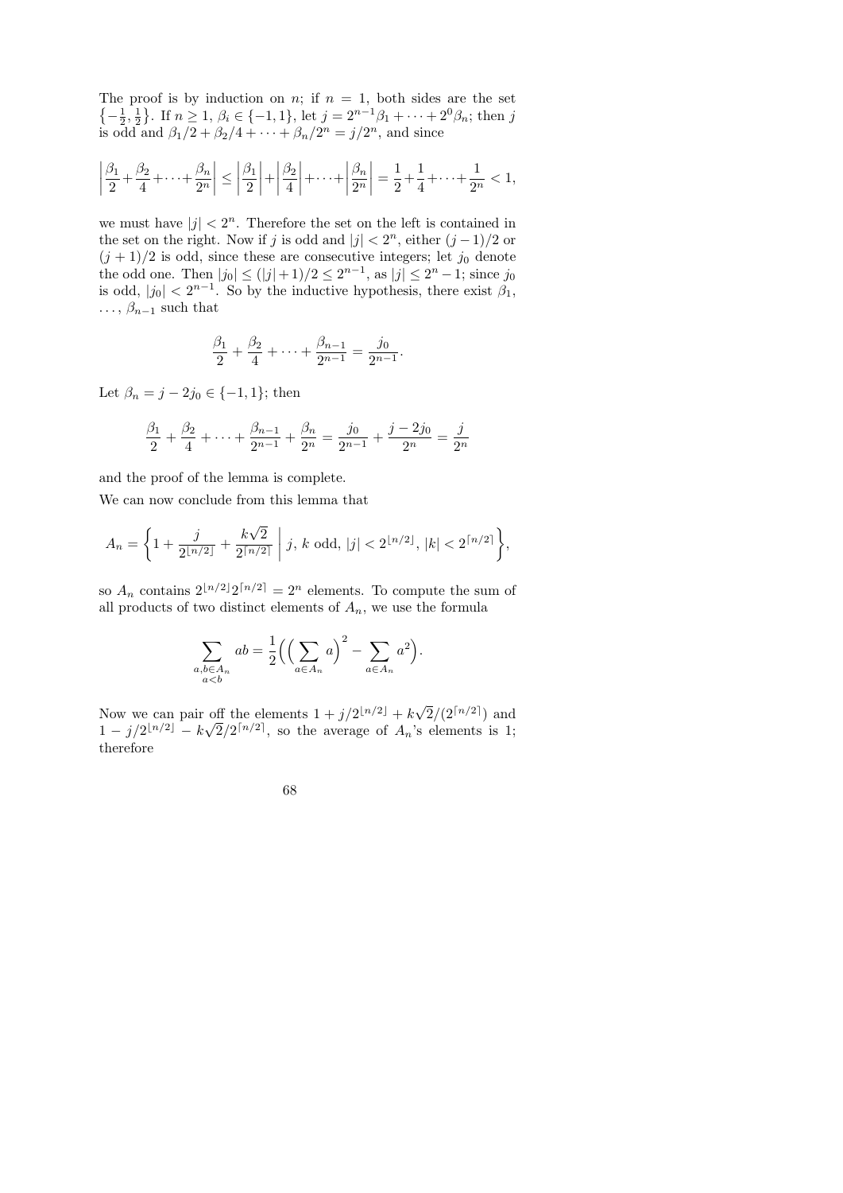The proof is by induction on $n$; if $n = 1$, both sides are the set $\left\{-\frac{1}{2}, \frac{1}{2}\right\}$. If $n \geq 1$, $\beta_i \in \{-1, 1\}$, let $j = 2^{n-1}\beta_1 + \cdots + 2^0\beta_n$; then $j$ is odd and $\beta_1/2 + \beta_2/4 + \cdots + \beta_n/2^n = j/2^n$, and since

$$\left|\frac{\beta_1}{2}+\frac{\beta_2}{4}+\cdots+\frac{\beta_n}{2^n}\right| \leq \left|\frac{\beta_1}{2}\right|+\left|\frac{\beta_2}{4}\right|+\cdots+\left|\frac{\beta_n}{2^n}\right| = \frac{1}{2}+\frac{1}{4}+\cdots+\frac{1}{2^n} < 1,$$

we must have $|j| < 2^n$. Therefore the set on the left is contained in the set on the right. Now if $j$ is odd and $|j| < 2^n$, either $(j-1)/2$ or $(j+1)/2$ is odd, since these are consecutive integers; let $j_0$ denote the odd one. Then $|j_0| \leq (|j|+1)/2 \leq 2^{n-1}$, as $|j| \leq 2^n - 1$; since $j_0$ is odd, $|j_0| < 2^{n-1}$. So by the inductive hypothesis, there exist $\beta_1$, $\ldots$, $\beta_{n-1}$ such that

$$\frac{\beta_1}{2} + \frac{\beta_2}{4} + \cdots + \frac{\beta_{n-1}}{2^{n-1}} = \frac{j_0}{2^{n-1}}.$$

Let $\beta_n = j - 2j_0 \in \{-1, 1\}$; then

$$\frac{\beta_1}{2} + \frac{\beta_2}{4} + \cdots + \frac{\beta_{n-1}}{2^{n-1}} + \frac{\beta_n}{2^n} = \frac{j_0}{2^{n-1}} + \frac{j - 2j_0}{2^n} = \frac{j}{2^n}$$

and the proof of the lemma is complete.

We can now conclude from this lemma that

$$A_n = \left\{1 + \frac{j}{2^{\lfloor n/2 \rfloor}} + \frac{k\sqrt{2}}{2^{\lceil n/2 \rceil}} \;\middle|\; j,\, k \text{ odd},\, |j| < 2^{\lfloor n/2 \rfloor},\, |k| < 2^{\lceil n/2 \rceil}\right\},$$

so $A_n$ contains $2^{\lfloor n/2 \rfloor}2^{\lceil n/2 \rceil} = 2^n$ elements. To compute the sum of all products of two distinct elements of $A_n$, we use the formula

$$\sum_{\substack{a,b \in A_n \\ a<b}} ab = \frac{1}{2}\Big(\Big(\sum_{a \in A_n} a\Big)^2 - \sum_{a \in A_n} a^2\Big).$$

Now we can pair off the elements $1 + j/2^{\lfloor n/2 \rfloor} + k\sqrt{2}/(2^{\lceil n/2 \rceil})$ and $1 - j/2^{\lfloor n/2 \rfloor} - k\sqrt{2}/2^{\lceil n/2 \rceil}$, so the average of $A_n$'s elements is 1; therefore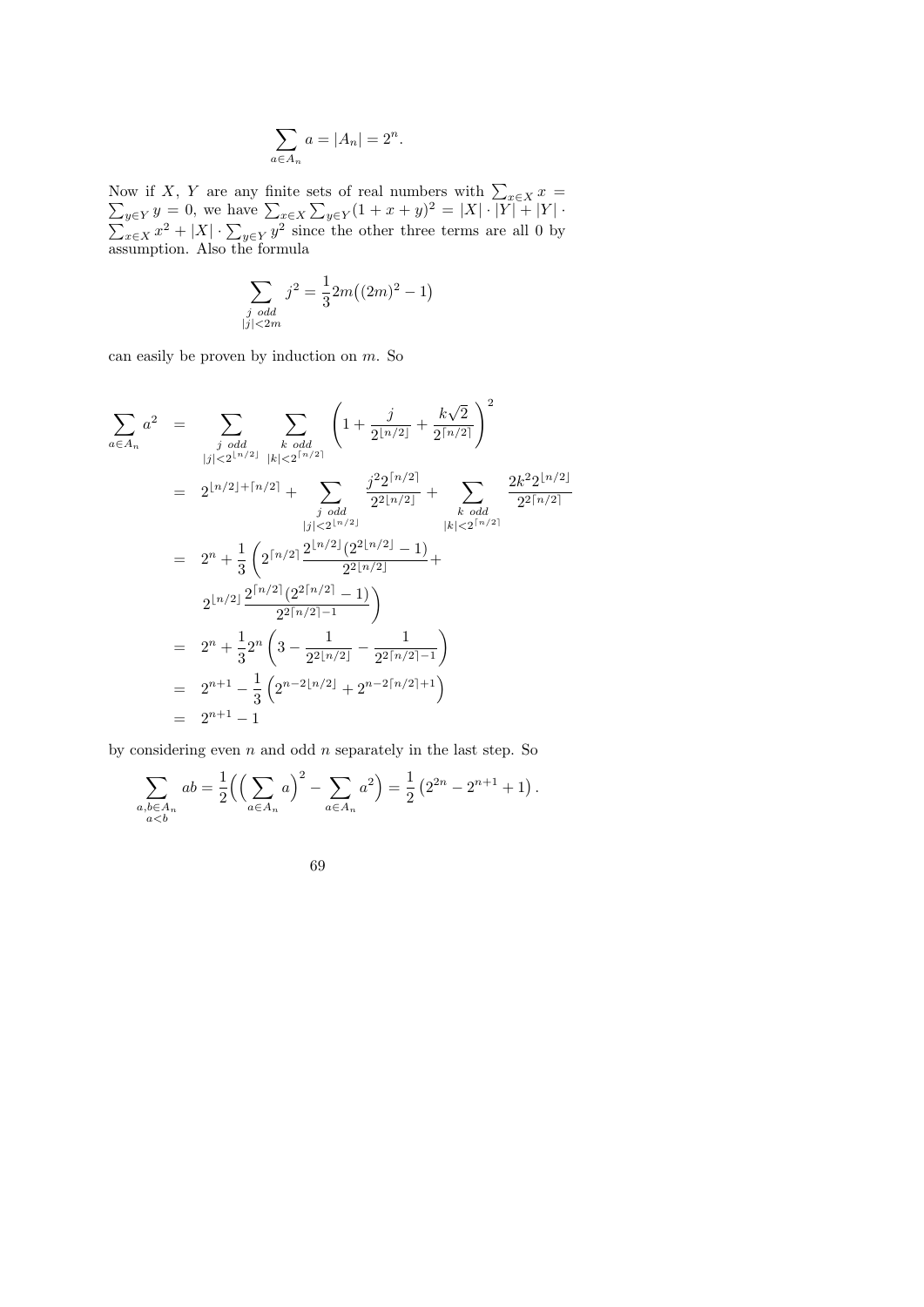$$\sum_{a \in A_n} a = |A_n| = 2^n.$$

Now if $X$, $Y$ are any finite sets of real numbers with $\sum_{x \in X} x = \sum_{y \in Y} y = 0$, we have $\sum_{x \in X} \sum_{y \in Y} (1 + x + y)^2 = |X| \cdot |Y| + |Y| \cdot \sum_{x \in X} x^2 + |X| \cdot \sum_{y \in Y} y^2$ since the other three terms are all 0 by assumption. Also the formula

$$\sum_{\substack{j \text{ odd} \\ |j| < 2m}} j^2 = \frac{1}{3} 2m\big((2m)^2 - 1\big)$$

can easily be proven by induction on $m$. So

$$\begin{aligned}
\sum_{a \in A_n} a^2 &= \sum_{\substack{j \text{ odd} \\ |j| < 2^{\lfloor n/2 \rfloor}}} \sum_{\substack{k \text{ odd} \\ |k| < 2^{\lceil n/2 \rceil}}} \left(1 + \frac{j}{2^{\lfloor n/2 \rfloor}} + \frac{k\sqrt{2}}{2^{\lceil n/2 \rceil}}\right)^2 \\
&= 2^{\lfloor n/2 \rfloor + \lceil n/2 \rceil} + \sum_{\substack{j \text{ odd} \\ |j| < 2^{\lfloor n/2 \rfloor}}} \frac{j^2 2^{\lceil n/2 \rceil}}{2^{2\lfloor n/2 \rfloor}} + \sum_{\substack{k \text{ odd} \\ |k| < 2^{\lceil n/2 \rceil}}} \frac{2k^2 2^{\lfloor n/2 \rfloor}}{2^{2\lceil n/2 \rceil}} \\
&= 2^n + \frac{1}{3}\left(2^{\lceil n/2 \rceil} \frac{2^{\lfloor n/2 \rfloor}(2^{2\lfloor n/2 \rfloor} - 1)}{2^{2\lfloor n/2 \rfloor}} + \right. \\
&\quad \left. 2^{\lfloor n/2 \rfloor} \frac{2^{\lceil n/2 \rceil}(2^{2\lceil n/2 \rceil} - 1)}{2^{2\lceil n/2 \rceil - 1}}\right) \\
&= 2^n + \frac{1}{3} 2^n \left(3 - \frac{1}{2^{2\lfloor n/2 \rfloor}} - \frac{1}{2^{2\lceil n/2 \rceil - 1}}\right) \\
&= 2^{n+1} - \frac{1}{3}\left(2^{n - 2\lfloor n/2 \rfloor} + 2^{n - 2\lceil n/2 \rceil + 1}\right) \\
&= 2^{n+1} - 1
\end{aligned}$$

by considering even $n$ and odd $n$ separately in the last step. So

$$\sum_{\substack{a, b \in A_n \\ a < b}} ab = \frac{1}{2}\Big(\Big(\sum_{a \in A_n} a\Big)^2 - \sum_{a \in A_n} a^2\Big) = \frac{1}{2}\left(2^{2n} - 2^{n+1} + 1\right).$$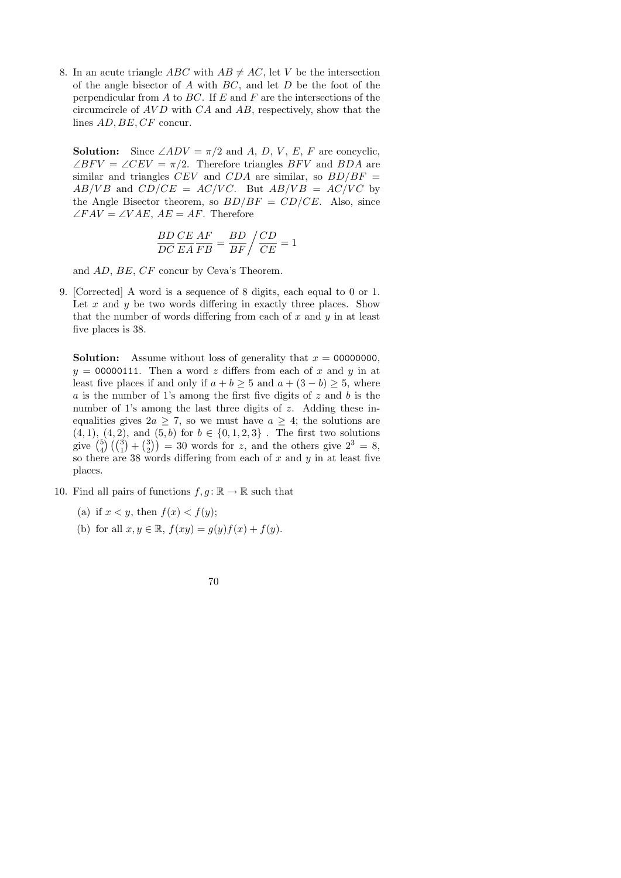8. In an acute triangle $ABC$ with $AB \neq AC$, let $V$ be the intersection of the angle bisector of $A$ with $BC$, and let $D$ be the foot of the perpendicular from $A$ to $BC$. If $E$ and $F$ are the intersections of the circumcircle of $AVD$ with $CA$ and $AB$, respectively, show that the lines $AD, BE, CF$ concur.

   **Solution:** Since $\angle ADV = \pi/2$ and $A$, $D$, $V$, $E$, $F$ are concyclic, $\angle BFV = \angle CEV = \pi/2$. Therefore triangles $BFV$ and $BDA$ are similar and triangles $CEV$ and $CDA$ are similar, so $BD/BF = AB/VB$ and $CD/CE = AC/VC$. But $AB/VB = AC/VC$ by the Angle Bisector theorem, so $BD/BF = CD/CE$. Also, since $\angle FAV = \angle VAE$, $AE = AF$. Therefore

$$\frac{BD}{DC}\frac{CE}{EA}\frac{AF}{FB} = \frac{BD}{BF}\bigg/\frac{CD}{CE} = 1$$

   and $AD$, $BE$, $CF$ concur by Ceva's Theorem.

9. [Corrected] A word is a sequence of 8 digits, each equal to 0 or 1. Let $x$ and $y$ be two words differing in exactly three places. Show that the number of words differing from each of $x$ and $y$ in at least five places is 38.

   **Solution:** Assume without loss of generality that $x = 00000000$, $y = 00000111$. Then a word $z$ differs from each of $x$ and $y$ in at least five places if and only if $a + b \geq 5$ and $a + (3 - b) \geq 5$, where $a$ is the number of 1's among the first five digits of $z$ and $b$ is the number of 1's among the last three digits of $z$. Adding these inequalities gives $2a \geq 7$, so we must have $a \geq 4$; the solutions are $(4, 1)$, $(4, 2)$, and $(5, b)$ for $b \in \{0, 1, 2, 3\}$ . The first two solutions give $\binom{5}{4}\left(\binom{3}{1} + \binom{3}{2}\right) = 30$ words for $z$, and the others give $2^3 = 8$, so there are 38 words differing from each of $x$ and $y$ in at least five places.

10. Find all pairs of functions $f, g\colon \mathbb{R} \to \mathbb{R}$ such that

    (a) if $x < y$, then $f(x) < f(y)$;

    (b) for all $x, y \in \mathbb{R}$, $f(xy) = g(y)f(x) + f(y)$.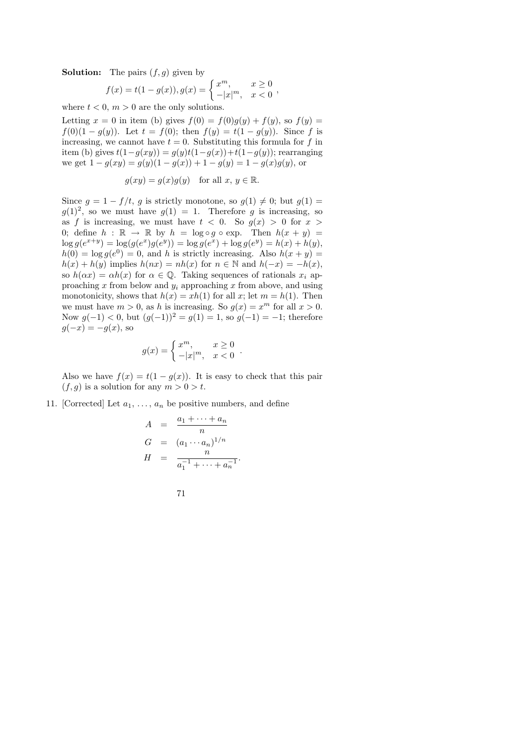**Solution:** The pairs $(f, g)$ given by

$$f(x) = t(1 - g(x)), g(x) = \begin{cases} x^m, & x \geq 0 \\ -|x|^m, & x < 0 \end{cases},$$

where $t < 0$, $m > 0$ are the only solutions.

Letting $x = 0$ in item (b) gives $f(0) = f(0)g(y) + f(y)$, so $f(y) = f(0)(1 - g(y))$. Let $t = f(0)$; then $f(y) = t(1 - g(y))$. Since $f$ is increasing, we cannot have $t = 0$. Substituting this formula for $f$ in item (b) gives $t(1-g(xy)) = g(y)t(1-g(x)) + t(1-g(y))$; rearranging we get $1 - g(xy) = g(y)(1 - g(x)) + 1 - g(y) = 1 - g(x)g(y)$, or

$$g(xy) = g(x)g(y) \quad \text{for all } x,\, y \in \mathbb{R}.$$

Since $g = 1 - f/t$, $g$ is strictly monotone, so $g(1) \neq 0$; but $g(1) = g(1)^2$, so we must have $g(1) = 1$. Therefore $g$ is increasing, so as $f$ is increasing, we must have $t < 0$. So $g(x) > 0$ for $x > 0$; define $h : \mathbb{R} \to \mathbb{R}$ by $h = \log \circ g \circ \exp$. Then $h(x + y) = \log g(e^{x+y}) = \log(g(e^x)g(e^y)) = \log g(e^x) + \log g(e^y) = h(x) + h(y)$, $h(0) = \log g(e^0) = 0$, and $h$ is strictly increasing. Also $h(x + y) = h(x) + h(y)$ implies $h(nx) = nh(x)$ for $n \in \mathbb{N}$ and $h(-x) = -h(x)$, so $h(\alpha x) = \alpha h(x)$ for $\alpha \in \mathbb{Q}$. Taking sequences of rationals $x_i$ approaching $x$ from below and $y_i$ approaching $x$ from above, and using monotonicity, shows that $h(x) = xh(1)$ for all $x$; let $m = h(1)$. Then we must have $m > 0$, as $h$ is increasing. So $g(x) = x^m$ for all $x > 0$. Now $g(-1) < 0$, but $(g(-1))^2 = g(1) = 1$, so $g(-1) = -1$; therefore $g(-x) = -g(x)$, so

$$g(x) = \begin{cases} x^m, & x \geq 0 \\ -|x|^m, & x < 0 \end{cases}.$$

Also we have $f(x) = t(1 - g(x))$. It is easy to check that this pair $(f, g)$ is a solution for any $m > 0 > t$.

11. [Corrected] Let $a_1, \ldots, a_n$ be positive numbers, and define

$$\begin{aligned} A &= \frac{a_1 + \cdots + a_n}{n} \\ G &= (a_1 \cdots a_n)^{1/n} \\ H &= \frac{n}{a_1^{-1} + \cdots + a_n^{-1}}. \end{aligned}$$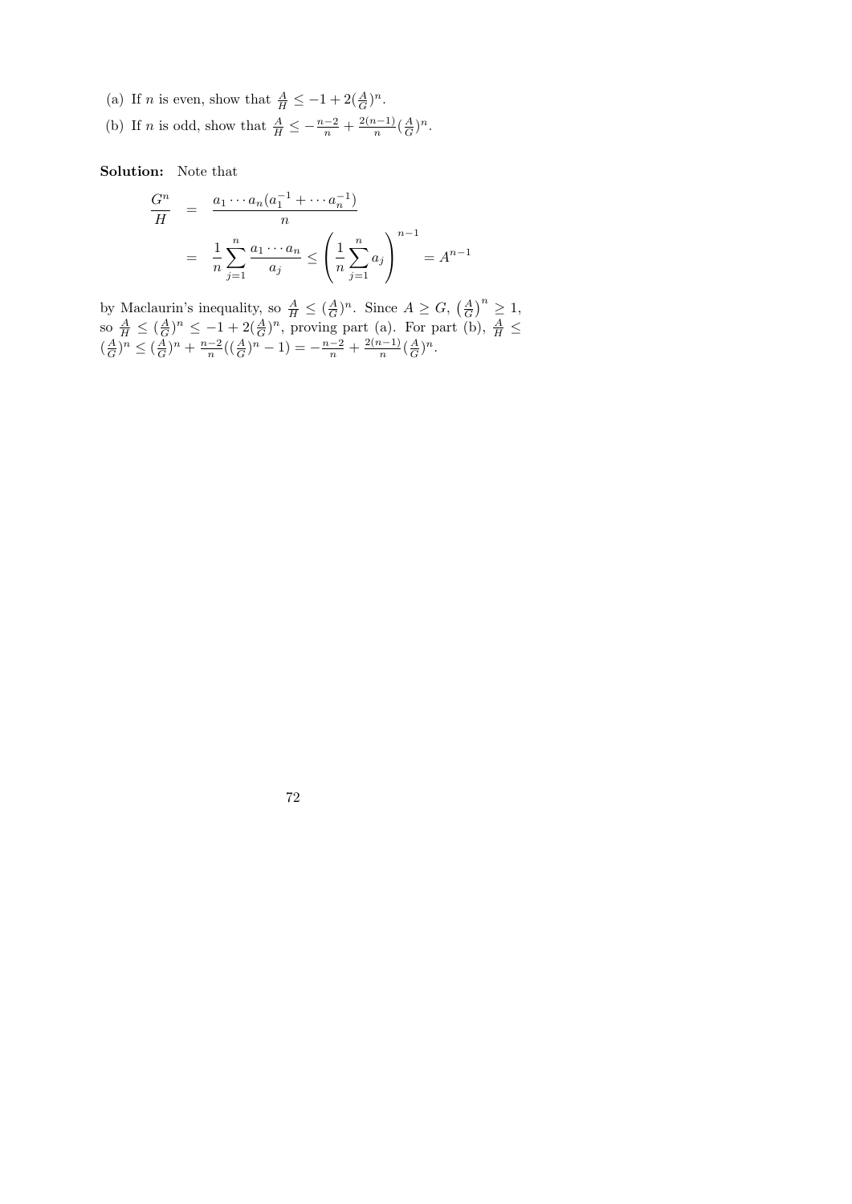(a) If $n$ is even, show that $\frac{A}{H} \leq -1 + 2(\frac{A}{G})^n$.

(b) If $n$ is odd, show that $\frac{A}{H} \leq -\frac{n-2}{n} + \frac{2(n-1)}{n}(\frac{A}{G})^n$.

**Solution:** Note that

$$
\begin{aligned}
\frac{G^n}{H} &= \frac{a_1 \cdots a_n(a_1^{-1} + \cdots a_n^{-1})}{n} \\
&= \frac{1}{n}\sum_{j=1}^{n} \frac{a_1 \cdots a_n}{a_j} \leq \left(\frac{1}{n}\sum_{j=1}^{n} a_j\right)^{n-1} = A^{n-1}
\end{aligned}
$$

by Maclaurin's inequality, so $\frac{A}{H} \leq (\frac{A}{G})^n$. Since $A \geq G$, $\left(\frac{A}{G}\right)^n \geq 1$, so $\frac{A}{H} \leq (\frac{A}{G})^n \leq -1 + 2(\frac{A}{G})^n$, proving part (a). For part (b), $\frac{A}{H} \leq (\frac{A}{G})^n \leq (\frac{A}{G})^n + \frac{n-2}{n}((\frac{A}{G})^n - 1) = -\frac{n-2}{n} + \frac{2(n-1)}{n}(\frac{A}{G})^n$.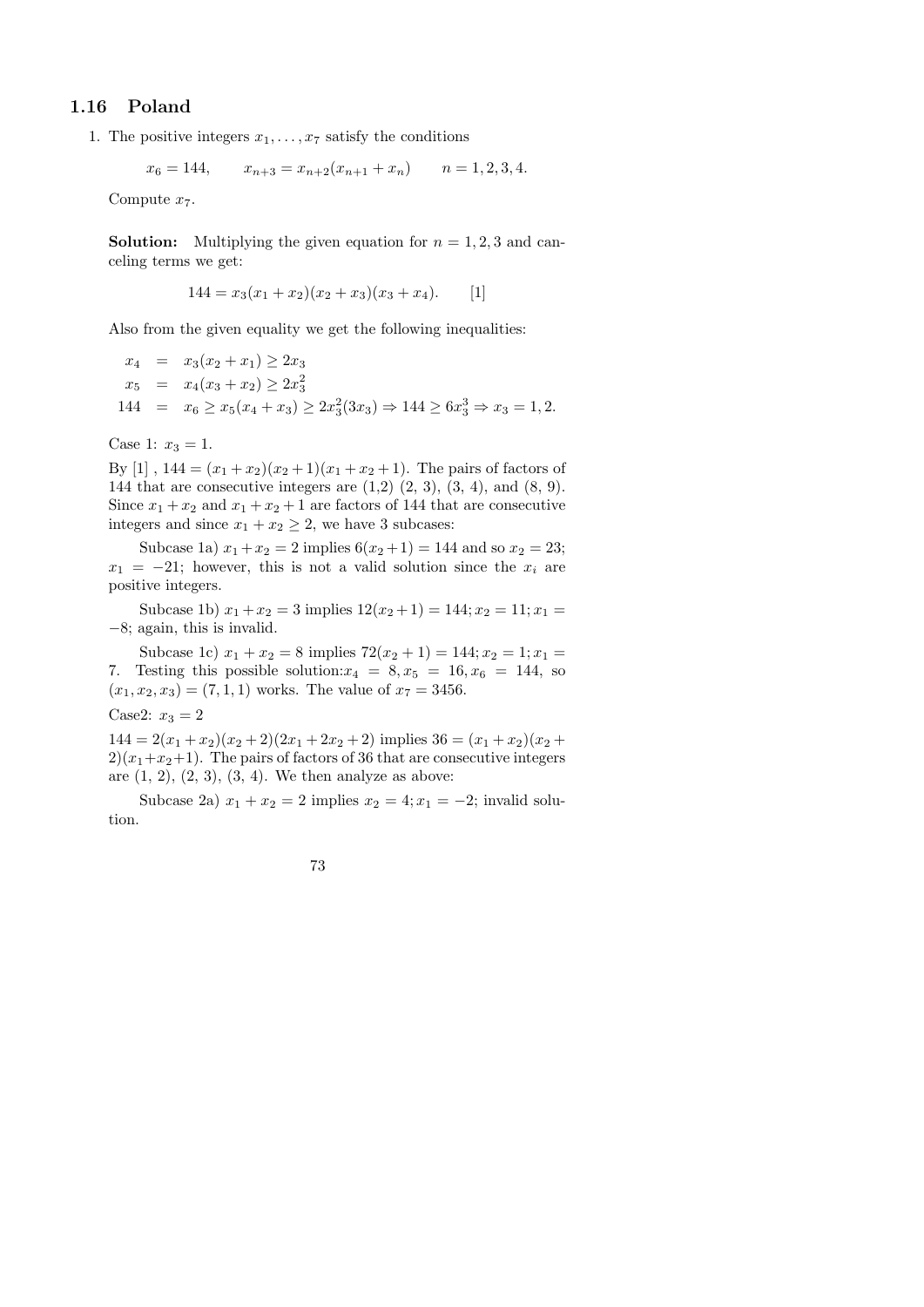## 1.16 Poland

1. The positive integers $x_1, \ldots, x_7$ satisfy the conditions

$$x_6 = 144, \qquad x_{n+3} = x_{n+2}(x_{n+1} + x_n) \qquad n = 1, 2, 3, 4.$$

Compute $x_7$.

**Solution:** Multiplying the given equation for $n = 1, 2, 3$ and canceling terms we get:

$$144 = x_3(x_1 + x_2)(x_2 + x_3)(x_3 + x_4). \qquad [1]$$

Also from the given equality we get the following inequalities:

$$\begin{aligned} x_4 &= x_3(x_2 + x_1) \geq 2x_3 \\ x_5 &= x_4(x_3 + x_2) \geq 2x_3^2 \\ 144 &= x_6 \geq x_5(x_4 + x_3) \geq 2x_3^2(3x_3) \Rightarrow 144 \geq 6x_3^3 \Rightarrow x_3 = 1, 2. \end{aligned}$$

Case 1: $x_3 = 1$.

By [1] , $144 = (x_1 + x_2)(x_2 + 1)(x_1 + x_2 + 1)$. The pairs of factors of 144 that are consecutive integers are (1,2) (2, 3), (3, 4), and (8, 9). Since $x_1 + x_2$ and $x_1 + x_2 + 1$ are factors of 144 that are consecutive integers and since $x_1 + x_2 \geq 2$, we have 3 subcases:

Subcase 1a) $x_1 + x_2 = 2$ implies $6(x_2 + 1) = 144$ and so $x_2 = 23$; $x_1 = -21$; however, this is not a valid solution since the $x_i$ are positive integers.

Subcase 1b) $x_1 + x_2 = 3$ implies $12(x_2 + 1) = 144; x_2 = 11; x_1 = -8$; again, this is invalid.

Subcase 1c) $x_1 + x_2 = 8$ implies $72(x_2 + 1) = 144; x_2 = 1; x_1 = 7$. Testing this possible solution:$x_4 = 8, x_5 = 16, x_6 = 144$, so $(x_1, x_2, x_3) = (7, 1, 1)$ works. The value of $x_7 = 3456$.

Case2: $x_3 = 2$

$144 = 2(x_1 + x_2)(x_2 + 2)(2x_1 + 2x_2 + 2)$ implies $36 = (x_1 + x_2)(x_2 + 2)(x_1 + x_2 + 1)$. The pairs of factors of 36 that are consecutive integers are (1, 2), (2, 3), (3, 4). We then analyze as above:

Subcase 2a) $x_1 + x_2 = 2$ implies $x_2 = 4; x_1 = -2$; invalid solution.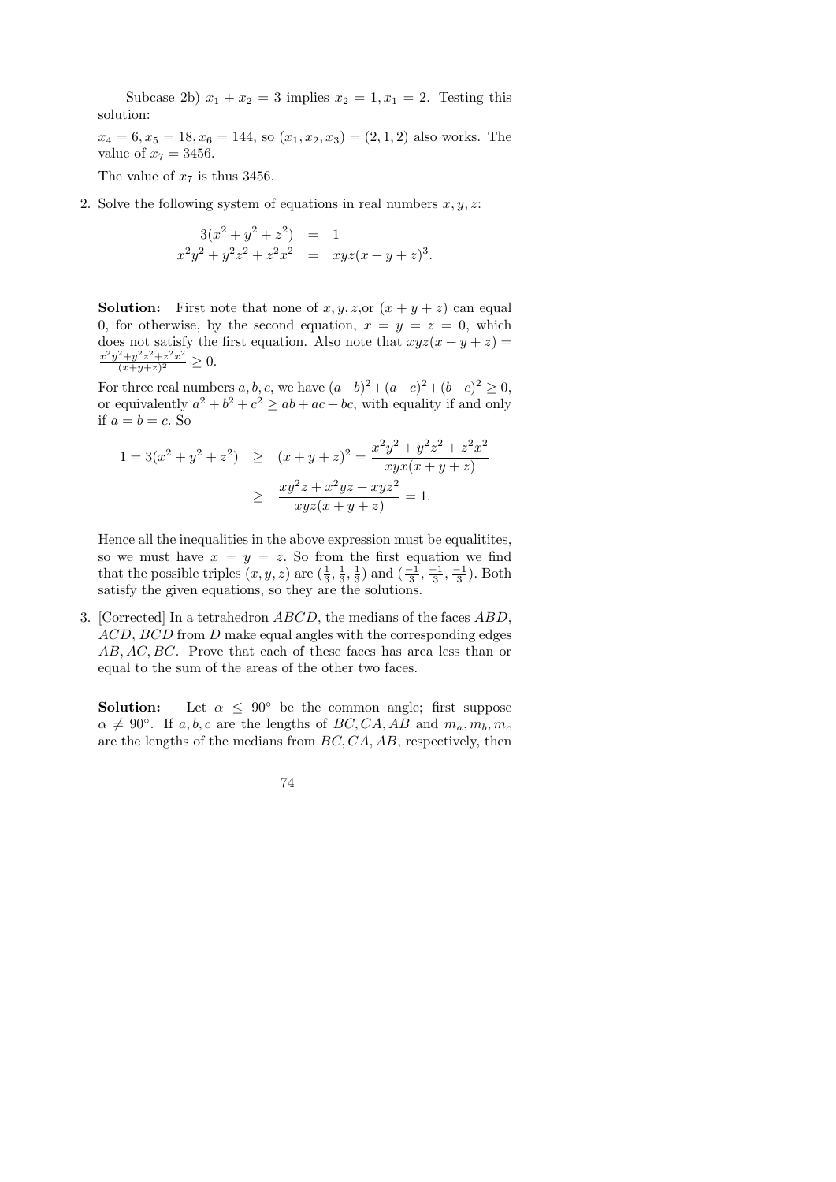Subcase 2b) $x_1 + x_2 = 3$ implies $x_2 = 1, x_1 = 2$. Testing this solution:

$x_4 = 6, x_5 = 18, x_6 = 144$, so $(x_1, x_2, x_3) = (2, 1, 2)$ also works. The value of $x_7 = 3456$.

The value of $x_7$ is thus 3456.

2. Solve the following system of equations in real numbers $x, y, z$:

$$\begin{aligned} 3(x^2 + y^2 + z^2) &= 1 \\ x^2y^2 + y^2z^2 + z^2x^2 &= xyz(x + y + z)^3. \end{aligned}$$

**Solution:** First note that none of $x, y, z$,or $(x + y + z)$ can equal 0, for otherwise, by the second equation, $x = y = z = 0$, which does not satisfy the first equation. Also note that $xyz(x + y + z) = \frac{x^2y^2+y^2z^2+z^2x^2}{(x+y+z)^2} \geq 0$.

For three real numbers $a, b, c$, we have $(a-b)^2+(a-c)^2+(b-c)^2 \geq 0$, or equivalently $a^2 + b^2 + c^2 \geq ab + ac + bc$, with equality if and only if $a = b = c$. So

$$\begin{aligned} 1 = 3(x^2 + y^2 + z^2) &\geq (x + y + z)^2 = \frac{x^2y^2 + y^2z^2 + z^2x^2}{xyx(x + y + z)} \\ &\geq \frac{xy^2z + x^2yz + xyz^2}{xyz(x + y + z)} = 1. \end{aligned}$$

Hence all the inequalities in the above expression must be equalitites, so we must have $x = y = z$. So from the first equation we find that the possible triples $(x, y, z)$ are $(\frac{1}{3}, \frac{1}{3}, \frac{1}{3})$ and $(\frac{-1}{3}, \frac{-1}{3}, \frac{-1}{3})$. Both satisfy the given equations, so they are the solutions.

3. [Corrected] In a tetrahedron $ABCD$, the medians of the faces $ABD$, $ACD$, $BCD$ from $D$ make equal angles with the corresponding edges $AB, AC, BC$. Prove that each of these faces has area less than or equal to the sum of the areas of the other two faces.

**Solution:** Let $\alpha \leq 90°$ be the common angle; first suppose $\alpha \neq 90°$. If $a, b, c$ are the lengths of $BC, CA, AB$ and $m_a, m_b, m_c$ are the lengths of the medians from $BC, CA, AB$, respectively, then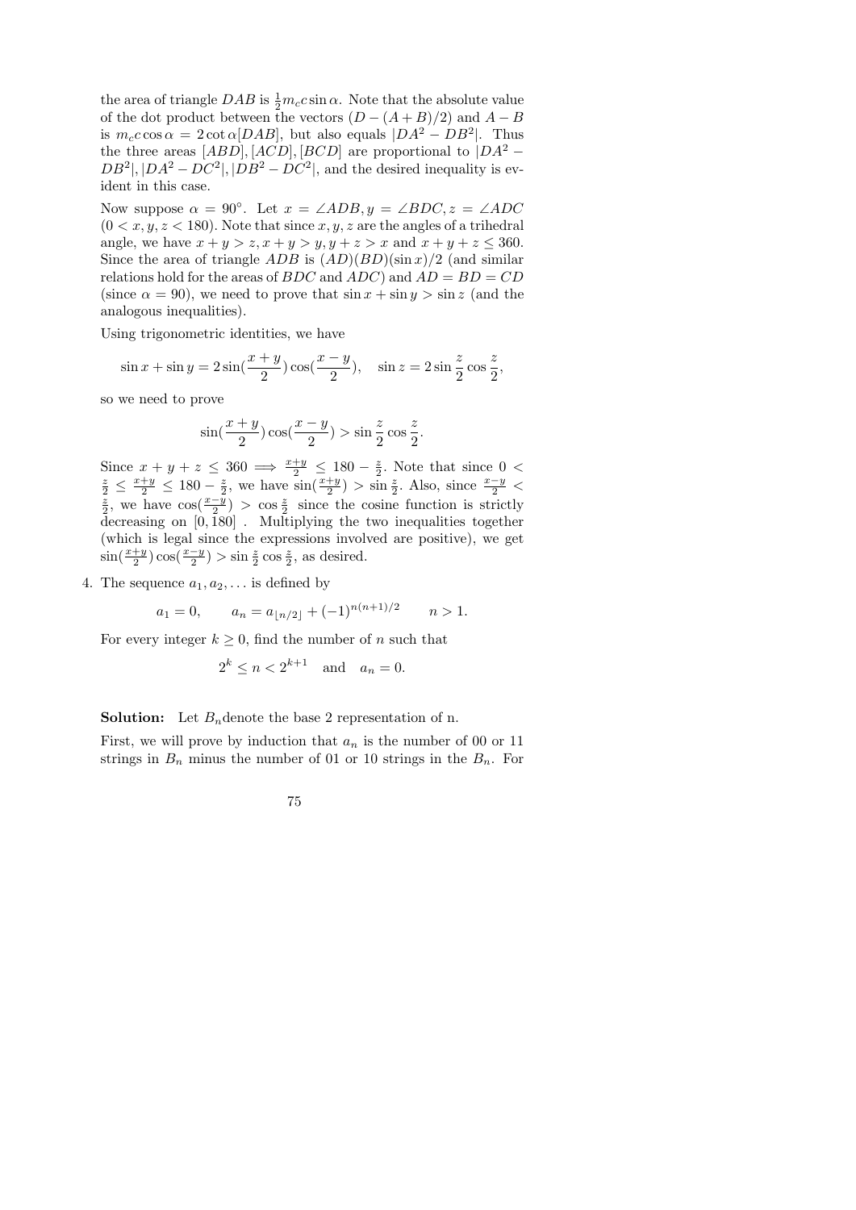the area of triangle $DAB$ is $\frac{1}{2}m_c c \sin\alpha$. Note that the absolute value of the dot product between the vectors $(D-(A+B)/2)$ and $A-B$ is $m_c c\cos\alpha = 2\cot\alpha[DAB]$, but also equals $|DA^2 - DB^2|$. Thus the three areas $[ABD], [ACD], [BCD]$ are proportional to $|DA^2 - DB^2|, |DA^2 - DC^2|, |DB^2 - DC^2|$, and the desired inequality is evident in this case.

Now suppose $\alpha = 90^\circ$. Let $x = \angle ADB, y = \angle BDC, z = \angle ADC$ $(0 < x, y, z < 180)$. Note that since $x, y, z$ are the angles of a trihedral angle, we have $x+y > z, x+y > y, y+z > x$ and $x+y+z \le 360$. Since the area of triangle $ADB$ is $(AD)(BD)(\sin x)/2$ (and similar relations hold for the areas of $BDC$ and $ADC$) and $AD = BD = CD$ (since $\alpha = 90$), we need to prove that $\sin x + \sin y > \sin z$ (and the analogous inequalities).

Using trigonometric identities, we have

$$\sin x + \sin y = 2\sin(\frac{x+y}{2})\cos(\frac{x-y}{2}), \quad \sin z = 2\sin\frac{z}{2}\cos\frac{z}{2},$$

so we need to prove

$$\sin(\frac{x+y}{2})\cos(\frac{x-y}{2}) > \sin\frac{z}{2}\cos\frac{z}{2}.$$

Since $x+y+z \le 360 \implies \frac{x+y}{2} \le 180 - \frac{z}{2}$. Note that since $0 < \frac{z}{2} \le \frac{x+y}{2} \le 180 - \frac{z}{2}$, we have $\sin(\frac{x+y}{2}) > \sin\frac{z}{2}$. Also, since $\frac{x-y}{2} < \frac{z}{2}$, we have $\cos(\frac{x-y}{2}) > \cos\frac{z}{2}$ since the cosine function is strictly decreasing on $[0, 180]$ . Multiplying the two inequalities together (which is legal since the expressions involved are positive), we get $\sin(\frac{x+y}{2})\cos(\frac{x-y}{2}) > \sin\frac{z}{2}\cos\frac{z}{2}$, as desired.

4. The sequence $a_1, a_2, \ldots$ is defined by

$$a_1 = 0, \qquad a_n = a_{\lfloor n/2 \rfloor} + (-1)^{n(n+1)/2} \qquad n > 1.$$

For every integer $k \ge 0$, find the number of $n$ such that

$$2^k \le n < 2^{k+1} \quad \text{and} \quad a_n = 0.$$

**Solution:** Let $B_n$denote the base 2 representation of n.

First, we will prove by induction that $a_n$ is the number of 00 or 11 strings in $B_n$ minus the number of 01 or 10 strings in the $B_n$. For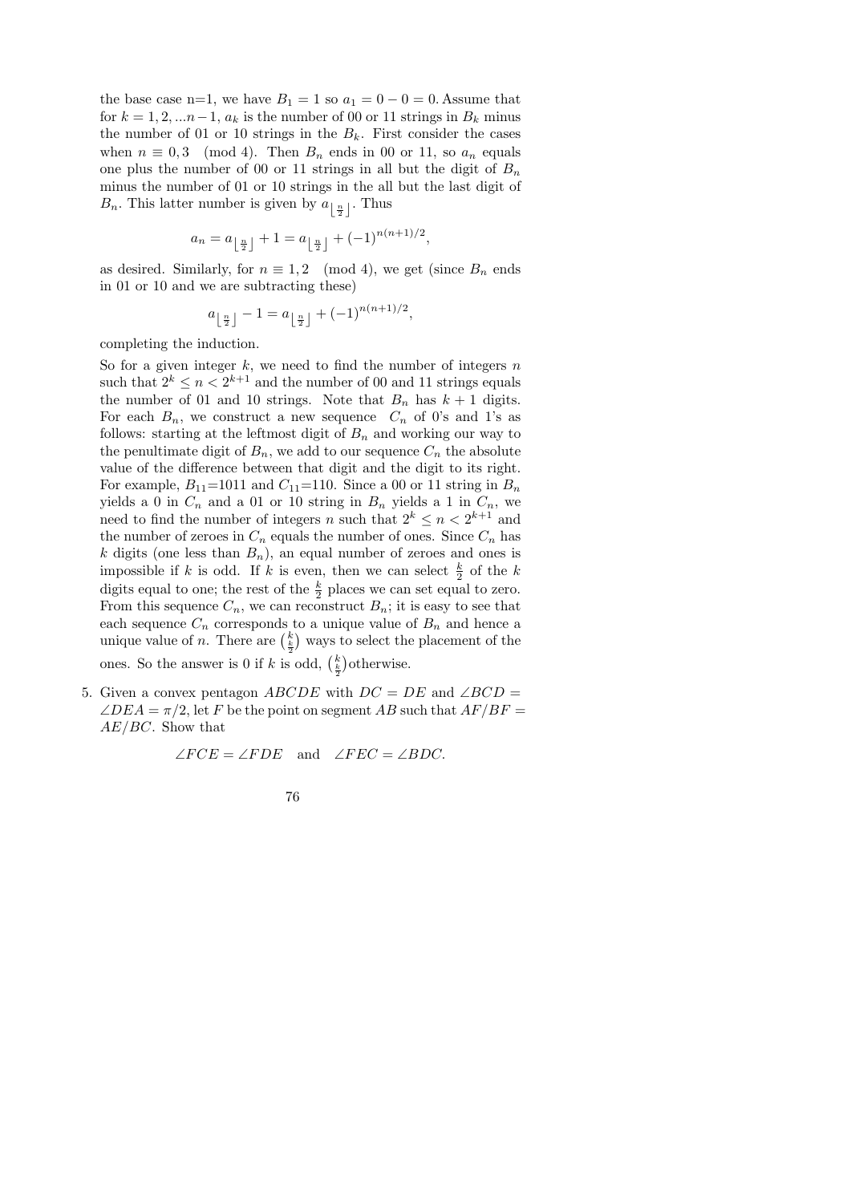the base case n=1, we have $B_1 = 1$ so $a_1 = 0 - 0 = 0$. Assume that for $k = 1, 2, ...n-1$, $a_k$ is the number of 00 or 11 strings in $B_k$ minus the number of 01 or 10 strings in the $B_k$. First consider the cases when $n \equiv 0, 3 \pmod 4$. Then $B_n$ ends in 00 or 11, so $a_n$ equals one plus the number of 00 or 11 strings in all but the digit of $B_n$ minus the number of 01 or 10 strings in the all but the last digit of $B_n$. This latter number is given by $a_{\lfloor \frac{n}{2} \rfloor}$. Thus

$$a_n = a_{\lfloor \frac{n}{2} \rfloor} + 1 = a_{\lfloor \frac{n}{2} \rfloor} + (-1)^{n(n+1)/2},$$

as desired. Similarly, for $n \equiv 1, 2 \pmod 4$, we get (since $B_n$ ends in 01 or 10 and we are subtracting these)

$$a_{\lfloor \frac{n}{2} \rfloor} - 1 = a_{\lfloor \frac{n}{2} \rfloor} + (-1)^{n(n+1)/2},$$

completing the induction.

So for a given integer $k$, we need to find the number of integers $n$ such that $2^k \leq n < 2^{k+1}$ and the number of 00 and 11 strings equals the number of 01 and 10 strings. Note that $B_n$ has $k+1$ digits. For each $B_n$, we construct a new sequence $C_n$ of 0's and 1's as follows: starting at the leftmost digit of $B_n$ and working our way to the penultimate digit of $B_n$, we add to our sequence $C_n$ the absolute value of the difference between that digit and the digit to its right. For example, $B_{11}$=1011 and $C_{11}$=110. Since a 00 or 11 string in $B_n$ yields a 0 in $C_n$ and a 01 or 10 string in $B_n$ yields a 1 in $C_n$, we need to find the number of integers $n$ such that $2^k \leq n < 2^{k+1}$ and the number of zeroes in $C_n$ equals the number of ones. Since $C_n$ has $k$ digits (one less than $B_n$), an equal number of zeroes and ones is impossible if $k$ is odd. If $k$ is even, then we can select $\frac{k}{2}$ of the $k$ digits equal to one; the rest of the $\frac{k}{2}$ places we can set equal to zero. From this sequence $C_n$, we can reconstruct $B_n$; it is easy to see that each sequence $C_n$ corresponds to a unique value of $B_n$ and hence a unique value of $n$. There are $\binom{k}{\frac{k}{2}}$ ways to select the placement of the ones. So the answer is 0 if $k$ is odd, $\binom{k}{\frac{k}{2}}$otherwise.

5. Given a convex pentagon $ABCDE$ with $DC = DE$ and $\angle BCD = \angle DEA = \pi/2$, let $F$ be the point on segment $AB$ such that $AF/BF = AE/BC$. Show that

$$\angle FCE = \angle FDE \quad \text{and} \quad \angle FEC = \angle BDC.$$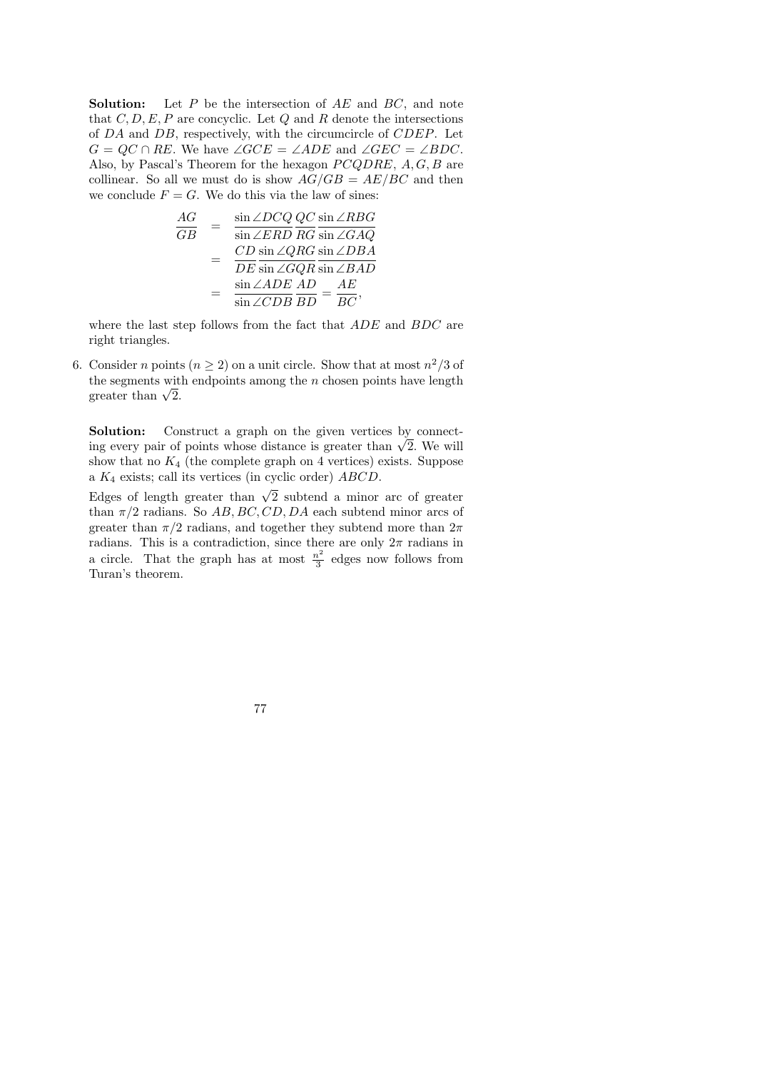**Solution:** Let $P$ be the intersection of $AE$ and $BC$, and note that $C, D, E, P$ are concyclic. Let $Q$ and $R$ denote the intersections of $DA$ and $DB$, respectively, with the circumcircle of $CDEP$. Let $G = QC \cap RE$. We have $\angle GCE = \angle ADE$ and $\angle GEC = \angle BDC$. Also, by Pascal's Theorem for the hexagon $PCQDRE$, $A, G, B$ are collinear. So all we must do is show $AG/GB = AE/BC$ and then we conclude $F = G$. We do this via the law of sines:

$$
\begin{aligned}
\frac{AG}{GB} &= \frac{\sin\angle DCQ}{\sin\angle ERD}\frac{QC}{RG}\frac{\sin\angle RBG}{\sin\angle GAQ} \\
&= \frac{CD}{DE}\frac{\sin\angle QRG}{\sin\angle GQR}\frac{\sin\angle DBA}{\sin\angle BAD} \\
&= \frac{\sin\angle ADE}{\sin\angle CDB}\frac{AD}{BD} = \frac{AE}{BC},
\end{aligned}
$$

where the last step follows from the fact that $ADE$ and $BDC$ are right triangles.

6. Consider $n$ points ($n \geq 2$) on a unit circle. Show that at most $n^2/3$ of the segments with endpoints among the $n$ chosen points have length greater than $\sqrt{2}$.

**Solution:** Construct a graph on the given vertices by connecting every pair of points whose distance is greater than $\sqrt{2}$. We will show that no $K_4$ (the complete graph on 4 vertices) exists. Suppose a $K_4$ exists; call its vertices (in cyclic order) $ABCD$.

Edges of length greater than $\sqrt{2}$ subtend a minor arc of greater than $\pi/2$ radians. So $AB, BC, CD, DA$ each subtend minor arcs of greater than $\pi/2$ radians, and together they subtend more than $2\pi$ radians. This is a contradiction, since there are only $2\pi$ radians in a circle. That the graph has at most $\frac{n^2}{3}$ edges now follows from Turan's theorem.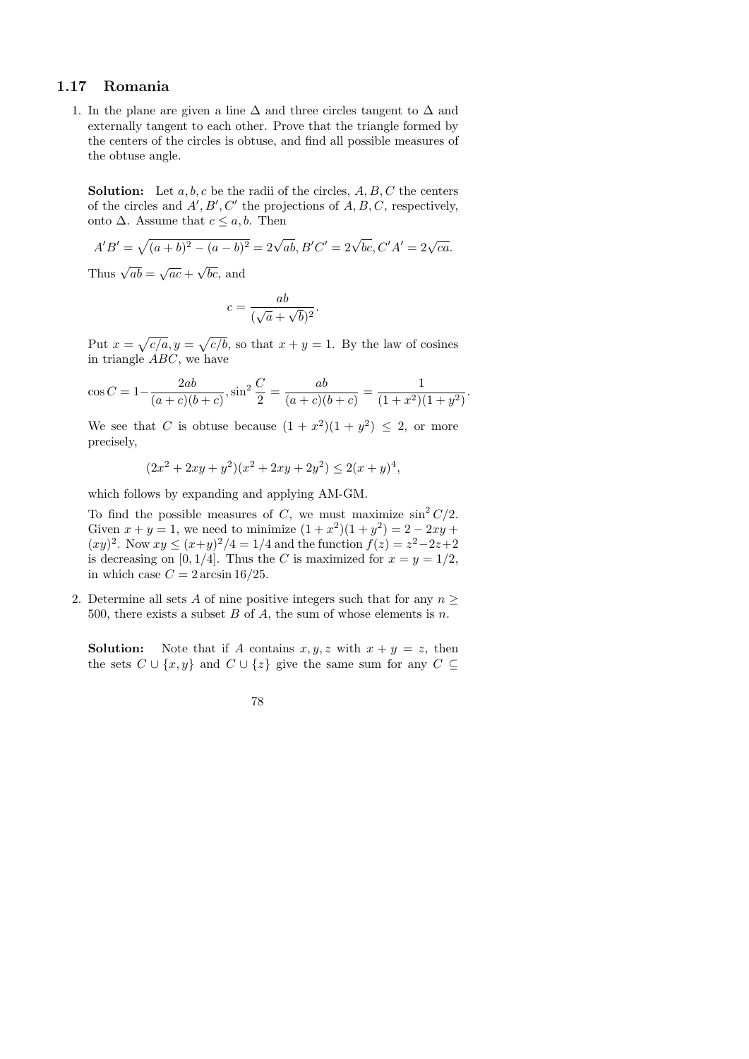## 1.17 Romania

1. In the plane are given a line $\Delta$ and three circles tangent to $\Delta$ and externally tangent to each other. Prove that the triangle formed by the centers of the circles is obtuse, and find all possible measures of the obtuse angle.

   **Solution:** Let $a, b, c$ be the radii of the circles, $A, B, C$ the centers of the circles and $A', B', C'$ the projections of $A, B, C$, respectively, onto $\Delta$. Assume that $c \leq a, b$. Then

   $$A'B' = \sqrt{(a+b)^2 - (a-b)^2} = 2\sqrt{ab}, B'C' = 2\sqrt{bc}, C'A' = 2\sqrt{ca}.$$

   Thus $\sqrt{ab} = \sqrt{ac} + \sqrt{bc}$, and

   $$c = \frac{ab}{(\sqrt{a} + \sqrt{b})^2}.$$

   Put $x = \sqrt{c/a}, y = \sqrt{c/b}$, so that $x + y = 1$. By the law of cosines in triangle $ABC$, we have

   $$\cos C = 1 - \frac{2ab}{(a+c)(b+c)}, \sin^2 \frac{C}{2} = \frac{ab}{(a+c)(b+c)} = \frac{1}{(1+x^2)(1+y^2)}.$$

   We see that $C$ is obtuse because $(1 + x^2)(1 + y^2) \leq 2$, or more precisely,

   $$(2x^2 + 2xy + y^2)(x^2 + 2xy + 2y^2) \leq 2(x+y)^4,$$

   which follows by expanding and applying AM-GM.

   To find the possible measures of $C$, we must maximize $\sin^2 C/2$. Given $x + y = 1$, we need to minimize $(1 + x^2)(1 + y^2) = 2 - 2xy + (xy)^2$. Now $xy \leq (x+y)^2/4 = 1/4$ and the function $f(z) = z^2 - 2z + 2$ is decreasing on $[0, 1/4]$. Thus the $C$ is maximized for $x = y = 1/2$, in which case $C = 2 \arcsin 16/25$.

2. Determine all sets $A$ of nine positive integers such that for any $n \geq 500$, there exists a subset $B$ of $A$, the sum of whose elements is $n$.

   **Solution:** Note that if $A$ contains $x, y, z$ with $x + y = z$, then the sets $C \cup \{x, y\}$ and $C \cup \{z\}$ give the same sum for any $C \subseteq$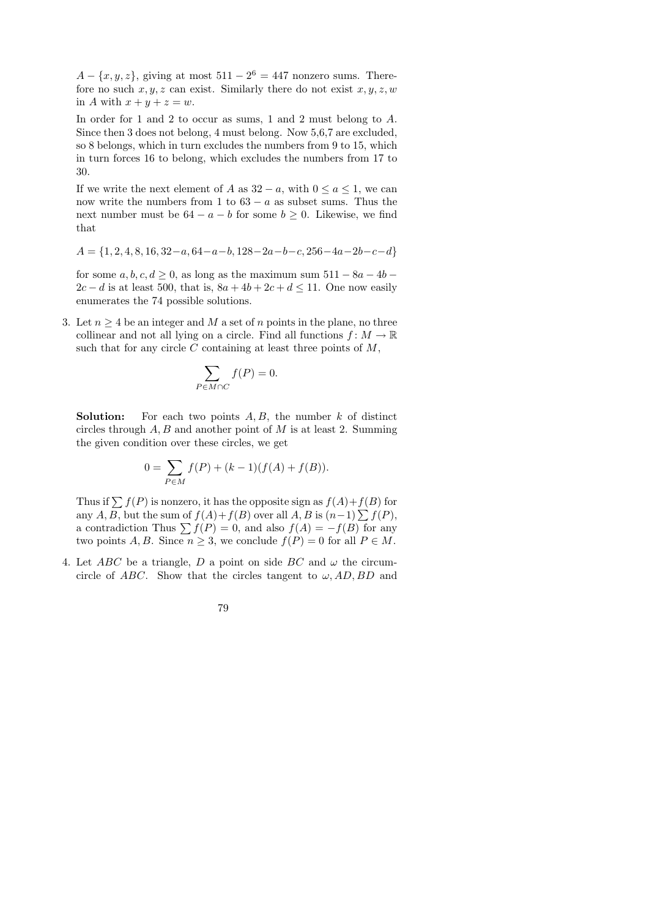$A - \{x, y, z\}$, giving at most $511 - 2^6 = 447$ nonzero sums. Therefore no such $x, y, z$ can exist. Similarly there do not exist $x, y, z, w$ in $A$ with $x + y + z = w$.

In order for 1 and 2 to occur as sums, 1 and 2 must belong to $A$. Since then 3 does not belong, 4 must belong. Now 5,6,7 are excluded, so 8 belongs, which in turn excludes the numbers from 9 to 15, which in turn forces 16 to belong, which excludes the numbers from 17 to 30.

If we write the next element of $A$ as $32 - a$, with $0 \leq a \leq 1$, we can now write the numbers from 1 to $63 - a$ as subset sums. Thus the next number must be $64 - a - b$ for some $b \geq 0$. Likewise, we find that

$$A = \{1, 2, 4, 8, 16, 32-a, 64-a-b, 128-2a-b-c, 256-4a-2b-c-d\}$$

for some $a, b, c, d \geq 0$, as long as the maximum sum $511 - 8a - 4b - 2c - d$ is at least 500, that is, $8a + 4b + 2c + d \leq 11$. One now easily enumerates the 74 possible solutions.

3. Let $n \geq 4$ be an integer and $M$ a set of $n$ points in the plane, no three collinear and not all lying on a circle. Find all functions $f \colon M \to \mathbb{R}$ such that for any circle $C$ containing at least three points of $M$,

$$\sum_{P \in M \cap C} f(P) = 0.$$

**Solution:** For each two points $A, B$, the number $k$ of distinct circles through $A, B$ and another point of $M$ is at least 2. Summing the given condition over these circles, we get

$$0 = \sum_{P \in M} f(P) + (k-1)(f(A) + f(B)).$$

Thus if $\sum f(P)$ is nonzero, it has the opposite sign as $f(A) + f(B)$ for any $A, B$, but the sum of $f(A) + f(B)$ over all $A, B$ is $(n-1)\sum f(P)$, a contradiction Thus $\sum f(P) = 0$, and also $f(A) = -f(B)$ for any two points $A, B$. Since $n \geq 3$, we conclude $f(P) = 0$ for all $P \in M$.

4. Let $ABC$ be a triangle, $D$ a point on side $BC$ and $\omega$ the circumcircle of $ABC$. Show that the circles tangent to $\omega, AD, BD$ and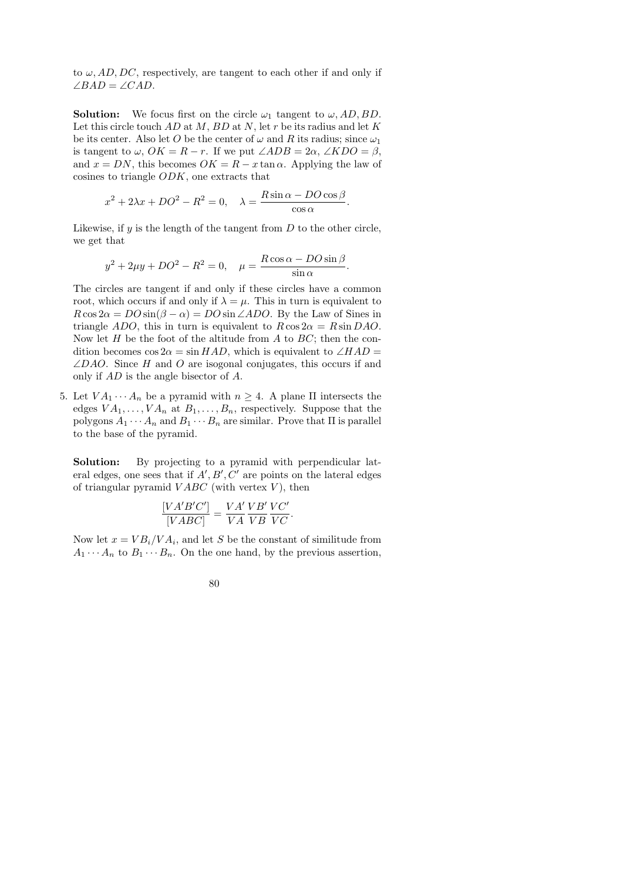to $\omega, AD, DC$, respectively, are tangent to each other if and only if $\angle BAD = \angle CAD$.

**Solution:** We focus first on the circle $\omega_1$ tangent to $\omega, AD, BD$. Let this circle touch $AD$ at $M$, $BD$ at $N$, let $r$ be its radius and let $K$ be its center. Also let $O$ be the center of $\omega$ and $R$ its radius; since $\omega_1$ is tangent to $\omega$, $OK = R - r$. If we put $\angle ADB = 2\alpha$, $\angle KDO = \beta$, and $x = DN$, this becomes $OK = R - x\tan\alpha$. Applying the law of cosines to triangle $ODK$, one extracts that

$$x^2 + 2\lambda x + DO^2 - R^2 = 0, \quad \lambda = \frac{R\sin\alpha - DO\cos\beta}{\cos\alpha}.$$

Likewise, if $y$ is the length of the tangent from $D$ to the other circle, we get that

$$y^2 + 2\mu y + DO^2 - R^2 = 0, \quad \mu = \frac{R\cos\alpha - DO\sin\beta}{\sin\alpha}.$$

The circles are tangent if and only if these circles have a common root, which occurs if and only if $\lambda = \mu$. This in turn is equivalent to $R\cos 2\alpha = DO\sin(\beta - \alpha) = DO\sin\angle ADO$. By the Law of Sines in triangle $ADO$, this in turn is equivalent to $R\cos 2\alpha = R\sin DAO$. Now let $H$ be the foot of the altitude from $A$ to $BC$; then the condition becomes $\cos 2\alpha = \sin HAD$, which is equivalent to $\angle HAD = \angle DAO$. Since $H$ and $O$ are isogonal conjugates, this occurs if and only if $AD$ is the angle bisector of $A$.

5. Let $VA_1 \cdots A_n$ be a pyramid with $n \geq 4$. A plane $\Pi$ intersects the edges $VA_1, \ldots, VA_n$ at $B_1, \ldots, B_n$, respectively. Suppose that the polygons $A_1 \cdots A_n$ and $B_1 \cdots B_n$ are similar. Prove that $\Pi$ is parallel to the base of the pyramid.

**Solution:** By projecting to a pyramid with perpendicular lateral edges, one sees that if $A', B', C'$ are points on the lateral edges of triangular pyramid $VABC$ (with vertex $V$), then

$$\frac{[VA'B'C']}{[VABC]} = \frac{VA'}{VA}\frac{VB'}{VB}\frac{VC'}{VC}.$$

Now let $x = VB_i/VA_i$, and let $S$ be the constant of similitude from $A_1 \cdots A_n$ to $B_1 \cdots B_n$. On the one hand, by the previous assertion,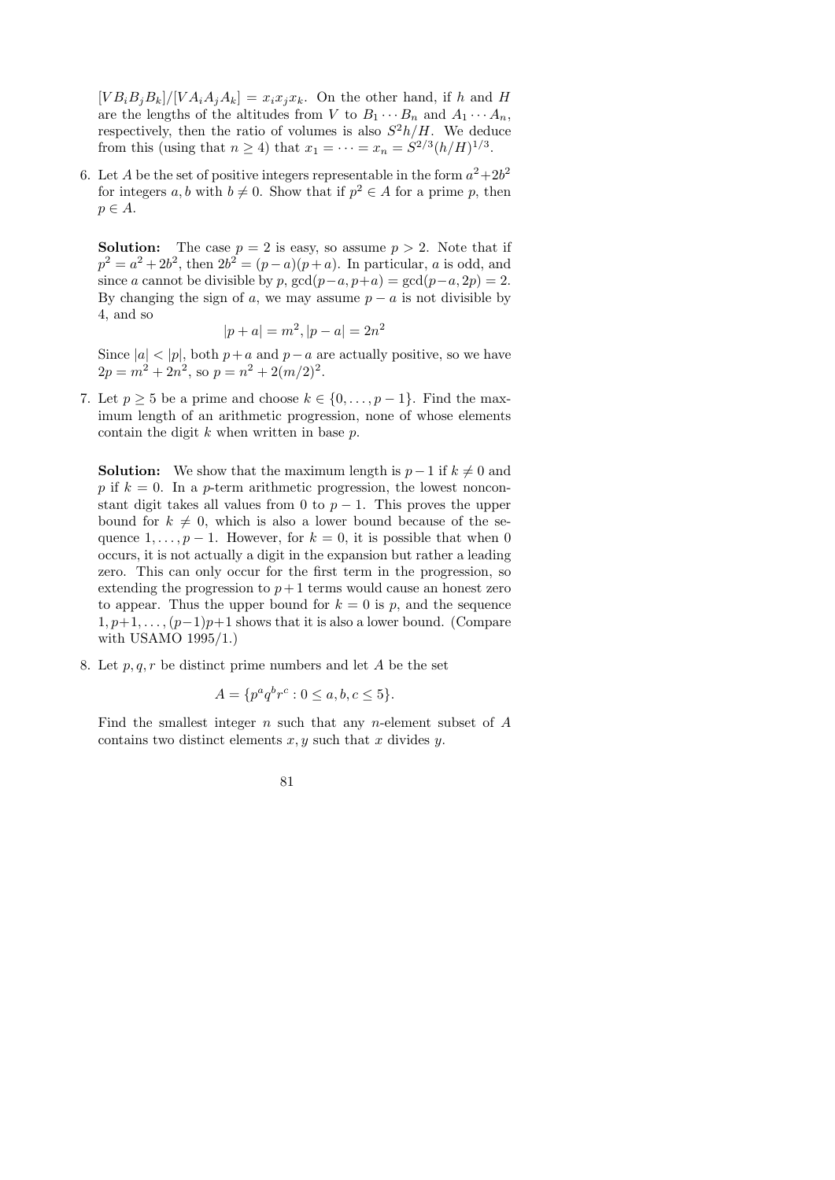$[VB_iB_jB_k]/[VA_iA_jA_k] = x_ix_jx_k$. On the other hand, if $h$ and $H$ are the lengths of the altitudes from $V$ to $B_1 \cdots B_n$ and $A_1 \cdots A_n$, respectively, then the ratio of volumes is also $S^2h/H$. We deduce from this (using that $n \geq 4$) that $x_1 = \cdots = x_n = S^{2/3}(h/H)^{1/3}$.

6. Let $A$ be the set of positive integers representable in the form $a^2+2b^2$ for integers $a, b$ with $b \neq 0$. Show that if $p^2 \in A$ for a prime $p$, then $p \in A$.

   **Solution:** The case $p = 2$ is easy, so assume $p > 2$. Note that if $p^2 = a^2 + 2b^2$, then $2b^2 = (p-a)(p+a)$. In particular, $a$ is odd, and since $a$ cannot be divisible by $p$, $\gcd(p-a, p+a) = \gcd(p-a, 2p) = 2$. By changing the sign of $a$, we may assume $p - a$ is not divisible by 4, and so
   $$|p + a| = m^2, |p - a| = 2n^2$$
   Since $|a| < |p|$, both $p+a$ and $p-a$ are actually positive, so we have $2p = m^2 + 2n^2$, so $p = n^2 + 2(m/2)^2$.

7. Let $p \geq 5$ be a prime and choose $k \in \{0, \ldots, p-1\}$. Find the maximum length of an arithmetic progression, none of whose elements contain the digit $k$ when written in base $p$.

   **Solution:** We show that the maximum length is $p-1$ if $k \neq 0$ and $p$ if $k = 0$. In a $p$-term arithmetic progression, the lowest nonconstant digit takes all values from 0 to $p-1$. This proves the upper bound for $k \neq 0$, which is also a lower bound because of the sequence $1, \ldots, p-1$. However, for $k = 0$, it is possible that when 0 occurs, it is not actually a digit in the expansion but rather a leading zero. This can only occur for the first term in the progression, so extending the progression to $p+1$ terms would cause an honest zero to appear. Thus the upper bound for $k = 0$ is $p$, and the sequence $1, p+1, \ldots, (p-1)p+1$ shows that it is also a lower bound. (Compare with USAMO 1995/1.)

8. Let $p, q, r$ be distinct prime numbers and let $A$ be the set
   $$A = \{p^a q^b r^c : 0 \leq a, b, c \leq 5\}.$$
   Find the smallest integer $n$ such that any $n$-element subset of $A$ contains two distinct elements $x, y$ such that $x$ divides $y$.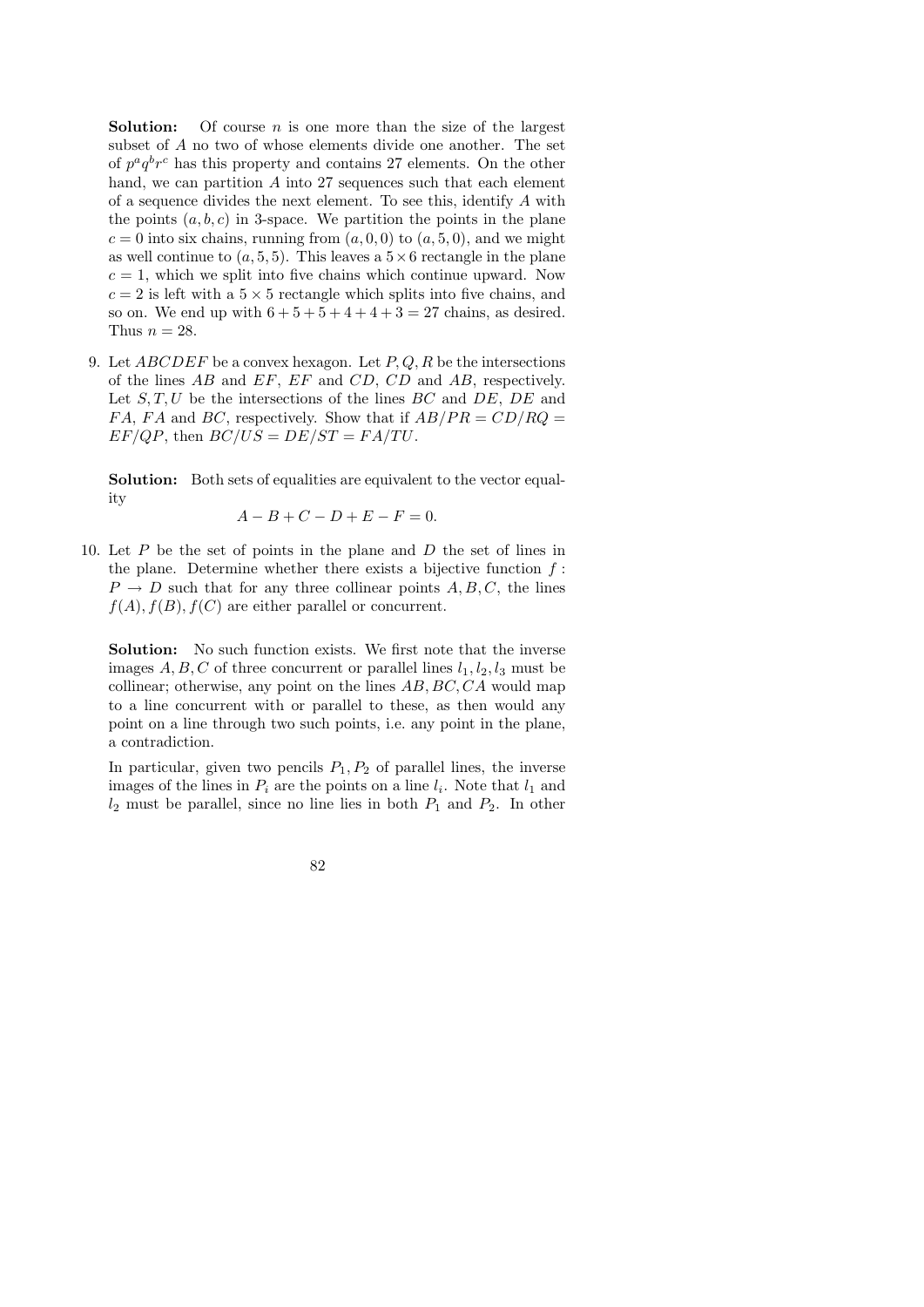**Solution:** Of course $n$ is one more than the size of the largest subset of $A$ no two of whose elements divide one another. The set of $p^a q^b r^c$ has this property and contains 27 elements. On the other hand, we can partition $A$ into 27 sequences such that each element of a sequence divides the next element. To see this, identify $A$ with the points $(a, b, c)$ in 3-space. We partition the points in the plane $c = 0$ into six chains, running from $(a, 0, 0)$ to $(a, 5, 0)$, and we might as well continue to $(a, 5, 5)$. This leaves a $5 \times 6$ rectangle in the plane $c = 1$, which we split into five chains which continue upward. Now $c = 2$ is left with a $5 \times 5$ rectangle which splits into five chains, and so on. We end up with $6 + 5 + 5 + 4 + 4 + 3 = 27$ chains, as desired. Thus $n = 28$.

9. Let $ABCDEF$ be a convex hexagon. Let $P, Q, R$ be the intersections of the lines $AB$ and $EF$, $EF$ and $CD$, $CD$ and $AB$, respectively. Let $S, T, U$ be the intersections of the lines $BC$ and $DE$, $DE$ and $FA$, $FA$ and $BC$, respectively. Show that if $AB/PR = CD/RQ = EF/QP$, then $BC/US = DE/ST = FA/TU$.

   **Solution:** Both sets of equalities are equivalent to the vector equality
   $$A - B + C - D + E - F = 0.$$

10. Let $P$ be the set of points in the plane and $D$ the set of lines in the plane. Determine whether there exists a bijective function $f : P \to D$ such that for any three collinear points $A, B, C$, the lines $f(A), f(B), f(C)$ are either parallel or concurrent.

    **Solution:** No such function exists. We first note that the inverse images $A, B, C$ of three concurrent or parallel lines $l_1, l_2, l_3$ must be collinear; otherwise, any point on the lines $AB, BC, CA$ would map to a line concurrent with or parallel to these, as then would any point on a line through two such points, i.e. any point in the plane, a contradiction.

    In particular, given two pencils $P_1, P_2$ of parallel lines, the inverse images of the lines in $P_i$ are the points on a line $l_i$. Note that $l_1$ and $l_2$ must be parallel, since no line lies in both $P_1$ and $P_2$. In other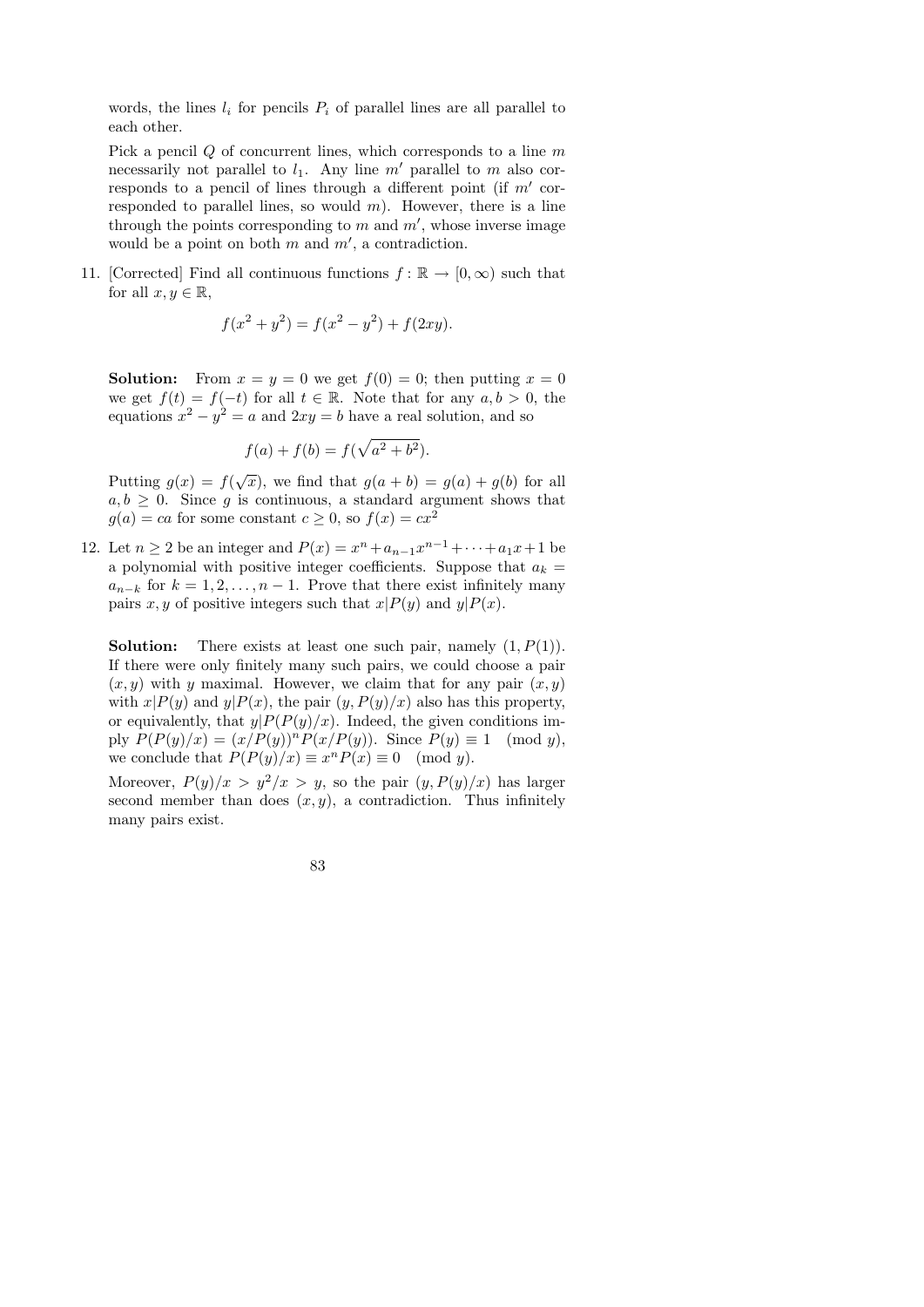words, the lines $l_i$ for pencils $P_i$ of parallel lines are all parallel to each other.

Pick a pencil $Q$ of concurrent lines, which corresponds to a line $m$ necessarily not parallel to $l_1$. Any line $m'$ parallel to $m$ also corresponds to a pencil of lines through a different point (if $m'$ corresponded to parallel lines, so would $m$). However, there is a line through the points corresponding to $m$ and $m'$, whose inverse image would be a point on both $m$ and $m'$, a contradiction.

11. [Corrected] Find all continuous functions $f : \mathbb{R} \to [0, \infty)$ such that for all $x, y \in \mathbb{R}$,

$$f(x^2 + y^2) = f(x^2 - y^2) + f(2xy).$$

**Solution:** From $x = y = 0$ we get $f(0) = 0$; then putting $x = 0$ we get $f(t) = f(-t)$ for all $t \in \mathbb{R}$. Note that for any $a, b > 0$, the equations $x^2 - y^2 = a$ and $2xy = b$ have a real solution, and so

$$f(a) + f(b) = f(\sqrt{a^2 + b^2}).$$

Putting $g(x) = f(\sqrt{x})$, we find that $g(a + b) = g(a) + g(b)$ for all $a, b \geq 0$. Since $g$ is continuous, a standard argument shows that $g(a) = ca$ for some constant $c \geq 0$, so $f(x) = cx^2$

12. Let $n \geq 2$ be an integer and $P(x) = x^n + a_{n-1}x^{n-1} + \cdots + a_1 x + 1$ be a polynomial with positive integer coefficients. Suppose that $a_k = a_{n-k}$ for $k = 1, 2, \ldots, n-1$. Prove that there exist infinitely many pairs $x, y$ of positive integers such that $x|P(y)$ and $y|P(x)$.

**Solution:** There exists at least one such pair, namely $(1, P(1))$. If there were only finitely many such pairs, we could choose a pair $(x, y)$ with $y$ maximal. However, we claim that for any pair $(x, y)$ with $x|P(y)$ and $y|P(x)$, the pair $(y, P(y)/x)$ also has this property, or equivalently, that $y|P(P(y)/x)$. Indeed, the given conditions imply $P(P(y)/x) = (x/P(y))^n P(x/P(y))$. Since $P(y) \equiv 1 \pmod{y}$, we conclude that $P(P(y)/x) \equiv x^n P(x) \equiv 0 \pmod{y}$.

Moreover, $P(y)/x > y^2/x > y$, so the pair $(y, P(y)/x)$ has larger second member than does $(x, y)$, a contradiction. Thus infinitely many pairs exist.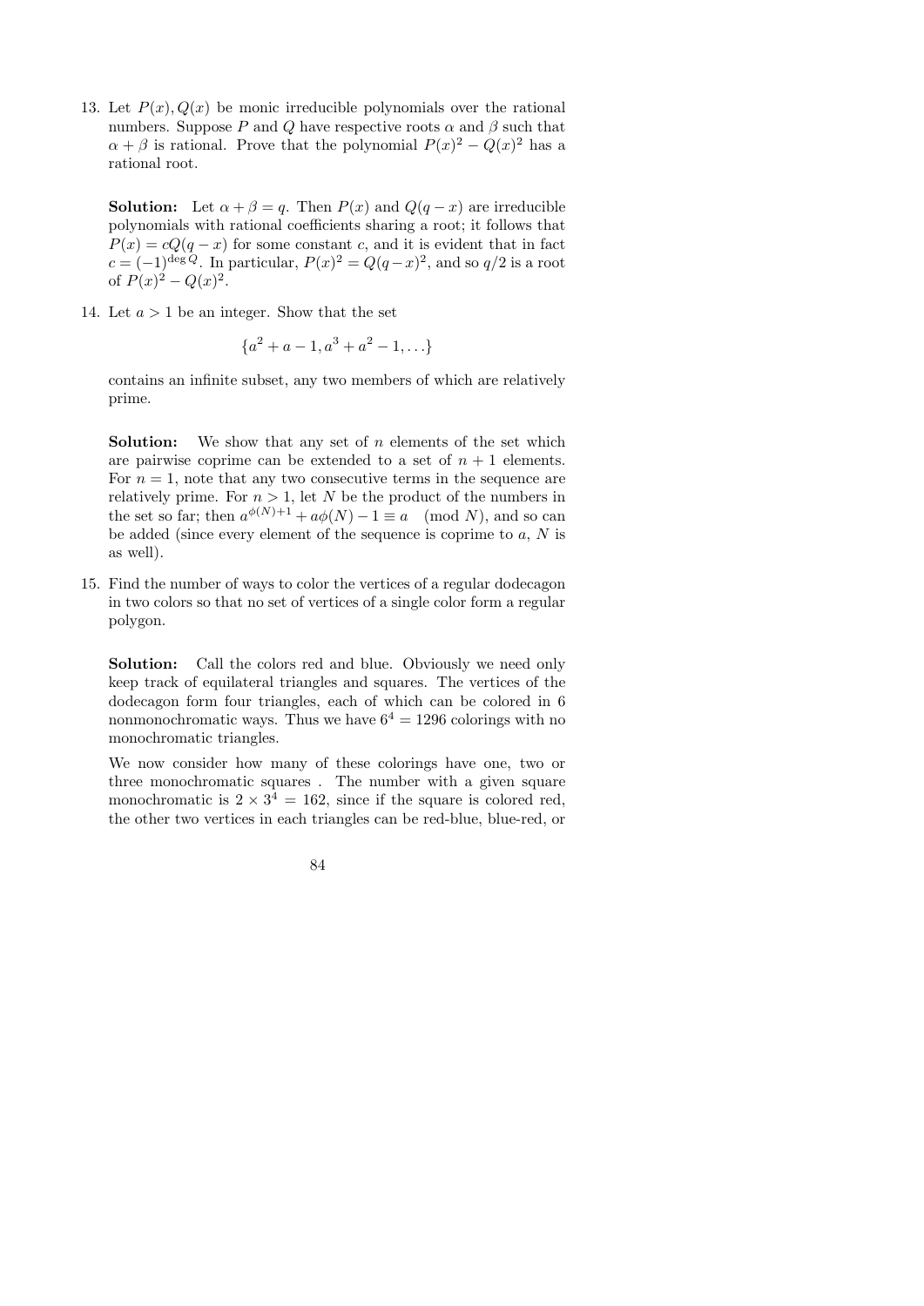13. Let $P(x), Q(x)$ be monic irreducible polynomials over the rational numbers. Suppose $P$ and $Q$ have respective roots $\alpha$ and $\beta$ such that $\alpha + \beta$ is rational. Prove that the polynomial $P(x)^2 - Q(x)^2$ has a rational root.

   **Solution:** Let $\alpha + \beta = q$. Then $P(x)$ and $Q(q - x)$ are irreducible polynomials with rational coefficients sharing a root; it follows that $P(x) = cQ(q - x)$ for some constant $c$, and it is evident that in fact $c = (-1)^{\deg Q}$. In particular, $P(x)^2 = Q(q - x)^2$, and so $q/2$ is a root of $P(x)^2 - Q(x)^2$.

14. Let $a > 1$ be an integer. Show that the set

   $$\{a^2 + a - 1, a^3 + a^2 - 1, \ldots\}$$

   contains an infinite subset, any two members of which are relatively prime.

   **Solution:** We show that any set of $n$ elements of the set which are pairwise coprime can be extended to a set of $n + 1$ elements. For $n = 1$, note that any two consecutive terms in the sequence are relatively prime. For $n > 1$, let $N$ be the product of the numbers in the set so far; then $a^{\phi(N)+1} + a\phi(N) - 1 \equiv a \pmod N$, and so can be added (since every element of the sequence is coprime to $a$, $N$ is as well).

15. Find the number of ways to color the vertices of a regular dodecagon in two colors so that no set of vertices of a single color form a regular polygon.

   **Solution:** Call the colors red and blue. Obviously we need only keep track of equilateral triangles and squares. The vertices of the dodecagon form four triangles, each of which can be colored in 6 nonmonochromatic ways. Thus we have $6^4 = 1296$ colorings with no monochromatic triangles.

   We now consider how many of these colorings have one, two or three monochromatic squares . The number with a given square monochromatic is $2 \times 3^4 = 162$, since if the square is colored red, the other two vertices in each triangles can be red-blue, blue-red, or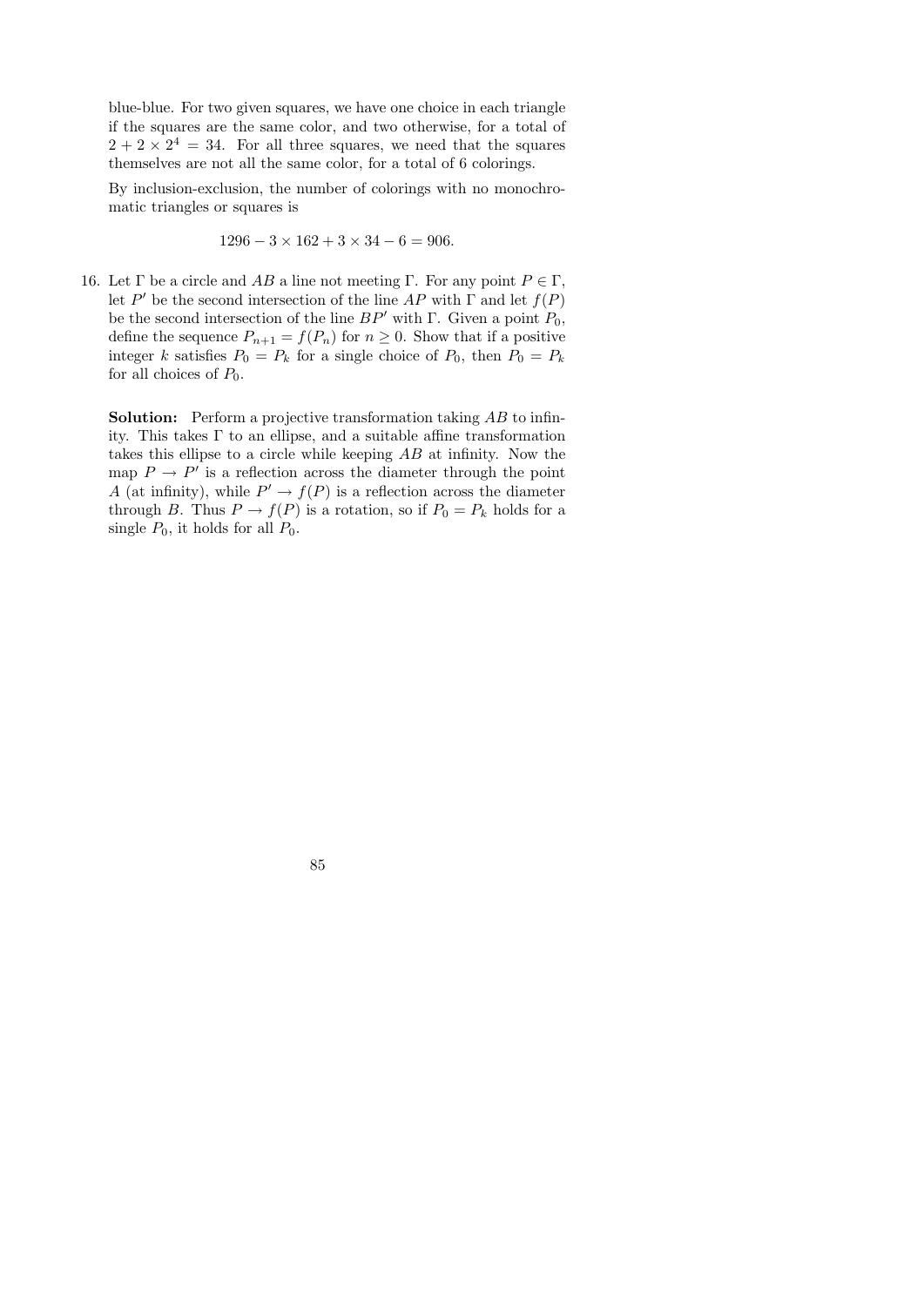blue-blue. For two given squares, we have one choice in each triangle if the squares are the same color, and two otherwise, for a total of $2 + 2 \times 2^4 = 34$. For all three squares, we need that the squares themselves are not all the same color, for a total of 6 colorings.

By inclusion-exclusion, the number of colorings with no monochromatic triangles or squares is

$$1296 - 3 \times 162 + 3 \times 34 - 6 = 906.$$

16. Let $\Gamma$ be a circle and $AB$ a line not meeting $\Gamma$. For any point $P \in \Gamma$, let $P'$ be the second intersection of the line $AP$ with $\Gamma$ and let $f(P)$ be the second intersection of the line $BP'$ with $\Gamma$. Given a point $P_0$, define the sequence $P_{n+1} = f(P_n)$ for $n \geq 0$. Show that if a positive integer $k$ satisfies $P_0 = P_k$ for a single choice of $P_0$, then $P_0 = P_k$ for all choices of $P_0$.

    **Solution:** Perform a projective transformation taking $AB$ to infinity. This takes $\Gamma$ to an ellipse, and a suitable affine transformation takes this ellipse to a circle while keeping $AB$ at infinity. Now the map $P \to P'$ is a reflection across the diameter through the point $A$ (at infinity), while $P' \to f(P)$ is a reflection across the diameter through $B$. Thus $P \to f(P)$ is a rotation, so if $P_0 = P_k$ holds for a single $P_0$, it holds for all $P_0$.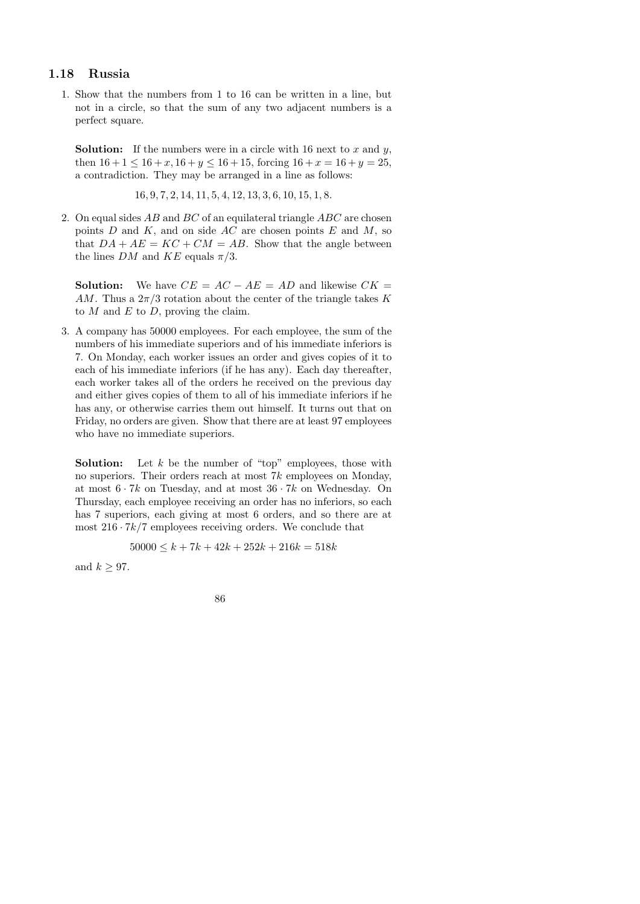## 1.18 Russia

1. Show that the numbers from 1 to 16 can be written in a line, but not in a circle, so that the sum of any two adjacent numbers is a perfect square.

   **Solution:** If the numbers were in a circle with 16 next to $x$ and $y$, then $16+1 \leq 16+x, 16+y \leq 16+15$, forcing $16+x = 16+y = 25$, a contradiction. They may be arranged in a line as follows:

   $$16, 9, 7, 2, 14, 11, 5, 4, 12, 13, 3, 6, 10, 15, 1, 8.$$

2. On equal sides $AB$ and $BC$ of an equilateral triangle $ABC$ are chosen points $D$ and $K$, and on side $AC$ are chosen points $E$ and $M$, so that $DA + AE = KC + CM = AB$. Show that the angle between the lines $DM$ and $KE$ equals $\pi/3$.

   **Solution:** We have $CE = AC - AE = AD$ and likewise $CK = AM$. Thus a $2\pi/3$ rotation about the center of the triangle takes $K$ to $M$ and $E$ to $D$, proving the claim.

3. A company has 50000 employees. For each employee, the sum of the numbers of his immediate superiors and of his immediate inferiors is 7. On Monday, each worker issues an order and gives copies of it to each of his immediate inferiors (if he has any). Each day thereafter, each worker takes all of the orders he received on the previous day and either gives copies of them to all of his immediate inferiors if he has any, or otherwise carries them out himself. It turns out that on Friday, no orders are given. Show that there are at least 97 employees who have no immediate superiors.

   **Solution:** Let $k$ be the number of "top" employees, those with no superiors. Their orders reach at most $7k$ employees on Monday, at most $6 \cdot 7k$ on Tuesday, and at most $36 \cdot 7k$ on Wednesday. On Thursday, each employee receiving an order has no inferiors, so each has 7 superiors, each giving at most 6 orders, and so there are at most $216 \cdot 7k/7$ employees receiving orders. We conclude that

   $$50000 \leq k + 7k + 42k + 252k + 216k = 518k$$

   and $k \geq 97$.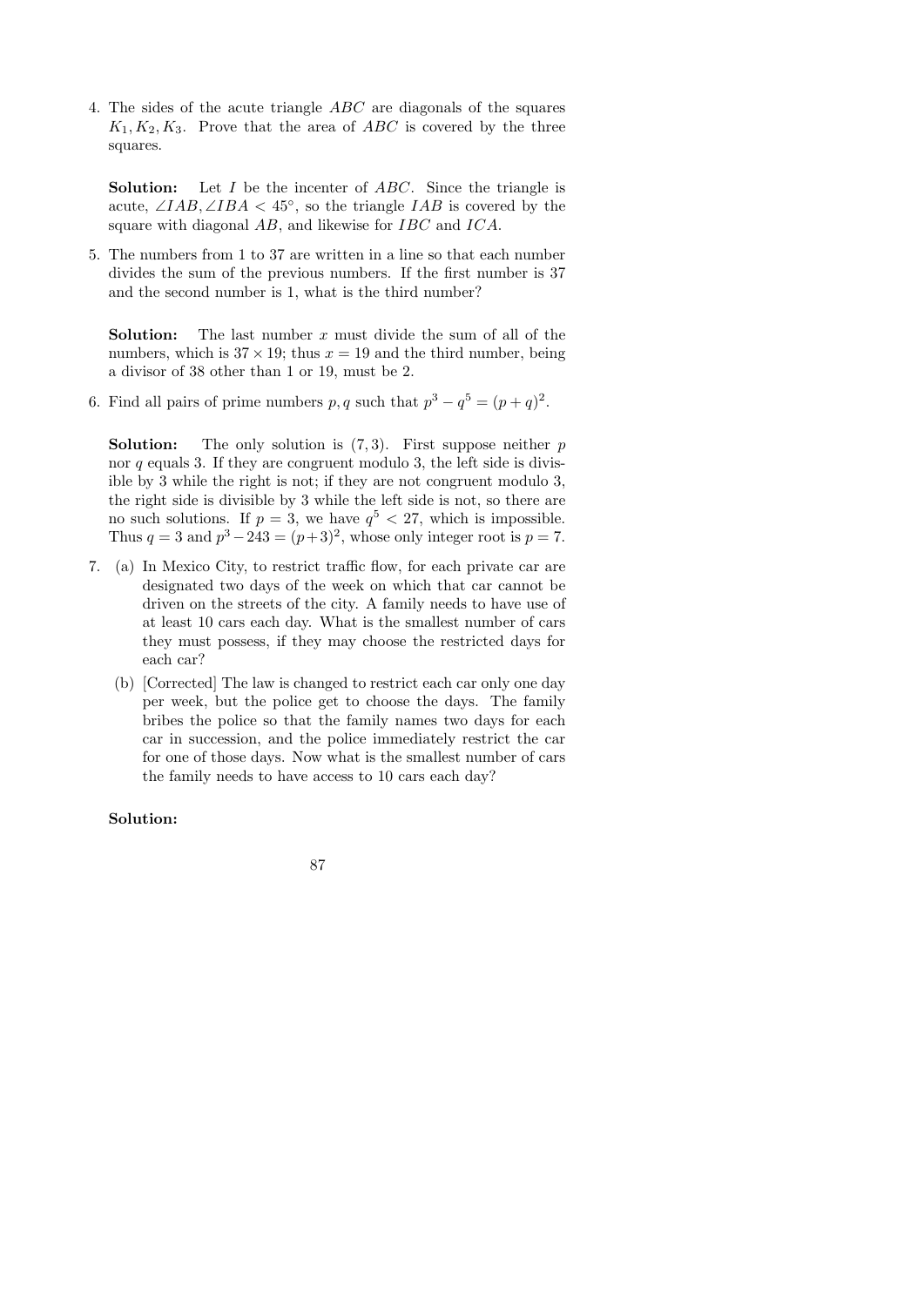4. The sides of the acute triangle $ABC$ are diagonals of the squares $K_1, K_2, K_3$. Prove that the area of $ABC$ is covered by the three squares.

   **Solution:** Let $I$ be the incenter of $ABC$. Since the triangle is acute, $\angle IAB, \angle IBA < 45^\circ$, so the triangle $IAB$ is covered by the square with diagonal $AB$, and likewise for $IBC$ and $ICA$.

5. The numbers from 1 to 37 are written in a line so that each number divides the sum of the previous numbers. If the first number is 37 and the second number is 1, what is the third number?

   **Solution:** The last number $x$ must divide the sum of all of the numbers, which is $37 \times 19$; thus $x = 19$ and the third number, being a divisor of 38 other than 1 or 19, must be 2.

6. Find all pairs of prime numbers $p, q$ such that $p^3 - q^5 = (p+q)^2$.

   **Solution:** The only solution is $(7, 3)$. First suppose neither $p$ nor $q$ equals 3. If they are congruent modulo 3, the left side is divisible by 3 while the right is not; if they are not congruent modulo 3, the right side is divisible by 3 while the left side is not, so there are no such solutions. If $p = 3$, we have $q^5 < 27$, which is impossible. Thus $q = 3$ and $p^3 - 243 = (p+3)^2$, whose only integer root is $p = 7$.

7. (a) In Mexico City, to restrict traffic flow, for each private car are designated two days of the week on which that car cannot be driven on the streets of the city. A family needs to have use of at least 10 cars each day. What is the smallest number of cars they must possess, if they may choose the restricted days for each car?

   (b) [Corrected] The law is changed to restrict each car only one day per week, but the police get to choose the days. The family bribes the police so that the family names two days for each car in succession, and the police immediately restrict the car for one of those days. Now what is the smallest number of cars the family needs to have access to 10 cars each day?

   **Solution:**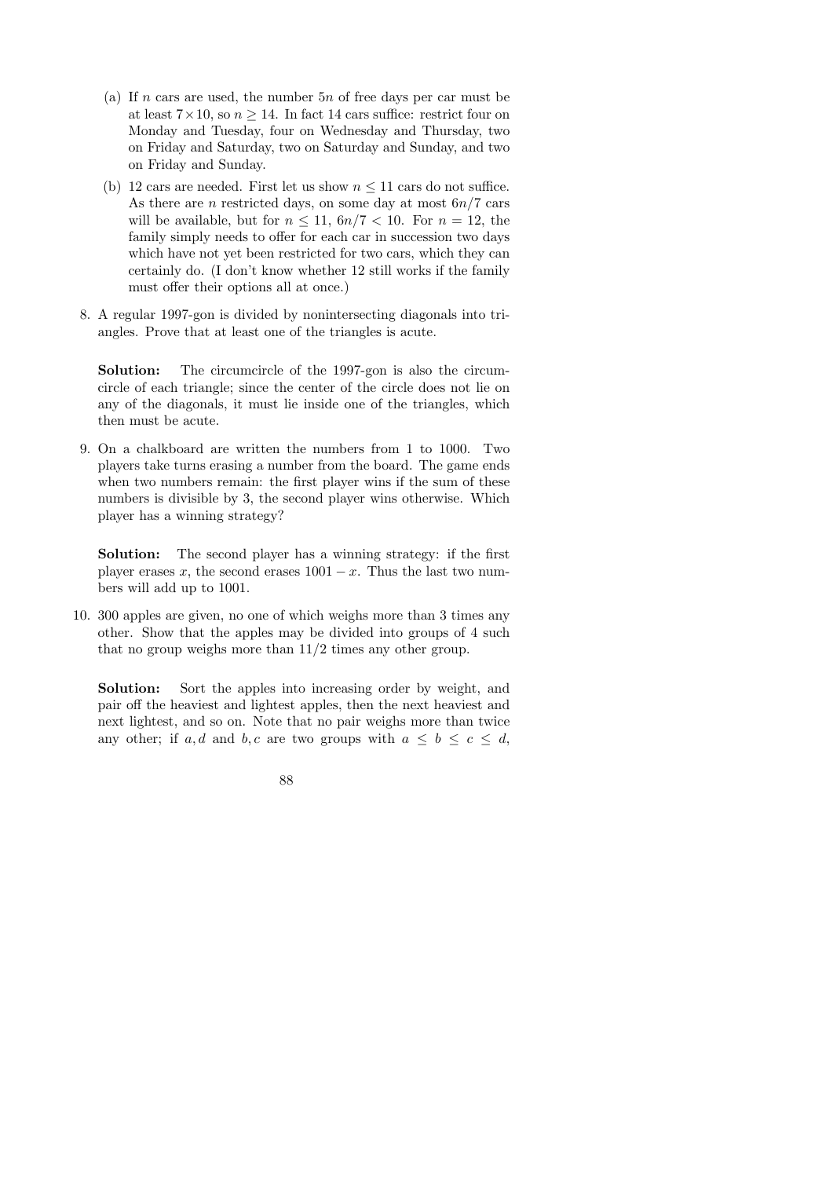(a) If $n$ cars are used, the number $5n$ of free days per car must be at least $7 \times 10$, so $n \geq 14$. In fact 14 cars suffice: restrict four on Monday and Tuesday, four on Wednesday and Thursday, two on Friday and Saturday, two on Saturday and Sunday, and two on Friday and Sunday.

(b) 12 cars are needed. First let us show $n \leq 11$ cars do not suffice. As there are $n$ restricted days, on some day at most $6n/7$ cars will be available, but for $n \leq 11$, $6n/7 < 10$. For $n = 12$, the family simply needs to offer for each car in succession two days which have not yet been restricted for two cars, which they can certainly do. (I don't know whether 12 still works if the family must offer their options all at once.)

8. A regular 1997-gon is divided by nonintersecting diagonals into triangles. Prove that at least one of the triangles is acute.

**Solution:** The circumcircle of the 1997-gon is also the circumcircle of each triangle; since the center of the circle does not lie on any of the diagonals, it must lie inside one of the triangles, which then must be acute.

9. On a chalkboard are written the numbers from 1 to 1000. Two players take turns erasing a number from the board. The game ends when two numbers remain: the first player wins if the sum of these numbers is divisible by 3, the second player wins otherwise. Which player has a winning strategy?

**Solution:** The second player has a winning strategy: if the first player erases $x$, the second erases $1001 - x$. Thus the last two numbers will add up to 1001.

10. 300 apples are given, no one of which weighs more than 3 times any other. Show that the apples may be divided into groups of 4 such that no group weighs more than $11/2$ times any other group.

**Solution:** Sort the apples into increasing order by weight, and pair off the heaviest and lightest apples, then the next heaviest and next lightest, and so on. Note that no pair weighs more than twice any other; if $a, d$ and $b, c$ are two groups with $a \leq b \leq c \leq d$,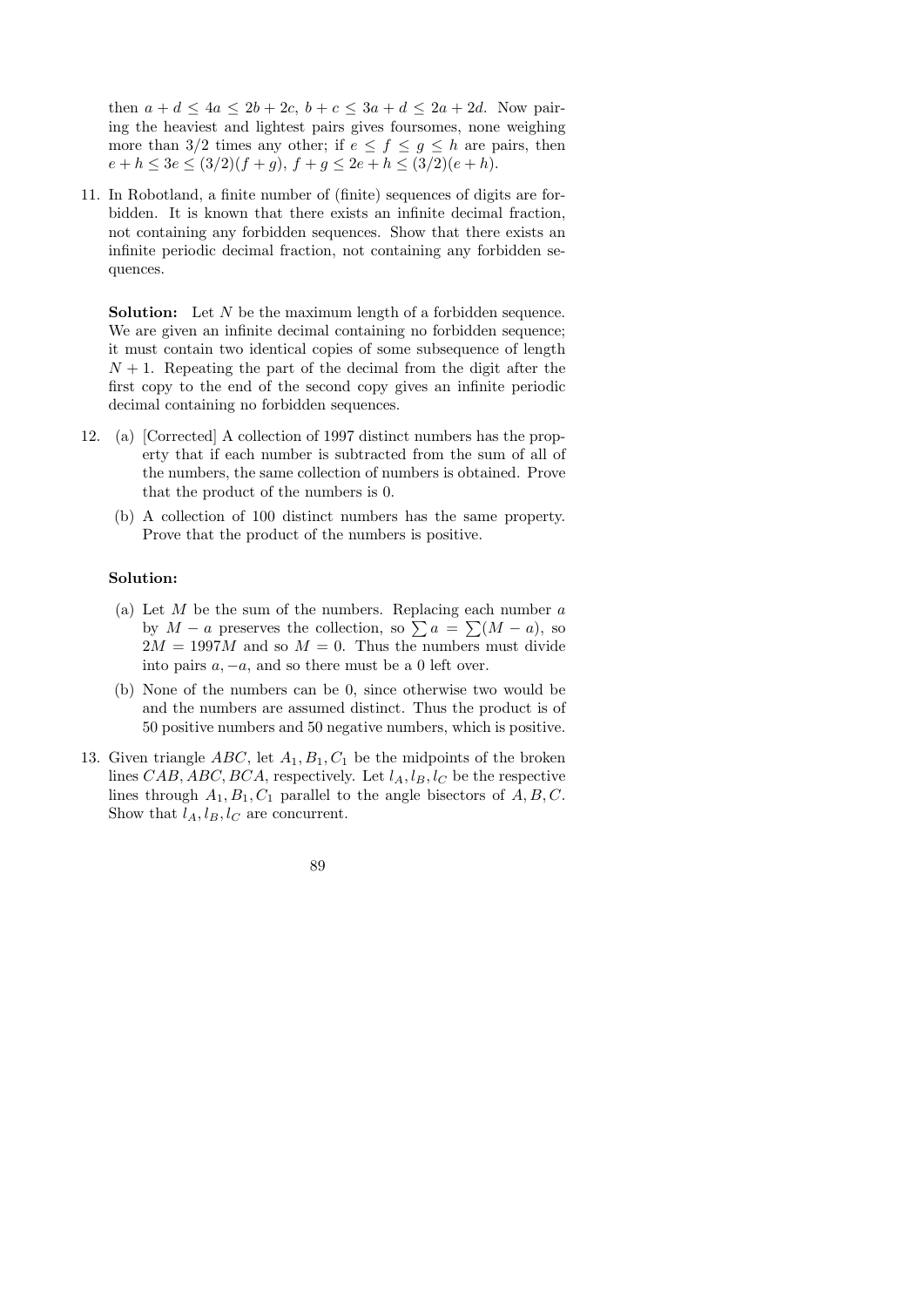then $a + d \leq 4a \leq 2b + 2c$, $b + c \leq 3a + d \leq 2a + 2d$. Now pairing the heaviest and lightest pairs gives foursomes, none weighing more than 3/2 times any other; if $e \leq f \leq g \leq h$ are pairs, then $e + h \leq 3e \leq (3/2)(f + g)$, $f + g \leq 2e + h \leq (3/2)(e + h)$.

11. In Robotland, a finite number of (finite) sequences of digits are forbidden. It is known that there exists an infinite decimal fraction, not containing any forbidden sequences. Show that there exists an infinite periodic decimal fraction, not containing any forbidden sequences.

    **Solution:** Let $N$ be the maximum length of a forbidden sequence. We are given an infinite decimal containing no forbidden sequence; it must contain two identical copies of some subsequence of length $N + 1$. Repeating the part of the decimal from the digit after the first copy to the end of the second copy gives an infinite periodic decimal containing no forbidden sequences.

12. (a) [Corrected] A collection of 1997 distinct numbers has the property that if each number is subtracted from the sum of all of the numbers, the same collection of numbers is obtained. Prove that the product of the numbers is 0.

    (b) A collection of 100 distinct numbers has the same property. Prove that the product of the numbers is positive.

    **Solution:**

    (a) Let $M$ be the sum of the numbers. Replacing each number $a$ by $M - a$ preserves the collection, so $\sum a = \sum(M - a)$, so $2M = 1997M$ and so $M = 0$. Thus the numbers must divide into pairs $a, -a$, and so there must be a 0 left over.

    (b) None of the numbers can be 0, since otherwise two would be and the numbers are assumed distinct. Thus the product is of 50 positive numbers and 50 negative numbers, which is positive.

13. Given triangle $ABC$, let $A_1, B_1, C_1$ be the midpoints of the broken lines $CAB, ABC, BCA$, respectively. Let $l_A, l_B, l_C$ be the respective lines through $A_1, B_1, C_1$ parallel to the angle bisectors of $A, B, C$. Show that $l_A, l_B, l_C$ are concurrent.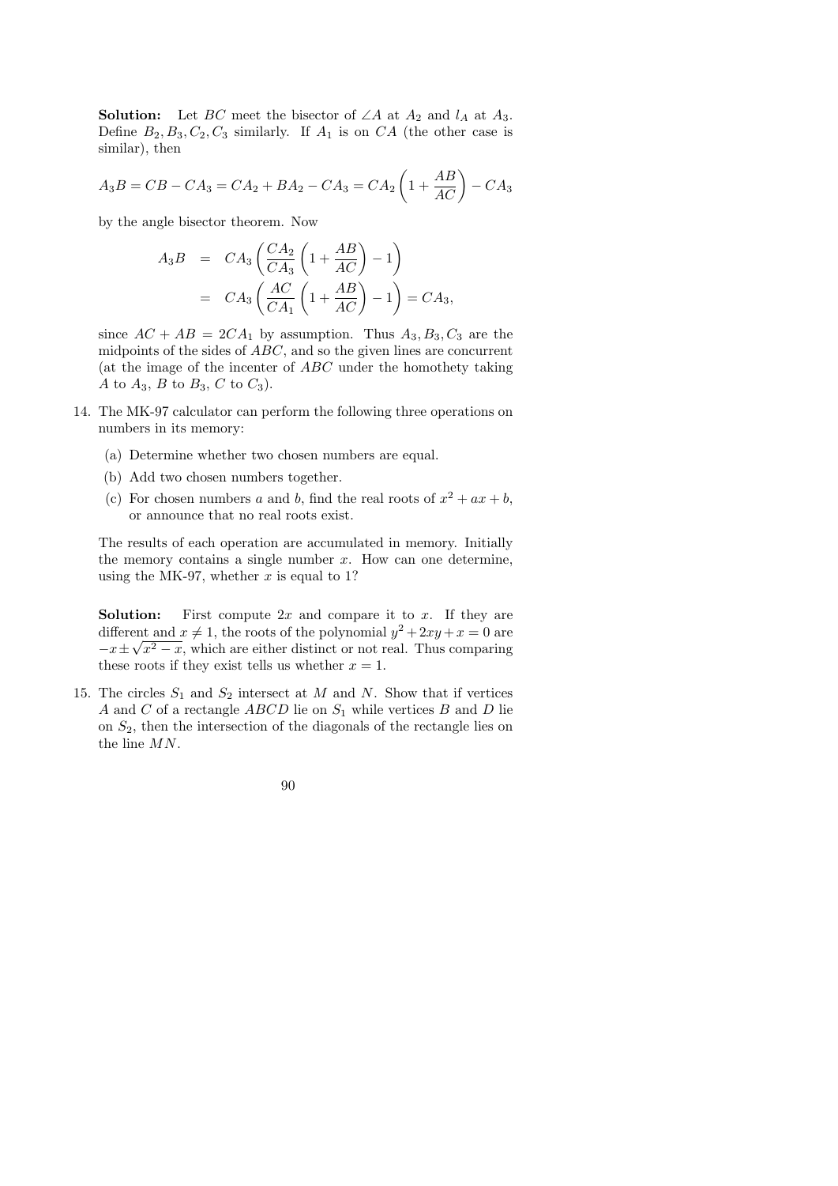**Solution:** Let $BC$ meet the bisector of $\angle A$ at $A_2$ and $l_A$ at $A_3$. Define $B_2, B_3, C_2, C_3$ similarly. If $A_1$ is on $CA$ (the other case is similar), then

$$A_3B = CB - CA_3 = CA_2 + BA_2 - CA_3 = CA_2\left(1 + \frac{AB}{AC}\right) - CA_3$$

by the angle bisector theorem. Now

$$\begin{aligned} A_3B &= CA_3\left(\frac{CA_2}{CA_3}\left(1 + \frac{AB}{AC}\right) - 1\right) \\ &= CA_3\left(\frac{AC}{CA_1}\left(1 + \frac{AB}{AC}\right) - 1\right) = CA_3, \end{aligned}$$

since $AC + AB = 2CA_1$ by assumption. Thus $A_3, B_3, C_3$ are the midpoints of the sides of $ABC$, and so the given lines are concurrent (at the image of the incenter of $ABC$ under the homothety taking $A$ to $A_3$, $B$ to $B_3$, $C$ to $C_3$).

14. The MK-97 calculator can perform the following three operations on numbers in its memory:

    (a) Determine whether two chosen numbers are equal.

    (b) Add two chosen numbers together.

    (c) For chosen numbers $a$ and $b$, find the real roots of $x^2 + ax + b$, or announce that no real roots exist.

    The results of each operation are accumulated in memory. Initially the memory contains a single number $x$. How can one determine, using the MK-97, whether $x$ is equal to 1?

    **Solution:** First compute $2x$ and compare it to $x$. If they are different and $x \neq 1$, the roots of the polynomial $y^2 + 2xy + x = 0$ are $-x \pm \sqrt{x^2 - x}$, which are either distinct or not real. Thus comparing these roots if they exist tells us whether $x = 1$.

15. The circles $S_1$ and $S_2$ intersect at $M$ and $N$. Show that if vertices $A$ and $C$ of a rectangle $ABCD$ lie on $S_1$ while vertices $B$ and $D$ lie on $S_2$, then the intersection of the diagonals of the rectangle lies on the line $MN$.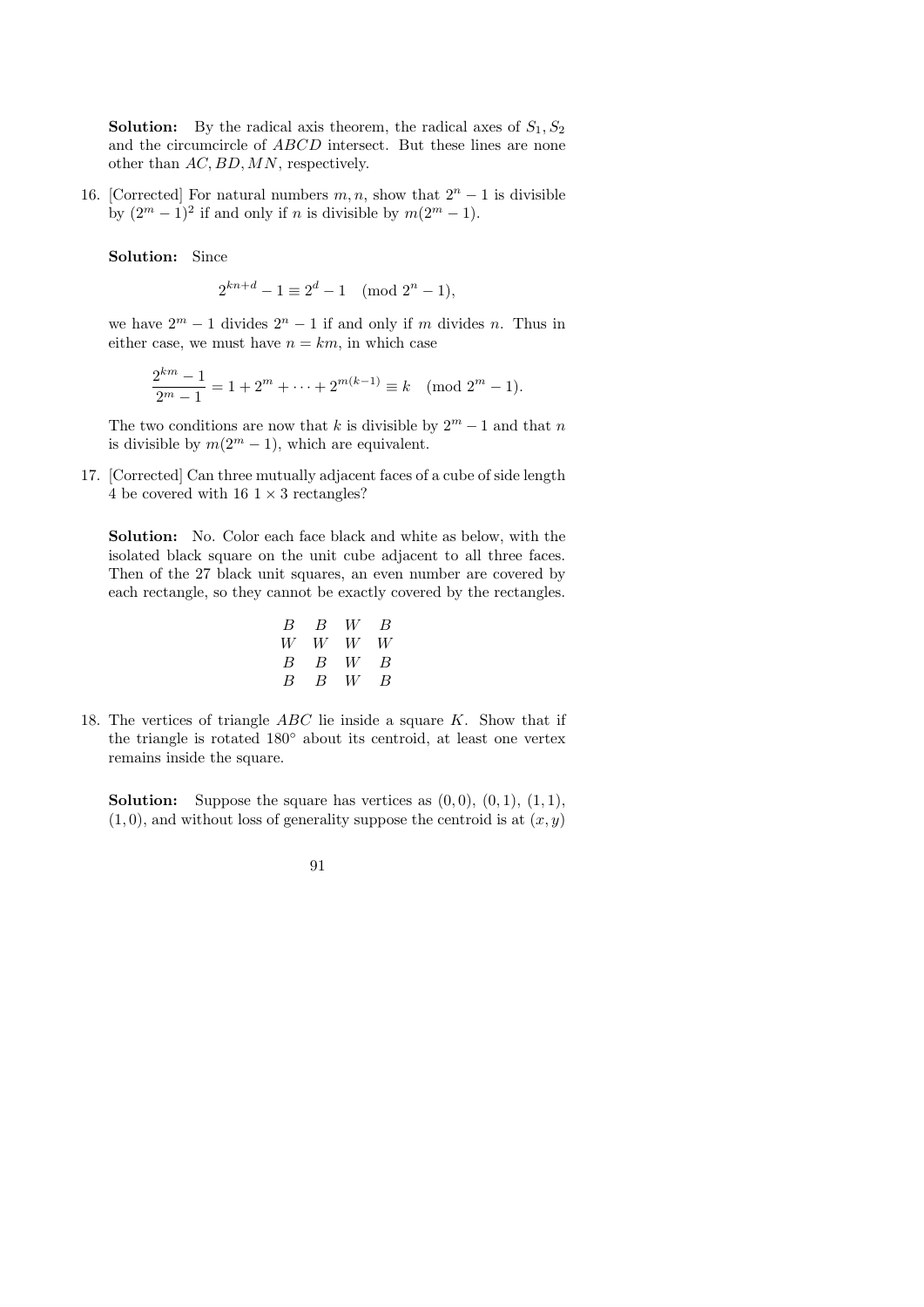**Solution:** By the radical axis theorem, the radical axes of $S_1, S_2$ and the circumcircle of $ABCD$ intersect. But these lines are none other than $AC, BD, MN$, respectively.

16. [Corrected] For natural numbers $m, n$, show that $2^n - 1$ is divisible by $(2^m - 1)^2$ if and only if $n$ is divisible by $m(2^m - 1)$.

    **Solution:** Since

    $$2^{kn+d} - 1 \equiv 2^d - 1 \pmod{2^n - 1},$$

    we have $2^m - 1$ divides $2^n - 1$ if and only if $m$ divides $n$. Thus in either case, we must have $n = km$, in which case

    $$\frac{2^{km} - 1}{2^m - 1} = 1 + 2^m + \cdots + 2^{m(k-1)} \equiv k \pmod{2^m - 1}.$$

    The two conditions are now that $k$ is divisible by $2^m - 1$ and that $n$ is divisible by $m(2^m - 1)$, which are equivalent.

17. [Corrected] Can three mutually adjacent faces of a cube of side length 4 be covered with 16 $1 \times 3$ rectangles?

    **Solution:** No. Color each face black and white as below, with the isolated black square on the unit cube adjacent to all three faces. Then of the 27 black unit squares, an even number are covered by each rectangle, so they cannot be exactly covered by the rectangles.

    $$\begin{array}{cccc} B & B & W & B \\ W & W & W & W \\ B & B & W & B \\ B & B & W & B \end{array}$$

18. The vertices of triangle $ABC$ lie inside a square $K$. Show that if the triangle is rotated $180°$ about its centroid, at least one vertex remains inside the square.

    **Solution:** Suppose the square has vertices as $(0,0)$, $(0,1)$, $(1,1)$, $(1,0)$, and without loss of generality suppose the centroid is at $(x, y)$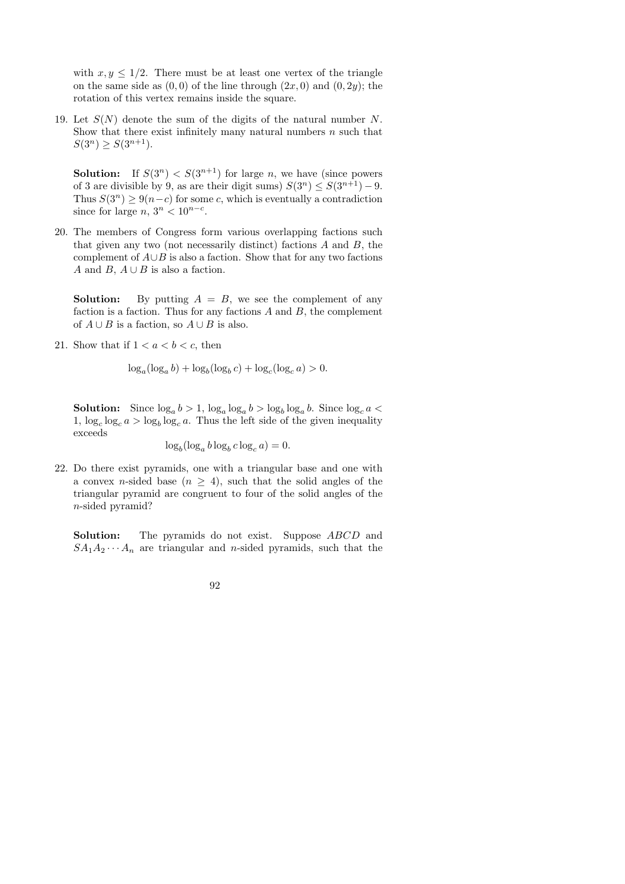with $x, y \leq 1/2$. There must be at least one vertex of the triangle on the same side as $(0,0)$ of the line through $(2x, 0)$ and $(0, 2y)$; the rotation of this vertex remains inside the square.

19. Let $S(N)$ denote the sum of the digits of the natural number $N$. Show that there exist infinitely many natural numbers $n$ such that $S(3^n) \geq S(3^{n+1})$.

    **Solution:** If $S(3^n) < S(3^{n+1})$ for large $n$, we have (since powers of 3 are divisible by 9, as are their digit sums) $S(3^n) \leq S(3^{n+1}) - 9$. Thus $S(3^n) \geq 9(n-c)$ for some $c$, which is eventually a contradiction since for large $n$, $3^n < 10^{n-c}$.

20. The members of Congress form various overlapping factions such that given any two (not necessarily distinct) factions $A$ and $B$, the complement of $A \cup B$ is also a faction. Show that for any two factions $A$ and $B$, $A \cup B$ is also a faction.

    **Solution:** By putting $A = B$, we see the complement of any faction is a faction. Thus for any factions $A$ and $B$, the complement of $A \cup B$ is a faction, so $A \cup B$ is also.

21. Show that if $1 < a < b < c$, then

    $$\log_a(\log_a b) + \log_b(\log_b c) + \log_c(\log_c a) > 0.$$

    **Solution:** Since $\log_a b > 1$, $\log_a \log_a b > \log_b \log_a b$. Since $\log_c a < 1$, $\log_c \log_c a > \log_b \log_c a$. Thus the left side of the given inequality exceeds

    $$\log_b(\log_a b \log_b c \log_c a) = 0.$$

22. Do there exist pyramids, one with a triangular base and one with a convex $n$-sided base ($n \geq 4$), such that the solid angles of the triangular pyramid are congruent to four of the solid angles of the $n$-sided pyramid?

    **Solution:** The pyramids do not exist. Suppose $ABCD$ and $SA_1A_2 \cdots A_n$ are triangular and $n$-sided pyramids, such that the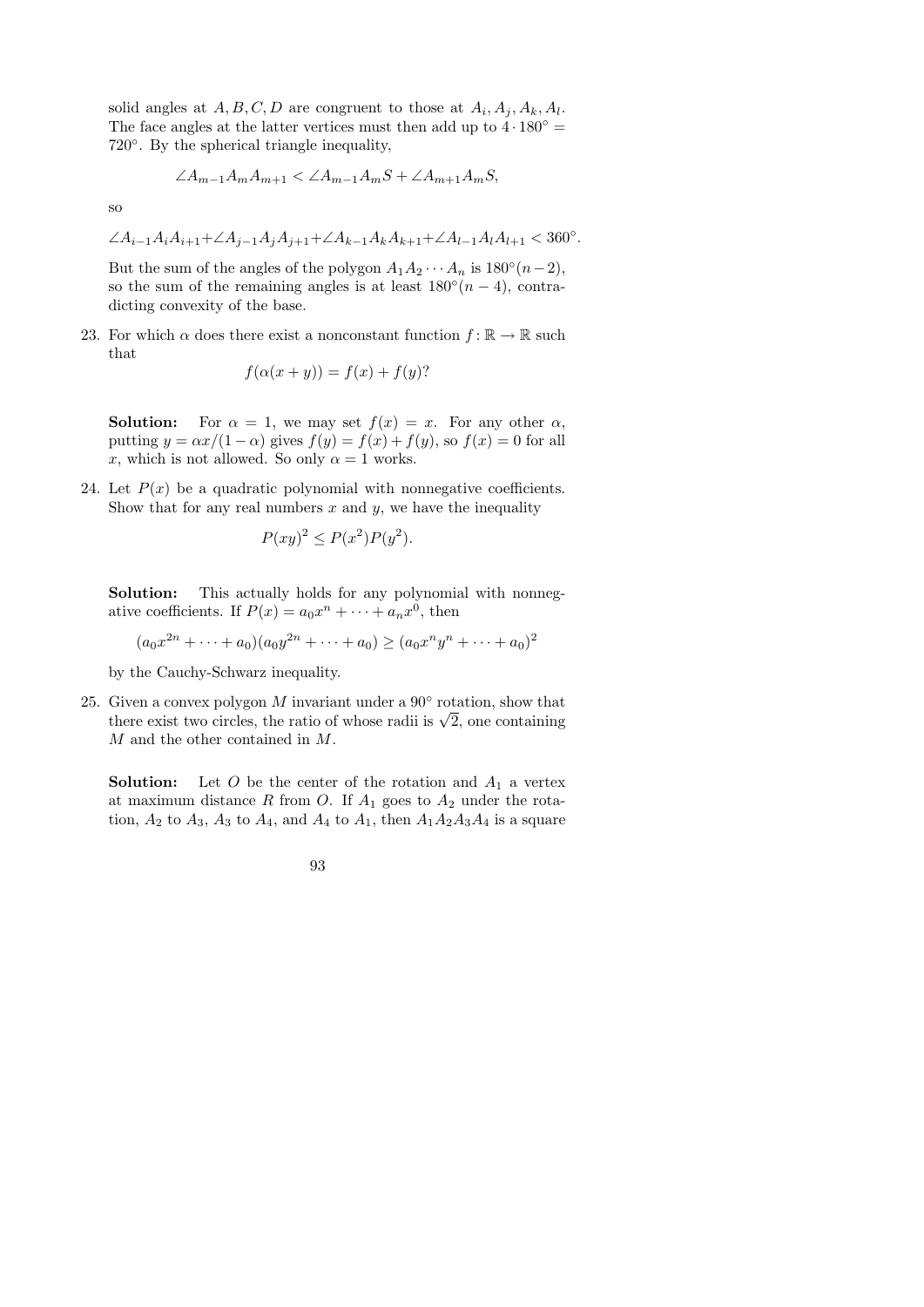solid angles at $A, B, C, D$ are congruent to those at $A_i, A_j, A_k, A_l$. The face angles at the latter vertices must then add up to $4 \cdot 180^\circ = 720^\circ$. By the spherical triangle inequality,

$$\angle A_{m-1}A_mA_{m+1} < \angle A_{m-1}A_mS + \angle A_{m+1}A_mS,$$

so

$$\angle A_{i-1}A_iA_{i+1} + \angle A_{j-1}A_jA_{j+1} + \angle A_{k-1}A_kA_{k+1} + \angle A_{l-1}A_lA_{l+1} < 360^\circ.$$

But the sum of the angles of the polygon $A_1A_2 \cdots A_n$ is $180^\circ(n-2)$, so the sum of the remaining angles is at least $180^\circ(n-4)$, contradicting convexity of the base.

23. For which $\alpha$ does there exist a nonconstant function $f : \mathbb{R} \to \mathbb{R}$ such that

$$f(\alpha(x+y)) = f(x) + f(y)?$$

**Solution:** For $\alpha = 1$, we may set $f(x) = x$. For any other $\alpha$, putting $y = \alpha x/(1-\alpha)$ gives $f(y) = f(x) + f(y)$, so $f(x) = 0$ for all $x$, which is not allowed. So only $\alpha = 1$ works.

24. Let $P(x)$ be a quadratic polynomial with nonnegative coefficients. Show that for any real numbers $x$ and $y$, we have the inequality

$$P(xy)^2 \le P(x^2)P(y^2).$$

**Solution:** This actually holds for any polynomial with nonnegative coefficients. If $P(x) = a_0x^n + \cdots + a_nx^0$, then

$$(a_0x^{2n} + \cdots + a_0)(a_0y^{2n} + \cdots + a_0) \ge (a_0x^ny^n + \cdots + a_0)^2$$

by the Cauchy-Schwarz inequality.

25. Given a convex polygon $M$ invariant under a $90^\circ$ rotation, show that there exist two circles, the ratio of whose radii is $\sqrt{2}$, one containing $M$ and the other contained in $M$.

**Solution:** Let $O$ be the center of the rotation and $A_1$ a vertex at maximum distance $R$ from $O$. If $A_1$ goes to $A_2$ under the rotation, $A_2$ to $A_3$, $A_3$ to $A_4$, and $A_4$ to $A_1$, then $A_1A_2A_3A_4$ is a square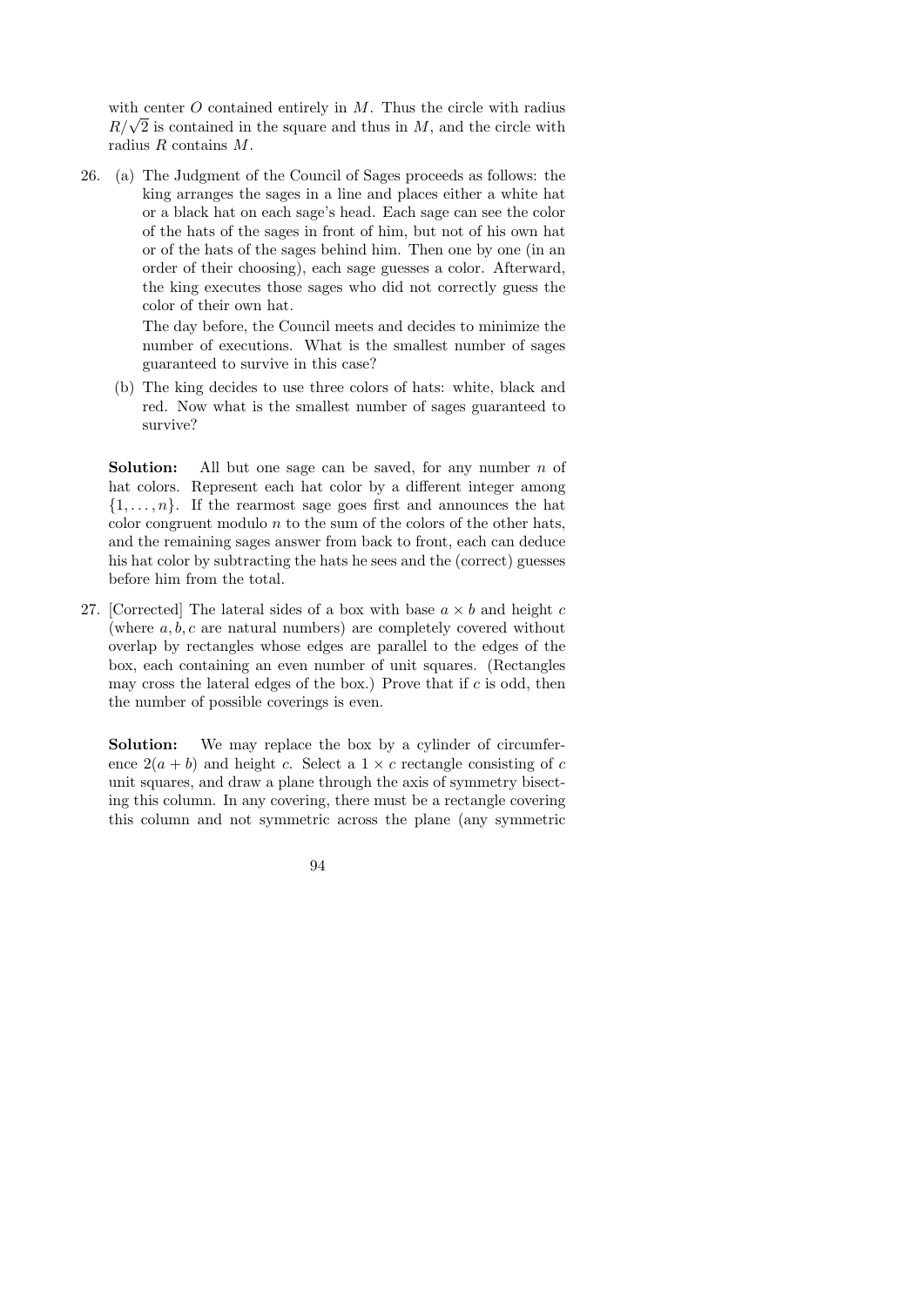with center $O$ contained entirely in $M$. Thus the circle with radius $R/\sqrt{2}$ is contained in the square and thus in $M$, and the circle with radius $R$ contains $M$.

26. (a) The Judgment of the Council of Sages proceeds as follows: the king arranges the sages in a line and places either a white hat or a black hat on each sage's head. Each sage can see the color of the hats of the sages in front of him, but not of his own hat or of the hats of the sages behind him. Then one by one (in an order of their choosing), each sage guesses a color. Afterward, the king executes those sages who did not correctly guess the color of their own hat.

    The day before, the Council meets and decides to minimize the number of executions. What is the smallest number of sages guaranteed to survive in this case?

    (b) The king decides to use three colors of hats: white, black and red. Now what is the smallest number of sages guaranteed to survive?

    **Solution:** All but one sage can be saved, for any number $n$ of hat colors. Represent each hat color by a different integer among $\{1, \ldots, n\}$. If the rearmost sage goes first and announces the hat color congruent modulo $n$ to the sum of the colors of the other hats, and the remaining sages answer from back to front, each can deduce his hat color by subtracting the hats he sees and the (correct) guesses before him from the total.

27. [Corrected] The lateral sides of a box with base $a \times b$ and height $c$ (where $a, b, c$ are natural numbers) are completely covered without overlap by rectangles whose edges are parallel to the edges of the box, each containing an even number of unit squares. (Rectangles may cross the lateral edges of the box.) Prove that if $c$ is odd, then the number of possible coverings is even.

    **Solution:** We may replace the box by a cylinder of circumference $2(a + b)$ and height $c$. Select a $1 \times c$ rectangle consisting of $c$ unit squares, and draw a plane through the axis of symmetry bisecting this column. In any covering, there must be a rectangle covering this column and not symmetric across the plane (any symmetric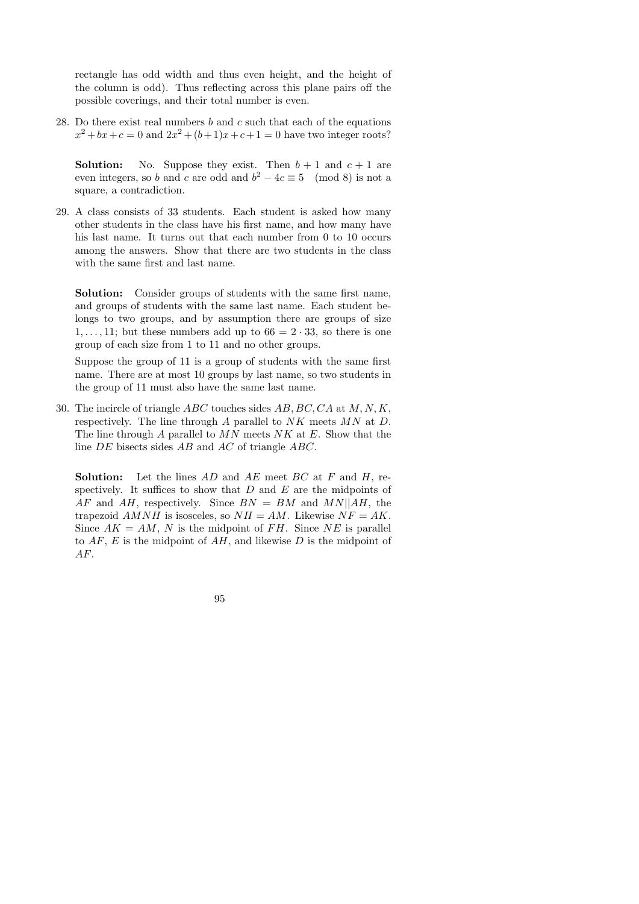rectangle has odd width and thus even height, and the height of the column is odd). Thus reflecting across this plane pairs off the possible coverings, and their total number is even.

28. Do there exist real numbers $b$ and $c$ such that each of the equations $x^2+bx+c=0$ and $2x^2+(b+1)x+c+1=0$ have two integer roots?

   **Solution:** No. Suppose they exist. Then $b+1$ and $c+1$ are even integers, so $b$ and $c$ are odd and $b^2-4c \equiv 5 \pmod 8$ is not a square, a contradiction.

29. A class consists of 33 students. Each student is asked how many other students in the class have his first name, and how many have his last name. It turns out that each number from 0 to 10 occurs among the answers. Show that there are two students in the class with the same first and last name.

   **Solution:** Consider groups of students with the same first name, and groups of students with the same last name. Each student belongs to two groups, and by assumption there are groups of size $1, \ldots, 11$; but these numbers add up to $66 = 2 \cdot 33$, so there is one group of each size from 1 to 11 and no other groups.

   Suppose the group of 11 is a group of students with the same first name. There are at most 10 groups by last name, so two students in the group of 11 must also have the same last name.

30. The incircle of triangle $ABC$ touches sides $AB, BC, CA$ at $M, N, K$, respectively. The line through $A$ parallel to $NK$ meets $MN$ at $D$. The line through $A$ parallel to $MN$ meets $NK$ at $E$. Show that the line $DE$ bisects sides $AB$ and $AC$ of triangle $ABC$.

   **Solution:** Let the lines $AD$ and $AE$ meet $BC$ at $F$ and $H$, respectively. It suffices to show that $D$ and $E$ are the midpoints of $AF$ and $AH$, respectively. Since $BN = BM$ and $MN || AH$, the trapezoid $AMNH$ is isosceles, so $NH = AM$. Likewise $NF = AK$. Since $AK = AM$, $N$ is the midpoint of $FH$. Since $NE$ is parallel to $AF$, $E$ is the midpoint of $AH$, and likewise $D$ is the midpoint of $AF$.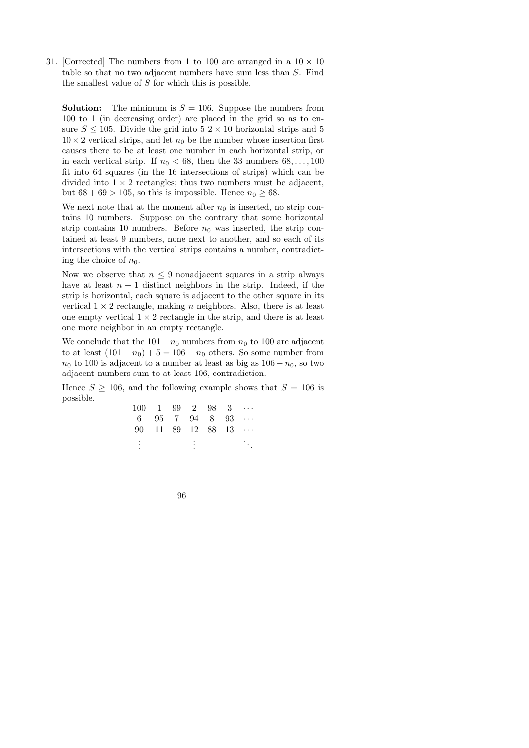31. [Corrected] The numbers from 1 to 100 are arranged in a $10 \times 10$ table so that no two adjacent numbers have sum less than $S$. Find the smallest value of $S$ for which this is possible.

**Solution:** The minimum is $S = 106$. Suppose the numbers from 100 to 1 (in decreasing order) are placed in the grid so as to ensure $S \leq 105$. Divide the grid into 5 $2 \times 10$ horizontal strips and 5 $10 \times 2$ vertical strips, and let $n_0$ be the number whose insertion first causes there to be at least one number in each horizontal strip, or in each vertical strip. If $n_0 < 68$, then the 33 numbers $68, \ldots, 100$ fit into 64 squares (in the 16 intersections of strips) which can be divided into $1 \times 2$ rectangles; thus two numbers must be adjacent, but $68 + 69 > 105$, so this is impossible. Hence $n_0 \geq 68$.

We next note that at the moment after $n_0$ is inserted, no strip contains 10 numbers. Suppose on the contrary that some horizontal strip contains 10 numbers. Before $n_0$ was inserted, the strip contained at least 9 numbers, none next to another, and so each of its intersections with the vertical strips contains a number, contradicting the choice of $n_0$.

Now we observe that $n \leq 9$ nonadjacent squares in a strip always have at least $n + 1$ distinct neighbors in the strip. Indeed, if the strip is horizontal, each square is adjacent to the other square in its vertical $1 \times 2$ rectangle, making $n$ neighbors. Also, there is at least one empty vertical $1 \times 2$ rectangle in the strip, and there is at least one more neighbor in an empty rectangle.

We conclude that the $101 - n_0$ numbers from $n_0$ to 100 are adjacent to at least $(101 - n_0) + 5 = 106 - n_0$ others. So some number from $n_0$ to 100 is adjacent to a number at least as big as $106 - n_0$, so two adjacent numbers sum to at least 106, contradiction.

Hence $S \geq 106$, and the following example shows that $S = 106$ is possible.

$$
\begin{array}{ccccccc}
100 & 1 & 99 & 2 & 98 & 3 & \cdots \\
6 & 95 & 7 & 94 & 8 & 93 & \cdots \\
90 & 11 & 89 & 12 & 88 & 13 & \cdots \\
\vdots & & & \vdots & & & \ddots
\end{array}
$$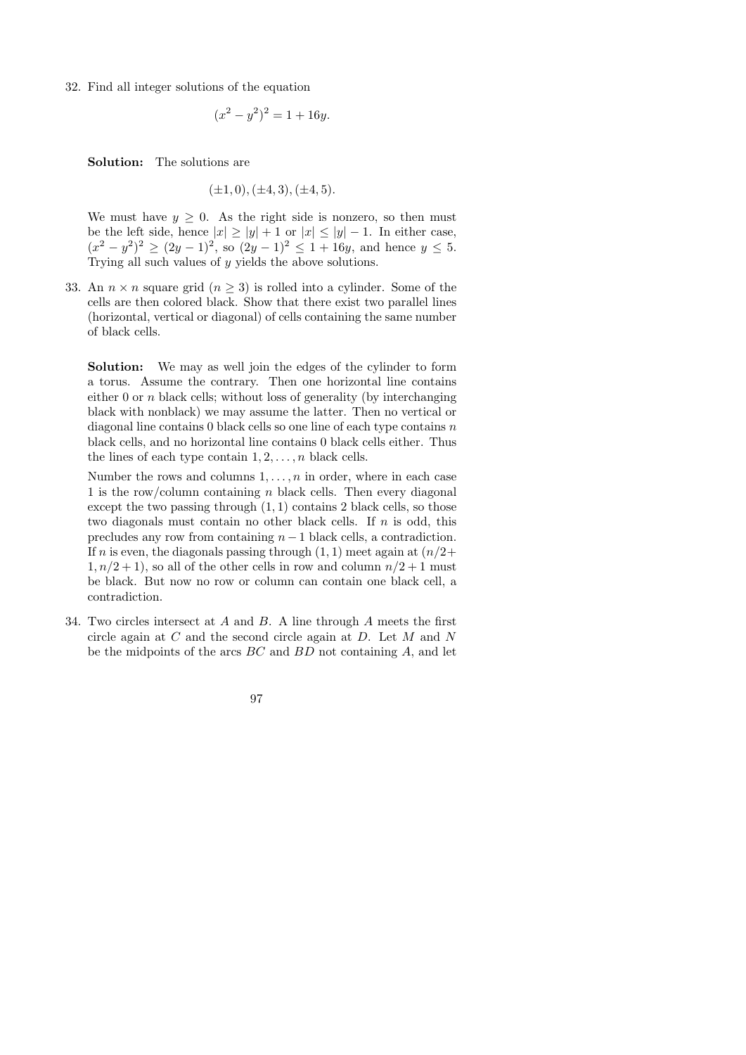32. Find all integer solutions of the equation

$$(x^2 - y^2)^2 = 1 + 16y.$$

**Solution:** The solutions are

$$(\pm 1, 0), (\pm 4, 3), (\pm 4, 5).$$

We must have $y \geq 0$. As the right side is nonzero, so then must be the left side, hence $|x| \geq |y| + 1$ or $|x| \leq |y| - 1$. In either case, $(x^2 - y^2)^2 \geq (2y-1)^2$, so $(2y-1)^2 \leq 1 + 16y$, and hence $y \leq 5$. Trying all such values of $y$ yields the above solutions.

33. An $n \times n$ square grid ($n \geq 3$) is rolled into a cylinder. Some of the cells are then colored black. Show that there exist two parallel lines (horizontal, vertical or diagonal) of cells containing the same number of black cells.

**Solution:** We may as well join the edges of the cylinder to form a torus. Assume the contrary. Then one horizontal line contains either 0 or $n$ black cells; without loss of generality (by interchanging black with nonblack) we may assume the latter. Then no vertical or diagonal line contains 0 black cells so one line of each type contains $n$ black cells, and no horizontal line contains 0 black cells either. Thus the lines of each type contain $1, 2, \ldots, n$ black cells.

Number the rows and columns $1, \ldots, n$ in order, where in each case 1 is the row/column containing $n$ black cells. Then every diagonal except the two passing through $(1, 1)$ contains 2 black cells, so those two diagonals must contain no other black cells. If $n$ is odd, this precludes any row from containing $n - 1$ black cells, a contradiction. If $n$ is even, the diagonals passing through $(1, 1)$ meet again at $(n/2 + 1, n/2 + 1)$, so all of the other cells in row and column $n/2 + 1$ must be black. But now no row or column can contain one black cell, a contradiction.

34. Two circles intersect at $A$ and $B$. A line through $A$ meets the first circle again at $C$ and the second circle again at $D$. Let $M$ and $N$ be the midpoints of the arcs $BC$ and $BD$ not containing $A$, and let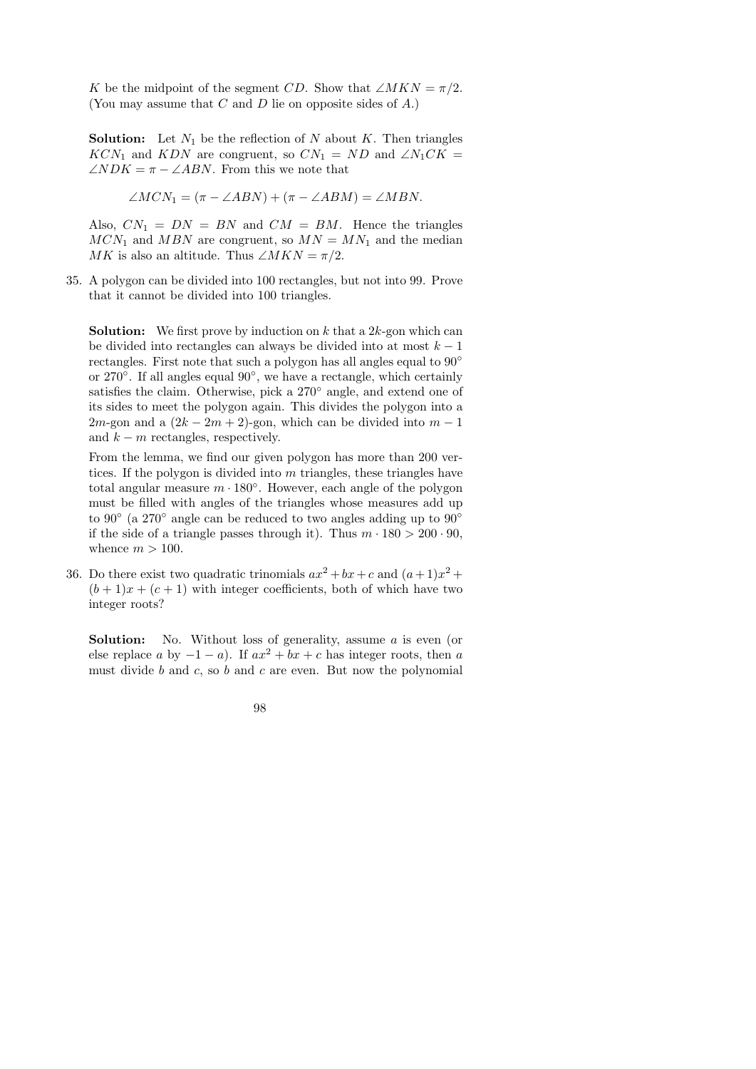$K$ be the midpoint of the segment $CD$. Show that $\angle MKN = \pi/2$. (You may assume that $C$ and $D$ lie on opposite sides of $A$.)

**Solution:** Let $N_1$ be the reflection of $N$ about $K$. Then triangles $KCN_1$ and $KDN$ are congruent, so $CN_1 = ND$ and $\angle N_1CK = \angle NDK = \pi - \angle ABN$. From this we note that

$$\angle MCN_1 = (\pi - \angle ABN) + (\pi - \angle ABM) = \angle MBN.$$

Also, $CN_1 = DN = BN$ and $CM = BM$. Hence the triangles $MCN_1$ and $MBN$ are congruent, so $MN = MN_1$ and the median $MK$ is also an altitude. Thus $\angle MKN = \pi/2$.

35. A polygon can be divided into 100 rectangles, but not into 99. Prove that it cannot be divided into 100 triangles.

**Solution:** We first prove by induction on $k$ that a $2k$-gon which can be divided into rectangles can always be divided into at most $k-1$ rectangles. First note that such a polygon has all angles equal to $90^\circ$ or $270^\circ$. If all angles equal $90^\circ$, we have a rectangle, which certainly satisfies the claim. Otherwise, pick a $270^\circ$ angle, and extend one of its sides to meet the polygon again. This divides the polygon into a $2m$-gon and a $(2k-2m+2)$-gon, which can be divided into $m-1$ and $k-m$ rectangles, respectively.

From the lemma, we find our given polygon has more than 200 vertices. If the polygon is divided into $m$ triangles, these triangles have total angular measure $m \cdot 180^\circ$. However, each angle of the polygon must be filled with angles of the triangles whose measures add up to $90^\circ$ (a $270^\circ$ angle can be reduced to two angles adding up to $90^\circ$ if the side of a triangle passes through it). Thus $m \cdot 180 > 200 \cdot 90$, whence $m > 100$.

36. Do there exist two quadratic trinomials $ax^2 + bx + c$ and $(a+1)x^2 + (b+1)x + (c+1)$ with integer coefficients, both of which have two integer roots?

**Solution:** No. Without loss of generality, assume $a$ is even (or else replace $a$ by $-1-a$). If $ax^2 + bx + c$ has integer roots, then $a$ must divide $b$ and $c$, so $b$ and $c$ are even. But now the polynomial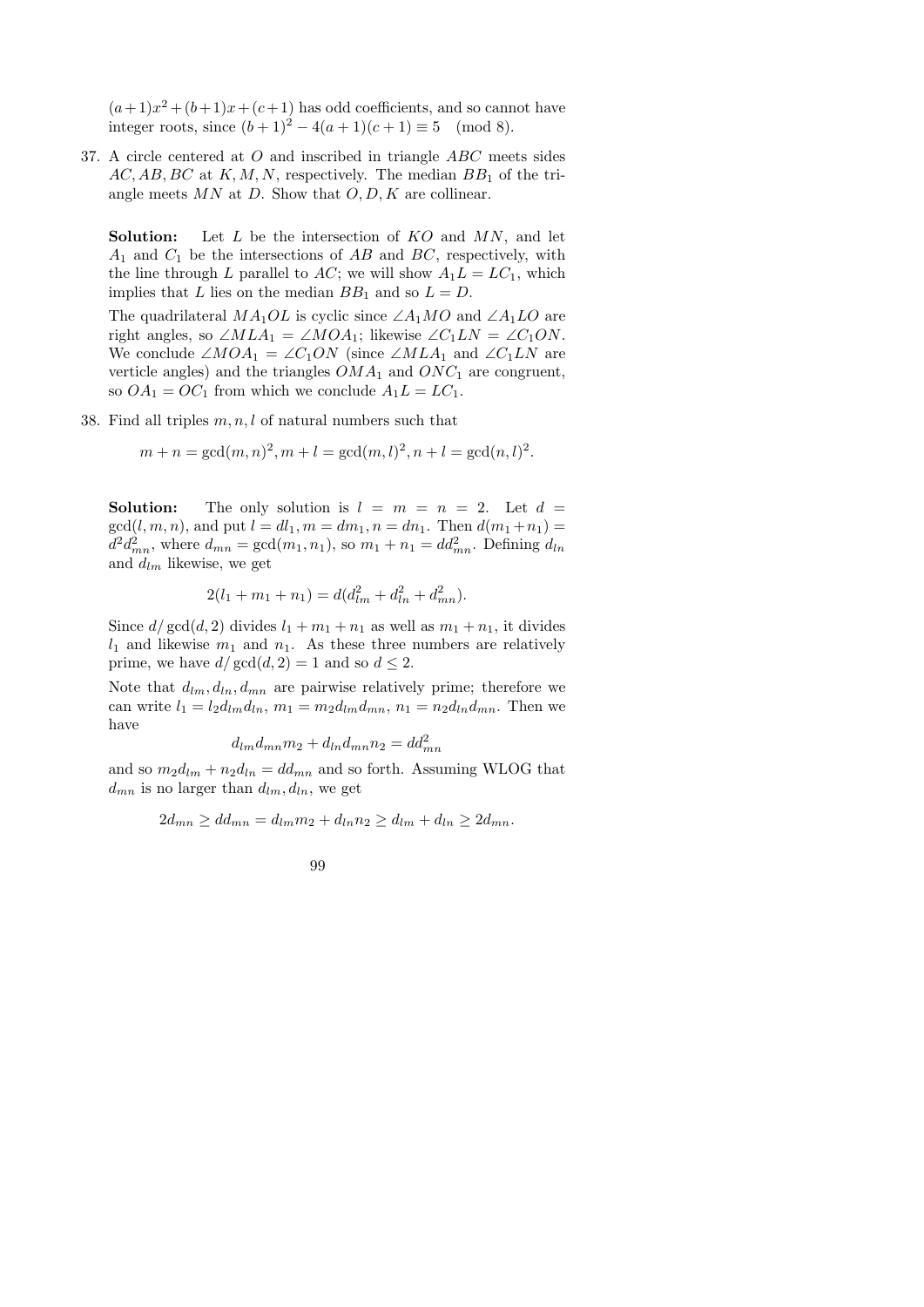$(a+1)x^2+(b+1)x+(c+1)$ has odd coefficients, and so cannot have integer roots, since $(b+1)^2 - 4(a+1)(c+1) \equiv 5 \pmod 8$.

37. A circle centered at $O$ and inscribed in triangle $ABC$ meets sides $AC, AB, BC$ at $K, M, N$, respectively. The median $BB_1$ of the triangle meets $MN$ at $D$. Show that $O, D, K$ are collinear.

 **Solution:** Let $L$ be the intersection of $KO$ and $MN$, and let $A_1$ and $C_1$ be the intersections of $AB$ and $BC$, respectively, with the line through $L$ parallel to $AC$; we will show $A_1L = LC_1$, which implies that $L$ lies on the median $BB_1$ and so $L = D$.

 The quadrilateral $MA_1OL$ is cyclic since $\angle A_1MO$ and $\angle A_1LO$ are right angles, so $\angle MLA_1 = \angle MOA_1$; likewise $\angle C_1LN = \angle C_1ON$. We conclude $\angle MOA_1 = \angle C_1ON$ (since $\angle MLA_1$ and $\angle C_1LN$ are verticle angles) and the triangles $OMA_1$ and $ONC_1$ are congruent, so $OA_1 = OC_1$ from which we conclude $A_1L = LC_1$.

38. Find all triples $m, n, l$ of natural numbers such that

 $$m + n = \gcd(m,n)^2, m + l = \gcd(m,l)^2, n + l = \gcd(n,l)^2.$$

 **Solution:** The only solution is $l = m = n = 2$. Let $d = \gcd(l,m,n)$, and put $l = dl_1, m = dm_1, n = dn_1$. Then $d(m_1+n_1) = d^2d_{mn}^2$, where $d_{mn} = \gcd(m_1,n_1)$, so $m_1 + n_1 = dd_{mn}^2$. Defining $d_{ln}$ and $d_{lm}$ likewise, we get

 $$2(l_1 + m_1 + n_1) = d(d_{lm}^2 + d_{ln}^2 + d_{mn}^2).$$

 Since $d/\gcd(d,2)$ divides $l_1 + m_1 + n_1$ as well as $m_1 + n_1$, it divides $l_1$ and likewise $m_1$ and $n_1$. As these three numbers are relatively prime, we have $d/\gcd(d,2) = 1$ and so $d \leq 2$.

 Note that $d_{lm}, d_{ln}, d_{mn}$ are pairwise relatively prime; therefore we can write $l_1 = l_2d_{lm}d_{ln}$, $m_1 = m_2d_{lm}d_{mn}$, $n_1 = n_2d_{ln}d_{mn}$. Then we have

 $$d_{lm}d_{mn}m_2 + d_{ln}d_{mn}n_2 = dd_{mn}^2$$

 and so $m_2d_{lm} + n_2d_{ln} = dd_{mn}$ and so forth. Assuming WLOG that $d_{mn}$ is no larger than $d_{lm}, d_{ln}$, we get

 $$2d_{mn} \geq dd_{mn} = d_{lm}m_2 + d_{ln}n_2 \geq d_{lm} + d_{ln} \geq 2d_{mn}.$$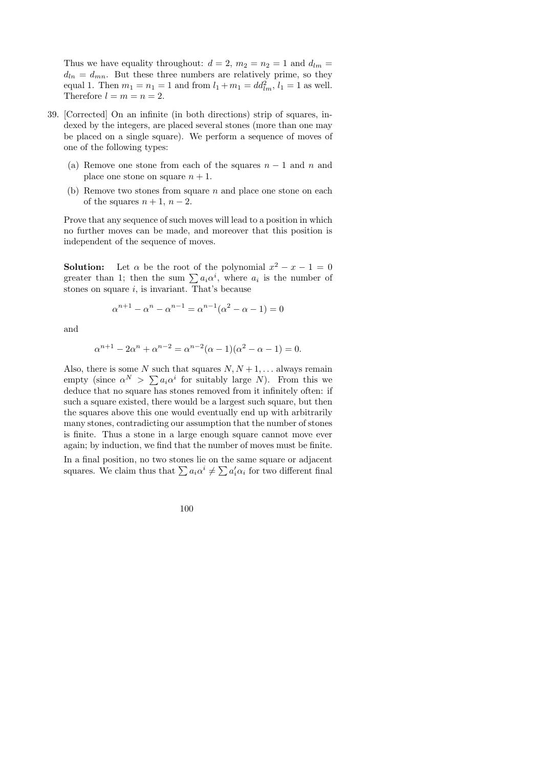Thus we have equality throughout: $d = 2$, $m_2 = n_2 = 1$ and $d_{lm} = d_{ln} = d_{mn}$. But these three numbers are relatively prime, so they equal 1. Then $m_1 = n_1 = 1$ and from $l_1 + m_1 = dd_{lm}^2$, $l_1 = 1$ as well. Therefore $l = m = n = 2$.

39. [Corrected] On an infinite (in both directions) strip of squares, indexed by the integers, are placed several stones (more than one may be placed on a single square). We perform a sequence of moves of one of the following types:

    (a) Remove one stone from each of the squares $n-1$ and $n$ and place one stone on square $n+1$.

    (b) Remove two stones from square $n$ and place one stone on each of the squares $n+1$, $n-2$.

    Prove that any sequence of such moves will lead to a position in which no further moves can be made, and moreover that this position is independent of the sequence of moves.

    **Solution:** Let $\alpha$ be the root of the polynomial $x^2 - x - 1 = 0$ greater than 1; then the sum $\sum a_i \alpha^i$, where $a_i$ is the number of stones on square $i$, is invariant. That's because

    $$\alpha^{n+1} - \alpha^n - \alpha^{n-1} = \alpha^{n-1}(\alpha^2 - \alpha - 1) = 0$$

    and

    $$\alpha^{n+1} - 2\alpha^n + \alpha^{n-2} = \alpha^{n-2}(\alpha - 1)(\alpha^2 - \alpha - 1) = 0.$$

    Also, there is some $N$ such that squares $N, N+1, \ldots$ always remain empty (since $\alpha^N > \sum a_i \alpha^i$ for suitably large $N$). From this we deduce that no square has stones removed from it infinitely often: if such a square existed, there would be a largest such square, but then the squares above this one would eventually end up with arbitrarily many stones, contradicting our assumption that the number of stones is finite. Thus a stone in a large enough square cannot move ever again; by induction, we find that the number of moves must be finite.

    In a final position, no two stones lie on the same square or adjacent squares. We claim thus that $\sum a_i \alpha^i \neq \sum a_i' \alpha_i$ for two different final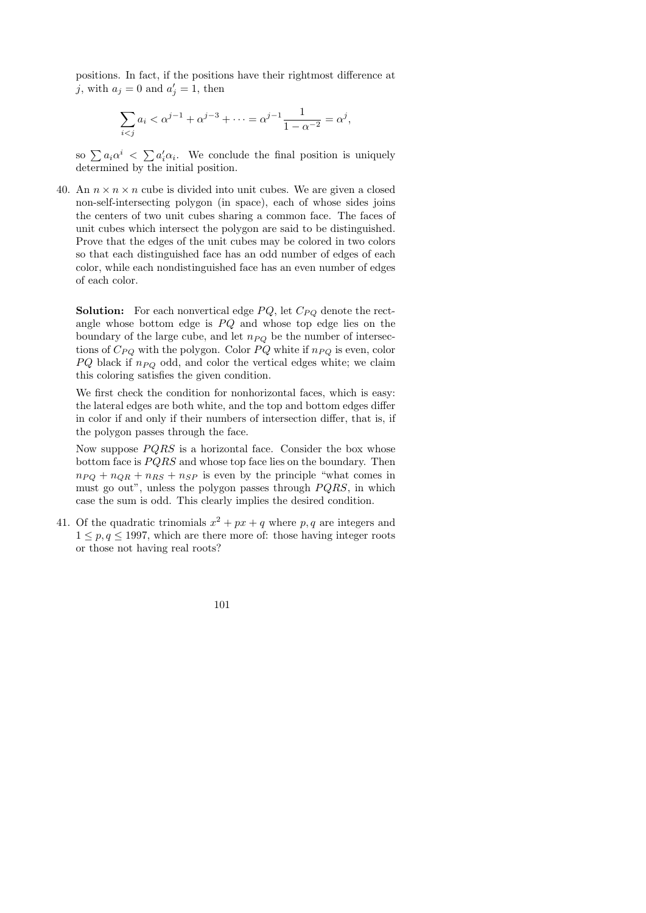positions. In fact, if the positions have their rightmost difference at $j$, with $a_j = 0$ and $a'_j = 1$, then

$$\sum_{i<j} a_i < \alpha^{j-1} + \alpha^{j-3} + \cdots = \alpha^{j-1}\frac{1}{1-\alpha^{-2}} = \alpha^j,$$

so $\sum a_i \alpha^i < \sum a'_i \alpha_i$. We conclude the final position is uniquely determined by the initial position.

40. An $n \times n \times n$ cube is divided into unit cubes. We are given a closed non-self-intersecting polygon (in space), each of whose sides joins the centers of two unit cubes sharing a common face. The faces of unit cubes which intersect the polygon are said to be distinguished. Prove that the edges of the unit cubes may be colored in two colors so that each distinguished face has an odd number of edges of each color, while each nondistinguished face has an even number of edges of each color.

   **Solution:** For each nonvertical edge $PQ$, let $C_{PQ}$ denote the rectangle whose bottom edge is $PQ$ and whose top edge lies on the boundary of the large cube, and let $n_{PQ}$ be the number of intersections of $C_{PQ}$ with the polygon. Color $PQ$ white if $n_{PQ}$ is even, color $PQ$ black if $n_{PQ}$ odd, and color the vertical edges white; we claim this coloring satisfies the given condition.

   We first check the condition for nonhorizontal faces, which is easy: the lateral edges are both white, and the top and bottom edges differ in color if and only if their numbers of intersection differ, that is, if the polygon passes through the face.

   Now suppose $PQRS$ is a horizontal face. Consider the box whose bottom face is $PQRS$ and whose top face lies on the boundary. Then $n_{PQ} + n_{QR} + n_{RS} + n_{SP}$ is even by the principle "what comes in must go out", unless the polygon passes through $PQRS$, in which case the sum is odd. This clearly implies the desired condition.

41. Of the quadratic trinomials $x^2 + px + q$ where $p, q$ are integers and $1 \leq p, q \leq 1997$, which are there more of: those having integer roots or those not having real roots?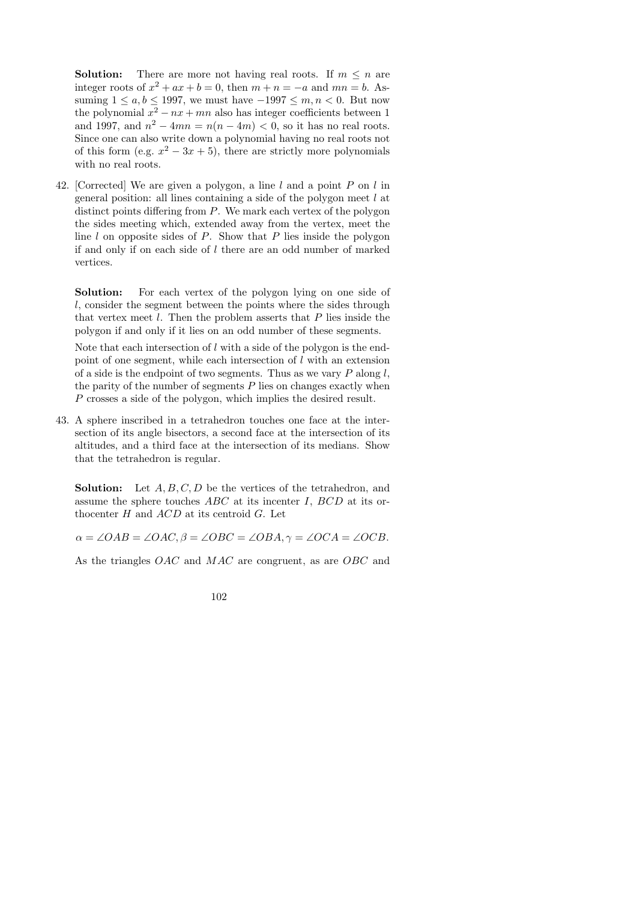**Solution:** There are more not having real roots. If $m \leq n$ are integer roots of $x^2 + ax + b = 0$, then $m + n = -a$ and $mn = b$. Assuming $1 \leq a, b \leq 1997$, we must have $-1997 \leq m, n < 0$. But now the polynomial $x^2 - nx + mn$ also has integer coefficients between 1 and 1997, and $n^2 - 4mn = n(n - 4m) < 0$, so it has no real roots. Since one can also write down a polynomial having no real roots not of this form (e.g. $x^2 - 3x + 5$), there are strictly more polynomials with no real roots.

42. [Corrected] We are given a polygon, a line $l$ and a point $P$ on $l$ in general position: all lines containing a side of the polygon meet $l$ at distinct points differing from $P$. We mark each vertex of the polygon the sides meeting which, extended away from the vertex, meet the line $l$ on opposite sides of $P$. Show that $P$ lies inside the polygon if and only if on each side of $l$ there are an odd number of marked vertices.

**Solution:** For each vertex of the polygon lying on one side of $l$, consider the segment between the points where the sides through that vertex meet $l$. Then the problem asserts that $P$ lies inside the polygon if and only if it lies on an odd number of these segments.

Note that each intersection of $l$ with a side of the polygon is the endpoint of one segment, while each intersection of $l$ with an extension of a side is the endpoint of two segments. Thus as we vary $P$ along $l$, the parity of the number of segments $P$ lies on changes exactly when $P$ crosses a side of the polygon, which implies the desired result.

43. A sphere inscribed in a tetrahedron touches one face at the intersection of its angle bisectors, a second face at the intersection of its altitudes, and a third face at the intersection of its medians. Show that the tetrahedron is regular.

**Solution:** Let $A, B, C, D$ be the vertices of the tetrahedron, and assume the sphere touches $ABC$ at its incenter $I$, $BCD$ at its orthocenter $H$ and $ACD$ at its centroid $G$. Let

$$\alpha = \angle OAB = \angle OAC, \beta = \angle OBC = \angle OBA, \gamma = \angle OCA = \angle OCB.$$

As the triangles $OAC$ and $MAC$ are congruent, as are $OBC$ and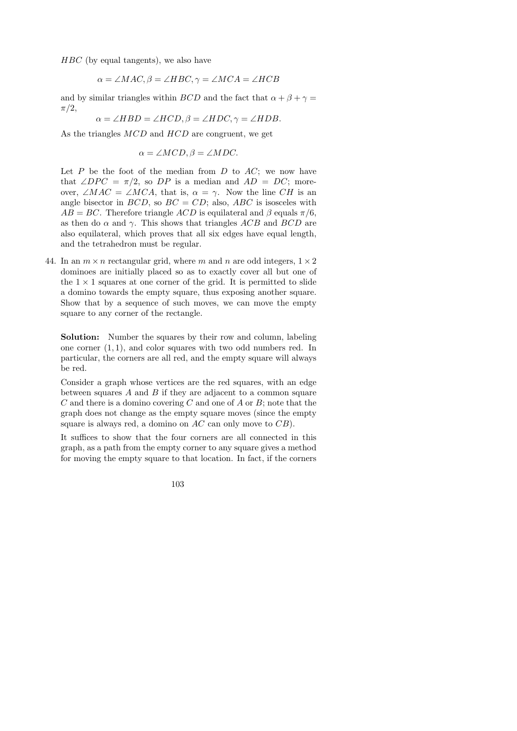$HBC$ (by equal tangents), we also have

$$\alpha = \angle MAC, \beta = \angle HBC, \gamma = \angle MCA = \angle HCB$$

and by similar triangles within $BCD$ and the fact that $\alpha + \beta + \gamma = \pi/2$,

$$\alpha = \angle HBD = \angle HCD, \beta = \angle HDC, \gamma = \angle HDB.$$

As the triangles $MCD$ and $HCD$ are congruent, we get

$$\alpha = \angle MCD, \beta = \angle MDC.$$

Let $P$ be the foot of the median from $D$ to $AC$; we now have that $\angle DPC = \pi/2$, so $DP$ is a median and $AD = DC$; moreover, $\angle MAC = \angle MCA$, that is, $\alpha = \gamma$. Now the line $CH$ is an angle bisector in $BCD$, so $BC = CD$; also, $ABC$ is isosceles with $AB = BC$. Therefore triangle $ACD$ is equilateral and $\beta$ equals $\pi/6$, as then do $\alpha$ and $\gamma$. This shows that triangles $ACB$ and $BCD$ are also equilateral, which proves that all six edges have equal length, and the tetrahedron must be regular.

44. In an $m \times n$ rectangular grid, where $m$ and $n$ are odd integers, $1 \times 2$ dominoes are initially placed so as to exactly cover all but one of the $1 \times 1$ squares at one corner of the grid. It is permitted to slide a domino towards the empty square, thus exposing another square. Show that by a sequence of such moves, we can move the empty square to any corner of the rectangle.

    **Solution:** Number the squares by their row and column, labeling one corner $(1, 1)$, and color squares with two odd numbers red. In particular, the corners are all red, and the empty square will always be red.

    Consider a graph whose vertices are the red squares, with an edge between squares $A$ and $B$ if they are adjacent to a common square $C$ and there is a domino covering $C$ and one of $A$ or $B$; note that the graph does not change as the empty square moves (since the empty square is always red, a domino on $AC$ can only move to $CB$).

    It suffices to show that the four corners are all connected in this graph, as a path from the empty corner to any square gives a method for moving the empty square to that location. In fact, if the corners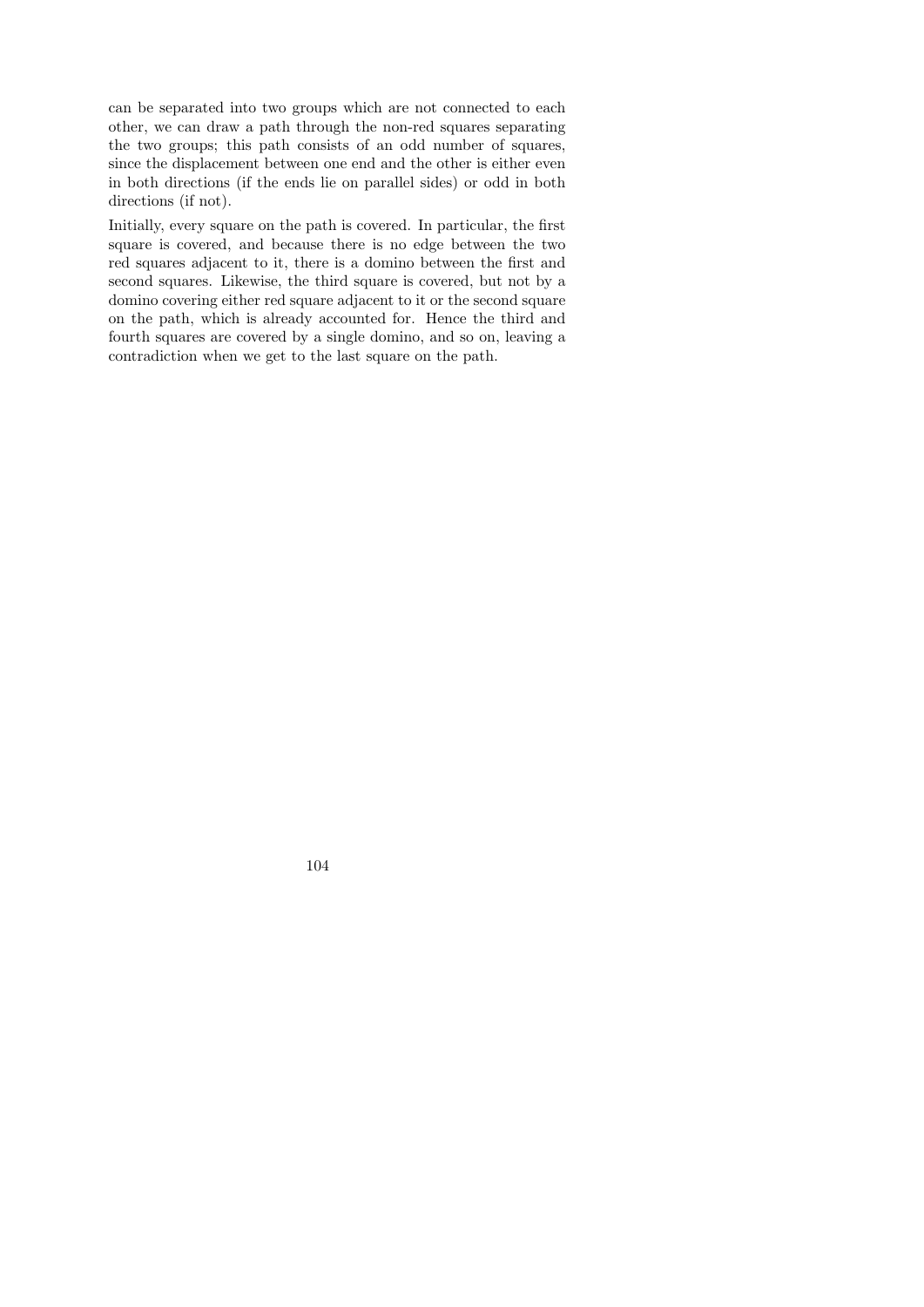can be separated into two groups which are not connected to each other, we can draw a path through the non-red squares separating the two groups; this path consists of an odd number of squares, since the displacement between one end and the other is either even in both directions (if the ends lie on parallel sides) or odd in both directions (if not).

Initially, every square on the path is covered. In particular, the first square is covered, and because there is no edge between the two red squares adjacent to it, there is a domino between the first and second squares. Likewise, the third square is covered, but not by a domino covering either red square adjacent to it or the second square on the path, which is already accounted for. Hence the third and fourth squares are covered by a single domino, and so on, leaving a contradiction when we get to the last square on the path.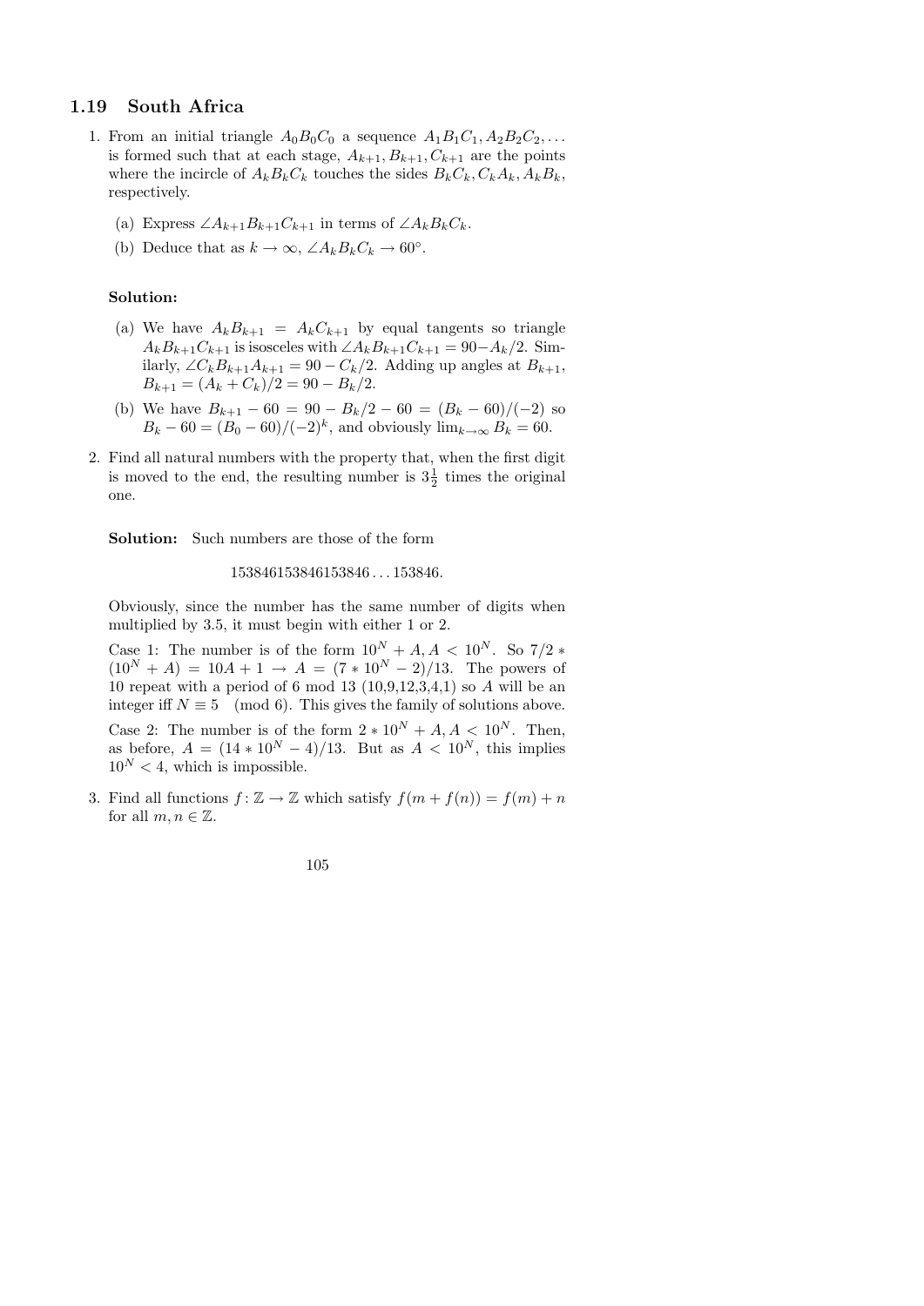## 1.19 South Africa

1. From an initial triangle $A_0B_0C_0$ a sequence $A_1B_1C_1, A_2B_2C_2, \ldots$ is formed such that at each stage, $A_{k+1}, B_{k+1}, C_{k+1}$ are the points where the incircle of $A_kB_kC_k$ touches the sides $B_kC_k, C_kA_k, A_kB_k$, respectively.

   (a) Express $\angle A_{k+1}B_{k+1}C_{k+1}$ in terms of $\angle A_kB_kC_k$.

   (b) Deduce that as $k \to \infty$, $\angle A_kB_kC_k \to 60°$.

   **Solution:**

   (a) We have $A_kB_{k+1} = A_kC_{k+1}$ by equal tangents so triangle $A_kB_{k+1}C_{k+1}$ is isosceles with $\angle A_kB_{k+1}C_{k+1} = 90 - A_k/2$. Similarly, $\angle C_kB_{k+1}A_{k+1} = 90 - C_k/2$. Adding up angles at $B_{k+1}$, $B_{k+1} = (A_k + C_k)/2 = 90 - B_k/2$.

   (b) We have $B_{k+1} - 60 = 90 - B_k/2 - 60 = (B_k - 60)/(-2)$ so $B_k - 60 = (B_0 - 60)/(-2)^k$, and obviously $\lim_{k\to\infty} B_k = 60$.

2. Find all natural numbers with the property that, when the first digit is moved to the end, the resulting number is $3\frac{1}{2}$ times the original one.

   **Solution:** Such numbers are those of the form

   $$153846153846153846\ldots153846.$$

   Obviously, since the number has the same number of digits when multiplied by 3.5, it must begin with either 1 or 2.

   Case 1: The number is of the form $10^N + A, A < 10^N$. So $7/2 * (10^N + A) = 10A + 1 \to A = (7 * 10^N - 2)/13$. The powers of 10 repeat with a period of 6 mod 13 (10,9,12,3,4,1) so $A$ will be an integer iff $N \equiv 5 \pmod 6$. This gives the family of solutions above.

   Case 2: The number is of the form $2 * 10^N + A, A < 10^N$. Then, as before, $A = (14 * 10^N - 4)/13$. But as $A < 10^N$, this implies $10^N < 4$, which is impossible.

3. Find all functions $f\colon \mathbb{Z} \to \mathbb{Z}$ which satisfy $f(m + f(n)) = f(m) + n$ for all $m, n \in \mathbb{Z}$.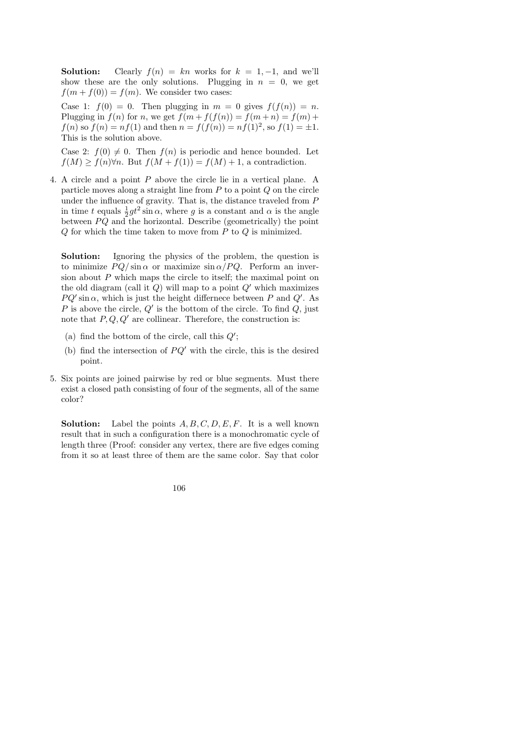**Solution:** Clearly $f(n) = kn$ works for $k = 1, -1$, and we'll show these are the only solutions. Plugging in $n = 0$, we get $f(m + f(0)) = f(m)$. We consider two cases:

Case 1: $f(0) = 0$. Then plugging in $m = 0$ gives $f(f(n)) = n$. Plugging in $f(n)$ for $n$, we get $f(m + f(f(n))) = f(m + n) = f(m) + f(n)$ so $f(n) = nf(1)$ and then $n = f(f(n)) = nf(1)^2$, so $f(1) = \pm 1$. This is the solution above.

Case 2: $f(0) \neq 0$. Then $f(n)$ is periodic and hence bounded. Let $f(M) \geq f(n) \forall n$. But $f(M + f(1)) = f(M) + 1$, a contradiction.

4. A circle and a point $P$ above the circle lie in a vertical plane. A particle moves along a straight line from $P$ to a point $Q$ on the circle under the influence of gravity. That is, the distance traveled from $P$ in time $t$ equals $\frac{1}{2}gt^2 \sin \alpha$, where $g$ is a constant and $\alpha$ is the angle between $PQ$ and the horizontal. Describe (geometrically) the point $Q$ for which the time taken to move from $P$ to $Q$ is minimized.

   **Solution:** Ignoring the physics of the problem, the question is to minimize $PQ/\sin \alpha$ or maximize $\sin \alpha / PQ$. Perform an inversion about $P$ which maps the circle to itself; the maximal point on the old diagram (call it $Q$) will map to a point $Q'$ which maximizes $PQ' \sin \alpha$, which is just the height differnece between $P$ and $Q'$. As $P$ is above the circle, $Q'$ is the bottom of the circle. To find $Q$, just note that $P, Q, Q'$ are collinear. Therefore, the construction is:

   (a) find the bottom of the circle, call this $Q'$;

   (b) find the intersection of $PQ'$ with the circle, this is the desired point.

5. Six points are joined pairwise by red or blue segments. Must there exist a closed path consisting of four of the segments, all of the same color?

   **Solution:** Label the points $A, B, C, D, E, F$. It is a well known result that in such a configuration there is a monochromatic cycle of length three (Proof: consider any vertex, there are five edges coming from it so at least three of them are the same color. Say that color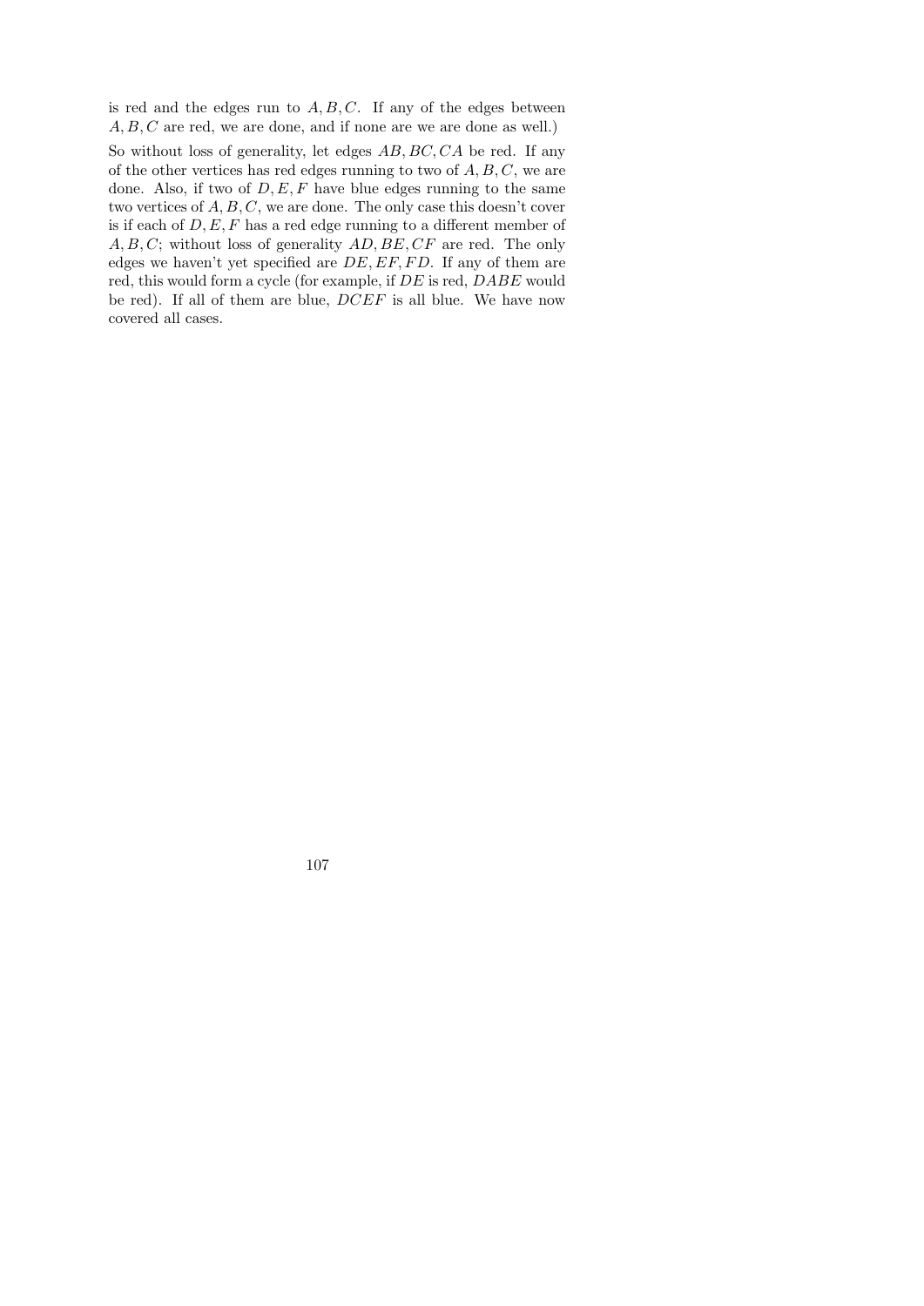is red and the edges run to $A, B, C$. If any of the edges between $A, B, C$ are red, we are done, and if none are we are done as well.)

So without loss of generality, let edges $AB, BC, CA$ be red. If any of the other vertices has red edges running to two of $A, B, C$, we are done. Also, if two of $D, E, F$ have blue edges running to the same two vertices of $A, B, C$, we are done. The only case this doesn't cover is if each of $D, E, F$ has a red edge running to a different member of $A, B, C$; without loss of generality $AD, BE, CF$ are red. The only edges we haven't yet specified are $DE, EF, FD$. If any of them are red, this would form a cycle (for example, if $DE$ is red, $DABE$ would be red). If all of them are blue, $DCEF$ is all blue. We have now covered all cases.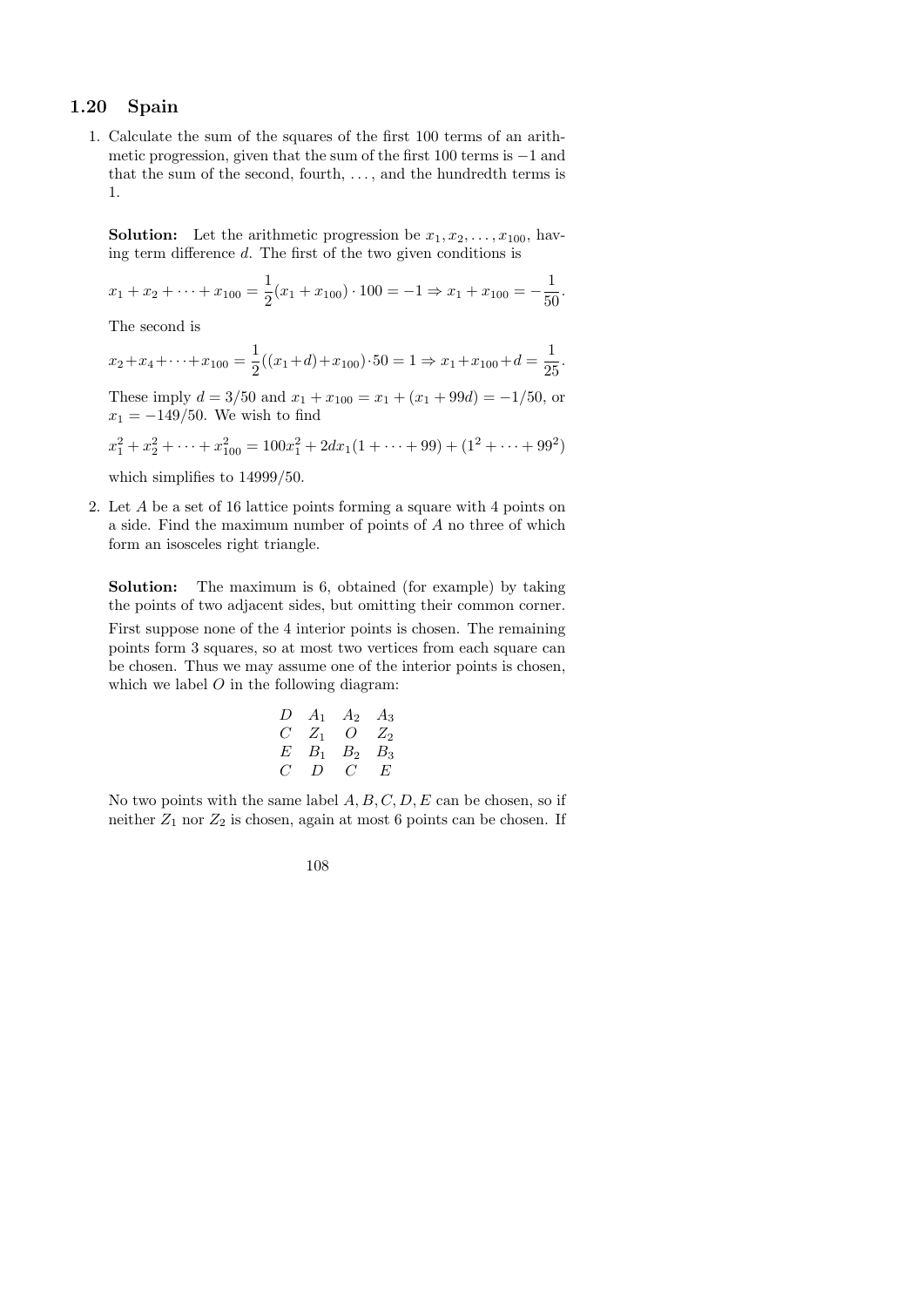## 1.20 Spain

1. Calculate the sum of the squares of the first 100 terms of an arithmetic progression, given that the sum of the first 100 terms is $-1$ and that the sum of the second, fourth, ..., and the hundredth terms is 1.

   **Solution:** Let the arithmetic progression be $x_1, x_2, \ldots, x_{100}$, having term difference $d$. The first of the two given conditions is

   $$x_1 + x_2 + \cdots + x_{100} = \frac{1}{2}(x_1 + x_{100}) \cdot 100 = -1 \Rightarrow x_1 + x_{100} = -\frac{1}{50}.$$

   The second is

   $$x_2 + x_4 + \cdots + x_{100} = \frac{1}{2}((x_1 + d) + x_{100}) \cdot 50 = 1 \Rightarrow x_1 + x_{100} + d = \frac{1}{25}.$$

   These imply $d = 3/50$ and $x_1 + x_{100} = x_1 + (x_1 + 99d) = -1/50$, or $x_1 = -149/50$. We wish to find

   $$x_1^2 + x_2^2 + \cdots + x_{100}^2 = 100x_1^2 + 2dx_1(1 + \cdots + 99) + (1^2 + \cdots + 99^2)$$

   which simplifies to $14999/50$.

2. Let $A$ be a set of 16 lattice points forming a square with 4 points on a side. Find the maximum number of points of $A$ no three of which form an isosceles right triangle.

   **Solution:** The maximum is 6, obtained (for example) by taking the points of two adjacent sides, but omitting their common corner.

   First suppose none of the 4 interior points is chosen. The remaining points form 3 squares, so at most two vertices from each square can be chosen. Thus we may assume one of the interior points is chosen, which we label $O$ in the following diagram:

   $$\begin{array}{cccc} D & A_1 & A_2 & A_3 \\ C & Z_1 & O & Z_2 \\ E & B_1 & B_2 & B_3 \\ C & D & C & E \end{array}$$

   No two points with the same label $A, B, C, D, E$ can be chosen, so if neither $Z_1$ nor $Z_2$ is chosen, again at most 6 points can be chosen. If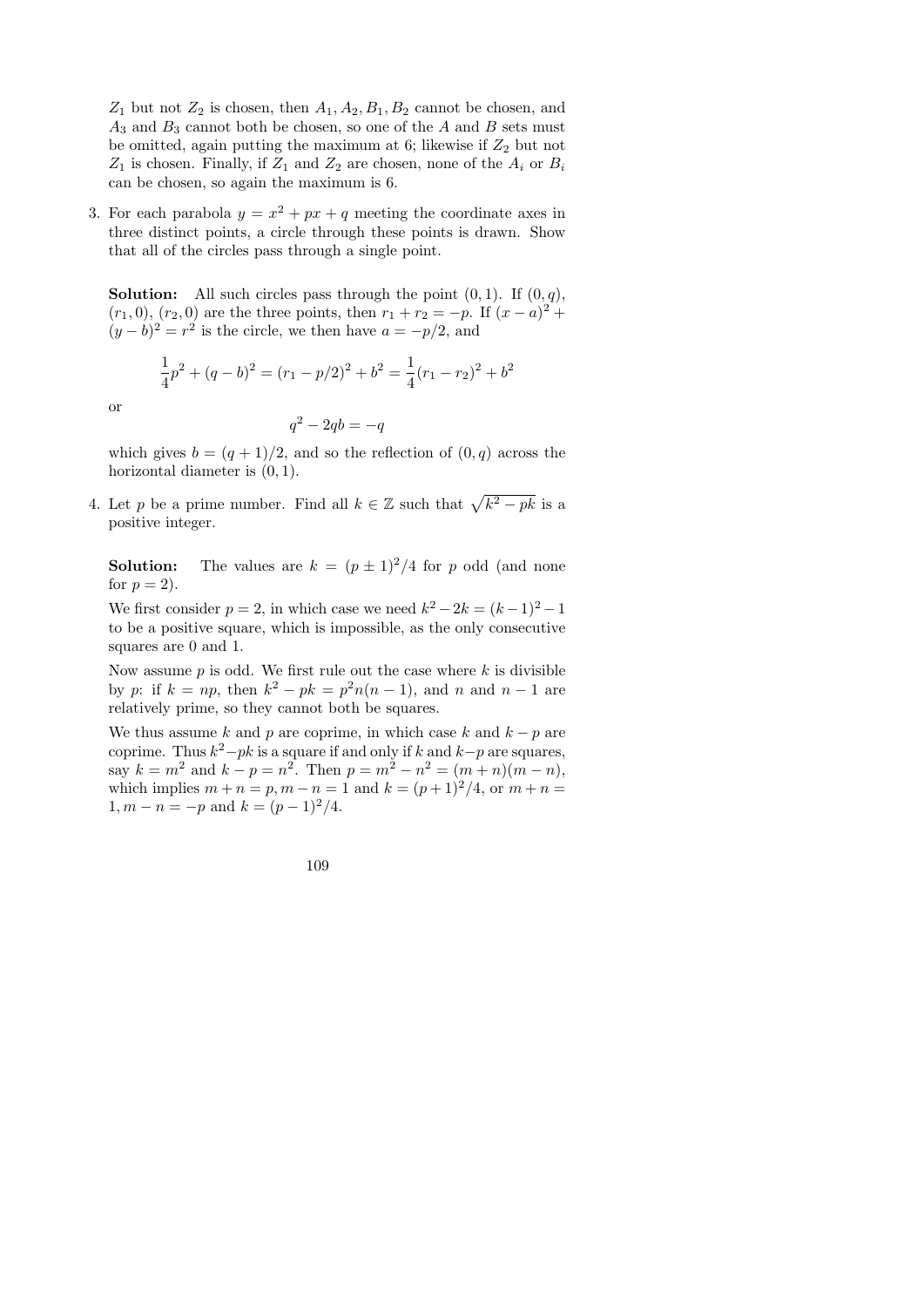$Z_1$ but not $Z_2$ is chosen, then $A_1, A_2, B_1, B_2$ cannot be chosen, and $A_3$ and $B_3$ cannot both be chosen, so one of the $A$ and $B$ sets must be omitted, again putting the maximum at 6; likewise if $Z_2$ but not $Z_1$ is chosen. Finally, if $Z_1$ and $Z_2$ are chosen, none of the $A_i$ or $B_i$ can be chosen, so again the maximum is 6.

3. For each parabola $y = x^2 + px + q$ meeting the coordinate axes in three distinct points, a circle through these points is drawn. Show that all of the circles pass through a single point.

   **Solution:** All such circles pass through the point $(0, 1)$. If $(0, q)$, $(r_1, 0)$, $(r_2, 0)$ are the three points, then $r_1 + r_2 = -p$. If $(x - a)^2 + (y - b)^2 = r^2$ is the circle, we then have $a = -p/2$, and

   $$\frac{1}{4}p^2 + (q - b)^2 = (r_1 - p/2)^2 + b^2 = \frac{1}{4}(r_1 - r_2)^2 + b^2$$

   or

   $$q^2 - 2qb = -q$$

   which gives $b = (q + 1)/2$, and so the reflection of $(0, q)$ across the horizontal diameter is $(0, 1)$.

4. Let $p$ be a prime number. Find all $k \in \mathbb{Z}$ such that $\sqrt{k^2 - pk}$ is a positive integer.

   **Solution:** The values are $k = (p \pm 1)^2/4$ for $p$ odd (and none for $p = 2$).

   We first consider $p = 2$, in which case we need $k^2 - 2k = (k-1)^2 - 1$ to be a positive square, which is impossible, as the only consecutive squares are 0 and 1.

   Now assume $p$ is odd. We first rule out the case where $k$ is divisible by $p$: if $k = np$, then $k^2 - pk = p^2 n(n-1)$, and $n$ and $n - 1$ are relatively prime, so they cannot both be squares.

   We thus assume $k$ and $p$ are coprime, in which case $k$ and $k - p$ are coprime. Thus $k^2 - pk$ is a square if and only if $k$ and $k - p$ are squares, say $k = m^2$ and $k - p = n^2$. Then $p = m^2 - n^2 = (m + n)(m - n)$, which implies $m + n = p, m - n = 1$ and $k = (p+1)^2/4$, or $m + n = 1, m - n = -p$ and $k = (p - 1)^2/4$.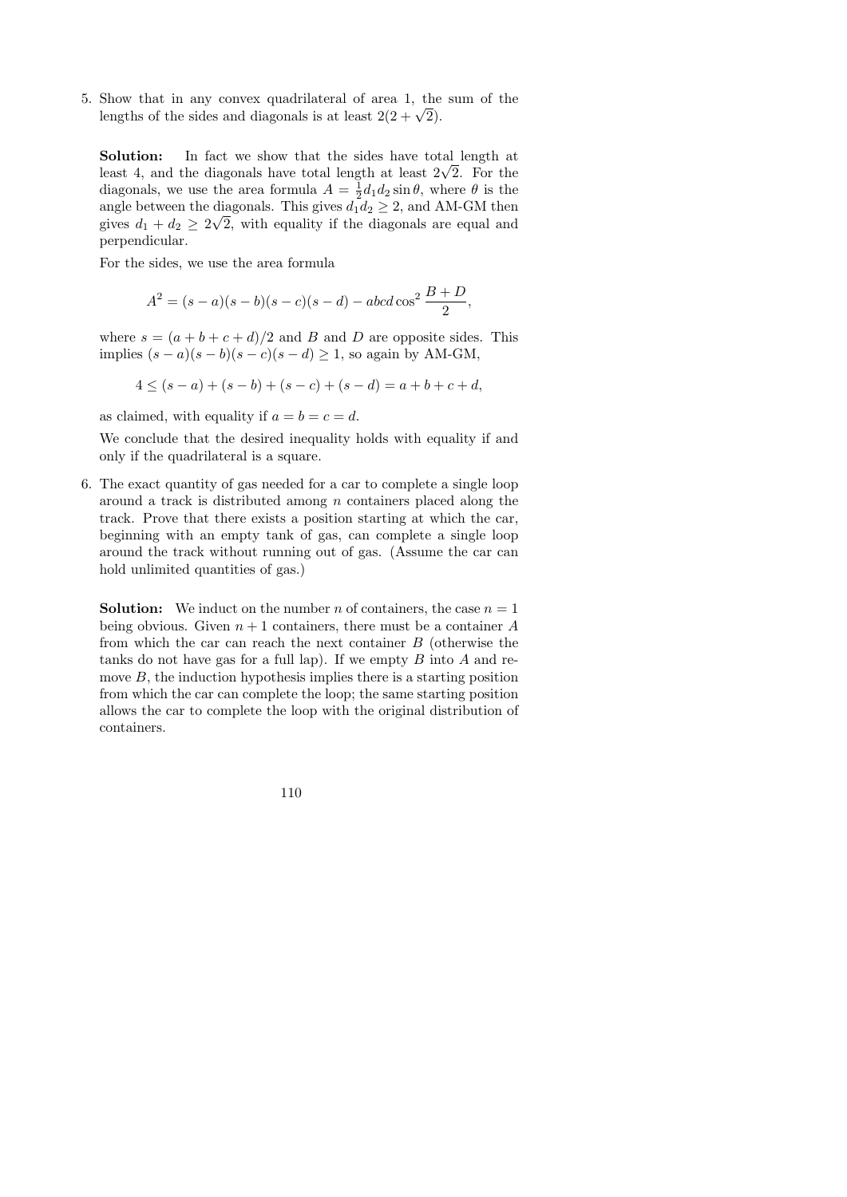5. Show that in any convex quadrilateral of area 1, the sum of the lengths of the sides and diagonals is at least $2(2+\sqrt{2})$.

   **Solution:** In fact we show that the sides have total length at least 4, and the diagonals have total length at least $2\sqrt{2}$. For the diagonals, we use the area formula $A = \frac{1}{2}d_1 d_2 \sin\theta$, where $\theta$ is the angle between the diagonals. This gives $d_1 d_2 \geq 2$, and AM-GM then gives $d_1 + d_2 \geq 2\sqrt{2}$, with equality if the diagonals are equal and perpendicular.

   For the sides, we use the area formula

   $$A^2 = (s-a)(s-b)(s-c)(s-d) - abcd\cos^2\frac{B+D}{2},$$

   where $s = (a+b+c+d)/2$ and $B$ and $D$ are opposite sides. This implies $(s-a)(s-b)(s-c)(s-d) \geq 1$, so again by AM-GM,

   $$4 \leq (s-a)+(s-b)+(s-c)+(s-d) = a+b+c+d,$$

   as claimed, with equality if $a = b = c = d$.

   We conclude that the desired inequality holds with equality if and only if the quadrilateral is a square.

6. The exact quantity of gas needed for a car to complete a single loop around a track is distributed among $n$ containers placed along the track. Prove that there exists a position starting at which the car, beginning with an empty tank of gas, can complete a single loop around the track without running out of gas. (Assume the car can hold unlimited quantities of gas.)

   **Solution:** We induct on the number $n$ of containers, the case $n = 1$ being obvious. Given $n+1$ containers, there must be a container $A$ from which the car can reach the next container $B$ (otherwise the tanks do not have gas for a full lap). If we empty $B$ into $A$ and remove $B$, the induction hypothesis implies there is a starting position from which the car can complete the loop; the same starting position allows the car to complete the loop with the original distribution of containers.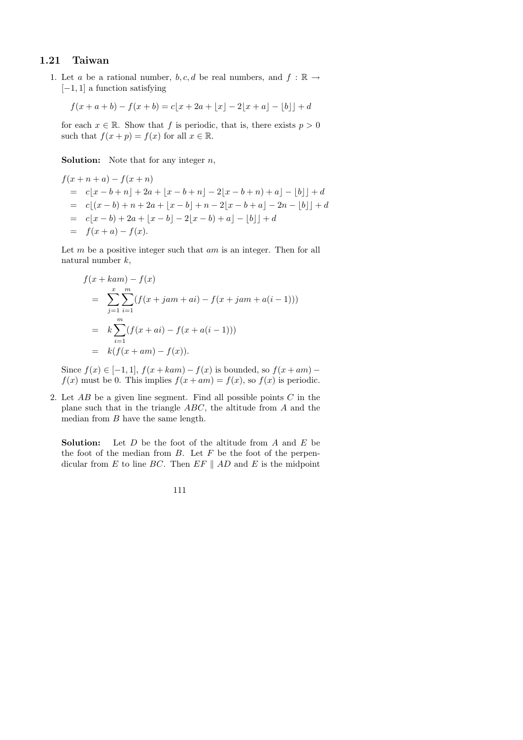## 1.21 Taiwan

1. Let $a$ be a rational number, $b, c, d$ be real numbers, and $f : \mathbb{R} \to [-1, 1]$ a function satisfying

$$f(x + a + b) - f(x + b) = c\lfloor x + 2a + \lfloor x \rfloor - 2\lfloor x + a \rfloor - \lfloor b \rfloor \rfloor + d$$

for each $x \in \mathbb{R}$. Show that $f$ is periodic, that is, there exists $p > 0$ such that $f(x + p) = f(x)$ for all $x \in \mathbb{R}$.

**Solution:** Note that for any integer $n$,

$$\begin{aligned}
& f(x + n + a) - f(x + n) \\
&= c\lfloor x - b + n \rfloor + 2a + \lfloor x - b + n \rfloor - 2\lfloor x - b + n) + a \rfloor - \lfloor b \rfloor \rfloor + d \\
&= c\lfloor (x - b) + n + 2a + \lfloor x - b \rfloor + n - 2\lfloor x - b + a \rfloor - 2n - \lfloor b \rfloor \rfloor + d \\
&= c\lfloor x - b) + 2a + \lfloor x - b \rfloor - 2\lfloor x - b) + a \rfloor - \lfloor b \rfloor \rfloor + d \\
&= f(x + a) - f(x).
\end{aligned}$$

Let $m$ be a positive integer such that $am$ is an integer. Then for all natural number $k$,

$$\begin{aligned}
& f(x + kam) - f(x) \\
&= \sum_{j=1}^{x} \sum_{i=1}^{m} (f(x + jam + ai) - f(x + jam + a(i - 1))) \\
&= k \sum_{i=1}^{m} (f(x + ai) - f(x + a(i - 1))) \\
&= k(f(x + am) - f(x)).
\end{aligned}$$

Since $f(x) \in [-1, 1]$, $f(x + kam) - f(x)$ is bounded, so $f(x + am) - f(x)$ must be 0. This implies $f(x + am) = f(x)$, so $f(x)$ is periodic.

2. Let $AB$ be a given line segment. Find all possible points $C$ in the plane such that in the triangle $ABC$, the altitude from $A$ and the median from $B$ have the same length.

**Solution:** Let $D$ be the foot of the altitude from $A$ and $E$ be the foot of the median from $B$. Let $F$ be the foot of the perpendicular from $E$ to line $BC$. Then $EF \parallel AD$ and $E$ is the midpoint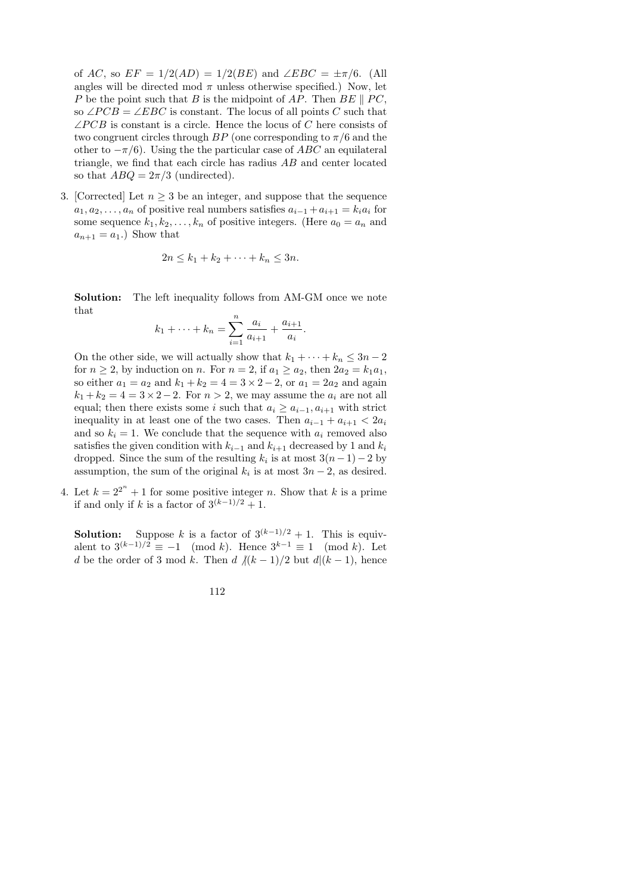of $AC$, so $EF = 1/2(AD) = 1/2(BE)$ and $\angle EBC = \pm\pi/6$. (All angles will be directed mod $\pi$ unless otherwise specified.) Now, let $P$ be the point such that $B$ is the midpoint of $AP$. Then $BE \parallel PC$, so $\angle PCB = \angle EBC$ is constant. The locus of all points $C$ such that $\angle PCB$ is constant is a circle. Hence the locus of $C$ here consists of two congruent circles through $BP$ (one corresponding to $\pi/6$ and the other to $-\pi/6$). Using the the particular case of $ABC$ an equilateral triangle, we find that each circle has radius $AB$ and center located so that $ABQ = 2\pi/3$ (undirected).

3. [Corrected] Let $n \geq 3$ be an integer, and suppose that the sequence $a_1, a_2, \ldots, a_n$ of positive real numbers satisfies $a_{i-1} + a_{i+1} = k_i a_i$ for some sequence $k_1, k_2, \ldots, k_n$ of positive integers. (Here $a_0 = a_n$ and $a_{n+1} = a_1$.) Show that

$$2n \leq k_1 + k_2 + \cdots + k_n \leq 3n.$$

**Solution:** The left inequality follows from AM-GM once we note that

$$k_1 + \cdots + k_n = \sum_{i=1}^{n} \frac{a_i}{a_{i+1}} + \frac{a_{i+1}}{a_i}.$$

On the other side, we will actually show that $k_1 + \cdots + k_n \leq 3n - 2$ for $n \geq 2$, by induction on $n$. For $n = 2$, if $a_1 \geq a_2$, then $2a_2 = k_1 a_1$, so either $a_1 = a_2$ and $k_1 + k_2 = 4 = 3 \times 2 - 2$, or $a_1 = 2a_2$ and again $k_1 + k_2 = 4 = 3 \times 2 - 2$. For $n > 2$, we may assume the $a_i$ are not all equal; then there exists some $i$ such that $a_i \geq a_{i-1}, a_{i+1}$ with strict inequality in at least one of the two cases. Then $a_{i-1} + a_{i+1} < 2a_i$ and so $k_i = 1$. We conclude that the sequence with $a_i$ removed also satisfies the given condition with $k_{i-1}$ and $k_{i+1}$ decreased by 1 and $k_i$ dropped. Since the sum of the resulting $k_i$ is at most $3(n-1) - 2$ by assumption, the sum of the original $k_i$ is at most $3n - 2$, as desired.

4. Let $k = 2^{2^n} + 1$ for some positive integer $n$. Show that $k$ is a prime if and only if $k$ is a factor of $3^{(k-1)/2} + 1$.

**Solution:** Suppose $k$ is a factor of $3^{(k-1)/2} + 1$. This is equivalent to $3^{(k-1)/2} \equiv -1 \pmod{k}$. Hence $3^{k-1} \equiv 1 \pmod{k}$. Let $d$ be the order of 3 mod $k$. Then $d \nmid (k-1)/2$ but $d | (k-1)$, hence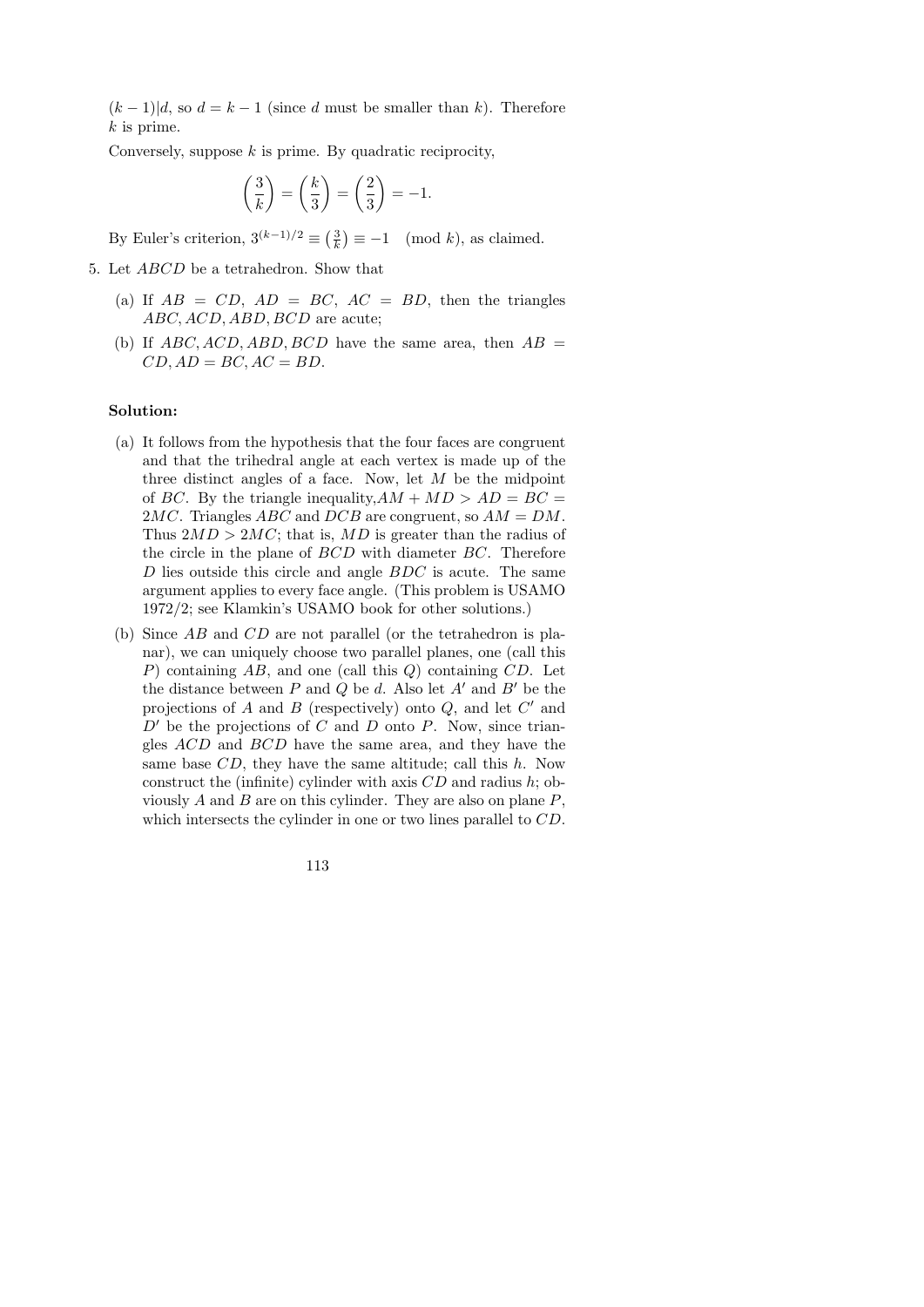$(k-1)|d$, so $d = k-1$ (since $d$ must be smaller than $k$). Therefore $k$ is prime.

Conversely, suppose $k$ is prime. By quadratic reciprocity,

$$\left(\frac{3}{k}\right) = \left(\frac{k}{3}\right) = \left(\frac{2}{3}\right) = -1.$$

By Euler's criterion, $3^{(k-1)/2} \equiv \left(\frac{3}{k}\right) \equiv -1 \pmod{k}$, as claimed.

5. Let $ABCD$ be a tetrahedron. Show that

   (a) If $AB = CD$, $AD = BC$, $AC = BD$, then the triangles $ABC, ACD, ABD, BCD$ are acute;

   (b) If $ABC, ACD, ABD, BCD$ have the same area, then $AB = CD, AD = BC, AC = BD$.

**Solution:**

(a) It follows from the hypothesis that the four faces are congruent and that the trihedral angle at each vertex is made up of the three distinct angles of a face. Now, let $M$ be the midpoint of $BC$. By the triangle inequality, $AM + MD > AD = BC = 2MC$. Triangles $ABC$ and $DCB$ are congruent, so $AM = DM$. Thus $2MD > 2MC$; that is, $MD$ is greater than the radius of the circle in the plane of $BCD$ with diameter $BC$. Therefore $D$ lies outside this circle and angle $BDC$ is acute. The same argument applies to every face angle. (This problem is USAMO 1972/2; see Klamkin's USAMO book for other solutions.)

(b) Since $AB$ and $CD$ are not parallel (or the tetrahedron is planar), we can uniquely choose two parallel planes, one (call this $P$) containing $AB$, and one (call this $Q$) containing $CD$. Let the distance between $P$ and $Q$ be $d$. Also let $A'$ and $B'$ be the projections of $A$ and $B$ (respectively) onto $Q$, and let $C'$ and $D'$ be the projections of $C$ and $D$ onto $P$. Now, since triangles $ACD$ and $BCD$ have the same area, and they have the same base $CD$, they have the same altitude; call this $h$. Now construct the (infinite) cylinder with axis $CD$ and radius $h$; obviously $A$ and $B$ are on this cylinder. They are also on plane $P$, which intersects the cylinder in one or two lines parallel to $CD$.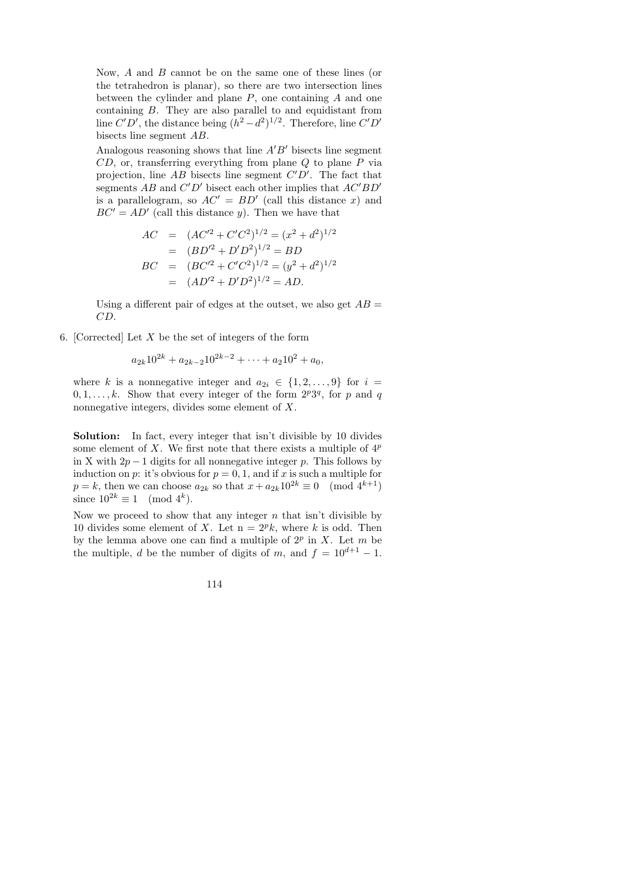Now, $A$ and $B$ cannot be on the same one of these lines (or the tetrahedron is planar), so there are two intersection lines between the cylinder and plane $P$, one containing $A$ and one containing $B$. They are also parallel to and equidistant from line $C'D'$, the distance being $(h^2 - d^2)^{1/2}$. Therefore, line $C'D'$ bisects line segment $AB$.

Analogous reasoning shows that line $A'B'$ bisects line segment $CD$, or, transferring everything from plane $Q$ to plane $P$ via projection, line $AB$ bisects line segment $C'D'$. The fact that segments $AB$ and $C'D'$ bisect each other implies that $AC'BD'$ is a parallelogram, so $AC' = BD'$ (call this distance $x$) and $BC' = AD'$ (call this distance $y$). Then we have that

$$
\begin{aligned}
AC &= (AC'^2 + C'C^2)^{1/2} = (x^2 + d^2)^{1/2} \\
&= (BD'^2 + D'D^2)^{1/2} = BD \\
BC &= (BC'^2 + C'C^2)^{1/2} = (y^2 + d^2)^{1/2} \\
&= (AD'^2 + D'D^2)^{1/2} = AD.
\end{aligned}
$$

Using a different pair of edges at the outset, we also get $AB = CD$.

6. [Corrected] Let $X$ be the set of integers of the form

$$a_{2k}10^{2k} + a_{2k-2}10^{2k-2} + \cdots + a_2 10^2 + a_0,$$

where $k$ is a nonnegative integer and $a_{2i} \in \{1, 2, \ldots, 9\}$ for $i = 0, 1, \ldots, k$. Show that every integer of the form $2^p 3^q$, for $p$ and $q$ nonnegative integers, divides some element of $X$.

**Solution:** In fact, every integer that isn't divisible by 10 divides some element of $X$. We first note that there exists a multiple of $4^p$ in X with $2p - 1$ digits for all nonnegative integer $p$. This follows by induction on $p$: it's obvious for $p = 0, 1$, and if $x$ is such a multiple for $p = k$, then we can choose $a_{2k}$ so that $x + a_{2k}10^{2k} \equiv 0 \pmod{4^{k+1}}$ since $10^{2k} \equiv 1 \pmod{4^k}$.

Now we proceed to show that any integer $n$ that isn't divisible by 10 divides some element of $X$. Let $n = 2^p k$, where $k$ is odd. Then by the lemma above one can find a multiple of $2^p$ in $X$. Let $m$ be the multiple, $d$ be the number of digits of $m$, and $f = 10^{d+1} - 1$.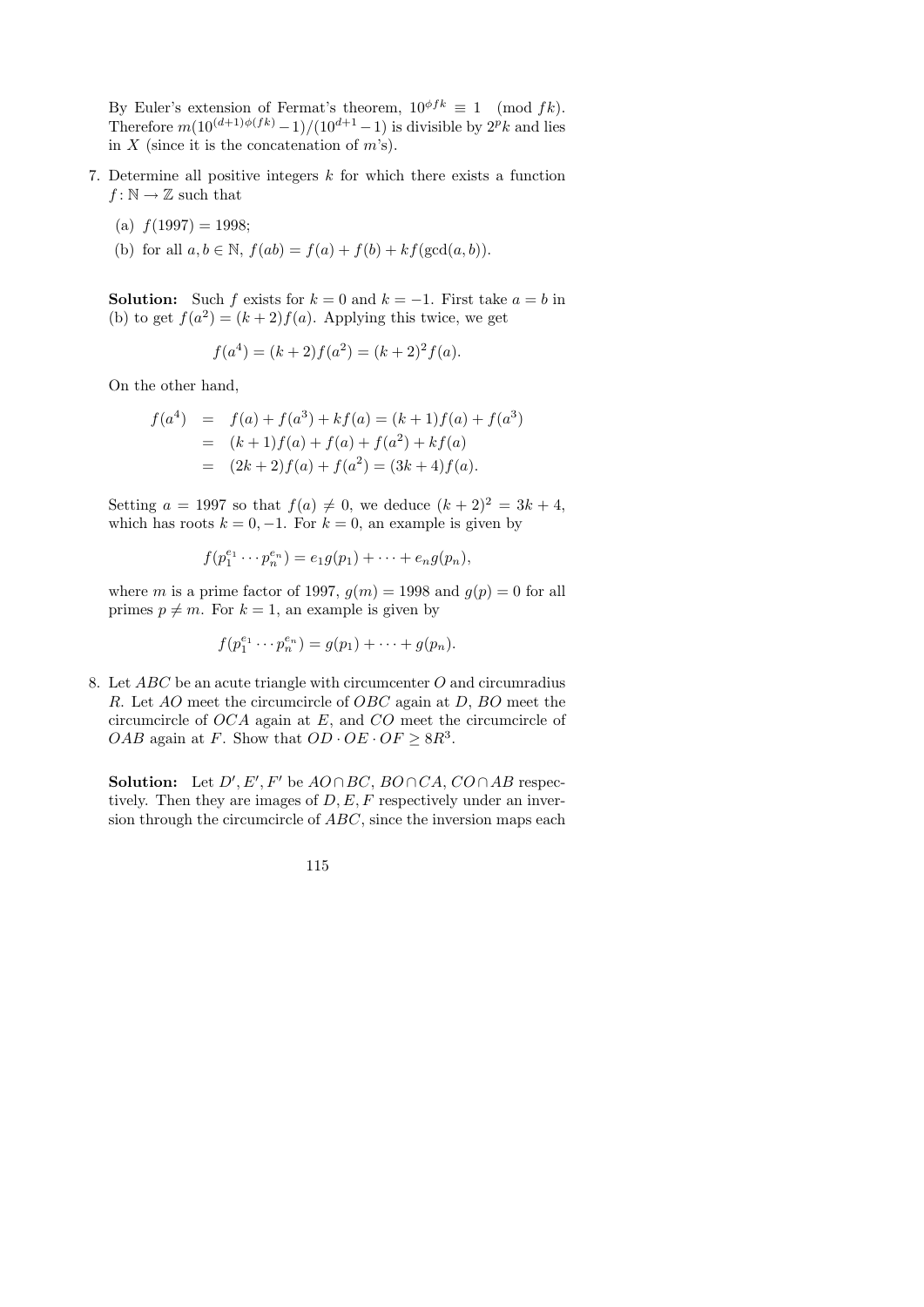By Euler's extension of Fermat's theorem, $10^{\phi fk} \equiv 1 \pmod{fk}$. Therefore $m(10^{(d+1)\phi(fk)} - 1)/(10^{d+1} - 1)$ is divisible by $2^p k$ and lies in $X$ (since it is the concatenation of $m$'s).

7. Determine all positive integers $k$ for which there exists a function $f : \mathbb{N} \to \mathbb{Z}$ such that

   (a) $f(1997) = 1998$;

   (b) for all $a, b \in \mathbb{N}$, $f(ab) = f(a) + f(b) + kf(\gcd(a, b))$.

   **Solution:** Such $f$ exists for $k = 0$ and $k = -1$. First take $a = b$ in (b) to get $f(a^2) = (k + 2)f(a)$. Applying this twice, we get

   $$f(a^4) = (k + 2)f(a^2) = (k + 2)^2 f(a).$$

   On the other hand,

   $$\begin{aligned} f(a^4) &= f(a) + f(a^3) + kf(a) = (k + 1)f(a) + f(a^3) \\ &= (k + 1)f(a) + f(a) + f(a^2) + kf(a) \\ &= (2k + 2)f(a) + f(a^2) = (3k + 4)f(a). \end{aligned}$$

   Setting $a = 1997$ so that $f(a) \neq 0$, we deduce $(k + 2)^2 = 3k + 4$, which has roots $k = 0, -1$. For $k = 0$, an example is given by

   $$f(p_1^{e_1} \cdots p_n^{e_n}) = e_1 g(p_1) + \cdots + e_n g(p_n),$$

   where $m$ is a prime factor of 1997, $g(m) = 1998$ and $g(p) = 0$ for all primes $p \neq m$. For $k = 1$, an example is given by

   $$f(p_1^{e_1} \cdots p_n^{e_n}) = g(p_1) + \cdots + g(p_n).$$

8. Let $ABC$ be an acute triangle with circumcenter $O$ and circumradius $R$. Let $AO$ meet the circumcircle of $OBC$ again at $D$, $BO$ meet the circumcircle of $OCA$ again at $E$, and $CO$ meet the circumcircle of $OAB$ again at $F$. Show that $OD \cdot OE \cdot OF \geq 8R^3$.

   **Solution:** Let $D', E', F'$ be $AO \cap BC$, $BO \cap CA$, $CO \cap AB$ respectively. Then they are images of $D, E, F$ respectively under an inversion through the circumcircle of $ABC$, since the inversion maps each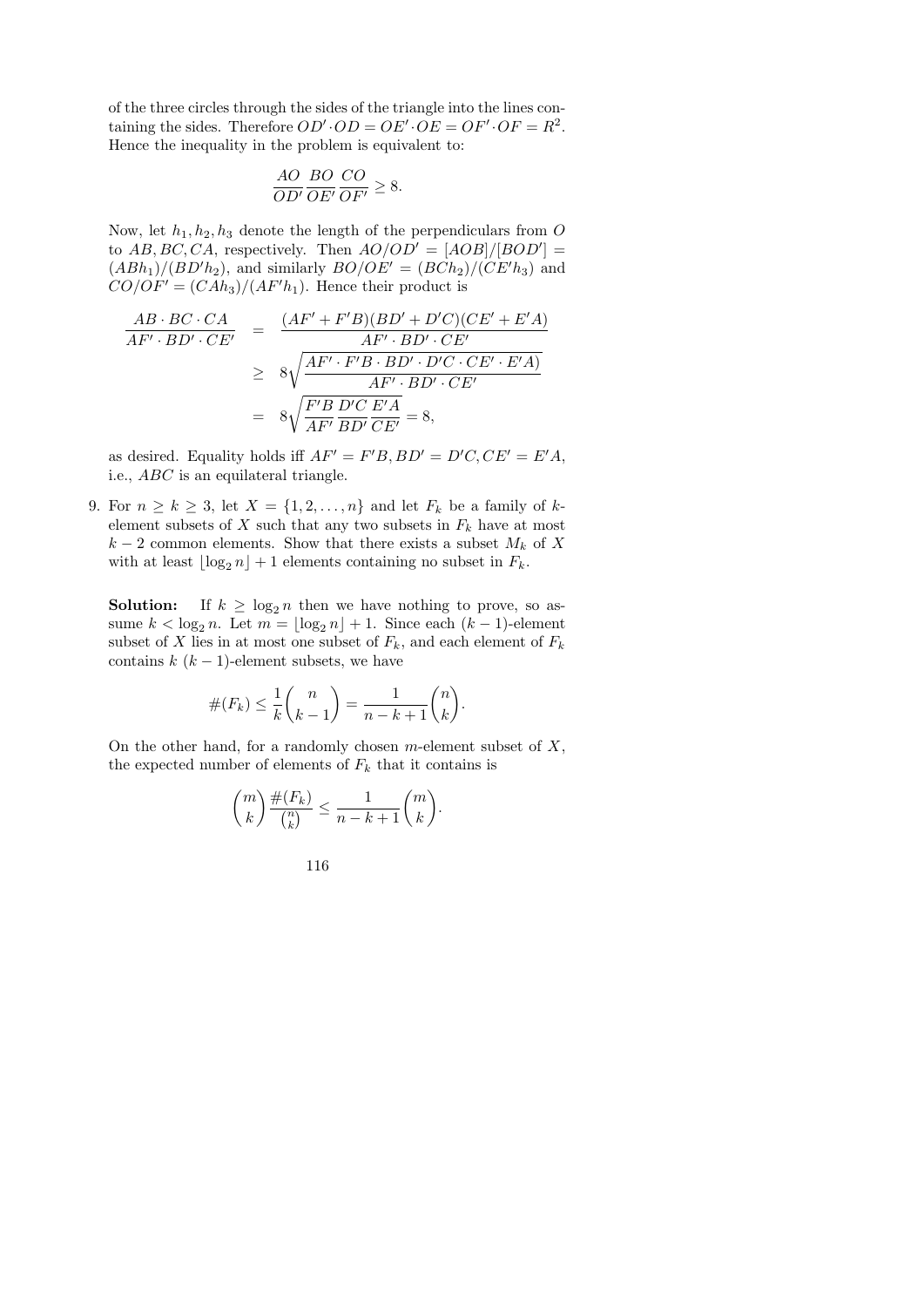of the three circles through the sides of the triangle into the lines containing the sides. Therefore $OD' \cdot OD = OE' \cdot OE = OF' \cdot OF = R^2$. Hence the inequality in the problem is equivalent to:

$$\frac{AO}{OD'}\frac{BO}{OE'}\frac{CO}{OF'} \geq 8.$$

Now, let $h_1, h_2, h_3$ denote the length of the perpendiculars from $O$ to $AB, BC, CA$, respectively. Then $AO/OD' = [AOB]/[BOD'] = (ABh_1)/(BD'h_2)$, and similarly $BO/OE' = (BCh_2)/(CE'h_3)$ and $CO/OF' = (CAh_3)/(AF'h_1)$. Hence their product is

$$\begin{aligned}
\frac{AB \cdot BC \cdot CA}{AF' \cdot BD' \cdot CE'} &= \frac{(AF' + F'B)(BD' + D'C)(CE' + E'A)}{AF' \cdot BD' \cdot CE'} \\
&\geq 8\sqrt{\frac{AF' \cdot F'B \cdot BD' \cdot D'C \cdot CE' \cdot E'A)}{AF' \cdot BD' \cdot CE'}} \\
&= 8\sqrt{\frac{F'B}{AF'}\frac{D'C}{BD'}\frac{E'A}{CE'}} = 8,
\end{aligned}$$

as desired. Equality holds iff $AF' = F'B, BD' = D'C, CE' = E'A$, i.e., $ABC$ is an equilateral triangle.

9. For $n \geq k \geq 3$, let $X = \{1, 2, \ldots, n\}$ and let $F_k$ be a family of $k$-element subsets of $X$ such that any two subsets in $F_k$ have at most $k - 2$ common elements. Show that there exists a subset $M_k$ of $X$ with at least $\lfloor \log_2 n \rfloor + 1$ elements containing no subset in $F_k$.

**Solution:** If $k \geq \log_2 n$ then we have nothing to prove, so assume $k < \log_2 n$. Let $m = \lfloor \log_2 n \rfloor + 1$. Since each $(k-1)$-element subset of $X$ lies in at most one subset of $F_k$, and each element of $F_k$ contains $k$ $(k-1)$-element subsets, we have

$$\#(F_k) \leq \frac{1}{k}\binom{n}{k-1} = \frac{1}{n-k+1}\binom{n}{k}.$$

On the other hand, for a randomly chosen $m$-element subset of $X$, the expected number of elements of $F_k$ that it contains is

$$\binom{m}{k}\frac{\#(F_k)}{\binom{n}{k}} \leq \frac{1}{n-k+1}\binom{m}{k}.$$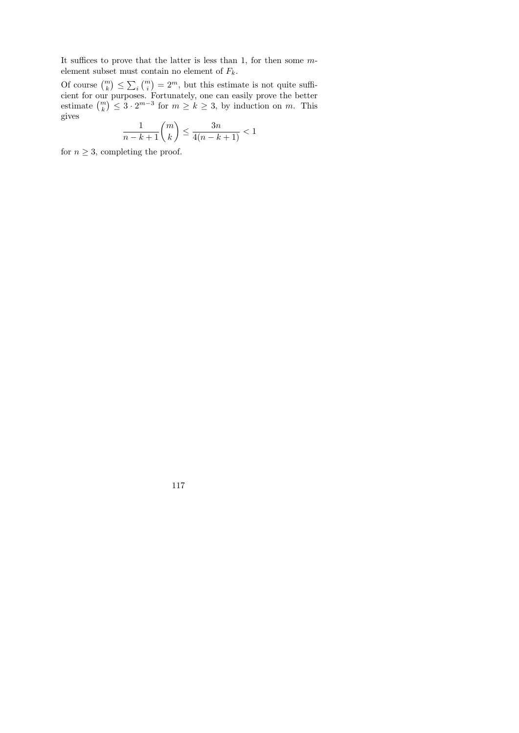It suffices to prove that the latter is less than 1, for then some $m$-element subset must contain no element of $F_k$.

Of course $\binom{m}{k} \leq \sum_i \binom{m}{i} = 2^m$, but this estimate is not quite sufficient for our purposes. Fortunately, one can easily prove the better estimate $\binom{m}{k} \leq 3 \cdot 2^{m-3}$ for $m \geq k \geq 3$, by induction on $m$. This gives

$$\frac{1}{n-k+1}\binom{m}{k} \leq \frac{3n}{4(n-k+1)} < 1$$

for $n \geq 3$, completing the proof.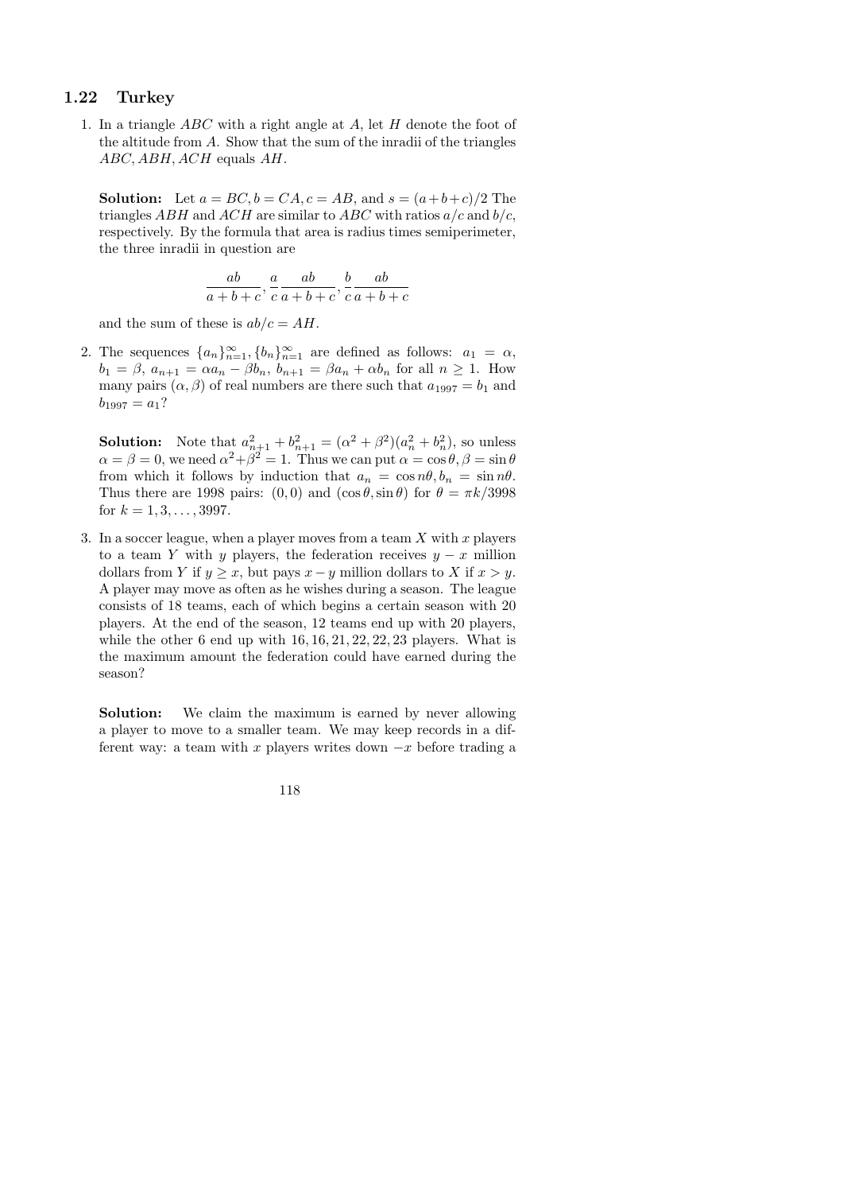## 1.22 Turkey

1. In a triangle $ABC$ with a right angle at $A$, let $H$ denote the foot of the altitude from $A$. Show that the sum of the inradii of the triangles $ABC, ABH, ACH$ equals $AH$.

   **Solution:** Let $a = BC, b = CA, c = AB$, and $s = (a+b+c)/2$ The triangles $ABH$ and $ACH$ are similar to $ABC$ with ratios $a/c$ and $b/c$, respectively. By the formula that area is radius times semiperimeter, the three inradii in question are

   $$\frac{ab}{a+b+c}, \frac{a}{c}\frac{ab}{a+b+c}, \frac{b}{c}\frac{ab}{a+b+c}$$

   and the sum of these is $ab/c = AH$.

2. The sequences $\{a_n\}_{n=1}^{\infty}, \{b_n\}_{n=1}^{\infty}$ are defined as follows: $a_1 = \alpha$, $b_1 = \beta$, $a_{n+1} = \alpha a_n - \beta b_n$, $b_{n+1} = \beta a_n + \alpha b_n$ for all $n \geq 1$. How many pairs $(\alpha, \beta)$ of real numbers are there such that $a_{1997} = b_1$ and $b_{1997} = a_1$?

   **Solution:** Note that $a_{n+1}^2 + b_{n+1}^2 = (\alpha^2 + \beta^2)(a_n^2 + b_n^2)$, so unless $\alpha = \beta = 0$, we need $\alpha^2 + \beta^2 = 1$. Thus we can put $\alpha = \cos\theta, \beta = \sin\theta$ from which it follows by induction that $a_n = \cos n\theta, b_n = \sin n\theta$. Thus there are 1998 pairs: $(0, 0)$ and $(\cos\theta, \sin\theta)$ for $\theta = \pi k/3998$ for $k = 1, 3, \ldots, 3997$.

3. In a soccer league, when a player moves from a team $X$ with $x$ players to a team $Y$ with $y$ players, the federation receives $y - x$ million dollars from $Y$ if $y \geq x$, but pays $x - y$ million dollars to $X$ if $x > y$. A player may move as often as he wishes during a season. The league consists of 18 teams, each of which begins a certain season with 20 players. At the end of the season, 12 teams end up with 20 players, while the other 6 end up with 16, 16, 21, 22, 22, 23 players. What is the maximum amount the federation could have earned during the season?

   **Solution:** We claim the maximum is earned by never allowing a player to move to a smaller team. We may keep records in a different way: a team with $x$ players writes down $-x$ before trading a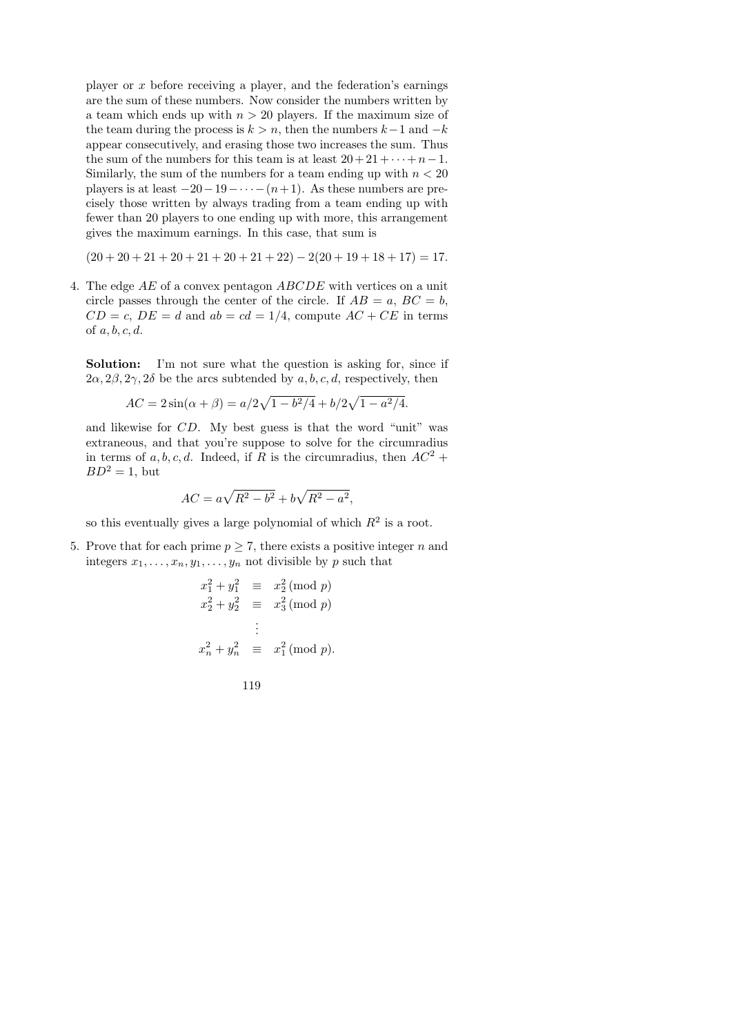player or $x$ before receiving a player, and the federation's earnings are the sum of these numbers. Now consider the numbers written by a team which ends up with $n > 20$ players. If the maximum size of the team during the process is $k > n$, then the numbers $k-1$ and $-k$ appear consecutively, and erasing those two increases the sum. Thus the sum of the numbers for this team is at least $20+21+\cdots+n-1$. Similarly, the sum of the numbers for a team ending up with $n < 20$ players is at least $-20-19-\cdots-(n+1)$. As these numbers are precisely those written by always trading from a team ending up with fewer than 20 players to one ending up with more, this arrangement gives the maximum earnings. In this case, that sum is

$$(20+20+21+20+21+20+21+22) - 2(20+19+18+17) = 17.$$

4. The edge $AE$ of a convex pentagon $ABCDE$ with vertices on a unit circle passes through the center of the circle. If $AB = a$, $BC = b$, $CD = c$, $DE = d$ and $ab = cd = 1/4$, compute $AC + CE$ in terms of $a, b, c, d$.

**Solution:** I'm not sure what the question is asking for, since if $2\alpha, 2\beta, 2\gamma, 2\delta$ be the arcs subtended by $a, b, c, d$, respectively, then

$$AC = 2\sin(\alpha+\beta) = a/2\sqrt{1-b^2/4} + b/2\sqrt{1-a^2/4}.$$

and likewise for $CD$. My best guess is that the word "unit" was extraneous, and that you're suppose to solve for the circumradius in terms of $a, b, c, d$. Indeed, if $R$ is the circumradius, then $AC^2 + BD^2 = 1$, but

$$AC = a\sqrt{R^2 - b^2} + b\sqrt{R^2 - a^2},$$

so this eventually gives a large polynomial of which $R^2$ is a root.

5. Prove that for each prime $p \geq 7$, there exists a positive integer $n$ and integers $x_1, \ldots, x_n, y_1, \ldots, y_n$ not divisible by $p$ such that

$$\begin{aligned}
x_1^2 + y_1^2 &\equiv x_2^2 \pmod{p} \\
x_2^2 + y_2^2 &\equiv x_3^2 \pmod{p} \\
&\vdots \\
x_n^2 + y_n^2 &\equiv x_1^2 \pmod{p}.
\end{aligned}$$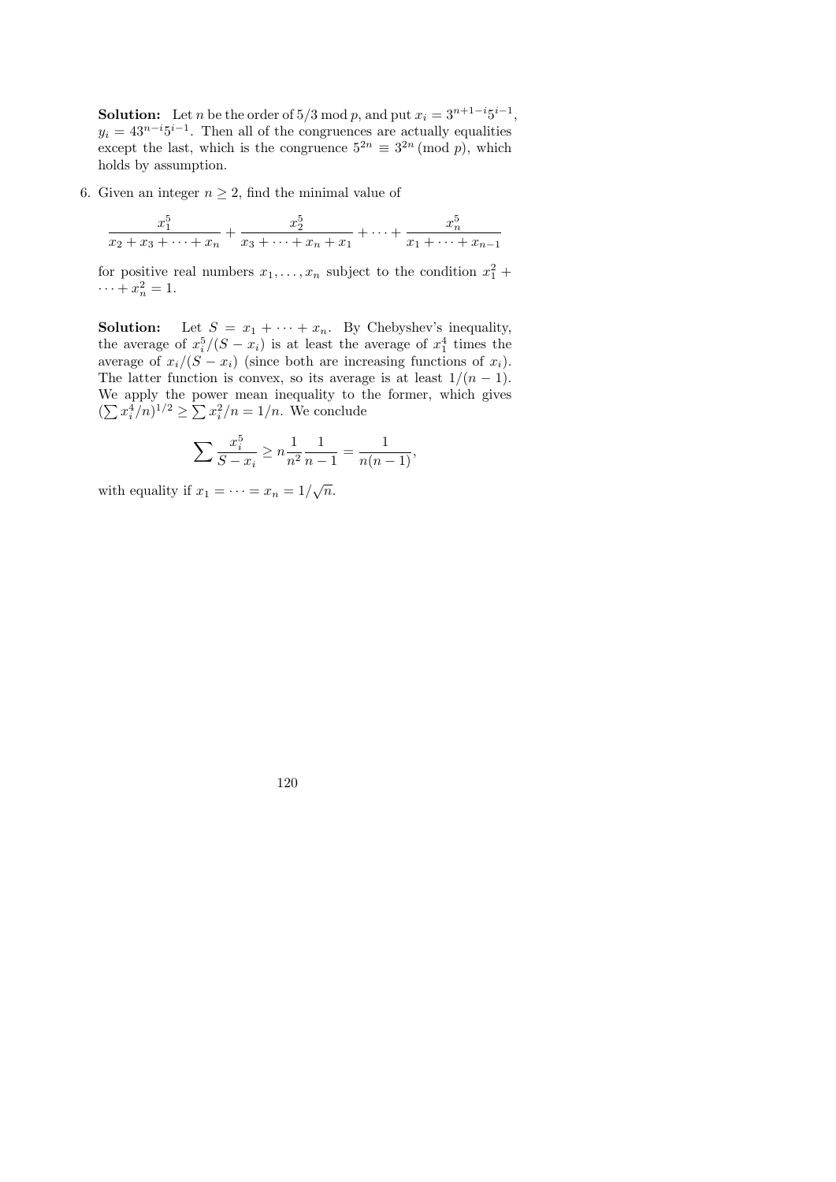**Solution:** Let $n$ be the order of $5/3 \bmod p$, and put $x_i = 3^{n+1-i}5^{i-1}$, $y_i = 43^{n-i}5^{i-1}$. Then all of the congruences are actually equalities except the last, which is the congruence $5^{2n} \equiv 3^{2n} \pmod{p}$, which holds by assumption.

6. Given an integer $n \geq 2$, find the minimal value of

$$\frac{x_1^5}{x_2 + x_3 + \cdots + x_n} + \frac{x_2^5}{x_3 + \cdots + x_n + x_1} + \cdots + \frac{x_n^5}{x_1 + \cdots + x_{n-1}}$$

for positive real numbers $x_1, \ldots, x_n$ subject to the condition $x_1^2 + \cdots + x_n^2 = 1$.

**Solution:** Let $S = x_1 + \cdots + x_n$. By Chebyshev's inequality, the average of $x_i^5/(S - x_i)$ is at least the average of $x_1^4$ times the average of $x_i/(S - x_i)$ (since both are increasing functions of $x_i$). The latter function is convex, so its average is at least $1/(n-1)$. We apply the power mean inequality to the former, which gives $(\sum x_i^4/n)^{1/2} \geq \sum x_i^2/n = 1/n$. We conclude

$$\sum \frac{x_i^5}{S - x_i} \geq n \frac{1}{n^2} \frac{1}{n-1} = \frac{1}{n(n-1)},$$

with equality if $x_1 = \cdots = x_n = 1/\sqrt{n}$.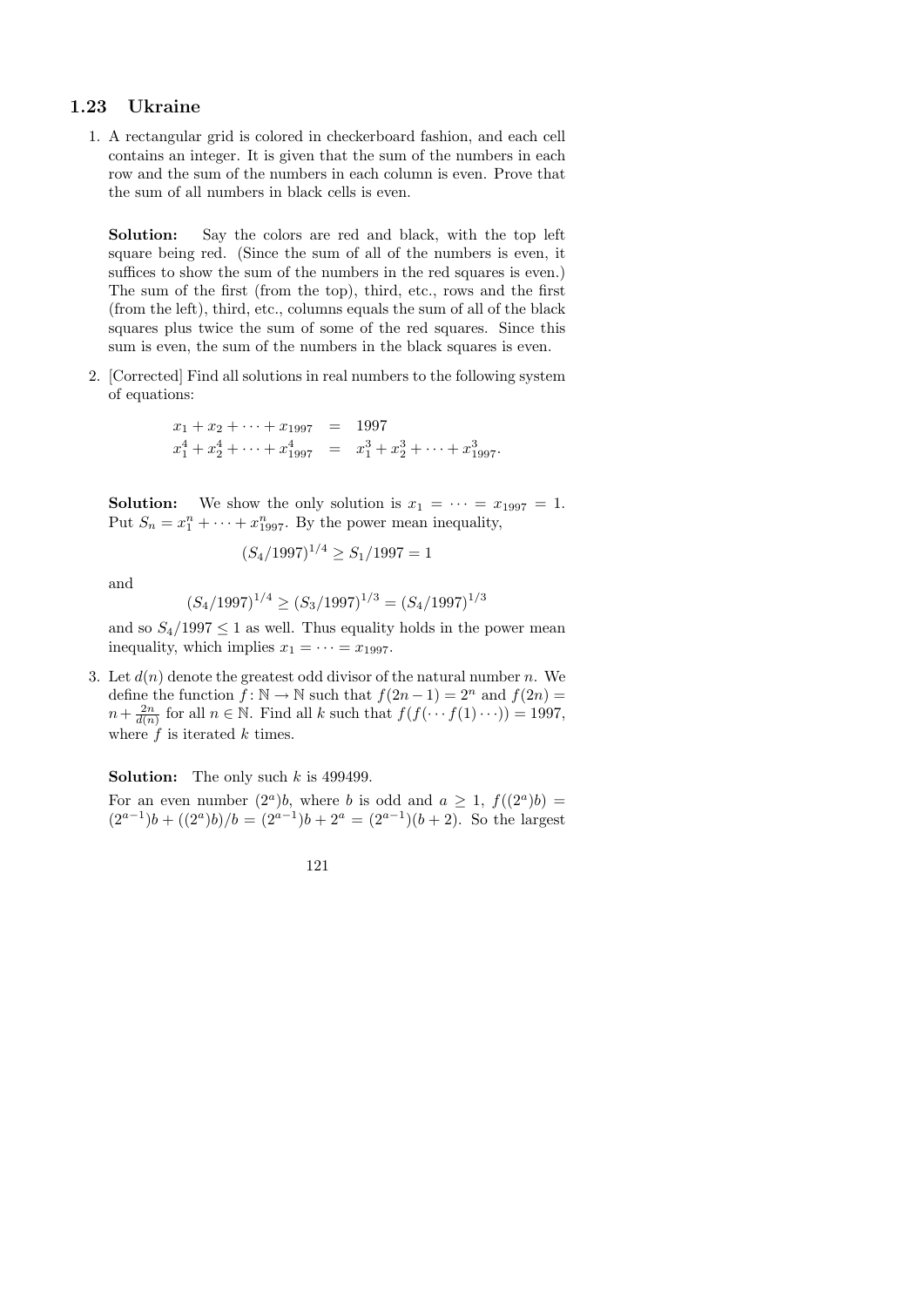## 1.23 Ukraine

1. A rectangular grid is colored in checkerboard fashion, and each cell contains an integer. It is given that the sum of the numbers in each row and the sum of the numbers in each column is even. Prove that the sum of all numbers in black cells is even.

   **Solution:** Say the colors are red and black, with the top left square being red. (Since the sum of all of the numbers is even, it suffices to show the sum of the numbers in the red squares is even.) The sum of the first (from the top), third, etc., rows and the first (from the left), third, etc., columns equals the sum of all of the black squares plus twice the sum of some of the red squares. Since this sum is even, the sum of the numbers in the black squares is even.

2. [Corrected] Find all solutions in real numbers to the following system of equations:

$$\begin{aligned} x_1 + x_2 + \cdots + x_{1997} &= 1997 \\ x_1^4 + x_2^4 + \cdots + x_{1997}^4 &= x_1^3 + x_2^3 + \cdots + x_{1997}^3. \end{aligned}$$

   **Solution:** We show the only solution is $x_1 = \cdots = x_{1997} = 1$. Put $S_n = x_1^n + \cdots + x_{1997}^n$. By the power mean inequality,

$$(S_4/1997)^{1/4} \geq S_1/1997 = 1$$

   and

$$(S_4/1997)^{1/4} \geq (S_3/1997)^{1/3} = (S_4/1997)^{1/3}$$

   and so $S_4/1997 \leq 1$ as well. Thus equality holds in the power mean inequality, which implies $x_1 = \cdots = x_{1997}$.

3. Let $d(n)$ denote the greatest odd divisor of the natural number $n$. We define the function $f\colon \mathbb{N} \to \mathbb{N}$ such that $f(2n-1) = 2^n$ and $f(2n) = n + \frac{2n}{d(n)}$ for all $n \in \mathbb{N}$. Find all $k$ such that $f(f(\cdots f(1)\cdots)) = 1997$, where $f$ is iterated $k$ times.

   **Solution:** The only such $k$ is 499499.

   For an even number $(2^a)b$, where $b$ is odd and $a \geq 1$, $f((2^a)b) = (2^{a-1})b + ((2^a)b)/b = (2^{a-1})b + 2^a = (2^{a-1})(b+2)$. So the largest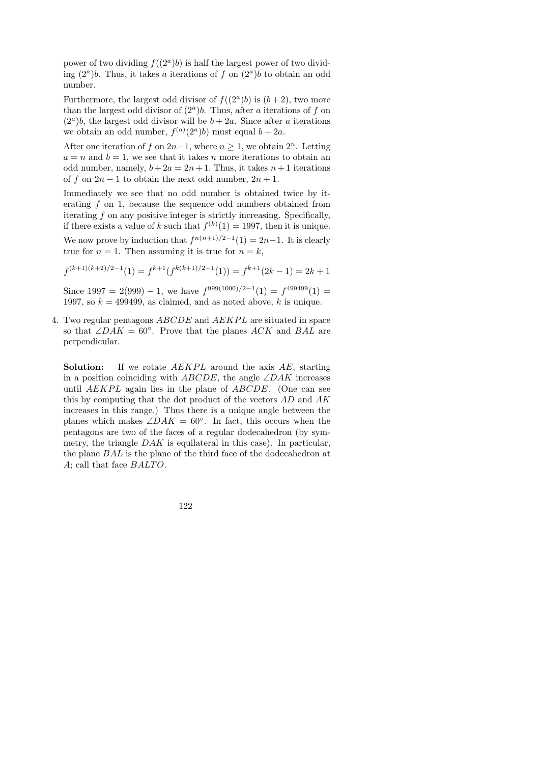power of two dividing $f((2^a)b)$ is half the largest power of two dividing $(2^a)b$. Thus, it takes $a$ iterations of $f$ on $(2^a)b$ to obtain an odd number.

Furthermore, the largest odd divisor of $f((2^a)b)$ is $(b+2)$, two more than the largest odd divisor of $(2^a)b$. Thus, after $a$ iterations of $f$ on $(2^a)b$, the largest odd divisor will be $b+2a$. Since after $a$ iterations we obtain an odd number, $f^{(a)}(2^a)b)$ must equal $b+2a$.

After one iteration of $f$ on $2n-1$, where $n \geq 1$, we obtain $2^n$. Letting $a = n$ and $b = 1$, we see that it takes $n$ more iterations to obtain an odd number, namely, $b + 2a = 2n+1$. Thus, it takes $n+1$ iterations of $f$ on $2n-1$ to obtain the next odd number, $2n+1$.

Immediately we see that no odd number is obtained twice by iterating $f$ on 1, because the sequence odd numbers obtained from iterating $f$ on any positive integer is strictly increasing. Specifically, if there exists a value of $k$ such that $f^{(k)}(1) = 1997$, then it is unique.

We now prove by induction that $f^{n(n+1)/2-1}(1) = 2n-1$. It is clearly true for $n = 1$. Then assuming it is true for $n = k$,

$$f^{(k+1)(k+2)/2-1}(1) = f^{k+1}(f^{k(k+1)/2-1}(1)) = f^{k+1}(2k-1) = 2k+1$$

Since $1997 = 2(999) - 1$, we have $f^{999(1000)/2-1}(1) = f^{499499}(1) = 1997$, so $k = 499499$, as claimed, and as noted above, $k$ is unique.

4. Two regular pentagons $ABCDE$ and $AEKPL$ are situated in space so that $\angle DAK = 60^\circ$. Prove that the planes $ACK$ and $BAL$ are perpendicular.

   **Solution:** If we rotate $AEKPL$ around the axis $AE$, starting in a position coinciding with $ABCDE$, the angle $\angle DAK$ increases until $AEKPL$ again lies in the plane of $ABCDE$. (One can see this by computing that the dot product of the vectors $AD$ and $AK$ increases in this range.) Thus there is a unique angle between the planes which makes $\angle DAK = 60^\circ$. In fact, this occurs when the pentagons are two of the faces of a regular dodecahedron (by symmetry, the triangle $DAK$ is equilateral in this case). In particular, the plane $BAL$ is the plane of the third face of the dodecahedron at $A$; call that face $BALTO$.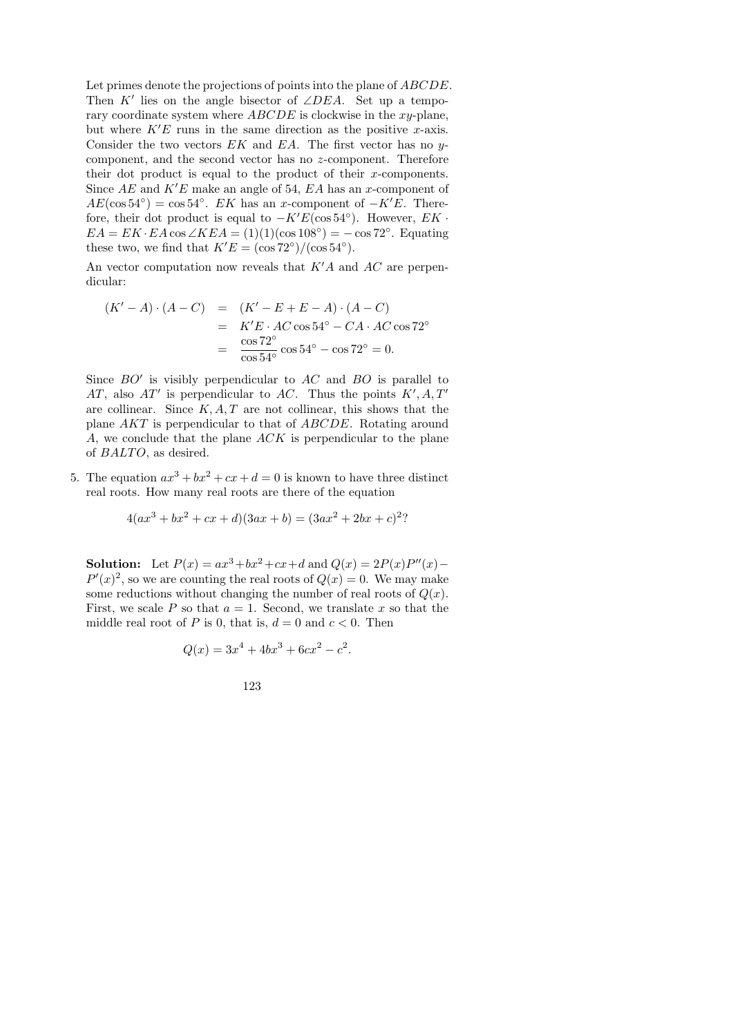Let primes denote the projections of points into the plane of $ABCDE$. Then $K'$ lies on the angle bisector of $\angle DEA$. Set up a temporary coordinate system where $ABCDE$ is clockwise in the $xy$-plane, but where $K'E$ runs in the same direction as the positive $x$-axis. Consider the two vectors $EK$ and $EA$. The first vector has no $y$-component, and the second vector has no $z$-component. Therefore their dot product is equal to the product of their $x$-components. Since $AE$ and $K'E$ make an angle of 54, $EA$ has an $x$-component of $AE(\cos 54^\circ) = \cos 54^\circ$. $EK$ has an $x$-component of $-K'E$. Therefore, their dot product is equal to $-K'E(\cos 54^\circ)$. However, $EK \cdot EA = EK \cdot EA \cos \angle KEA = (1)(1)(\cos 108^\circ) = -\cos 72^\circ$. Equating these two, we find that $K'E = (\cos 72^\circ)/(\cos 54^\circ)$.

An vector computation now reveals that $K'A$ and $AC$ are perpendicular:

$$
\begin{aligned}
(K' - A) \cdot (A - C) &= (K' - E + E - A) \cdot (A - C) \\
&= K'E \cdot AC \cos 54^\circ - CA \cdot AC \cos 72^\circ \\
&= \frac{\cos 72^\circ}{\cos 54^\circ} \cos 54^\circ - \cos 72^\circ = 0.
\end{aligned}
$$

Since $BO'$ is visibly perpendicular to $AC$ and $BO$ is parallel to $AT$, also $AT'$ is perpendicular to $AC$. Thus the points $K', A, T'$ are collinear. Since $K, A, T$ are not collinear, this shows that the plane $AKT$ is perpendicular to that of $ABCDE$. Rotating around $A$, we conclude that the plane $ACK$ is perpendicular to the plane of $BALTO$, as desired.

5. The equation $ax^3 + bx^2 + cx + d = 0$ is known to have three distinct real roots. How many real roots are there of the equation

$$4(ax^3 + bx^2 + cx + d)(3ax + b) = (3ax^2 + 2bx + c)^2?$$

**Solution:** Let $P(x) = ax^3 + bx^2 + cx + d$ and $Q(x) = 2P(x)P''(x) - P'(x)^2$, so we are counting the real roots of $Q(x) = 0$. We may make some reductions without changing the number of real roots of $Q(x)$. First, we scale $P$ so that $a = 1$. Second, we translate $x$ so that the middle real root of $P$ is 0, that is, $d = 0$ and $c < 0$. Then

$$Q(x) = 3x^4 + 4bx^3 + 6cx^2 - c^2.$$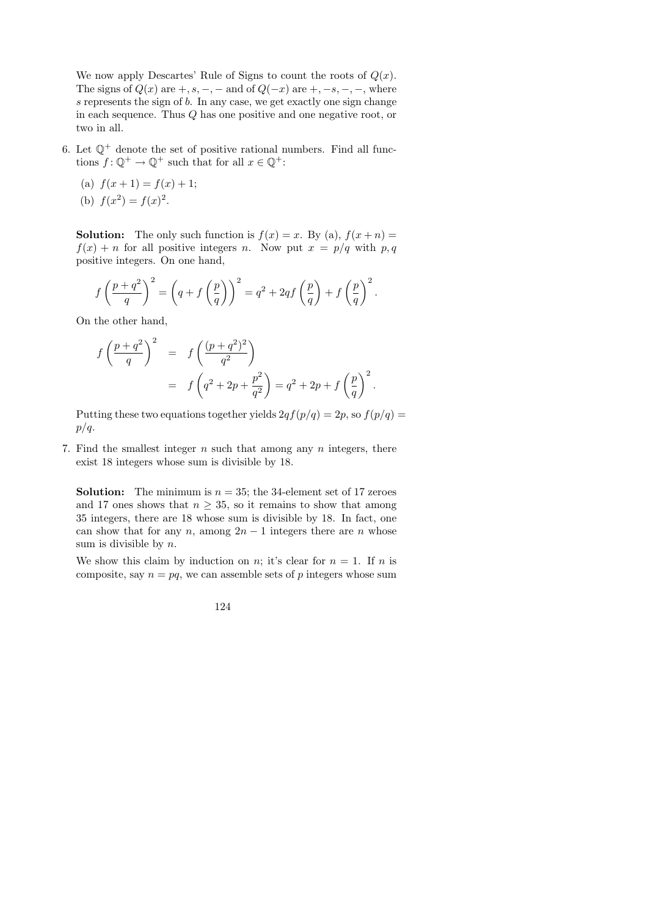We now apply Descartes' Rule of Signs to count the roots of $Q(x)$. The signs of $Q(x)$ are $+, s, -, -$ and of $Q(-x)$ are $+, -s, -, -$, where $s$ represents the sign of $b$. In any case, we get exactly one sign change in each sequence. Thus $Q$ has one positive and one negative root, or two in all.

6. Let $\mathbb{Q}^+$ denote the set of positive rational numbers. Find all functions $f\colon \mathbb{Q}^+ \to \mathbb{Q}^+$ such that for all $x \in \mathbb{Q}^+$:

   (a) $f(x+1) = f(x) + 1$;

   (b) $f(x^2) = f(x)^2$.

   **Solution:** The only such function is $f(x) = x$. By (a), $f(x+n) = f(x) + n$ for all positive integers $n$. Now put $x = p/q$ with $p, q$ positive integers. On one hand,

   $$f\left(\frac{p+q^2}{q}\right)^2 = \left(q + f\left(\frac{p}{q}\right)\right)^2 = q^2 + 2qf\left(\frac{p}{q}\right) + f\left(\frac{p}{q}\right)^2.$$

   On the other hand,

   $$\begin{aligned} f\left(\frac{p+q^2}{q}\right)^2 &= f\left(\frac{(p+q^2)^2}{q^2}\right) \\ &= f\left(q^2 + 2p + \frac{p^2}{q^2}\right) = q^2 + 2p + f\left(\frac{p}{q}\right)^2. \end{aligned}$$

   Putting these two equations together yields $2qf(p/q) = 2p$, so $f(p/q) = p/q$.

7. Find the smallest integer $n$ such that among any $n$ integers, there exist 18 integers whose sum is divisible by 18.

   **Solution:** The minimum is $n = 35$; the 34-element set of 17 zeroes and 17 ones shows that $n \geq 35$, so it remains to show that among 35 integers, there are 18 whose sum is divisible by 18. In fact, one can show that for any $n$, among $2n - 1$ integers there are $n$ whose sum is divisible by $n$.

   We show this claim by induction on $n$; it's clear for $n = 1$. If $n$ is composite, say $n = pq$, we can assemble sets of $p$ integers whose sum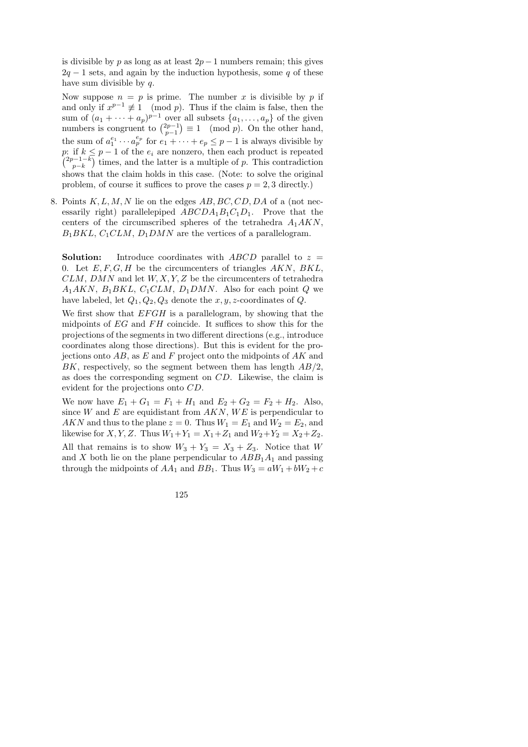is divisible by $p$ as long as at least $2p-1$ numbers remain; this gives $2q-1$ sets, and again by the induction hypothesis, some $q$ of these have sum divisible by $q$.

Now suppose $n = p$ is prime. The number $x$ is divisible by $p$ if and only if $x^{p-1} \not\equiv 1 \pmod{p}$. Thus if the claim is false, then the sum of $(a_1 + \cdots + a_p)^{p-1}$ over all subsets $\{a_1, \ldots, a_p\}$ of the given numbers is congruent to $\binom{2p-1}{p-1} \equiv 1 \pmod{p}$. On the other hand, the sum of $a_1^{e_1} \cdots a_p^{e_p}$ for $e_1 + \cdots + e_p \leq p-1$ is always divisible by $p$: if $k \leq p-1$ of the $e_i$ are nonzero, then each product is repeated $\binom{2p-1-k}{p-k}$ times, and the latter is a multiple of $p$. This contradiction shows that the claim holds in this case. (Note: to solve the original problem, of course it suffices to prove the cases $p = 2, 3$ directly.)

8. Points $K, L, M, N$ lie on the edges $AB, BC, CD, DA$ of a (not necessarily right) parallelepiped $ABCDA_1B_1C_1D_1$. Prove that the centers of the circumscribed spheres of the tetrahedra $A_1AKN$, $B_1BKL$, $C_1CLM$, $D_1DMN$ are the vertices of a parallelogram.

**Solution:** Introduce coordinates with $ABCD$ parallel to $z = 0$. Let $E, F, G, H$ be the circumcenters of triangles $AKN$, $BKL$, $CLM$, $DMN$ and let $W, X, Y, Z$ be the circumcenters of tetrahedra $A_1AKN$, $B_1BKL$, $C_1CLM$, $D_1DMN$. Also for each point $Q$ we have labeled, let $Q_1, Q_2, Q_3$ denote the $x, y, z$-coordinates of $Q$.

We first show that $EFGH$ is a parallelogram, by showing that the midpoints of $EG$ and $FH$ coincide. It suffices to show this for the projections of the segments in two different directions (e.g., introduce coordinates along those directions). But this is evident for the projections onto $AB$, as $E$ and $F$ project onto the midpoints of $AK$ and $BK$, respectively, so the segment between them has length $AB/2$, as does the corresponding segment on $CD$. Likewise, the claim is evident for the projections onto $CD$.

We now have $E_1 + G_1 = F_1 + H_1$ and $E_2 + G_2 = F_2 + H_2$. Also, since $W$ and $E$ are equidistant from $AKN$, $WE$ is perpendicular to $AKN$ and thus to the plane $z = 0$. Thus $W_1 = E_1$ and $W_2 = E_2$, and likewise for $X, Y, Z$. Thus $W_1 + Y_1 = X_1 + Z_1$ and $W_2 + Y_2 = X_2 + Z_2$.

All that remains is to show $W_3 + Y_3 = X_3 + Z_3$. Notice that $W$ and $X$ both lie on the plane perpendicular to $ABB_1A_1$ and passing through the midpoints of $AA_1$ and $BB_1$. Thus $W_3 = aW_1 + bW_2 + c$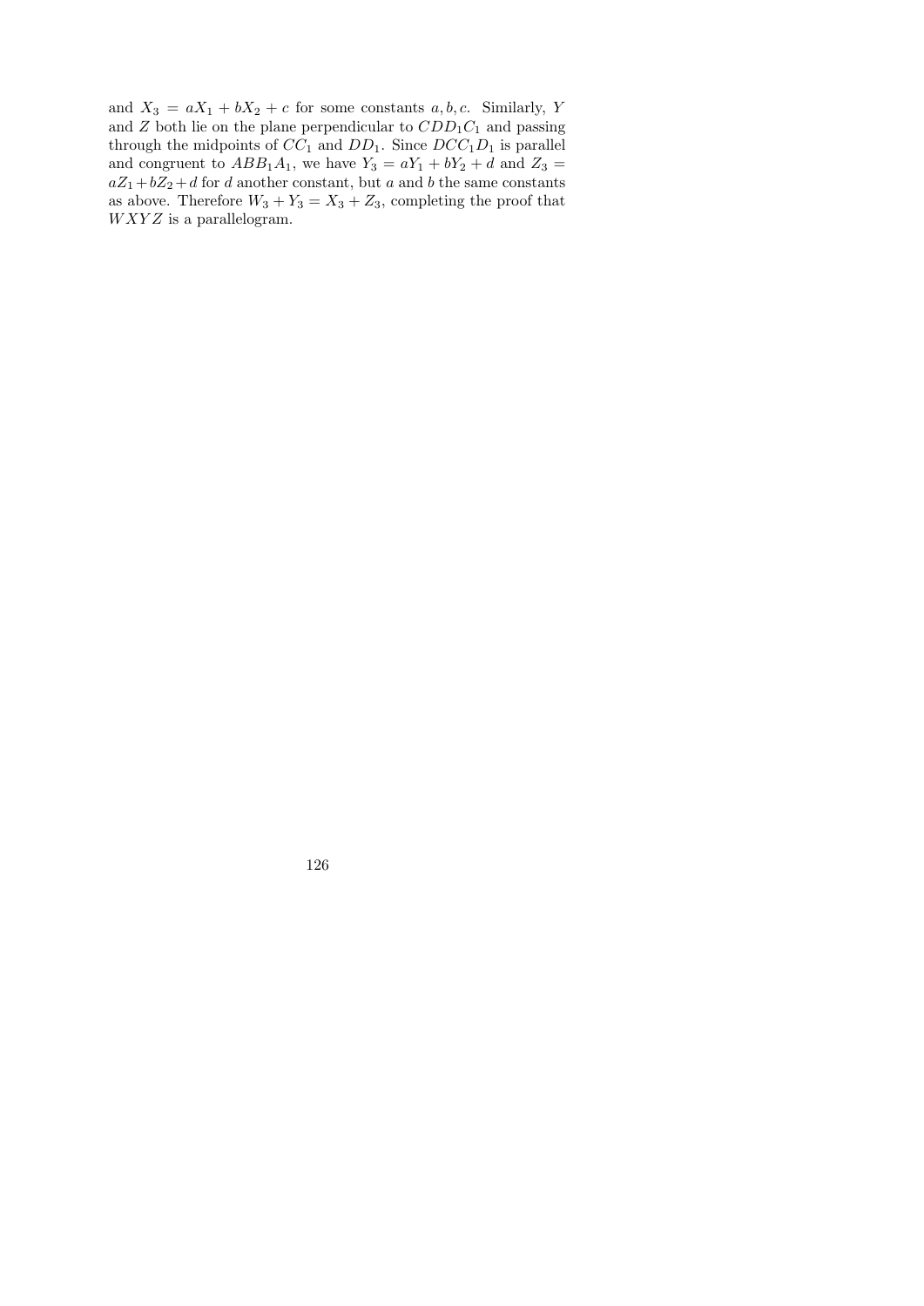and $X_3 = aX_1 + bX_2 + c$ for some constants $a, b, c$. Similarly, $Y$ and $Z$ both lie on the plane perpendicular to $CDD_1C_1$ and passing through the midpoints of $CC_1$ and $DD_1$. Since $DCC_1D_1$ is parallel and congruent to $ABB_1A_1$, we have $Y_3 = aY_1 + bY_2 + d$ and $Z_3 = aZ_1 + bZ_2 + d$ for $d$ another constant, but $a$ and $b$ the same constants as above. Therefore $W_3 + Y_3 = X_3 + Z_3$, completing the proof that $WXYZ$ is a parallelogram.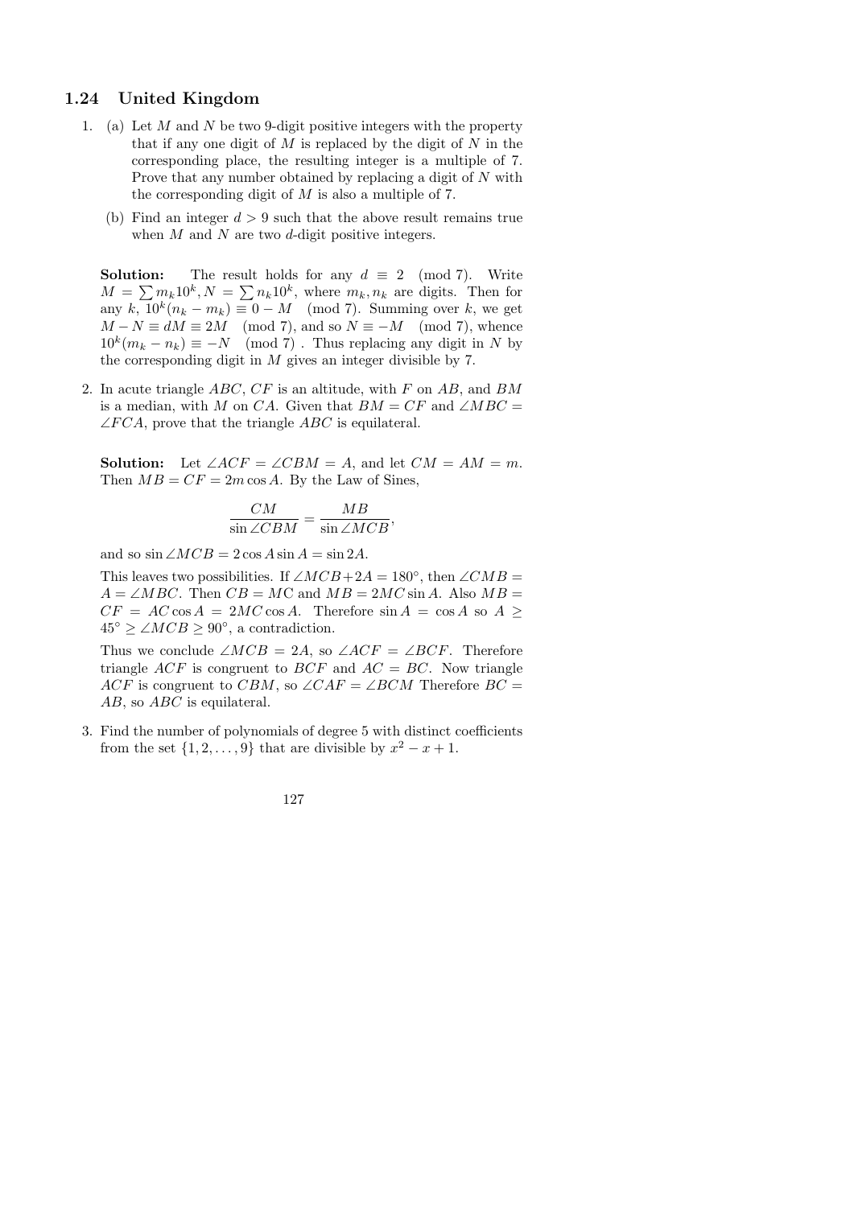## 1.24 United Kingdom

1. (a) Let $M$ and $N$ be two 9-digit positive integers with the property that if any one digit of $M$ is replaced by the digit of $N$ in the corresponding place, the resulting integer is a multiple of 7. Prove that any number obtained by replacing a digit of $N$ with the corresponding digit of $M$ is also a multiple of 7.

   (b) Find an integer $d > 9$ such that the above result remains true when $M$ and $N$ are two $d$-digit positive integers.

   **Solution:** The result holds for any $d \equiv 2 \pmod 7$. Write $M = \sum m_k 10^k, N = \sum n_k 10^k$, where $m_k, n_k$ are digits. Then for any $k$, $10^k(n_k - m_k) \equiv 0 - M \pmod 7$. Summing over $k$, we get $M - N \equiv dM \equiv 2M \pmod 7$, and so $N \equiv -M \pmod 7$, whence $10^k(m_k - n_k) \equiv -N \pmod 7$ . Thus replacing any digit in $N$ by the corresponding digit in $M$ gives an integer divisible by 7.

2. In acute triangle $ABC$, $CF$ is an altitude, with $F$ on $AB$, and $BM$ is a median, with $M$ on $CA$. Given that $BM = CF$ and $\angle MBC = \angle FCA$, prove that the triangle $ABC$ is equilateral.

   **Solution:** Let $\angle ACF = \angle CBM = A$, and let $CM = AM = m$. Then $MB = CF = 2m\cos A$. By the Law of Sines,

   $$\frac{CM}{\sin \angle CBM} = \frac{MB}{\sin \angle MCB},$$

   and so $\sin \angle MCB = 2\cos A \sin A = \sin 2A$.

   This leaves two possibilities. If $\angle MCB + 2A = 180^\circ$, then $\angle CMB = A = \angle MBC$. Then $CB = MC$ and $MB = 2MC\sin A$. Also $MB = CF = AC\cos A = 2MC\cos A$. Therefore $\sin A = \cos A$ so $A \geq 45^\circ \geq \angle MCB \geq 90^\circ$, a contradiction.

   Thus we conclude $\angle MCB = 2A$, so $\angle ACF = \angle BCF$. Therefore triangle $ACF$ is congruent to $BCF$ and $AC = BC$. Now triangle $ACF$ is congruent to $CBM$, so $\angle CAF = \angle BCM$ Therefore $BC = AB$, so $ABC$ is equilateral.

3. Find the number of polynomials of degree 5 with distinct coefficients from the set $\{1, 2, \ldots, 9\}$ that are divisible by $x^2 - x + 1$.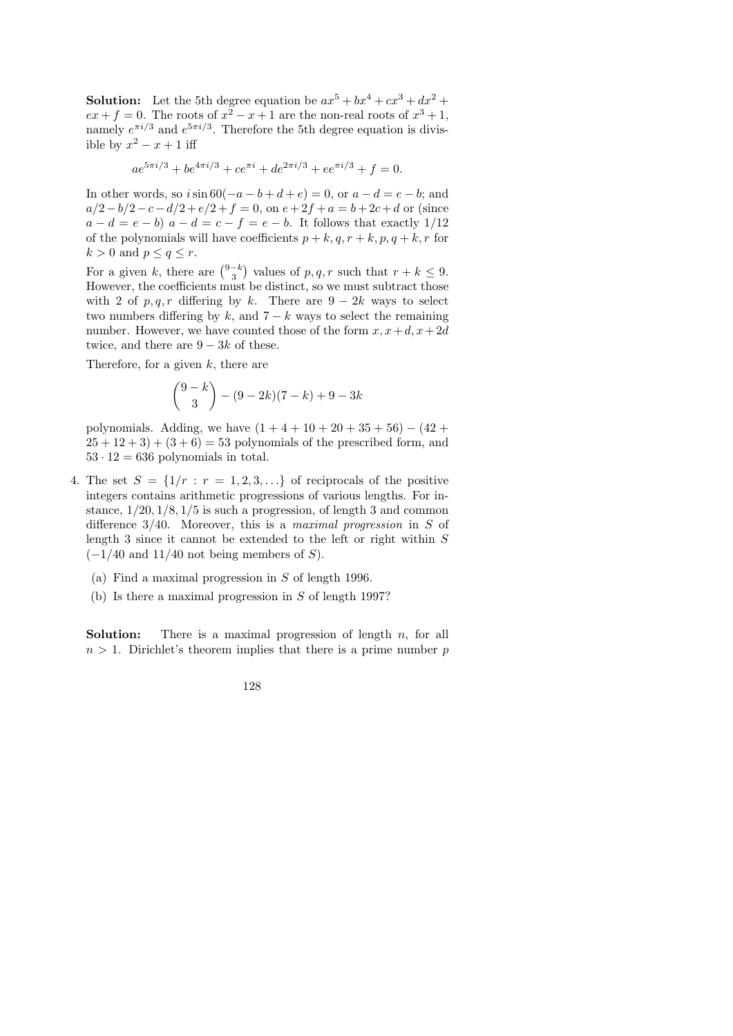**Solution:** Let the 5th degree equation be $ax^5 + bx^4 + cx^3 + dx^2 + ex + f = 0$. The roots of $x^2 - x + 1$ are the non-real roots of $x^3 + 1$, namely $e^{\pi i/3}$ and $e^{5\pi i/3}$. Therefore the 5th degree equation is divisible by $x^2 - x + 1$ iff

$$ae^{5\pi i/3} + be^{4\pi i/3} + ce^{\pi i} + de^{2\pi i/3} + ee^{\pi i/3} + f = 0.$$

In other words, so $i \sin 60(-a - b + d + e) = 0$, or $a - d = e - b$; and $a/2 - b/2 - c - d/2 + e/2 + f = 0$, on $e + 2f + a = b + 2c + d$ or (since $a - d = e - b$) $a - d = c - f = e - b$. It follows that exactly $1/12$ of the polynomials will have coefficients $p + k, q, r + k, p, q + k, r$ for $k > 0$ and $p \leq q \leq r$.

For a given $k$, there are $\binom{9-k}{3}$ values of $p, q, r$ such that $r + k \leq 9$. However, the coefficients must be distinct, so we must subtract those with 2 of $p, q, r$ differing by $k$. There are $9 - 2k$ ways to select two numbers differing by $k$, and $7 - k$ ways to select the remaining number. However, we have counted those of the form $x, x + d, x + 2d$ twice, and there are $9 - 3k$ of these.

Therefore, for a given $k$, there are

$$\binom{9-k}{3} - (9 - 2k)(7 - k) + 9 - 3k$$

polynomials. Adding, we have $(1 + 4 + 10 + 20 + 35 + 56) - (42 + 25 + 12 + 3) + (3 + 6) = 53$ polynomials of the prescribed form, and $53 \cdot 12 = 636$ polynomials in total.

4. The set $S = \{1/r : r = 1, 2, 3, \ldots\}$ of reciprocals of the positive integers contains arithmetic progressions of various lengths. For instance, $1/20, 1/8, 1/5$ is such a progression, of length 3 and common difference $3/40$. Moreover, this is a *maximal progression* in $S$ of length 3 since it cannot be extended to the left or right within $S$ ($-1/40$ and $11/40$ not being members of $S$).

   (a) Find a maximal progression in $S$ of length 1996.

   (b) Is there a maximal progression in $S$ of length 1997?

**Solution:** There is a maximal progression of length $n$, for all $n > 1$. Dirichlet's theorem implies that there is a prime number $p$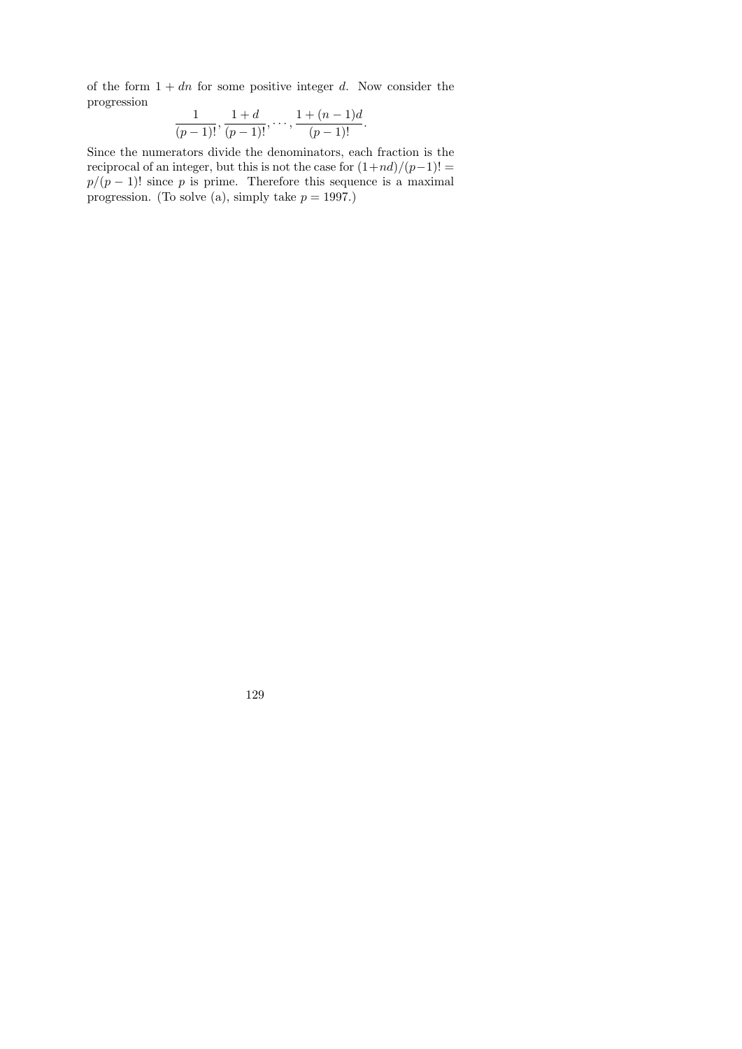of the form $1 + dn$ for some positive integer $d$. Now consider the progression

$$\frac{1}{(p-1)!}, \frac{1+d}{(p-1)!}, \dots, \frac{1+(n-1)d}{(p-1)!}.$$

Since the numerators divide the denominators, each fraction is the reciprocal of an integer, but this is not the case for $(1+nd)/(p-1)! = p/(p-1)!$ since $p$ is prime. Therefore this sequence is a maximal progression. (To solve (a), simply take $p = 1997$.)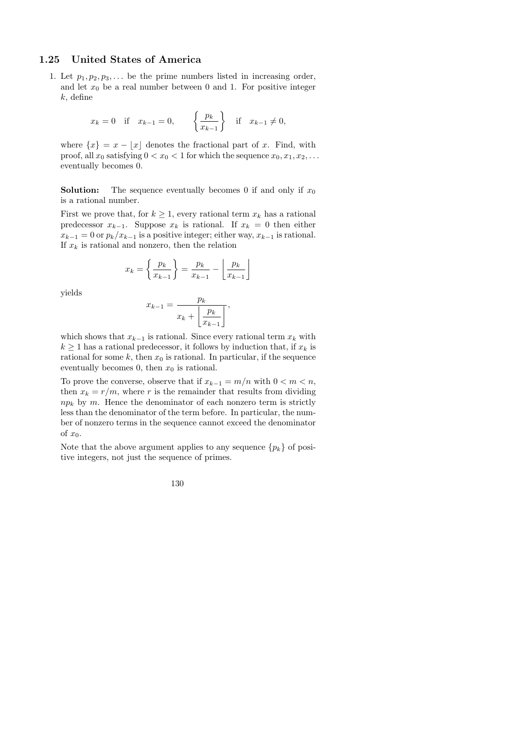## 1.25 United States of America

1. Let $p_1, p_2, p_3, \ldots$ be the prime numbers listed in increasing order, and let $x_0$ be a real number between 0 and 1. For positive integer $k$, define

$$x_k = 0 \quad \text{if} \quad x_{k-1} = 0, \qquad \left\{ \frac{p_k}{x_{k-1}} \right\} \quad \text{if} \quad x_{k-1} \neq 0,$$

where $\{x\} = x - \lfloor x \rfloor$ denotes the fractional part of $x$. Find, with proof, all $x_0$ satisfying $0 < x_0 < 1$ for which the sequence $x_0, x_1, x_2, \ldots$ eventually becomes 0.

**Solution:** The sequence eventually becomes 0 if and only if $x_0$ is a rational number.

First we prove that, for $k \geq 1$, every rational term $x_k$ has a rational predecessor $x_{k-1}$. Suppose $x_k$ is rational. If $x_k = 0$ then either $x_{k-1} = 0$ or $p_k/x_{k-1}$ is a positive integer; either way, $x_{k-1}$ is rational. If $x_k$ is rational and nonzero, then the relation

$$x_k = \left\{ \frac{p_k}{x_{k-1}} \right\} = \frac{p_k}{x_{k-1}} - \left\lfloor \frac{p_k}{x_{k-1}} \right\rfloor$$

yields

$$x_{k-1} = \frac{p_k}{x_k + \left\lfloor \dfrac{p_k}{x_{k-1}} \right\rfloor},$$

which shows that $x_{k-1}$ is rational. Since every rational term $x_k$ with $k \geq 1$ has a rational predecessor, it follows by induction that, if $x_k$ is rational for some $k$, then $x_0$ is rational. In particular, if the sequence eventually becomes 0, then $x_0$ is rational.

To prove the converse, observe that if $x_{k-1} = m/n$ with $0 < m < n$, then $x_k = r/m$, where $r$ is the remainder that results from dividing $np_k$ by $m$. Hence the denominator of each nonzero term is strictly less than the denominator of the term before. In particular, the number of nonzero terms in the sequence cannot exceed the denominator of $x_0$.

Note that the above argument applies to any sequence $\{p_k\}$ of positive integers, not just the sequence of primes.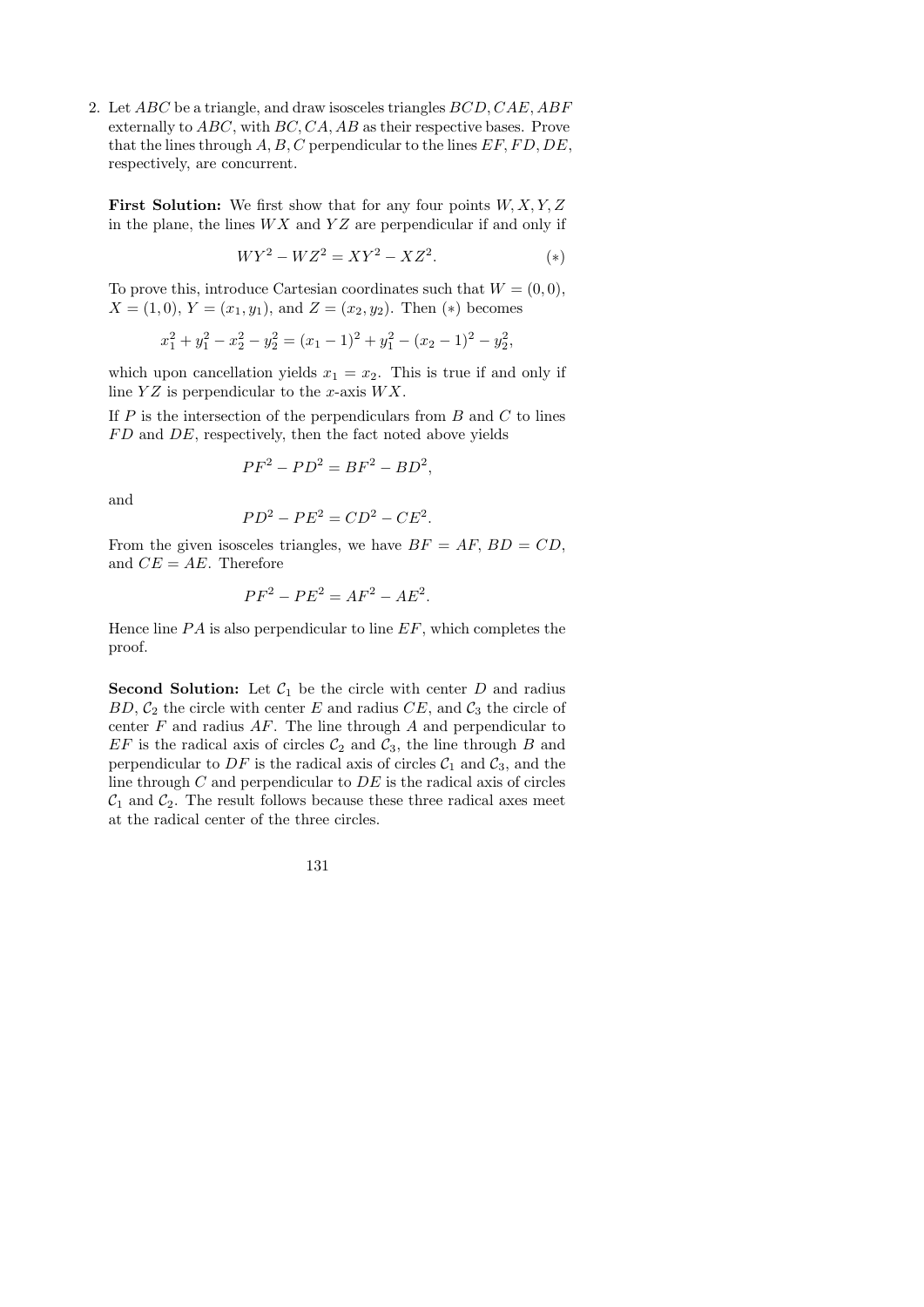2. Let $ABC$ be a triangle, and draw isosceles triangles $BCD, CAE, ABF$ externally to $ABC$, with $BC, CA, AB$ as their respective bases. Prove that the lines through $A, B, C$ perpendicular to the lines $EF, FD, DE$, respectively, are concurrent.

 **First Solution:** We first show that for any four points $W, X, Y, Z$ in the plane, the lines $WX$ and $YZ$ are perpendicular if and only if

$$WY^2 - WZ^2 = XY^2 - XZ^2. \qquad (*)$$

 To prove this, introduce Cartesian coordinates such that $W = (0, 0)$, $X = (1, 0)$, $Y = (x_1, y_1)$, and $Z = (x_2, y_2)$. Then $(*)$ becomes

$$x_1^2 + y_1^2 - x_2^2 - y_2^2 = (x_1 - 1)^2 + y_1^2 - (x_2 - 1)^2 - y_2^2,$$

 which upon cancellation yields $x_1 = x_2$. This is true if and only if line $YZ$ is perpendicular to the $x$-axis $WX$.

 If $P$ is the intersection of the perpendiculars from $B$ and $C$ to lines $FD$ and $DE$, respectively, then the fact noted above yields

$$PF^2 - PD^2 = BF^2 - BD^2,$$

 and

$$PD^2 - PE^2 = CD^2 - CE^2.$$

 From the given isosceles triangles, we have $BF = AF$, $BD = CD$, and $CE = AE$. Therefore

$$PF^2 - PE^2 = AF^2 - AE^2.$$

 Hence line $PA$ is also perpendicular to line $EF$, which completes the proof.

 **Second Solution:** Let $\mathcal{C}_1$ be the circle with center $D$ and radius $BD$, $\mathcal{C}_2$ the circle with center $E$ and radius $CE$, and $\mathcal{C}_3$ the circle of center $F$ and radius $AF$. The line through $A$ and perpendicular to $EF$ is the radical axis of circles $\mathcal{C}_2$ and $\mathcal{C}_3$, the line through $B$ and perpendicular to $DF$ is the radical axis of circles $\mathcal{C}_1$ and $\mathcal{C}_3$, and the line through $C$ and perpendicular to $DE$ is the radical axis of circles $\mathcal{C}_1$ and $\mathcal{C}_2$. The result follows because these three radical axes meet at the radical center of the three circles.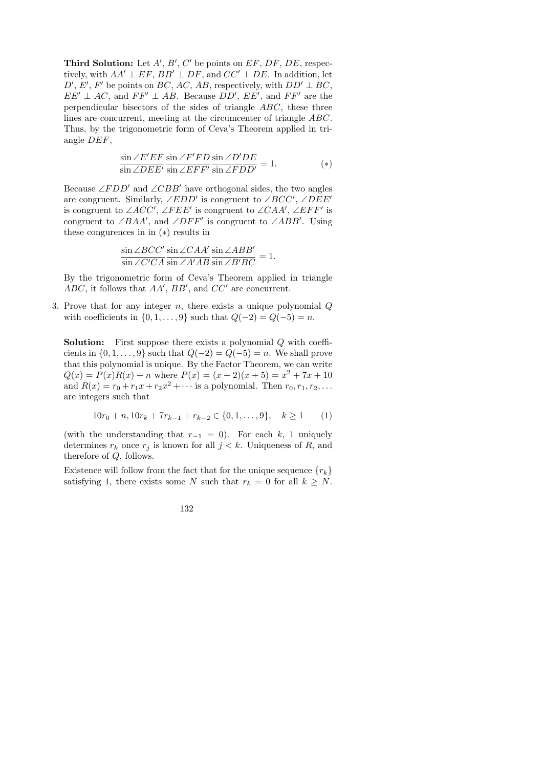**Third Solution:** Let $A'$, $B'$, $C'$ be points on $EF$, $DF$, $DE$, respectively, with $AA' \perp EF$, $BB' \perp DF$, and $CC' \perp DE$. In addition, let $D'$, $E'$, $F'$ be points on $BC$, $AC$, $AB$, respectively, with $DD' \perp BC$, $EE' \perp AC$, and $FF' \perp AB$. Because $DD'$, $EE'$, and $FF'$ are the perpendicular bisectors of the sides of triangle $ABC$, these three lines are concurrent, meeting at the circumcenter of triangle $ABC$. Thus, by the trigonometric form of Ceva's Theorem applied in triangle $DEF$,

$$\frac{\sin \angle E'EF}{\sin \angle DEE'} \frac{\sin \angle F'FD}{\sin \angle EFF'} \frac{\sin \angle D'DE}{\sin \angle FDD'} = 1. \qquad (*)$$

Because $\angle FDD'$ and $\angle CBB'$ have orthogonal sides, the two angles are congruent. Similarly, $\angle EDD'$ is congruent to $\angle BCC'$, $\angle DEE'$ is congruent to $\angle ACC'$, $\angle FEE'$ is congruent to $\angle CAA'$, $\angle EFF'$ is congruent to $\angle BAA'$, and $\angle DFF'$ is congruent to $\angle ABB'$. Using these congruences in in $(*)$ results in

$$\frac{\sin \angle BCC'}{\sin \angle C'CA} \frac{\sin \angle CAA'}{\sin \angle A'AB} \frac{\sin \angle ABB'}{\sin \angle B'BC} = 1.$$

By the trigonometric form of Ceva's Theorem applied in triangle $ABC$, it follows that $AA'$, $BB'$, and $CC'$ are concurrent.

3. Prove that for any integer $n$, there exists a unique polynomial $Q$ with coefficients in $\{0, 1, \ldots, 9\}$ such that $Q(-2) = Q(-5) = n$.

**Solution:** First suppose there exists a polynomial $Q$ with coefficients in $\{0, 1, \ldots, 9\}$ such that $Q(-2) = Q(-5) = n$. We shall prove that this polynomial is unique. By the Factor Theorem, we can write $Q(x) = P(x)R(x) + n$ where $P(x) = (x+2)(x+5) = x^2 + 7x + 10$ and $R(x) = r_0 + r_1 x + r_2 x^2 + \cdots$ is a polynomial. Then $r_0, r_1, r_2, \ldots$ are integers such that

$$10r_0 + n, 10r_k + 7r_{k-1} + r_{k-2} \in \{0, 1, \ldots, 9\}, \quad k \geq 1 \qquad (1)$$

(with the understanding that $r_{-1} = 0$). For each $k$, 1 uniquely determines $r_k$ once $r_j$ is known for all $j < k$. Uniqueness of $R$, and therefore of $Q$, follows.

Existence will follow from the fact that for the unique sequence $\{r_k\}$ satisfying 1, there exists some $N$ such that $r_k = 0$ for all $k \geq N$.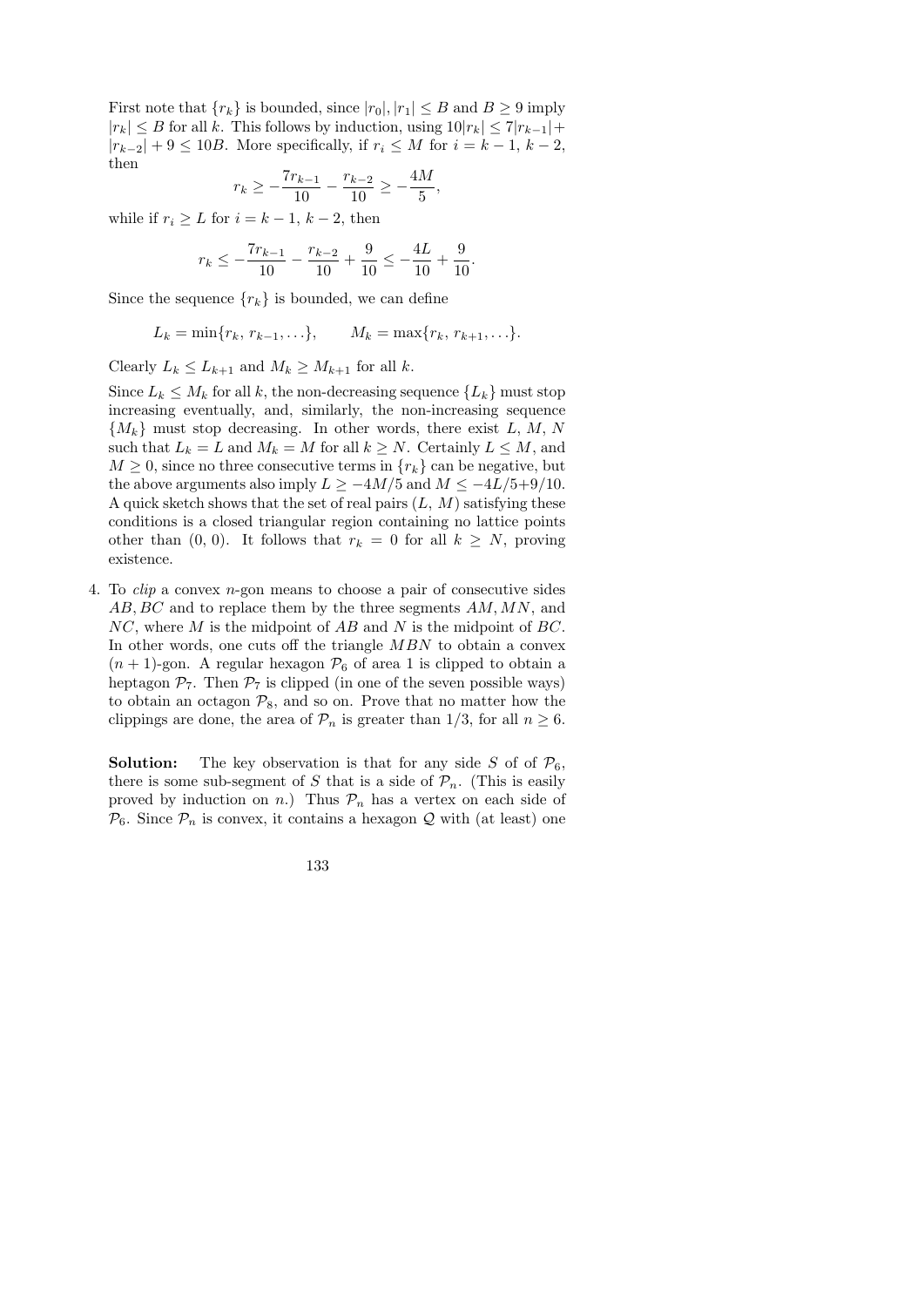First note that $\{r_k\}$ is bounded, since $|r_0|, |r_1| \le B$ and $B \ge 9$ imply $|r_k| \le B$ for all $k$. This follows by induction, using $10|r_k| \le 7|r_{k-1}| + |r_{k-2}| + 9 \le 10B$. More specifically, if $r_i \le M$ for $i = k-1,\ k-2$, then

$$r_k \ge -\frac{7r_{k-1}}{10} - \frac{r_{k-2}}{10} \ge -\frac{4M}{5},$$

while if $r_i \ge L$ for $i = k-1,\ k-2$, then

$$r_k \le -\frac{7r_{k-1}}{10} - \frac{r_{k-2}}{10} + \frac{9}{10} \le -\frac{4L}{10} + \frac{9}{10}.$$

Since the sequence $\{r_k\}$ is bounded, we can define

$$L_k = \min\{r_k,\ r_{k-1}, \ldots\}, \qquad M_k = \max\{r_k,\ r_{k+1}, \ldots\}.$$

Clearly $L_k \le L_{k+1}$ and $M_k \ge M_{k+1}$ for all $k$.

Since $L_k \le M_k$ for all $k$, the non-decreasing sequence $\{L_k\}$ must stop increasing eventually, and, similarly, the non-increasing sequence $\{M_k\}$ must stop decreasing. In other words, there exist $L$, $M$, $N$ such that $L_k = L$ and $M_k = M$ for all $k \ge N$. Certainly $L \le M$, and $M \ge 0$, since no three consecutive terms in $\{r_k\}$ can be negative, but the above arguments also imply $L \ge -4M/5$ and $M \le -4L/5+9/10$. A quick sketch shows that the set of real pairs $(L,\ M)$ satisfying these conditions is a closed triangular region containing no lattice points other than $(0,\ 0)$. It follows that $r_k = 0$ for all $k \ge N$, proving existence.

4. To *clip* a convex $n$-gon means to choose a pair of consecutive sides $AB, BC$ and to replace them by the three segments $AM$, $MN$, and $NC$, where $M$ is the midpoint of $AB$ and $N$ is the midpoint of $BC$. In other words, one cuts off the triangle $MBN$ to obtain a convex $(n+1)$-gon. A regular hexagon $\mathcal{P}_6$ of area 1 is clipped to obtain a heptagon $\mathcal{P}_7$. Then $\mathcal{P}_7$ is clipped (in one of the seven possible ways) to obtain an octagon $\mathcal{P}_8$, and so on. Prove that no matter how the clippings are done, the area of $\mathcal{P}_n$ is greater than $1/3$, for all $n \ge 6$.

   **Solution:** The key observation is that for any side $S$ of of $\mathcal{P}_6$, there is some sub-segment of $S$ that is a side of $\mathcal{P}_n$. (This is easily proved by induction on $n$.) Thus $\mathcal{P}_n$ has a vertex on each side of $\mathcal{P}_6$. Since $\mathcal{P}_n$ is convex, it contains a hexagon $\mathcal{Q}$ with (at least) one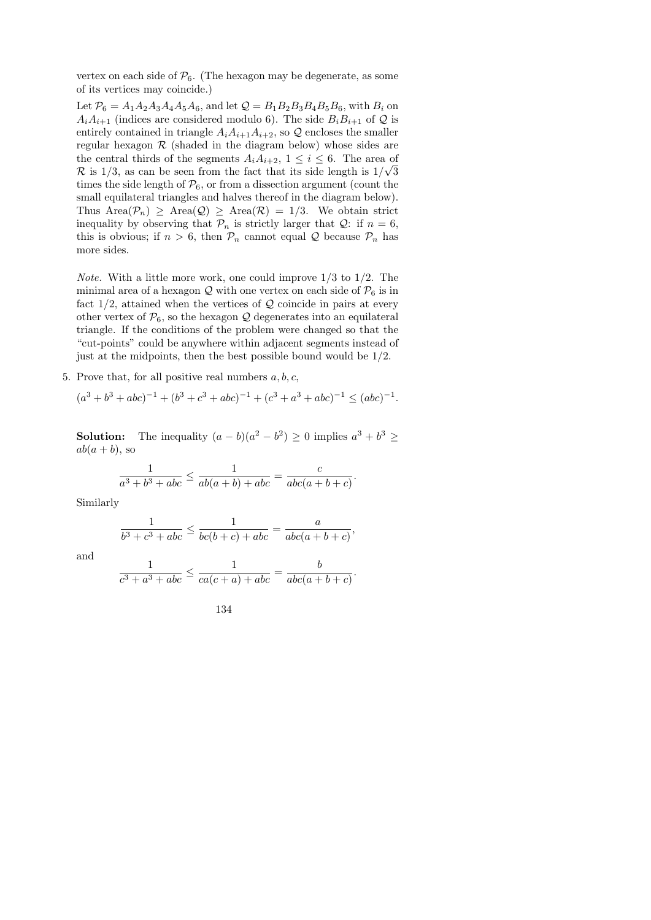vertex on each side of $\mathcal{P}_6$. (The hexagon may be degenerate, as some of its vertices may coincide.)

Let $\mathcal{P}_6 = A_1A_2A_3A_4A_5A_6$, and let $\mathcal{Q} = B_1B_2B_3B_4B_5B_6$, with $B_i$ on $A_iA_{i+1}$ (indices are considered modulo 6). The side $B_iB_{i+1}$ of $\mathcal{Q}$ is entirely contained in triangle $A_iA_{i+1}A_{i+2}$, so $\mathcal{Q}$ encloses the smaller regular hexagon $\mathcal{R}$ (shaded in the diagram below) whose sides are the central thirds of the segments $A_iA_{i+2}$, $1 \le i \le 6$. The area of $\mathcal{R}$ is $1/3$, as can be seen from the fact that its side length is $1/\sqrt{3}$ times the side length of $\mathcal{P}_6$, or from a dissection argument (count the small equilateral triangles and halves thereof in the diagram below). Thus $\text{Area}(\mathcal{P}_n) \ge \text{Area}(\mathcal{Q}) \ge \text{Area}(\mathcal{R}) = 1/3$. We obtain strict inequality by observing that $\mathcal{P}_n$ is strictly larger that $\mathcal{Q}$: if $n = 6$, this is obvious; if $n > 6$, then $\mathcal{P}_n$ cannot equal $\mathcal{Q}$ because $\mathcal{P}_n$ has more sides.

*Note.* With a little more work, one could improve $1/3$ to $1/2$. The minimal area of a hexagon $\mathcal{Q}$ with one vertex on each side of $\mathcal{P}_6$ is in fact $1/2$, attained when the vertices of $\mathcal{Q}$ coincide in pairs at every other vertex of $\mathcal{P}_6$, so the hexagon $\mathcal{Q}$ degenerates into an equilateral triangle. If the conditions of the problem were changed so that the "cut-points" could be anywhere within adjacent segments instead of just at the midpoints, then the best possible bound would be $1/2$.

5. Prove that, for all positive real numbers $a, b, c$,

$$(a^3 + b^3 + abc)^{-1} + (b^3 + c^3 + abc)^{-1} + (c^3 + a^3 + abc)^{-1} \le (abc)^{-1}.$$

**Solution:** The inequality $(a - b)(a^2 - b^2) \ge 0$ implies $a^3 + b^3 \ge ab(a + b)$, so

$$\frac{1}{a^3 + b^3 + abc} \le \frac{1}{ab(a+b) + abc} = \frac{c}{abc(a+b+c)}.$$

Similarly

$$\frac{1}{b^3 + c^3 + abc} \le \frac{1}{bc(b+c) + abc} = \frac{a}{abc(a+b+c)},$$

and

$$\frac{1}{c^3 + a^3 + abc} \le \frac{1}{ca(c+a) + abc} = \frac{b}{abc(a+b+c)}.$$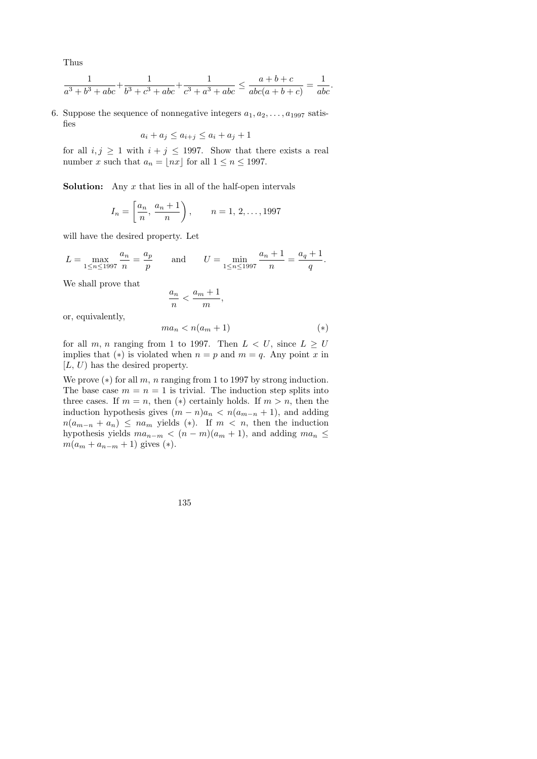Thus

$$\frac{1}{a^3+b^3+abc}+\frac{1}{b^3+c^3+abc}+\frac{1}{c^3+a^3+abc} \leq \frac{a+b+c}{abc(a+b+c)} = \frac{1}{abc}.$$

6. Suppose the sequence of nonnegative integers $a_1, a_2, \ldots, a_{1997}$ satisfies

$$a_i + a_j \leq a_{i+j} \leq a_i + a_j + 1$$

for all $i, j \geq 1$ with $i + j \leq 1997$. Show that there exists a real number $x$ such that $a_n = \lfloor nx \rfloor$ for all $1 \leq n \leq 1997$.

**Solution:** Any $x$ that lies in all of the half-open intervals

$$I_n = \left[\frac{a_n}{n}, \frac{a_n+1}{n}\right), \qquad n = 1, 2, \ldots, 1997$$

will have the desired property. Let

$$L = \max_{1 \leq n \leq 1997} \frac{a_n}{n} = \frac{a_p}{p} \qquad \text{and} \qquad U = \min_{1 \leq n \leq 1997} \frac{a_n+1}{n} = \frac{a_q+1}{q}.$$

We shall prove that

$$\frac{a_n}{n} < \frac{a_m+1}{m},$$

or, equivalently,

$$ma_n < n(a_m+1) \qquad (*)$$

for all $m$, $n$ ranging from 1 to 1997. Then $L < U$, since $L \geq U$ implies that $(*)$ is violated when $n = p$ and $m = q$. Any point $x$ in $[L, U)$ has the desired property.

We prove $(*)$ for all $m$, $n$ ranging from 1 to 1997 by strong induction. The base case $m = n = 1$ is trivial. The induction step splits into three cases. If $m = n$, then $(*)$ certainly holds. If $m > n$, then the induction hypothesis gives $(m-n)a_n < n(a_{m-n}+1)$, and adding $n(a_{m-n}+a_n) \leq na_m$ yields $(*)$. If $m < n$, then the induction hypothesis yields $ma_{n-m} < (n-m)(a_m+1)$, and adding $ma_n \leq m(a_m + a_{n-m} + 1)$ gives $(*)$.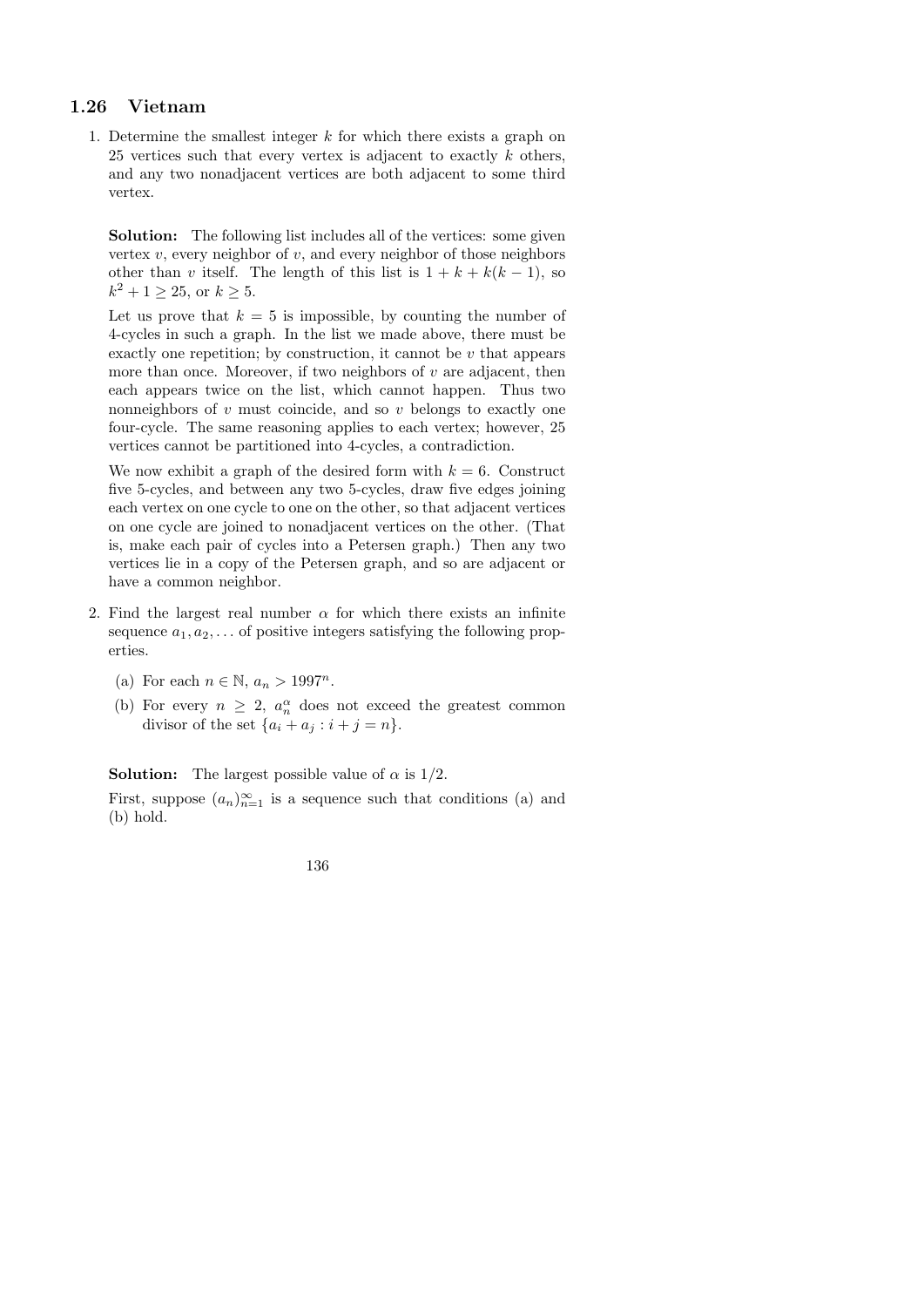## 1.26 Vietnam

1. Determine the smallest integer $k$ for which there exists a graph on 25 vertices such that every vertex is adjacent to exactly $k$ others, and any two nonadjacent vertices are both adjacent to some third vertex.

   **Solution:** The following list includes all of the vertices: some given vertex $v$, every neighbor of $v$, and every neighbor of those neighbors other than $v$ itself. The length of this list is $1 + k + k(k-1)$, so $k^2 + 1 \geq 25$, or $k \geq 5$.

   Let us prove that $k = 5$ is impossible, by counting the number of 4-cycles in such a graph. In the list we made above, there must be exactly one repetition; by construction, it cannot be $v$ that appears more than once. Moreover, if two neighbors of $v$ are adjacent, then each appears twice on the list, which cannot happen. Thus two nonneighbors of $v$ must coincide, and so $v$ belongs to exactly one four-cycle. The same reasoning applies to each vertex; however, 25 vertices cannot be partitioned into 4-cycles, a contradiction.

   We now exhibit a graph of the desired form with $k = 6$. Construct five 5-cycles, and between any two 5-cycles, draw five edges joining each vertex on one cycle to one on the other, so that adjacent vertices on one cycle are joined to nonadjacent vertices on the other. (That is, make each pair of cycles into a Petersen graph.) Then any two vertices lie in a copy of the Petersen graph, and so are adjacent or have a common neighbor.

2. Find the largest real number $\alpha$ for which there exists an infinite sequence $a_1, a_2, \ldots$ of positive integers satisfying the following properties.

   (a) For each $n \in \mathbb{N}$, $a_n > 1997^n$.

   (b) For every $n \geq 2$, $a_n^\alpha$ does not exceed the greatest common divisor of the set $\{a_i + a_j : i + j = n\}$.

   **Solution:** The largest possible value of $\alpha$ is $1/2$.

   First, suppose $(a_n)_{n=1}^\infty$ is a sequence such that conditions (a) and (b) hold.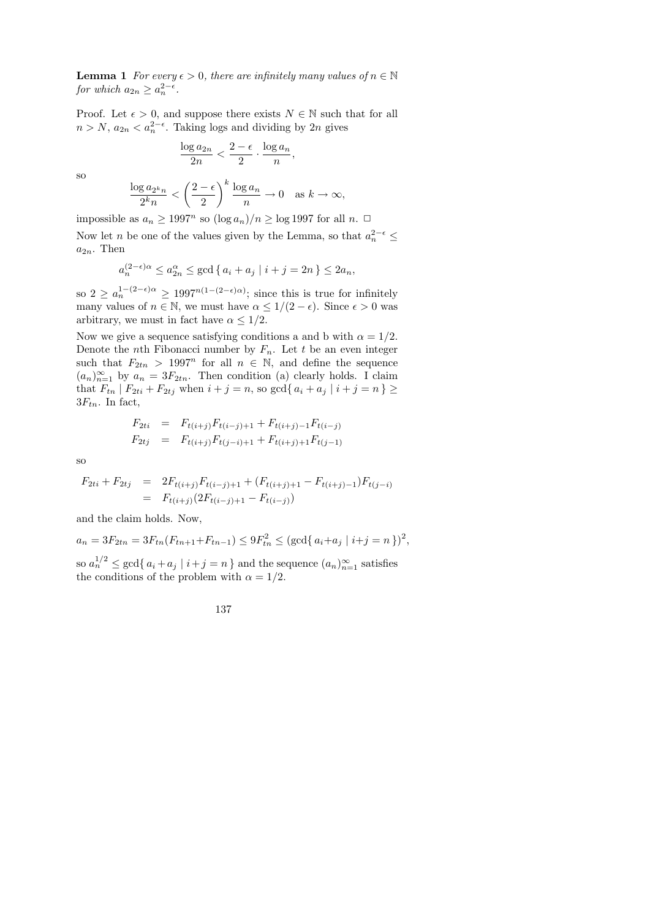**Lemma 1** *For every $\epsilon > 0$, there are infinitely many values of $n \in \mathbb{N}$ for which $a_{2n} \geq a_n^{2-\epsilon}$.*

Proof. Let $\epsilon > 0$, and suppose there exists $N \in \mathbb{N}$ such that for all $n > N$, $a_{2n} < a_n^{2-\epsilon}$. Taking logs and dividing by $2n$ gives

$$\frac{\log a_{2n}}{2n} < \frac{2-\epsilon}{2} \cdot \frac{\log a_n}{n},$$

so

$$\frac{\log a_{2^k n}}{2^k n} < \left(\frac{2-\epsilon}{2}\right)^k \frac{\log a_n}{n} \to 0 \quad \text{as } k \to \infty,$$

impossible as $a_n \geq 1997^n$ so $(\log a_n)/n \geq \log 1997$ for all $n$. $\Box$

Now let $n$ be one of the values given by the Lemma, so that $a_n^{2-\epsilon} \leq a_{2n}$. Then

$$a_n^{(2-\epsilon)\alpha} \leq a_{2n}^{\alpha} \leq \gcd\{\, a_i + a_j \mid i + j = 2n \,\} \leq 2a_n,$$

so $2 \geq a_n^{1-(2-\epsilon)\alpha} \geq 1997^{n(1-(2-\epsilon)\alpha)}$; since this is true for infinitely many values of $n \in \mathbb{N}$, we must have $\alpha \leq 1/(2-\epsilon)$. Since $\epsilon > 0$ was arbitrary, we must in fact have $\alpha \leq 1/2$.

Now we give a sequence satisfying conditions a and b with $\alpha = 1/2$. Denote the $n$th Fibonacci number by $F_n$. Let $t$ be an even integer such that $F_{2tn} > 1997^n$ for all $n \in \mathbb{N}$, and define the sequence $(a_n)_{n=1}^{\infty}$ by $a_n = 3F_{2tn}$. Then condition (a) clearly holds. I claim that $F_{tn} \mid F_{2ti} + F_{2tj}$ when $i + j = n$, so $\gcd\{\, a_i + a_j \mid i + j = n \,\} \geq 3F_{tn}$. In fact,

$$\begin{aligned}
F_{2ti} &= F_{t(i+j)}F_{t(i-j)+1} + F_{t(i+j)-1}F_{t(i-j)} \\
F_{2tj} &= F_{t(i+j)}F_{t(j-i)+1} + F_{t(i+j)+1}F_{t(j-1)}
\end{aligned}$$

so

$$\begin{aligned}
F_{2ti} + F_{2tj} &= 2F_{t(i+j)}F_{t(i-j)+1} + (F_{t(i+j)+1} - F_{t(i+j)-1})F_{t(j-i)} \\
&= F_{t(i+j)}(2F_{t(i-j)+1} - F_{t(i-j)})
\end{aligned}$$

and the claim holds. Now,

$$a_n = 3F_{2tn} = 3F_{tn}(F_{tn+1} + F_{tn-1}) \leq 9F_{tn}^2 \leq (\gcd\{\, a_i + a_j \mid i + j = n \,\})^2,$$

so $a_n^{1/2} \leq \gcd\{\, a_i + a_j \mid i + j = n \,\}$ and the sequence $(a_n)_{n=1}^{\infty}$ satisfies the conditions of the problem with $\alpha = 1/2$.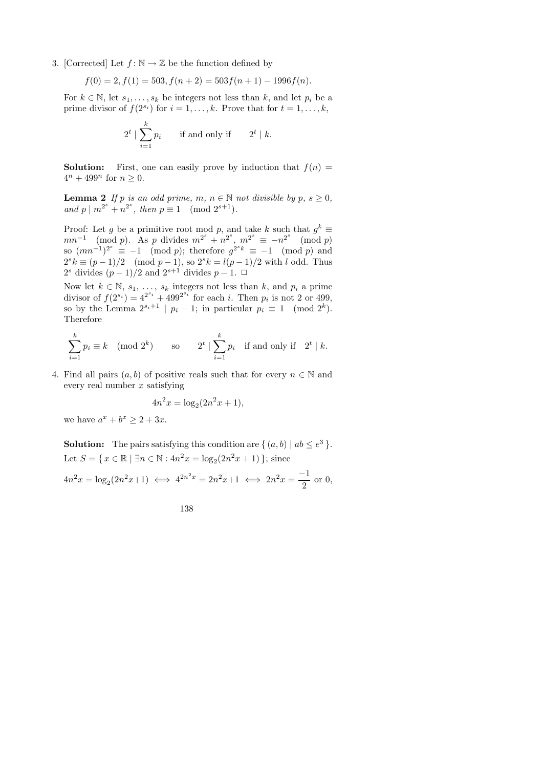3. [Corrected] Let $f\colon \mathbb{N} \to \mathbb{Z}$ be the function defined by

$$f(0) = 2, f(1) = 503, f(n+2) = 503f(n+1) - 1996f(n).$$

For $k \in \mathbb{N}$, let $s_1, \ldots, s_k$ be integers not less than $k$, and let $p_i$ be a prime divisor of $f(2^{s_i})$ for $i = 1, \ldots, k$. Prove that for $t = 1, \ldots, k$,

$$2^t \mid \sum_{i=1}^{k} p_i \qquad \text{if and only if} \qquad 2^t \mid k.$$

**Solution:** First, one can easily prove by induction that $f(n) = 4^n + 499^n$ for $n \geq 0$.

**Lemma 2** *If $p$ is an odd prime, $m$, $n \in \mathbb{N}$ not divisible by $p$, $s \geq 0$, and $p \mid m^{2^s} + n^{2^s}$, then $p \equiv 1 \pmod{2^{s+1}}$.*

Proof: Let $g$ be a primitive root mod $p$, and take $k$ such that $g^k \equiv mn^{-1} \pmod p$. As $p$ divides $m^{2^s} + n^{2^s}$, $m^{2^s} \equiv -n^{2^s} \pmod p$ so $(mn^{-1})^{2^s} \equiv -1 \pmod p$; therefore $g^{2^s k} \equiv -1 \pmod p$ and $2^s k \equiv (p-1)/2 \pmod{p-1}$, so $2^s k = l(p-1)/2$ with $l$ odd. Thus $2^s$ divides $(p-1)/2$ and $2^{s+1}$ divides $p-1$. □

Now let $k \in \mathbb{N}$, $s_1, \ldots, s_k$ integers not less than $k$, and $p_i$ a prime divisor of $f(2^{s_i}) = 4^{2^{s_i}} + 499^{2^{s_i}}$ for each $i$. Then $p_i$ is not 2 or 499, so by the Lemma $2^{s_i+1} \mid p_i - 1$; in particular $p_i \equiv 1 \pmod{2^k}$. Therefore

$$\sum_{i=1}^{k} p_i \equiv k \pmod{2^k} \qquad \text{so} \qquad 2^t \mid \sum_{i=1}^{k} p_i \quad \text{if and only if} \quad 2^t \mid k.$$

4. Find all pairs $(a, b)$ of positive reals such that for every $n \in \mathbb{N}$ and every real number $x$ satisfying

$$4n^2 x = \log_2(2n^2 x + 1),$$

we have $a^x + b^x \geq 2 + 3x$.

**Solution:** The pairs satisfying this condition are $\{\, (a,b) \mid ab \leq e^3 \,\}$. Let $S = \{\, x \in \mathbb{R} \mid \exists n \in \mathbb{N} : 4n^2 x = \log_2(2n^2 x + 1) \,\}$; since

$$4n^2 x = \log_2(2n^2 x + 1) \iff 4^{2n^2 x} = 2n^2 x + 1 \iff 2n^2 x = \frac{-1}{2} \text{ or } 0,$$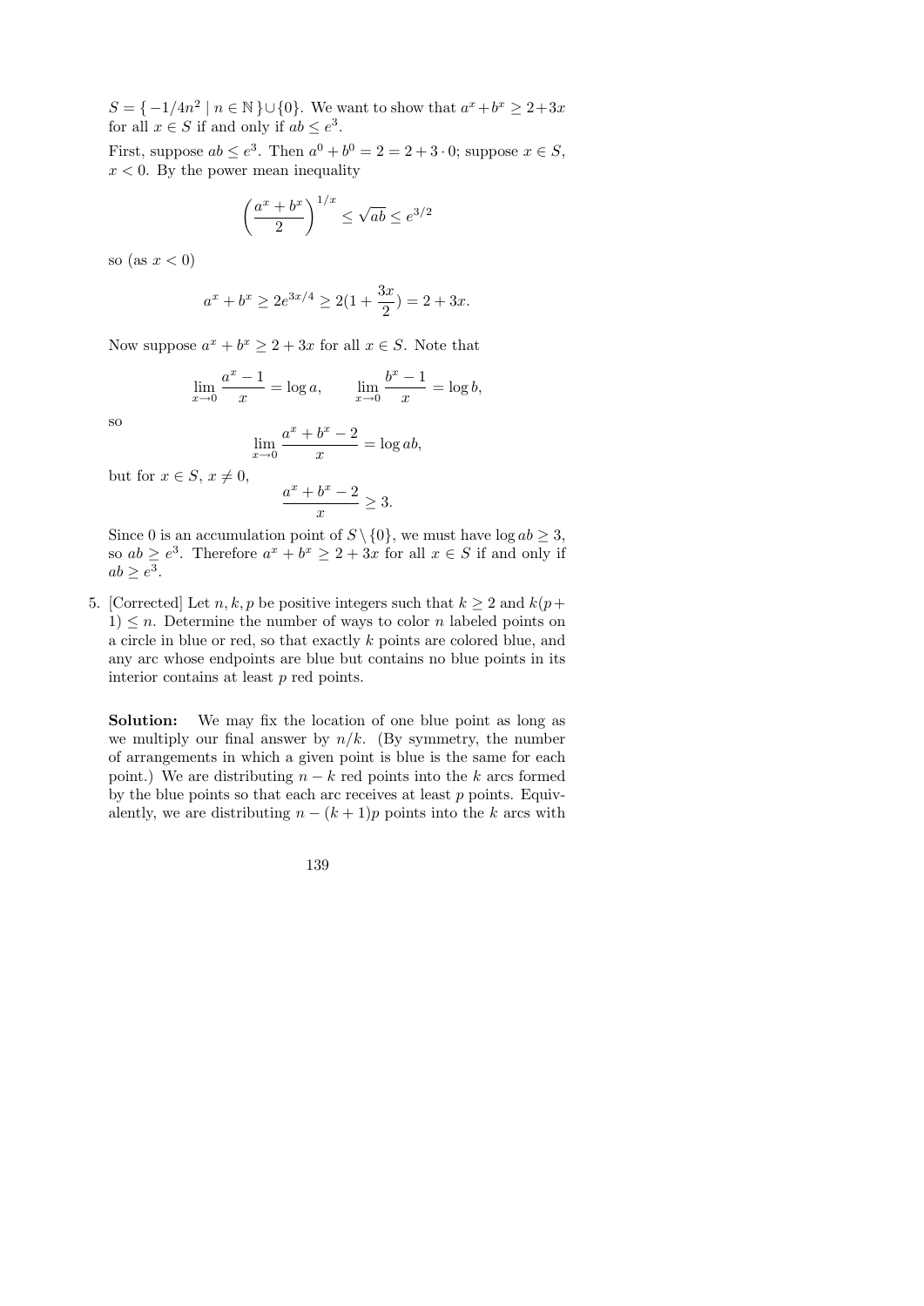$S = \{-1/4n^2 \mid n \in \mathbb{N}\} \cup \{0\}$. We want to show that $a^x + b^x \geq 2 + 3x$ for all $x \in S$ if and only if $ab \leq e^3$.

First, suppose $ab \leq e^3$. Then $a^0 + b^0 = 2 = 2 + 3 \cdot 0$; suppose $x \in S$, $x < 0$. By the power mean inequality

$$\left(\frac{a^x + b^x}{2}\right)^{1/x} \leq \sqrt{ab} \leq e^{3/2}$$

so (as $x < 0$)

$$a^x + b^x \geq 2e^{3x/4} \geq 2(1 + \frac{3x}{2}) = 2 + 3x.$$

Now suppose $a^x + b^x \geq 2 + 3x$ for all $x \in S$. Note that

$$\lim_{x \to 0} \frac{a^x - 1}{x} = \log a, \qquad \lim_{x \to 0} \frac{b^x - 1}{x} = \log b,$$

so

$$\lim_{x \to 0} \frac{a^x + b^x - 2}{x} = \log ab,$$

but for $x \in S$, $x \neq 0$,

$$\frac{a^x + b^x - 2}{x} \geq 3.$$

Since 0 is an accumulation point of $S \setminus \{0\}$, we must have $\log ab \geq 3$, so $ab \geq e^3$. Therefore $a^x + b^x \geq 2 + 3x$ for all $x \in S$ if and only if $ab \geq e^3$.

5. [Corrected] Let $n, k, p$ be positive integers such that $k \geq 2$ and $k(p + 1) \leq n$. Determine the number of ways to color $n$ labeled points on a circle in blue or red, so that exactly $k$ points are colored blue, and any arc whose endpoints are blue but contains no blue points in its interior contains at least $p$ red points.

   **Solution:** We may fix the location of one blue point as long as we multiply our final answer by $n/k$. (By symmetry, the number of arrangements in which a given point is blue is the same for each point.) We are distributing $n - k$ red points into the $k$ arcs formed by the blue points so that each arc receives at least $p$ points. Equivalently, we are distributing $n - (k + 1)p$ points into the $k$ arcs with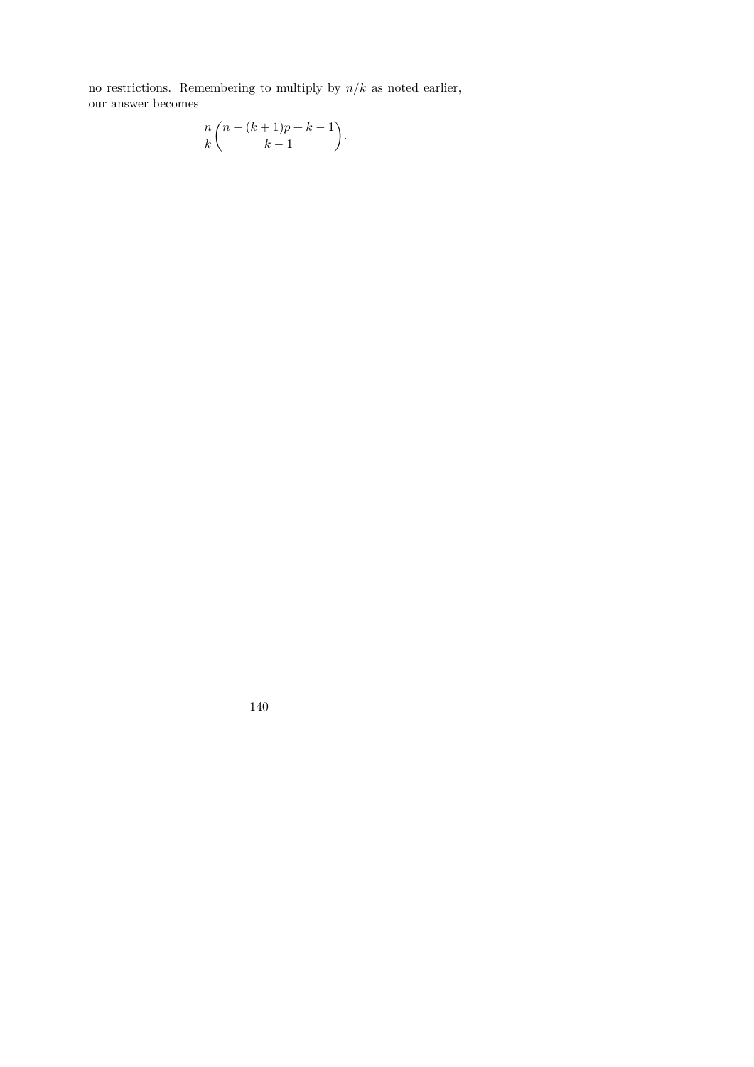no restrictions. Remembering to multiply by $n/k$ as noted earlier, our answer becomes

$$\frac{n}{k}\binom{n-(k+1)p+k-1}{k-1}.$$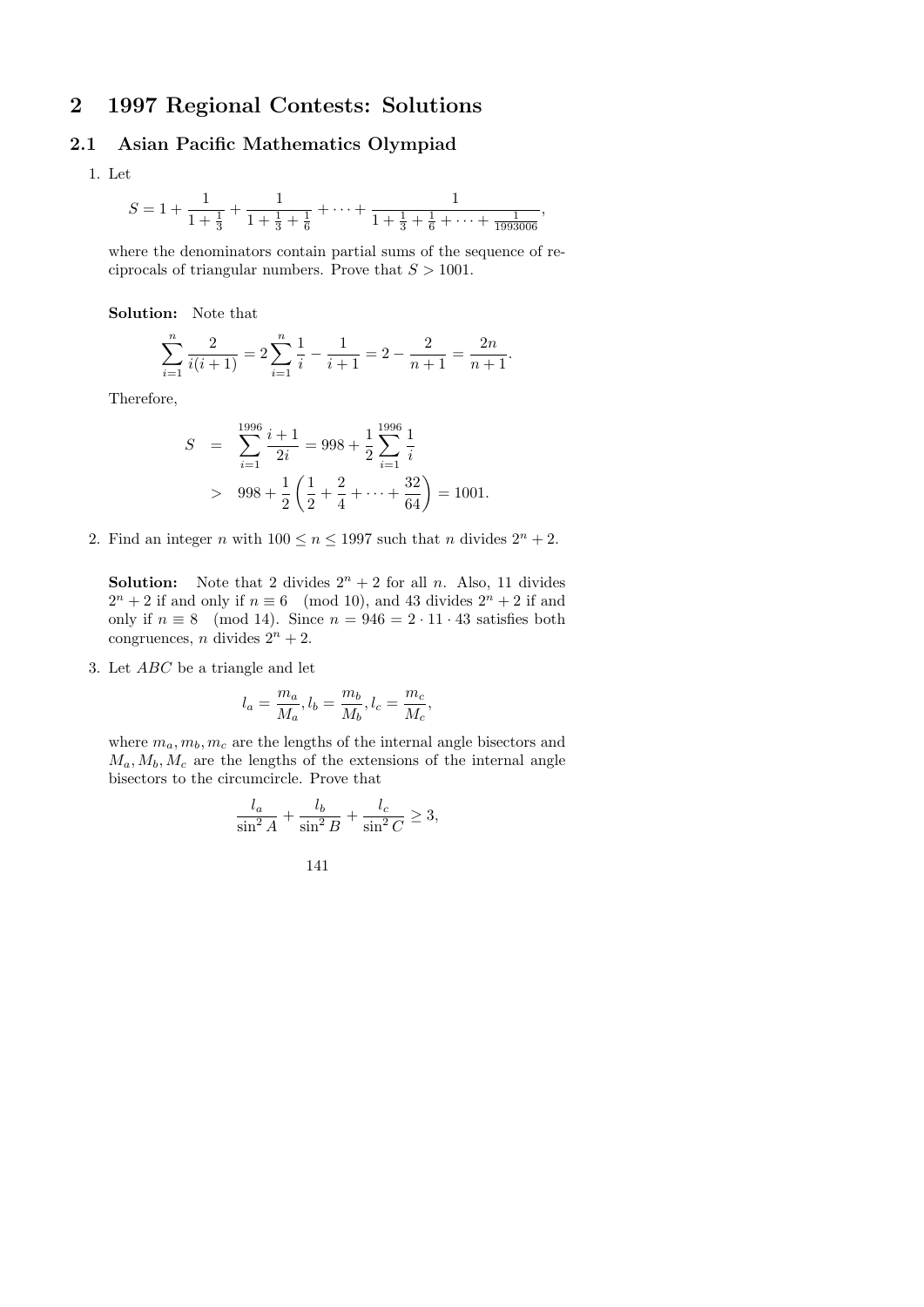# 2 1997 Regional Contests: Solutions

## 2.1 Asian Pacific Mathematics Olympiad

1. Let

$$S = 1 + \frac{1}{1+\frac{1}{3}} + \frac{1}{1+\frac{1}{3}+\frac{1}{6}} + \cdots + \frac{1}{1+\frac{1}{3}+\frac{1}{6}+\cdots+\frac{1}{1993006}},$$

where the denominators contain partial sums of the sequence of reciprocals of triangular numbers. Prove that $S > 1001$.

**Solution:** Note that

$$\sum_{i=1}^{n} \frac{2}{i(i+1)} = 2\sum_{i=1}^{n} \frac{1}{i} - \frac{1}{i+1} = 2 - \frac{2}{n+1} = \frac{2n}{n+1}.$$

Therefore,

$$\begin{aligned} S &= \sum_{i=1}^{1996} \frac{i+1}{2i} = 998 + \frac{1}{2}\sum_{i=1}^{1996} \frac{1}{i} \\ &> 998 + \frac{1}{2}\left(\frac{1}{2} + \frac{2}{4} + \cdots + \frac{32}{64}\right) = 1001. \end{aligned}$$

2. Find an integer $n$ with $100 \le n \le 1997$ such that $n$ divides $2^n + 2$.

**Solution:** Note that 2 divides $2^n + 2$ for all $n$. Also, 11 divides $2^n + 2$ if and only if $n \equiv 6 \pmod{10}$, and 43 divides $2^n + 2$ if and only if $n \equiv 8 \pmod{14}$. Since $n = 946 = 2 \cdot 11 \cdot 43$ satisfies both congruences, $n$ divides $2^n + 2$.

3. Let $ABC$ be a triangle and let

$$l_a = \frac{m_a}{M_a}, l_b = \frac{m_b}{M_b}, l_c = \frac{m_c}{M_c},$$

where $m_a, m_b, m_c$ are the lengths of the internal angle bisectors and $M_a, M_b, M_c$ are the lengths of the extensions of the internal angle bisectors to the circumcircle. Prove that

$$\frac{l_a}{\sin^2 A} + \frac{l_b}{\sin^2 B} + \frac{l_c}{\sin^2 C} \ge 3,$$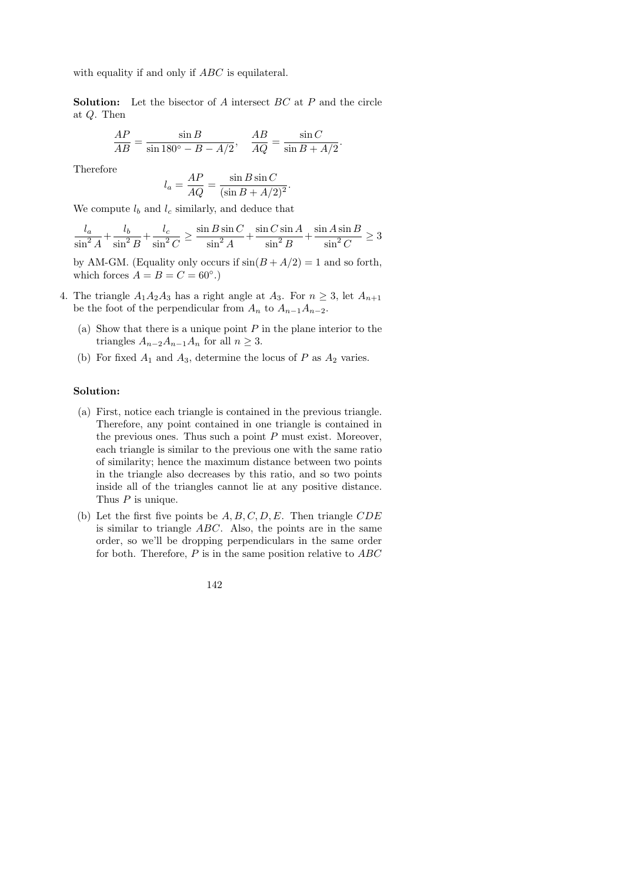with equality if and only if $ABC$ is equilateral.

**Solution:** Let the bisector of $A$ intersect $BC$ at $P$ and the circle at $Q$. Then

$$\frac{AP}{AB} = \frac{\sin B}{\sin 180^\circ - B - A/2}, \quad \frac{AB}{AQ} = \frac{\sin C}{\sin B + A/2}.$$

Therefore

$$l_a = \frac{AP}{AQ} = \frac{\sin B \sin C}{(\sin B + A/2)^2}.$$

We compute $l_b$ and $l_c$ similarly, and deduce that

$$\frac{l_a}{\sin^2 A} + \frac{l_b}{\sin^2 B} + \frac{l_c}{\sin^2 C} \geq \frac{\sin B \sin C}{\sin^2 A} + \frac{\sin C \sin A}{\sin^2 B} + \frac{\sin A \sin B}{\sin^2 C} \geq 3$$

by AM-GM. (Equality only occurs if $\sin(B + A/2) = 1$ and so forth, which forces $A = B = C = 60^\circ$.)

4. The triangle $A_1A_2A_3$ has a right angle at $A_3$. For $n \geq 3$, let $A_{n+1}$ be the foot of the perpendicular from $A_n$ to $A_{n-1}A_{n-2}$.

   (a) Show that there is a unique point $P$ in the plane interior to the triangles $A_{n-2}A_{n-1}A_n$ for all $n \geq 3$.

   (b) For fixed $A_1$ and $A_3$, determine the locus of $P$ as $A_2$ varies.

**Solution:**

(a) First, notice each triangle is contained in the previous triangle. Therefore, any point contained in one triangle is contained in the previous ones. Thus such a point $P$ must exist. Moreover, each triangle is similar to the previous one with the same ratio of similarity; hence the maximum distance between two points in the triangle also decreases by this ratio, and so two points inside all of the triangles cannot lie at any positive distance. Thus $P$ is unique.

(b) Let the first five points be $A, B, C, D, E$. Then triangle $CDE$ is similar to triangle $ABC$. Also, the points are in the same order, so we'll be dropping perpendiculars in the same order for both. Therefore, $P$ is in the same position relative to $ABC$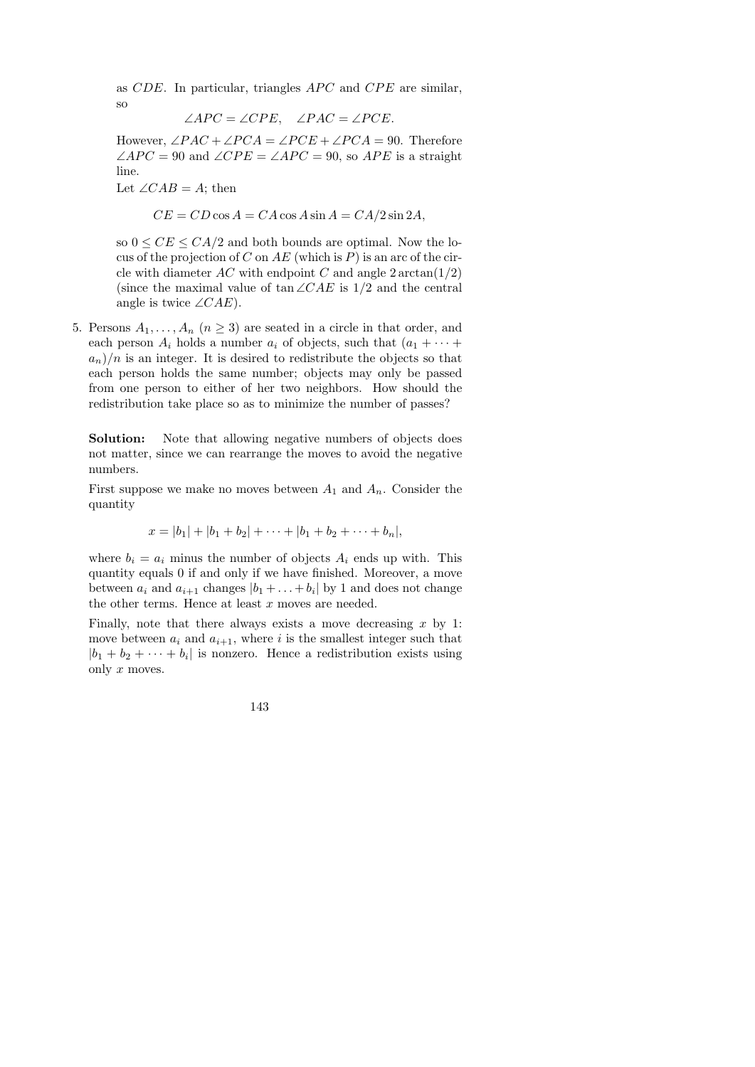as $CDE$. In particular, triangles $APC$ and $CPE$ are similar, so

$$\angle APC = \angle CPE, \quad \angle PAC = \angle PCE.$$

However, $\angle PAC + \angle PCA = \angle PCE + \angle PCA = 90$. Therefore $\angle APC = 90$ and $\angle CPE = \angle APC = 90$, so $APE$ is a straight line.

Let $\angle CAB = A$; then

$$CE = CD \cos A = CA \cos A \sin A = CA/2 \sin 2A,$$

so $0 \leq CE \leq CA/2$ and both bounds are optimal. Now the locus of the projection of $C$ on $AE$ (which is $P$) is an arc of the circle with diameter $AC$ with endpoint $C$ and angle $2 \arctan(1/2)$ (since the maximal value of $\tan \angle CAE$ is $1/2$ and the central angle is twice $\angle CAE$).

5. Persons $A_1, \ldots, A_n$ ($n \geq 3$) are seated in a circle in that order, and each person $A_i$ holds a number $a_i$ of objects, such that $(a_1 + \cdots + a_n)/n$ is an integer. It is desired to redistribute the objects so that each person holds the same number; objects may only be passed from one person to either of her two neighbors. How should the redistribution take place so as to minimize the number of passes?

   **Solution:** Note that allowing negative numbers of objects does not matter, since we can rearrange the moves to avoid the negative numbers.

   First suppose we make no moves between $A_1$ and $A_n$. Consider the quantity

   $$x = |b_1| + |b_1 + b_2| + \cdots + |b_1 + b_2 + \cdots + b_n|,$$

   where $b_i = a_i$ minus the number of objects $A_i$ ends up with. This quantity equals 0 if and only if we have finished. Moreover, a move between $a_i$ and $a_{i+1}$ changes $|b_1 + \ldots + b_i|$ by 1 and does not change the other terms. Hence at least $x$ moves are needed.

   Finally, note that there always exists a move decreasing $x$ by 1: move between $a_i$ and $a_{i+1}$, where $i$ is the smallest integer such that $|b_1 + b_2 + \cdots + b_i|$ is nonzero. Hence a redistribution exists using only $x$ moves.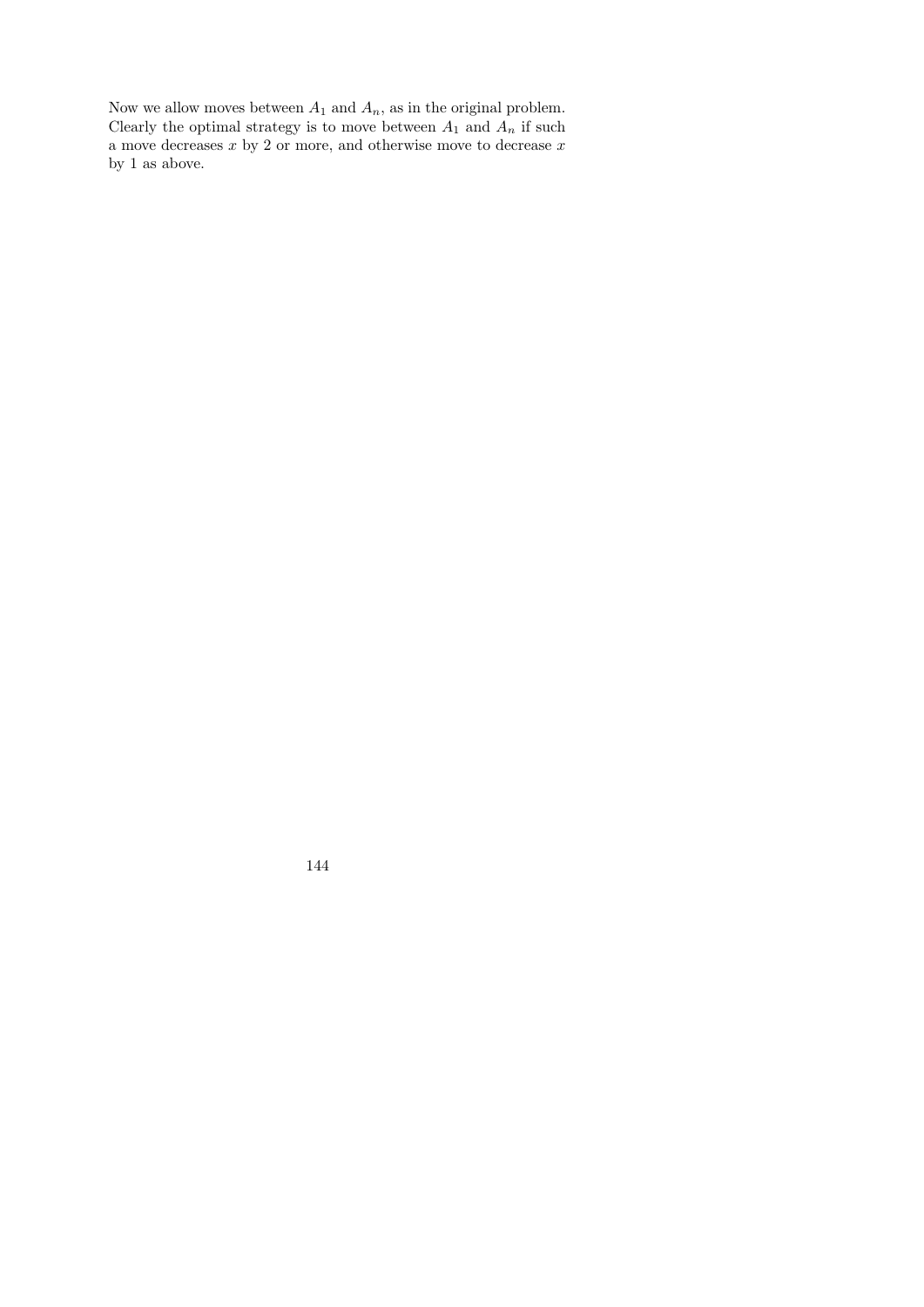Now we allow moves between $A_1$ and $A_n$, as in the original problem. Clearly the optimal strategy is to move between $A_1$ and $A_n$ if such a move decreases $x$ by 2 or more, and otherwise move to decrease $x$ by 1 as above.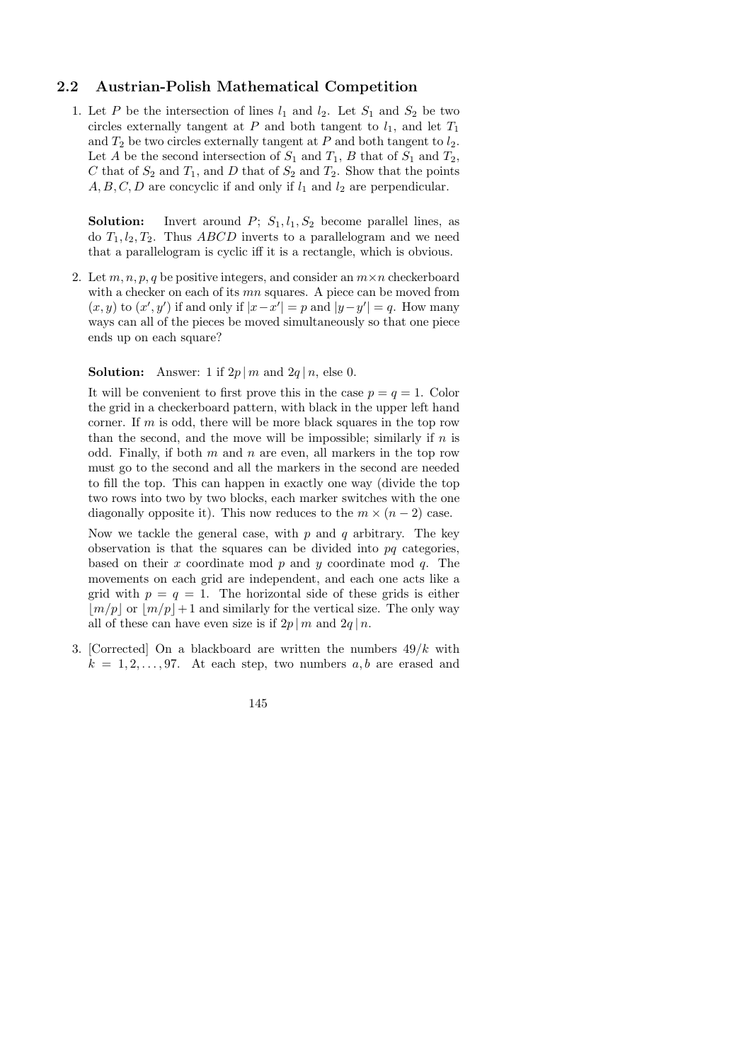## 2.2 Austrian-Polish Mathematical Competition

1. Let $P$ be the intersection of lines $l_1$ and $l_2$. Let $S_1$ and $S_2$ be two circles externally tangent at $P$ and both tangent to $l_1$, and let $T_1$ and $T_2$ be two circles externally tangent at $P$ and both tangent to $l_2$. Let $A$ be the second intersection of $S_1$ and $T_1$, $B$ that of $S_1$ and $T_2$, $C$ that of $S_2$ and $T_1$, and $D$ that of $S_2$ and $T_2$. Show that the points $A, B, C, D$ are concyclic if and only if $l_1$ and $l_2$ are perpendicular.

   **Solution:** Invert around $P$; $S_1, l_1, S_2$ become parallel lines, as do $T_1, l_2, T_2$. Thus $ABCD$ inverts to a parallelogram and we need that a parallelogram is cyclic iff it is a rectangle, which is obvious.

2. Let $m, n, p, q$ be positive integers, and consider an $m \times n$ checkerboard with a checker on each of its $mn$ squares. A piece can be moved from $(x, y)$ to $(x', y')$ if and only if $|x - x'| = p$ and $|y - y'| = q$. How many ways can all of the pieces be moved simultaneously so that one piece ends up on each square?

   **Solution:** Answer: 1 if $2p \,|\, m$ and $2q \,|\, n$, else 0.

   It will be convenient to first prove this in the case $p = q = 1$. Color the grid in a checkerboard pattern, with black in the upper left hand corner. If $m$ is odd, there will be more black squares in the top row than the second, and the move will be impossible; similarly if $n$ is odd. Finally, if both $m$ and $n$ are even, all markers in the top row must go to the second and all the markers in the second are needed to fill the top. This can happen in exactly one way (divide the top two rows into two by two blocks, each marker switches with the one diagonally opposite it). This now reduces to the $m \times (n - 2)$ case.

   Now we tackle the general case, with $p$ and $q$ arbitrary. The key observation is that the squares can be divided into $pq$ categories, based on their $x$ coordinate mod $p$ and $y$ coordinate mod $q$. The movements on each grid are independent, and each one acts like a grid with $p = q = 1$. The horizontal side of these grids is either $\lfloor m/p \rfloor$ or $\lfloor m/p \rfloor + 1$ and similarly for the vertical size. The only way all of these can have even size is if $2p \,|\, m$ and $2q \,|\, n$.

3. [Corrected] On a blackboard are written the numbers $49/k$ with $k = 1, 2, \ldots, 97$. At each step, two numbers $a, b$ are erased and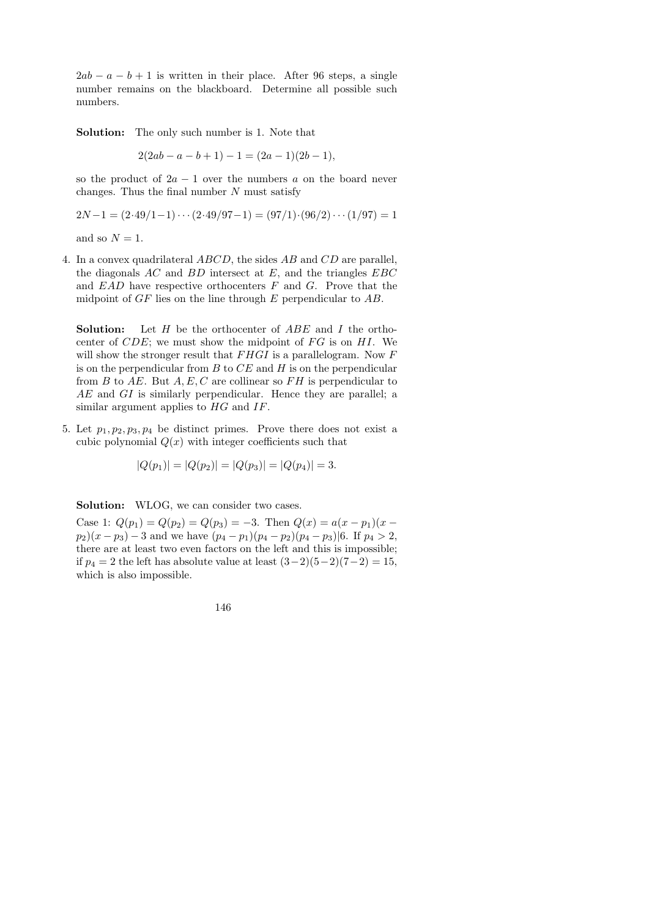$2ab - a - b + 1$ is written in their place. After 96 steps, a single number remains on the blackboard. Determine all possible such numbers.

**Solution:** The only such number is 1. Note that

$$2(2ab - a - b + 1) - 1 = (2a - 1)(2b - 1),$$

so the product of $2a - 1$ over the numbers $a$ on the board never changes. Thus the final number $N$ must satisfy

$$2N - 1 = (2 \cdot 49/1 - 1) \cdots (2 \cdot 49/97 - 1) = (97/1) \cdot (96/2) \cdots (1/97) = 1$$

and so $N = 1$.

4. In a convex quadrilateral $ABCD$, the sides $AB$ and $CD$ are parallel, the diagonals $AC$ and $BD$ intersect at $E$, and the triangles $EBC$ and $EAD$ have respective orthocenters $F$ and $G$. Prove that the midpoint of $GF$ lies on the line through $E$ perpendicular to $AB$.

   **Solution:** Let $H$ be the orthocenter of $ABE$ and $I$ the orthocenter of $CDE$; we must show the midpoint of $FG$ is on $HI$. We will show the stronger result that $FHGI$ is a parallelogram. Now $F$ is on the perpendicular from $B$ to $CE$ and $H$ is on the perpendicular from $B$ to $AE$. But $A, E, C$ are collinear so $FH$ is perpendicular to $AE$ and $GI$ is similarly perpendicular. Hence they are parallel; a similar argument applies to $HG$ and $IF$.

5. Let $p_1, p_2, p_3, p_4$ be distinct primes. Prove there does not exist a cubic polynomial $Q(x)$ with integer coefficients such that

$$|Q(p_1)| = |Q(p_2)| = |Q(p_3)| = |Q(p_4)| = 3.$$

   **Solution:** WLOG, we can consider two cases.

   Case 1: $Q(p_1) = Q(p_2) = Q(p_3) = -3$. Then $Q(x) = a(x - p_1)(x - p_2)(x - p_3) - 3$ and we have $(p_4 - p_1)(p_4 - p_2)(p_4 - p_3)|6$. If $p_4 > 2$, there are at least two even factors on the left and this is impossible; if $p_4 = 2$ the left has absolute value at least $(3-2)(5-2)(7-2) = 15$, which is also impossible.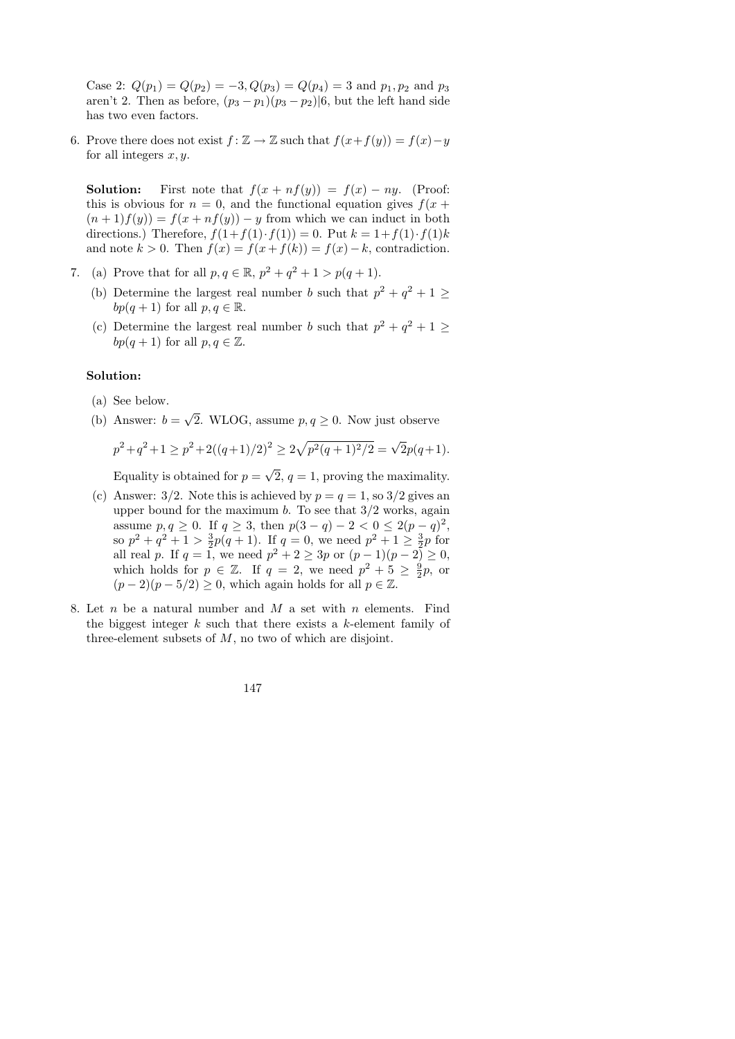Case 2: $Q(p_1) = Q(p_2) = -3, Q(p_3) = Q(p_4) = 3$ and $p_1, p_2$ and $p_3$ aren't 2. Then as before, $(p_3 - p_1)(p_3 - p_2)|6$, but the left hand side has two even factors.

6. Prove there does not exist $f\colon \mathbb{Z} \to \mathbb{Z}$ such that $f(x+f(y)) = f(x)-y$ for all integers $x, y$.

   **Solution:** First note that $f(x + nf(y)) = f(x) - ny$. (Proof: this is obvious for $n = 0$, and the functional equation gives $f(x + (n+1)f(y)) = f(x + nf(y)) - y$ from which we can induct in both directions.) Therefore, $f(1+f(1)\cdot f(1)) = 0$. Put $k = 1+f(1)\cdot f(1)k$ and note $k > 0$. Then $f(x) = f(x+f(k)) = f(x)-k$, contradiction.

7. (a) Prove that for all $p, q \in \mathbb{R}$, $p^2 + q^2 + 1 > p(q+1)$.

   (b) Determine the largest real number $b$ such that $p^2 + q^2 + 1 \geq bp(q+1)$ for all $p, q \in \mathbb{R}$.

   (c) Determine the largest real number $b$ such that $p^2 + q^2 + 1 \geq bp(q+1)$ for all $p, q \in \mathbb{Z}$.

   **Solution:**

   (a) See below.

   (b) Answer: $b = \sqrt{2}$. WLOG, assume $p, q \geq 0$. Now just observe

   $$p^2+q^2+1 \geq p^2+2((q+1)/2)^2 \geq 2\sqrt{p^2(q+1)^2/2} = \sqrt{2}p(q+1).$$

   Equality is obtained for $p = \sqrt{2}$, $q = 1$, proving the maximality.

   (c) Answer: $3/2$. Note this is achieved by $p = q = 1$, so $3/2$ gives an upper bound for the maximum $b$. To see that $3/2$ works, again assume $p, q \geq 0$. If $q \geq 3$, then $p(3-q) - 2 < 0 \leq 2(p-q)^2$, so $p^2 + q^2 + 1 > \frac{3}{2}p(q+1)$. If $q = 0$, we need $p^2 + 1 \geq \frac{3}{2}p$ for all real $p$. If $q = 1$, we need $p^2 + 2 \geq 3p$ or $(p-1)(p-2) \geq 0$, which holds for $p \in \mathbb{Z}$. If $q = 2$, we need $p^2 + 5 \geq \frac{9}{2}p$, or $(p-2)(p-5/2) \geq 0$, which again holds for all $p \in \mathbb{Z}$.

8. Let $n$ be a natural number and $M$ a set with $n$ elements. Find the biggest integer $k$ such that there exists a $k$-element family of three-element subsets of $M$, no two of which are disjoint.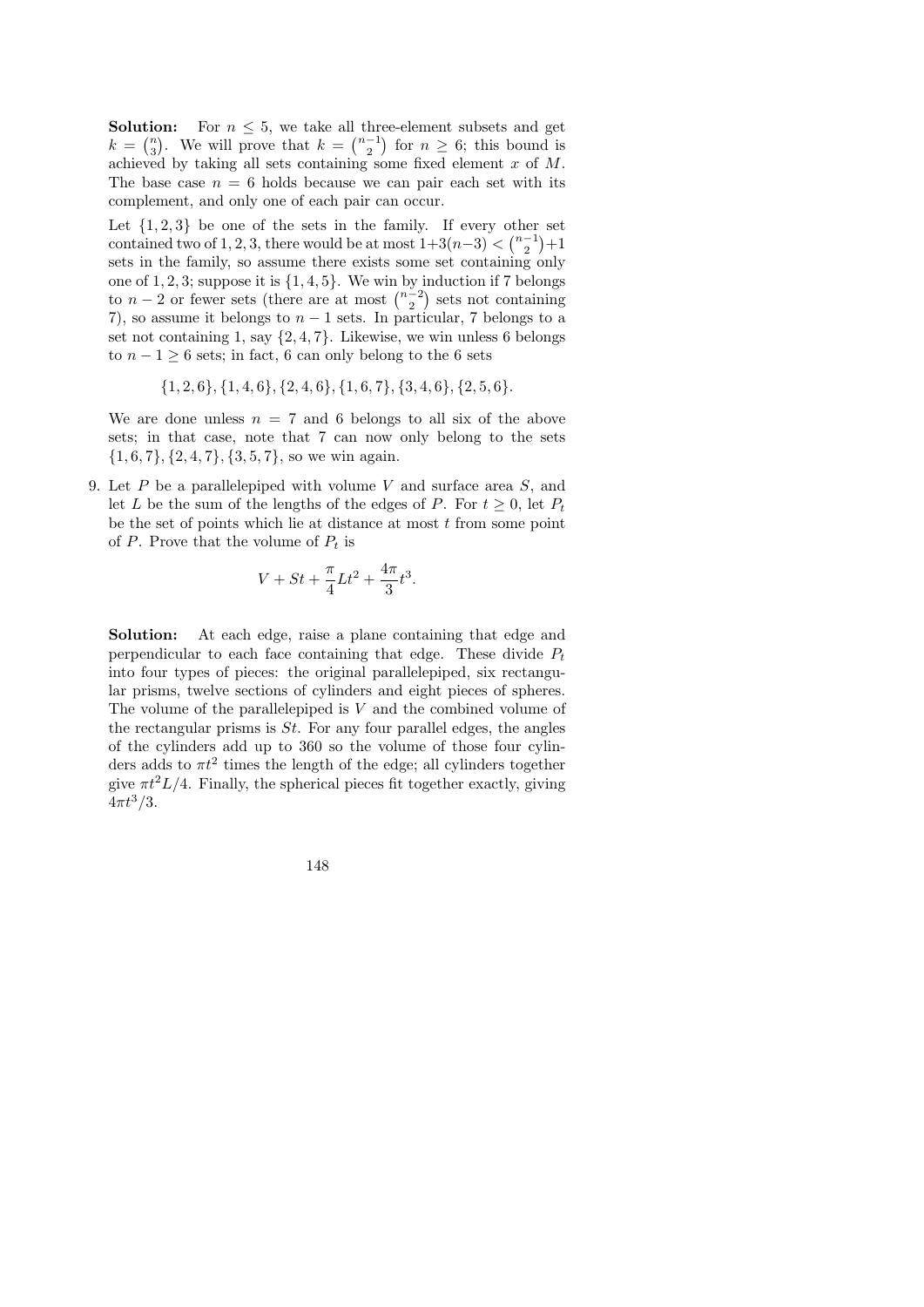**Solution:** For $n \leq 5$, we take all three-element subsets and get $k = \binom{n}{3}$. We will prove that $k = \binom{n-1}{2}$ for $n \geq 6$; this bound is achieved by taking all sets containing some fixed element $x$ of $M$. The base case $n = 6$ holds because we can pair each set with its complement, and only one of each pair can occur.

Let $\{1, 2, 3\}$ be one of the sets in the family. If every other set contained two of $1, 2, 3$, there would be at most $1+3(n-3) < \binom{n-1}{2}+1$ sets in the family, so assume there exists some set containing only one of $1, 2, 3$; suppose it is $\{1, 4, 5\}$. We win by induction if 7 belongs to $n - 2$ or fewer sets (there are at most $\binom{n-2}{2}$ sets not containing 7), so assume it belongs to $n - 1$ sets. In particular, 7 belongs to a set not containing 1, say $\{2, 4, 7\}$. Likewise, we win unless 6 belongs to $n - 1 \geq 6$ sets; in fact, 6 can only belong to the 6 sets

$$\{1, 2, 6\}, \{1, 4, 6\}, \{2, 4, 6\}, \{1, 6, 7\}, \{3, 4, 6\}, \{2, 5, 6\}.$$

We are done unless $n = 7$ and 6 belongs to all six of the above sets; in that case, note that 7 can now only belong to the sets $\{1, 6, 7\}, \{2, 4, 7\}, \{3, 5, 7\}$, so we win again.

9. Let $P$ be a parallelepiped with volume $V$ and surface area $S$, and let $L$ be the sum of the lengths of the edges of $P$. For $t \geq 0$, let $P_t$ be the set of points which lie at distance at most $t$ from some point of $P$. Prove that the volume of $P_t$ is

$$V + St + \frac{\pi}{4}Lt^2 + \frac{4\pi}{3}t^3.$$

**Solution:** At each edge, raise a plane containing that edge and perpendicular to each face containing that edge. These divide $P_t$ into four types of pieces: the original parallelepiped, six rectangular prisms, twelve sections of cylinders and eight pieces of spheres. The volume of the parallelepiped is $V$ and the combined volume of the rectangular prisms is $St$. For any four parallel edges, the angles of the cylinders add up to 360 so the volume of those four cylinders adds to $\pi t^2$ times the length of the edge; all cylinders together give $\pi t^2 L/4$. Finally, the spherical pieces fit together exactly, giving $4\pi t^3/3$.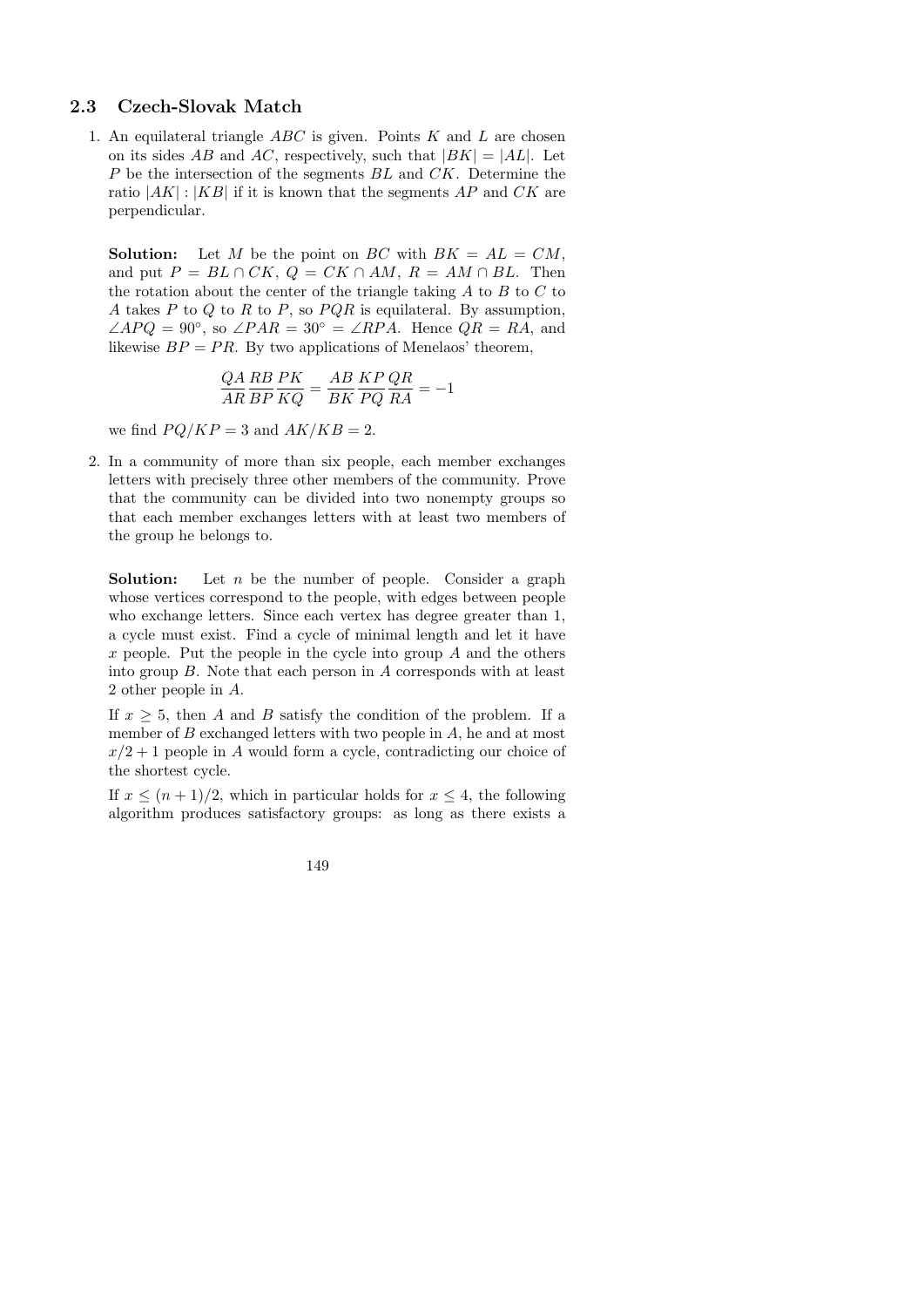## 2.3 Czech-Slovak Match

1. An equilateral triangle $ABC$ is given. Points $K$ and $L$ are chosen on its sides $AB$ and $AC$, respectively, such that $|BK| = |AL|$. Let $P$ be the intersection of the segments $BL$ and $CK$. Determine the ratio $|AK| : |KB|$ if it is known that the segments $AP$ and $CK$ are perpendicular.

   **Solution:** Let $M$ be the point on $BC$ with $BK = AL = CM$, and put $P = BL \cap CK$, $Q = CK \cap AM$, $R = AM \cap BL$. Then the rotation about the center of the triangle taking $A$ to $B$ to $C$ to $A$ takes $P$ to $Q$ to $R$ to $P$, so $PQR$ is equilateral. By assumption, $\angle APQ = 90^\circ$, so $\angle PAR = 30^\circ = \angle RPA$. Hence $QR = RA$, and likewise $BP = PR$. By two applications of Menelaos' theorem,

   $$\frac{QA}{AR}\frac{RB}{BP}\frac{PK}{KQ} = \frac{AB}{BK}\frac{KP}{PQ}\frac{QR}{RA} = -1$$

   we find $PQ/KP = 3$ and $AK/KB = 2$.

2. In a community of more than six people, each member exchanges letters with precisely three other members of the community. Prove that the community can be divided into two nonempty groups so that each member exchanges letters with at least two members of the group he belongs to.

   **Solution:** Let $n$ be the number of people. Consider a graph whose vertices correspond to the people, with edges between people who exchange letters. Since each vertex has degree greater than 1, a cycle must exist. Find a cycle of minimal length and let it have $x$ people. Put the people in the cycle into group $A$ and the others into group $B$. Note that each person in $A$ corresponds with at least 2 other people in $A$.

   If $x \geq 5$, then $A$ and $B$ satisfy the condition of the problem. If a member of $B$ exchanged letters with two people in $A$, he and at most $x/2 + 1$ people in $A$ would form a cycle, contradicting our choice of the shortest cycle.

   If $x \leq (n+1)/2$, which in particular holds for $x \leq 4$, the following algorithm produces satisfactory groups: as long as there exists a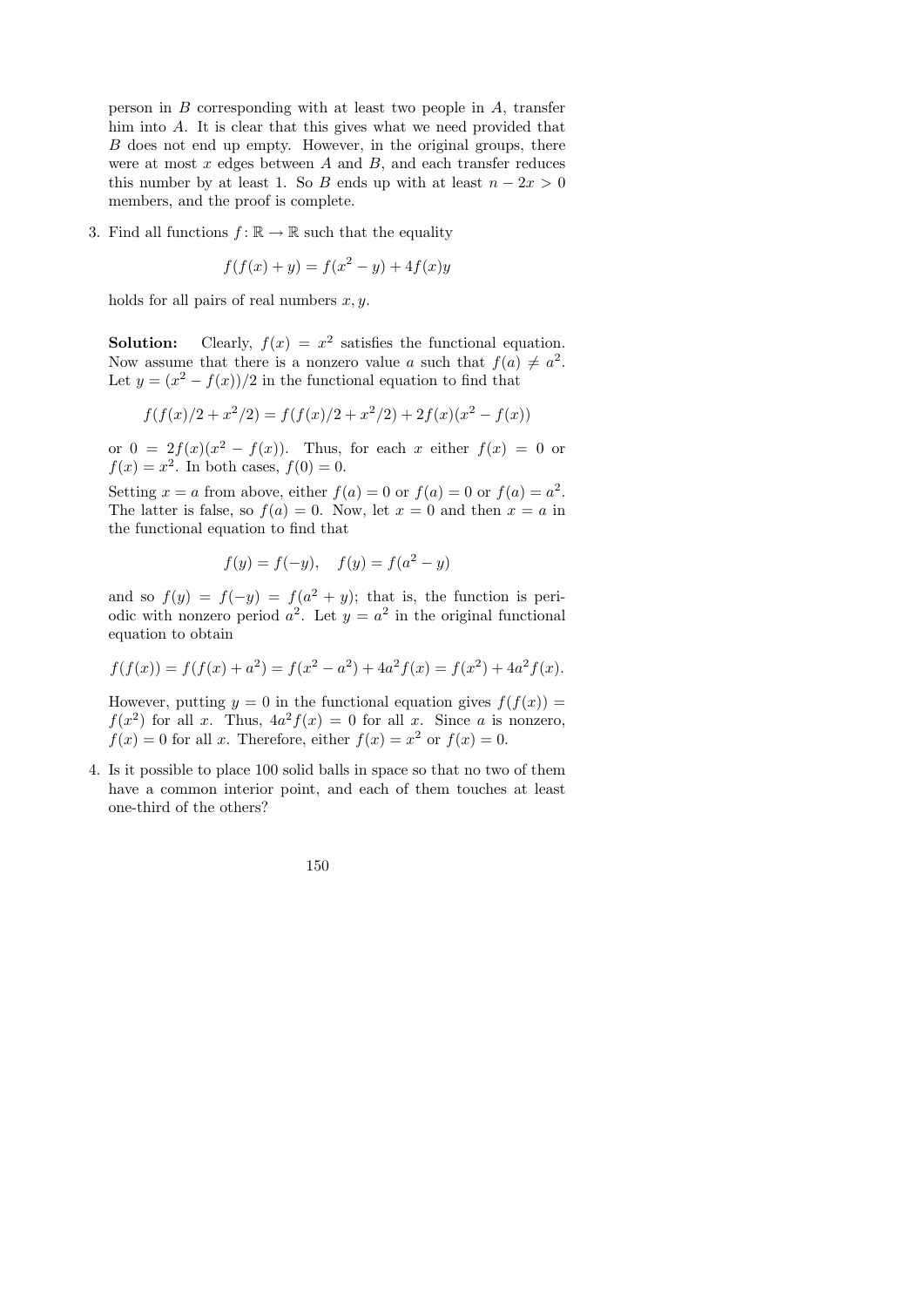person in $B$ corresponding with at least two people in $A$, transfer him into $A$. It is clear that this gives what we need provided that $B$ does not end up empty. However, in the original groups, there were at most $x$ edges between $A$ and $B$, and each transfer reduces this number by at least 1. So $B$ ends up with at least $n - 2x > 0$ members, and the proof is complete.

3. Find all functions $f\colon \mathbb{R} \to \mathbb{R}$ such that the equality

$$f(f(x) + y) = f(x^2 - y) + 4f(x)y$$

holds for all pairs of real numbers $x, y$.

**Solution:** Clearly, $f(x) = x^2$ satisfies the functional equation. Now assume that there is a nonzero value $a$ such that $f(a) \neq a^2$. Let $y = (x^2 - f(x))/2$ in the functional equation to find that

$$f(f(x)/2 + x^2/2) = f(f(x)/2 + x^2/2) + 2f(x)(x^2 - f(x))$$

or $0 = 2f(x)(x^2 - f(x))$. Thus, for each $x$ either $f(x) = 0$ or $f(x) = x^2$. In both cases, $f(0) = 0$.

Setting $x = a$ from above, either $f(a) = 0$ or $f(a) = 0$ or $f(a) = a^2$. The latter is false, so $f(a) = 0$. Now, let $x = 0$ and then $x = a$ in the functional equation to find that

$$f(y) = f(-y), \quad f(y) = f(a^2 - y)$$

and so $f(y) = f(-y) = f(a^2 + y)$; that is, the function is periodic with nonzero period $a^2$. Let $y = a^2$ in the original functional equation to obtain

$$f(f(x)) = f(f(x) + a^2) = f(x^2 - a^2) + 4a^2 f(x) = f(x^2) + 4a^2 f(x).$$

However, putting $y = 0$ in the functional equation gives $f(f(x)) = f(x^2)$ for all $x$. Thus, $4a^2 f(x) = 0$ for all $x$. Since $a$ is nonzero, $f(x) = 0$ for all $x$. Therefore, either $f(x) = x^2$ or $f(x) = 0$.

4. Is it possible to place 100 solid balls in space so that no two of them have a common interior point, and each of them touches at least one-third of the others?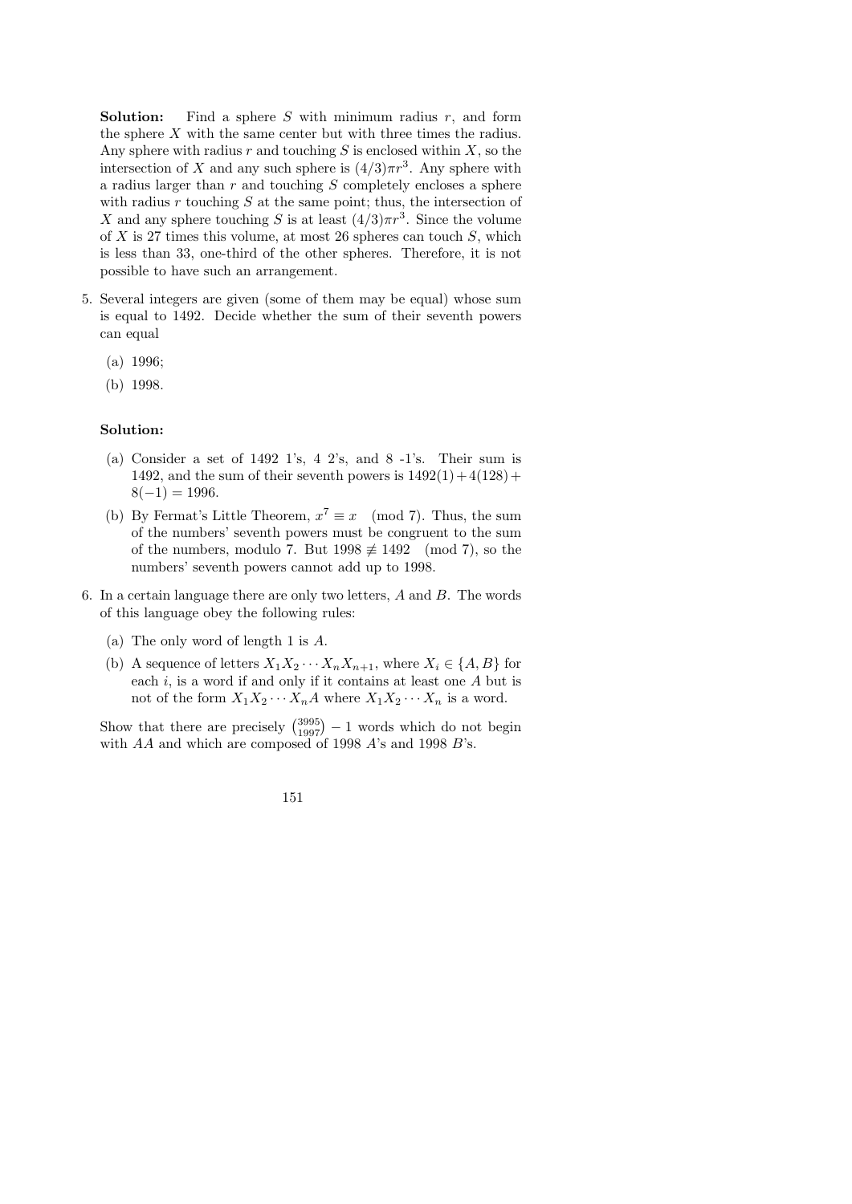**Solution:** Find a sphere $S$ with minimum radius $r$, and form the sphere $X$ with the same center but with three times the radius. Any sphere with radius $r$ and touching $S$ is enclosed within $X$, so the intersection of $X$ and any such sphere is $(4/3)\pi r^3$. Any sphere with a radius larger than $r$ and touching $S$ completely encloses a sphere with radius $r$ touching $S$ at the same point; thus, the intersection of $X$ and any sphere touching $S$ is at least $(4/3)\pi r^3$. Since the volume of $X$ is 27 times this volume, at most 26 spheres can touch $S$, which is less than 33, one-third of the other spheres. Therefore, it is not possible to have such an arrangement.

5. Several integers are given (some of them may be equal) whose sum is equal to 1492. Decide whether the sum of their seventh powers can equal

   (a) 1996;

   (b) 1998.

**Solution:**

(a) Consider a set of 1492 1's, 4 2's, and 8 -1's. Their sum is 1492, and the sum of their seventh powers is $1492(1) + 4(128) + 8(-1) = 1996$.

(b) By Fermat's Little Theorem, $x^7 \equiv x \pmod 7$. Thus, the sum of the numbers' seventh powers must be congruent to the sum of the numbers, modulo 7. But $1998 \not\equiv 1492 \pmod 7$, so the numbers' seventh powers cannot add up to 1998.

6. In a certain language there are only two letters, $A$ and $B$. The words of this language obey the following rules:

   (a) The only word of length 1 is $A$.

   (b) A sequence of letters $X_1 X_2 \cdots X_n X_{n+1}$, where $X_i \in \{A, B\}$ for each $i$, is a word if and only if it contains at least one $A$ but is not of the form $X_1 X_2 \cdots X_n A$ where $X_1 X_2 \cdots X_n$ is a word.

Show that there are precisely $\binom{3995}{1997} - 1$ words which do not begin with $AA$ and which are composed of 1998 $A$'s and 1998 $B$'s.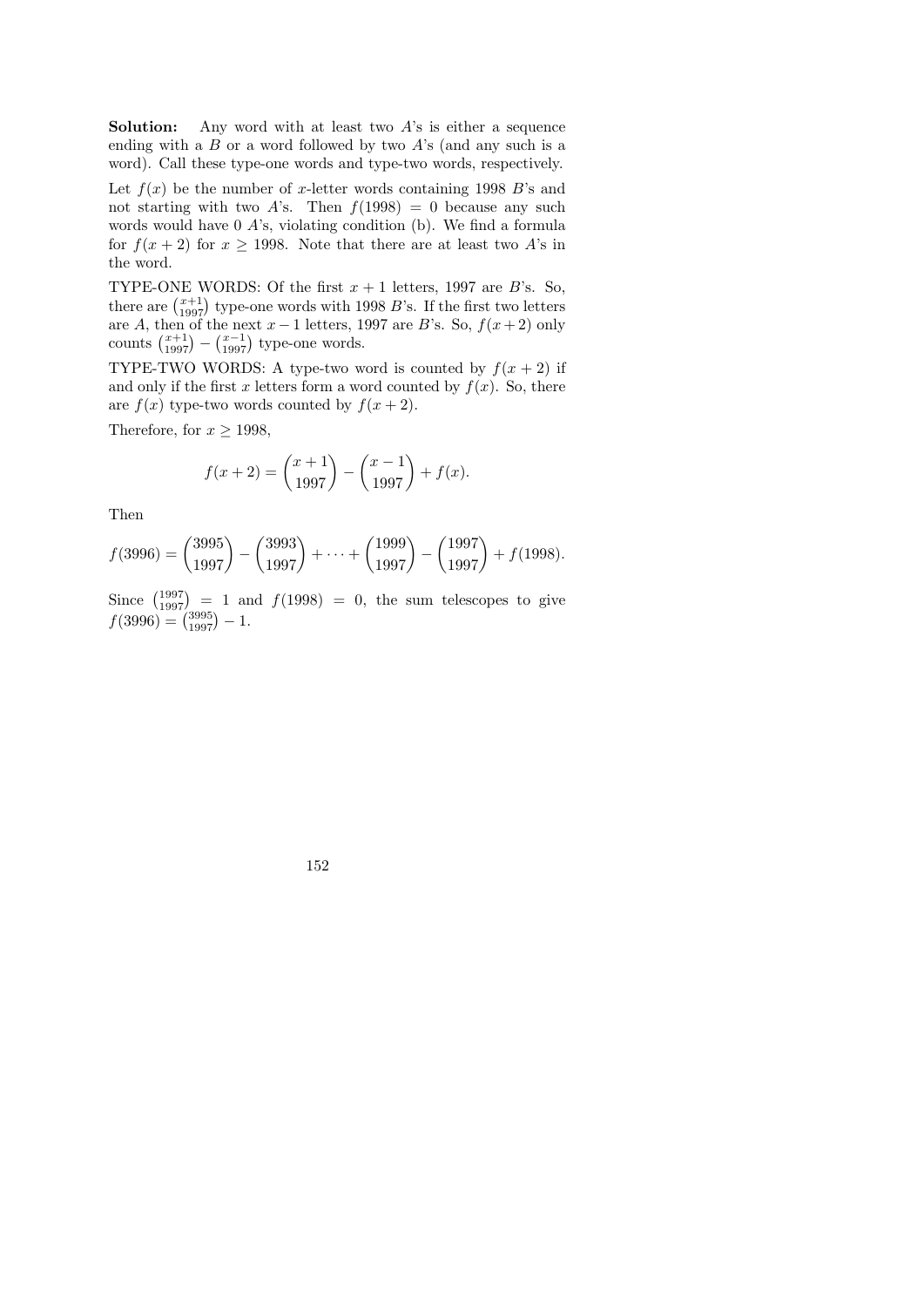**Solution:** Any word with at least two $A$'s is either a sequence ending with a $B$ or a word followed by two $A$'s (and any such is a word). Call these type-one words and type-two words, respectively.

Let $f(x)$ be the number of $x$-letter words containing 1998 $B$'s and not starting with two $A$'s. Then $f(1998) = 0$ because any such words would have 0 $A$'s, violating condition (b). We find a formula for $f(x+2)$ for $x \geq 1998$. Note that there are at least two $A$'s in the word.

TYPE-ONE WORDS: Of the first $x+1$ letters, 1997 are $B$'s. So, there are $\binom{x+1}{1997}$ type-one words with 1998 $B$'s. If the first two letters are $A$, then of the next $x-1$ letters, 1997 are $B$'s. So, $f(x+2)$ only counts $\binom{x+1}{1997} - \binom{x-1}{1997}$ type-one words.

TYPE-TWO WORDS: A type-two word is counted by $f(x+2)$ if and only if the first $x$ letters form a word counted by $f(x)$. So, there are $f(x)$ type-two words counted by $f(x+2)$.

Therefore, for $x \geq 1998$,

$$f(x+2) = \binom{x+1}{1997} - \binom{x-1}{1997} + f(x).$$

Then

$$f(3996) = \binom{3995}{1997} - \binom{3993}{1997} + \cdots + \binom{1999}{1997} - \binom{1997}{1997} + f(1998).$$

Since $\binom{1997}{1997} = 1$ and $f(1998) = 0$, the sum telescopes to give $f(3996) = \binom{3995}{1997} - 1$.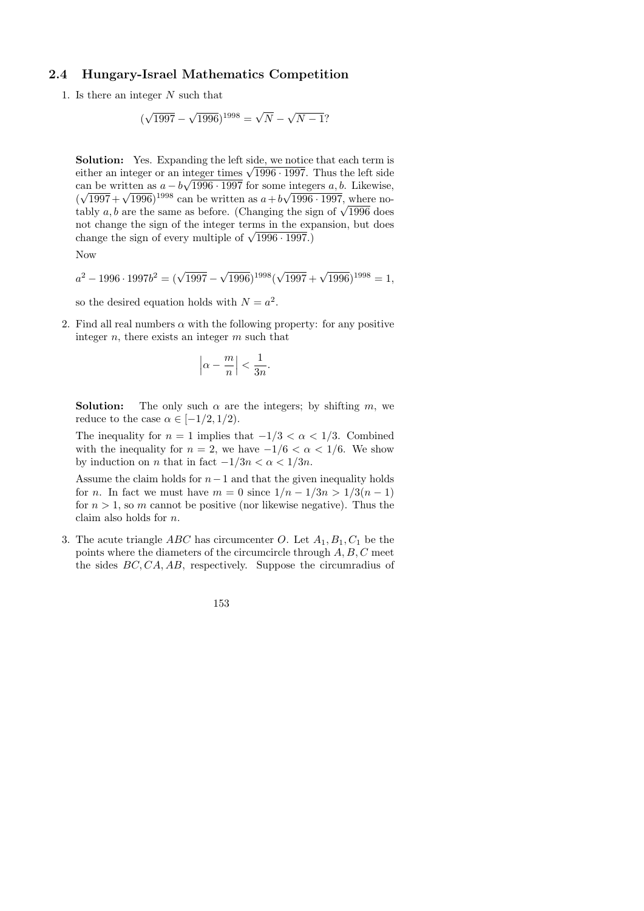## 2.4 Hungary-Israel Mathematics Competition

1. Is there an integer $N$ such that

$$(\sqrt{1997} - \sqrt{1996})^{1998} = \sqrt{N} - \sqrt{N-1}?$$

**Solution:** Yes. Expanding the left side, we notice that each term is either an integer or an integer times $\sqrt{1996 \cdot 1997}$. Thus the left side can be written as $a - b\sqrt{1996 \cdot 1997}$ for some integers $a, b$. Likewise, $(\sqrt{1997} + \sqrt{1996})^{1998}$ can be written as $a + b\sqrt{1996 \cdot 1997}$, where notably $a, b$ are the same as before. (Changing the sign of $\sqrt{1996}$ does not change the sign of the integer terms in the expansion, but does change the sign of every multiple of $\sqrt{1996 \cdot 1997}$.)

Now

$$a^2 - 1996 \cdot 1997b^2 = (\sqrt{1997} - \sqrt{1996})^{1998}(\sqrt{1997} + \sqrt{1996})^{1998} = 1,$$

so the desired equation holds with $N = a^2$.

2. Find all real numbers $\alpha$ with the following property: for any positive integer $n$, there exists an integer $m$ such that

$$\left|\alpha - \frac{m}{n}\right| < \frac{1}{3n}.$$

**Solution:** The only such $\alpha$ are the integers; by shifting $m$, we reduce to the case $\alpha \in [-1/2, 1/2)$.

The inequality for $n = 1$ implies that $-1/3 < \alpha < 1/3$. Combined with the inequality for $n = 2$, we have $-1/6 < \alpha < 1/6$. We show by induction on $n$ that in fact $-1/3n < \alpha < 1/3n$.

Assume the claim holds for $n-1$ and that the given inequality holds for $n$. In fact we must have $m = 0$ since $1/n - 1/3n > 1/3(n-1)$ for $n > 1$, so $m$ cannot be positive (nor likewise negative). Thus the claim also holds for $n$.

3. The acute triangle $ABC$ has circumcenter $O$. Let $A_1, B_1, C_1$ be the points where the diameters of the circumcircle through $A, B, C$ meet the sides $BC, CA, AB$, respectively. Suppose the circumradius of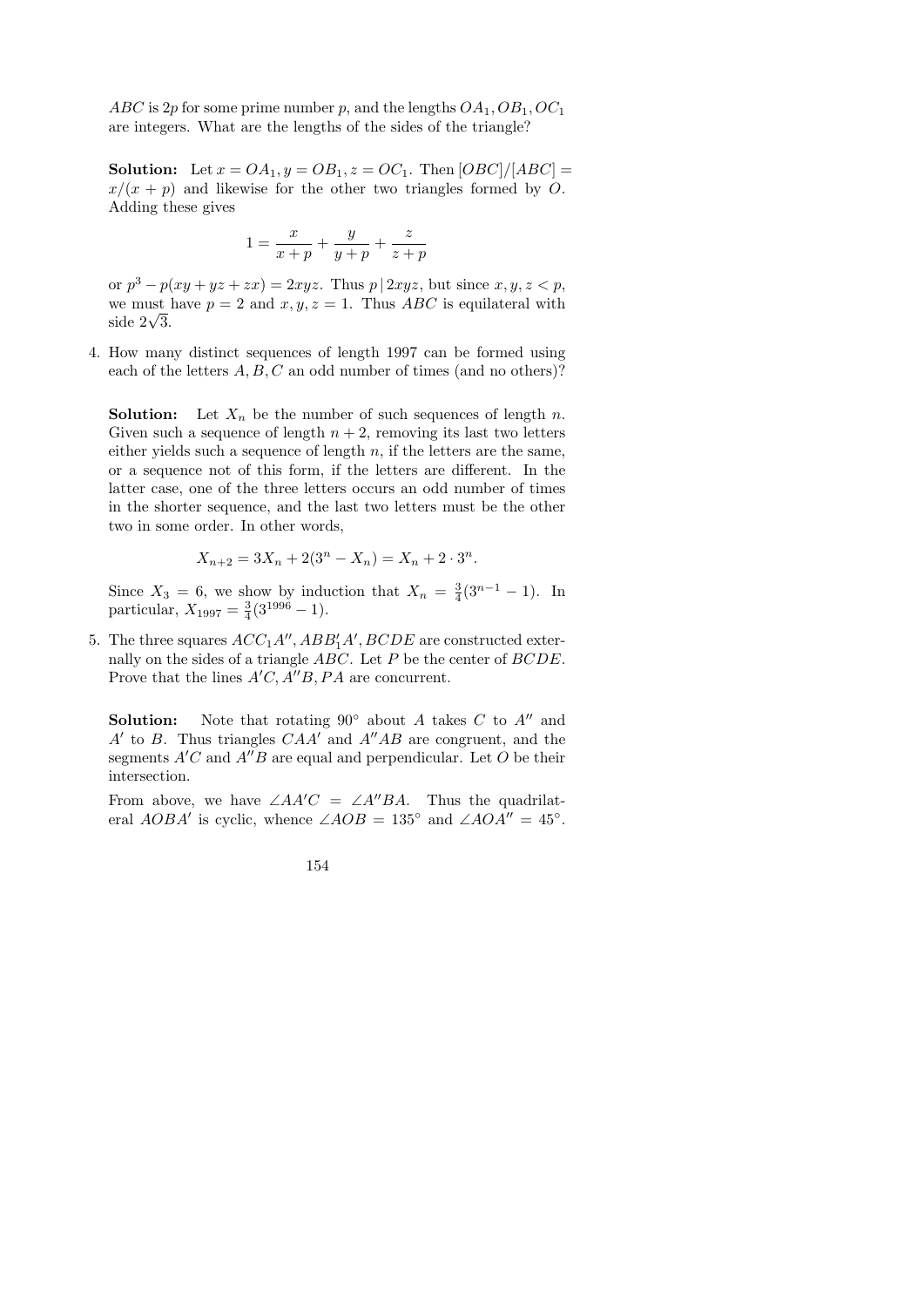$ABC$ is $2p$ for some prime number $p$, and the lengths $OA_1, OB_1, OC_1$ are integers. What are the lengths of the sides of the triangle?

**Solution:** Let $x = OA_1, y = OB_1, z = OC_1$. Then $[OBC]/[ABC] = x/(x+p)$ and likewise for the other two triangles formed by $O$. Adding these gives

$$1 = \frac{x}{x+p} + \frac{y}{y+p} + \frac{z}{z+p}$$

or $p^3 - p(xy + yz + zx) = 2xyz$. Thus $p \mid 2xyz$, but since $x, y, z < p$, we must have $p = 2$ and $x, y, z = 1$. Thus $ABC$ is equilateral with side $2\sqrt{3}$.

4. How many distinct sequences of length 1997 can be formed using each of the letters $A, B, C$ an odd number of times (and no others)?

**Solution:** Let $X_n$ be the number of such sequences of length $n$. Given such a sequence of length $n+2$, removing its last two letters either yields such a sequence of length $n$, if the letters are the same, or a sequence not of this form, if the letters are different. In the latter case, one of the three letters occurs an odd number of times in the shorter sequence, and the last two letters must be the other two in some order. In other words,

$$X_{n+2} = 3X_n + 2(3^n - X_n) = X_n + 2 \cdot 3^n.$$

Since $X_3 = 6$, we show by induction that $X_n = \frac{3}{4}(3^{n-1} - 1)$. In particular, $X_{1997} = \frac{3}{4}(3^{1996} - 1)$.

5. The three squares $ACC_1A''$, $ABB_1'A'$, $BCDE$ are constructed externally on the sides of a triangle $ABC$. Let $P$ be the center of $BCDE$. Prove that the lines $A'C$, $A''B$, $PA$ are concurrent.

**Solution:** Note that rotating $90^\circ$ about $A$ takes $C$ to $A''$ and $A'$ to $B$. Thus triangles $CAA'$ and $A''AB$ are congruent, and the segments $A'C$ and $A''B$ are equal and perpendicular. Let $O$ be their intersection.

From above, we have $\angle AA'C = \angle A''BA$. Thus the quadrilateral $AOBA'$ is cyclic, whence $\angle AOB = 135^\circ$ and $\angle AOA'' = 45^\circ$.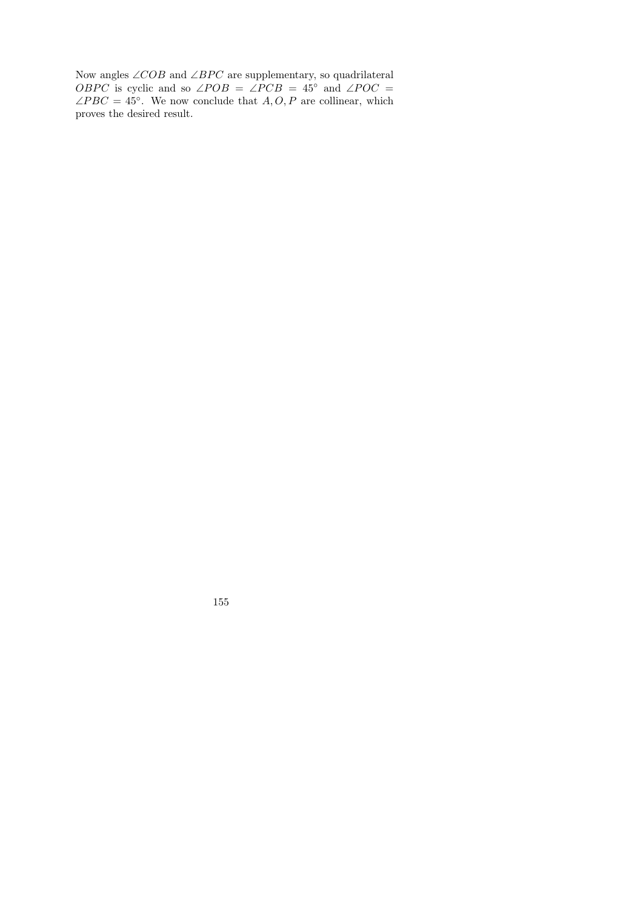Now angles $\angle COB$ and $\angle BPC$ are supplementary, so quadrilateral $OBPC$ is cyclic and so $\angle POB = \angle PCB = 45^\circ$ and $\angle POC = \angle PBC = 45^\circ$. We now conclude that $A, O, P$ are collinear, which proves the desired result.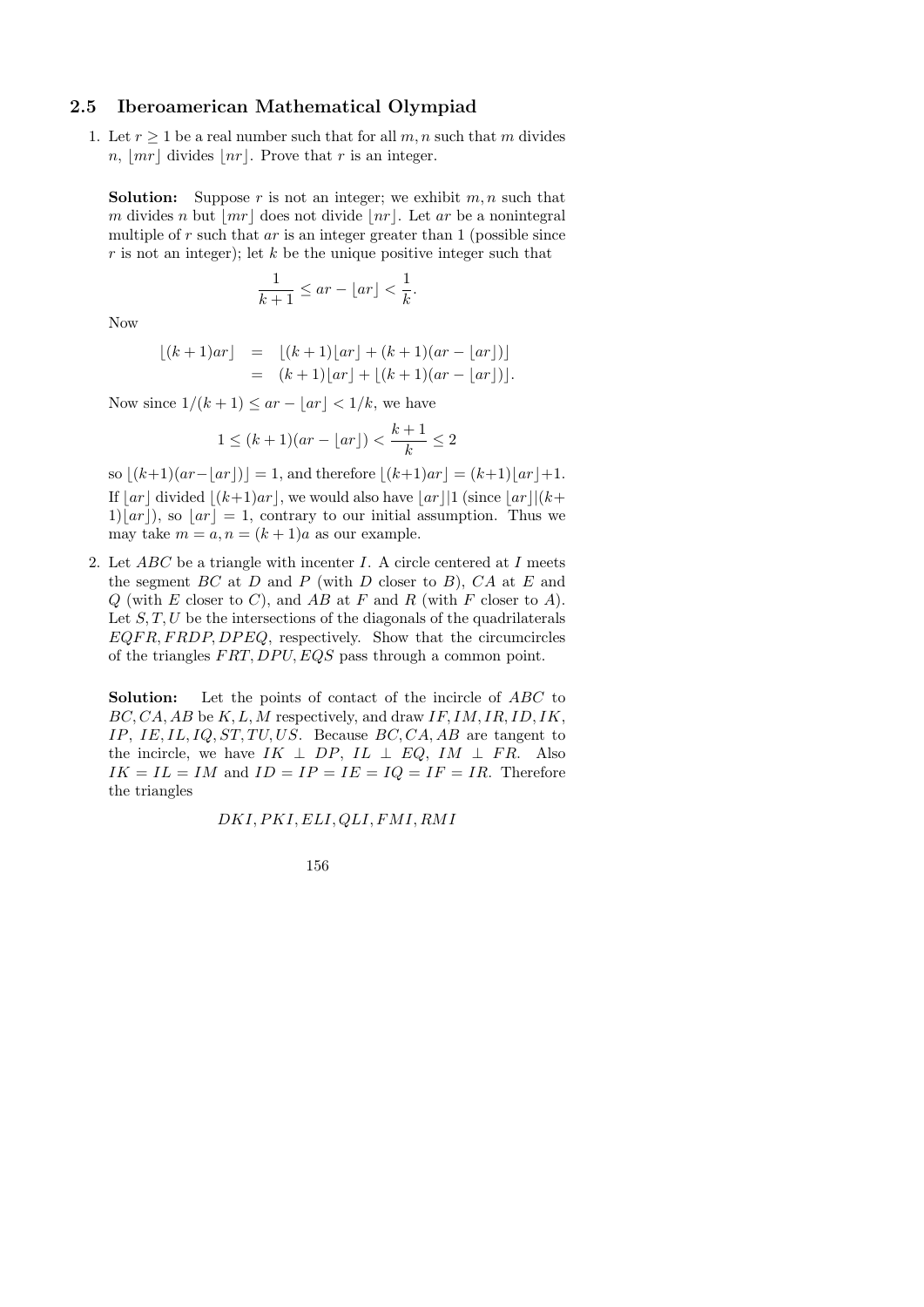## 2.5 Iberoamerican Mathematical Olympiad

1. Let $r \geq 1$ be a real number such that for all $m, n$ such that $m$ divides $n$, $\lfloor mr \rfloor$ divides $\lfloor nr \rfloor$. Prove that $r$ is an integer.

   **Solution:** Suppose $r$ is not an integer; we exhibit $m, n$ such that $m$ divides $n$ but $\lfloor mr \rfloor$ does not divide $\lfloor nr \rfloor$. Let $ar$ be a nonintegral multiple of $r$ such that $ar$ is an integer greater than 1 (possible since $r$ is not an integer); let $k$ be the unique positive integer such that

   $$\frac{1}{k+1} \leq ar - \lfloor ar \rfloor < \frac{1}{k}.$$

   Now

   $$\begin{aligned} \lfloor (k+1)ar \rfloor &= \lfloor (k+1)\lfloor ar \rfloor + (k+1)(ar - \lfloor ar \rfloor) \rfloor \\ &= (k+1)\lfloor ar \rfloor + \lfloor (k+1)(ar - \lfloor ar \rfloor) \rfloor. \end{aligned}$$

   Now since $1/(k+1) \leq ar - \lfloor ar \rfloor < 1/k$, we have

   $$1 \leq (k+1)(ar - \lfloor ar \rfloor) < \frac{k+1}{k} \leq 2$$

   so $\lfloor (k+1)(ar - \lfloor ar \rfloor) \rfloor = 1$, and therefore $\lfloor (k+1)ar \rfloor = (k+1)\lfloor ar \rfloor + 1$. If $\lfloor ar \rfloor$ divided $\lfloor (k+1)ar \rfloor$, we would also have $\lfloor ar \rfloor | 1$ (since $\lfloor ar \rfloor | (k+1)\lfloor ar \rfloor$), so $\lfloor ar \rfloor = 1$, contrary to our initial assumption. Thus we may take $m = a, n = (k+1)a$ as our example.

2. Let $ABC$ be a triangle with incenter $I$. A circle centered at $I$ meets the segment $BC$ at $D$ and $P$ (with $D$ closer to $B$), $CA$ at $E$ and $Q$ (with $E$ closer to $C$), and $AB$ at $F$ and $R$ (with $F$ closer to $A$). Let $S, T, U$ be the intersections of the diagonals of the quadrilaterals $EQFR, FRDP, DPEQ$, respectively. Show that the circumcircles of the triangles $FRT, DPU, EQS$ pass through a common point.

   **Solution:** Let the points of contact of the incircle of $ABC$ to $BC, CA, AB$ be $K, L, M$ respectively, and draw $IF, IM, IR, ID, IK, IP, IE, IL, IQ, ST, TU, US$. Because $BC, CA, AB$ are tangent to the incircle, we have $IK \perp DP$, $IL \perp EQ$, $IM \perp FR$. Also $IK = IL = IM$ and $ID = IP = IE = IQ = IF = IR$. Therefore the triangles

   $$DKI, PKI, ELI, QLI, FMI, RMI$$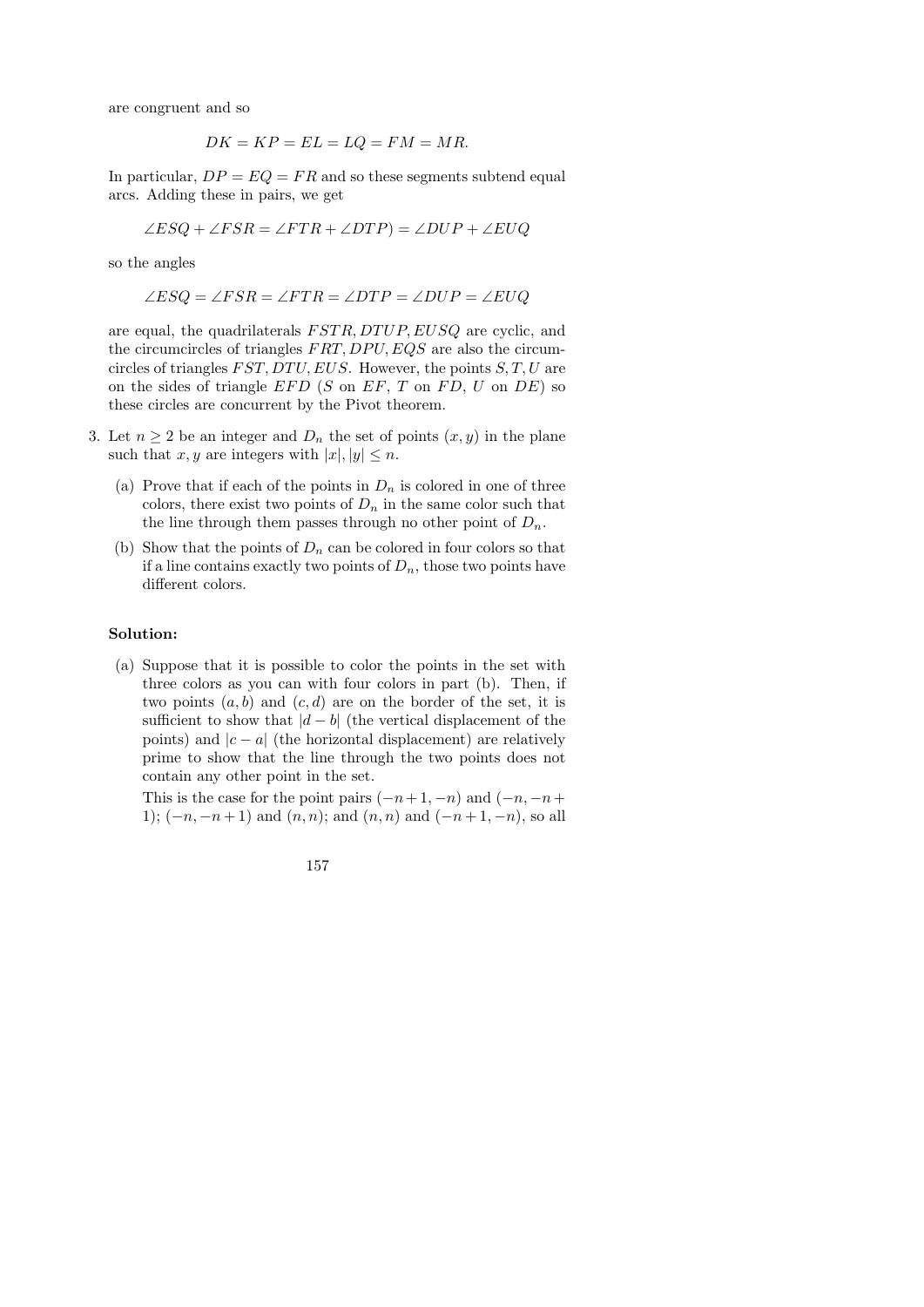are congruent and so

$$DK = KP = EL = LQ = FM = MR.$$

In particular, $DP = EQ = FR$ and so these segments subtend equal arcs. Adding these in pairs, we get

$$\angle ESQ + \angle FSR = \angle FTR + \angle DTP) = \angle DUP + \angle EUQ$$

so the angles

$$\angle ESQ = \angle FSR = \angle FTR = \angle DTP = \angle DUP = \angle EUQ$$

are equal, the quadrilaterals $FSTR, DTUP, EUSQ$ are cyclic, and the circumcircles of triangles $FRT, DPU, EQS$ are also the circumcircles of triangles $FST, DTU, EUS$. However, the points $S, T, U$ are on the sides of triangle $EFD$ ($S$ on $EF$, $T$ on $FD$, $U$ on $DE$) so these circles are concurrent by the Pivot theorem.

3. Let $n \geq 2$ be an integer and $D_n$ the set of points $(x, y)$ in the plane such that $x, y$ are integers with $|x|, |y| \leq n$.

   (a) Prove that if each of the points in $D_n$ is colored in one of three colors, there exist two points of $D_n$ in the same color such that the line through them passes through no other point of $D_n$.

   (b) Show that the points of $D_n$ can be colored in four colors so that if a line contains exactly two points of $D_n$, those two points have different colors.

**Solution:**

(a) Suppose that it is possible to color the points in the set with three colors as you can with four colors in part (b). Then, if two points $(a, b)$ and $(c, d)$ are on the border of the set, it is sufficient to show that $|d - b|$ (the vertical displacement of the points) and $|c - a|$ (the horizontal displacement) are relatively prime to show that the line through the two points does not contain any other point in the set.

This is the case for the point pairs $(-n+1, -n)$ and $(-n, -n+1)$; $(-n, -n+1)$ and $(n, n)$; and $(n, n)$ and $(-n+1, -n)$, so all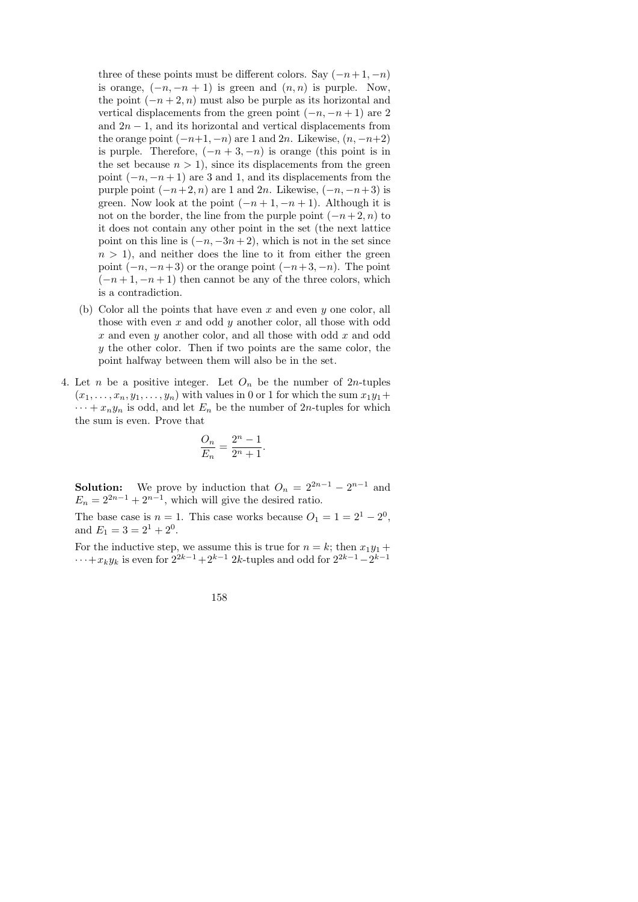three of these points must be different colors. Say $(-n+1,-n)$ is orange, $(-n,-n+1)$ is green and $(n,n)$ is purple. Now, the point $(-n+2,n)$ must also be purple as its horizontal and vertical displacements from the green point $(-n,-n+1)$ are 2 and $2n-1$, and its horizontal and vertical displacements from the orange point $(-n+1,-n)$ are 1 and $2n$. Likewise, $(n,-n+2)$ is purple. Therefore, $(-n+3,-n)$ is orange (this point is in the set because $n>1$), since its displacements from the green point $(-n,-n+1)$ are 3 and 1, and its displacements from the purple point $(-n+2,n)$ are 1 and $2n$. Likewise, $(-n,-n+3)$ is green. Now look at the point $(-n+1,-n+1)$. Although it is not on the border, the line from the purple point $(-n+2,n)$ to it does not contain any other point in the set (the next lattice point on this line is $(-n,-3n+2)$, which is not in the set since $n>1$), and neither does the line to it from either the green point $(-n,-n+3)$ or the orange point $(-n+3,-n)$. The point $(-n+1,-n+1)$ then cannot be any of the three colors, which is a contradiction.

(b) Color all the points that have even $x$ and even $y$ one color, all those with even $x$ and odd $y$ another color, all those with odd $x$ and even $y$ another color, and all those with odd $x$ and odd $y$ the other color. Then if two points are the same color, the point halfway between them will also be in the set.

4. Let $n$ be a positive integer. Let $O_n$ be the number of $2n$-tuples $(x_1,\ldots,x_n,y_1,\ldots,y_n)$ with values in 0 or 1 for which the sum $x_1y_1+\cdots+x_ny_n$ is odd, and let $E_n$ be the number of $2n$-tuples for which the sum is even. Prove that

$$\frac{O_n}{E_n}=\frac{2^n-1}{2^n+1}.$$

**Solution:** We prove by induction that $O_n=2^{2n-1}-2^{n-1}$ and $E_n=2^{2n-1}+2^{n-1}$, which will give the desired ratio.

The base case is $n=1$. This case works because $O_1=1=2^1-2^0$, and $E_1=3=2^1+2^0$.

For the inductive step, we assume this is true for $n=k$; then $x_1y_1+\cdots+x_ky_k$ is even for $2^{2k-1}+2^{k-1}$ $2k$-tuples and odd for $2^{2k-1}-2^{k-1}$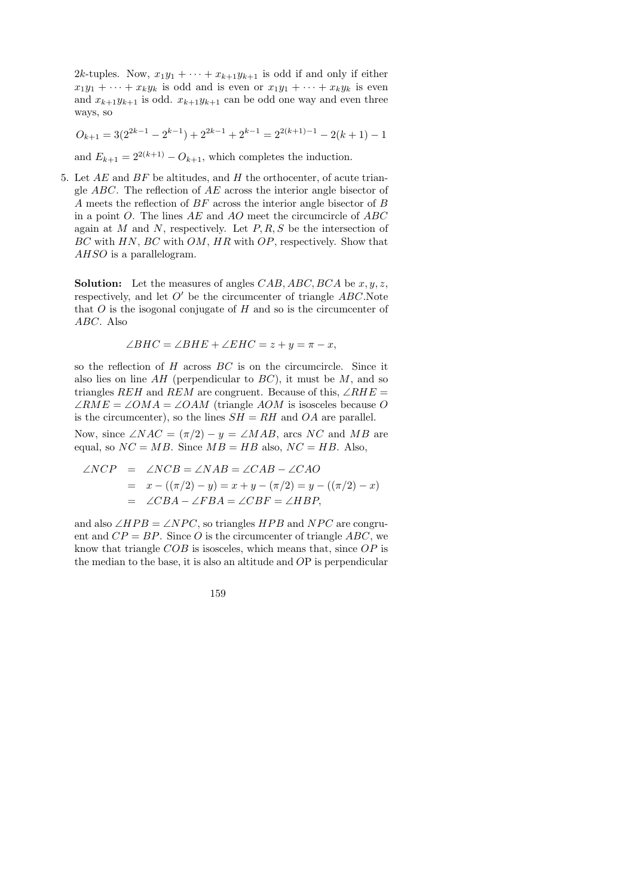$2k$-tuples. Now, $x_1y_1 + \cdots + x_{k+1}y_{k+1}$ is odd if and only if either $x_1y_1 + \cdots + x_ky_k$ is odd and is even or $x_1y_1 + \cdots + x_ky_k$ is even and $x_{k+1}y_{k+1}$ is odd. $x_{k+1}y_{k+1}$ can be odd one way and even three ways, so

$$O_{k+1} = 3(2^{2k-1} - 2^{k-1}) + 2^{2k-1} + 2^{k-1} = 2^{2(k+1)-1} - 2(k+1) - 1$$

and $E_{k+1} = 2^{2(k+1)} - O_{k+1}$, which completes the induction.

5. Let $AE$ and $BF$ be altitudes, and $H$ the orthocenter, of acute triangle $ABC$. The reflection of $AE$ across the interior angle bisector of $A$ meets the reflection of $BF$ across the interior angle bisector of $B$ in a point $O$. The lines $AE$ and $AO$ meet the circumcircle of $ABC$ again at $M$ and $N$, respectively. Let $P, R, S$ be the intersection of $BC$ with $HN$, $BC$ with $OM$, $HR$ with $OP$, respectively. Show that $AHSO$ is a parallelogram.

**Solution:** Let the measures of angles $CAB, ABC, BCA$ be $x, y, z$, respectively, and let $O'$ be the circumcenter of triangle $ABC$.Note that $O$ is the isogonal conjugate of $H$ and so is the circumcenter of $ABC$. Also

$$\angle BHC = \angle BHE + \angle EHC = z + y = \pi - x,$$

so the reflection of $H$ across $BC$ is on the circumcircle. Since it also lies on line $AH$ (perpendicular to $BC$), it must be $M$, and so triangles $REH$ and $REM$ are congruent. Because of this, $\angle RHE = \angle RME = \angle OMA = \angle OAM$ (triangle $AOM$ is isosceles because $O$ is the circumcenter), so the lines $SH = RH$ and $OA$ are parallel.

Now, since $\angle NAC = (\pi/2) - y = \angle MAB$, arcs $NC$ and $MB$ are equal, so $NC = MB$. Since $MB = HB$ also, $NC = HB$. Also,

$$\begin{aligned}
\angle NCP &= \angle NCB = \angle NAB = \angle CAB - \angle CAO \\
&= x - ((\pi/2) - y) = x + y - (\pi/2) = y - ((\pi/2) - x) \\
&= \angle CBA - \angle FBA = \angle CBF = \angle HBP,
\end{aligned}$$

and also $\angle HPB = \angle NPC$, so triangles $HPB$ and $NPC$ are congruent and $CP = BP$. Since $O$ is the circumcenter of triangle $ABC$, we know that triangle $COB$ is isosceles, which means that, since $OP$ is the median to the base, it is also an altitude and OP is perpendicular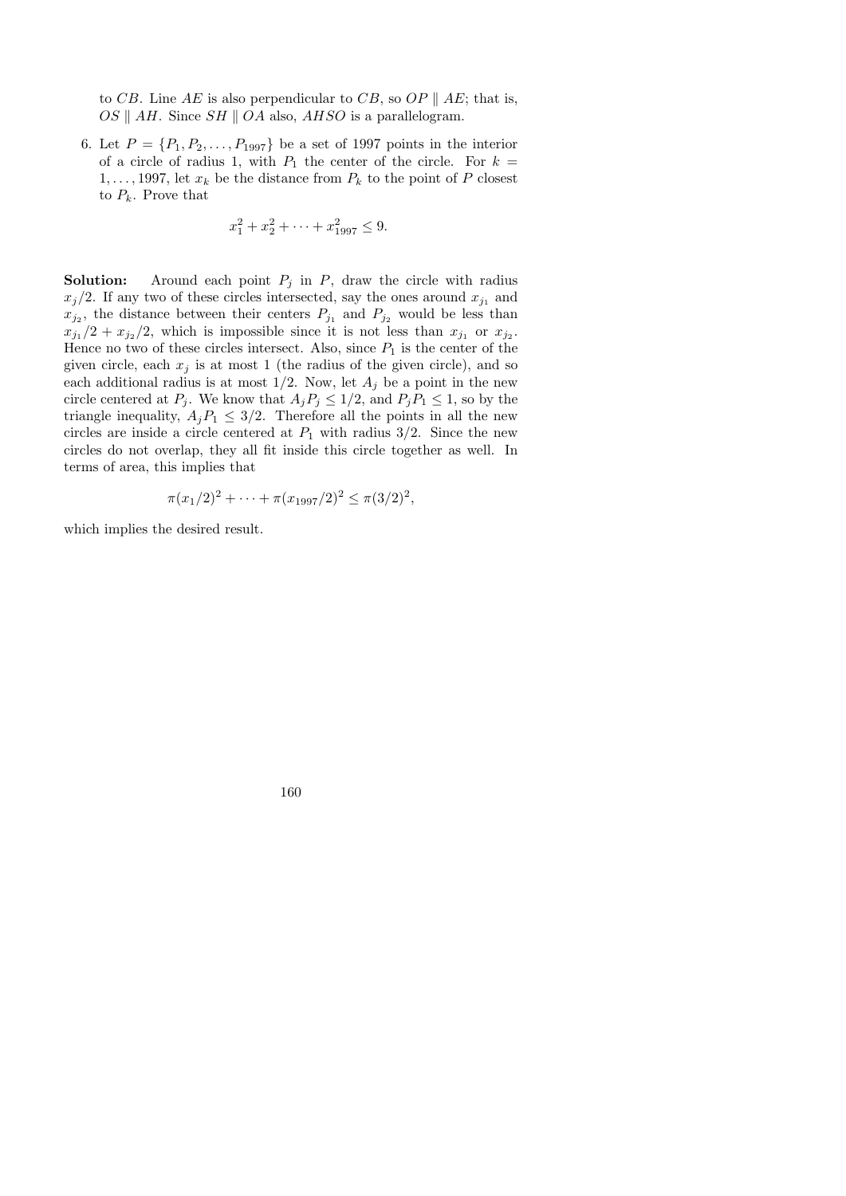to $CB$. Line $AE$ is also perpendicular to $CB$, so $OP \parallel AE$; that is, $OS \parallel AH$. Since $SH \parallel OA$ also, $AHSO$ is a parallelogram.

6. Let $P = \{P_1, P_2, \ldots, P_{1997}\}$ be a set of 1997 points in the interior of a circle of radius 1, with $P_1$ the center of the circle. For $k = 1, \ldots, 1997$, let $x_k$ be the distance from $P_k$ to the point of $P$ closest to $P_k$. Prove that

$$x_1^2 + x_2^2 + \cdots + x_{1997}^2 \le 9.$$

**Solution:** Around each point $P_j$ in $P$, draw the circle with radius $x_j/2$. If any two of these circles intersected, say the ones around $x_{j_1}$ and $x_{j_2}$, the distance between their centers $P_{j_1}$ and $P_{j_2}$ would be less than $x_{j_1}/2 + x_{j_2}/2$, which is impossible since it is not less than $x_{j_1}$ or $x_{j_2}$. Hence no two of these circles intersect. Also, since $P_1$ is the center of the given circle, each $x_j$ is at most 1 (the radius of the given circle), and so each additional radius is at most $1/2$. Now, let $A_j$ be a point in the new circle centered at $P_j$. We know that $A_jP_j \le 1/2$, and $P_jP_1 \le 1$, so by the triangle inequality, $A_jP_1 \le 3/2$. Therefore all the points in all the new circles are inside a circle centered at $P_1$ with radius $3/2$. Since the new circles do not overlap, they all fit inside this circle together as well. In terms of area, this implies that

$$\pi(x_1/2)^2 + \cdots + \pi(x_{1997}/2)^2 \le \pi(3/2)^2,$$

which implies the desired result.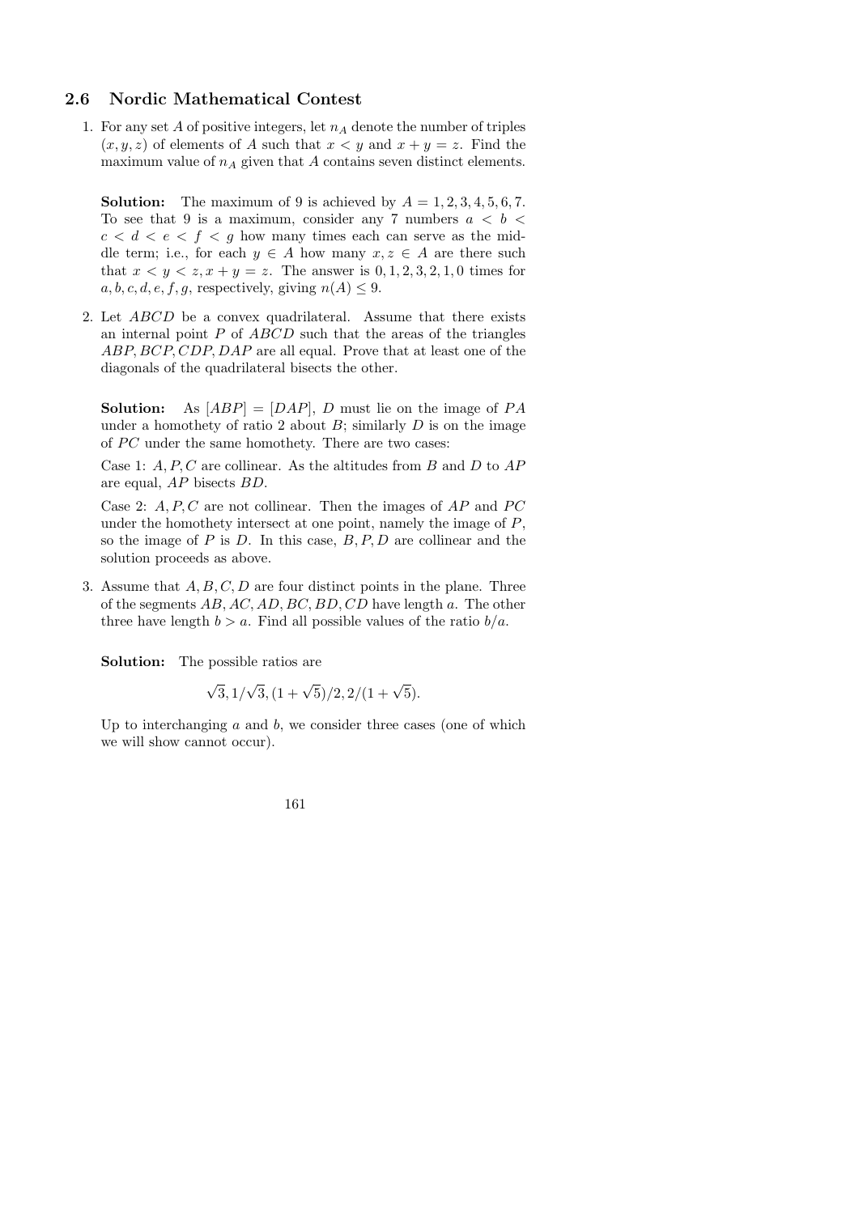## 2.6 Nordic Mathematical Contest

1. For any set $A$ of positive integers, let $n_A$ denote the number of triples $(x, y, z)$ of elements of $A$ such that $x < y$ and $x + y = z$. Find the maximum value of $n_A$ given that $A$ contains seven distinct elements.

   **Solution:** The maximum of 9 is achieved by $A = 1, 2, 3, 4, 5, 6, 7$. To see that 9 is a maximum, consider any 7 numbers $a < b < c < d < e < f < g$ how many times each can serve as the middle term; i.e., for each $y \in A$ how many $x, z \in A$ are there such that $x < y < z, x + y = z$. The answer is $0, 1, 2, 3, 2, 1, 0$ times for $a, b, c, d, e, f, g$, respectively, giving $n(A) \leq 9$.

2. Let $ABCD$ be a convex quadrilateral. Assume that there exists an internal point $P$ of $ABCD$ such that the areas of the triangles $ABP, BCP, CDP, DAP$ are all equal. Prove that at least one of the diagonals of the quadrilateral bisects the other.

   **Solution:** As $[ABP] = [DAP]$, $D$ must lie on the image of $PA$ under a homothety of ratio 2 about $B$; similarly $D$ is on the image of $PC$ under the same homothety. There are two cases:

   Case 1: $A, P, C$ are collinear. As the altitudes from $B$ and $D$ to $AP$ are equal, $AP$ bisects $BD$.

   Case 2: $A, P, C$ are not collinear. Then the images of $AP$ and $PC$ under the homothety intersect at one point, namely the image of $P$, so the image of $P$ is $D$. In this case, $B, P, D$ are collinear and the solution proceeds as above.

3. Assume that $A, B, C, D$ are four distinct points in the plane. Three of the segments $AB, AC, AD, BC, BD, CD$ have length $a$. The other three have length $b > a$. Find all possible values of the ratio $b/a$.

   **Solution:** The possible ratios are

   $$\sqrt{3}, 1/\sqrt{3}, (1 + \sqrt{5})/2, 2/(1 + \sqrt{5}).$$

   Up to interchanging $a$ and $b$, we consider three cases (one of which we will show cannot occur).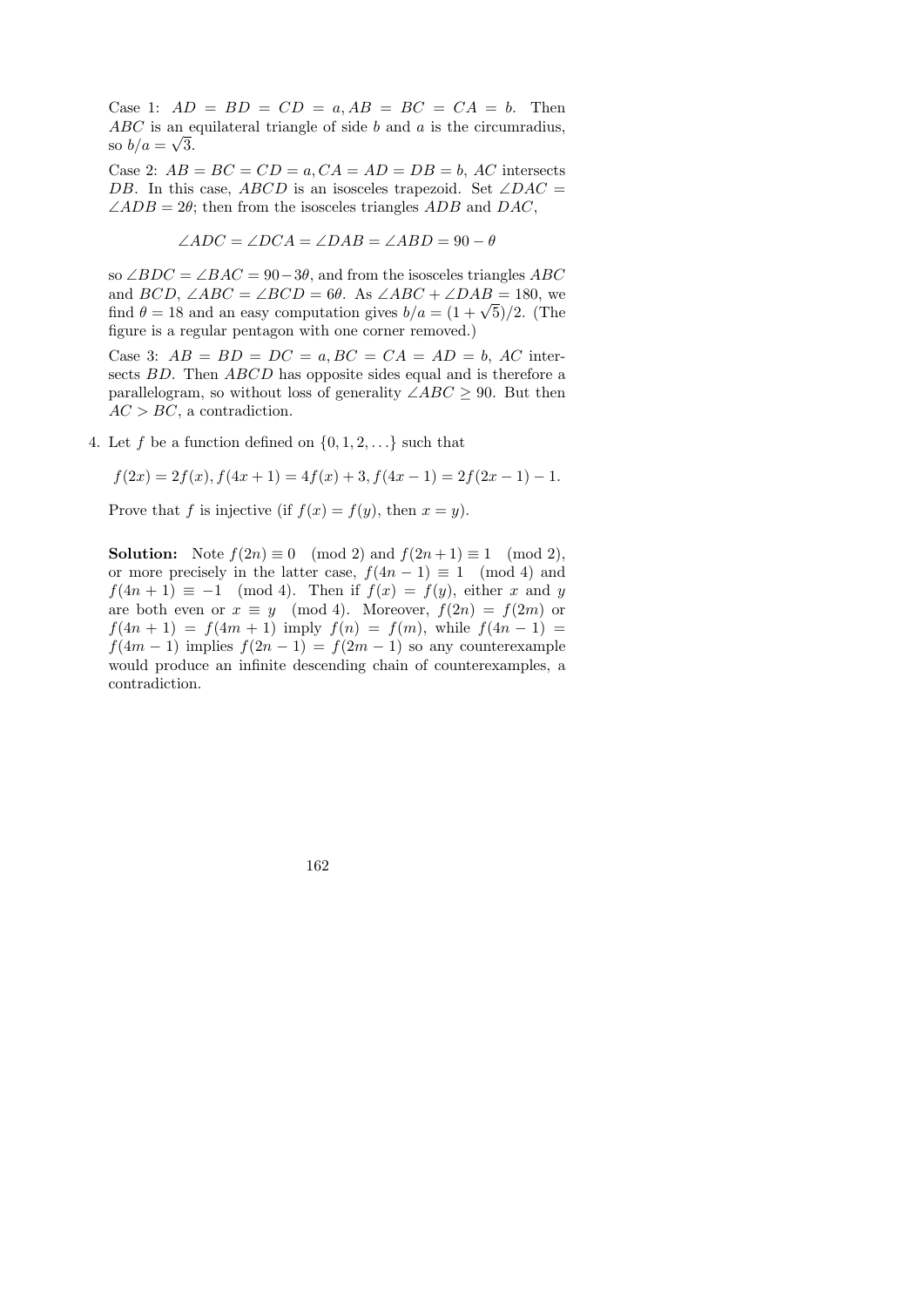Case 1: $AD = BD = CD = a, AB = BC = CA = b$. Then $ABC$ is an equilateral triangle of side $b$ and $a$ is the circumradius, so $b/a = \sqrt{3}$.

Case 2: $AB = BC = CD = a, CA = AD = DB = b$, $AC$ intersects $DB$. In this case, $ABCD$ is an isosceles trapezoid. Set $\angle DAC = \angle ADB = 2\theta$; then from the isosceles triangles $ADB$ and $DAC$,

$$\angle ADC = \angle DCA = \angle DAB = \angle ABD = 90 - \theta$$

so $\angle BDC = \angle BAC = 90 - 3\theta$, and from the isosceles triangles $ABC$ and $BCD$, $\angle ABC = \angle BCD = 6\theta$. As $\angle ABC + \angle DAB = 180$, we find $\theta = 18$ and an easy computation gives $b/a = (1 + \sqrt{5})/2$. (The figure is a regular pentagon with one corner removed.)

Case 3: $AB = BD = DC = a, BC = CA = AD = b$, $AC$ intersects $BD$. Then $ABCD$ has opposite sides equal and is therefore a parallelogram, so without loss of generality $\angle ABC \geq 90$. But then $AC > BC$, a contradiction.

4. Let $f$ be a function defined on $\{0, 1, 2, \ldots\}$ such that

$$f(2x) = 2f(x), f(4x + 1) = 4f(x) + 3, f(4x - 1) = 2f(2x - 1) - 1.$$

Prove that $f$ is injective (if $f(x) = f(y)$, then $x = y$).

**Solution:** Note $f(2n) \equiv 0 \pmod 2$ and $f(2n+1) \equiv 1 \pmod 2$, or more precisely in the latter case, $f(4n - 1) \equiv 1 \pmod 4$ and $f(4n + 1) \equiv -1 \pmod 4$. Then if $f(x) = f(y)$, either $x$ and $y$ are both even or $x \equiv y \pmod 4$. Moreover, $f(2n) = f(2m)$ or $f(4n + 1) = f(4m + 1)$ imply $f(n) = f(m)$, while $f(4n - 1) = f(4m - 1)$ implies $f(2n - 1) = f(2m - 1)$ so any counterexample would produce an infinite descending chain of counterexamples, a contradiction.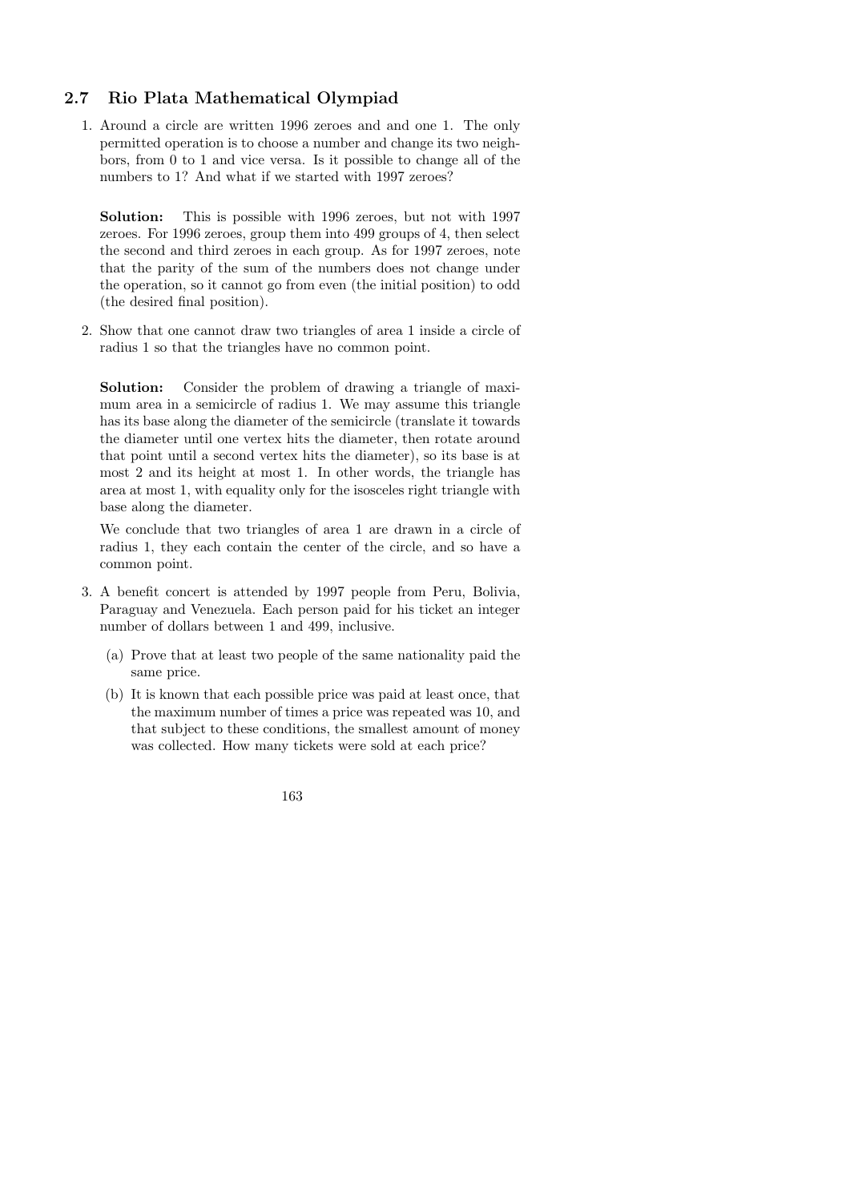## 2.7 Rio Plata Mathematical Olympiad

1. Around a circle are written 1996 zeroes and and one 1. The only permitted operation is to choose a number and change its two neighbors, from 0 to 1 and vice versa. Is it possible to change all of the numbers to 1? And what if we started with 1997 zeroes?

   **Solution:** This is possible with 1996 zeroes, but not with 1997 zeroes. For 1996 zeroes, group them into 499 groups of 4, then select the second and third zeroes in each group. As for 1997 zeroes, note that the parity of the sum of the numbers does not change under the operation, so it cannot go from even (the initial position) to odd (the desired final position).

2. Show that one cannot draw two triangles of area 1 inside a circle of radius 1 so that the triangles have no common point.

   **Solution:** Consider the problem of drawing a triangle of maximum area in a semicircle of radius 1. We may assume this triangle has its base along the diameter of the semicircle (translate it towards the diameter until one vertex hits the diameter, then rotate around that point until a second vertex hits the diameter), so its base is at most 2 and its height at most 1. In other words, the triangle has area at most 1, with equality only for the isosceles right triangle with base along the diameter.

   We conclude that two triangles of area 1 are drawn in a circle of radius 1, they each contain the center of the circle, and so have a common point.

3. A benefit concert is attended by 1997 people from Peru, Bolivia, Paraguay and Venezuela. Each person paid for his ticket an integer number of dollars between 1 and 499, inclusive.

   (a) Prove that at least two people of the same nationality paid the same price.

   (b) It is known that each possible price was paid at least once, that the maximum number of times a price was repeated was 10, and that subject to these conditions, the smallest amount of money was collected. How many tickets were sold at each price?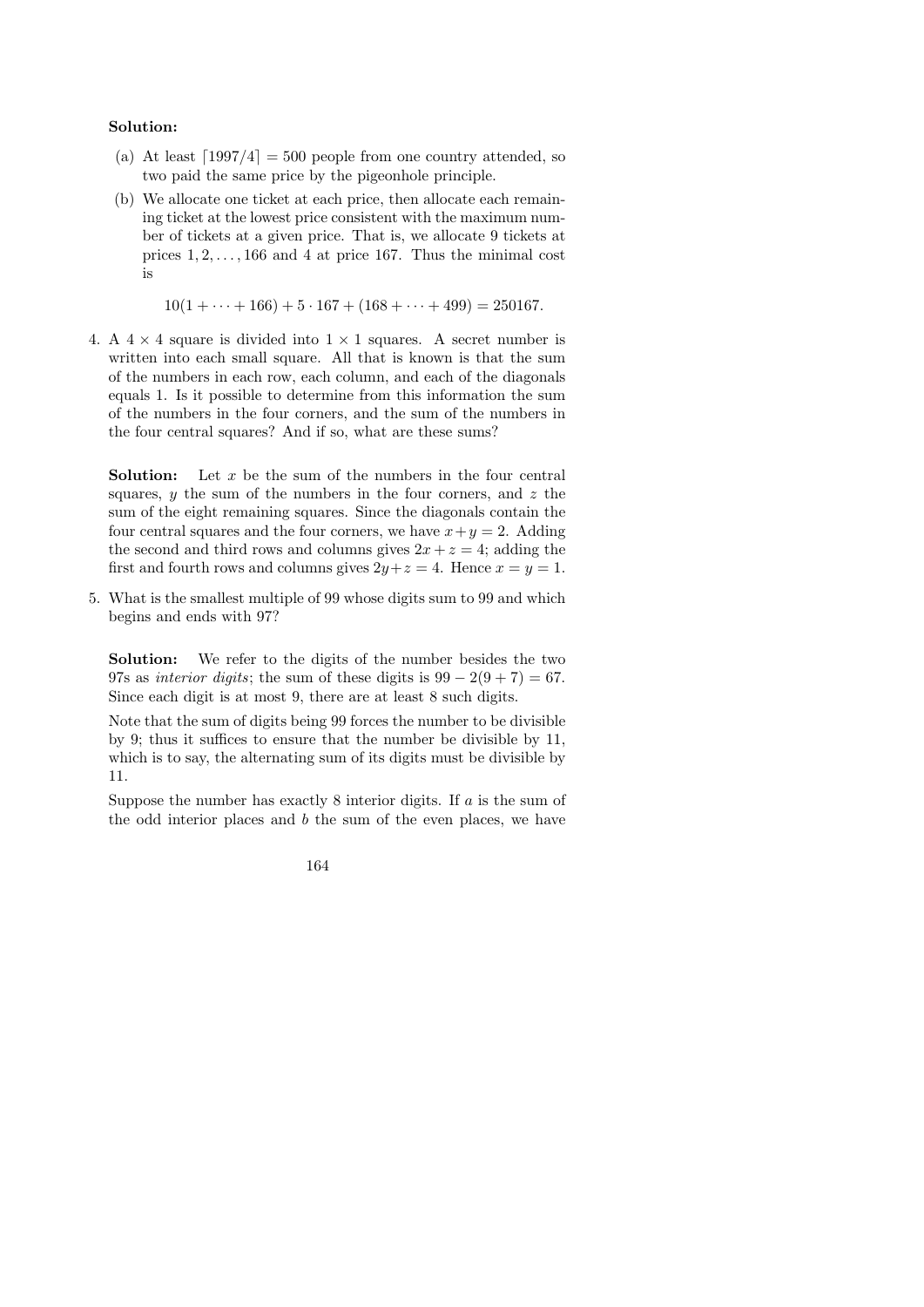**Solution:**

(a) At least $\lceil 1997/4 \rceil = 500$ people from one country attended, so two paid the same price by the pigeonhole principle.

(b) We allocate one ticket at each price, then allocate each remaining ticket at the lowest price consistent with the maximum number of tickets at a given price. That is, we allocate 9 tickets at prices $1, 2, \ldots, 166$ and 4 at price 167. Thus the minimal cost is

$$10(1 + \cdots + 166) + 5 \cdot 167 + (168 + \cdots + 499) = 250167.$$

4. A $4 \times 4$ square is divided into $1 \times 1$ squares. A secret number is written into each small square. All that is known is that the sum of the numbers in each row, each column, and each of the diagonals equals 1. Is it possible to determine from this information the sum of the numbers in the four corners, and the sum of the numbers in the four central squares? And if so, what are these sums?

**Solution:** Let $x$ be the sum of the numbers in the four central squares, $y$ the sum of the numbers in the four corners, and $z$ the sum of the eight remaining squares. Since the diagonals contain the four central squares and the four corners, we have $x + y = 2$. Adding the second and third rows and columns gives $2x + z = 4$; adding the first and fourth rows and columns gives $2y + z = 4$. Hence $x = y = 1$.

5. What is the smallest multiple of 99 whose digits sum to 99 and which begins and ends with 97?

**Solution:** We refer to the digits of the number besides the two 97s as *interior digits*; the sum of these digits is $99 - 2(9 + 7) = 67$. Since each digit is at most 9, there are at least 8 such digits.

Note that the sum of digits being 99 forces the number to be divisible by 9; thus it suffices to ensure that the number be divisible by 11, which is to say, the alternating sum of its digits must be divisible by 11.

Suppose the number has exactly 8 interior digits. If $a$ is the sum of the odd interior places and $b$ the sum of the even places, we have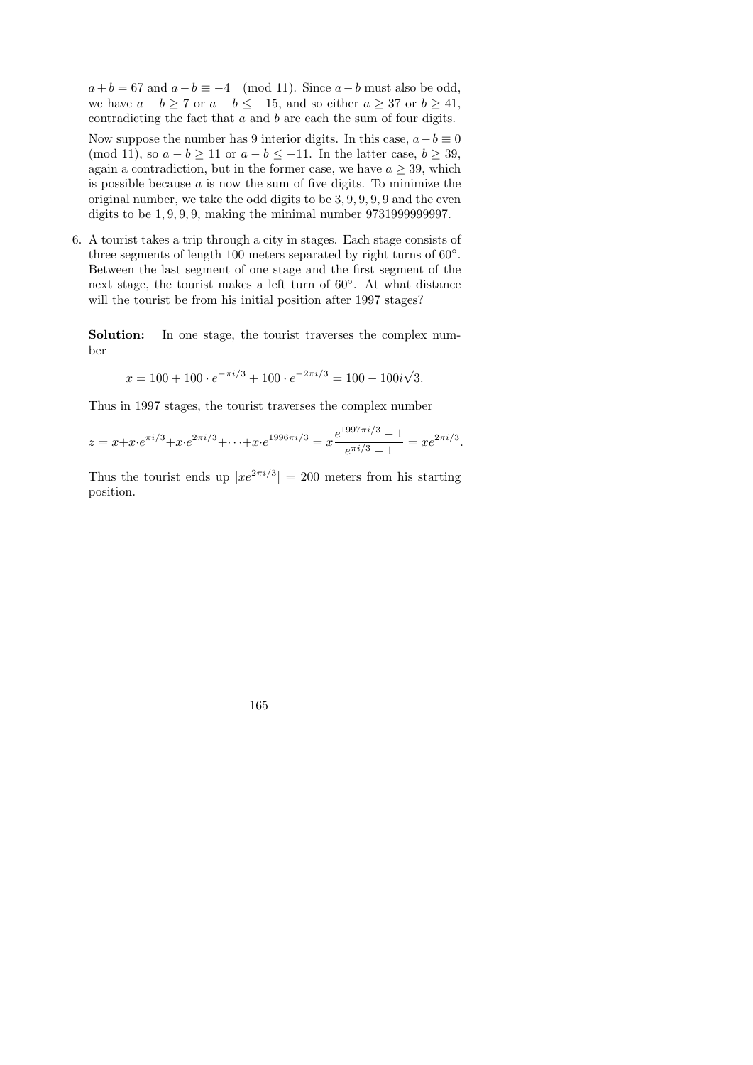$a + b = 67$ and $a - b \equiv -4 \pmod{11}$. Since $a - b$ must also be odd, we have $a - b \geq 7$ or $a - b \leq -15$, and so either $a \geq 37$ or $b \geq 41$, contradicting the fact that $a$ and $b$ are each the sum of four digits.

Now suppose the number has 9 interior digits. In this case, $a - b \equiv 0 \pmod{11}$, so $a - b \geq 11$ or $a - b \leq -11$. In the latter case, $b \geq 39$, again a contradiction, but in the former case, we have $a \geq 39$, which is possible because $a$ is now the sum of five digits. To minimize the original number, we take the odd digits to be $3, 9, 9, 9, 9$ and the even digits to be $1, 9, 9, 9$, making the minimal number 9731999999997.

6. A tourist takes a trip through a city in stages. Each stage consists of three segments of length 100 meters separated by right turns of $60^\circ$. Between the last segment of one stage and the first segment of the next stage, the tourist makes a left turn of $60^\circ$. At what distance will the tourist be from his initial position after 1997 stages?

**Solution:** In one stage, the tourist traverses the complex number

$$x = 100 + 100 \cdot e^{-\pi i/3} + 100 \cdot e^{-2\pi i/3} = 100 - 100i\sqrt{3}.$$

Thus in 1997 stages, the tourist traverses the complex number

$$z = x + x \cdot e^{\pi i/3} + x \cdot e^{2\pi i/3} + \cdots + x \cdot e^{1996\pi i/3} = x \frac{e^{1997\pi i/3} - 1}{e^{\pi i/3} - 1} = xe^{2\pi i/3}.$$

Thus the tourist ends up $|xe^{2\pi i/3}| = 200$ meters from his starting position.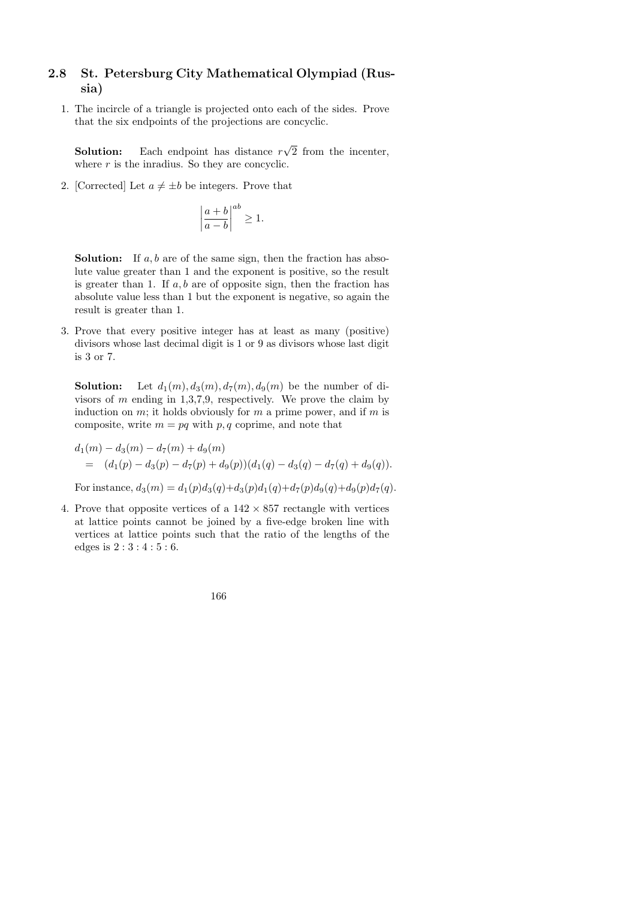## 2.8 St. Petersburg City Mathematical Olympiad (Russia)

1. The incircle of a triangle is projected onto each of the sides. Prove that the six endpoints of the projections are concyclic.

   **Solution:** Each endpoint has distance $r\sqrt{2}$ from the incenter, where $r$ is the inradius. So they are concyclic.

2. [Corrected] Let $a \neq \pm b$ be integers. Prove that

   $$\left|\frac{a+b}{a-b}\right|^{ab} \geq 1.$$

   **Solution:** If $a, b$ are of the same sign, then the fraction has absolute value greater than 1 and the exponent is positive, so the result is greater than 1. If $a, b$ are of opposite sign, then the fraction has absolute value less than 1 but the exponent is negative, so again the result is greater than 1.

3. Prove that every positive integer has at least as many (positive) divisors whose last decimal digit is 1 or 9 as divisors whose last digit is 3 or 7.

   **Solution:** Let $d_1(m), d_3(m), d_7(m), d_9(m)$ be the number of divisors of $m$ ending in 1,3,7,9, respectively. We prove the claim by induction on $m$; it holds obviously for $m$ a prime power, and if $m$ is composite, write $m = pq$ with $p, q$ coprime, and note that

   $$\begin{aligned} & d_1(m) - d_3(m) - d_7(m) + d_9(m) \\ &= (d_1(p) - d_3(p) - d_7(p) + d_9(p))(d_1(q) - d_3(q) - d_7(q) + d_9(q)). \end{aligned}$$

   For instance, $d_3(m) = d_1(p)d_3(q) + d_3(p)d_1(q) + d_7(p)d_9(q) + d_9(p)d_7(q)$.

4. Prove that opposite vertices of a $142 \times 857$ rectangle with vertices at lattice points cannot be joined by a five-edge broken line with vertices at lattice points such that the ratio of the lengths of the edges is $2:3:4:5:6$.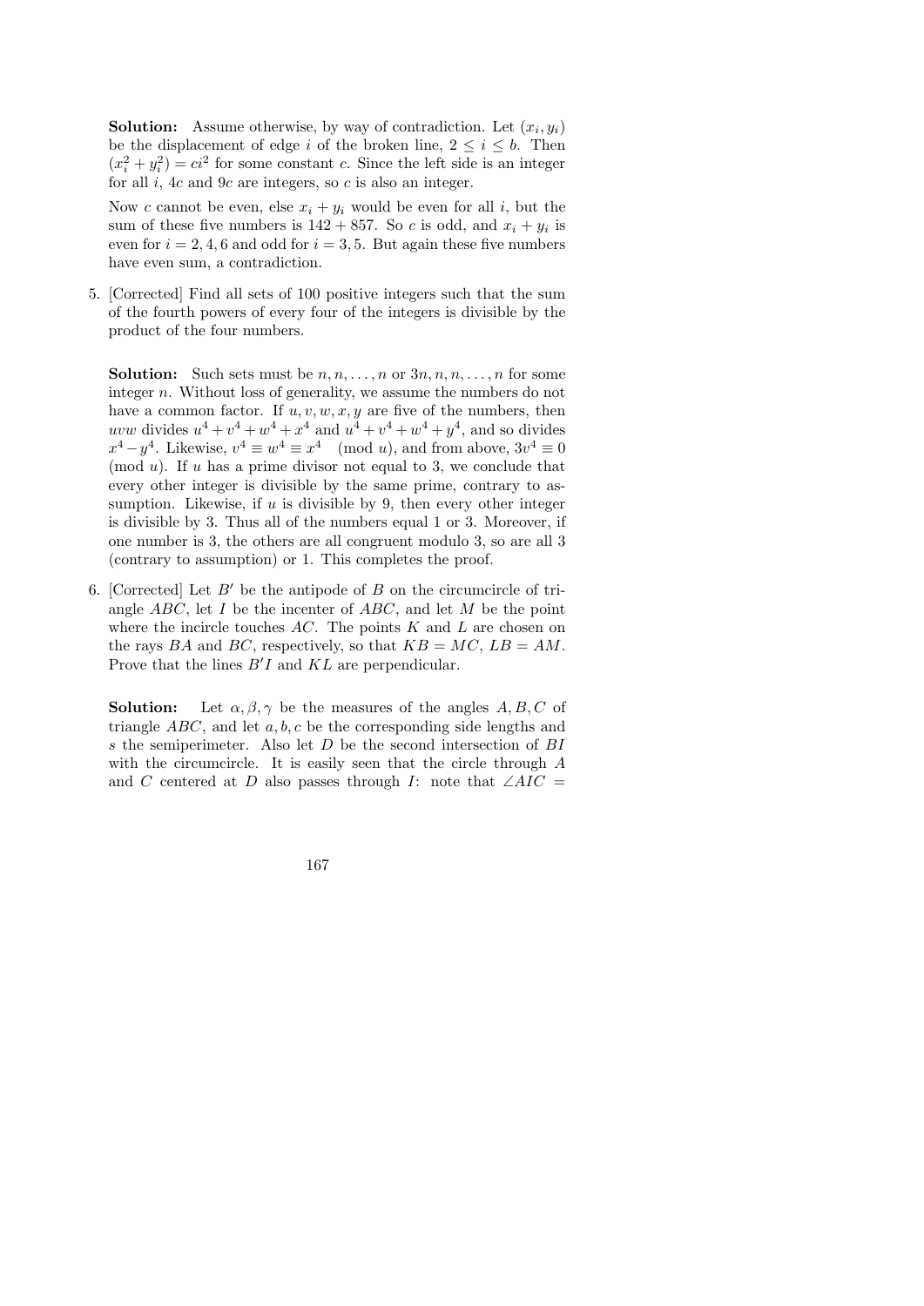**Solution:** Assume otherwise, by way of contradiction. Let $(x_i, y_i)$ be the displacement of edge $i$ of the broken line, $2 \leq i \leq b$. Then $(x_i^2 + y_i^2) = ci^2$ for some constant $c$. Since the left side is an integer for all $i$, $4c$ and $9c$ are integers, so $c$ is also an integer.

Now $c$ cannot be even, else $x_i + y_i$ would be even for all $i$, but the sum of these five numbers is $142 + 857$. So $c$ is odd, and $x_i + y_i$ is even for $i = 2, 4, 6$ and odd for $i = 3, 5$. But again these five numbers have even sum, a contradiction.

5. [Corrected] Find all sets of 100 positive integers such that the sum of the fourth powers of every four of the integers is divisible by the product of the four numbers.

   **Solution:** Such sets must be $n, n, \ldots, n$ or $3n, n, n, \ldots, n$ for some integer $n$. Without loss of generality, we assume the numbers do not have a common factor. If $u, v, w, x, y$ are five of the numbers, then $uvw$ divides $u^4 + v^4 + w^4 + x^4$ and $u^4 + v^4 + w^4 + y^4$, and so divides $x^4 - y^4$. Likewise, $v^4 \equiv w^4 \equiv x^4 \pmod{u}$, and from above, $3v^4 \equiv 0 \pmod{u}$. If $u$ has a prime divisor not equal to 3, we conclude that every other integer is divisible by the same prime, contrary to assumption. Likewise, if $u$ is divisible by 9, then every other integer is divisible by 3. Thus all of the numbers equal 1 or 3. Moreover, if one number is 3, the others are all congruent modulo 3, so are all 3 (contrary to assumption) or 1. This completes the proof.

6. [Corrected] Let $B'$ be the antipode of $B$ on the circumcircle of triangle $ABC$, let $I$ be the incenter of $ABC$, and let $M$ be the point where the incircle touches $AC$. The points $K$ and $L$ are chosen on the rays $BA$ and $BC$, respectively, so that $KB = MC$, $LB = AM$. Prove that the lines $B'I$ and $KL$ are perpendicular.

   **Solution:** Let $\alpha, \beta, \gamma$ be the measures of the angles $A, B, C$ of triangle $ABC$, and let $a, b, c$ be the corresponding side lengths and $s$ the semiperimeter. Also let $D$ be the second intersection of $BI$ with the circumcircle. It is easily seen that the circle through $A$ and $C$ centered at $D$ also passes through $I$: note that $\angle AIC =$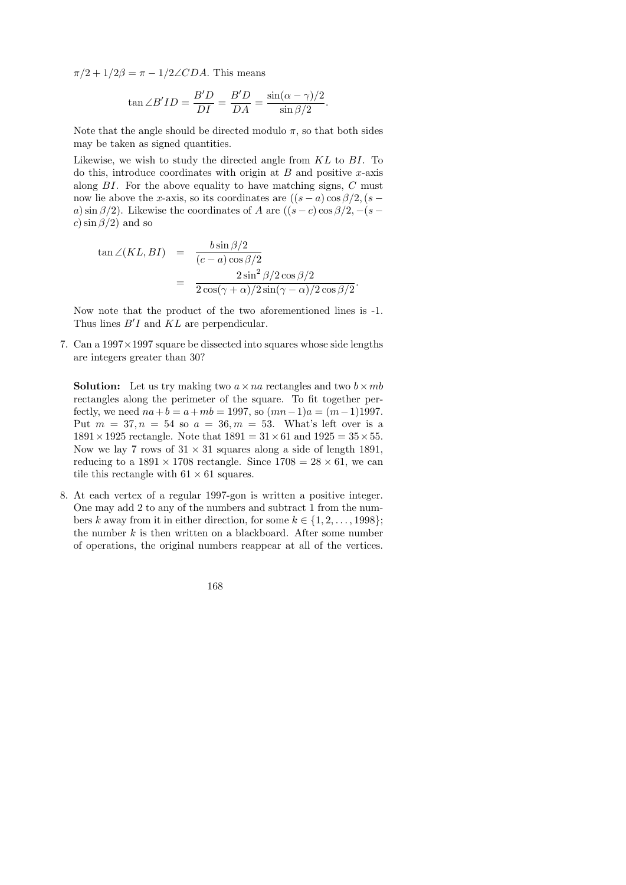$\pi/2 + 1/2\beta = \pi - 1/2\angle CDA$. This means

$$\tan \angle B'ID = \frac{B'D}{DI} = \frac{B'D}{DA} = \frac{\sin(\alpha - \gamma)/2}{\sin \beta/2}.$$

Note that the angle should be directed modulo $\pi$, so that both sides may be taken as signed quantities.

Likewise, we wish to study the directed angle from $KL$ to $BI$. To do this, introduce coordinates with origin at $B$ and positive $x$-axis along $BI$. For the above equality to have matching signs, $C$ must now lie above the $x$-axis, so its coordinates are $((s-a)\cos \beta/2, (s-a)\sin \beta/2)$. Likewise the coordinates of $A$ are $((s-c)\cos \beta/2, -(s-c)\sin \beta/2)$ and so

$$\begin{aligned}
\tan \angle(KL, BI) &= \frac{b \sin \beta/2}{(c-a)\cos \beta/2} \\
&= \frac{2\sin^2 \beta/2 \cos \beta/2}{2\cos(\gamma+\alpha)/2 \sin(\gamma-\alpha)/2 \cos \beta/2}.
\end{aligned}$$

Now note that the product of the two aforementioned lines is -1. Thus lines $B'I$ and $KL$ are perpendicular.

7. Can a $1997 \times 1997$ square be dissected into squares whose side lengths are integers greater than 30?

   **Solution:** Let us try making two $a \times na$ rectangles and two $b \times mb$ rectangles along the perimeter of the square. To fit together perfectly, we need $na + b = a + mb = 1997$, so $(mn-1)a = (m-1)1997$. Put $m = 37, n = 54$ so $a = 36, m = 53$. What's left over is a $1891 \times 1925$ rectangle. Note that $1891 = 31 \times 61$ and $1925 = 35 \times 55$. Now we lay 7 rows of $31 \times 31$ squares along a side of length 1891, reducing to a $1891 \times 1708$ rectangle. Since $1708 = 28 \times 61$, we can tile this rectangle with $61 \times 61$ squares.

8. At each vertex of a regular 1997-gon is written a positive integer. One may add 2 to any of the numbers and subtract 1 from the numbers $k$ away from it in either direction, for some $k \in \{1, 2, \ldots, 1998\}$; the number $k$ is then written on a blackboard. After some number of operations, the original numbers reappear at all of the vertices.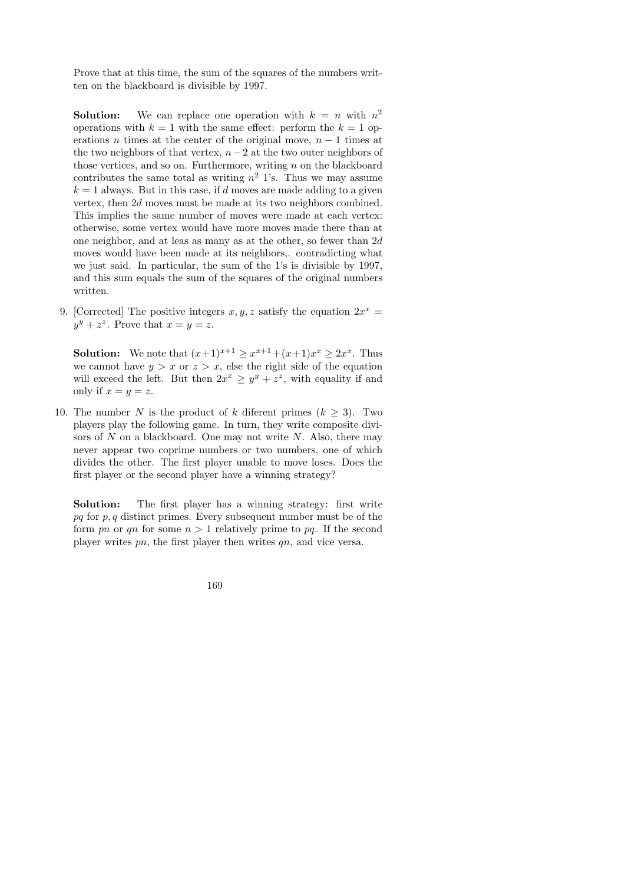Prove that at this time, the sum of the squares of the numbers written on the blackboard is divisible by 1997.

**Solution:** We can replace one operation with $k = n$ with $n^2$ operations with $k = 1$ with the same effect: perform the $k = 1$ operations $n$ times at the center of the original move, $n - 1$ times at the two neighbors of that vertex, $n-2$ at the two outer neighbors of those vertices, and so on. Furthermore, writing $n$ on the blackboard contributes the same total as writing $n^2$ 1's. Thus we may assume $k = 1$ always. But in this case, if $d$ moves are made adding to a given vertex, then $2d$ moves must be made at its two neighbors combined. This implies the same number of moves were made at each vertex: otherwise, some vertex would have more moves made there than at one neighbor, and at leas as many as at the other, so fewer than $2d$ moves would have been made at its neighbors,. contradicting what we just said. In particular, the sum of the 1's is divisible by 1997, and this sum equals the sum of the squares of the original numbers written.

9. [Corrected] The positive integers $x, y, z$ satisfy the equation $2x^x = y^y + z^z$. Prove that $x = y = z$.

   **Solution:** We note that $(x+1)^{x+1} \geq x^{x+1} + (x+1)x^x \geq 2x^x$. Thus we cannot have $y > x$ or $z > x$, else the right side of the equation will exceed the left. But then $2x^x \geq y^y + z^z$, with equality if and only if $x = y = z$.

10. The number $N$ is the product of $k$ diferent primes ($k \geq 3$). Two players play the following game. In turn, they write composite divisors of $N$ on a blackboard. One may not write $N$. Also, there may never appear two coprime numbers or two numbers, one of which divides the other. The first player unable to move loses. Does the first player or the second player have a winning strategy?

    **Solution:** The first player has a winning strategy: first write $pq$ for $p, q$ distinct primes. Every subsequent number must be of the form $pn$ or $qn$ for some $n > 1$ relatively prime to $pq$. If the second player writes $pn$, the first player then writes $qn$, and vice versa.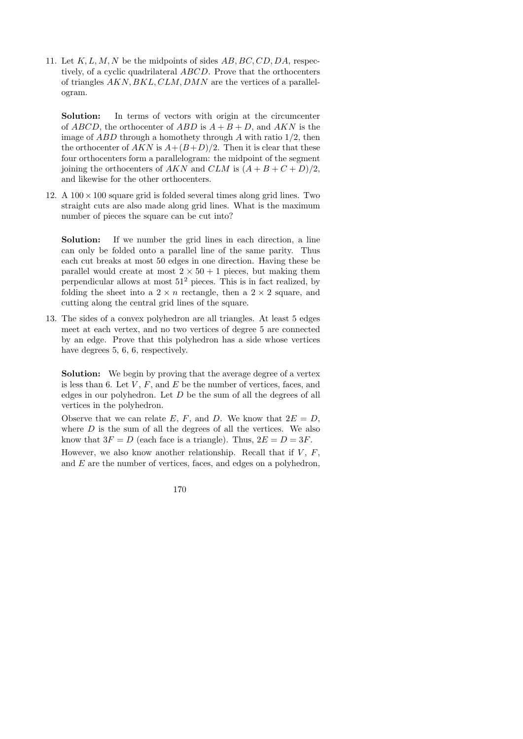11. Let $K, L, M, N$ be the midpoints of sides $AB, BC, CD, DA$, respectively, of a cyclic quadrilateral $ABCD$. Prove that the orthocenters of triangles $AKN, BKL, CLM, DMN$ are the vertices of a parallelogram.

    **Solution:** In terms of vectors with origin at the circumcenter of $ABCD$, the orthocenter of $ABD$ is $A+B+D$, and $AKN$ is the image of $ABD$ through a homothety through $A$ with ratio $1/2$, then the orthocenter of $AKN$ is $A+(B+D)/2$. Then it is clear that these four orthocenters form a parallelogram: the midpoint of the segment joining the orthocenters of $AKN$ and $CLM$ is $(A+B+C+D)/2$, and likewise for the other orthocenters.

12. A $100 \times 100$ square grid is folded several times along grid lines. Two straight cuts are also made along grid lines. What is the maximum number of pieces the square can be cut into?

    **Solution:** If we number the grid lines in each direction, a line can only be folded onto a parallel line of the same parity. Thus each cut breaks at most 50 edges in one direction. Having these be parallel would create at most $2 \times 50 + 1$ pieces, but making them perpendicular allows at most $51^2$ pieces. This is in fact realized, by folding the sheet into a $2 \times n$ rectangle, then a $2 \times 2$ square, and cutting along the central grid lines of the square.

13. The sides of a convex polyhedron are all triangles. At least 5 edges meet at each vertex, and no two vertices of degree 5 are connected by an edge. Prove that this polyhedron has a side whose vertices have degrees 5, 6, 6, respectively.

    **Solution:** We begin by proving that the average degree of a vertex is less than 6. Let $V$, $F$, and $E$ be the number of vertices, faces, and edges in our polyhedron. Let $D$ be the sum of all the degrees of all vertices in the polyhedron.

    Observe that we can relate $E$, $F$, and $D$. We know that $2E = D$, where $D$ is the sum of all the degrees of all the vertices. We also know that $3F = D$ (each face is a triangle). Thus, $2E = D = 3F$.

    However, we also know another relationship. Recall that if $V$, $F$, and $E$ are the number of vertices, faces, and edges on a polyhedron,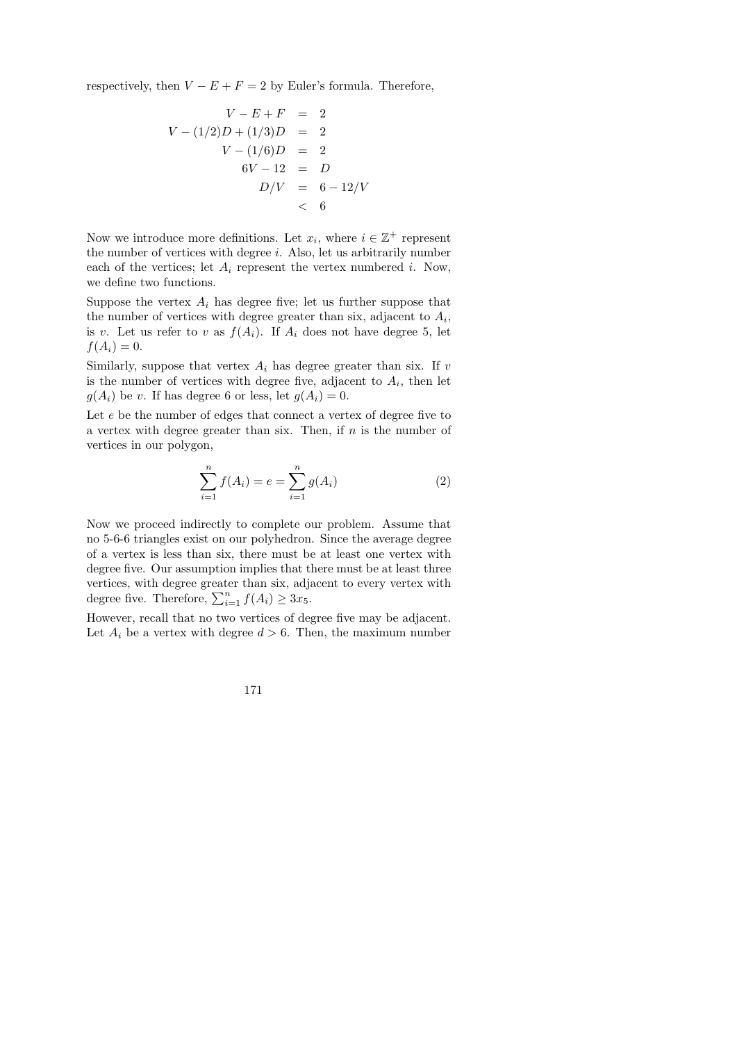respectively, then $V - E + F = 2$ by Euler's formula. Therefore,

$$\begin{aligned}
V - E + F &= 2 \\
V - (1/2)D + (1/3)D &= 2 \\
V - (1/6)D &= 2 \\
6V - 12 &= D \\
D/V &= 6 - 12/V \\
&< 6
\end{aligned}$$

Now we introduce more definitions. Let $x_i$, where $i \in \mathbb{Z}^+$ represent the number of vertices with degree $i$. Also, let us arbitrarily number each of the vertices; let $A_i$ represent the vertex numbered $i$. Now, we define two functions.

Suppose the vertex $A_i$ has degree five; let us further suppose that the number of vertices with degree greater than six, adjacent to $A_i$, is $v$. Let us refer to $v$ as $f(A_i)$. If $A_i$ does not have degree 5, let $f(A_i) = 0$.

Similarly, suppose that vertex $A_i$ has degree greater than six. If $v$ is the number of vertices with degree five, adjacent to $A_i$, then let $g(A_i)$ be $v$. If has degree 6 or less, let $g(A_i) = 0$.

Let $e$ be the number of edges that connect a vertex of degree five to a vertex with degree greater than six. Then, if $n$ is the number of vertices in our polygon,

$$\sum_{i=1}^{n} f(A_i) = e = \sum_{i=1}^{n} g(A_i) \tag{2}$$

Now we proceed indirectly to complete our problem. Assume that no 5-6-6 triangles exist on our polyhedron. Since the average degree of a vertex is less than six, there must be at least one vertex with degree five. Our assumption implies that there must be at least three vertices, with degree greater than six, adjacent to every vertex with degree five. Therefore, $\sum_{i=1}^{n} f(A_i) \geq 3x_5$.

However, recall that no two vertices of degree five may be adjacent. Let $A_i$ be a vertex with degree $d > 6$. Then, the maximum number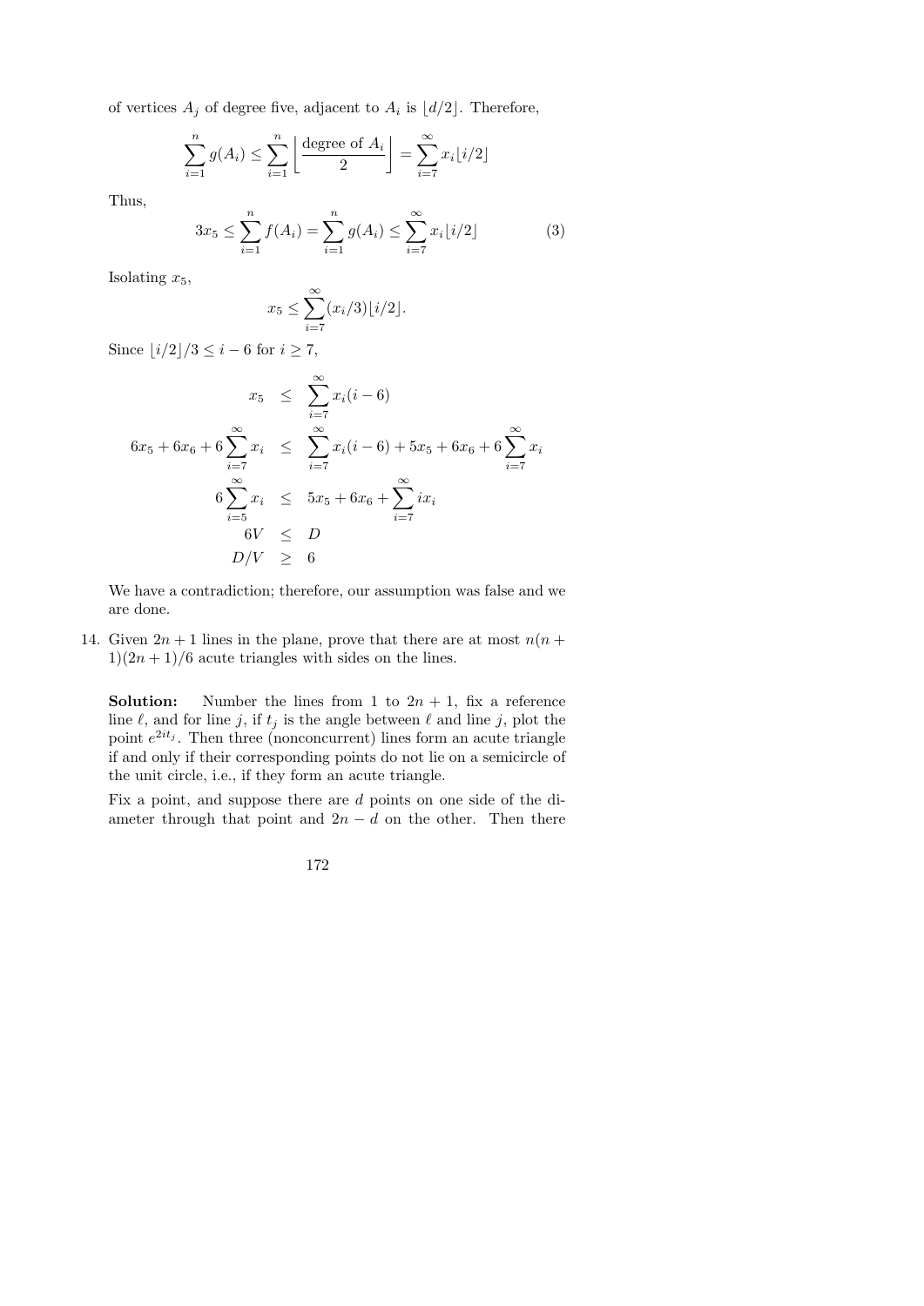of vertices $A_j$ of degree five, adjacent to $A_i$ is $\lfloor d/2 \rfloor$. Therefore,

$$\sum_{i=1}^{n} g(A_i) \leq \sum_{i=1}^{n} \left\lfloor \frac{\text{degree of } A_i}{2} \right\rfloor = \sum_{i=7}^{\infty} x_i \lfloor i/2 \rfloor$$

Thus,

$$3x_5 \leq \sum_{i=1}^{n} f(A_i) = \sum_{i=1}^{n} g(A_i) \leq \sum_{i=7}^{\infty} x_i \lfloor i/2 \rfloor \tag{3}$$

Isolating $x_5$,

$$x_5 \leq \sum_{i=7}^{\infty} (x_i/3) \lfloor i/2 \rfloor.$$

Since $\lfloor i/2 \rfloor / 3 \leq i - 6$ for $i \geq 7$,

$$\begin{aligned}
x_5 &\leq \sum_{i=7}^{\infty} x_i(i-6) \\
6x_5 + 6x_6 + 6\sum_{i=7}^{\infty} x_i &\leq \sum_{i=7}^{\infty} x_i(i-6) + 5x_5 + 6x_6 + 6\sum_{i=7}^{\infty} x_i \\
6\sum_{i=5}^{\infty} x_i &\leq 5x_5 + 6x_6 + \sum_{i=7}^{\infty} ix_i \\
6V &\leq D \\
D/V &\geq 6
\end{aligned}$$

We have a contradiction; therefore, our assumption was false and we are done.

14. Given $2n+1$ lines in the plane, prove that there are at most $n(n+1)(2n+1)/6$ acute triangles with sides on the lines.

**Solution:** Number the lines from 1 to $2n+1$, fix a reference line $\ell$, and for line $j$, if $t_j$ is the angle between $\ell$ and line $j$, plot the point $e^{2it_j}$. Then three (nonconcurrent) lines form an acute triangle if and only if their corresponding points do not lie on a semicircle of the unit circle, i.e., if they form an acute triangle.

Fix a point, and suppose there are $d$ points on one side of the diameter through that point and $2n-d$ on the other. Then there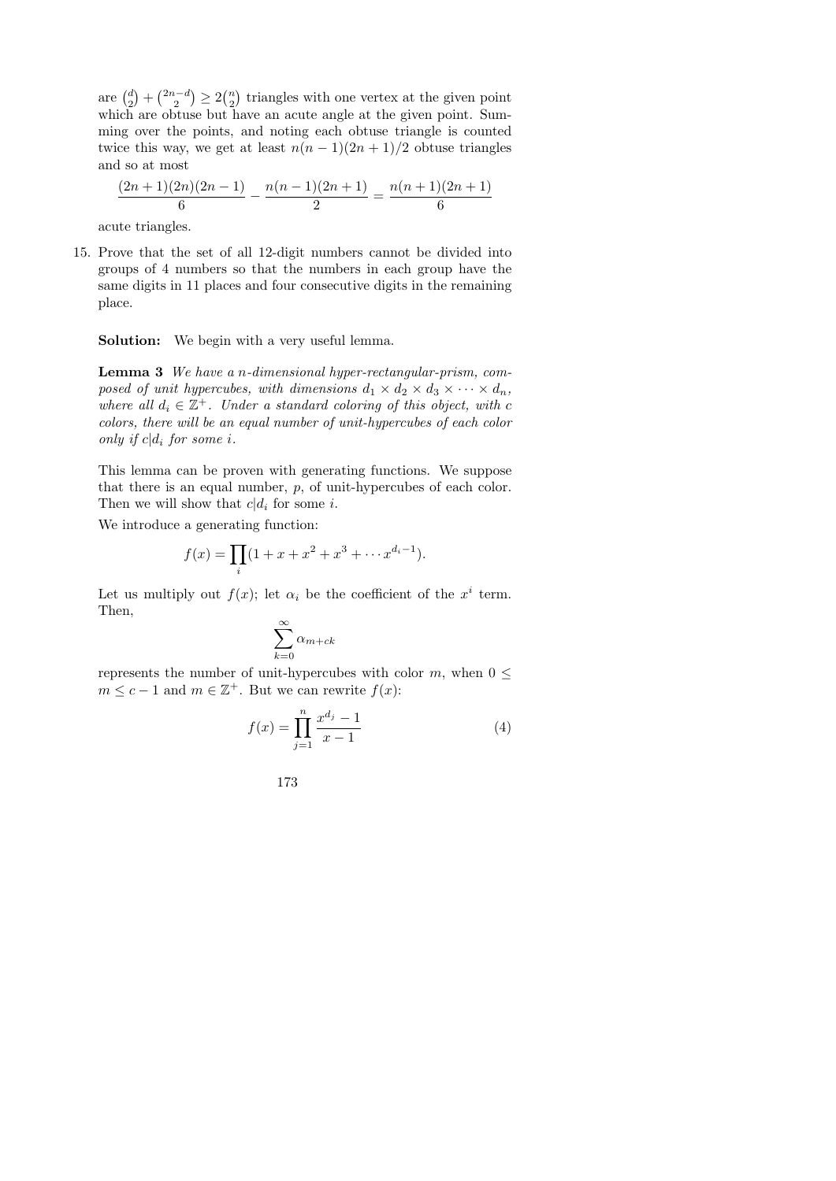are $\binom{d}{2} + \binom{2n-d}{2} \geq 2\binom{n}{2}$ triangles with one vertex at the given point which are obtuse but have an acute angle at the given point. Summing over the points, and noting each obtuse triangle is counted twice this way, we get at least $n(n-1)(2n+1)/2$ obtuse triangles and so at most

$$\frac{(2n+1)(2n)(2n-1)}{6} - \frac{n(n-1)(2n+1)}{2} = \frac{n(n+1)(2n+1)}{6}$$

acute triangles.

15. Prove that the set of all 12-digit numbers cannot be divided into groups of 4 numbers so that the numbers in each group have the same digits in 11 places and four consecutive digits in the remaining place.

**Solution:** We begin with a very useful lemma.

**Lemma 3** *We have a n-dimensional hyper-rectangular-prism, composed of unit hypercubes, with dimensions $d_1 \times d_2 \times d_3 \times \cdots \times d_n$, where all $d_i \in \mathbb{Z}^+$. Under a standard coloring of this object, with $c$ colors, there will be an equal number of unit-hypercubes of each color only if $c|d_i$ for some $i$.*

This lemma can be proven with generating functions. We suppose that there is an equal number, $p$, of unit-hypercubes of each color. Then we will show that $c|d_i$ for some $i$.

We introduce a generating function:

$$f(x) = \prod_i (1 + x + x^2 + x^3 + \cdots x^{d_i - 1}).$$

Let us multiply out $f(x)$; let $\alpha_i$ be the coefficient of the $x^i$ term. Then,

$$\sum_{k=0}^{\infty} \alpha_{m+ck}$$

represents the number of unit-hypercubes with color $m$, when $0 \leq m \leq c-1$ and $m \in \mathbb{Z}^+$. But we can rewrite $f(x)$:

$$f(x) = \prod_{j=1}^{n} \frac{x^{d_j} - 1}{x - 1} \tag{4}$$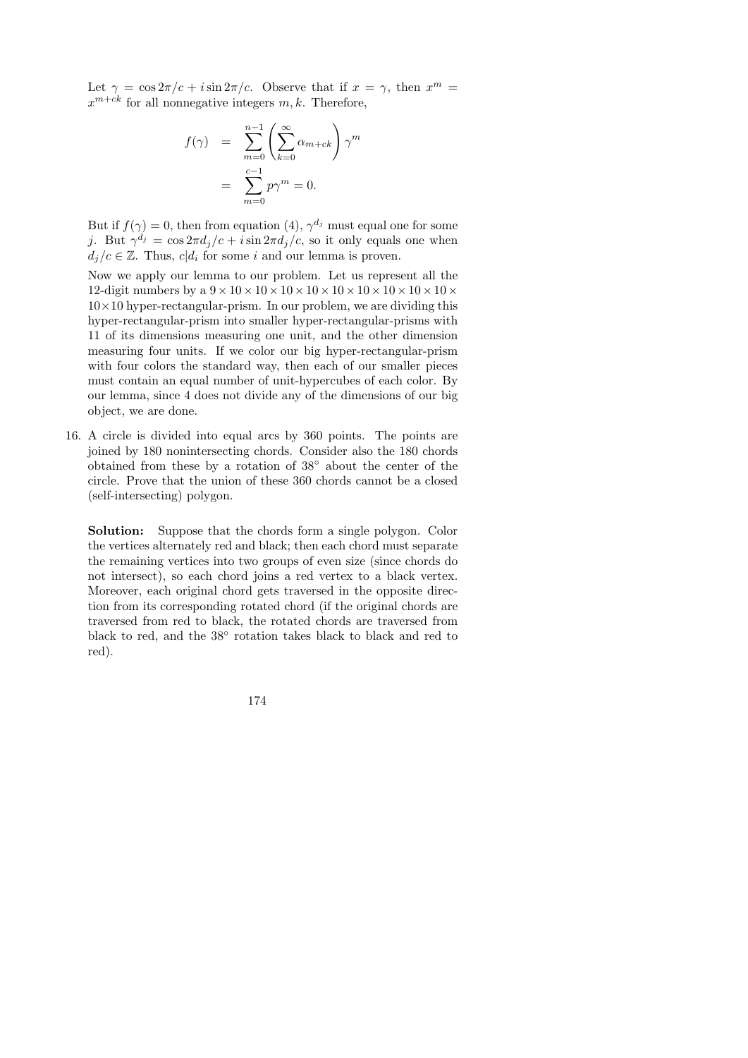Let $\gamma = \cos 2\pi/c + i \sin 2\pi/c$. Observe that if $x = \gamma$, then $x^m = x^{m+ck}$ for all nonnegative integers $m, k$. Therefore,

$$
\begin{aligned}
f(\gamma) &= \sum_{m=0}^{n-1} \left( \sum_{k=0}^{\infty} \alpha_{m+ck} \right) \gamma^m \\
&= \sum_{m=0}^{c-1} p\gamma^m = 0.
\end{aligned}
$$

But if $f(\gamma) = 0$, then from equation (4), $\gamma^{d_j}$ must equal one for some $j$. But $\gamma^{d_j} = \cos 2\pi d_j/c + i \sin 2\pi d_j/c$, so it only equals one when $d_j/c \in \mathbb{Z}$. Thus, $c|d_i$ for some $i$ and our lemma is proven.

Now we apply our lemma to our problem. Let us represent all the 12-digit numbers by a $9 \times 10 \times 10 \times 10 \times 10 \times 10 \times 10 \times 10 \times 10 \times 10 \times 10 \times 10$ hyper-rectangular-prism. In our problem, we are dividing this hyper-rectangular-prism into smaller hyper-rectangular-prisms with 11 of its dimensions measuring one unit, and the other dimension measuring four units. If we color our big hyper-rectangular-prism with four colors the standard way, then each of our smaller pieces must contain an equal number of unit-hypercubes of each color. By our lemma, since 4 does not divide any of the dimensions of our big object, we are done.

16. A circle is divided into equal arcs by 360 points. The points are joined by 180 nonintersecting chords. Consider also the 180 chords obtained from these by a rotation of $38^\circ$ about the center of the circle. Prove that the union of these 360 chords cannot be a closed (self-intersecting) polygon.

    **Solution:** Suppose that the chords form a single polygon. Color the vertices alternately red and black; then each chord must separate the remaining vertices into two groups of even size (since chords do not intersect), so each chord joins a red vertex to a black vertex. Moreover, each original chord gets traversed in the opposite direction from its corresponding rotated chord (if the original chords are traversed from red to black, the rotated chords are traversed from black to red, and the $38^\circ$ rotation takes black to black and red to red).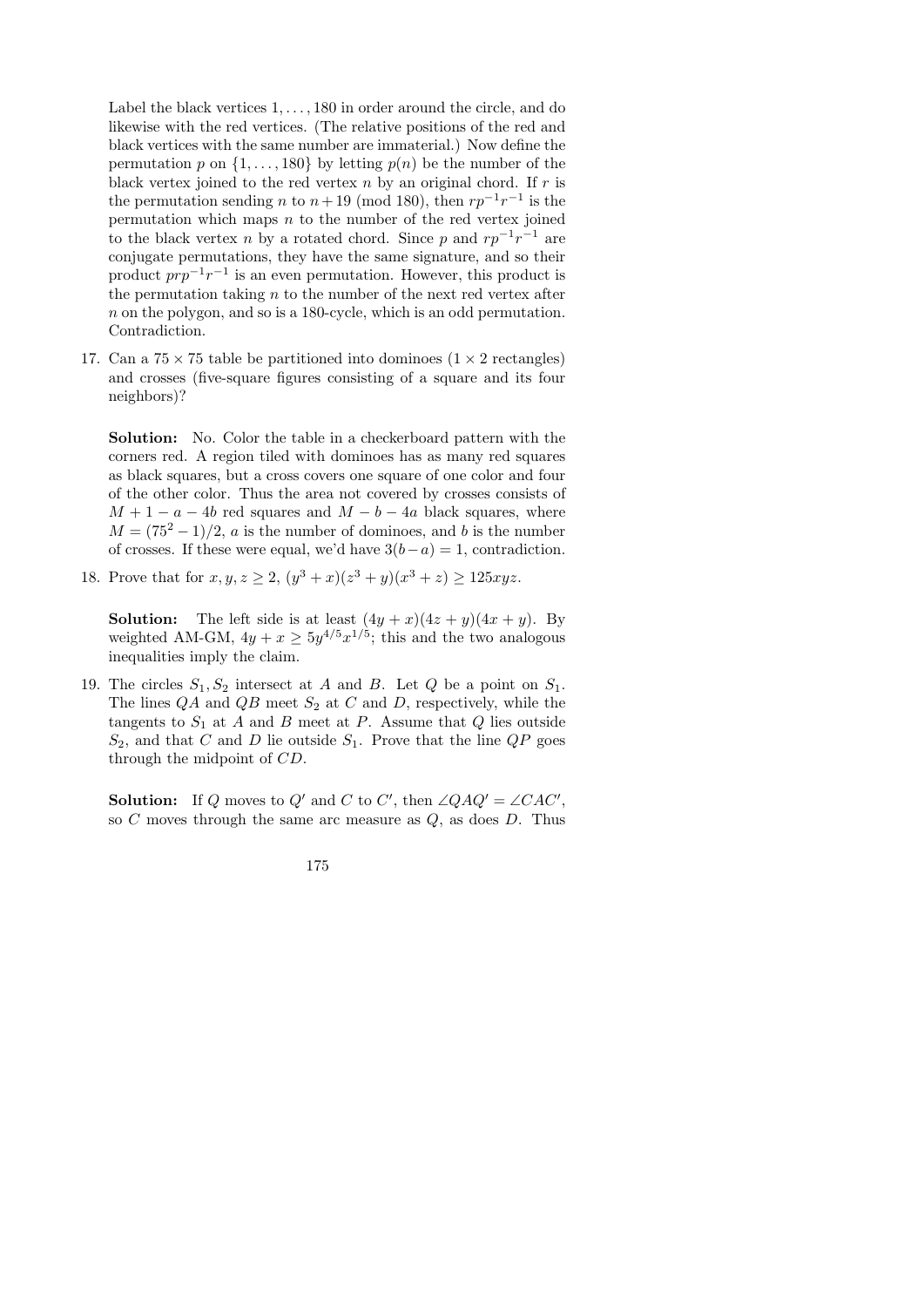Label the black vertices $1, \ldots, 180$ in order around the circle, and do likewise with the red vertices. (The relative positions of the red and black vertices with the same number are immaterial.) Now define the permutation $p$ on $\{1, \ldots, 180\}$ by letting $p(n)$ be the number of the black vertex joined to the red vertex $n$ by an original chord. If $r$ is the permutation sending $n$ to $n+19 \pmod{180}$, then $rp^{-1}r^{-1}$ is the permutation which maps $n$ to the number of the red vertex joined to the black vertex $n$ by a rotated chord. Since $p$ and $rp^{-1}r^{-1}$ are conjugate permutations, they have the same signature, and so their product $prp^{-1}r^{-1}$ is an even permutation. However, this product is the permutation taking $n$ to the number of the next red vertex after $n$ on the polygon, and so is a 180-cycle, which is an odd permutation. Contradiction.

17. Can a $75 \times 75$ table be partitioned into dominoes ($1 \times 2$ rectangles) and crosses (five-square figures consisting of a square and its four neighbors)?

    **Solution:** No. Color the table in a checkerboard pattern with the corners red. A region tiled with dominoes has as many red squares as black squares, but a cross covers one square of one color and four of the other color. Thus the area not covered by crosses consists of $M + 1 - a - 4b$ red squares and $M - b - 4a$ black squares, where $M = (75^2 - 1)/2$, $a$ is the number of dominoes, and $b$ is the number of crosses. If these were equal, we'd have $3(b-a) = 1$, contradiction.

18. Prove that for $x, y, z \geq 2$, $(y^3 + x)(z^3 + y)(x^3 + z) \geq 125xyz$.

    **Solution:** The left side is at least $(4y + x)(4z + y)(4x + y)$. By weighted AM-GM, $4y + x \geq 5y^{4/5}x^{1/5}$; this and the two analogous inequalities imply the claim.

19. The circles $S_1, S_2$ intersect at $A$ and $B$. Let $Q$ be a point on $S_1$. The lines $QA$ and $QB$ meet $S_2$ at $C$ and $D$, respectively, while the tangents to $S_1$ at $A$ and $B$ meet at $P$. Assume that $Q$ lies outside $S_2$, and that $C$ and $D$ lie outside $S_1$. Prove that the line $QP$ goes through the midpoint of $CD$.

    **Solution:** If $Q$ moves to $Q'$ and $C$ to $C'$, then $\angle QAQ' = \angle CAC'$, so $C$ moves through the same arc measure as $Q$, as does $D$. Thus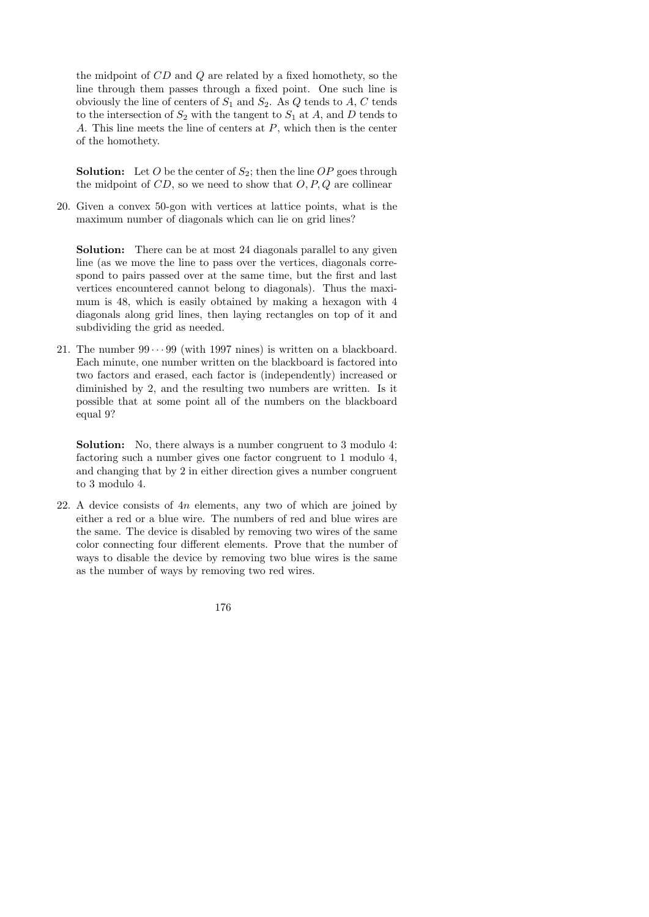the midpoint of $CD$ and $Q$ are related by a fixed homothety, so the line through them passes through a fixed point. One such line is obviously the line of centers of $S_1$ and $S_2$. As $Q$ tends to $A$, $C$ tends to the intersection of $S_2$ with the tangent to $S_1$ at $A$, and $D$ tends to $A$. This line meets the line of centers at $P$, which then is the center of the homothety.

**Solution:** Let $O$ be the center of $S_2$; then the line $OP$ goes through the midpoint of $CD$, so we need to show that $O, P, Q$ are collinear

20. Given a convex 50-gon with vertices at lattice points, what is the maximum number of diagonals which can lie on grid lines?

    **Solution:** There can be at most 24 diagonals parallel to any given line (as we move the line to pass over the vertices, diagonals correspond to pairs passed over at the same time, but the first and last vertices encountered cannot belong to diagonals). Thus the maximum is 48, which is easily obtained by making a hexagon with 4 diagonals along grid lines, then laying rectangles on top of it and subdividing the grid as needed.

21. The number $99\cdots99$ (with 1997 nines) is written on a blackboard. Each minute, one number written on the blackboard is factored into two factors and erased, each factor is (independently) increased or diminished by 2, and the resulting two numbers are written. Is it possible that at some point all of the numbers on the blackboard equal 9?

    **Solution:** No, there always is a number congruent to 3 modulo 4: factoring such a number gives one factor congruent to 1 modulo 4, and changing that by 2 in either direction gives a number congruent to 3 modulo 4.

22. A device consists of $4n$ elements, any two of which are joined by either a red or a blue wire. The numbers of red and blue wires are the same. The device is disabled by removing two wires of the same color connecting four different elements. Prove that the number of ways to disable the device by removing two blue wires is the same as the number of ways by removing two red wires.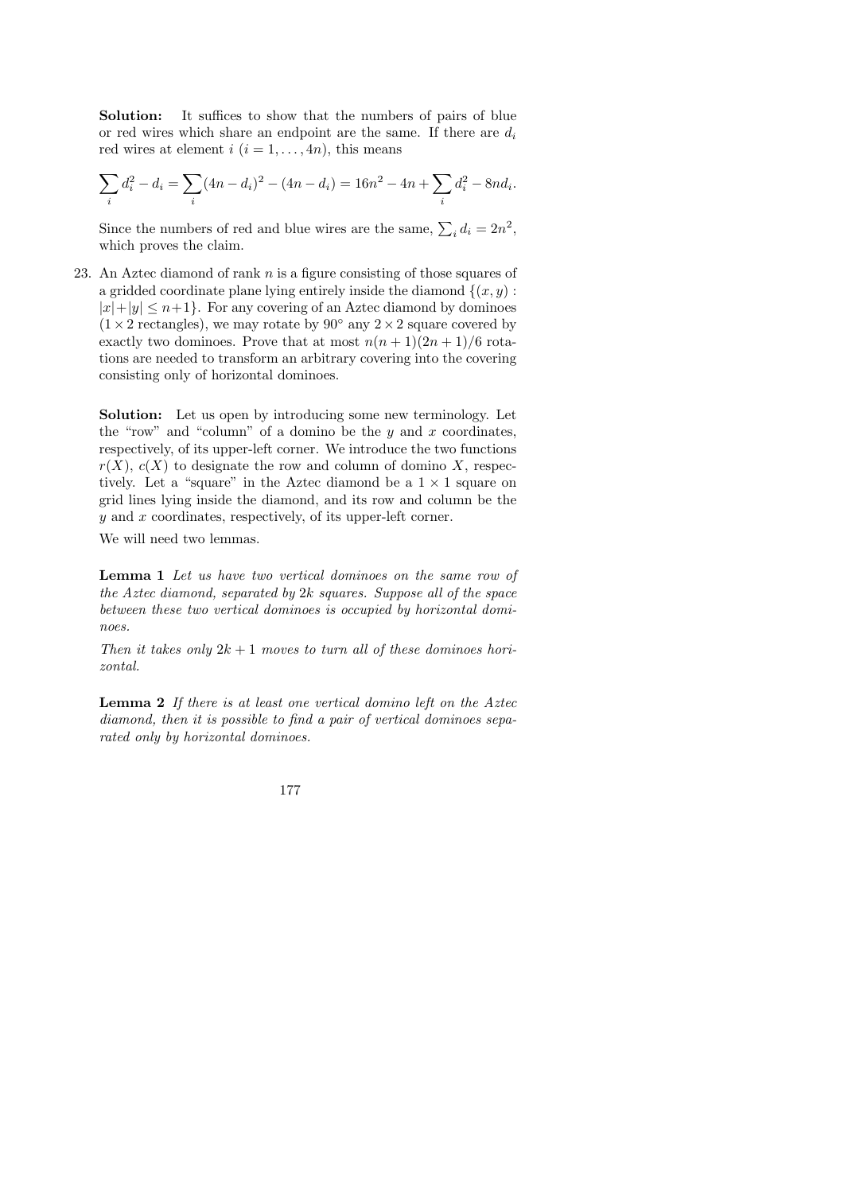**Solution:** It suffices to show that the numbers of pairs of blue or red wires which share an endpoint are the same. If there are $d_i$ red wires at element $i$ ($i = 1, \ldots, 4n$), this means

$$\sum_i d_i^2 - d_i = \sum_i (4n - d_i)^2 - (4n - d_i) = 16n^2 - 4n + \sum_i d_i^2 - 8nd_i.$$

Since the numbers of red and blue wires are the same, $\sum_i d_i = 2n^2$, which proves the claim.

23. An Aztec diamond of rank $n$ is a figure consisting of those squares of a gridded coordinate plane lying entirely inside the diamond $\{(x, y) : |x|+|y| \leq n+1\}$. For any covering of an Aztec diamond by dominoes ($1 \times 2$ rectangles), we may rotate by $90^\circ$ any $2 \times 2$ square covered by exactly two dominoes. Prove that at most $n(n+1)(2n+1)/6$ rotations are needed to transform an arbitrary covering into the covering consisting only of horizontal dominoes.

**Solution:** Let us open by introducing some new terminology. Let the "row" and "column" of a domino be the $y$ and $x$ coordinates, respectively, of its upper-left corner. We introduce the two functions $r(X)$, $c(X)$ to designate the row and column of domino $X$, respectively. Let a "square" in the Aztec diamond be a $1 \times 1$ square on grid lines lying inside the diamond, and its row and column be the $y$ and $x$ coordinates, respectively, of its upper-left corner.

We will need two lemmas.

**Lemma 1** *Let us have two vertical dominoes on the same row of the Aztec diamond, separated by $2k$ squares. Suppose all of the space between these two vertical dominoes is occupied by horizontal dominoes.*

*Then it takes only $2k + 1$ moves to turn all of these dominoes horizontal.*

**Lemma 2** *If there is at least one vertical domino left on the Aztec diamond, then it is possible to find a pair of vertical dominoes separated only by horizontal dominoes.*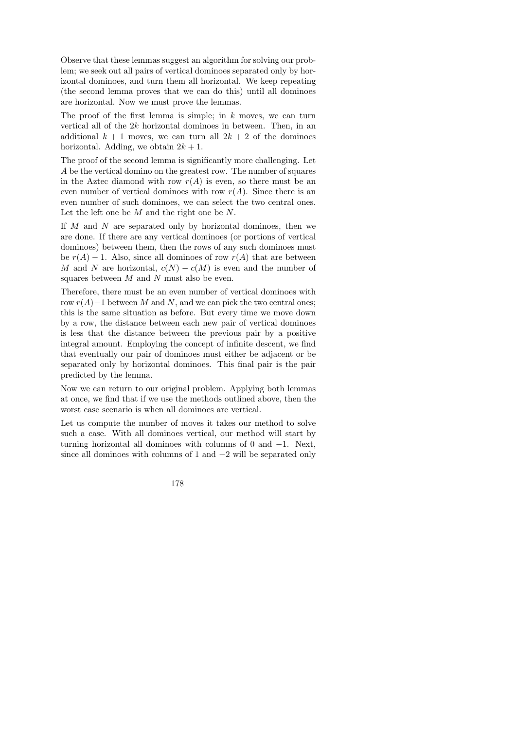Observe that these lemmas suggest an algorithm for solving our problem; we seek out all pairs of vertical dominoes separated only by horizontal dominoes, and turn them all horizontal. We keep repeating (the second lemma proves that we can do this) until all dominoes are horizontal. Now we must prove the lemmas.

The proof of the first lemma is simple; in $k$ moves, we can turn vertical all of the $2k$ horizontal dominoes in between. Then, in an additional $k + 1$ moves, we can turn all $2k + 2$ of the dominoes horizontal. Adding, we obtain $2k + 1$.

The proof of the second lemma is significantly more challenging. Let $A$ be the vertical domino on the greatest row. The number of squares in the Aztec diamond with row $r(A)$ is even, so there must be an even number of vertical dominoes with row $r(A)$. Since there is an even number of such dominoes, we can select the two central ones. Let the left one be $M$ and the right one be $N$.

If $M$ and $N$ are separated only by horizontal dominoes, then we are done. If there are any vertical dominoes (or portions of vertical dominoes) between them, then the rows of any such dominoes must be $r(A) - 1$. Also, since all dominoes of row $r(A)$ that are between $M$ and $N$ are horizontal, $c(N) - c(M)$ is even and the number of squares between $M$ and $N$ must also be even.

Therefore, there must be an even number of vertical dominoes with row $r(A)-1$ between $M$ and $N$, and we can pick the two central ones; this is the same situation as before. But every time we move down by a row, the distance between each new pair of vertical dominoes is less that the distance between the previous pair by a positive integral amount. Employing the concept of infinite descent, we find that eventually our pair of dominoes must either be adjacent or be separated only by horizontal dominoes. This final pair is the pair predicted by the lemma.

Now we can return to our original problem. Applying both lemmas at once, we find that if we use the methods outlined above, then the worst case scenario is when all dominoes are vertical.

Let us compute the number of moves it takes our method to solve such a case. With all dominoes vertical, our method will start by turning horizontal all dominoes with columns of 0 and $-1$. Next, since all dominoes with columns of 1 and $-2$ will be separated only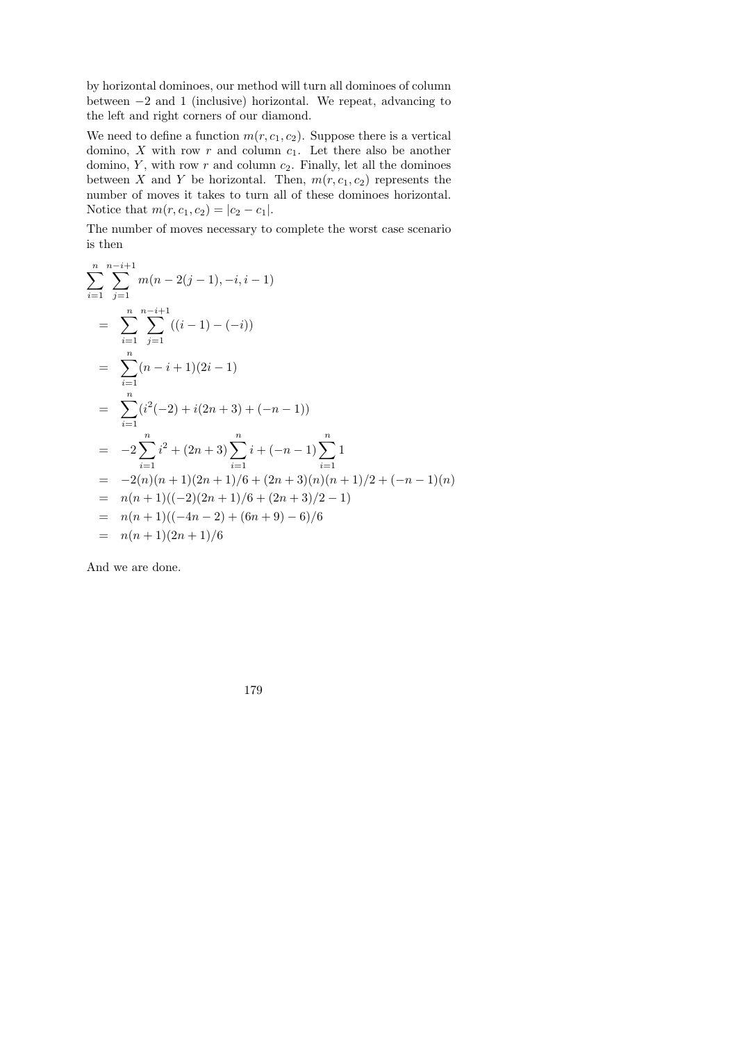by horizontal dominoes, our method will turn all dominoes of column between $-2$ and $1$ (inclusive) horizontal. We repeat, advancing to the left and right corners of our diamond.

We need to define a function $m(r, c_1, c_2)$. Suppose there is a vertical domino, $X$ with row $r$ and column $c_1$. Let there also be another domino, $Y$, with row $r$ and column $c_2$. Finally, let all the dominoes between $X$ and $Y$ be horizontal. Then, $m(r, c_1, c_2)$ represents the number of moves it takes to turn all of these dominoes horizontal. Notice that $m(r, c_1, c_2) = |c_2 - c_1|$.

The number of moves necessary to complete the worst case scenario is then

$$
\begin{aligned}
&\sum_{i=1}^{n} \sum_{j=1}^{n-i+1} m(n-2(j-1), -i, i-1) \\
&\quad = \sum_{i=1}^{n} \sum_{j=1}^{n-i+1} ((i-1)-(-i)) \\
&\quad = \sum_{i=1}^{n} (n-i+1)(2i-1) \\
&\quad = \sum_{i=1}^{n} (i^2(-2) + i(2n+3) + (-n-1)) \\
&\quad = -2\sum_{i=1}^{n} i^2 + (2n+3)\sum_{i=1}^{n} i + (-n-1)\sum_{i=1}^{n} 1 \\
&\quad = -2(n)(n+1)(2n+1)/6 + (2n+3)(n)(n+1)/2 + (-n-1)(n) \\
&\quad = n(n+1)((-2)(2n+1)/6 + (2n+3)/2 - 1) \\
&\quad = n(n+1)((-4n-2) + (6n+9) - 6)/6 \\
&\quad = n(n+1)(2n+1)/6
\end{aligned}
$$

And we are done.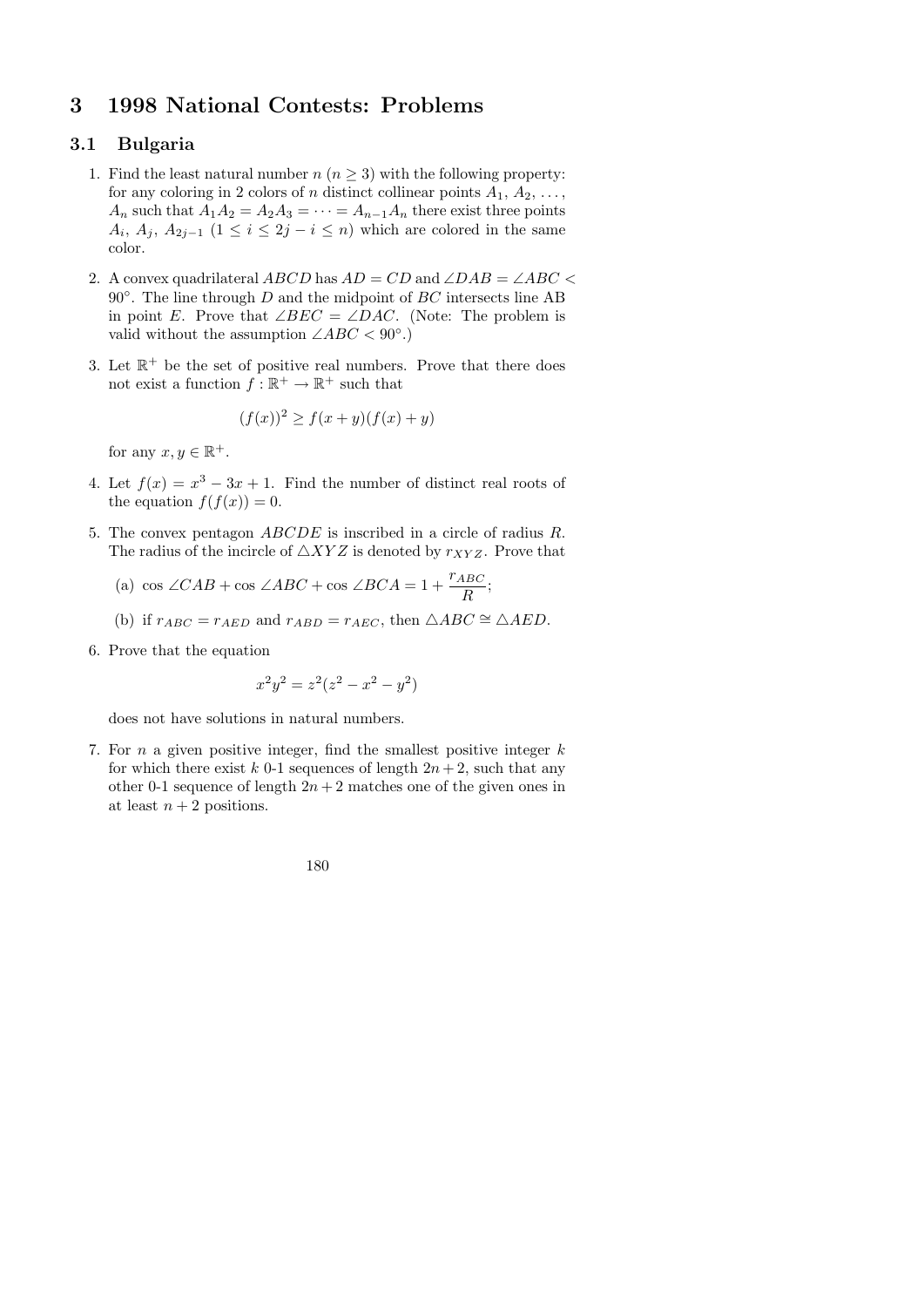# 3 1998 National Contests: Problems

## 3.1 Bulgaria

1. Find the least natural number $n$ ($n \geq 3$) with the following property: for any coloring in 2 colors of $n$ distinct collinear points $A_1, A_2, \ldots, A_n$ such that $A_1A_2 = A_2A_3 = \cdots = A_{n-1}A_n$ there exist three points $A_i$, $A_j$, $A_{2j-1}$ ($1 \leq i \leq 2j - i \leq n$) which are colored in the same color.

2. A convex quadrilateral $ABCD$ has $AD = CD$ and $\angle DAB = \angle ABC < 90^\circ$. The line through $D$ and the midpoint of $BC$ intersects line AB in point $E$. Prove that $\angle BEC = \angle DAC$. (Note: The problem is valid without the assumption $\angle ABC < 90^\circ$.)

3. Let $\mathbb{R}^+$ be the set of positive real numbers. Prove that there does not exist a function $f : \mathbb{R}^+ \to \mathbb{R}^+$ such that

$$(f(x))^2 \geq f(x+y)(f(x)+y)$$

for any $x, y \in \mathbb{R}^+$.

4. Let $f(x) = x^3 - 3x + 1$. Find the number of distinct real roots of the equation $f(f(x)) = 0$.

5. The convex pentagon $ABCDE$ is inscribed in a circle of radius $R$. The radius of the incircle of $\triangle XYZ$ is denoted by $r_{XYZ}$. Prove that

   (a) $\cos \angle CAB + \cos \angle ABC + \cos \angle BCA = 1 + \dfrac{r_{ABC}}{R}$;

   (b) if $r_{ABC} = r_{AED}$ and $r_{ABD} = r_{AEC}$, then $\triangle ABC \cong \triangle AED$.

6. Prove that the equation

$$x^2y^2 = z^2(z^2 - x^2 - y^2)$$

does not have solutions in natural numbers.

7. For $n$ a given positive integer, find the smallest positive integer $k$ for which there exist $k$ 0-1 sequences of length $2n+2$, such that any other 0-1 sequence of length $2n+2$ matches one of the given ones in at least $n+2$ positions.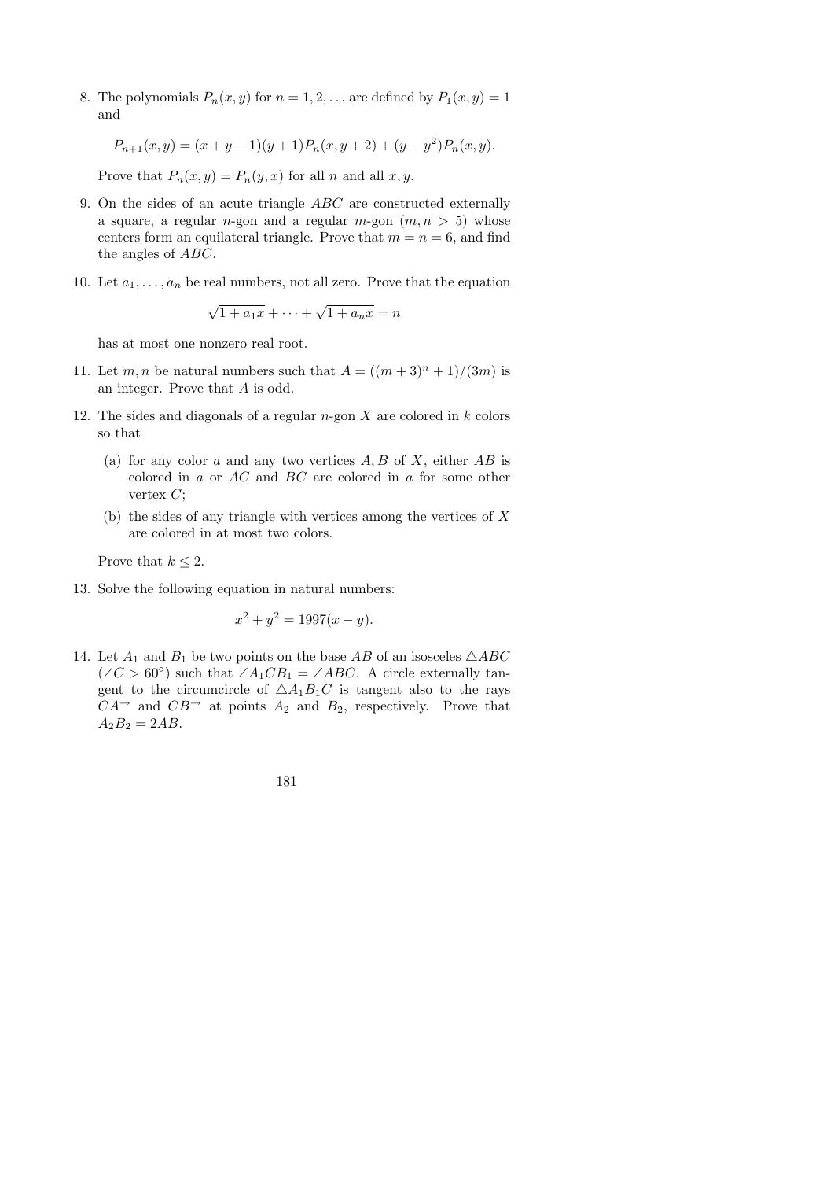8. The polynomials $P_n(x, y)$ for $n = 1, 2, \ldots$ are defined by $P_1(x, y) = 1$ and

$$P_{n+1}(x, y) = (x + y - 1)(y + 1)P_n(x, y + 2) + (y - y^2)P_n(x, y).$$

Prove that $P_n(x, y) = P_n(y, x)$ for all $n$ and all $x, y$.

9. On the sides of an acute triangle $ABC$ are constructed externally a square, a regular $n$-gon and a regular $m$-gon $(m, n > 5)$ whose centers form an equilateral triangle. Prove that $m = n = 6$, and find the angles of $ABC$.

10. Let $a_1, \ldots, a_n$ be real numbers, not all zero. Prove that the equation

$$\sqrt{1 + a_1 x} + \cdots + \sqrt{1 + a_n x} = n$$

has at most one nonzero real root.

11. Let $m, n$ be natural numbers such that $A = ((m + 3)^n + 1)/(3m)$ is an integer. Prove that $A$ is odd.

12. The sides and diagonals of a regular $n$-gon $X$ are colored in $k$ colors so that

   (a) for any color $a$ and any two vertices $A, B$ of $X$, either $AB$ is colored in $a$ or $AC$ and $BC$ are colored in $a$ for some other vertex $C$;

   (b) the sides of any triangle with vertices among the vertices of $X$ are colored in at most two colors.

Prove that $k \leq 2$.

13. Solve the following equation in natural numbers:

$$x^2 + y^2 = 1997(x - y).$$

14. Let $A_1$ and $B_1$ be two points on the base $AB$ of an isosceles $\triangle ABC$ $(\angle C > 60^\circ)$ such that $\angle A_1CB_1 = \angle ABC$. A circle externally tangent to the circumcircle of $\triangle A_1B_1C$ is tangent also to the rays $CA^{\rightarrow}$ and $CB^{\rightarrow}$ at points $A_2$ and $B_2$, respectively. Prove that $A_2B_2 = 2AB$.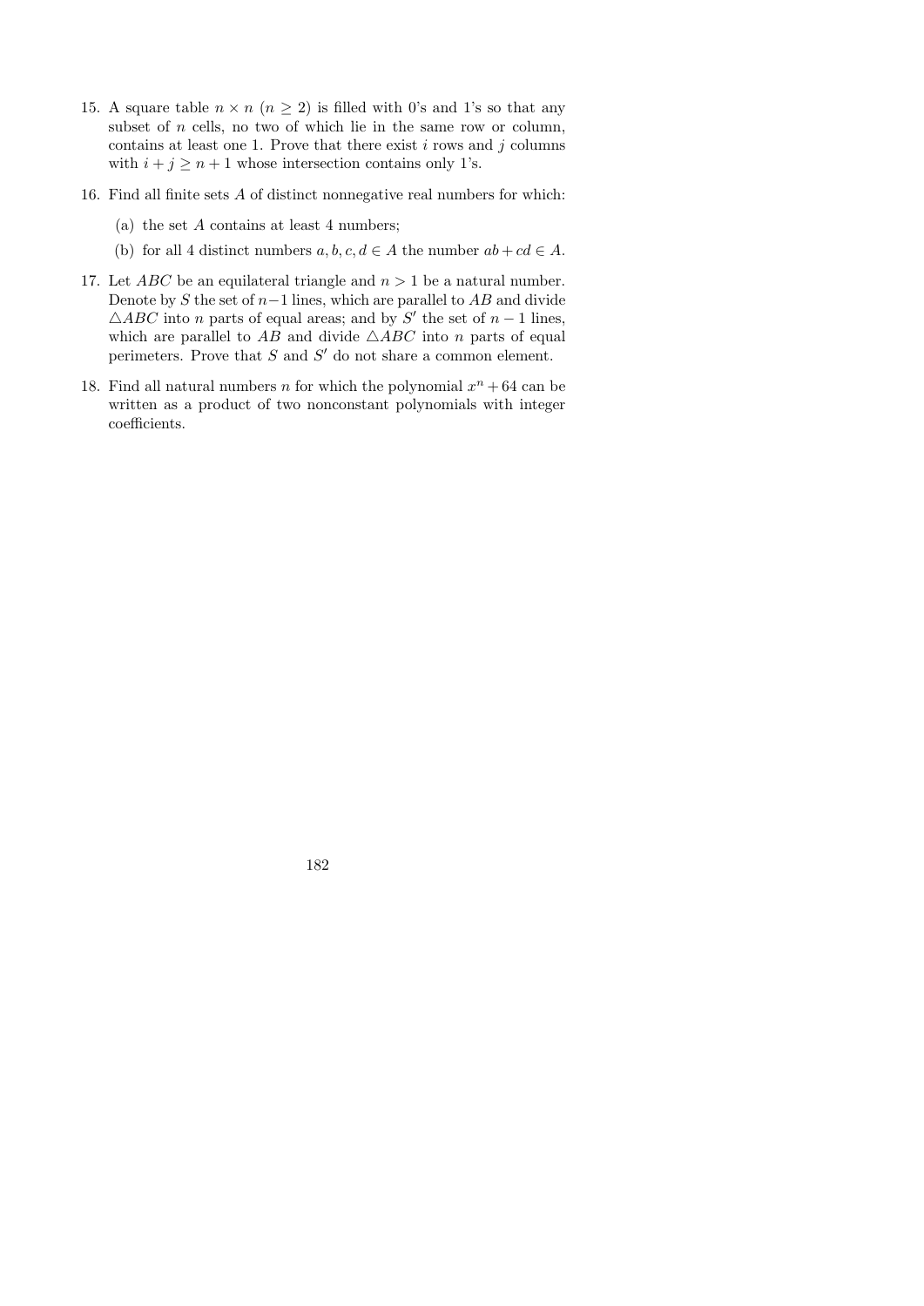15. A square table $n \times n$ $(n \geq 2)$ is filled with 0's and 1's so that any subset of $n$ cells, no two of which lie in the same row or column, contains at least one 1. Prove that there exist $i$ rows and $j$ columns with $i + j \geq n + 1$ whose intersection contains only 1's.

16. Find all finite sets $A$ of distinct nonnegative real numbers for which:

    (a) the set $A$ contains at least 4 numbers;

    (b) for all 4 distinct numbers $a, b, c, d \in A$ the number $ab + cd \in A$.

17. Let $ABC$ be an equilateral triangle and $n > 1$ be a natural number. Denote by $S$ the set of $n-1$ lines, which are parallel to $AB$ and divide $\triangle ABC$ into $n$ parts of equal areas; and by $S'$ the set of $n - 1$ lines, which are parallel to $AB$ and divide $\triangle ABC$ into $n$ parts of equal perimeters. Prove that $S$ and $S'$ do not share a common element.

18. Find all natural numbers $n$ for which the polynomial $x^n + 64$ can be written as a product of two nonconstant polynomials with integer coefficients.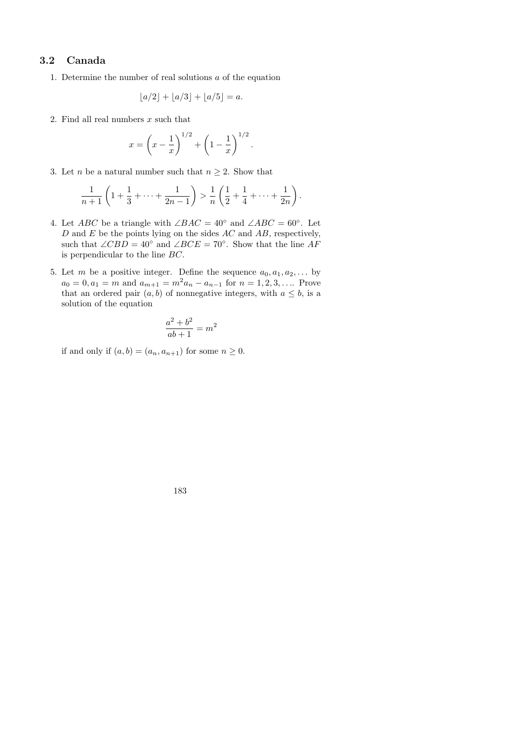## 3.2 Canada

1. Determine the number of real solutions $a$ of the equation

$$\lfloor a/2 \rfloor + \lfloor a/3 \rfloor + \lfloor a/5 \rfloor = a.$$

2. Find all real numbers $x$ such that

$$x = \left(x - \frac{1}{x}\right)^{1/2} + \left(1 - \frac{1}{x}\right)^{1/2}.$$

3. Let $n$ be a natural number such that $n \geq 2$. Show that

$$\frac{1}{n+1}\left(1 + \frac{1}{3} + \cdots + \frac{1}{2n-1}\right) > \frac{1}{n}\left(\frac{1}{2} + \frac{1}{4} + \cdots + \frac{1}{2n}\right).$$

4. Let $ABC$ be a triangle with $\angle BAC = 40^\circ$ and $\angle ABC = 60^\circ$. Let $D$ and $E$ be the points lying on the sides $AC$ and $AB$, respectively, such that $\angle CBD = 40^\circ$ and $\angle BCE = 70^\circ$. Show that the line $AF$ is perpendicular to the line $BC$.

5. Let $m$ be a positive integer. Define the sequence $a_0, a_1, a_2, \ldots$ by $a_0 = 0, a_1 = m$ and $a_{m+1} = m^2 a_n - a_{n-1}$ for $n = 1, 2, 3, \ldots$. Prove that an ordered pair $(a, b)$ of nonnegative integers, with $a \leq b$, is a solution of the equation

$$\frac{a^2 + b^2}{ab + 1} = m^2$$

if and only if $(a, b) = (a_n, a_{n+1})$ for some $n \geq 0$.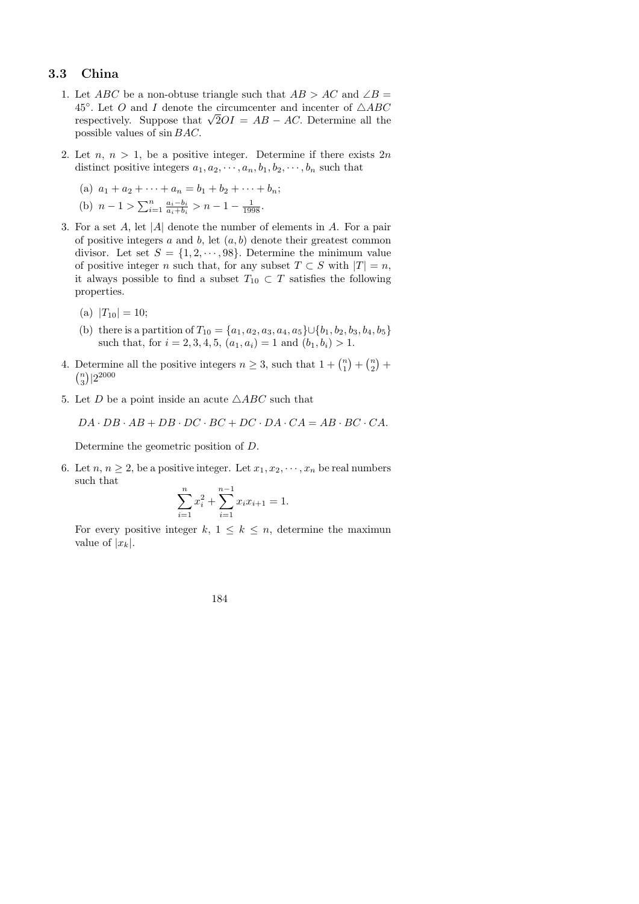## 3.3 China

1. Let $ABC$ be a non-obtuse triangle such that $AB > AC$ and $\angle B = 45^\circ$. Let $O$ and $I$ denote the circumcenter and incenter of $\triangle ABC$ respectively. Suppose that $\sqrt{2}OI = AB - AC$. Determine all the possible values of $\sin BAC$.

2. Let $n$, $n > 1$, be a positive integer. Determine if there exists $2n$ distinct positive integers $a_1, a_2, \cdots, a_n, b_1, b_2, \cdots, b_n$ such that

   (a) $a_1 + a_2 + \cdots + a_n = b_1 + b_2 + \cdots + b_n$;

   (b) $n - 1 > \sum_{i=1}^{n} \frac{a_i - b_i}{a_i + b_i} > n - 1 - \frac{1}{1998}$.

3. For a set $A$, let $|A|$ denote the number of elements in $A$. For a pair of positive integers $a$ and $b$, let $(a, b)$ denote their greatest common divisor. Let set $S = \{1, 2, \cdots, 98\}$. Determine the minimum value of positive integer $n$ such that, for any subset $T \subset S$ with $|T| = n$, it always possible to find a subset $T_{10} \subset T$ satisfies the following properties.

   (a) $|T_{10}| = 10$;

   (b) there is a partition of $T_{10} = \{a_1, a_2, a_3, a_4, a_5\} \cup \{b_1, b_2, b_3, b_4, b_5\}$ such that, for $i = 2, 3, 4, 5$, $(a_1, a_i) = 1$ and $(b_1, b_i) > 1$.

4. Determine all the positive integers $n \geq 3$, such that $1 + \binom{n}{1} + \binom{n}{2} + \binom{n}{3} | 2^{2000}$

5. Let $D$ be a point inside an acute $\triangle ABC$ such that

   $$DA \cdot DB \cdot AB + DB \cdot DC \cdot BC + DC \cdot DA \cdot CA = AB \cdot BC \cdot CA.$$

   Determine the geometric position of $D$.

6. Let $n$, $n \geq 2$, be a positive integer. Let $x_1, x_2, \cdots, x_n$ be real numbers such that

   $$\sum_{i=1}^{n} x_i^2 + \sum_{i=1}^{n-1} x_i x_{i+1} = 1.$$

   For every positive integer $k$, $1 \leq k \leq n$, determine the maximun value of $|x_k|$.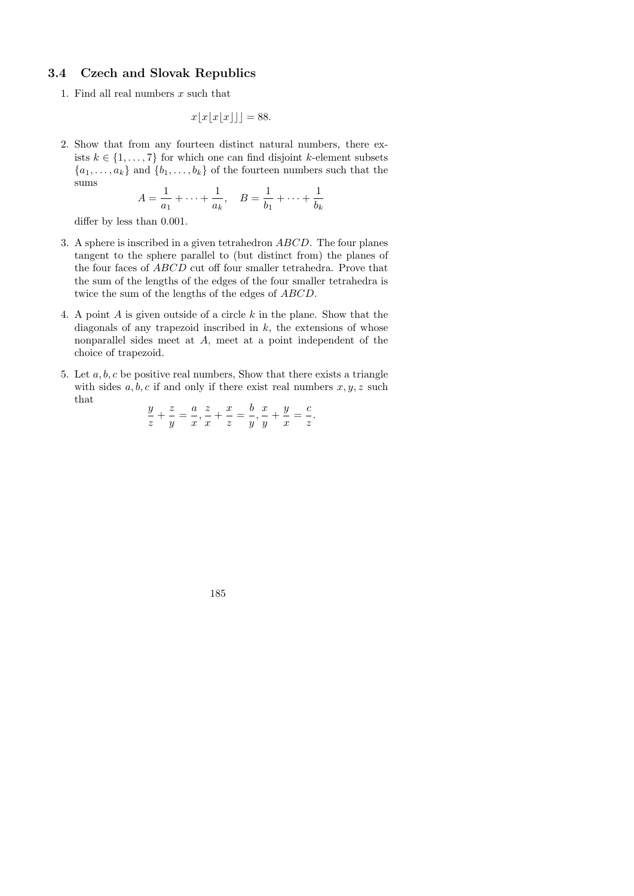## 3.4 Czech and Slovak Republics

1. Find all real numbers $x$ such that

$$x\lfloor x\lfloor x\lfloor x\rfloor\rfloor\rfloor = 88.$$

2. Show that from any fourteen distinct natural numbers, there exists $k \in \{1, \ldots, 7\}$ for which one can find disjoint $k$-element subsets $\{a_1, \ldots, a_k\}$ and $\{b_1, \ldots, b_k\}$ of the fourteen numbers such that the sums

$$A = \frac{1}{a_1} + \cdots + \frac{1}{a_k}, \quad B = \frac{1}{b_1} + \cdots + \frac{1}{b_k}$$

differ by less than 0.001.

3. A sphere is inscribed in a given tetrahedron $ABCD$. The four planes tangent to the sphere parallel to (but distinct from) the planes of the four faces of $ABCD$ cut off four smaller tetrahedra. Prove that the sum of the lengths of the edges of the four smaller tetrahedra is twice the sum of the lengths of the edges of $ABCD$.

4. A point $A$ is given outside of a circle $k$ in the plane. Show that the diagonals of any trapezoid inscribed in $k$, the extensions of whose nonparallel sides meet at $A$, meet at a point independent of the choice of trapezoid.

5. Let $a, b, c$ be positive real numbers, Show that there exists a triangle with sides $a, b, c$ if and only if there exist real numbers $x, y, z$ such that

$$\frac{y}{z} + \frac{z}{y} = \frac{a}{x}, \frac{z}{x} + \frac{x}{z} = \frac{b}{y}, \frac{x}{y} + \frac{y}{x} = \frac{c}{z}.$$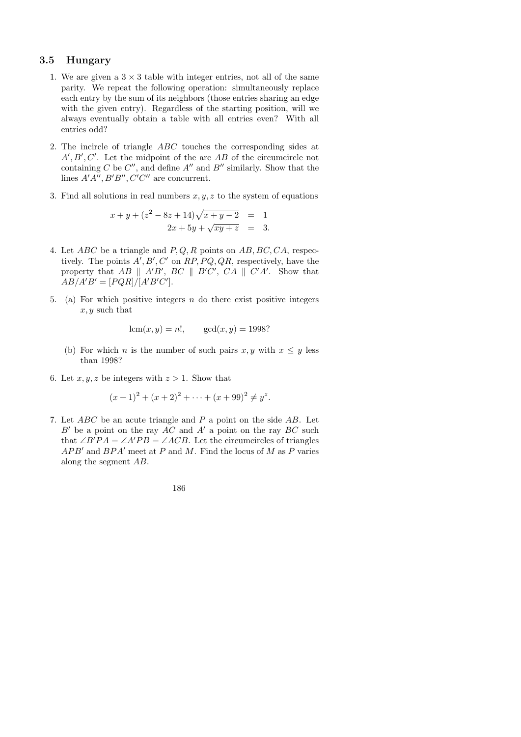## 3.5 Hungary

1. We are given a $3 \times 3$ table with integer entries, not all of the same parity. We repeat the following operation: simultaneously replace each entry by the sum of its neighbors (those entries sharing an edge with the given entry). Regardless of the starting position, will we always eventually obtain a table with all entries even? With all entries odd?

2. The incircle of triangle $ABC$ touches the corresponding sides at $A', B', C'$. Let the midpoint of the arc $AB$ of the circumcircle not containing $C$ be $C''$, and define $A''$ and $B''$ similarly. Show that the lines $A'A'', B'B'', C'C''$ are concurrent.

3. Find all solutions in real numbers $x, y, z$ to the system of equations

$$\begin{aligned} x + y + (z^2 - 8z + 14)\sqrt{x + y - 2} &= 1 \\ 2x + 5y + \sqrt{xy + z} &= 3. \end{aligned}$$

4. Let $ABC$ be a triangle and $P, Q, R$ points on $AB, BC, CA$, respectively. The points $A', B', C'$ on $RP, PQ, QR$, respectively, have the property that $AB \parallel A'B'$, $BC \parallel B'C'$, $CA \parallel C'A'$. Show that $AB/A'B' = [PQR]/[A'B'C']$.

5. (a) For which positive integers $n$ do there exist positive integers $x, y$ such that

$$\operatorname{lcm}(x, y) = n!, \qquad \gcd(x, y) = 1998?$$

   (b) For which $n$ is the number of such pairs $x, y$ with $x \leq y$ less than 1998?

6. Let $x, y, z$ be integers with $z > 1$. Show that

$$(x + 1)^2 + (x + 2)^2 + \cdots + (x + 99)^2 \neq y^z.$$

7. Let $ABC$ be an acute triangle and $P$ a point on the side $AB$. Let $B'$ be a point on the ray $AC$ and $A'$ a point on the ray $BC$ such that $\angle B'PA = \angle A'PB = \angle ACB$. Let the circumcircles of triangles $APB'$ and $BPA'$ meet at $P$ and $M$. Find the locus of $M$ as $P$ varies along the segment $AB$.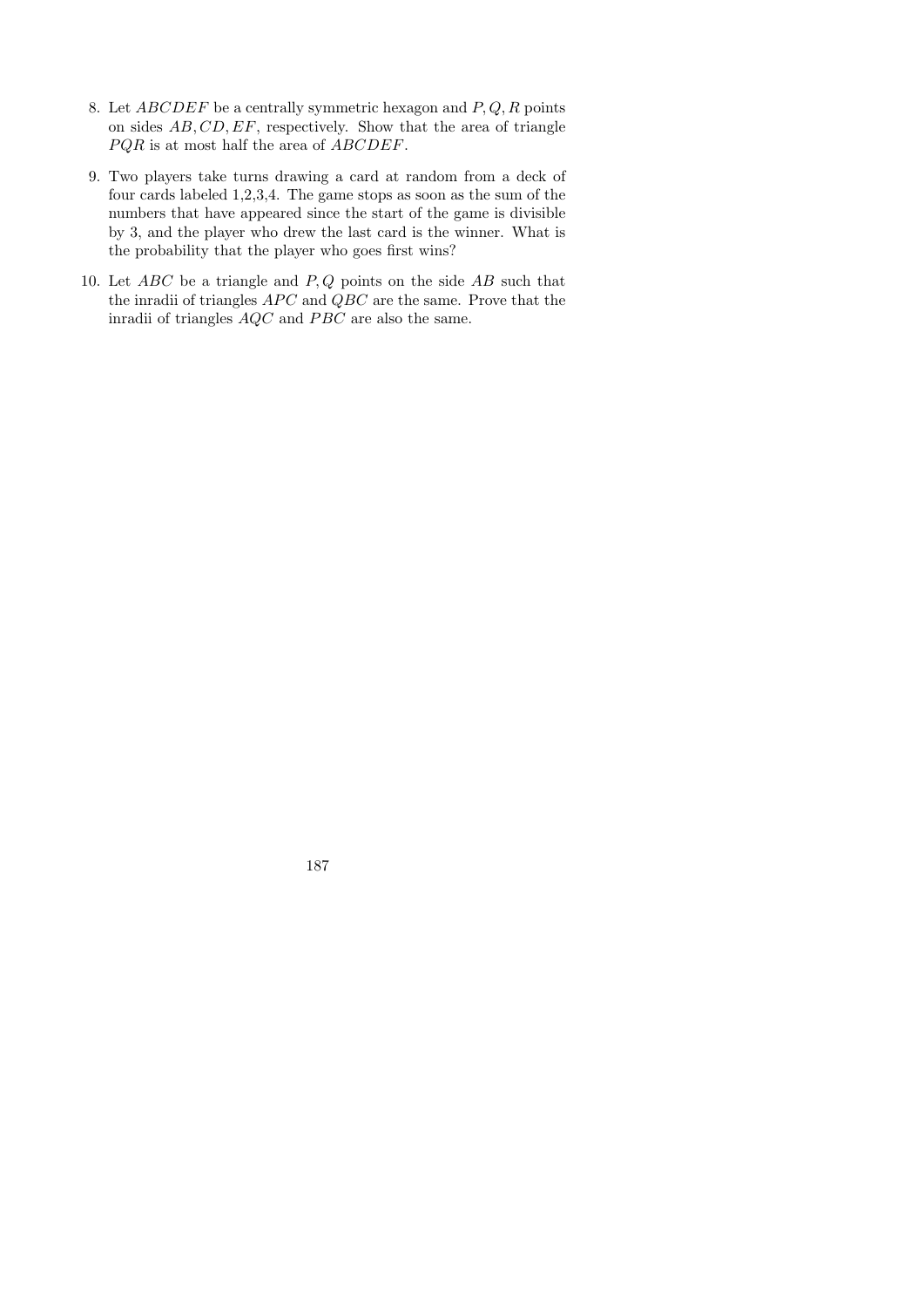8. Let $ABCDEF$ be a centrally symmetric hexagon and $P, Q, R$ points on sides $AB, CD, EF$, respectively. Show that the area of triangle $PQR$ is at most half the area of $ABCDEF$.

9. Two players take turns drawing a card at random from a deck of four cards labeled 1,2,3,4. The game stops as soon as the sum of the numbers that have appeared since the start of the game is divisible by 3, and the player who drew the last card is the winner. What is the probability that the player who goes first wins?

10. Let $ABC$ be a triangle and $P, Q$ points on the side $AB$ such that the inradii of triangles $APC$ and $QBC$ are the same. Prove that the inradii of triangles $AQC$ and $PBC$ are also the same.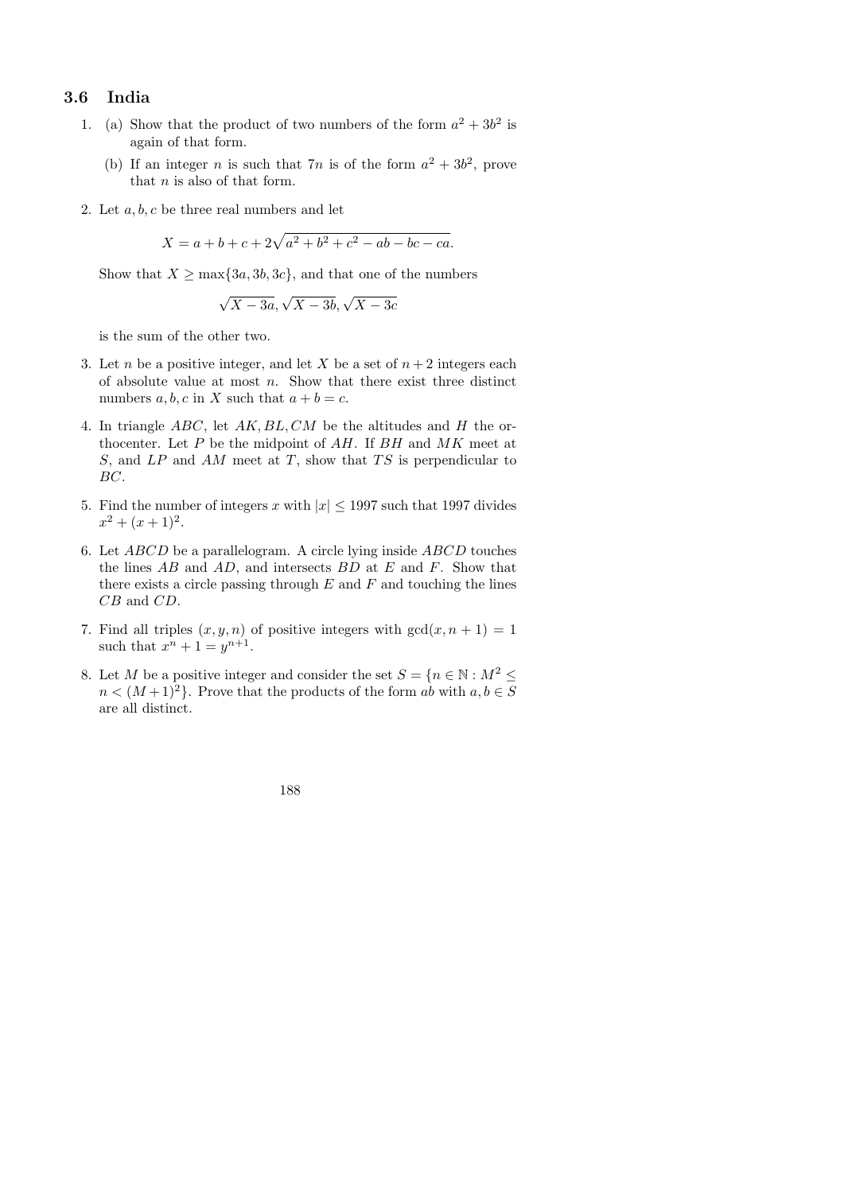## 3.6 India

1. (a) Show that the product of two numbers of the form $a^2 + 3b^2$ is again of that form.

   (b) If an integer $n$ is such that $7n$ is of the form $a^2 + 3b^2$, prove that $n$ is also of that form.

2. Let $a, b, c$ be three real numbers and let

$$X = a + b + c + 2\sqrt{a^2 + b^2 + c^2 - ab - bc - ca}.$$

   Show that $X \geq \max\{3a, 3b, 3c\}$, and that one of the numbers

$$\sqrt{X - 3a}, \sqrt{X - 3b}, \sqrt{X - 3c}$$

   is the sum of the other two.

3. Let $n$ be a positive integer, and let $X$ be a set of $n+2$ integers each of absolute value at most $n$. Show that there exist three distinct numbers $a, b, c$ in $X$ such that $a + b = c$.

4. In triangle $ABC$, let $AK, BL, CM$ be the altitudes and $H$ the orthocenter. Let $P$ be the midpoint of $AH$. If $BH$ and $MK$ meet at $S$, and $LP$ and $AM$ meet at $T$, show that $TS$ is perpendicular to $BC$.

5. Find the number of integers $x$ with $|x| \leq 1997$ such that 1997 divides $x^2 + (x+1)^2$.

6. Let $ABCD$ be a parallelogram. A circle lying inside $ABCD$ touches the lines $AB$ and $AD$, and intersects $BD$ at $E$ and $F$. Show that there exists a circle passing through $E$ and $F$ and touching the lines $CB$ and $CD$.

7. Find all triples $(x, y, n)$ of positive integers with $\gcd(x, n+1) = 1$ such that $x^n + 1 = y^{n+1}$.

8. Let $M$ be a positive integer and consider the set $S = \{n \in \mathbb{N} : M^2 \leq n < (M+1)^2\}$. Prove that the products of the form $ab$ with $a, b \in S$ are all distinct.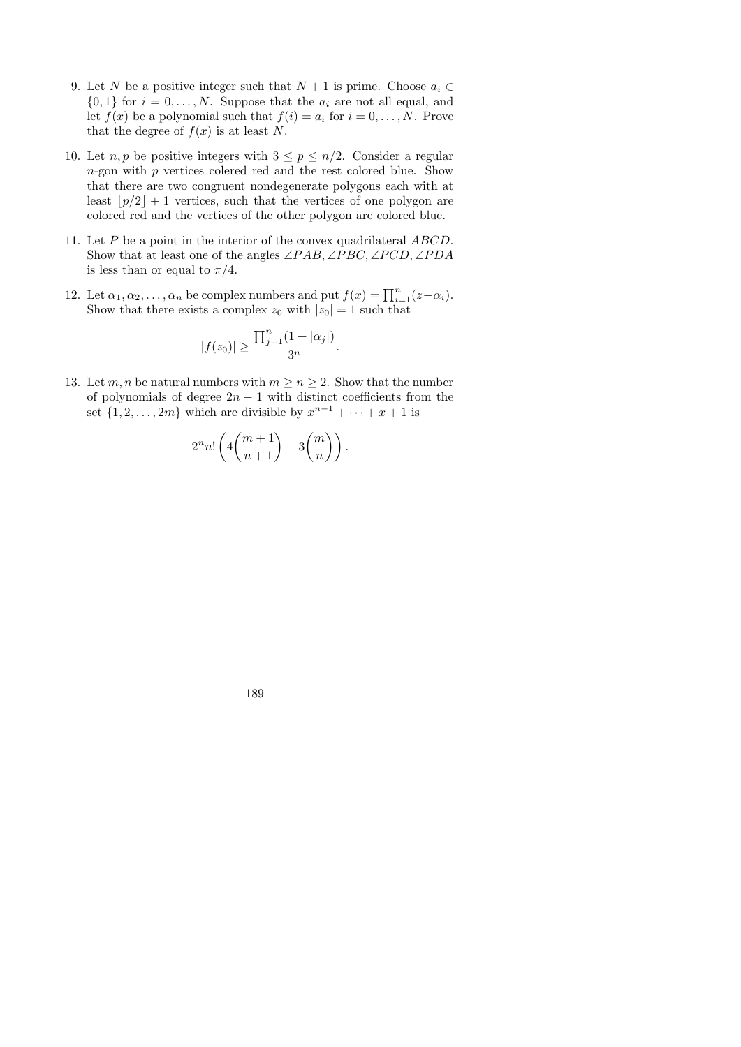9. Let $N$ be a positive integer such that $N+1$ is prime. Choose $a_i \in \{0,1\}$ for $i = 0, \ldots, N$. Suppose that the $a_i$ are not all equal, and let $f(x)$ be a polynomial such that $f(i) = a_i$ for $i = 0, \ldots, N$. Prove that the degree of $f(x)$ is at least $N$.

10. Let $n, p$ be positive integers with $3 \le p \le n/2$. Consider a regular $n$-gon with $p$ vertices colered red and the rest colored blue. Show that there are two congruent nondegenerate polygons each with at least $\lfloor p/2 \rfloor + 1$ vertices, such that the vertices of one polygon are colored red and the vertices of the other polygon are colored blue.

11. Let $P$ be a point in the interior of the convex quadrilateral $ABCD$. Show that at least one of the angles $\angle PAB, \angle PBC, \angle PCD, \angle PDA$ is less than or equal to $\pi/4$.

12. Let $\alpha_1, \alpha_2, \ldots, \alpha_n$ be complex numbers and put $f(x) = \prod_{i=1}^{n}(z - \alpha_i)$. Show that there exists a complex $z_0$ with $|z_0| = 1$ such that

$$|f(z_0)| \ge \frac{\prod_{j=1}^{n}(1 + |\alpha_j|)}{3^n}.$$

13. Let $m, n$ be natural numbers with $m \ge n \ge 2$. Show that the number of polynomials of degree $2n-1$ with distinct coefficients from the set $\{1, 2, \ldots, 2m\}$ which are divisible by $x^{n-1} + \cdots + x + 1$ is

$$2^n n! \left( 4\binom{m+1}{n+1} - 3\binom{m}{n} \right).$$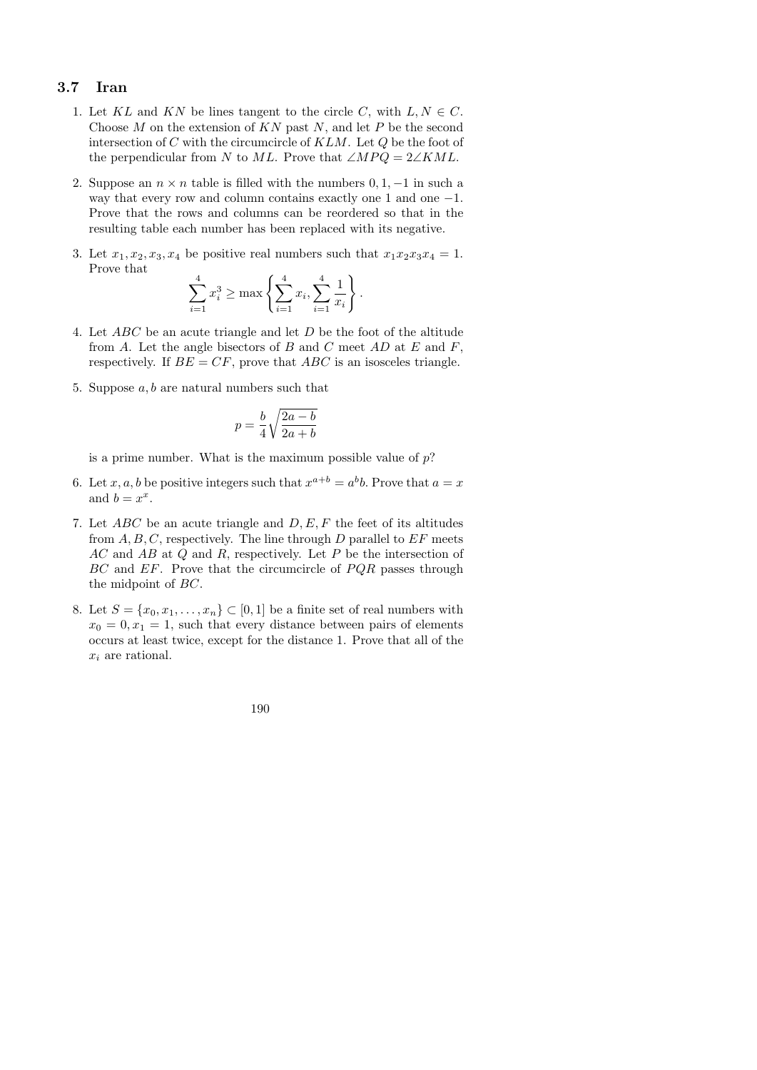## 3.7 Iran

1. Let $KL$ and $KN$ be lines tangent to the circle $C$, with $L, N \in C$. Choose $M$ on the extension of $KN$ past $N$, and let $P$ be the second intersection of $C$ with the circumcircle of $KLM$. Let $Q$ be the foot of the perpendicular from $N$ to $ML$. Prove that $\angle MPQ = 2\angle KML$.

2. Suppose an $n \times n$ table is filled with the numbers $0, 1, -1$ in such a way that every row and column contains exactly one 1 and one $-1$. Prove that the rows and columns can be reordered so that in the resulting table each number has been replaced with its negative.

3. Let $x_1, x_2, x_3, x_4$ be positive real numbers such that $x_1x_2x_3x_4 = 1$. Prove that

$$\sum_{i=1}^{4} x_i^3 \geq \max\left\{\sum_{i=1}^{4} x_i, \sum_{i=1}^{4} \frac{1}{x_i}\right\}.$$

4. Let $ABC$ be an acute triangle and let $D$ be the foot of the altitude from $A$. Let the angle bisectors of $B$ and $C$ meet $AD$ at $E$ and $F$, respectively. If $BE = CF$, prove that $ABC$ is an isosceles triangle.

5. Suppose $a, b$ are natural numbers such that

$$p = \frac{b}{4}\sqrt{\frac{2a-b}{2a+b}}$$

is a prime number. What is the maximum possible value of $p$?

6. Let $x, a, b$ be positive integers such that $x^{a+b} = a^b b$. Prove that $a = x$ and $b = x^x$.

7. Let $ABC$ be an acute triangle and $D, E, F$ the feet of its altitudes from $A, B, C$, respectively. The line through $D$ parallel to $EF$ meets $AC$ and $AB$ at $Q$ and $R$, respectively. Let $P$ be the intersection of $BC$ and $EF$. Prove that the circumcircle of $PQR$ passes through the midpoint of $BC$.

8. Let $S = \{x_0, x_1, \ldots, x_n\} \subset [0, 1]$ be a finite set of real numbers with $x_0 = 0, x_1 = 1$, such that every distance between pairs of elements occurs at least twice, except for the distance 1. Prove that all of the $x_i$ are rational.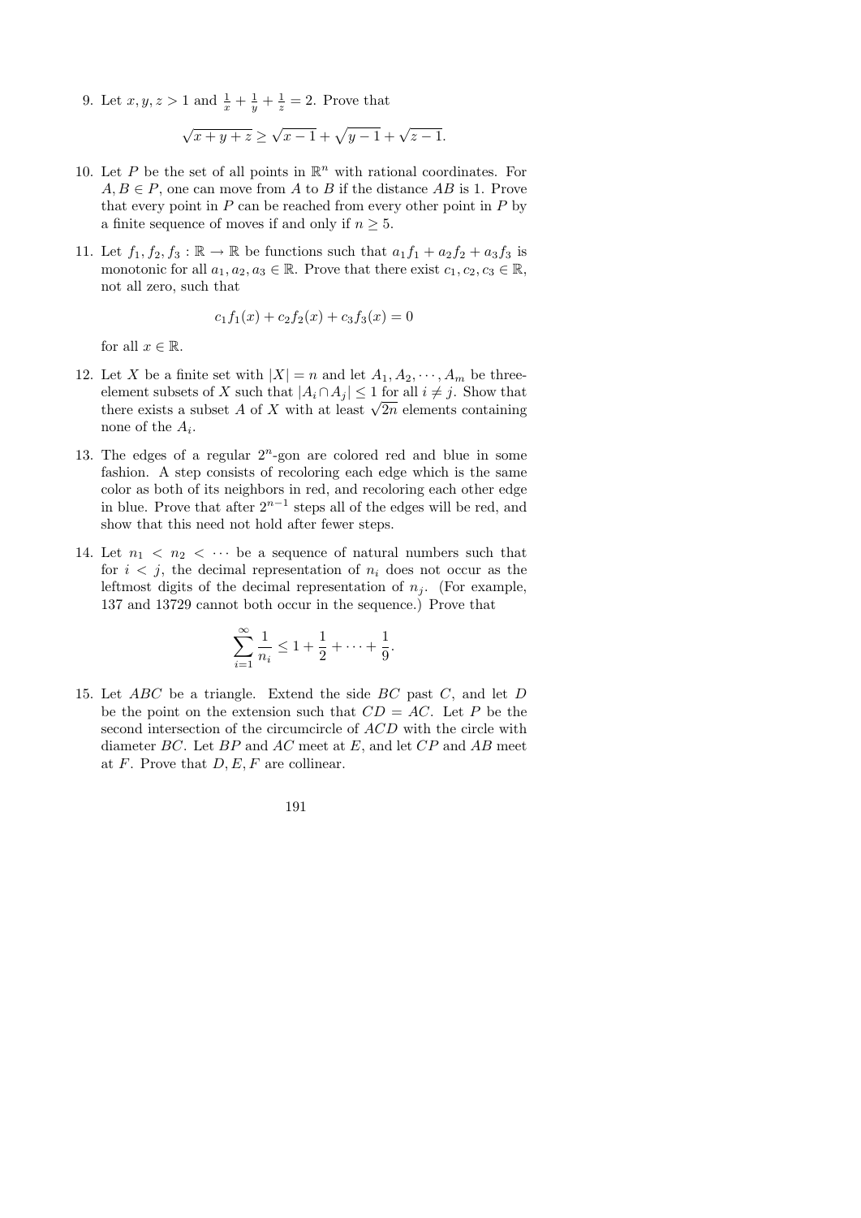9. Let $x, y, z > 1$ and $\frac{1}{x} + \frac{1}{y} + \frac{1}{z} = 2$. Prove that

$$\sqrt{x+y+z} \geq \sqrt{x-1} + \sqrt{y-1} + \sqrt{z-1}.$$

10. Let $P$ be the set of all points in $\mathbb{R}^n$ with rational coordinates. For $A, B \in P$, one can move from $A$ to $B$ if the distance $AB$ is 1. Prove that every point in $P$ can be reached from every other point in $P$ by a finite sequence of moves if and only if $n \geq 5$.

11. Let $f_1, f_2, f_3 : \mathbb{R} \to \mathbb{R}$ be functions such that $a_1 f_1 + a_2 f_2 + a_3 f_3$ is monotonic for all $a_1, a_2, a_3 \in \mathbb{R}$. Prove that there exist $c_1, c_2, c_3 \in \mathbb{R}$, not all zero, such that

$$c_1 f_1(x) + c_2 f_2(x) + c_3 f_3(x) = 0$$

for all $x \in \mathbb{R}$.

12. Let $X$ be a finite set with $|X| = n$ and let $A_1, A_2, \cdots, A_m$ be three-element subsets of $X$ such that $|A_i \cap A_j| \leq 1$ for all $i \neq j$. Show that there exists a subset $A$ of $X$ with at least $\sqrt{2n}$ elements containing none of the $A_i$.

13. The edges of a regular $2^n$-gon are colored red and blue in some fashion. A step consists of recoloring each edge which is the same color as both of its neighbors in red, and recoloring each other edge in blue. Prove that after $2^{n-1}$ steps all of the edges will be red, and show that this need not hold after fewer steps.

14. Let $n_1 < n_2 < \cdots$ be a sequence of natural numbers such that for $i < j$, the decimal representation of $n_i$ does not occur as the leftmost digits of the decimal representation of $n_j$. (For example, 137 and 13729 cannot both occur in the sequence.) Prove that

$$\sum_{i=1}^{\infty} \frac{1}{n_i} \leq 1 + \frac{1}{2} + \cdots + \frac{1}{9}.$$

15. Let $ABC$ be a triangle. Extend the side $BC$ past $C$, and let $D$ be the point on the extension such that $CD = AC$. Let $P$ be the second intersection of the circumcircle of $ACD$ with the circle with diameter $BC$. Let $BP$ and $AC$ meet at $E$, and let $CP$ and $AB$ meet at $F$. Prove that $D, E, F$ are collinear.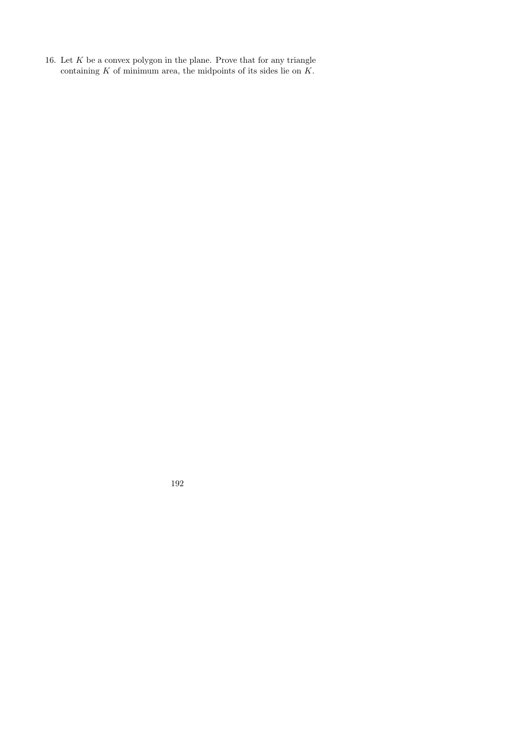16. Let $K$ be a convex polygon in the plane. Prove that for any triangle containing $K$ of minimum area, the midpoints of its sides lie on $K$.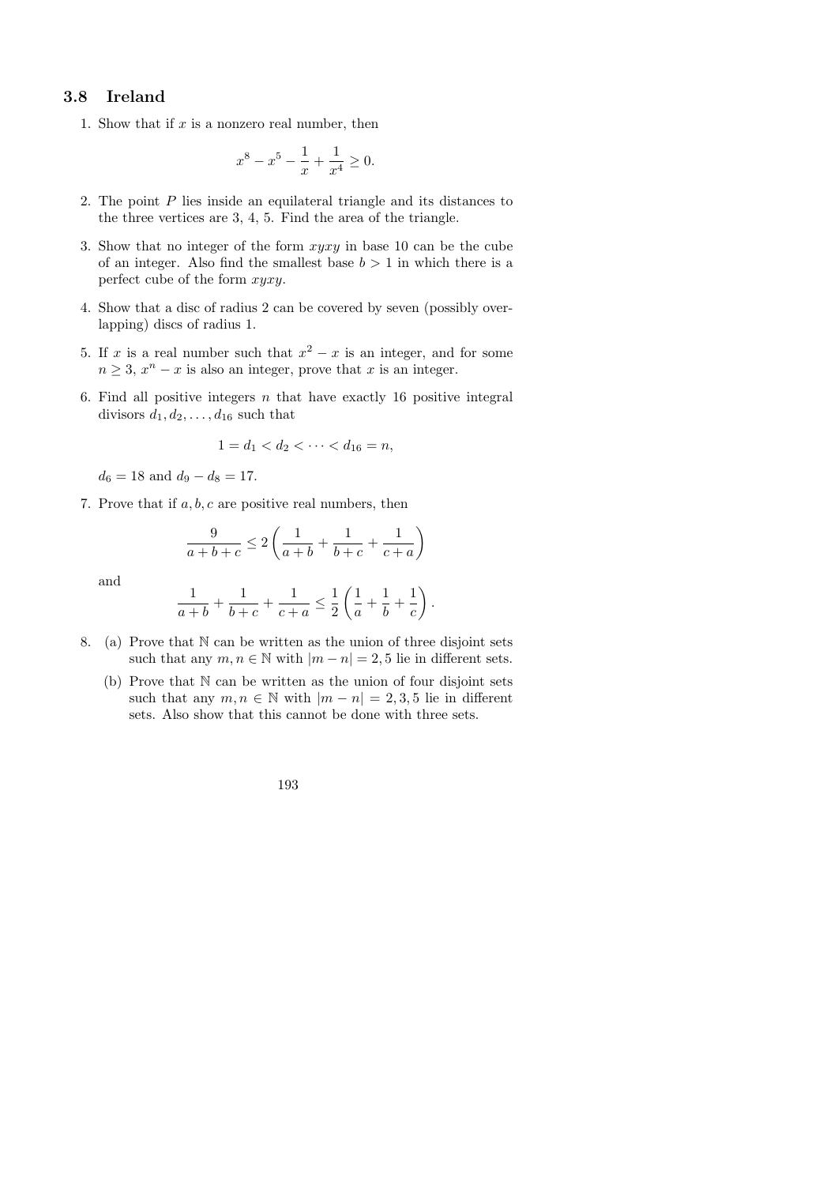## 3.8 Ireland

1. Show that if $x$ is a nonzero real number, then

$$x^8 - x^5 - \frac{1}{x} + \frac{1}{x^4} \geq 0.$$

2. The point $P$ lies inside an equilateral triangle and its distances to the three vertices are 3, 4, 5. Find the area of the triangle.

3. Show that no integer of the form $xyxy$ in base 10 can be the cube of an integer. Also find the smallest base $b > 1$ in which there is a perfect cube of the form $xyxy$.

4. Show that a disc of radius 2 can be covered by seven (possibly overlapping) discs of radius 1.

5. If $x$ is a real number such that $x^2 - x$ is an integer, and for some $n \geq 3$, $x^n - x$ is also an integer, prove that $x$ is an integer.

6. Find all positive integers $n$ that have exactly 16 positive integral divisors $d_1, d_2, \ldots, d_{16}$ such that

$$1 = d_1 < d_2 < \cdots < d_{16} = n,$$

$d_6 = 18$ and $d_9 - d_8 = 17$.

7. Prove that if $a, b, c$ are positive real numbers, then

$$\frac{9}{a+b+c} \leq 2\left(\frac{1}{a+b} + \frac{1}{b+c} + \frac{1}{c+a}\right)$$

and

$$\frac{1}{a+b} + \frac{1}{b+c} + \frac{1}{c+a} \leq \frac{1}{2}\left(\frac{1}{a} + \frac{1}{b} + \frac{1}{c}\right).$$

8. (a) Prove that $\mathbb{N}$ can be written as the union of three disjoint sets such that any $m, n \in \mathbb{N}$ with $|m - n| = 2, 5$ lie in different sets.

   (b) Prove that $\mathbb{N}$ can be written as the union of four disjoint sets such that any $m, n \in \mathbb{N}$ with $|m - n| = 2, 3, 5$ lie in different sets. Also show that this cannot be done with three sets.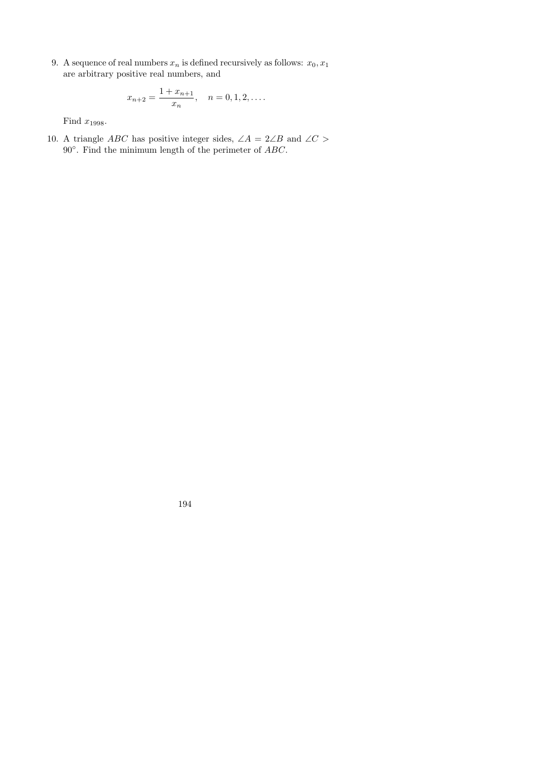9. A sequence of real numbers $x_n$ is defined recursively as follows: $x_0, x_1$ are arbitrary positive real numbers, and

$$x_{n+2} = \frac{1 + x_{n+1}}{x_n}, \quad n = 0, 1, 2, \ldots.$$

Find $x_{1998}$.

10. A triangle $ABC$ has positive integer sides, $\angle A = 2\angle B$ and $\angle C > 90^\circ$. Find the minimum length of the perimeter of $ABC$.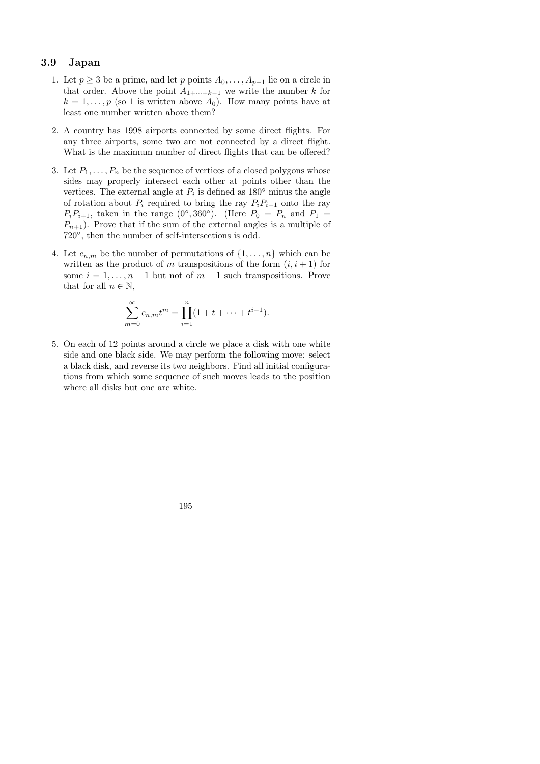## 3.9 Japan

1. Let $p \geq 3$ be a prime, and let $p$ points $A_0, \ldots, A_{p-1}$ lie on a circle in that order. Above the point $A_{1+\cdots+k-1}$ we write the number $k$ for $k = 1, \ldots, p$ (so 1 is written above $A_0$). How many points have at least one number written above them?

2. A country has 1998 airports connected by some direct flights. For any three airports, some two are not connected by a direct flight. What is the maximum number of direct flights that can be offered?

3. Let $P_1, \ldots, P_n$ be the sequence of vertices of a closed polygons whose sides may properly intersect each other at points other than the vertices. The external angle at $P_i$ is defined as $180^\circ$ minus the angle of rotation about $P_i$ required to bring the ray $P_iP_{i-1}$ onto the ray $P_iP_{i+1}$, taken in the range $(0^\circ, 360^\circ)$. (Here $P_0 = P_n$ and $P_1 = P_{n+1}$). Prove that if the sum of the external angles is a multiple of $720^\circ$, then the number of self-intersections is odd.

4. Let $c_{n,m}$ be the number of permutations of $\{1, \ldots, n\}$ which can be written as the product of $m$ transpositions of the form $(i, i+1)$ for some $i = 1, \ldots, n-1$ but not of $m - 1$ such transpositions. Prove that for all $n \in \mathbb{N}$,

$$\sum_{m=0}^{\infty} c_{n,m} t^m = \prod_{i=1}^{n} (1 + t + \cdots + t^{i-1}).$$

5. On each of 12 points around a circle we place a disk with one white side and one black side. We may perform the following move: select a black disk, and reverse its two neighbors. Find all initial configurations from which some sequence of such moves leads to the position where all disks but one are white.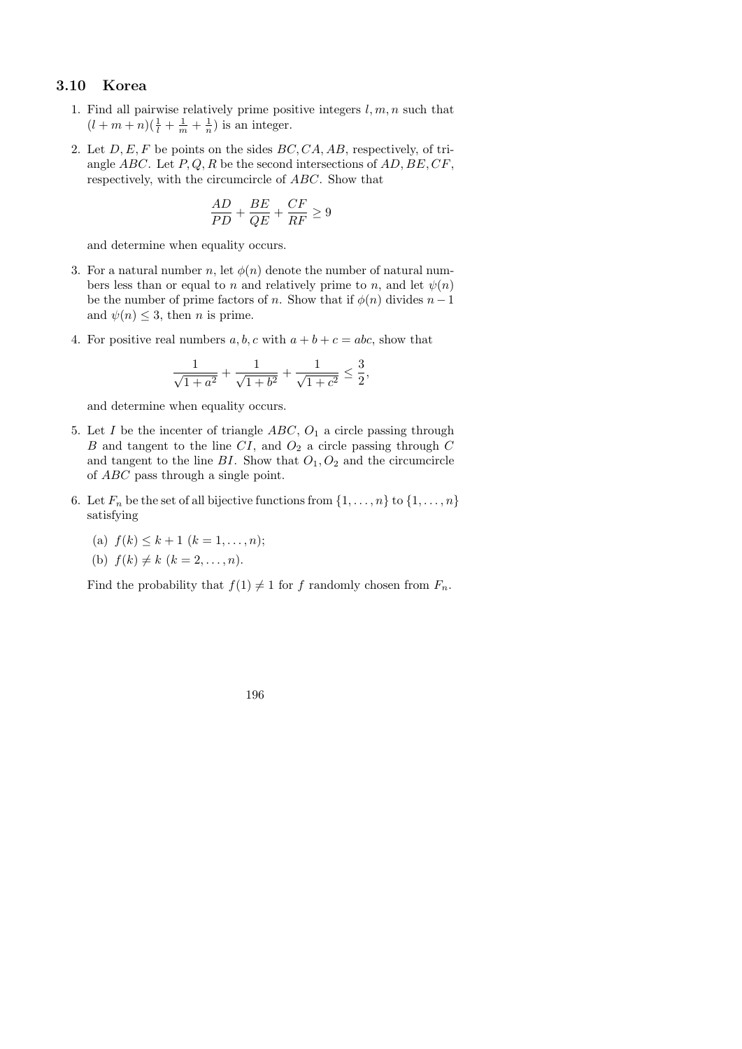## 3.10 Korea

1. Find all pairwise relatively prime positive integers $l, m, n$ such that $(l + m + n)(\frac{1}{l} + \frac{1}{m} + \frac{1}{n})$ is an integer.

2. Let $D, E, F$ be points on the sides $BC, CA, AB$, respectively, of triangle $ABC$. Let $P, Q, R$ be the second intersections of $AD, BE, CF$, respectively, with the circumcircle of $ABC$. Show that

$$\frac{AD}{PD} + \frac{BE}{QE} + \frac{CF}{RF} \geq 9$$

   and determine when equality occurs.

3. For a natural number $n$, let $\phi(n)$ denote the number of natural numbers less than or equal to $n$ and relatively prime to $n$, and let $\psi(n)$ be the number of prime factors of $n$. Show that if $\phi(n)$ divides $n-1$ and $\psi(n) \leq 3$, then $n$ is prime.

4. For positive real numbers $a, b, c$ with $a + b + c = abc$, show that

$$\frac{1}{\sqrt{1+a^2}} + \frac{1}{\sqrt{1+b^2}} + \frac{1}{\sqrt{1+c^2}} \leq \frac{3}{2},$$

   and determine when equality occurs.

5. Let $I$ be the incenter of triangle $ABC$, $O_1$ a circle passing through $B$ and tangent to the line $CI$, and $O_2$ a circle passing through $C$ and tangent to the line $BI$. Show that $O_1, O_2$ and the circumcircle of $ABC$ pass through a single point.

6. Let $F_n$ be the set of all bijective functions from $\{1, \ldots, n\}$ to $\{1, \ldots, n\}$ satisfying

   (a) $f(k) \leq k + 1$ $(k = 1, \ldots, n)$;

   (b) $f(k) \neq k$ $(k = 2, \ldots, n)$.

   Find the probability that $f(1) \neq 1$ for $f$ randomly chosen from $F_n$.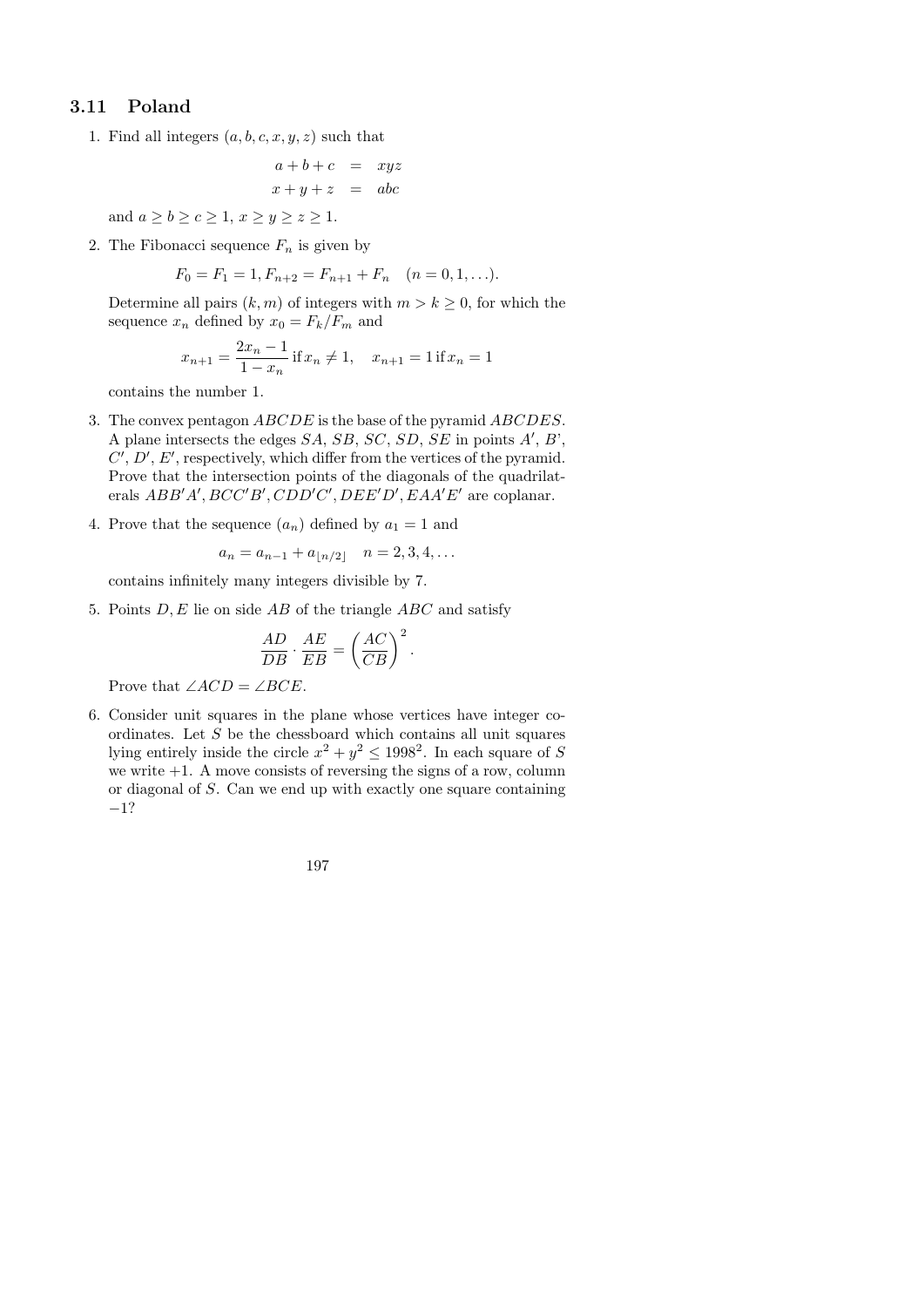### 3.11 Poland

1. Find all integers $(a, b, c, x, y, z)$ such that

$$\begin{aligned} a+b+c &= xyz \\ x+y+z &= abc \end{aligned}$$

and $a \geq b \geq c \geq 1$, $x \geq y \geq z \geq 1$.

2. The Fibonacci sequence $F_n$ is given by

$$F_0 = F_1 = 1, F_{n+2} = F_{n+1} + F_n \quad (n = 0, 1, \ldots).$$

Determine all pairs $(k, m)$ of integers with $m > k \geq 0$, for which the sequence $x_n$ defined by $x_0 = F_k / F_m$ and

$$x_{n+1} = \frac{2x_n - 1}{1 - x_n} \text{ if } x_n \neq 1, \quad x_{n+1} = 1 \text{ if } x_n = 1$$

contains the number 1.

3. The convex pentagon $ABCDE$ is the base of the pyramid $ABCDES$. A plane intersects the edges $SA$, $SB$, $SC$, $SD$, $SE$ in points $A'$, $B'$, $C'$, $D'$, $E'$, respectively, which differ from the vertices of the pyramid. Prove that the intersection points of the diagonals of the quadrilaterals $ABB'A'$, $BCC'B'$, $CDD'C'$, $DEE'D'$, $EAA'E'$ are coplanar.

4. Prove that the sequence $(a_n)$ defined by $a_1 = 1$ and

$$a_n = a_{n-1} + a_{\lfloor n/2 \rfloor} \quad n = 2, 3, 4, \ldots$$

contains infinitely many integers divisible by 7.

5. Points $D, E$ lie on side $AB$ of the triangle $ABC$ and satisfy

$$\frac{AD}{DB} \cdot \frac{AE}{EB} = \left( \frac{AC}{CB} \right)^2.$$

Prove that $\angle ACD = \angle BCE$.

6. Consider unit squares in the plane whose vertices have integer coordinates. Let $S$ be the chessboard which contains all unit squares lying entirely inside the circle $x^2 + y^2 \leq 1998^2$. In each square of $S$ we write $+1$. A move consists of reversing the signs of a row, column or diagonal of $S$. Can we end up with exactly one square containing $-1$?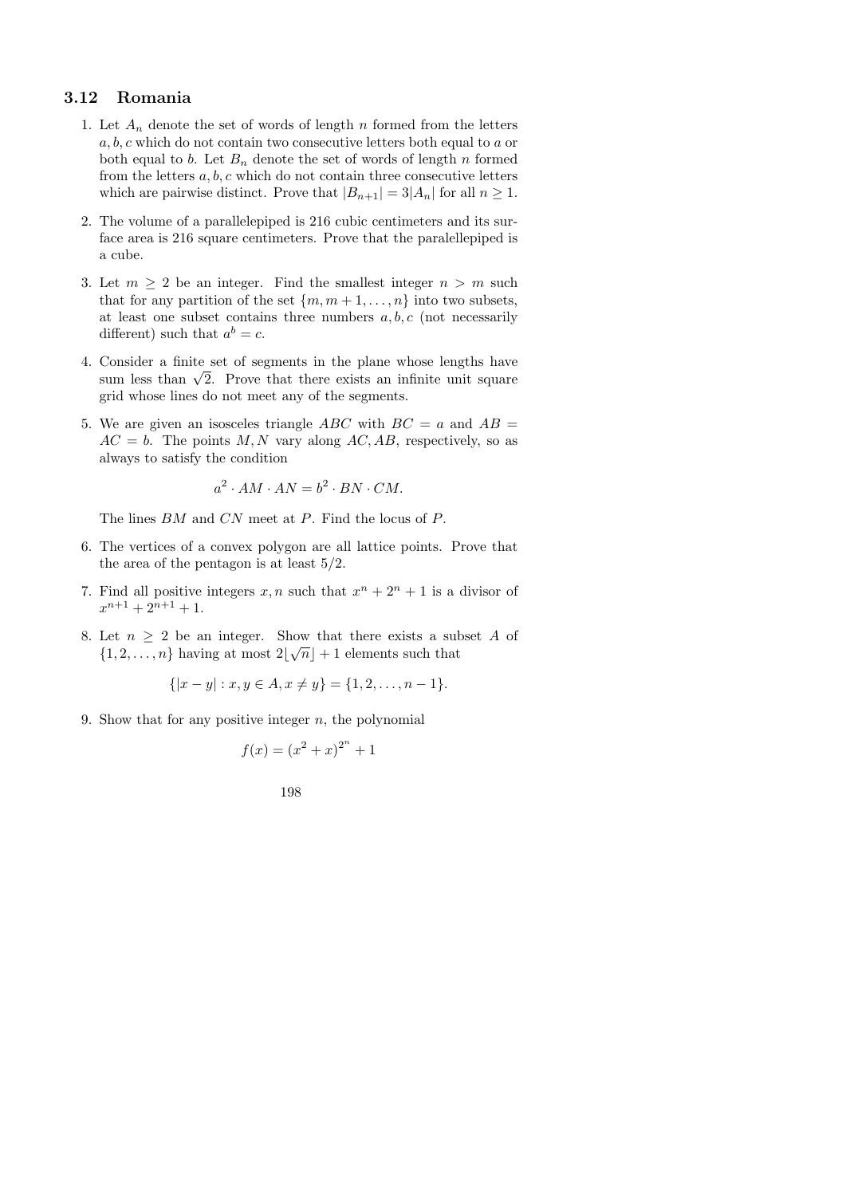## 3.12 Romania

1. Let $A_n$ denote the set of words of length $n$ formed from the letters $a, b, c$ which do not contain two consecutive letters both equal to $a$ or both equal to $b$. Let $B_n$ denote the set of words of length $n$ formed from the letters $a, b, c$ which do not contain three consecutive letters which are pairwise distinct. Prove that $|B_{n+1}| = 3|A_n|$ for all $n \geq 1$.

2. The volume of a parallelepiped is 216 cubic centimeters and its surface area is 216 square centimeters. Prove that the paralellepiped is a cube.

3. Let $m \geq 2$ be an integer. Find the smallest integer $n > m$ such that for any partition of the set $\{m, m+1, \ldots, n\}$ into two subsets, at least one subset contains three numbers $a, b, c$ (not necessarily different) such that $a^b = c$.

4. Consider a finite set of segments in the plane whose lengths have sum less than $\sqrt{2}$. Prove that there exists an infinite unit square grid whose lines do not meet any of the segments.

5. We are given an isosceles triangle $ABC$ with $BC = a$ and $AB = AC = b$. The points $M, N$ vary along $AC, AB$, respectively, so as always to satisfy the condition

$$a^2 \cdot AM \cdot AN = b^2 \cdot BN \cdot CM.$$

The lines $BM$ and $CN$ meet at $P$. Find the locus of $P$.

6. The vertices of a convex polygon are all lattice points. Prove that the area of the pentagon is at least $5/2$.

7. Find all positive integers $x, n$ such that $x^n + 2^n + 1$ is a divisor of $x^{n+1} + 2^{n+1} + 1$.

8. Let $n \geq 2$ be an integer. Show that there exists a subset $A$ of $\{1, 2, \ldots, n\}$ having at most $2\lfloor\sqrt{n}\rfloor + 1$ elements such that

$$\{|x - y| : x, y \in A, x \neq y\} = \{1, 2, \ldots, n-1\}.$$

9. Show that for any positive integer $n$, the polynomial

$$f(x) = (x^2 + x)^{2^n} + 1$$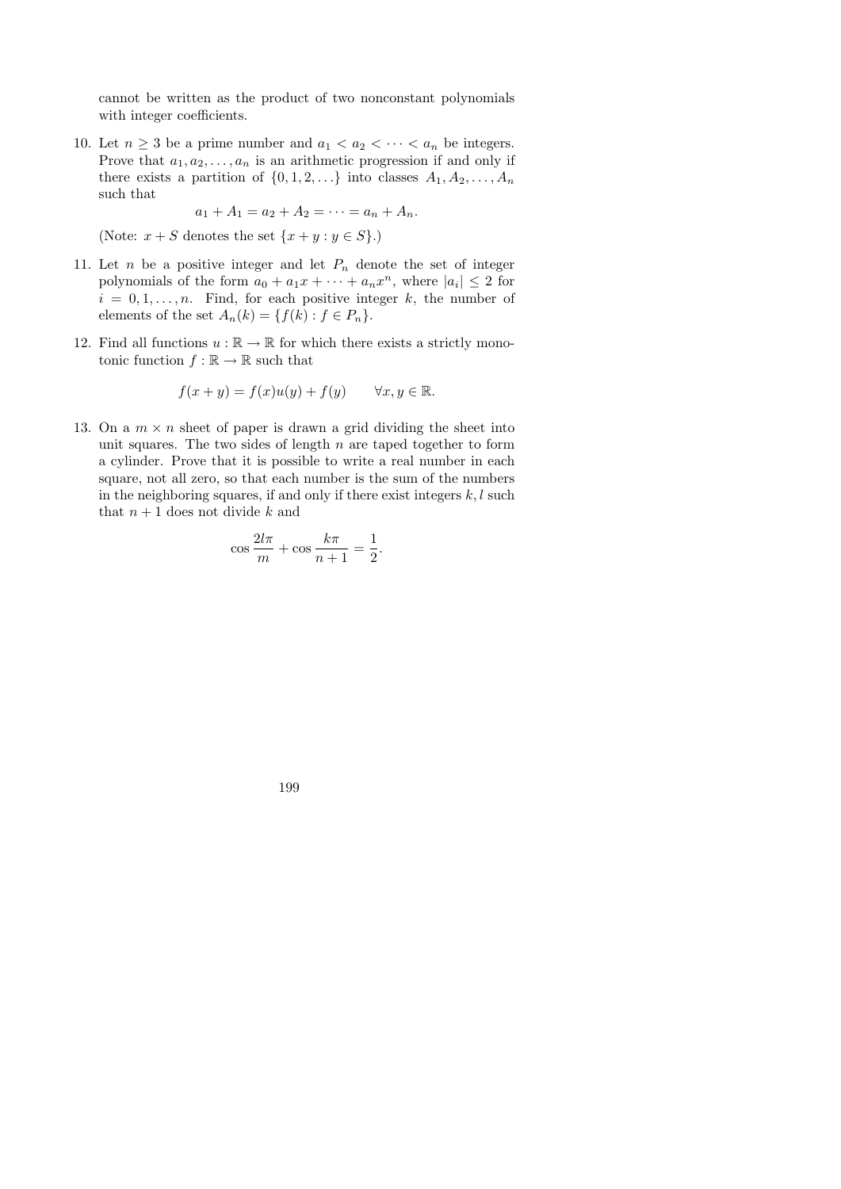cannot be written as the product of two nonconstant polynomials with integer coefficients.

10. Let $n \geq 3$ be a prime number and $a_1 < a_2 < \cdots < a_n$ be integers. Prove that $a_1, a_2, \ldots, a_n$ is an arithmetic progression if and only if there exists a partition of $\{0, 1, 2, \ldots\}$ into classes $A_1, A_2, \ldots, A_n$ such that

$$a_1 + A_1 = a_2 + A_2 = \cdots = a_n + A_n.$$

(Note: $x + S$ denotes the set $\{x + y : y \in S\}$.)

11. Let $n$ be a positive integer and let $P_n$ denote the set of integer polynomials of the form $a_0 + a_1 x + \cdots + a_n x^n$, where $|a_i| \leq 2$ for $i = 0, 1, \ldots, n$. Find, for each positive integer $k$, the number of elements of the set $A_n(k) = \{f(k) : f \in P_n\}$.

12. Find all functions $u : \mathbb{R} \to \mathbb{R}$ for which there exists a strictly monotonic function $f : \mathbb{R} \to \mathbb{R}$ such that

$$f(x + y) = f(x)u(y) + f(y) \qquad \forall x, y \in \mathbb{R}.$$

13. On a $m \times n$ sheet of paper is drawn a grid dividing the sheet into unit squares. The two sides of length $n$ are taped together to form a cylinder. Prove that it is possible to write a real number in each square, not all zero, so that each number is the sum of the numbers in the neighboring squares, if and only if there exist integers $k, l$ such that $n + 1$ does not divide $k$ and

$$\cos \frac{2l\pi}{m} + \cos \frac{k\pi}{n+1} = \frac{1}{2}.$$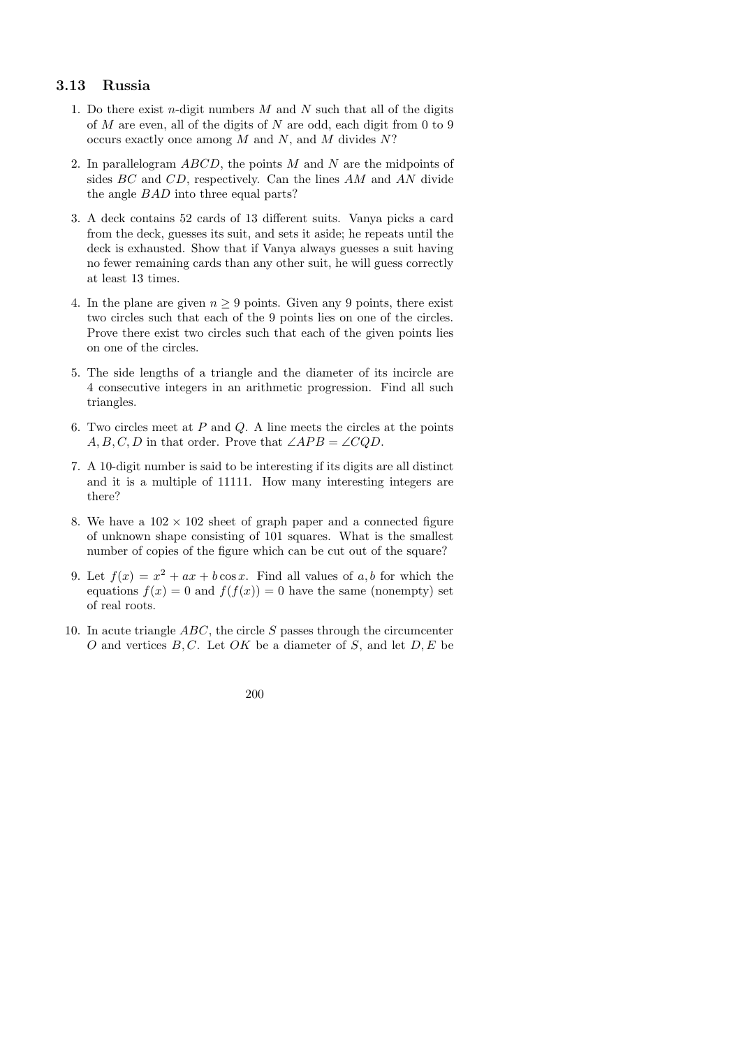## 3.13 Russia

1. Do there exist $n$-digit numbers $M$ and $N$ such that all of the digits of $M$ are even, all of the digits of $N$ are odd, each digit from 0 to 9 occurs exactly once among $M$ and $N$, and $M$ divides $N$?

2. In parallelogram $ABCD$, the points $M$ and $N$ are the midpoints of sides $BC$ and $CD$, respectively. Can the lines $AM$ and $AN$ divide the angle $BAD$ into three equal parts?

3. A deck contains 52 cards of 13 different suits. Vanya picks a card from the deck, guesses its suit, and sets it aside; he repeats until the deck is exhausted. Show that if Vanya always guesses a suit having no fewer remaining cards than any other suit, he will guess correctly at least 13 times.

4. In the plane are given $n \geq 9$ points. Given any 9 points, there exist two circles such that each of the 9 points lies on one of the circles. Prove there exist two circles such that each of the given points lies on one of the circles.

5. The side lengths of a triangle and the diameter of its incircle are 4 consecutive integers in an arithmetic progression. Find all such triangles.

6. Two circles meet at $P$ and $Q$. A line meets the circles at the points $A, B, C, D$ in that order. Prove that $\angle APB = \angle CQD$.

7. A 10-digit number is said to be interesting if its digits are all distinct and it is a multiple of 11111. How many interesting integers are there?

8. We have a $102 \times 102$ sheet of graph paper and a connected figure of unknown shape consisting of 101 squares. What is the smallest number of copies of the figure which can be cut out of the square?

9. Let $f(x) = x^2 + ax + b \cos x$. Find all values of $a, b$ for which the equations $f(x) = 0$ and $f(f(x)) = 0$ have the same (nonempty) set of real roots.

10. In acute triangle $ABC$, the circle $S$ passes through the circumcenter $O$ and vertices $B, C$. Let $OK$ be a diameter of $S$, and let $D, E$ be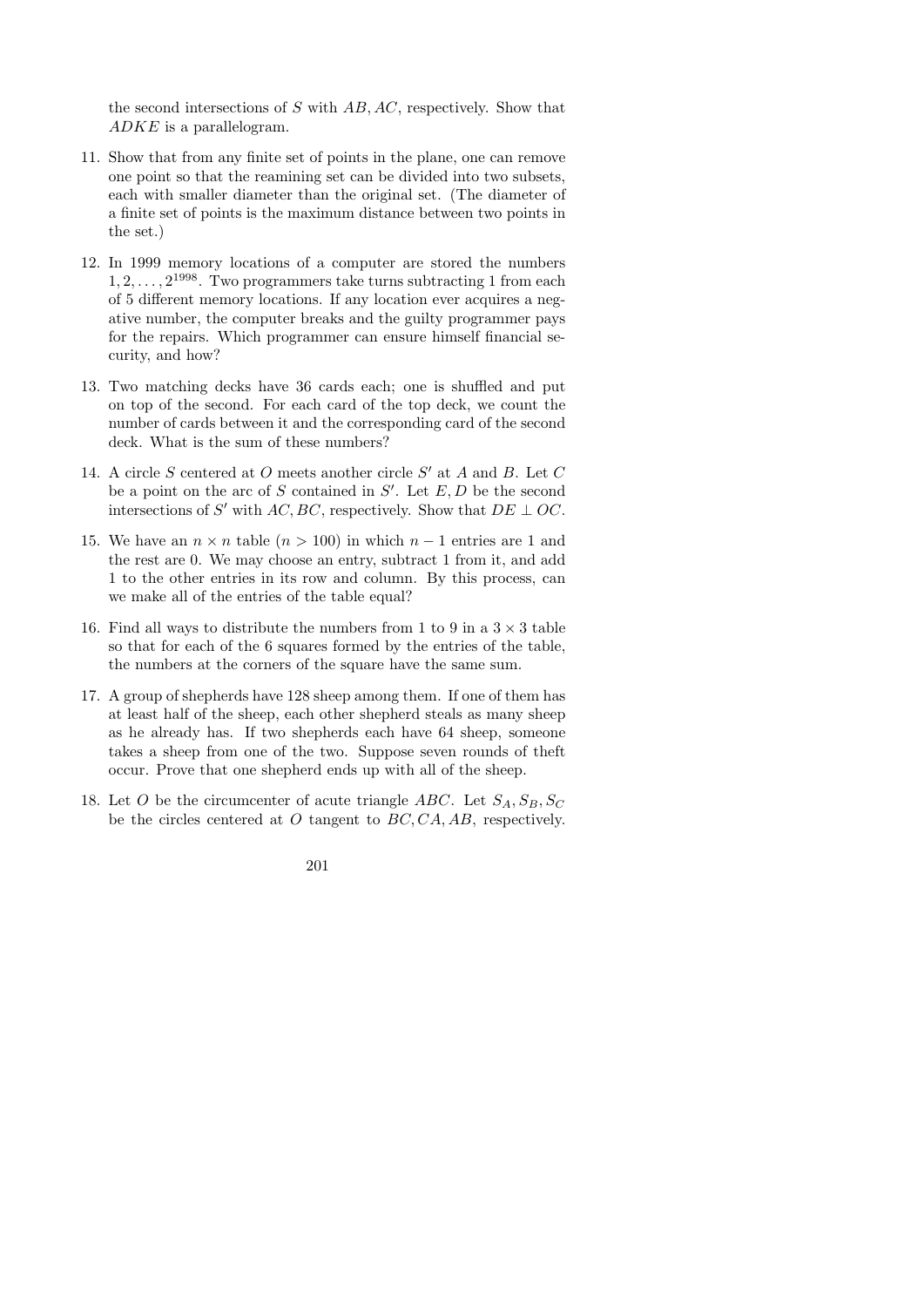the second intersections of $S$ with $AB, AC$, respectively. Show that $ADKE$ is a parallelogram.

11. Show that from any finite set of points in the plane, one can remove one point so that the reamining set can be divided into two subsets, each with smaller diameter than the original set. (The diameter of a finite set of points is the maximum distance between two points in the set.)

12. In 1999 memory locations of a computer are stored the numbers $1, 2, \ldots, 2^{1998}$. Two programmers take turns subtracting 1 from each of 5 different memory locations. If any location ever acquires a negative number, the computer breaks and the guilty programmer pays for the repairs. Which programmer can ensure himself financial security, and how?

13. Two matching decks have 36 cards each; one is shuffled and put on top of the second. For each card of the top deck, we count the number of cards between it and the corresponding card of the second deck. What is the sum of these numbers?

14. A circle $S$ centered at $O$ meets another circle $S'$ at $A$ and $B$. Let $C$ be a point on the arc of $S$ contained in $S'$. Let $E, D$ be the second intersections of $S'$ with $AC, BC$, respectively. Show that $DE \perp OC$.

15. We have an $n \times n$ table ($n > 100$) in which $n - 1$ entries are 1 and the rest are 0. We may choose an entry, subtract 1 from it, and add 1 to the other entries in its row and column. By this process, can we make all of the entries of the table equal?

16. Find all ways to distribute the numbers from 1 to 9 in a $3 \times 3$ table so that for each of the 6 squares formed by the entries of the table, the numbers at the corners of the square have the same sum.

17. A group of shepherds have 128 sheep among them. If one of them has at least half of the sheep, each other shepherd steals as many sheep as he already has. If two shepherds each have 64 sheep, someone takes a sheep from one of the two. Suppose seven rounds of theft occur. Prove that one shepherd ends up with all of the sheep.

18. Let $O$ be the circumcenter of acute triangle $ABC$. Let $S_A, S_B, S_C$ be the circles centered at $O$ tangent to $BC, CA, AB$, respectively.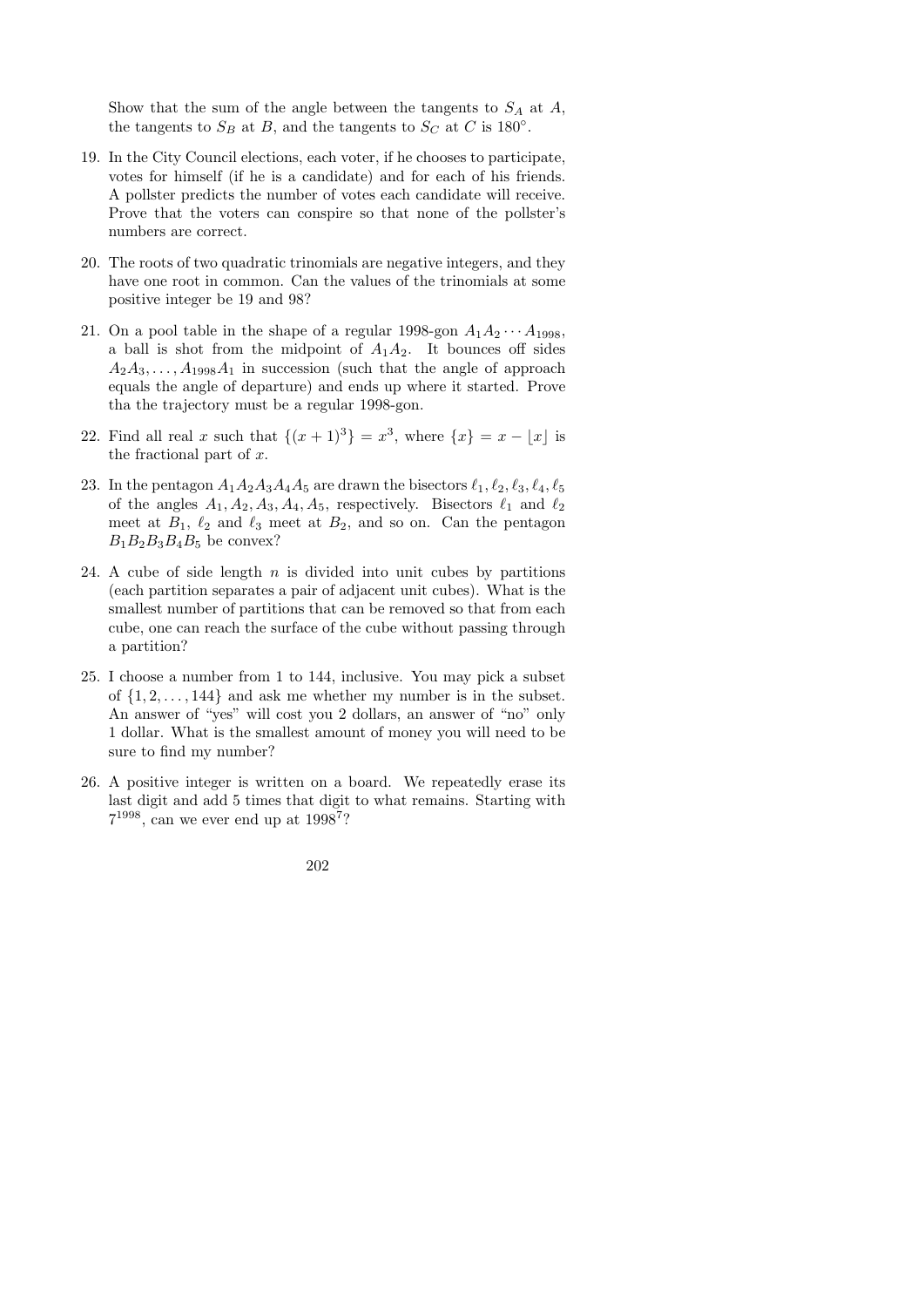Show that the sum of the angle between the tangents to $S_A$ at $A$, the tangents to $S_B$ at $B$, and the tangents to $S_C$ at $C$ is $180^\circ$.

19. In the City Council elections, each voter, if he chooses to participate, votes for himself (if he is a candidate) and for each of his friends. A pollster predicts the number of votes each candidate will receive. Prove that the voters can conspire so that none of the pollster's numbers are correct.

20. The roots of two quadratic trinomials are negative integers, and they have one root in common. Can the values of the trinomials at some positive integer be 19 and 98?

21. On a pool table in the shape of a regular 1998-gon $A_1A_2\cdots A_{1998}$, a ball is shot from the midpoint of $A_1A_2$. It bounces off sides $A_2A_3, \ldots, A_{1998}A_1$ in succession (such that the angle of approach equals the angle of departure) and ends up where it started. Prove tha the trajectory must be a regular 1998-gon.

22. Find all real $x$ such that $\{(x+1)^3\} = x^3$, where $\{x\} = x - \lfloor x \rfloor$ is the fractional part of $x$.

23. In the pentagon $A_1A_2A_3A_4A_5$ are drawn the bisectors $\ell_1, \ell_2, \ell_3, \ell_4, \ell_5$ of the angles $A_1, A_2, A_3, A_4, A_5$, respectively. Bisectors $\ell_1$ and $\ell_2$ meet at $B_1$, $\ell_2$ and $\ell_3$ meet at $B_2$, and so on. Can the pentagon $B_1B_2B_3B_4B_5$ be convex?

24. A cube of side length $n$ is divided into unit cubes by partitions (each partition separates a pair of adjacent unit cubes). What is the smallest number of partitions that can be removed so that from each cube, one can reach the surface of the cube without passing through a partition?

25. I choose a number from 1 to 144, inclusive. You may pick a subset of $\{1, 2, \ldots, 144\}$ and ask me whether my number is in the subset. An answer of "yes" will cost you 2 dollars, an answer of "no" only 1 dollar. What is the smallest amount of money you will need to be sure to find my number?

26. A positive integer is written on a board. We repeatedly erase its last digit and add 5 times that digit to what remains. Starting with $7^{1998}$, can we ever end up at $1998^7$?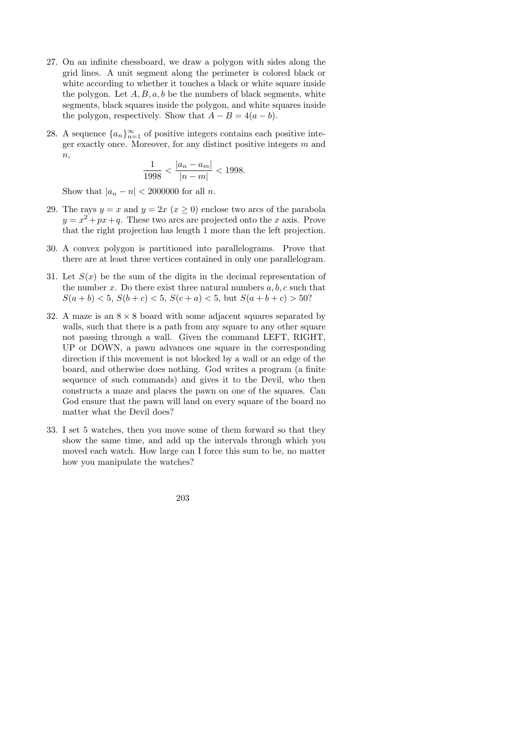27. On an infinite chessboard, we draw a polygon with sides along the grid lines. A unit segment along the perimeter is colored black or white according to whether it touches a black or white square inside the polygon. Let $A, B, a, b$ be the numbers of black segments, white segments, black squares inside the polygon, and white squares inside the polygon, respectively. Show that $A - B = 4(a - b)$.

28. A sequence $\{a_n\}_{n=1}^{\infty}$ of positive integers contains each positive integer exactly once. Moreover, for any distinct positive integers $m$ and $n$,
$$\frac{1}{1998} < \frac{|a_n - a_m|}{|n - m|} < 1998.$$
Show that $|a_n - n| < 2000000$ for all $n$.

29. The rays $y = x$ and $y = 2x$ ($x \geq 0$) enclose two arcs of the parabola $y = x^2 + px + q$. These two arcs are projected onto the $x$ axis. Prove that the right projection has length 1 more than the left projection.

30. A convex polygon is partitioned into parallelograms. Prove that there are at least three vertices contained in only one parallelogram.

31. Let $S(x)$ be the sum of the digits in the decimal representation of the number $x$. Do there exist three natural numbers $a, b, c$ such that $S(a + b) < 5$, $S(b + c) < 5$, $S(c + a) < 5$, but $S(a + b + c) > 50$?

32. A maze is an $8 \times 8$ board with some adjacent squares separated by walls, such that there is a path from any square to any other square not passing through a wall. Given the command LEFT, RIGHT, UP or DOWN, a pawn advances one square in the corresponding direction if this movement is not blocked by a wall or an edge of the board, and otherwise does nothing. God writes a program (a finite sequence of such commands) and gives it to the Devil, who then constructs a maze and places the pawn on one of the squares. Can God ensure that the pawn will land on every square of the board no matter what the Devil does?

33. I set 5 watches, then you move some of them forward so that they show the same time, and add up the intervals through which you moved each watch. How large can I force this sum to be, no matter how you manipulate the watches?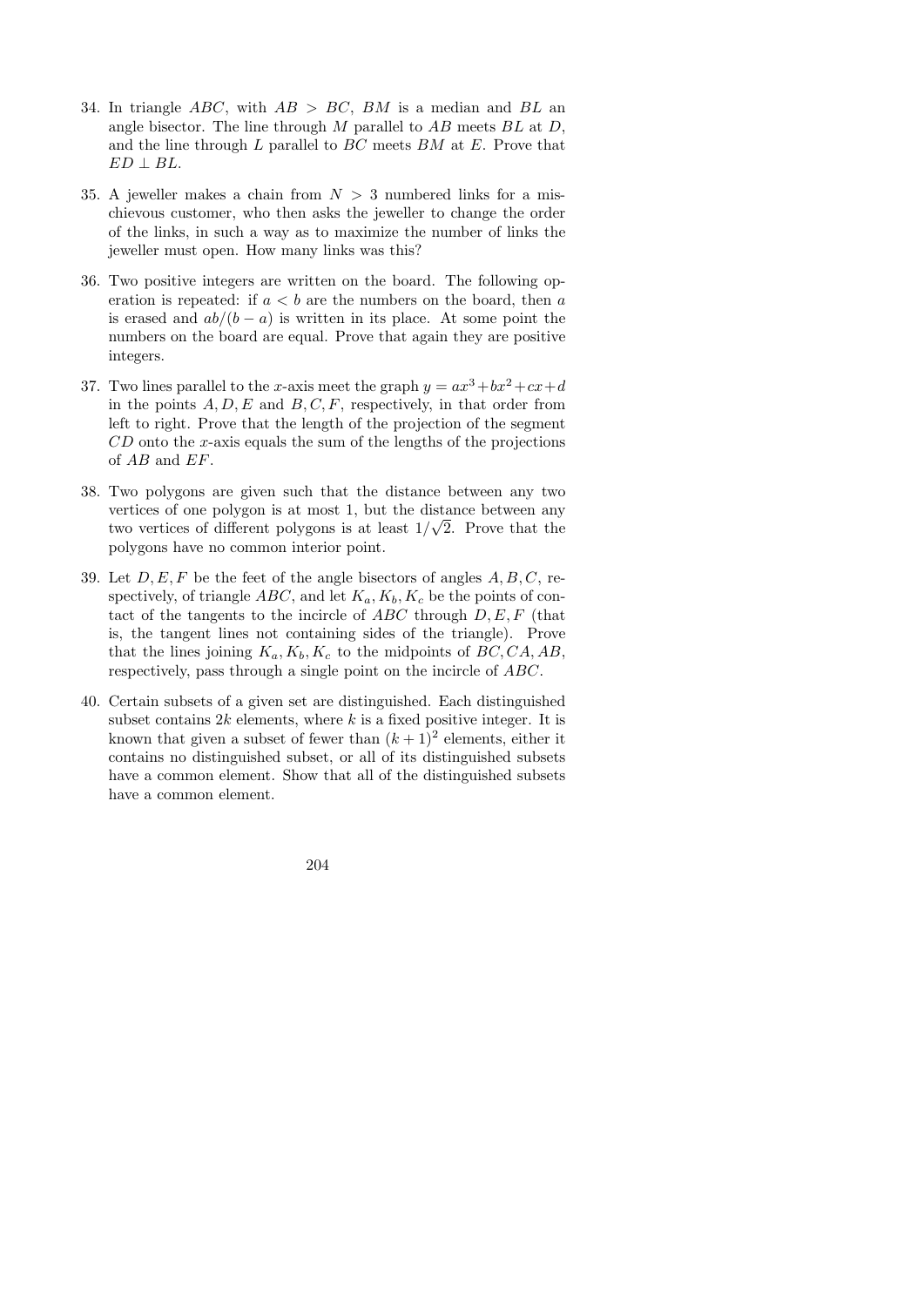34. In triangle $ABC$, with $AB > BC$, $BM$ is a median and $BL$ an angle bisector. The line through $M$ parallel to $AB$ meets $BL$ at $D$, and the line through $L$ parallel to $BC$ meets $BM$ at $E$. Prove that $ED \perp BL$.

35. A jeweller makes a chain from $N > 3$ numbered links for a mischievous customer, who then asks the jeweller to change the order of the links, in such a way as to maximize the number of links the jeweller must open. How many links was this?

36. Two positive integers are written on the board. The following operation is repeated: if $a < b$ are the numbers on the board, then $a$ is erased and $ab/(b-a)$ is written in its place. At some point the numbers on the board are equal. Prove that again they are positive integers.

37. Two lines parallel to the $x$-axis meet the graph $y = ax^3 + bx^2 + cx + d$ in the points $A, D, E$ and $B, C, F$, respectively, in that order from left to right. Prove that the length of the projection of the segment $CD$ onto the $x$-axis equals the sum of the lengths of the projections of $AB$ and $EF$.

38. Two polygons are given such that the distance between any two vertices of one polygon is at most 1, but the distance between any two vertices of different polygons is at least $1/\sqrt{2}$. Prove that the polygons have no common interior point.

39. Let $D, E, F$ be the feet of the angle bisectors of angles $A, B, C$, respectively, of triangle $ABC$, and let $K_a, K_b, K_c$ be the points of contact of the tangents to the incircle of $ABC$ through $D, E, F$ (that is, the tangent lines not containing sides of the triangle). Prove that the lines joining $K_a, K_b, K_c$ to the midpoints of $BC, CA, AB$, respectively, pass through a single point on the incircle of $ABC$.

40. Certain subsets of a given set are distinguished. Each distinguished subset contains $2k$ elements, where $k$ is a fixed positive integer. It is known that given a subset of fewer than $(k+1)^2$ elements, either it contains no distinguished subset, or all of its distinguished subsets have a common element. Show that all of the distinguished subsets have a common element.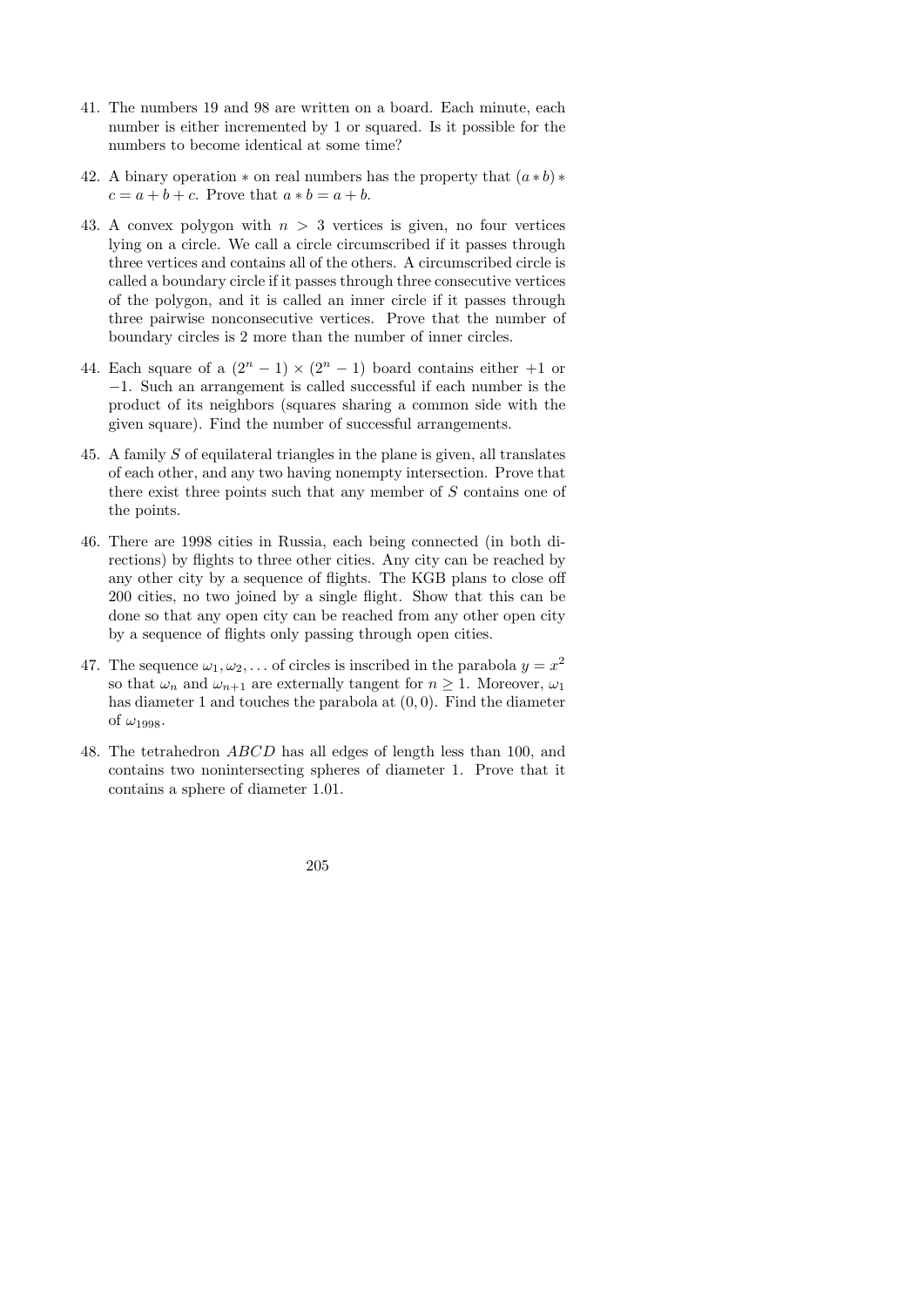41. The numbers 19 and 98 are written on a board. Each minute, each number is either incremented by 1 or squared. Is it possible for the numbers to become identical at some time?

42. A binary operation $*$ on real numbers has the property that $(a * b) * c = a + b + c$. Prove that $a * b = a + b$.

43. A convex polygon with $n > 3$ vertices is given, no four vertices lying on a circle. We call a circle circumscribed if it passes through three vertices and contains all of the others. A circumscribed circle is called a boundary circle if it passes through three consecutive vertices of the polygon, and it is called an inner circle if it passes through three pairwise nonconsecutive vertices. Prove that the number of boundary circles is 2 more than the number of inner circles.

44. Each square of a $(2^n - 1) \times (2^n - 1)$ board contains either $+1$ or $-1$. Such an arrangement is called successful if each number is the product of its neighbors (squares sharing a common side with the given square). Find the number of successful arrangements.

45. A family $S$ of equilateral triangles in the plane is given, all translates of each other, and any two having nonempty intersection. Prove that there exist three points such that any member of $S$ contains one of the points.

46. There are 1998 cities in Russia, each being connected (in both directions) by flights to three other cities. Any city can be reached by any other city by a sequence of flights. The KGB plans to close off 200 cities, no two joined by a single flight. Show that this can be done so that any open city can be reached from any other open city by a sequence of flights only passing through open cities.

47. The sequence $\omega_1, \omega_2, \ldots$ of circles is inscribed in the parabola $y = x^2$ so that $\omega_n$ and $\omega_{n+1}$ are externally tangent for $n \geq 1$. Moreover, $\omega_1$ has diameter 1 and touches the parabola at $(0, 0)$. Find the diameter of $\omega_{1998}$.

48. The tetrahedron $ABCD$ has all edges of length less than 100, and contains two nonintersecting spheres of diameter 1. Prove that it contains a sphere of diameter 1.01.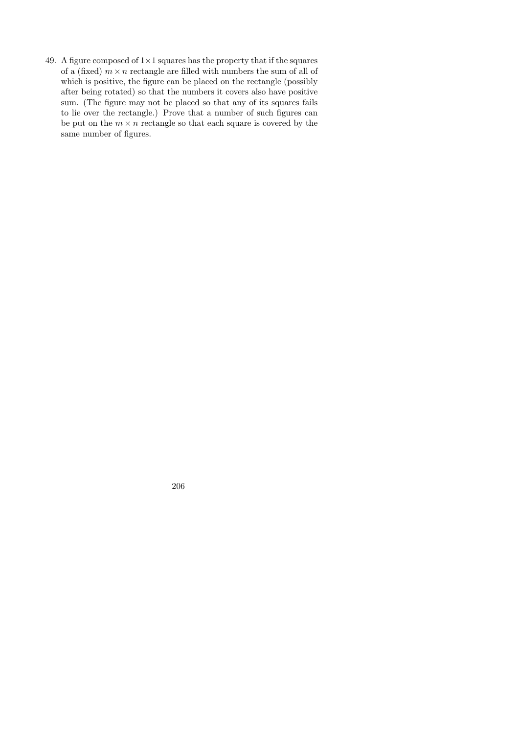49. A figure composed of $1 \times 1$ squares has the property that if the squares of a (fixed) $m \times n$ rectangle are filled with numbers the sum of all of which is positive, the figure can be placed on the rectangle (possibly after being rotated) so that the numbers it covers also have positive sum. (The figure may not be placed so that any of its squares fails to lie over the rectangle.) Prove that a number of such figures can be put on the $m \times n$ rectangle so that each square is covered by the same number of figures.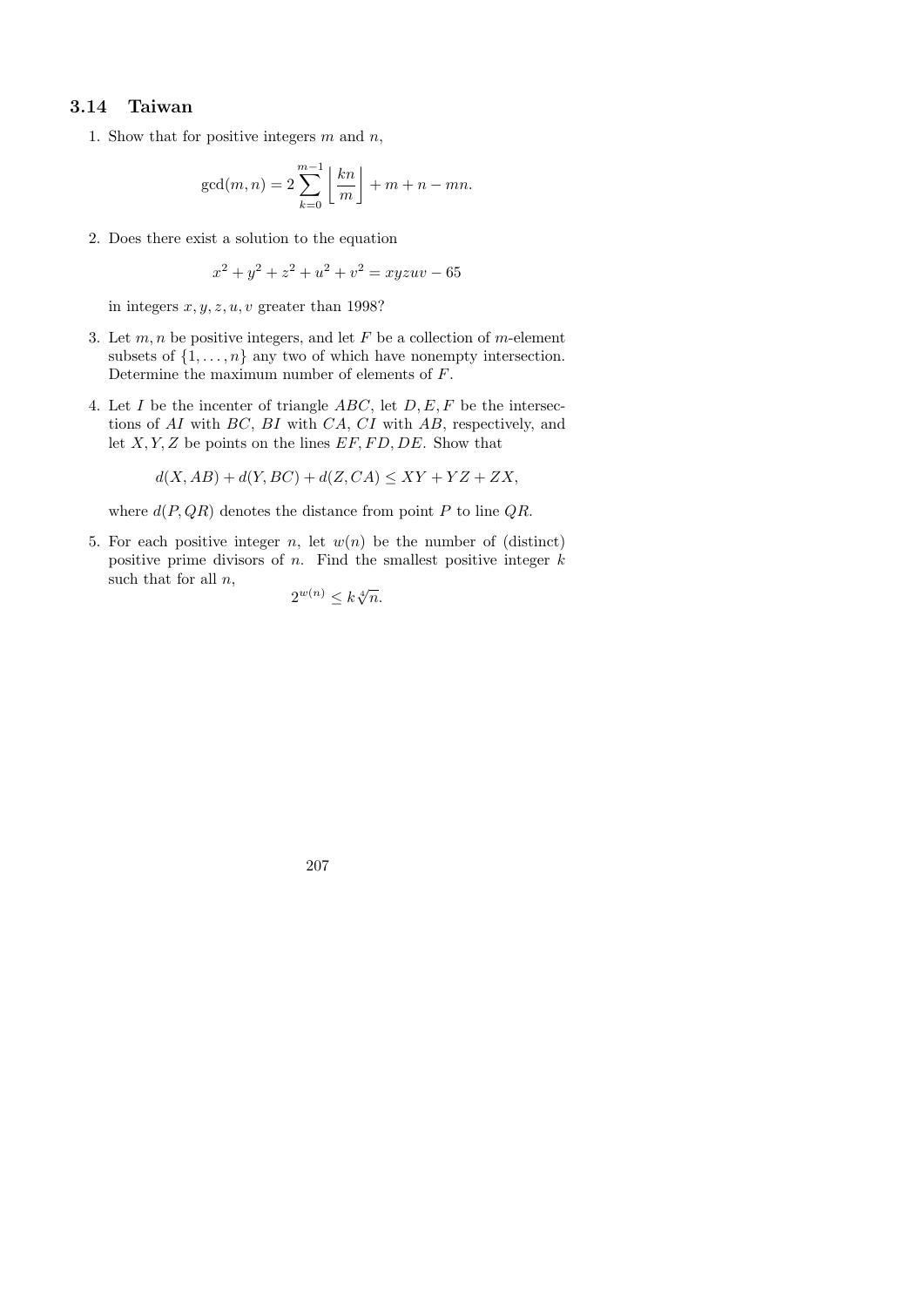## 3.14 Taiwan

1. Show that for positive integers $m$ and $n$,

$$\gcd(m, n) = 2\sum_{k=0}^{m-1} \left\lfloor \frac{kn}{m} \right\rfloor + m + n - mn.$$

2. Does there exist a solution to the equation

$$x^2 + y^2 + z^2 + u^2 + v^2 = xyzuv - 65$$

in integers $x, y, z, u, v$ greater than 1998?

3. Let $m, n$ be positive integers, and let $F$ be a collection of $m$-element subsets of $\{1, \ldots, n\}$ any two of which have nonempty intersection. Determine the maximum number of elements of $F$.

4. Let $I$ be the incenter of triangle $ABC$, let $D, E, F$ be the intersections of $AI$ with $BC$, $BI$ with $CA$, $CI$ with $AB$, respectively, and let $X, Y, Z$ be points on the lines $EF, FD, DE$. Show that

$$d(X, AB) + d(Y, BC) + d(Z, CA) \leq XY + YZ + ZX,$$

where $d(P, QR)$ denotes the distance from point $P$ to line $QR$.

5. For each positive integer $n$, let $w(n)$ be the number of (distinct) positive prime divisors of $n$. Find the smallest positive integer $k$ such that for all $n$,

$$2^{w(n)} \leq k\sqrt[4]{n}.$$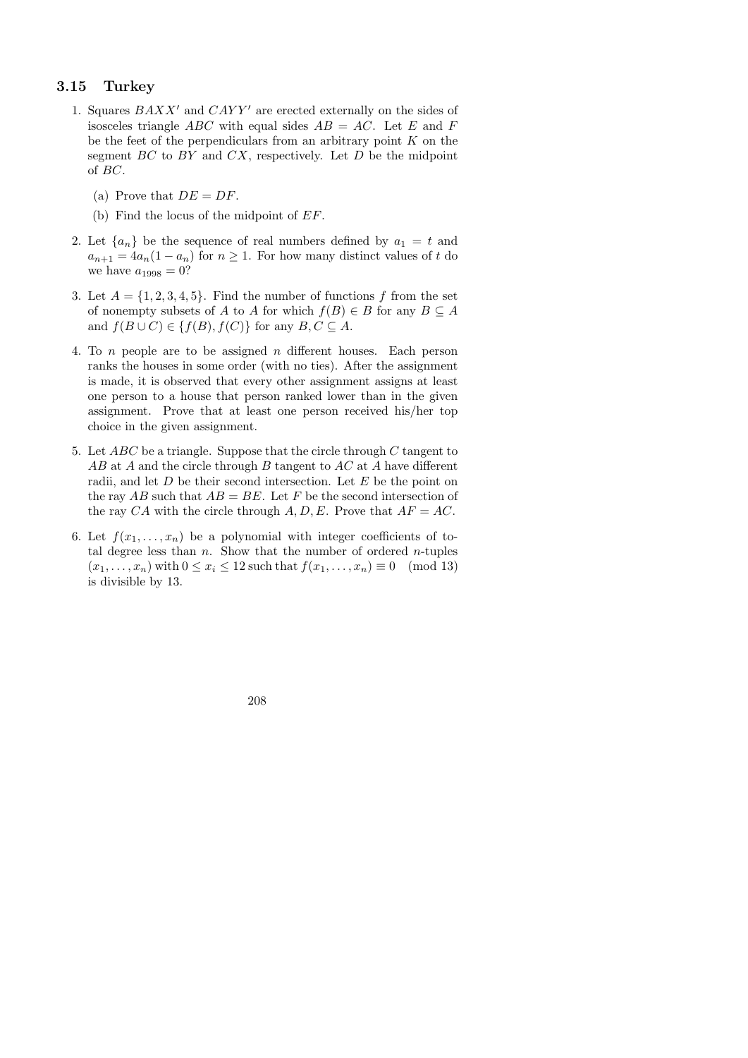## 3.15 Turkey

1. Squares $BAXX'$ and $CAYY'$ are erected externally on the sides of isosceles triangle $ABC$ with equal sides $AB = AC$. Let $E$ and $F$ be the feet of the perpendiculars from an arbitrary point $K$ on the segment $BC$ to $BY$ and $CX$, respectively. Let $D$ be the midpoint of $BC$.

   (a) Prove that $DE = DF$.

   (b) Find the locus of the midpoint of $EF$.

2. Let $\{a_n\}$ be the sequence of real numbers defined by $a_1 = t$ and $a_{n+1} = 4a_n(1 - a_n)$ for $n \geq 1$. For how many distinct values of $t$ do we have $a_{1998} = 0$?

3. Let $A = \{1, 2, 3, 4, 5\}$. Find the number of functions $f$ from the set of nonempty subsets of $A$ to $A$ for which $f(B) \in B$ for any $B \subseteq A$ and $f(B \cup C) \in \{f(B), f(C)\}$ for any $B, C \subseteq A$.

4. To $n$ people are to be assigned $n$ different houses. Each person ranks the houses in some order (with no ties). After the assignment is made, it is observed that every other assignment assigns at least one person to a house that person ranked lower than in the given assignment. Prove that at least one person received his/her top choice in the given assignment.

5. Let $ABC$ be a triangle. Suppose that the circle through $C$ tangent to $AB$ at $A$ and the circle through $B$ tangent to $AC$ at $A$ have different radii, and let $D$ be their second intersection. Let $E$ be the point on the ray $AB$ such that $AB = BE$. Let $F$ be the second intersection of the ray $CA$ with the circle through $A, D, E$. Prove that $AF = AC$.

6. Let $f(x_1, \ldots, x_n)$ be a polynomial with integer coefficients of total degree less than $n$. Show that the number of ordered $n$-tuples $(x_1, \ldots, x_n)$ with $0 \leq x_i \leq 12$ such that $f(x_1, \ldots, x_n) \equiv 0 \pmod{13}$ is divisible by 13.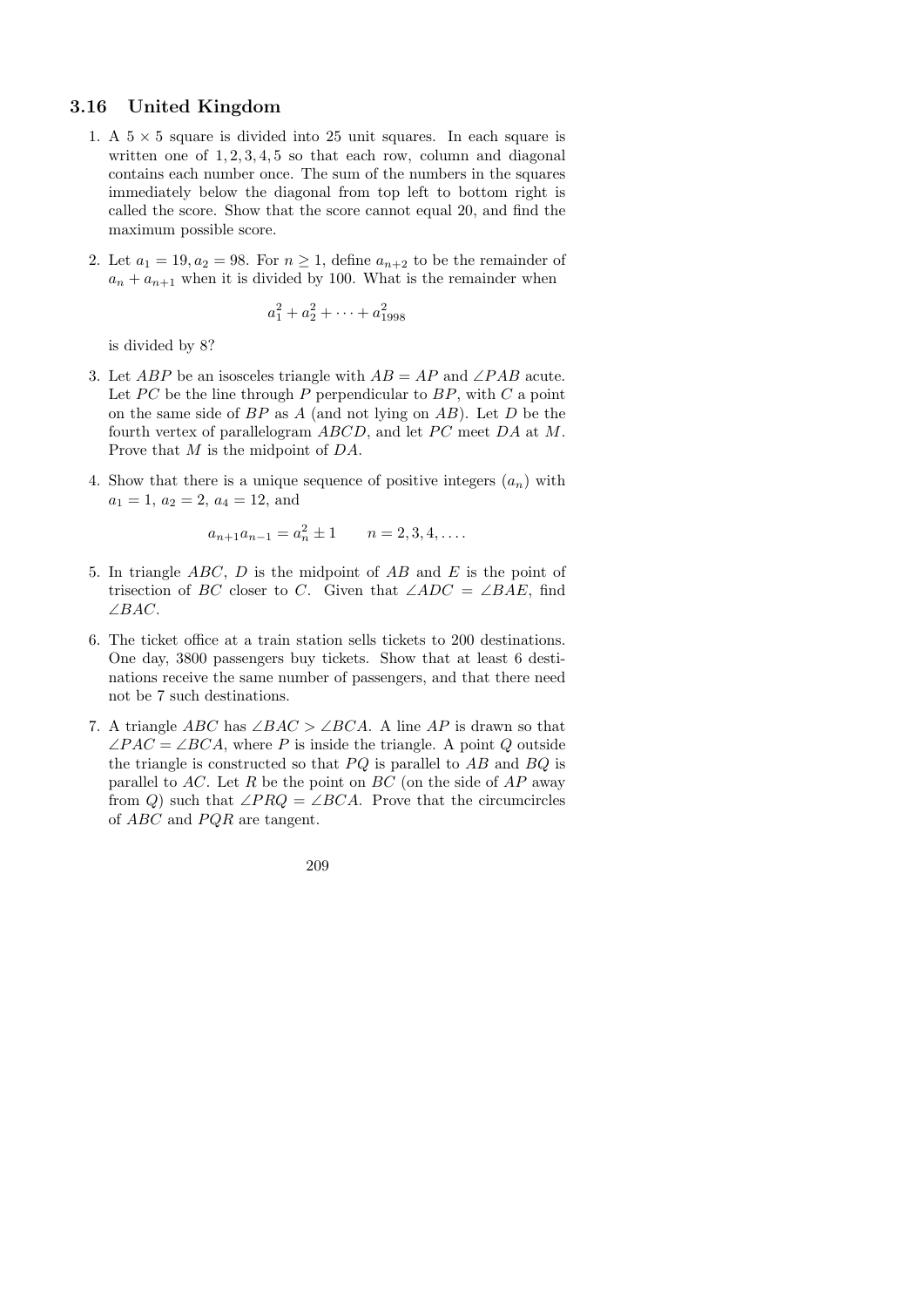## 3.16 United Kingdom

1. A $5 \times 5$ square is divided into 25 unit squares. In each square is written one of $1, 2, 3, 4, 5$ so that each row, column and diagonal contains each number once. The sum of the numbers in the squares immediately below the diagonal from top left to bottom right is called the score. Show that the score cannot equal 20, and find the maximum possible score.

2. Let $a_1 = 19, a_2 = 98$. For $n \geq 1$, define $a_{n+2}$ to be the remainder of $a_n + a_{n+1}$ when it is divided by 100. What is the remainder when

$$a_1^2 + a_2^2 + \cdots + a_{1998}^2$$

is divided by 8?

3. Let $ABP$ be an isosceles triangle with $AB = AP$ and $\angle PAB$ acute. Let $PC$ be the line through $P$ perpendicular to $BP$, with $C$ a point on the same side of $BP$ as $A$ (and not lying on $AB$). Let $D$ be the fourth vertex of parallelogram $ABCD$, and let $PC$ meet $DA$ at $M$. Prove that $M$ is the midpoint of $DA$.

4. Show that there is a unique sequence of positive integers $(a_n)$ with $a_1 = 1$, $a_2 = 2$, $a_4 = 12$, and

$$a_{n+1}a_{n-1} = a_n^2 \pm 1 \qquad n = 2, 3, 4, \ldots.$$

5. In triangle $ABC$, $D$ is the midpoint of $AB$ and $E$ is the point of trisection of $BC$ closer to $C$. Given that $\angle ADC = \angle BAE$, find $\angle BAC$.

6. The ticket office at a train station sells tickets to 200 destinations. One day, 3800 passengers buy tickets. Show that at least 6 destinations receive the same number of passengers, and that there need not be 7 such destinations.

7. A triangle $ABC$ has $\angle BAC > \angle BCA$. A line $AP$ is drawn so that $\angle PAC = \angle BCA$, where $P$ is inside the triangle. A point $Q$ outside the triangle is constructed so that $PQ$ is parallel to $AB$ and $BQ$ is parallel to $AC$. Let $R$ be the point on $BC$ (on the side of $AP$ away from $Q$) such that $\angle PRQ = \angle BCA$. Prove that the circumcircles of $ABC$ and $PQR$ are tangent.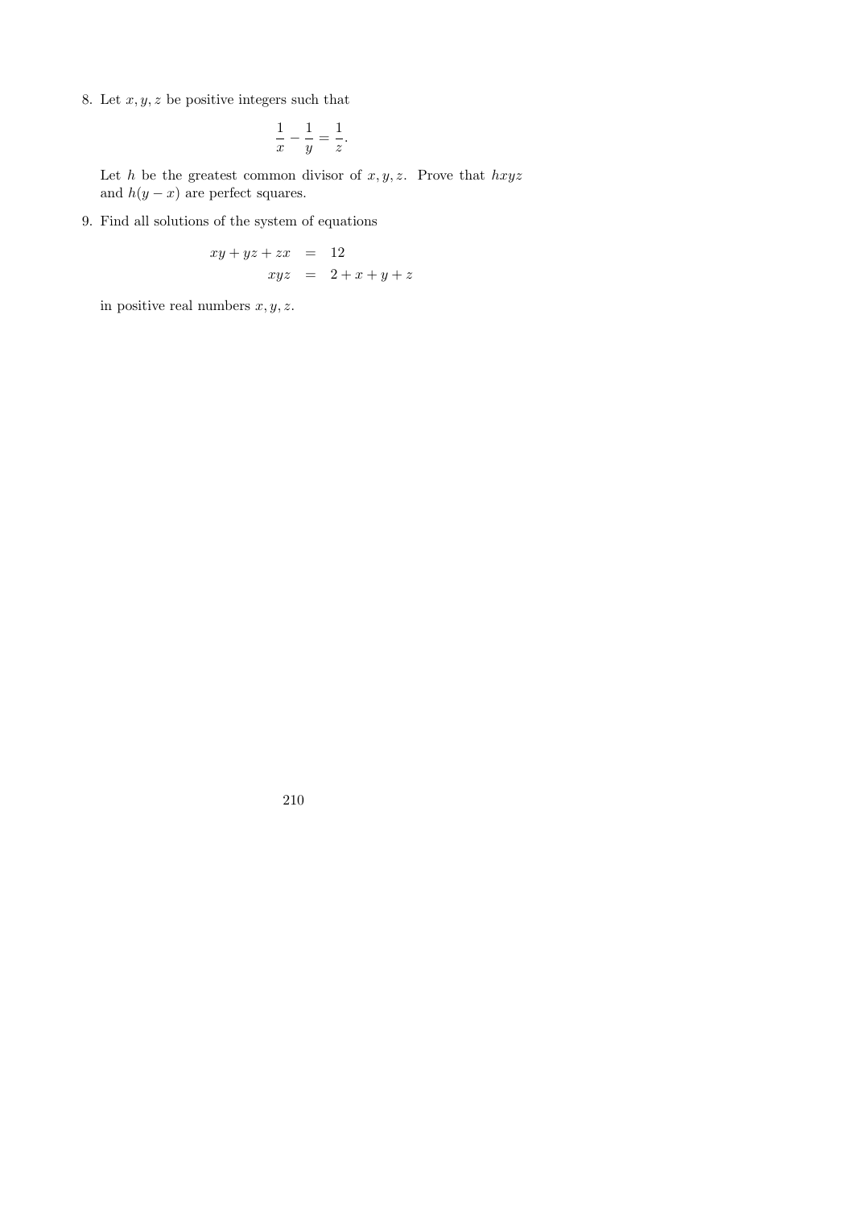8. Let $x, y, z$ be positive integers such that

$$\frac{1}{x} - \frac{1}{y} = \frac{1}{z}.$$

Let $h$ be the greatest common divisor of $x, y, z$. Prove that $hxyz$ and $h(y-x)$ are perfect squares.

9. Find all solutions of the system of equations

$$\begin{aligned} xy + yz + zx &= 12 \\ xyz &= 2 + x + y + z \end{aligned}$$

in positive real numbers $x, y, z$.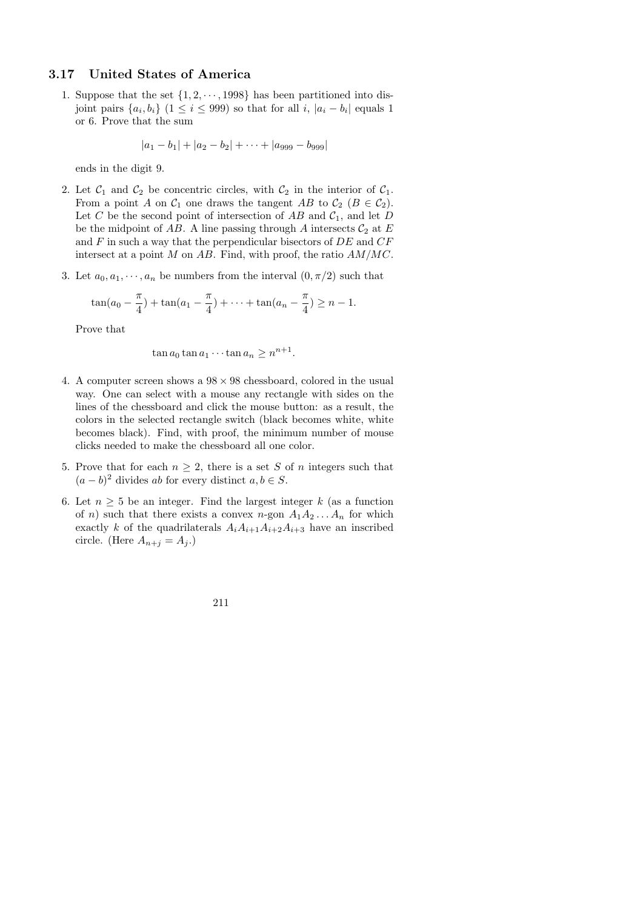## 3.17 United States of America

1. Suppose that the set $\{1, 2, \cdots, 1998\}$ has been partitioned into disjoint pairs $\{a_i, b_i\}$ $(1 \leq i \leq 999)$ so that for all $i$, $|a_i - b_i|$ equals 1 or 6. Prove that the sum

$$|a_1 - b_1| + |a_2 - b_2| + \cdots + |a_{999} - b_{999}|$$

ends in the digit 9.

2. Let $\mathcal{C}_1$ and $\mathcal{C}_2$ be concentric circles, with $\mathcal{C}_2$ in the interior of $\mathcal{C}_1$. From a point $A$ on $\mathcal{C}_1$ one draws the tangent $AB$ to $\mathcal{C}_2$ $(B \in \mathcal{C}_2)$. Let $C$ be the second point of intersection of $AB$ and $\mathcal{C}_1$, and let $D$ be the midpoint of $AB$. A line passing through $A$ intersects $\mathcal{C}_2$ at $E$ and $F$ in such a way that the perpendicular bisectors of $DE$ and $CF$ intersect at a point $M$ on $AB$. Find, with proof, the ratio $AM/MC$.

3. Let $a_0, a_1, \cdots, a_n$ be numbers from the interval $(0, \pi/2)$ such that

$$\tan(a_0 - \frac{\pi}{4}) + \tan(a_1 - \frac{\pi}{4}) + \cdots + \tan(a_n - \frac{\pi}{4}) \geq n - 1.$$

Prove that

$$\tan a_0 \tan a_1 \cdots \tan a_n \geq n^{n+1}.$$

4. A computer screen shows a $98 \times 98$ chessboard, colored in the usual way. One can select with a mouse any rectangle with sides on the lines of the chessboard and click the mouse button: as a result, the colors in the selected rectangle switch (black becomes white, white becomes black). Find, with proof, the minimum number of mouse clicks needed to make the chessboard all one color.

5. Prove that for each $n \geq 2$, there is a set $S$ of $n$ integers such that $(a - b)^2$ divides $ab$ for every distinct $a, b \in S$.

6. Let $n \geq 5$ be an integer. Find the largest integer $k$ (as a function of $n$) such that there exists a convex $n$-gon $A_1A_2 \ldots A_n$ for which exactly $k$ of the quadrilaterals $A_iA_{i+1}A_{i+2}A_{i+3}$ have an inscribed circle. (Here $A_{n+j} = A_j$.)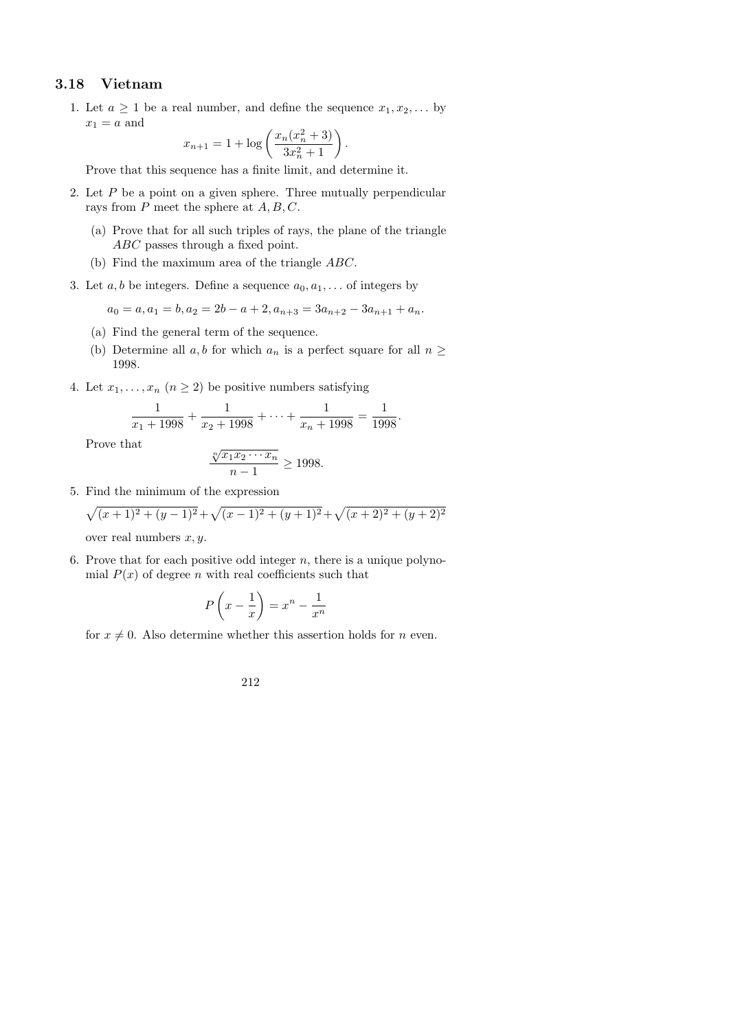## 3.18 Vietnam

1. Let $a \geq 1$ be a real number, and define the sequence $x_1, x_2, \dots$ by $x_1 = a$ and

$$x_{n+1} = 1 + \log\left(\frac{x_n(x_n^2+3)}{3x_n^2+1}\right).$$

Prove that this sequence has a finite limit, and determine it.

2. Let $P$ be a point on a given sphere. Three mutually perpendicular rays from $P$ meet the sphere at $A, B, C$.

   (a) Prove that for all such triples of rays, the plane of the triangle $ABC$ passes through a fixed point.

   (b) Find the maximum area of the triangle $ABC$.

3. Let $a, b$ be integers. Define a sequence $a_0, a_1, \dots$ of integers by

$$a_0 = a, a_1 = b, a_2 = 2b - a + 2, a_{n+3} = 3a_{n+2} - 3a_{n+1} + a_n.$$

   (a) Find the general term of the sequence.

   (b) Determine all $a, b$ for which $a_n$ is a perfect square for all $n \geq 1998$.

4. Let $x_1, \dots, x_n$ ($n \geq 2$) be positive numbers satisfying

$$\frac{1}{x_1 + 1998} + \frac{1}{x_2 + 1998} + \cdots + \frac{1}{x_n + 1998} = \frac{1}{1998}.$$

Prove that

$$\frac{\sqrt[n]{x_1 x_2 \cdots x_n}}{n-1} \geq 1998.$$

5. Find the minimum of the expression

$$\sqrt{(x+1)^2 + (y-1)^2} + \sqrt{(x-1)^2 + (y+1)^2} + \sqrt{(x+2)^2 + (y+2)^2}$$

over real numbers $x, y$.

6. Prove that for each positive odd integer $n$, there is a unique polynomial $P(x)$ of degree $n$ with real coefficients such that

$$P\left(x - \frac{1}{x}\right) = x^n - \frac{1}{x^n}$$

for $x \neq 0$. Also determine whether this assertion holds for $n$ even.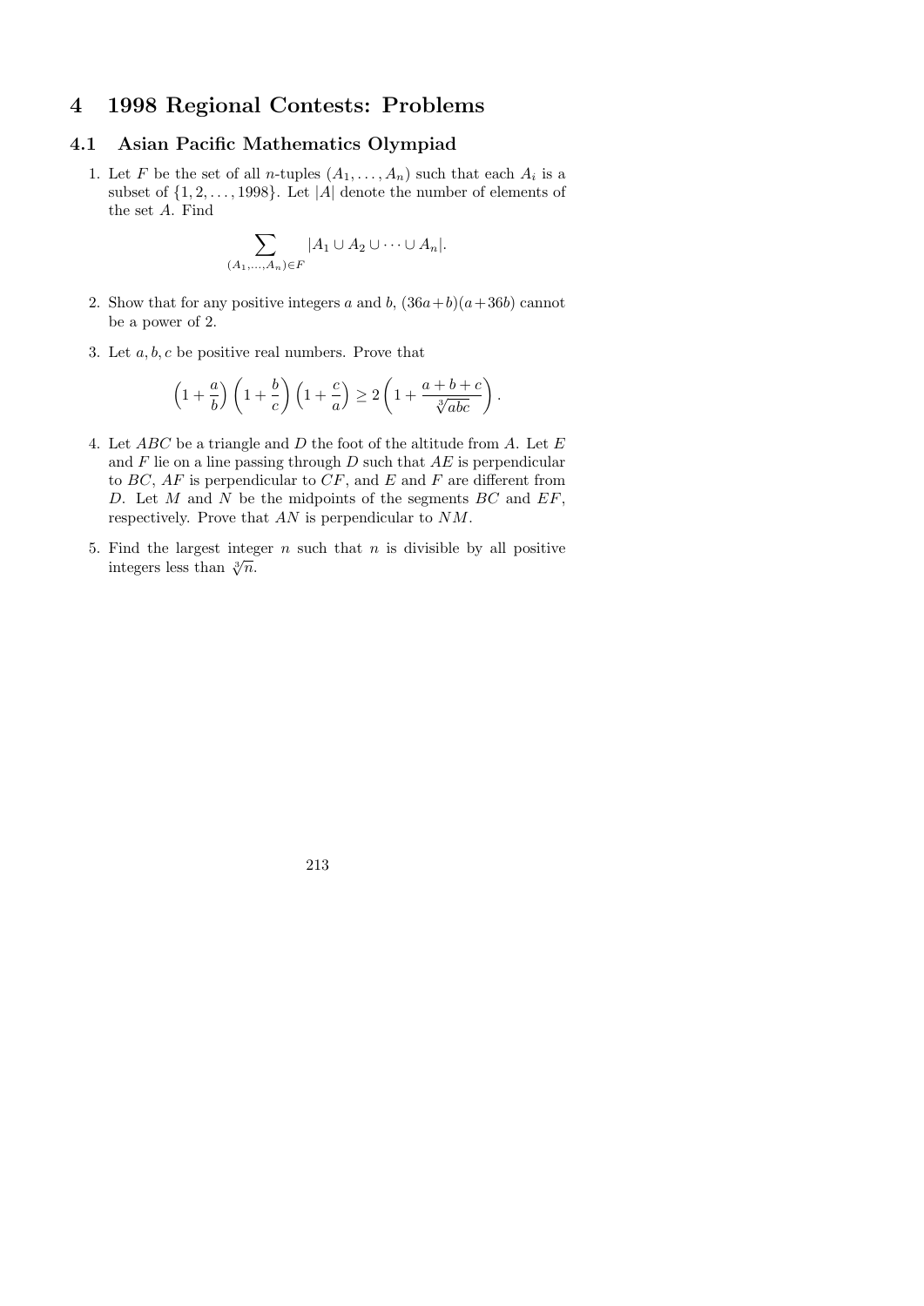# 4 1998 Regional Contests: Problems

## 4.1 Asian Pacific Mathematics Olympiad

1. Let $F$ be the set of all $n$-tuples $(A_1, \ldots, A_n)$ such that each $A_i$ is a subset of $\{1, 2, \ldots, 1998\}$. Let $|A|$ denote the number of elements of the set $A$. Find

$$\sum_{(A_1,\ldots,A_n)\in F} |A_1 \cup A_2 \cup \cdots \cup A_n|.$$

2. Show that for any positive integers $a$ and $b$, $(36a+b)(a+36b)$ cannot be a power of 2.

3. Let $a, b, c$ be positive real numbers. Prove that

$$\left(1+\frac{a}{b}\right)\left(1+\frac{b}{c}\right)\left(1+\frac{c}{a}\right) \geq 2\left(1+\frac{a+b+c}{\sqrt[3]{abc}}\right).$$

4. Let $ABC$ be a triangle and $D$ the foot of the altitude from $A$. Let $E$ and $F$ lie on a line passing through $D$ such that $AE$ is perpendicular to $BC$, $AF$ is perpendicular to $CF$, and $E$ and $F$ are different from $D$. Let $M$ and $N$ be the midpoints of the segments $BC$ and $EF$, respectively. Prove that $AN$ is perpendicular to $NM$.

5. Find the largest integer $n$ such that $n$ is divisible by all positive integers less than $\sqrt[3]{n}$.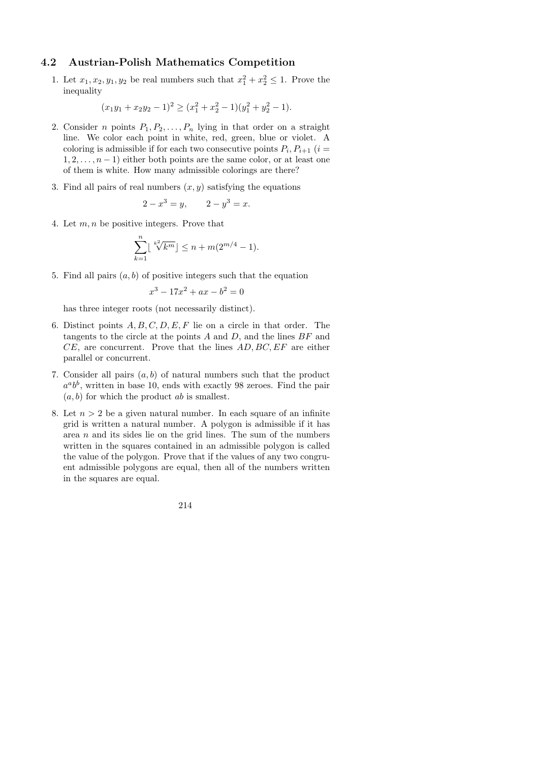### 4.2 Austrian-Polish Mathematics Competition

1. Let $x_1, x_2, y_1, y_2$ be real numbers such that $x_1^2 + x_2^2 \leq 1$. Prove the inequality
$$(x_1y_1 + x_2y_2 - 1)^2 \geq (x_1^2 + x_2^2 - 1)(y_1^2 + y_2^2 - 1).$$

2. Consider $n$ points $P_1, P_2, \ldots, P_n$ lying in that order on a straight line. We color each point in white, red, green, blue or violet. A coloring is admissible if for each two consecutive points $P_i, P_{i+1}$ ($i = 1, 2, \ldots, n-1$) either both points are the same color, or at least one of them is white. How many admissible colorings are there?

3. Find all pairs of real numbers $(x, y)$ satisfying the equations
$$2 - x^3 = y, \qquad 2 - y^3 = x.$$

4. Let $m, n$ be positive integers. Prove that
$$\sum_{k=1}^{n} \lfloor \sqrt[k^2]{k^m} \rfloor \leq n + m(2^{m/4} - 1).$$

5. Find all pairs $(a, b)$ of positive integers such that the equation
$$x^3 - 17x^2 + ax - b^2 = 0$$
has three integer roots (not necessarily distinct).

6. Distinct points $A, B, C, D, E, F$ lie on a circle in that order. The tangents to the circle at the points $A$ and $D$, and the lines $BF$ and $CE$, are concurrent. Prove that the lines $AD, BC, EF$ are either parallel or concurrent.

7. Consider all pairs $(a, b)$ of natural numbers such that the product $a^a b^b$, written in base 10, ends with exactly 98 zeroes. Find the pair $(a, b)$ for which the product $ab$ is smallest.

8. Let $n > 2$ be a given natural number. In each square of an infinite grid is written a natural number. A polygon is admissible if it has area $n$ and its sides lie on the grid lines. The sum of the numbers written in the squares contained in an admissible polygon is called the value of the polygon. Prove that if the values of any two congruent admissible polygons are equal, then all of the numbers written in the squares are equal.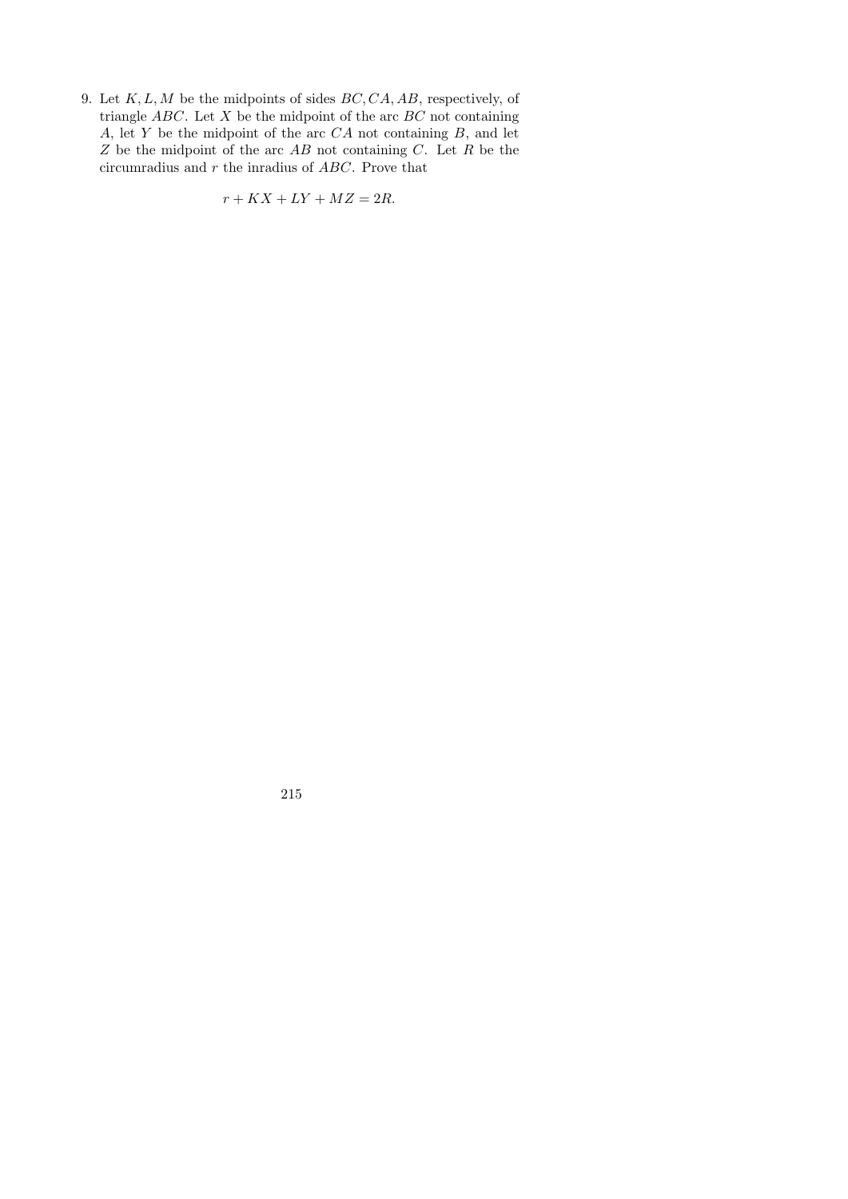9. Let $K, L, M$ be the midpoints of sides $BC, CA, AB$, respectively, of triangle $ABC$. Let $X$ be the midpoint of the arc $BC$ not containing $A$, let $Y$ be the midpoint of the arc $CA$ not containing $B$, and let $Z$ be the midpoint of the arc $AB$ not containing $C$. Let $R$ be the circumradius and $r$ the inradius of $ABC$. Prove that

$$r + KX + LY + MZ = 2R.$$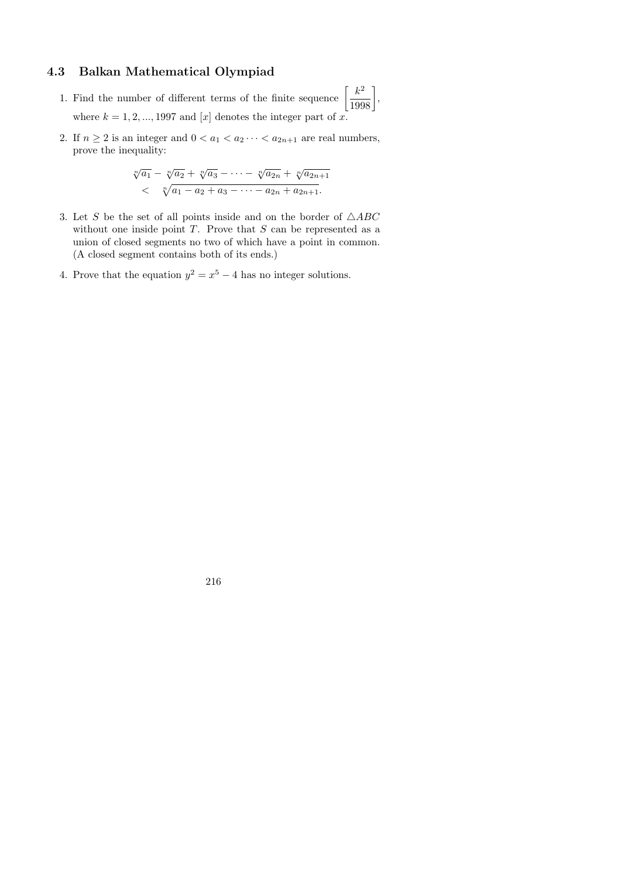## 4.3 Balkan Mathematical Olympiad

1. Find the number of different terms of the finite sequence $\left[\dfrac{k^2}{1998}\right]$, where $k = 1, 2, ..., 1997$ and $[x]$ denotes the integer part of $x$.

2. If $n \geq 2$ is an integer and $0 < a_1 < a_2 \cdots < a_{2n+1}$ are real numbers, prove the inequality:

$$\begin{aligned} &\sqrt[n]{a_1} - \sqrt[n]{a_2} + \sqrt[n]{a_3} - \cdots - \sqrt[n]{a_{2n}} + \sqrt[n]{a_{2n+1}} \\ &< \sqrt[n]{a_1 - a_2 + a_3 - \cdots - a_{2n} + a_{2n+1}}. \end{aligned}$$

3. Let $S$ be the set of all points inside and on the border of $\triangle ABC$ without one inside point $T$. Prove that $S$ can be represented as a union of closed segments no two of which have a point in common. (A closed segment contains both of its ends.)

4. Prove that the equation $y^2 = x^5 - 4$ has no integer solutions.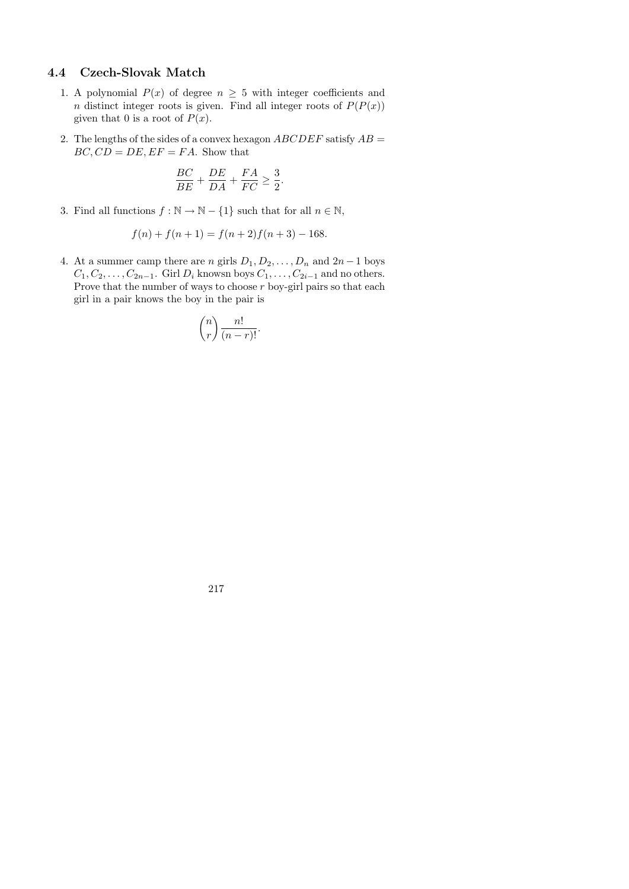## 4.4 Czech-Slovak Match

1. A polynomial $P(x)$ of degree $n \geq 5$ with integer coefficients and $n$ distinct integer roots is given. Find all integer roots of $P(P(x))$ given that 0 is a root of $P(x)$.

2. The lengths of the sides of a convex hexagon $ABCDEF$ satisfy $AB = BC, CD = DE, EF = FA$. Show that

$$\frac{BC}{BE} + \frac{DE}{DA} + \frac{FA}{FC} \geq \frac{3}{2}.$$

3. Find all functions $f : \mathbb{N} \to \mathbb{N} - \{1\}$ such that for all $n \in \mathbb{N}$,

$$f(n) + f(n+1) = f(n+2)f(n+3) - 168.$$

4. At a summer camp there are $n$ girls $D_1, D_2, \ldots, D_n$ and $2n-1$ boys $C_1, C_2, \ldots, C_{2n-1}$. Girl $D_i$ knowsn boys $C_1, \ldots, C_{2i-1}$ and no others. Prove that the number of ways to choose $r$ boy-girl pairs so that each girl in a pair knows the boy in the pair is

$$\binom{n}{r} \frac{n!}{(n-r)!}.$$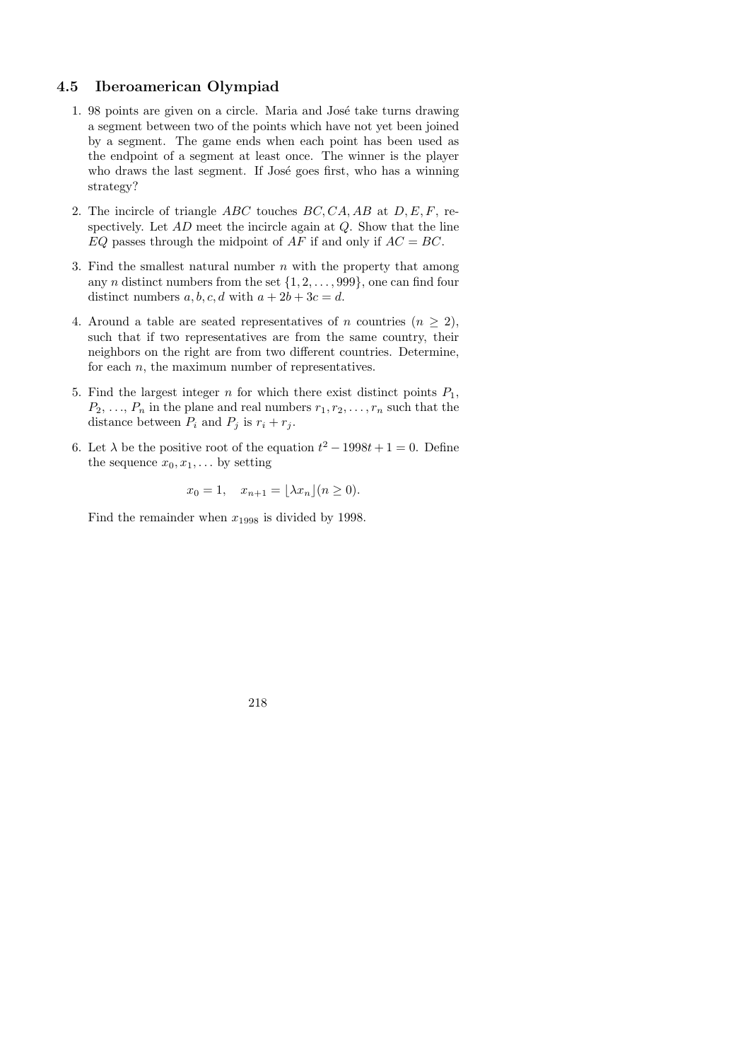## 4.5 Iberoamerican Olympiad

1. 98 points are given on a circle. Maria and José take turns drawing a segment between two of the points which have not yet been joined by a segment. The game ends when each point has been used as the endpoint of a segment at least once. The winner is the player who draws the last segment. If José goes first, who has a winning strategy?

2. The incircle of triangle $ABC$ touches $BC, CA, AB$ at $D, E, F$, respectively. Let $AD$ meet the incircle again at $Q$. Show that the line $EQ$ passes through the midpoint of $AF$ if and only if $AC = BC$.

3. Find the smallest natural number $n$ with the property that among any $n$ distinct numbers from the set $\{1, 2, \ldots, 999\}$, one can find four distinct numbers $a, b, c, d$ with $a + 2b + 3c = d$.

4. Around a table are seated representatives of $n$ countries ($n \geq 2$), such that if two representatives are from the same country, their neighbors on the right are from two different countries. Determine, for each $n$, the maximum number of representatives.

5. Find the largest integer $n$ for which there exist distinct points $P_1$, $P_2$, ..., $P_n$ in the plane and real numbers $r_1, r_2, \ldots, r_n$ such that the distance between $P_i$ and $P_j$ is $r_i + r_j$.

6. Let $\lambda$ be the positive root of the equation $t^2 - 1998t + 1 = 0$. Define the sequence $x_0, x_1, \ldots$ by setting

$$x_0 = 1, \quad x_{n+1} = \lfloor \lambda x_n \rfloor (n \geq 0).$$

Find the remainder when $x_{1998}$ is divided by 1998.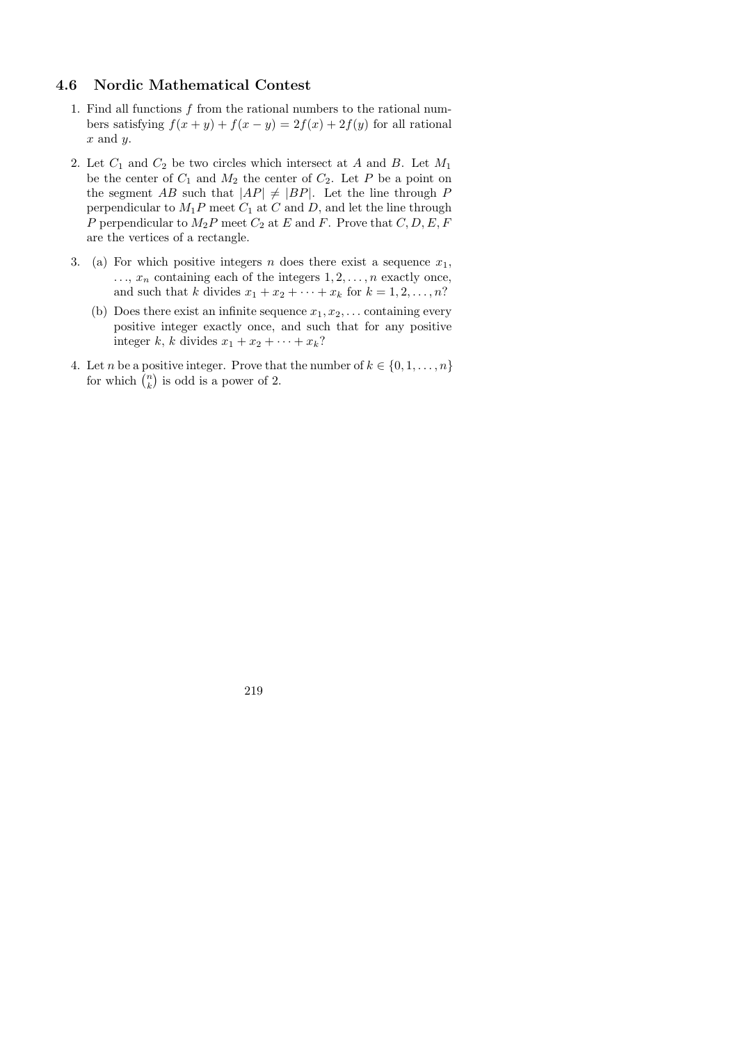### 4.6 Nordic Mathematical Contest

1. Find all functions $f$ from the rational numbers to the rational numbers satisfying $f(x+y)+f(x-y)=2f(x)+2f(y)$ for all rational $x$ and $y$.

2. Let $C_1$ and $C_2$ be two circles which intersect at $A$ and $B$. Let $M_1$ be the center of $C_1$ and $M_2$ the center of $C_2$. Let $P$ be a point on the segment $AB$ such that $|AP| \neq |BP|$. Let the line through $P$ perpendicular to $M_1P$ meet $C_1$ at $C$ and $D$, and let the line through $P$ perpendicular to $M_2P$ meet $C_2$ at $E$ and $F$. Prove that $C, D, E, F$ are the vertices of a rectangle.

3. (a) For which positive integers $n$ does there exist a sequence $x_1$, $\ldots$, $x_n$ containing each of the integers $1, 2, \ldots, n$ exactly once, and such that $k$ divides $x_1 + x_2 + \cdots + x_k$ for $k = 1, 2, \ldots, n$?

   (b) Does there exist an infinite sequence $x_1, x_2, \ldots$ containing every positive integer exactly once, and such that for any positive integer $k$, $k$ divides $x_1 + x_2 + \cdots + x_k$?

4. Let $n$ be a positive integer. Prove that the number of $k \in \{0, 1, \ldots, n\}$ for which $\binom{n}{k}$ is odd is a power of 2.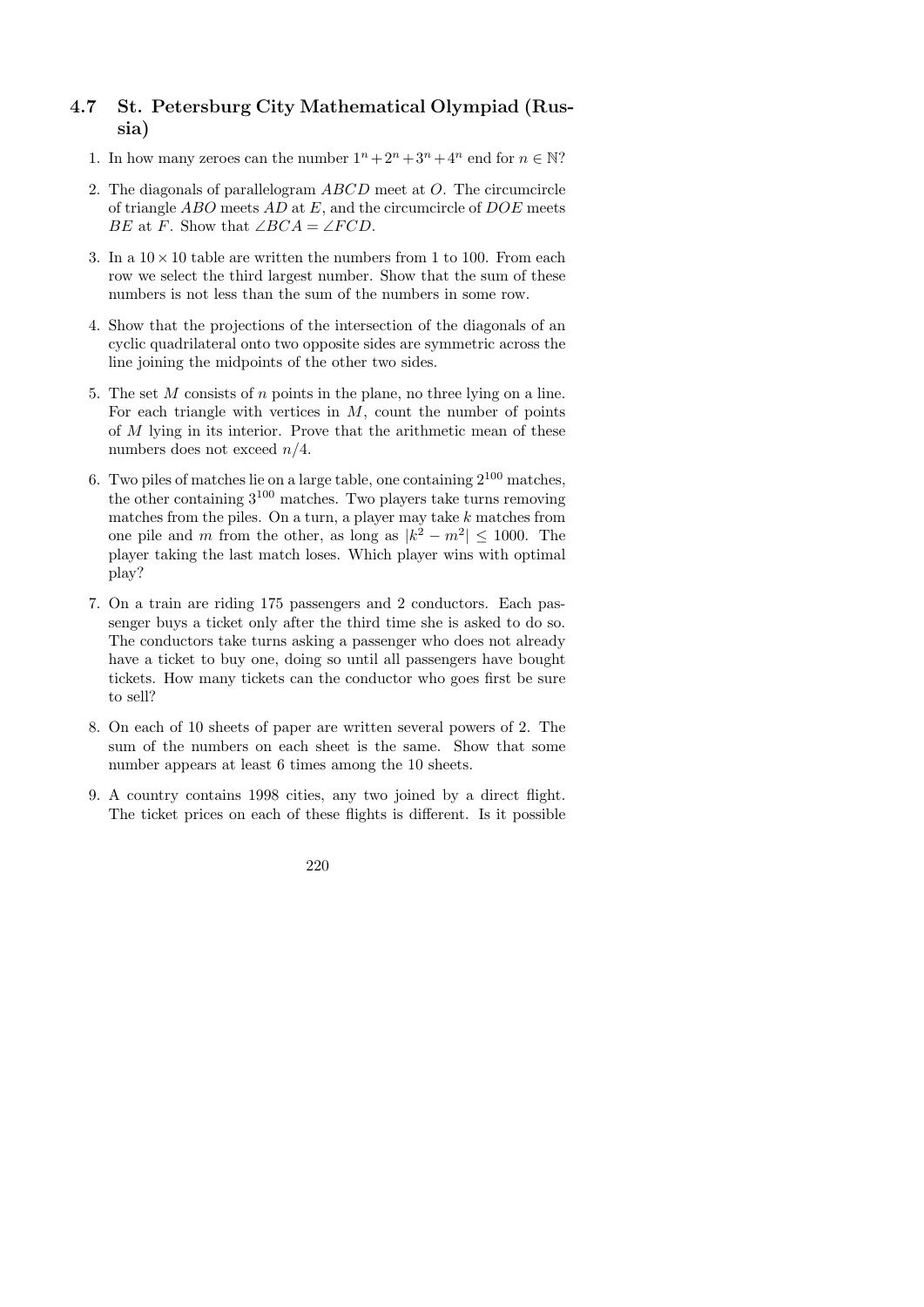## 4.7 St. Petersburg City Mathematical Olympiad (Russia)

1. In how many zeroes can the number $1^n + 2^n + 3^n + 4^n$ end for $n \in \mathbb{N}$?

2. The diagonals of parallelogram $ABCD$ meet at $O$. The circumcircle of triangle $ABO$ meets $AD$ at $E$, and the circumcircle of $DOE$ meets $BE$ at $F$. Show that $\angle BCA = \angle FCD$.

3. In a $10 \times 10$ table are written the numbers from 1 to 100. From each row we select the third largest number. Show that the sum of these numbers is not less than the sum of the numbers in some row.

4. Show that the projections of the intersection of the diagonals of an cyclic quadrilateral onto two opposite sides are symmetric across the line joining the midpoints of the other two sides.

5. The set $M$ consists of $n$ points in the plane, no three lying on a line. For each triangle with vertices in $M$, count the number of points of $M$ lying in its interior. Prove that the arithmetic mean of these numbers does not exceed $n/4$.

6. Two piles of matches lie on a large table, one containing $2^{100}$ matches, the other containing $3^{100}$ matches. Two players take turns removing matches from the piles. On a turn, a player may take $k$ matches from one pile and $m$ from the other, as long as $|k^2 - m^2| \leq 1000$. The player taking the last match loses. Which player wins with optimal play?

7. On a train are riding 175 passengers and 2 conductors. Each passenger buys a ticket only after the third time she is asked to do so. The conductors take turns asking a passenger who does not already have a ticket to buy one, doing so until all passengers have bought tickets. How many tickets can the conductor who goes first be sure to sell?

8. On each of 10 sheets of paper are written several powers of 2. The sum of the numbers on each sheet is the same. Show that some number appears at least 6 times among the 10 sheets.

9. A country contains 1998 cities, any two joined by a direct flight. The ticket prices on each of these flights is different. Is it possible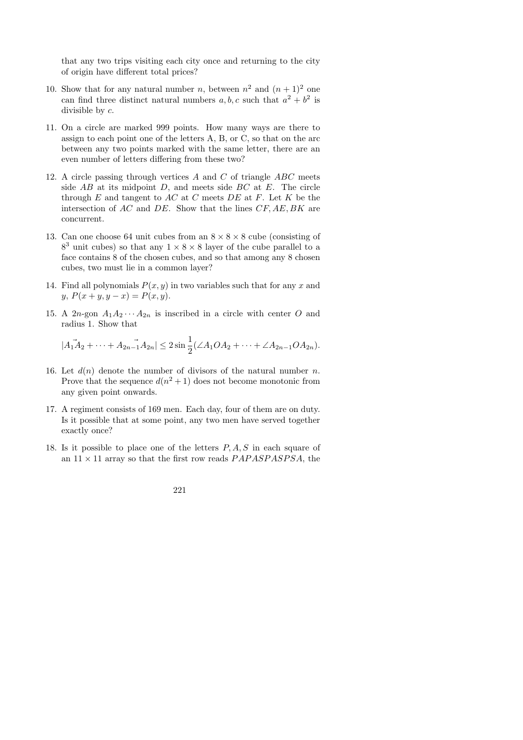that any two trips visiting each city once and returning to the city of origin have different total prices?

10. Show that for any natural number $n$, between $n^2$ and $(n+1)^2$ one can find three distinct natural numbers $a, b, c$ such that $a^2 + b^2$ is divisible by $c$.

11. On a circle are marked 999 points. How many ways are there to assign to each point one of the letters A, B, or C, so that on the arc between any two points marked with the same letter, there are an even number of letters differing from these two?

12. A circle passing through vertices $A$ and $C$ of triangle $ABC$ meets side $AB$ at its midpoint $D$, and meets side $BC$ at $E$. The circle through $E$ and tangent to $AC$ at $C$ meets $DE$ at $F$. Let $K$ be the intersection of $AC$ and $DE$. Show that the lines $CF, AE, BK$ are concurrent.

13. Can one choose 64 unit cubes from an $8 \times 8 \times 8$ cube (consisting of $8^3$ unit cubes) so that any $1 \times 8 \times 8$ layer of the cube parallel to a face contains 8 of the chosen cubes, and so that among any 8 chosen cubes, two must lie in a common layer?

14. Find all polynomials $P(x, y)$ in two variables such that for any $x$ and $y$, $P(x + y, y - x) = P(x, y)$.

15. A $2n$-gon $A_1A_2 \cdots A_{2n}$ is inscribed in a circle with center $O$ and radius 1. Show that

$$|\vec{A_1A_2} + \cdots + \vec{A_{2n-1}A_{2n}}| \leq 2 \sin \frac{1}{2}(\angle A_1OA_2 + \cdots + \angle A_{2n-1}OA_{2n}).$$

16. Let $d(n)$ denote the number of divisors of the natural number $n$. Prove that the sequence $d(n^2 + 1)$ does not become monotonic from any given point onwards.

17. A regiment consists of 169 men. Each day, four of them are on duty. Is it possible that at some point, any two men have served together exactly once?

18. Is it possible to place one of the letters $P, A, S$ in each square of an $11 \times 11$ array so that the first row reads $PAPASPASPSA$, the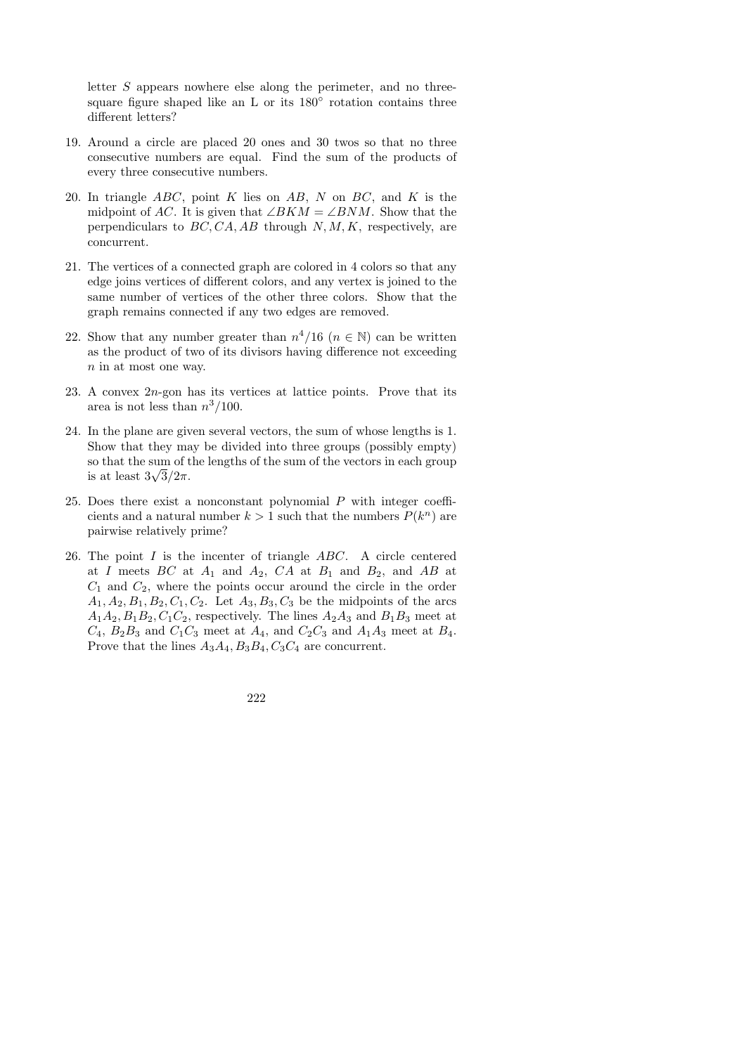letter $S$ appears nowhere else along the perimeter, and no three-square figure shaped like an L or its $180^\circ$ rotation contains three different letters?

19. Around a circle are placed 20 ones and 30 twos so that no three consecutive numbers are equal. Find the sum of the products of every three consecutive numbers.

20. In triangle $ABC$, point $K$ lies on $AB$, $N$ on $BC$, and $K$ is the midpoint of $AC$. It is given that $\angle BKM = \angle BNM$. Show that the perpendiculars to $BC, CA, AB$ through $N, M, K$, respectively, are concurrent.

21. The vertices of a connected graph are colored in 4 colors so that any edge joins vertices of different colors, and any vertex is joined to the same number of vertices of the other three colors. Show that the graph remains connected if any two edges are removed.

22. Show that any number greater than $n^4/16$ ($n \in \mathbb{N}$) can be written as the product of two of its divisors having difference not exceeding $n$ in at most one way.

23. A convex $2n$-gon has its vertices at lattice points. Prove that its area is not less than $n^3/100$.

24. In the plane are given several vectors, the sum of whose lengths is 1. Show that they may be divided into three groups (possibly empty) so that the sum of the lengths of the sum of the vectors in each group is at least $3\sqrt{3}/2\pi$.

25. Does there exist a nonconstant polynomial $P$ with integer coefficients and a natural number $k > 1$ such that the numbers $P(k^n)$ are pairwise relatively prime?

26. The point $I$ is the incenter of triangle $ABC$. A circle centered at $I$ meets $BC$ at $A_1$ and $A_2$, $CA$ at $B_1$ and $B_2$, and $AB$ at $C_1$ and $C_2$, where the points occur around the circle in the order $A_1, A_2, B_1, B_2, C_1, C_2$. Let $A_3, B_3, C_3$ be the midpoints of the arcs $A_1A_2, B_1B_2, C_1C_2$, respectively. The lines $A_2A_3$ and $B_1B_3$ meet at $C_4$, $B_2B_3$ and $C_1C_3$ meet at $A_4$, and $C_2C_3$ and $A_1A_3$ meet at $B_4$. Prove that the lines $A_3A_4, B_3B_4, C_3C_4$ are concurrent.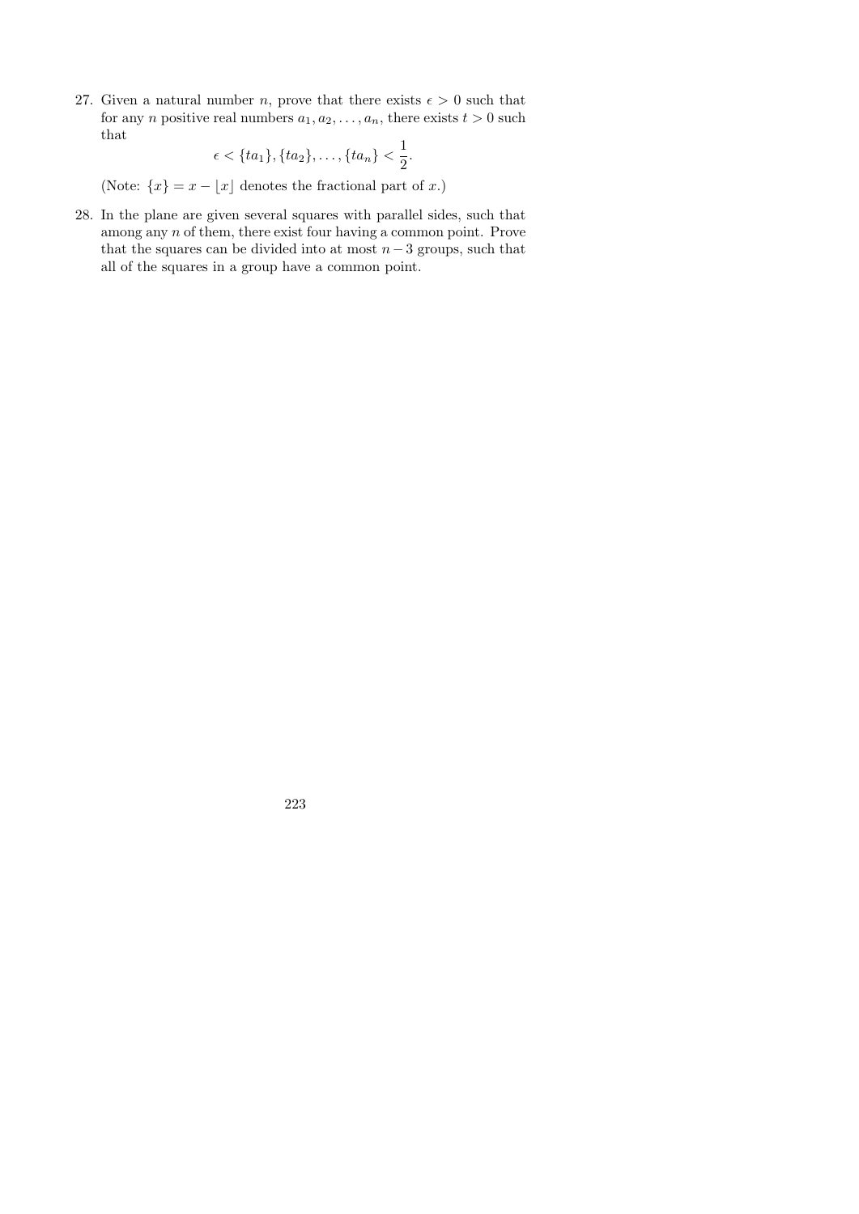27. Given a natural number $n$, prove that there exists $\epsilon > 0$ such that for any $n$ positive real numbers $a_1, a_2, \ldots, a_n$, there exists $t > 0$ such that

$$\epsilon < \{ta_1\}, \{ta_2\}, \ldots, \{ta_n\} < \frac{1}{2}.$$

(Note: $\{x\} = x - \lfloor x \rfloor$ denotes the fractional part of $x$.)

28. In the plane are given several squares with parallel sides, such that among any $n$ of them, there exist four having a common point. Prove that the squares can be divided into at most $n - 3$ groups, such that all of the squares in a group have a common point.